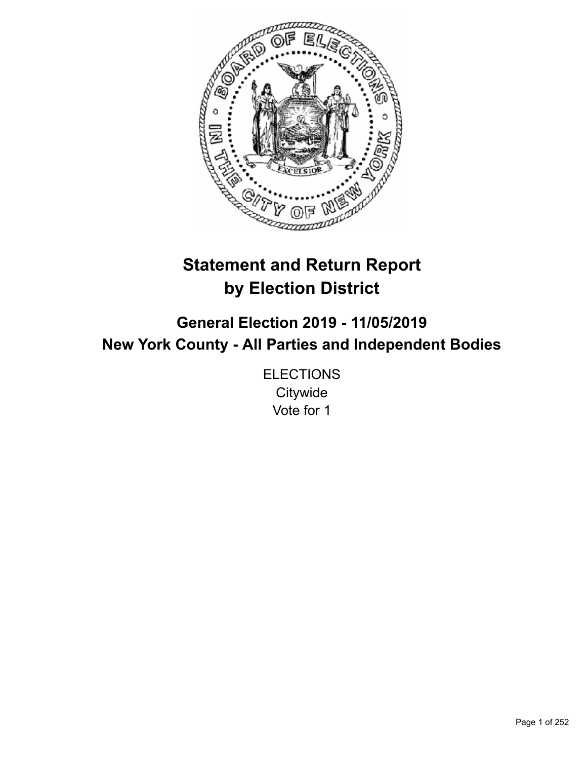# Statement and Return Report by Election District

## General Election 2019 - 11/05/2019
## New York County - All Parties and Independent Bodies

ELECTIONS
Citywide
Vote for 1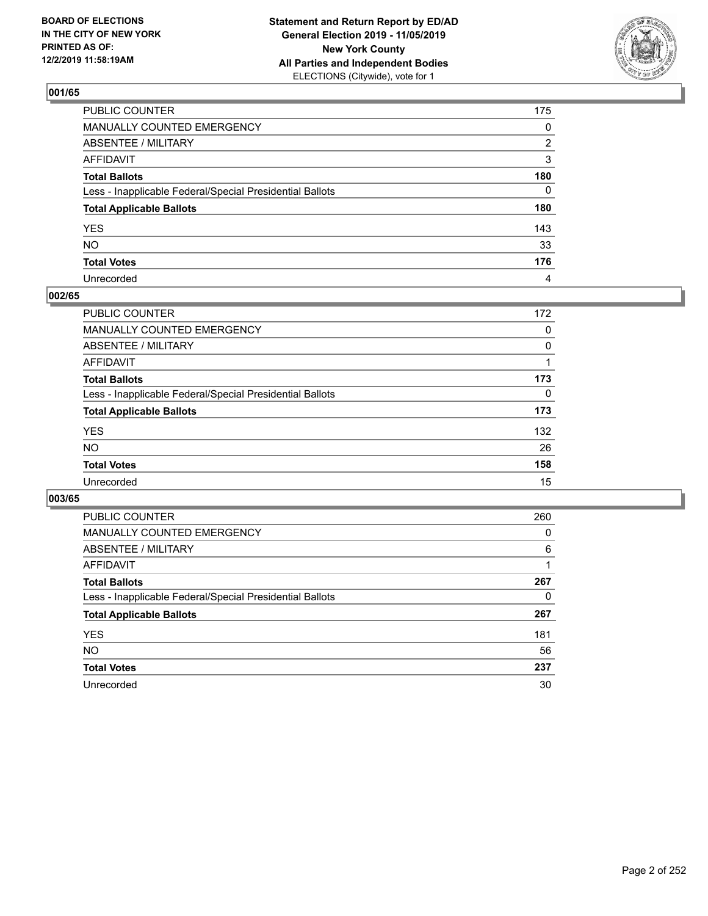**BOARD OF ELECTIONS IN THE CITY OF NEW YORK PRINTED AS OF: 12/2/2019 11:58:19AM**

**Statement and Return Report by ED/AD General Election 2019 - 11/05/2019 New York County All Parties and Independent Bodies**
ELECTIONS (Citywide), vote for 1

### 001/65

| | |
|---|---|
| PUBLIC COUNTER | 175 |
| MANUALLY COUNTED EMERGENCY | 0 |
| ABSENTEE / MILITARY | 2 |
| AFFIDAVIT | 3 |
| **Total Ballots** | **180** |
| Less - Inapplicable Federal/Special Presidential Ballots | 0 |
| **Total Applicable Ballots** | **180** |
| YES | 143 |
| NO | 33 |
| **Total Votes** | **176** |
| Unrecorded | 4 |

### 002/65

| | |
|---|---|
| PUBLIC COUNTER | 172 |
| MANUALLY COUNTED EMERGENCY | 0 |
| ABSENTEE / MILITARY | 0 |
| AFFIDAVIT | 1 |
| **Total Ballots** | **173** |
| Less - Inapplicable Federal/Special Presidential Ballots | 0 |
| **Total Applicable Ballots** | **173** |
| YES | 132 |
| NO | 26 |
| **Total Votes** | **158** |
| Unrecorded | 15 |

### 003/65

| | |
|---|---|
| PUBLIC COUNTER | 260 |
| MANUALLY COUNTED EMERGENCY | 0 |
| ABSENTEE / MILITARY | 6 |
| AFFIDAVIT | 1 |
| **Total Ballots** | **267** |
| Less - Inapplicable Federal/Special Presidential Ballots | 0 |
| **Total Applicable Ballots** | **267** |
| YES | 181 |
| NO | 56 |
| **Total Votes** | **237** |
| Unrecorded | 30 |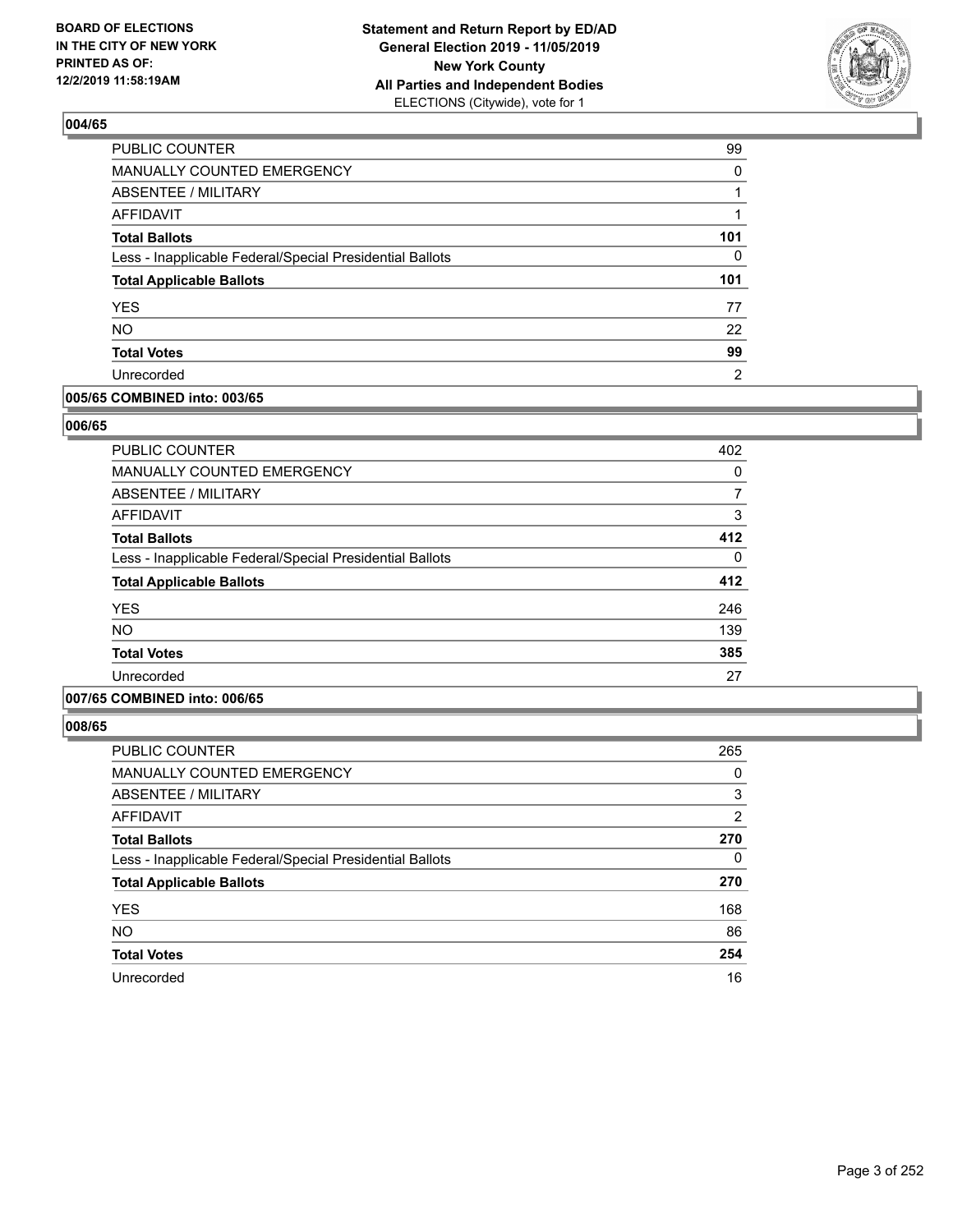**BOARD OF ELECTIONS IN THE CITY OF NEW YORK PRINTED AS OF: 12/2/2019 11:58:19AM**

**Statement and Return Report by ED/AD General Election 2019 - 11/05/2019 New York County All Parties and Independent Bodies**
ELECTIONS (Citywide), vote for 1

## 004/65

| | |
|---|---|
| PUBLIC COUNTER | 99 |
| MANUALLY COUNTED EMERGENCY | 0 |
| ABSENTEE / MILITARY | 1 |
| AFFIDAVIT | 1 |
| **Total Ballots** | **101** |
| Less - Inapplicable Federal/Special Presidential Ballots | 0 |
| **Total Applicable Ballots** | **101** |
| YES | 77 |
| NO | 22 |
| **Total Votes** | **99** |
| Unrecorded | 2 |

## 005/65 COMBINED into: 003/65

## 006/65

| | |
|---|---|
| PUBLIC COUNTER | 402 |
| MANUALLY COUNTED EMERGENCY | 0 |
| ABSENTEE / MILITARY | 7 |
| AFFIDAVIT | 3 |
| **Total Ballots** | **412** |
| Less - Inapplicable Federal/Special Presidential Ballots | 0 |
| **Total Applicable Ballots** | **412** |
| YES | 246 |
| NO | 139 |
| **Total Votes** | **385** |
| Unrecorded | 27 |

## 007/65 COMBINED into: 006/65

## 008/65

| | |
|---|---|
| PUBLIC COUNTER | 265 |
| MANUALLY COUNTED EMERGENCY | 0 |
| ABSENTEE / MILITARY | 3 |
| AFFIDAVIT | 2 |
| **Total Ballots** | **270** |
| Less - Inapplicable Federal/Special Presidential Ballots | 0 |
| **Total Applicable Ballots** | **270** |
| YES | 168 |
| NO | 86 |
| **Total Votes** | **254** |
| Unrecorded | 16 |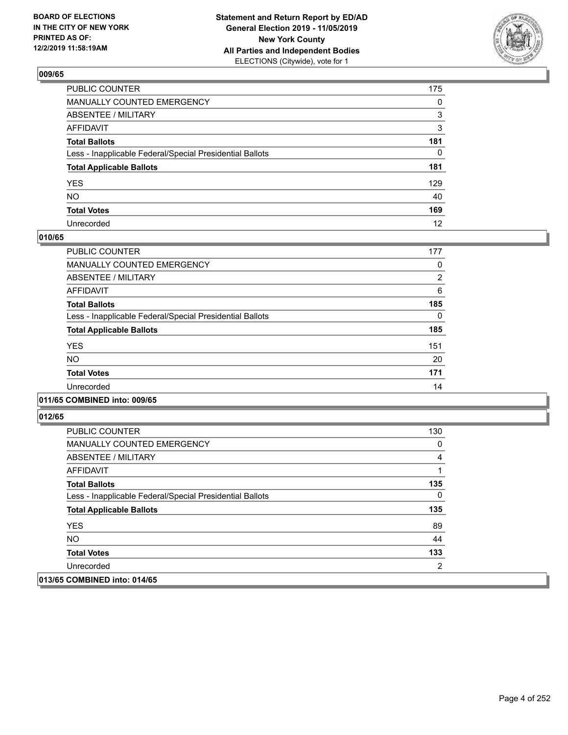## 009/65

| | |
|---|---|
| PUBLIC COUNTER | 175 |
| MANUALLY COUNTED EMERGENCY | 0 |
| ABSENTEE / MILITARY | 3 |
| AFFIDAVIT | 3 |
| **Total Ballots** | **181** |
| Less - Inapplicable Federal/Special Presidential Ballots | 0 |
| **Total Applicable Ballots** | **181** |
| YES | 129 |
| NO | 40 |
| **Total Votes** | **169** |
| Unrecorded | 12 |

## 010/65

| | |
|---|---|
| PUBLIC COUNTER | 177 |
| MANUALLY COUNTED EMERGENCY | 0 |
| ABSENTEE / MILITARY | 2 |
| AFFIDAVIT | 6 |
| **Total Ballots** | **185** |
| Less - Inapplicable Federal/Special Presidential Ballots | 0 |
| **Total Applicable Ballots** | **185** |
| YES | 151 |
| NO | 20 |
| **Total Votes** | **171** |
| Unrecorded | 14 |

## 011/65 COMBINED into: 009/65

## 012/65

| | |
|---|---|
| PUBLIC COUNTER | 130 |
| MANUALLY COUNTED EMERGENCY | 0 |
| ABSENTEE / MILITARY | 4 |
| AFFIDAVIT | 1 |
| **Total Ballots** | **135** |
| Less - Inapplicable Federal/Special Presidential Ballots | 0 |
| **Total Applicable Ballots** | **135** |
| YES | 89 |
| NO | 44 |
| **Total Votes** | **133** |
| Unrecorded | 2 |

## 013/65 COMBINED into: 014/65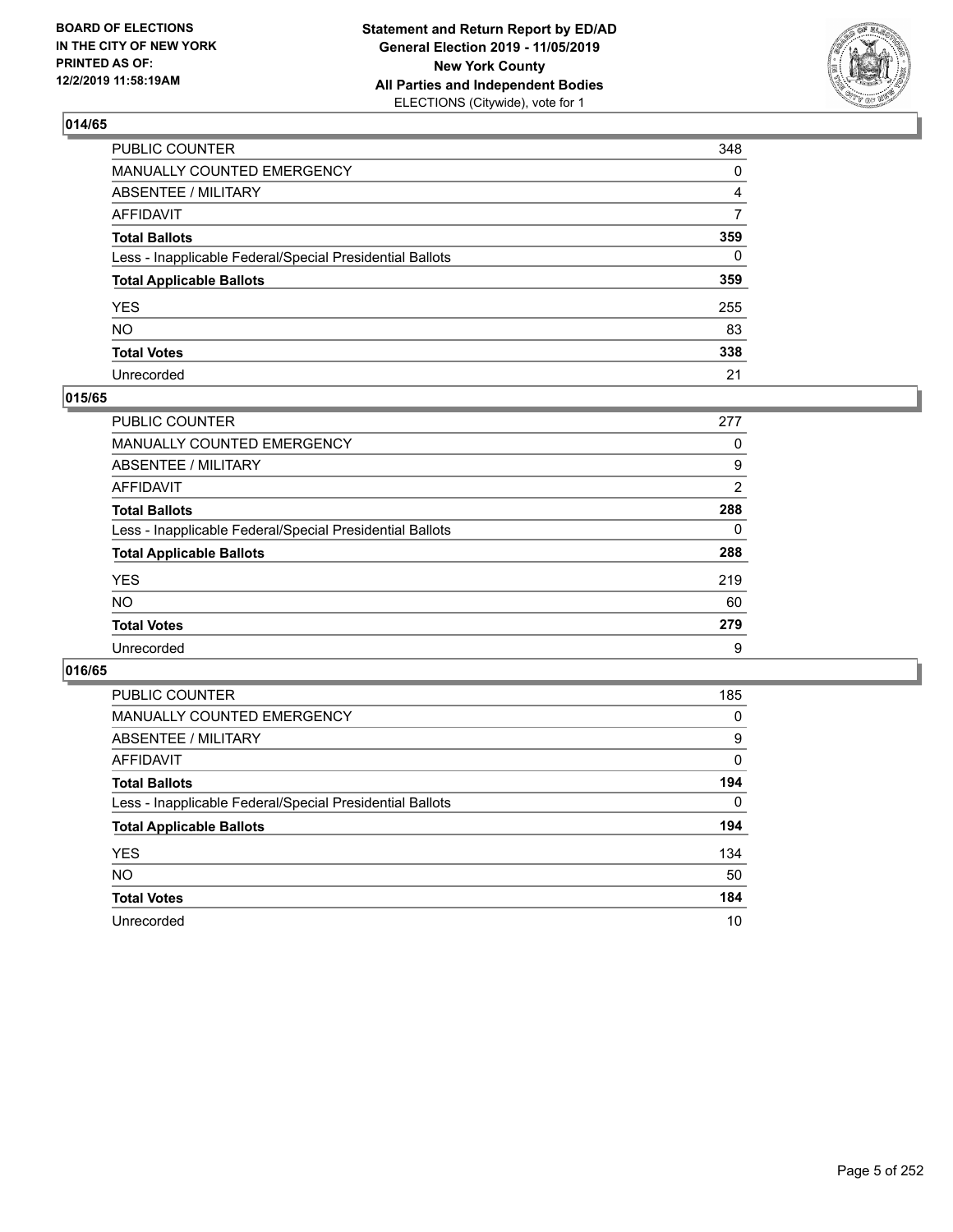**BOARD OF ELECTIONS IN THE CITY OF NEW YORK PRINTED AS OF: 12/2/2019 11:58:19AM**

**Statement and Return Report by ED/AD General Election 2019 - 11/05/2019 New York County All Parties and Independent Bodies**
ELECTIONS (Citywide), vote for 1

### 014/65

| | |
|---|---|
| PUBLIC COUNTER | 348 |
| MANUALLY COUNTED EMERGENCY | 0 |
| ABSENTEE / MILITARY | 4 |
| AFFIDAVIT | 7 |
| **Total Ballots** | **359** |
| Less - Inapplicable Federal/Special Presidential Ballots | 0 |
| **Total Applicable Ballots** | **359** |
| YES | 255 |
| NO | 83 |
| **Total Votes** | **338** |
| Unrecorded | 21 |

### 015/65

| | |
|---|---|
| PUBLIC COUNTER | 277 |
| MANUALLY COUNTED EMERGENCY | 0 |
| ABSENTEE / MILITARY | 9 |
| AFFIDAVIT | 2 |
| **Total Ballots** | **288** |
| Less - Inapplicable Federal/Special Presidential Ballots | 0 |
| **Total Applicable Ballots** | **288** |
| YES | 219 |
| NO | 60 |
| **Total Votes** | **279** |
| Unrecorded | 9 |

### 016/65

| | |
|---|---|
| PUBLIC COUNTER | 185 |
| MANUALLY COUNTED EMERGENCY | 0 |
| ABSENTEE / MILITARY | 9 |
| AFFIDAVIT | 0 |
| **Total Ballots** | **194** |
| Less - Inapplicable Federal/Special Presidential Ballots | 0 |
| **Total Applicable Ballots** | **194** |
| YES | 134 |
| NO | 50 |
| **Total Votes** | **184** |
| Unrecorded | 10 |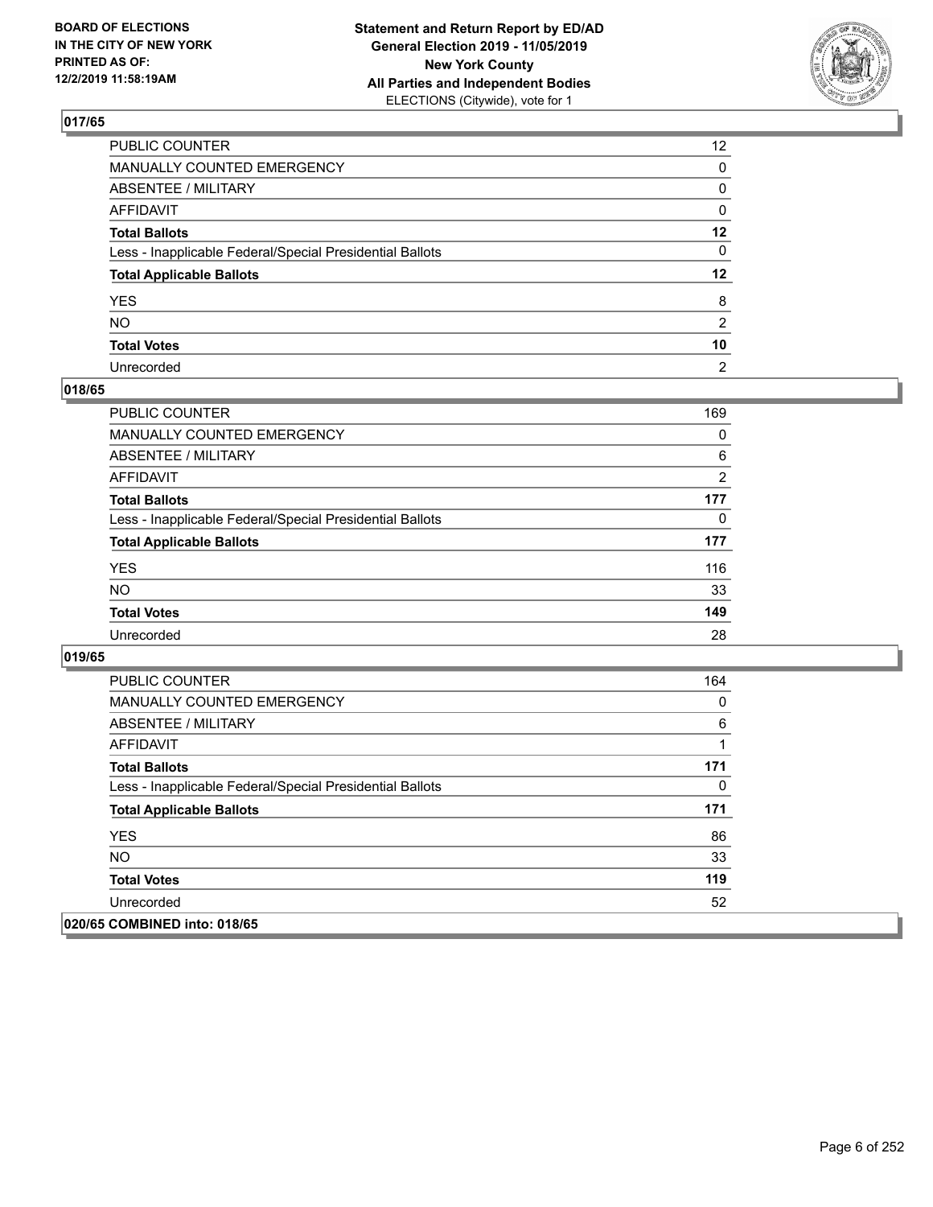**BOARD OF ELECTIONS IN THE CITY OF NEW YORK PRINTED AS OF: 12/2/2019 11:58:19AM**

**Statement and Return Report by ED/AD General Election 2019 - 11/05/2019 New York County All Parties and Independent Bodies** ELECTIONS (Citywide), vote for 1

## 017/65

| | |
|---|---|
| PUBLIC COUNTER | 12 |
| MANUALLY COUNTED EMERGENCY | 0 |
| ABSENTEE / MILITARY | 0 |
| AFFIDAVIT | 0 |
| **Total Ballots** | **12** |
| Less - Inapplicable Federal/Special Presidential Ballots | 0 |
| **Total Applicable Ballots** | **12** |
| YES | 8 |
| NO | 2 |
| **Total Votes** | **10** |
| Unrecorded | 2 |

## 018/65

| | |
|---|---|
| PUBLIC COUNTER | 169 |
| MANUALLY COUNTED EMERGENCY | 0 |
| ABSENTEE / MILITARY | 6 |
| AFFIDAVIT | 2 |
| **Total Ballots** | **177** |
| Less - Inapplicable Federal/Special Presidential Ballots | 0 |
| **Total Applicable Ballots** | **177** |
| YES | 116 |
| NO | 33 |
| **Total Votes** | **149** |
| Unrecorded | 28 |

## 019/65

| | |
|---|---|
| PUBLIC COUNTER | 164 |
| MANUALLY COUNTED EMERGENCY | 0 |
| ABSENTEE / MILITARY | 6 |
| AFFIDAVIT | 1 |
| **Total Ballots** | **171** |
| Less - Inapplicable Federal/Special Presidential Ballots | 0 |
| **Total Applicable Ballots** | **171** |
| YES | 86 |
| NO | 33 |
| **Total Votes** | **119** |
| Unrecorded | 52 |

## 020/65 COMBINED into: 018/65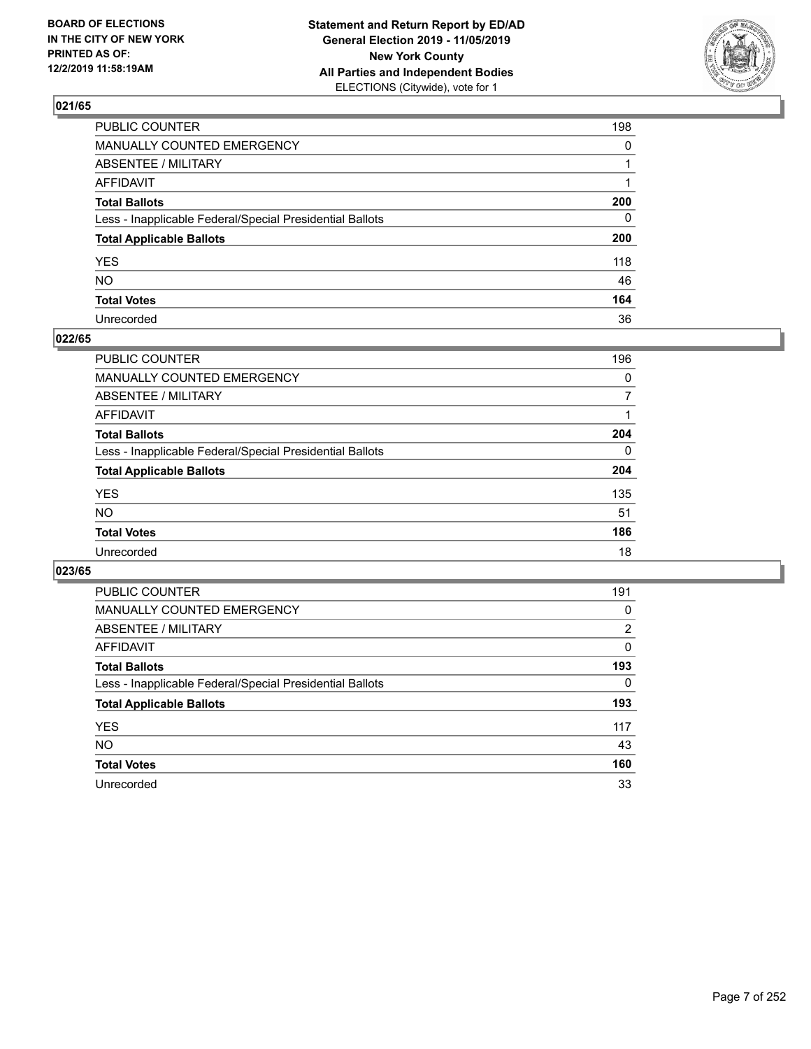BOARD OF ELECTIONS
IN THE CITY OF NEW YORK
PRINTED AS OF:
12/2/2019 11:58:19AM

**Statement and Return Report by ED/AD**
**General Election 2019 - 11/05/2019**
**New York County**
**All Parties and Independent Bodies**
ELECTIONS (Citywide), vote for 1

### 021/65

| | |
|---|---|
| PUBLIC COUNTER | 198 |
| MANUALLY COUNTED EMERGENCY | 0 |
| ABSENTEE / MILITARY | 1 |
| AFFIDAVIT | 1 |
| **Total Ballots** | **200** |
| Less - Inapplicable Federal/Special Presidential Ballots | 0 |
| **Total Applicable Ballots** | **200** |
| YES | 118 |
| NO | 46 |
| **Total Votes** | **164** |
| Unrecorded | 36 |

### 022/65

| | |
|---|---|
| PUBLIC COUNTER | 196 |
| MANUALLY COUNTED EMERGENCY | 0 |
| ABSENTEE / MILITARY | 7 |
| AFFIDAVIT | 1 |
| **Total Ballots** | **204** |
| Less - Inapplicable Federal/Special Presidential Ballots | 0 |
| **Total Applicable Ballots** | **204** |
| YES | 135 |
| NO | 51 |
| **Total Votes** | **186** |
| Unrecorded | 18 |

### 023/65

| | |
|---|---|
| PUBLIC COUNTER | 191 |
| MANUALLY COUNTED EMERGENCY | 0 |
| ABSENTEE / MILITARY | 2 |
| AFFIDAVIT | 0 |
| **Total Ballots** | **193** |
| Less - Inapplicable Federal/Special Presidential Ballots | 0 |
| **Total Applicable Ballots** | **193** |
| YES | 117 |
| NO | 43 |
| **Total Votes** | **160** |
| Unrecorded | 33 |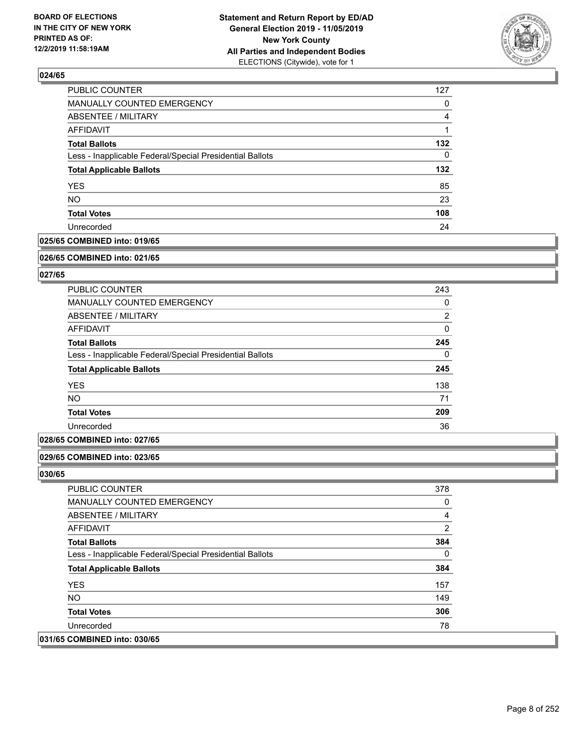### 024/65

| | |
|---|---|
| PUBLIC COUNTER | 127 |
| MANUALLY COUNTED EMERGENCY | 0 |
| ABSENTEE / MILITARY | 4 |
| AFFIDAVIT | 1 |
| **Total Ballots** | **132** |
| Less - Inapplicable Federal/Special Presidential Ballots | 0 |
| **Total Applicable Ballots** | **132** |
| YES | 85 |
| NO | 23 |
| **Total Votes** | **108** |
| Unrecorded | 24 |

### 025/65 COMBINED into: 019/65

### 026/65 COMBINED into: 021/65

### 027/65

| | |
|---|---|
| PUBLIC COUNTER | 243 |
| MANUALLY COUNTED EMERGENCY | 0 |
| ABSENTEE / MILITARY | 2 |
| AFFIDAVIT | 0 |
| **Total Ballots** | **245** |
| Less - Inapplicable Federal/Special Presidential Ballots | 0 |
| **Total Applicable Ballots** | **245** |
| YES | 138 |
| NO | 71 |
| **Total Votes** | **209** |
| Unrecorded | 36 |

### 028/65 COMBINED into: 027/65

### 029/65 COMBINED into: 023/65

### 030/65

| | |
|---|---|
| PUBLIC COUNTER | 378 |
| MANUALLY COUNTED EMERGENCY | 0 |
| ABSENTEE / MILITARY | 4 |
| AFFIDAVIT | 2 |
| **Total Ballots** | **384** |
| Less - Inapplicable Federal/Special Presidential Ballots | 0 |
| **Total Applicable Ballots** | **384** |
| YES | 157 |
| NO | 149 |
| **Total Votes** | **306** |
| Unrecorded | 78 |

### 031/65 COMBINED into: 030/65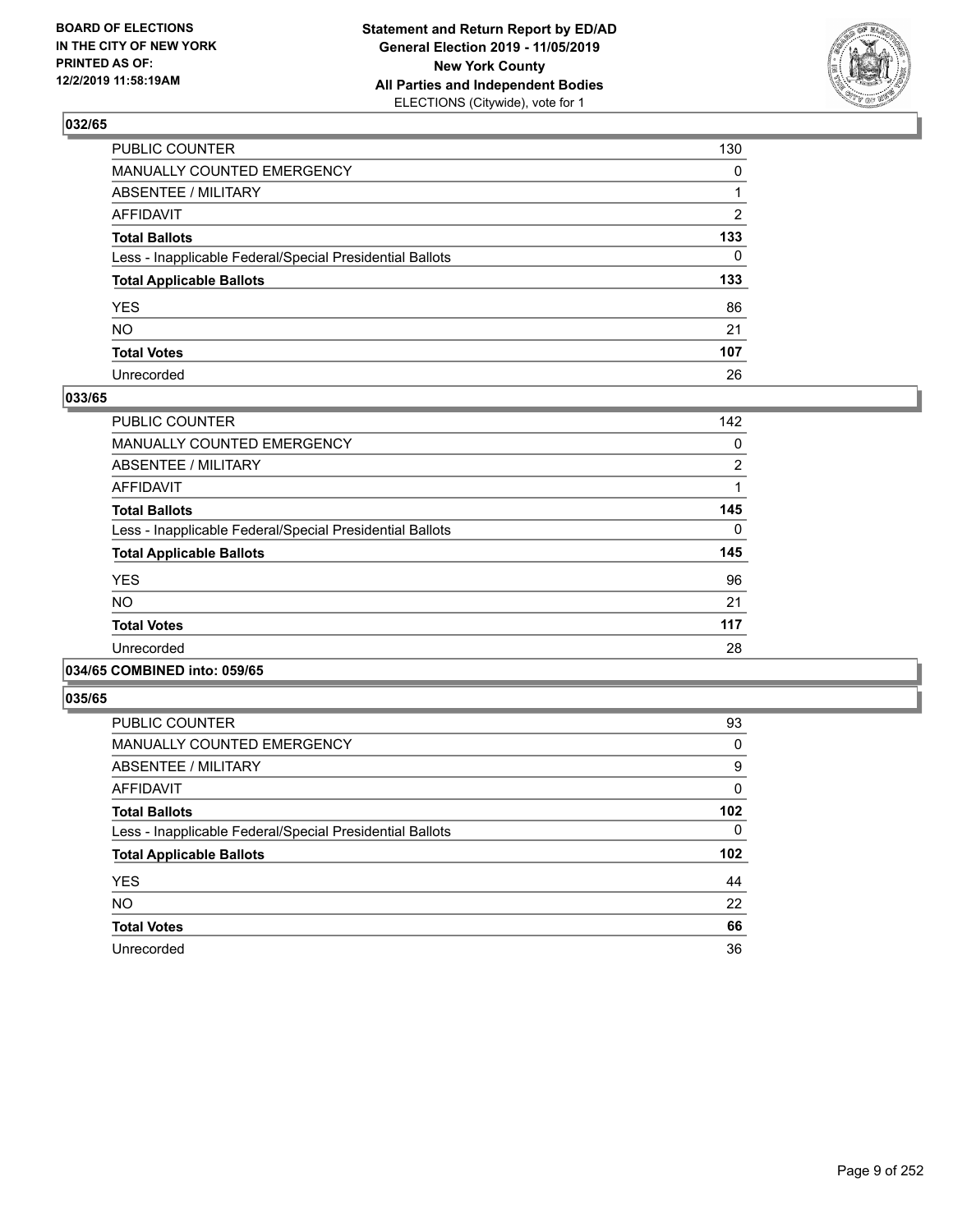## 032/65

| | |
|---|---|
| PUBLIC COUNTER | 130 |
| MANUALLY COUNTED EMERGENCY | 0 |
| ABSENTEE / MILITARY | 1 |
| AFFIDAVIT | 2 |
| **Total Ballots** | **133** |
| Less - Inapplicable Federal/Special Presidential Ballots | 0 |
| **Total Applicable Ballots** | **133** |
| YES | 86 |
| NO | 21 |
| **Total Votes** | **107** |
| Unrecorded | 26 |

## 033/65

| | |
|---|---|
| PUBLIC COUNTER | 142 |
| MANUALLY COUNTED EMERGENCY | 0 |
| ABSENTEE / MILITARY | 2 |
| AFFIDAVIT | 1 |
| **Total Ballots** | **145** |
| Less - Inapplicable Federal/Special Presidential Ballots | 0 |
| **Total Applicable Ballots** | **145** |
| YES | 96 |
| NO | 21 |
| **Total Votes** | **117** |
| Unrecorded | 28 |

## 034/65 COMBINED into: 059/65

## 035/65

| | |
|---|---|
| PUBLIC COUNTER | 93 |
| MANUALLY COUNTED EMERGENCY | 0 |
| ABSENTEE / MILITARY | 9 |
| AFFIDAVIT | 0 |
| **Total Ballots** | **102** |
| Less - Inapplicable Federal/Special Presidential Ballots | 0 |
| **Total Applicable Ballots** | **102** |
| YES | 44 |
| NO | 22 |
| **Total Votes** | **66** |
| Unrecorded | 36 |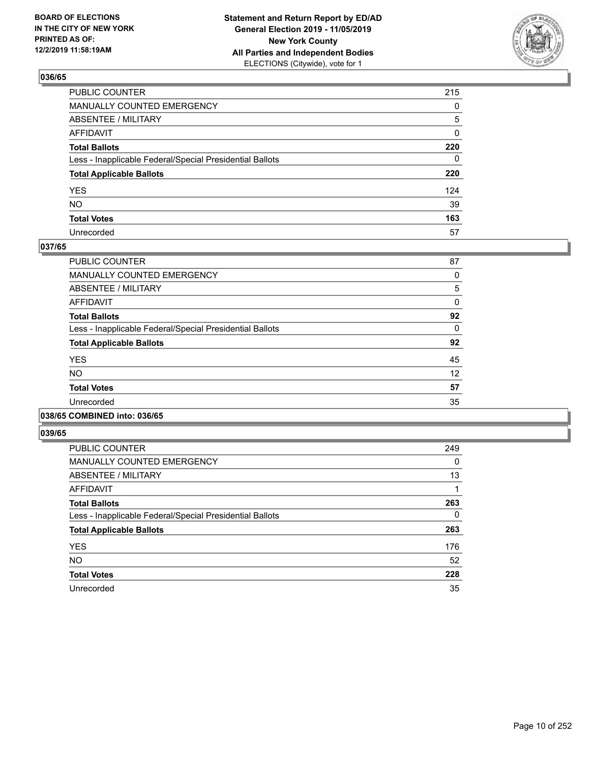**BOARD OF ELECTIONS IN THE CITY OF NEW YORK PRINTED AS OF: 12/2/2019 11:58:19AM**

**Statement and Return Report by ED/AD General Election 2019 - 11/05/2019 New York County All Parties and Independent Bodies** ELECTIONS (Citywide), vote for 1

## 036/65

| | |
|---|---|
| PUBLIC COUNTER | 215 |
| MANUALLY COUNTED EMERGENCY | 0 |
| ABSENTEE / MILITARY | 5 |
| AFFIDAVIT | 0 |
| **Total Ballots** | **220** |
| Less - Inapplicable Federal/Special Presidential Ballots | 0 |
| **Total Applicable Ballots** | **220** |
| YES | 124 |
| NO | 39 |
| **Total Votes** | **163** |
| Unrecorded | 57 |

## 037/65

| | |
|---|---|
| PUBLIC COUNTER | 87 |
| MANUALLY COUNTED EMERGENCY | 0 |
| ABSENTEE / MILITARY | 5 |
| AFFIDAVIT | 0 |
| **Total Ballots** | **92** |
| Less - Inapplicable Federal/Special Presidential Ballots | 0 |
| **Total Applicable Ballots** | **92** |
| YES | 45 |
| NO | 12 |
| **Total Votes** | **57** |
| Unrecorded | 35 |

## 038/65 COMBINED into: 036/65

## 039/65

| | |
|---|---|
| PUBLIC COUNTER | 249 |
| MANUALLY COUNTED EMERGENCY | 0 |
| ABSENTEE / MILITARY | 13 |
| AFFIDAVIT | 1 |
| **Total Ballots** | **263** |
| Less - Inapplicable Federal/Special Presidential Ballots | 0 |
| **Total Applicable Ballots** | **263** |
| YES | 176 |
| NO | 52 |
| **Total Votes** | **228** |
| Unrecorded | 35 |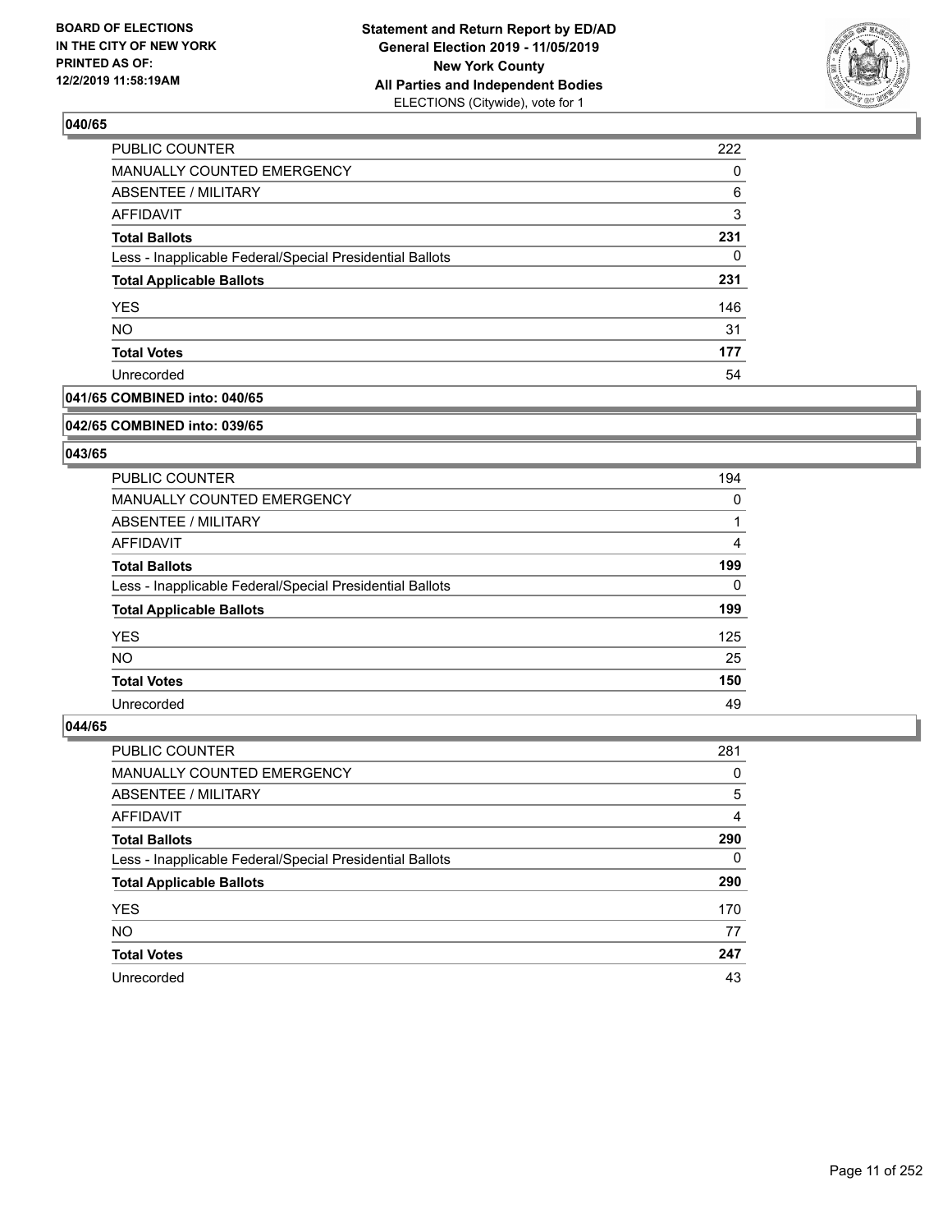### 040/65

| | |
|---|---|
| PUBLIC COUNTER | 222 |
| MANUALLY COUNTED EMERGENCY | 0 |
| ABSENTEE / MILITARY | 6 |
| AFFIDAVIT | 3 |
| **Total Ballots** | **231** |
| Less - Inapplicable Federal/Special Presidential Ballots | 0 |
| **Total Applicable Ballots** | **231** |
| YES | 146 |
| NO | 31 |
| **Total Votes** | **177** |
| Unrecorded | 54 |

### 041/65 COMBINED into: 040/65

### 042/65 COMBINED into: 039/65

### 043/65

| | |
|---|---|
| PUBLIC COUNTER | 194 |
| MANUALLY COUNTED EMERGENCY | 0 |
| ABSENTEE / MILITARY | 1 |
| AFFIDAVIT | 4 |
| **Total Ballots** | **199** |
| Less - Inapplicable Federal/Special Presidential Ballots | 0 |
| **Total Applicable Ballots** | **199** |
| YES | 125 |
| NO | 25 |
| **Total Votes** | **150** |
| Unrecorded | 49 |

### 044/65

| | |
|---|---|
| PUBLIC COUNTER | 281 |
| MANUALLY COUNTED EMERGENCY | 0 |
| ABSENTEE / MILITARY | 5 |
| AFFIDAVIT | 4 |
| **Total Ballots** | **290** |
| Less - Inapplicable Federal/Special Presidential Ballots | 0 |
| **Total Applicable Ballots** | **290** |
| YES | 170 |
| NO | 77 |
| **Total Votes** | **247** |
| Unrecorded | 43 |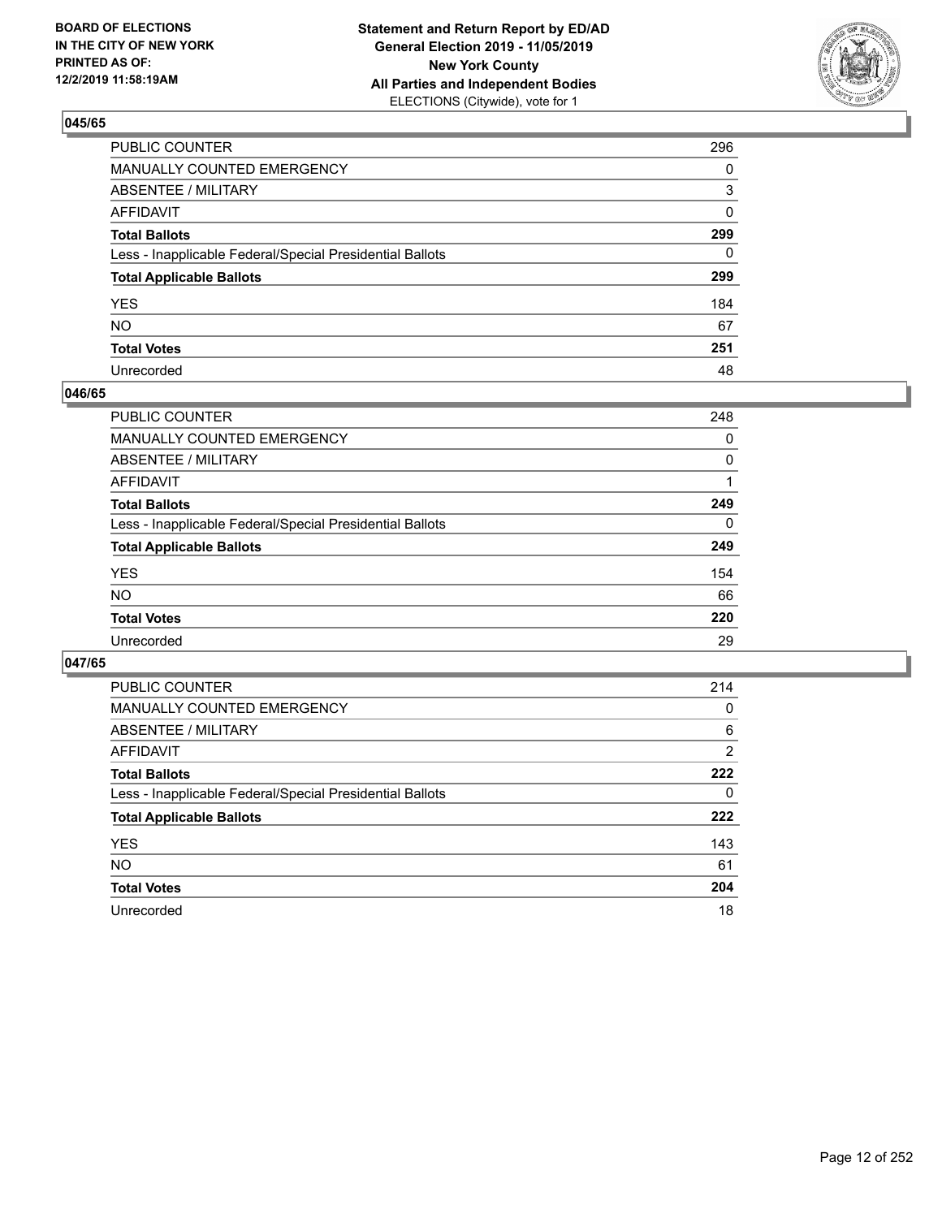BOARD OF ELECTIONS
IN THE CITY OF NEW YORK
PRINTED AS OF:
12/2/2019 11:58:19AM

**Statement and Return Report by ED/AD**
**General Election 2019 - 11/05/2019**
**New York County**
**All Parties and Independent Bodies**
ELECTIONS (Citywide), vote for 1

## 045/65

| | |
|---|---|
| PUBLIC COUNTER | 296 |
| MANUALLY COUNTED EMERGENCY | 0 |
| ABSENTEE / MILITARY | 3 |
| AFFIDAVIT | 0 |
| **Total Ballots** | **299** |
| Less - Inapplicable Federal/Special Presidential Ballots | 0 |
| **Total Applicable Ballots** | **299** |
| YES | 184 |
| NO | 67 |
| **Total Votes** | **251** |
| Unrecorded | 48 |

## 046/65

| | |
|---|---|
| PUBLIC COUNTER | 248 |
| MANUALLY COUNTED EMERGENCY | 0 |
| ABSENTEE / MILITARY | 0 |
| AFFIDAVIT | 1 |
| **Total Ballots** | **249** |
| Less - Inapplicable Federal/Special Presidential Ballots | 0 |
| **Total Applicable Ballots** | **249** |
| YES | 154 |
| NO | 66 |
| **Total Votes** | **220** |
| Unrecorded | 29 |

## 047/65

| | |
|---|---|
| PUBLIC COUNTER | 214 |
| MANUALLY COUNTED EMERGENCY | 0 |
| ABSENTEE / MILITARY | 6 |
| AFFIDAVIT | 2 |
| **Total Ballots** | **222** |
| Less - Inapplicable Federal/Special Presidential Ballots | 0 |
| **Total Applicable Ballots** | **222** |
| YES | 143 |
| NO | 61 |
| **Total Votes** | **204** |
| Unrecorded | 18 |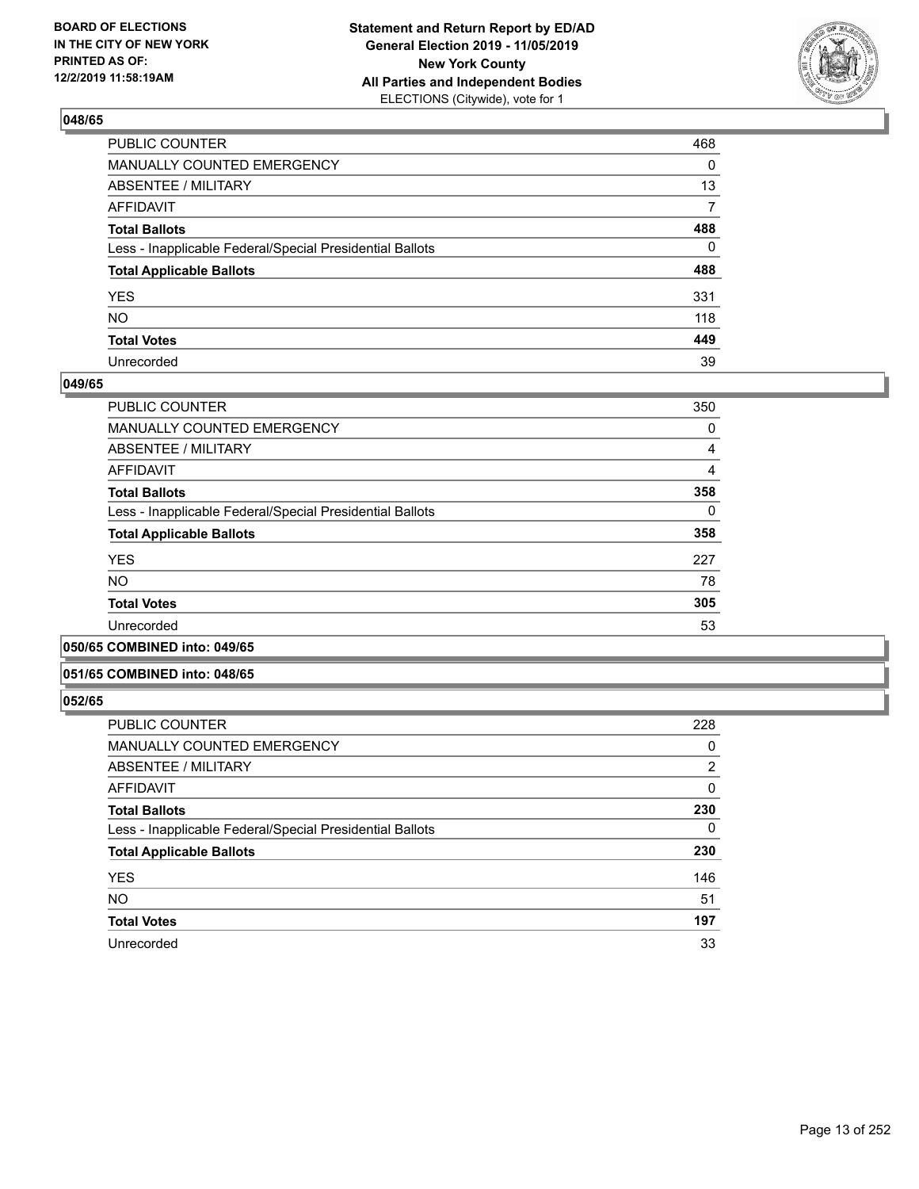## 048/65

| | |
|---|---|
| PUBLIC COUNTER | 468 |
| MANUALLY COUNTED EMERGENCY | 0 |
| ABSENTEE / MILITARY | 13 |
| AFFIDAVIT | 7 |
| **Total Ballots** | **488** |
| Less - Inapplicable Federal/Special Presidential Ballots | 0 |
| **Total Applicable Ballots** | **488** |
| YES | 331 |
| NO | 118 |
| **Total Votes** | **449** |
| Unrecorded | 39 |

## 049/65

| | |
|---|---|
| PUBLIC COUNTER | 350 |
| MANUALLY COUNTED EMERGENCY | 0 |
| ABSENTEE / MILITARY | 4 |
| AFFIDAVIT | 4 |
| **Total Ballots** | **358** |
| Less - Inapplicable Federal/Special Presidential Ballots | 0 |
| **Total Applicable Ballots** | **358** |
| YES | 227 |
| NO | 78 |
| **Total Votes** | **305** |
| Unrecorded | 53 |

## 050/65 COMBINED into: 049/65

## 051/65 COMBINED into: 048/65

## 052/65

| | |
|---|---|
| PUBLIC COUNTER | 228 |
| MANUALLY COUNTED EMERGENCY | 0 |
| ABSENTEE / MILITARY | 2 |
| AFFIDAVIT | 0 |
| **Total Ballots** | **230** |
| Less - Inapplicable Federal/Special Presidential Ballots | 0 |
| **Total Applicable Ballots** | **230** |
| YES | 146 |
| NO | 51 |
| **Total Votes** | **197** |
| Unrecorded | 33 |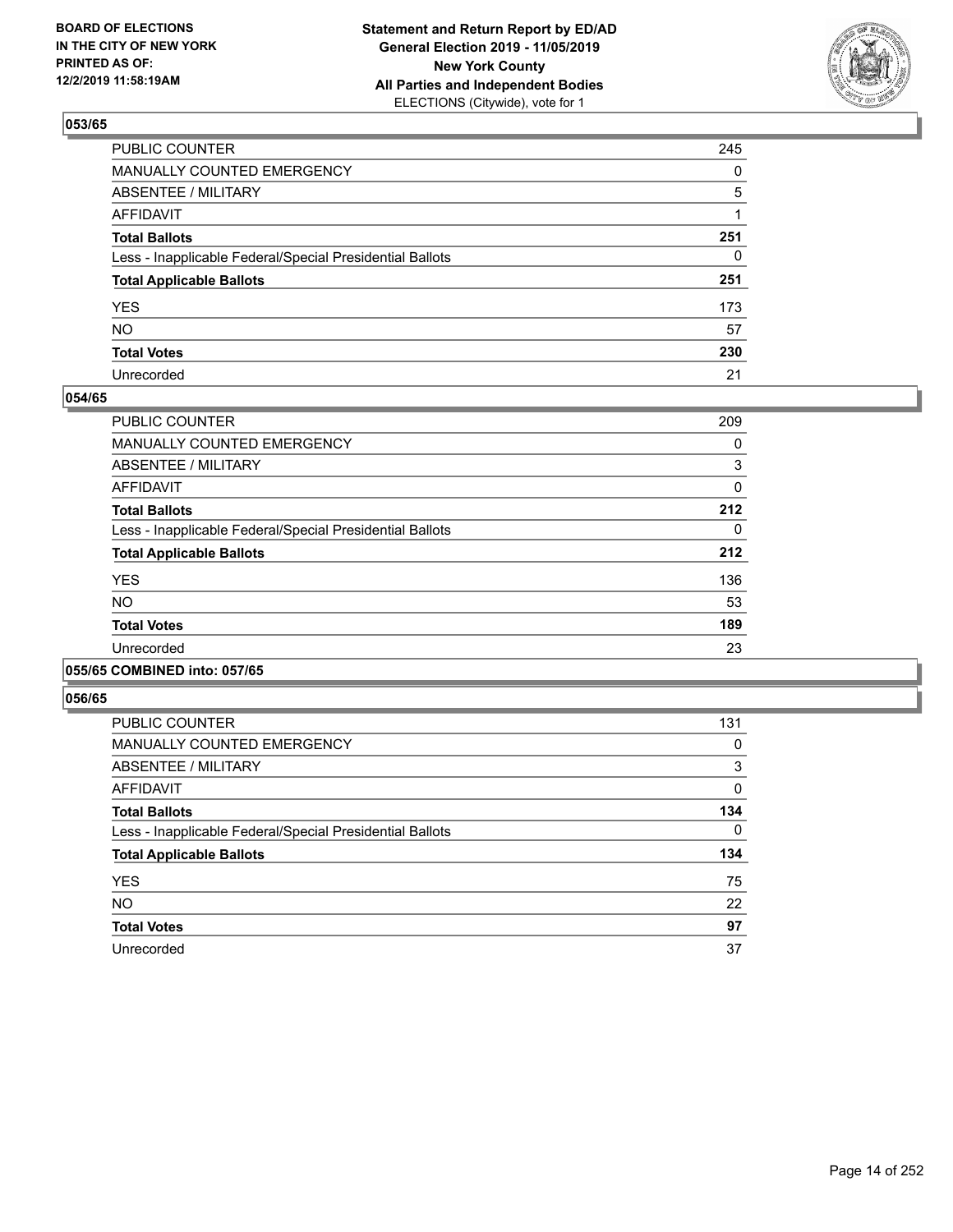**BOARD OF ELECTIONS IN THE CITY OF NEW YORK PRINTED AS OF: 12/2/2019 11:58:19AM**

**Statement and Return Report by ED/AD General Election 2019 - 11/05/2019 New York County All Parties and Independent Bodies**
ELECTIONS (Citywide), vote for 1

### 053/65

| | |
|---|---|
| PUBLIC COUNTER | 245 |
| MANUALLY COUNTED EMERGENCY | 0 |
| ABSENTEE / MILITARY | 5 |
| AFFIDAVIT | 1 |
| **Total Ballots** | **251** |
| Less - Inapplicable Federal/Special Presidential Ballots | 0 |
| **Total Applicable Ballots** | **251** |
| YES | 173 |
| NO | 57 |
| **Total Votes** | **230** |
| Unrecorded | 21 |

### 054/65

| | |
|---|---|
| PUBLIC COUNTER | 209 |
| MANUALLY COUNTED EMERGENCY | 0 |
| ABSENTEE / MILITARY | 3 |
| AFFIDAVIT | 0 |
| **Total Ballots** | **212** |
| Less - Inapplicable Federal/Special Presidential Ballots | 0 |
| **Total Applicable Ballots** | **212** |
| YES | 136 |
| NO | 53 |
| **Total Votes** | **189** |
| Unrecorded | 23 |

### 055/65 COMBINED into: 057/65

### 056/65

| | |
|---|---|
| PUBLIC COUNTER | 131 |
| MANUALLY COUNTED EMERGENCY | 0 |
| ABSENTEE / MILITARY | 3 |
| AFFIDAVIT | 0 |
| **Total Ballots** | **134** |
| Less - Inapplicable Federal/Special Presidential Ballots | 0 |
| **Total Applicable Ballots** | **134** |
| YES | 75 |
| NO | 22 |
| **Total Votes** | **97** |
| Unrecorded | 37 |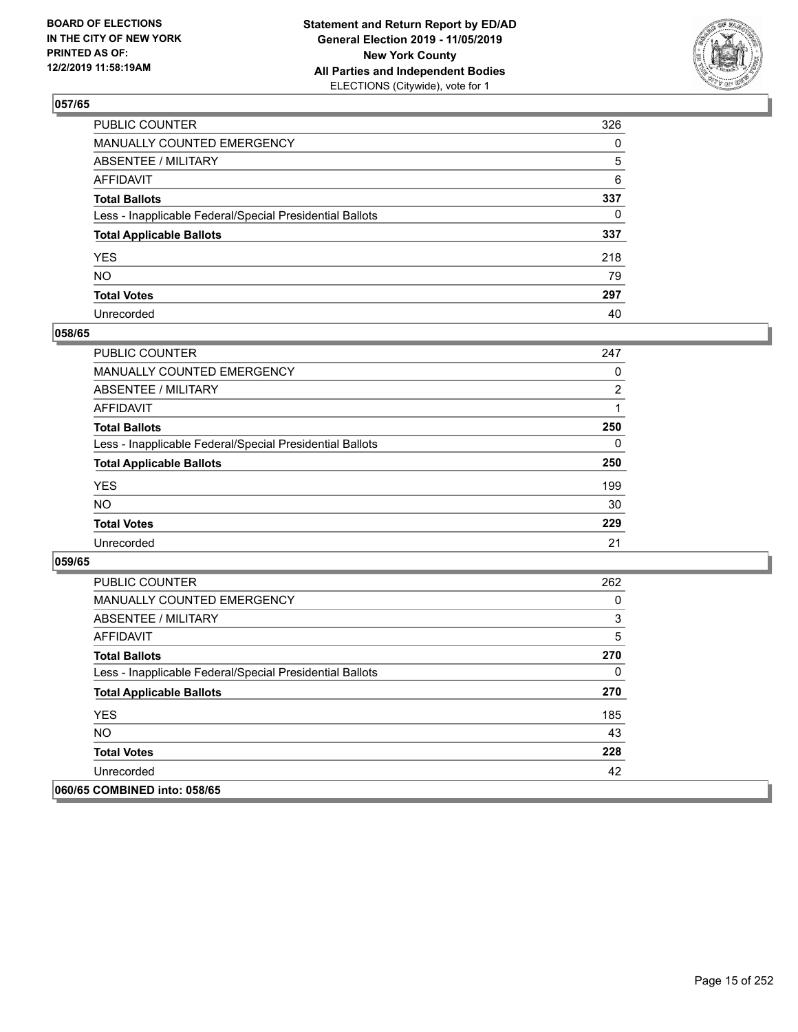BOARD OF ELECTIONS
IN THE CITY OF NEW YORK
PRINTED AS OF:
12/2/2019 11:58:19AM

**Statement and Return Report by ED/AD**
**General Election 2019 - 11/05/2019**
**New York County**
**All Parties and Independent Bodies**
ELECTIONS (Citywide), vote for 1

## 057/65

| | |
|---|---|
| PUBLIC COUNTER | 326 |
| MANUALLY COUNTED EMERGENCY | 0 |
| ABSENTEE / MILITARY | 5 |
| AFFIDAVIT | 6 |
| **Total Ballots** | **337** |
| Less - Inapplicable Federal/Special Presidential Ballots | 0 |
| **Total Applicable Ballots** | **337** |
| YES | 218 |
| NO | 79 |
| **Total Votes** | **297** |
| Unrecorded | 40 |

## 058/65

| | |
|---|---|
| PUBLIC COUNTER | 247 |
| MANUALLY COUNTED EMERGENCY | 0 |
| ABSENTEE / MILITARY | 2 |
| AFFIDAVIT | 1 |
| **Total Ballots** | **250** |
| Less - Inapplicable Federal/Special Presidential Ballots | 0 |
| **Total Applicable Ballots** | **250** |
| YES | 199 |
| NO | 30 |
| **Total Votes** | **229** |
| Unrecorded | 21 |

## 059/65

| | |
|---|---|
| PUBLIC COUNTER | 262 |
| MANUALLY COUNTED EMERGENCY | 0 |
| ABSENTEE / MILITARY | 3 |
| AFFIDAVIT | 5 |
| **Total Ballots** | **270** |
| Less - Inapplicable Federal/Special Presidential Ballots | 0 |
| **Total Applicable Ballots** | **270** |
| YES | 185 |
| NO | 43 |
| **Total Votes** | **228** |
| Unrecorded | 42 |

## 060/65 COMBINED into: 058/65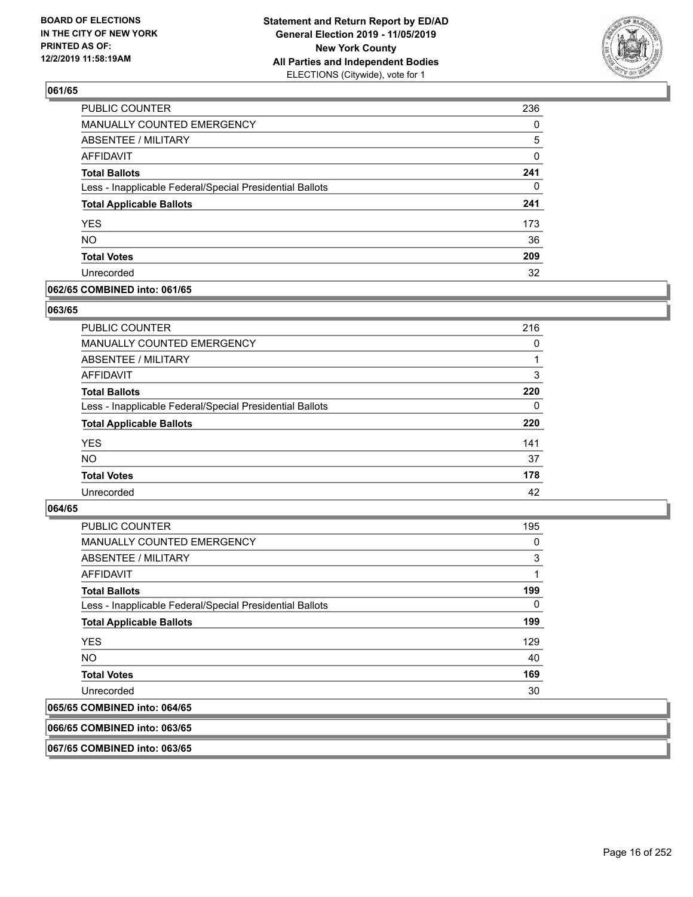## 061/65

| | |
|---|---|
| PUBLIC COUNTER | 236 |
| MANUALLY COUNTED EMERGENCY | 0 |
| ABSENTEE / MILITARY | 5 |
| AFFIDAVIT | 0 |
| **Total Ballots** | **241** |
| Less - Inapplicable Federal/Special Presidential Ballots | 0 |
| **Total Applicable Ballots** | **241** |
| YES | 173 |
| NO | 36 |
| **Total Votes** | **209** |
| Unrecorded | 32 |

## 062/65 COMBINED into: 061/65

## 063/65

| | |
|---|---|
| PUBLIC COUNTER | 216 |
| MANUALLY COUNTED EMERGENCY | 0 |
| ABSENTEE / MILITARY | 1 |
| AFFIDAVIT | 3 |
| **Total Ballots** | **220** |
| Less - Inapplicable Federal/Special Presidential Ballots | 0 |
| **Total Applicable Ballots** | **220** |
| YES | 141 |
| NO | 37 |
| **Total Votes** | **178** |
| Unrecorded | 42 |

## 064/65

| | |
|---|---|
| PUBLIC COUNTER | 195 |
| MANUALLY COUNTED EMERGENCY | 0 |
| ABSENTEE / MILITARY | 3 |
| AFFIDAVIT | 1 |
| **Total Ballots** | **199** |
| Less - Inapplicable Federal/Special Presidential Ballots | 0 |
| **Total Applicable Ballots** | **199** |
| YES | 129 |
| NO | 40 |
| **Total Votes** | **169** |
| Unrecorded | 30 |

## 065/65 COMBINED into: 064/65

## 066/65 COMBINED into: 063/65

## 067/65 COMBINED into: 063/65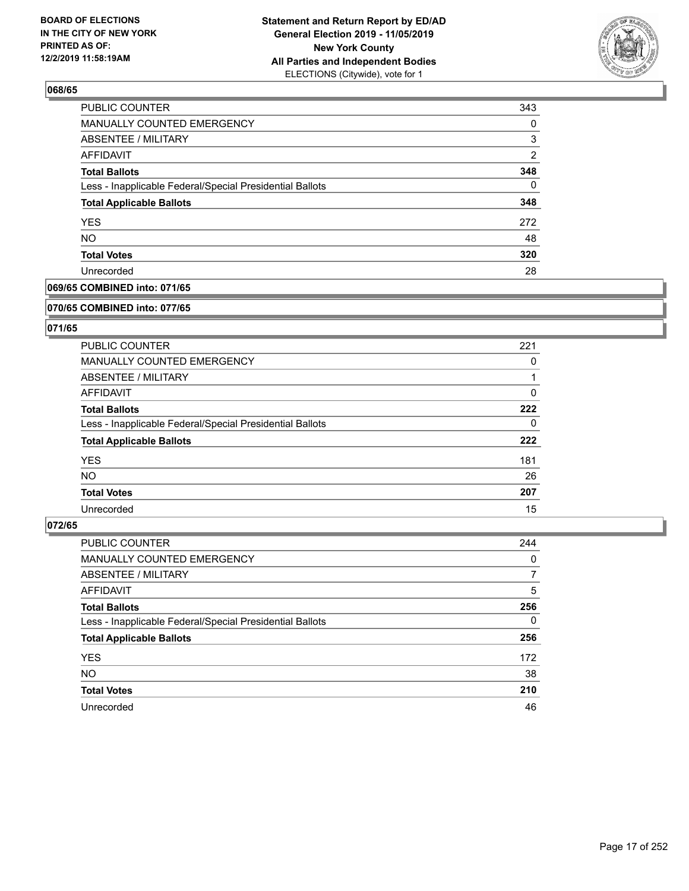**BOARD OF ELECTIONS IN THE CITY OF NEW YORK PRINTED AS OF: 12/2/2019 11:58:19AM**

**Statement and Return Report by ED/AD General Election 2019 - 11/05/2019 New York County All Parties and Independent Bodies** ELECTIONS (Citywide), vote for 1

### 068/65

| | |
|---|---|
| PUBLIC COUNTER | 343 |
| MANUALLY COUNTED EMERGENCY | 0 |
| ABSENTEE / MILITARY | 3 |
| AFFIDAVIT | 2 |
| **Total Ballots** | **348** |
| Less - Inapplicable Federal/Special Presidential Ballots | 0 |
| **Total Applicable Ballots** | **348** |
| YES | 272 |
| NO | 48 |
| **Total Votes** | **320** |
| Unrecorded | 28 |

### 069/65 COMBINED into: 071/65

### 070/65 COMBINED into: 077/65

### 071/65

| | |
|---|---|
| PUBLIC COUNTER | 221 |
| MANUALLY COUNTED EMERGENCY | 0 |
| ABSENTEE / MILITARY | 1 |
| AFFIDAVIT | 0 |
| **Total Ballots** | **222** |
| Less - Inapplicable Federal/Special Presidential Ballots | 0 |
| **Total Applicable Ballots** | **222** |
| YES | 181 |
| NO | 26 |
| **Total Votes** | **207** |
| Unrecorded | 15 |

### 072/65

| | |
|---|---|
| PUBLIC COUNTER | 244 |
| MANUALLY COUNTED EMERGENCY | 0 |
| ABSENTEE / MILITARY | 7 |
| AFFIDAVIT | 5 |
| **Total Ballots** | **256** |
| Less - Inapplicable Federal/Special Presidential Ballots | 0 |
| **Total Applicable Ballots** | **256** |
| YES | 172 |
| NO | 38 |
| **Total Votes** | **210** |
| Unrecorded | 46 |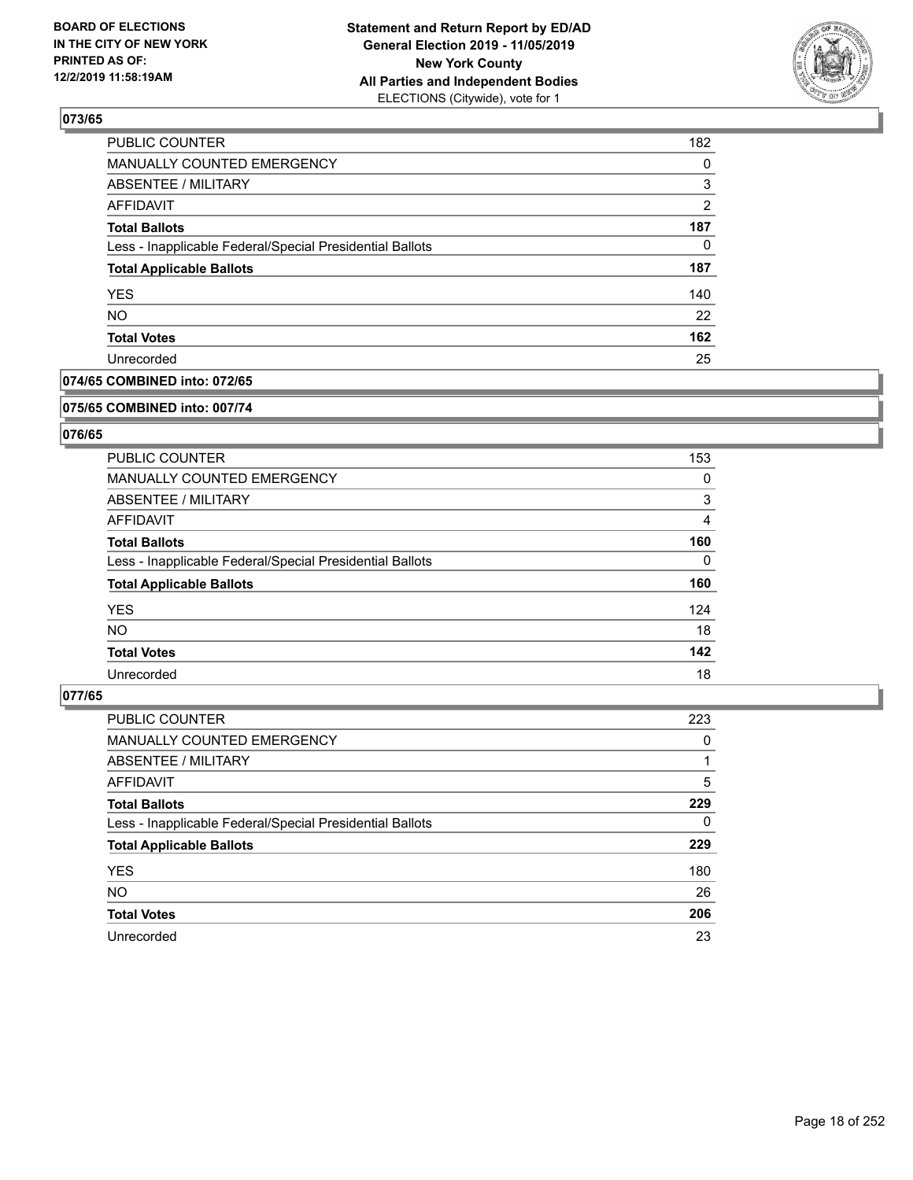**BOARD OF ELECTIONS IN THE CITY OF NEW YORK PRINTED AS OF: 12/2/2019 11:58:19AM**

**Statement and Return Report by ED/AD General Election 2019 - 11/05/2019 New York County All Parties and Independent Bodies** ELECTIONS (Citywide), vote for 1

### 073/65

| | |
|---|---|
| PUBLIC COUNTER | 182 |
| MANUALLY COUNTED EMERGENCY | 0 |
| ABSENTEE / MILITARY | 3 |
| AFFIDAVIT | 2 |
| **Total Ballots** | **187** |
| Less - Inapplicable Federal/Special Presidential Ballots | 0 |
| **Total Applicable Ballots** | **187** |
| YES | 140 |
| NO | 22 |
| **Total Votes** | **162** |
| Unrecorded | 25 |

### 074/65 COMBINED into: 072/65

### 075/65 COMBINED into: 007/74

### 076/65

| | |
|---|---|
| PUBLIC COUNTER | 153 |
| MANUALLY COUNTED EMERGENCY | 0 |
| ABSENTEE / MILITARY | 3 |
| AFFIDAVIT | 4 |
| **Total Ballots** | **160** |
| Less - Inapplicable Federal/Special Presidential Ballots | 0 |
| **Total Applicable Ballots** | **160** |
| YES | 124 |
| NO | 18 |
| **Total Votes** | **142** |
| Unrecorded | 18 |

### 077/65

| | |
|---|---|
| PUBLIC COUNTER | 223 |
| MANUALLY COUNTED EMERGENCY | 0 |
| ABSENTEE / MILITARY | 1 |
| AFFIDAVIT | 5 |
| **Total Ballots** | **229** |
| Less - Inapplicable Federal/Special Presidential Ballots | 0 |
| **Total Applicable Ballots** | **229** |
| YES | 180 |
| NO | 26 |
| **Total Votes** | **206** |
| Unrecorded | 23 |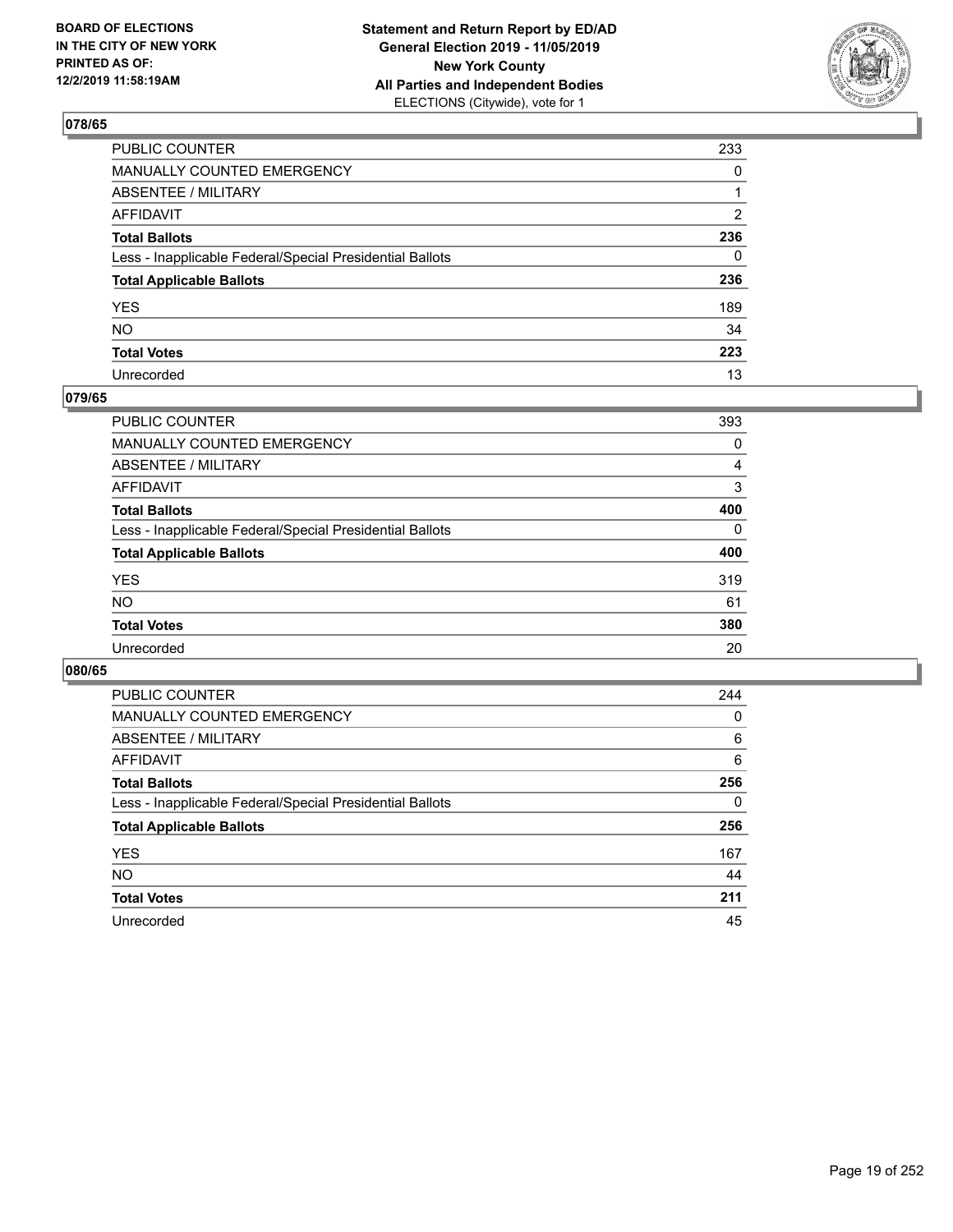BOARD OF ELECTIONS
IN THE CITY OF NEW YORK
PRINTED AS OF:
12/2/2019 11:58:19AM

**Statement and Return Report by ED/AD**
**General Election 2019 - 11/05/2019**
**New York County**
**All Parties and Independent Bodies**
ELECTIONS (Citywide), vote for 1

## 078/65

| | |
|---|---|
| PUBLIC COUNTER | 233 |
| MANUALLY COUNTED EMERGENCY | 0 |
| ABSENTEE / MILITARY | 1 |
| AFFIDAVIT | 2 |
| **Total Ballots** | **236** |
| Less - Inapplicable Federal/Special Presidential Ballots | 0 |
| **Total Applicable Ballots** | **236** |
| YES | 189 |
| NO | 34 |
| **Total Votes** | **223** |
| Unrecorded | 13 |

## 079/65

| | |
|---|---|
| PUBLIC COUNTER | 393 |
| MANUALLY COUNTED EMERGENCY | 0 |
| ABSENTEE / MILITARY | 4 |
| AFFIDAVIT | 3 |
| **Total Ballots** | **400** |
| Less - Inapplicable Federal/Special Presidential Ballots | 0 |
| **Total Applicable Ballots** | **400** |
| YES | 319 |
| NO | 61 |
| **Total Votes** | **380** |
| Unrecorded | 20 |

## 080/65

| | |
|---|---|
| PUBLIC COUNTER | 244 |
| MANUALLY COUNTED EMERGENCY | 0 |
| ABSENTEE / MILITARY | 6 |
| AFFIDAVIT | 6 |
| **Total Ballots** | **256** |
| Less - Inapplicable Federal/Special Presidential Ballots | 0 |
| **Total Applicable Ballots** | **256** |
| YES | 167 |
| NO | 44 |
| **Total Votes** | **211** |
| Unrecorded | 45 |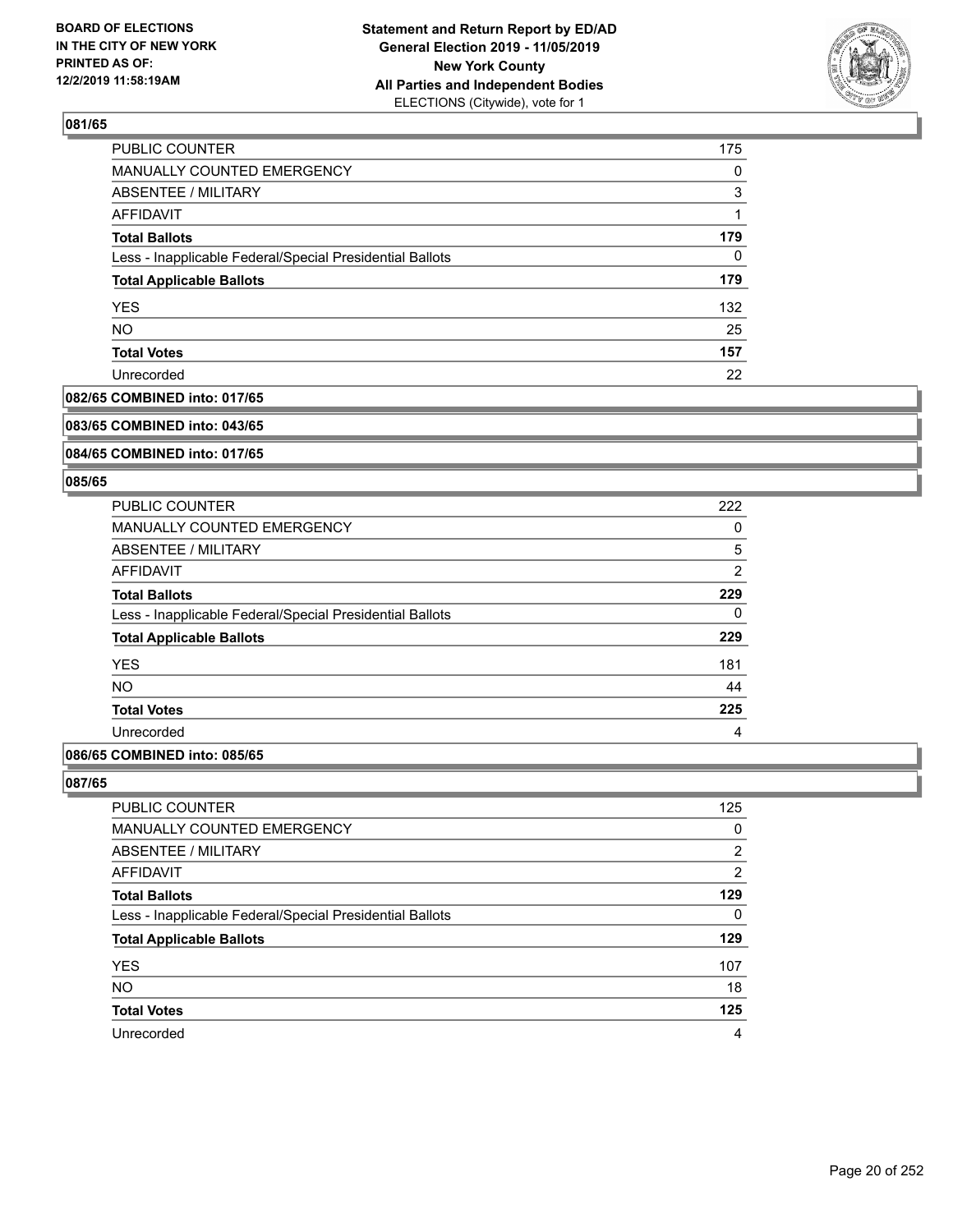## 081/65

| | |
|---|---|
| PUBLIC COUNTER | 175 |
| MANUALLY COUNTED EMERGENCY | 0 |
| ABSENTEE / MILITARY | 3 |
| AFFIDAVIT | 1 |
| **Total Ballots** | **179** |
| Less - Inapplicable Federal/Special Presidential Ballots | 0 |
| **Total Applicable Ballots** | **179** |
| YES | 132 |
| NO | 25 |
| **Total Votes** | **157** |
| Unrecorded | 22 |

## 082/65 COMBINED into: 017/65

## 083/65 COMBINED into: 043/65

## 084/65 COMBINED into: 017/65

## 085/65

| | |
|---|---|
| PUBLIC COUNTER | 222 |
| MANUALLY COUNTED EMERGENCY | 0 |
| ABSENTEE / MILITARY | 5 |
| AFFIDAVIT | 2 |
| **Total Ballots** | **229** |
| Less - Inapplicable Federal/Special Presidential Ballots | 0 |
| **Total Applicable Ballots** | **229** |
| YES | 181 |
| NO | 44 |
| **Total Votes** | **225** |
| Unrecorded | 4 |

## 086/65 COMBINED into: 085/65

## 087/65

| | |
|---|---|
| PUBLIC COUNTER | 125 |
| MANUALLY COUNTED EMERGENCY | 0 |
| ABSENTEE / MILITARY | 2 |
| AFFIDAVIT | 2 |
| **Total Ballots** | **129** |
| Less - Inapplicable Federal/Special Presidential Ballots | 0 |
| **Total Applicable Ballots** | **129** |
| YES | 107 |
| NO | 18 |
| **Total Votes** | **125** |
| Unrecorded | 4 |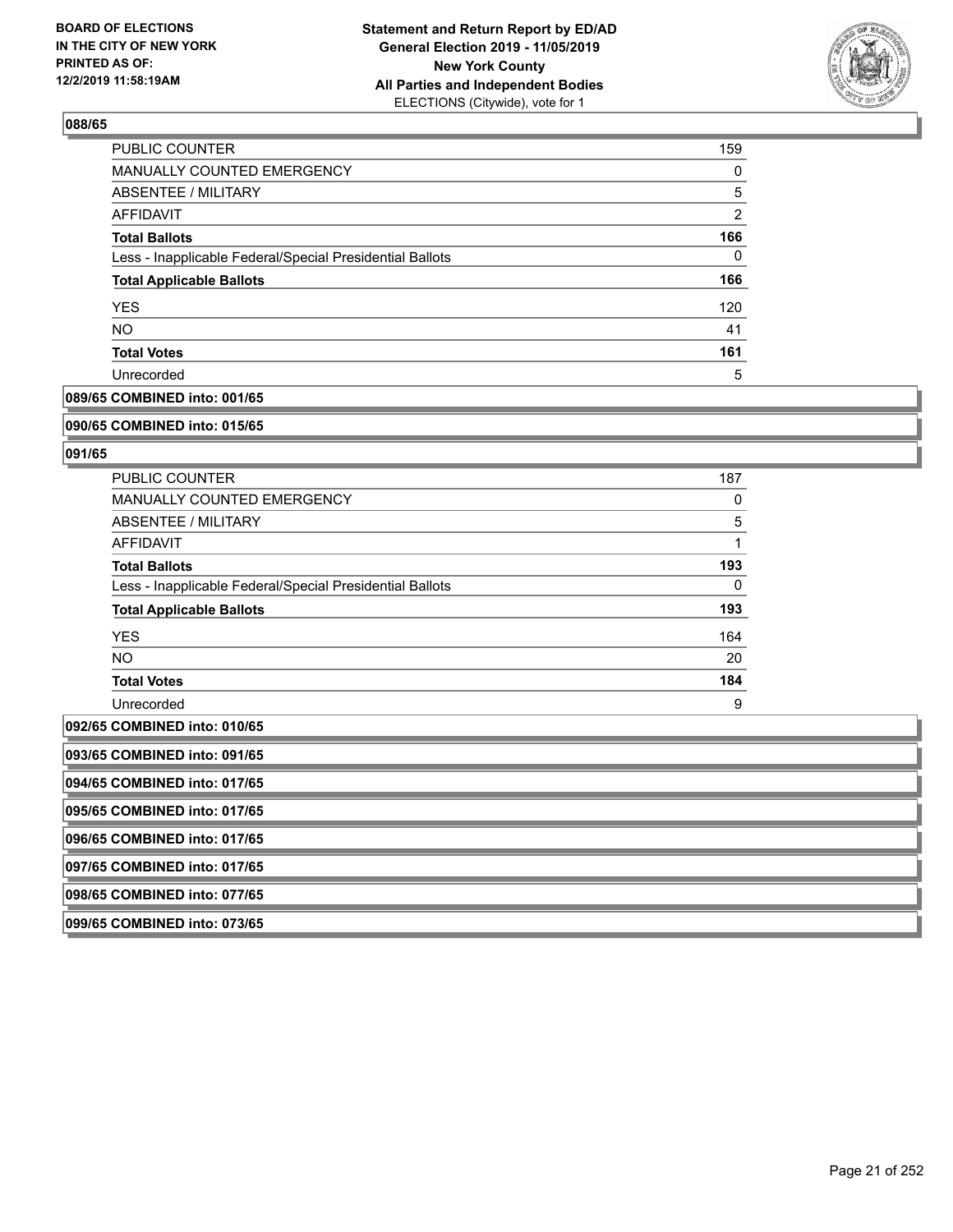**BOARD OF ELECTIONS IN THE CITY OF NEW YORK PRINTED AS OF: 12/2/2019 11:58:19AM**

**Statement and Return Report by ED/AD General Election 2019 - 11/05/2019 New York County All Parties and Independent Bodies**
ELECTIONS (Citywide), vote for 1

### 088/65

| | |
|---|---|
| PUBLIC COUNTER | 159 |
| MANUALLY COUNTED EMERGENCY | 0 |
| ABSENTEE / MILITARY | 5 |
| AFFIDAVIT | 2 |
| **Total Ballots** | **166** |
| Less - Inapplicable Federal/Special Presidential Ballots | 0 |
| **Total Applicable Ballots** | **166** |
| YES | 120 |
| NO | 41 |
| **Total Votes** | **161** |
| Unrecorded | 5 |

### 089/65 COMBINED into: 001/65

### 090/65 COMBINED into: 015/65

### 091/65

| | |
|---|---|
| PUBLIC COUNTER | 187 |
| MANUALLY COUNTED EMERGENCY | 0 |
| ABSENTEE / MILITARY | 5 |
| AFFIDAVIT | 1 |
| **Total Ballots** | **193** |
| Less - Inapplicable Federal/Special Presidential Ballots | 0 |
| **Total Applicable Ballots** | **193** |
| YES | 164 |
| NO | 20 |
| **Total Votes** | **184** |
| Unrecorded | 9 |

### 092/65 COMBINED into: 010/65

### 093/65 COMBINED into: 091/65

### 094/65 COMBINED into: 017/65

### 095/65 COMBINED into: 017/65

### 096/65 COMBINED into: 017/65

### 097/65 COMBINED into: 017/65

### 098/65 COMBINED into: 077/65

### 099/65 COMBINED into: 073/65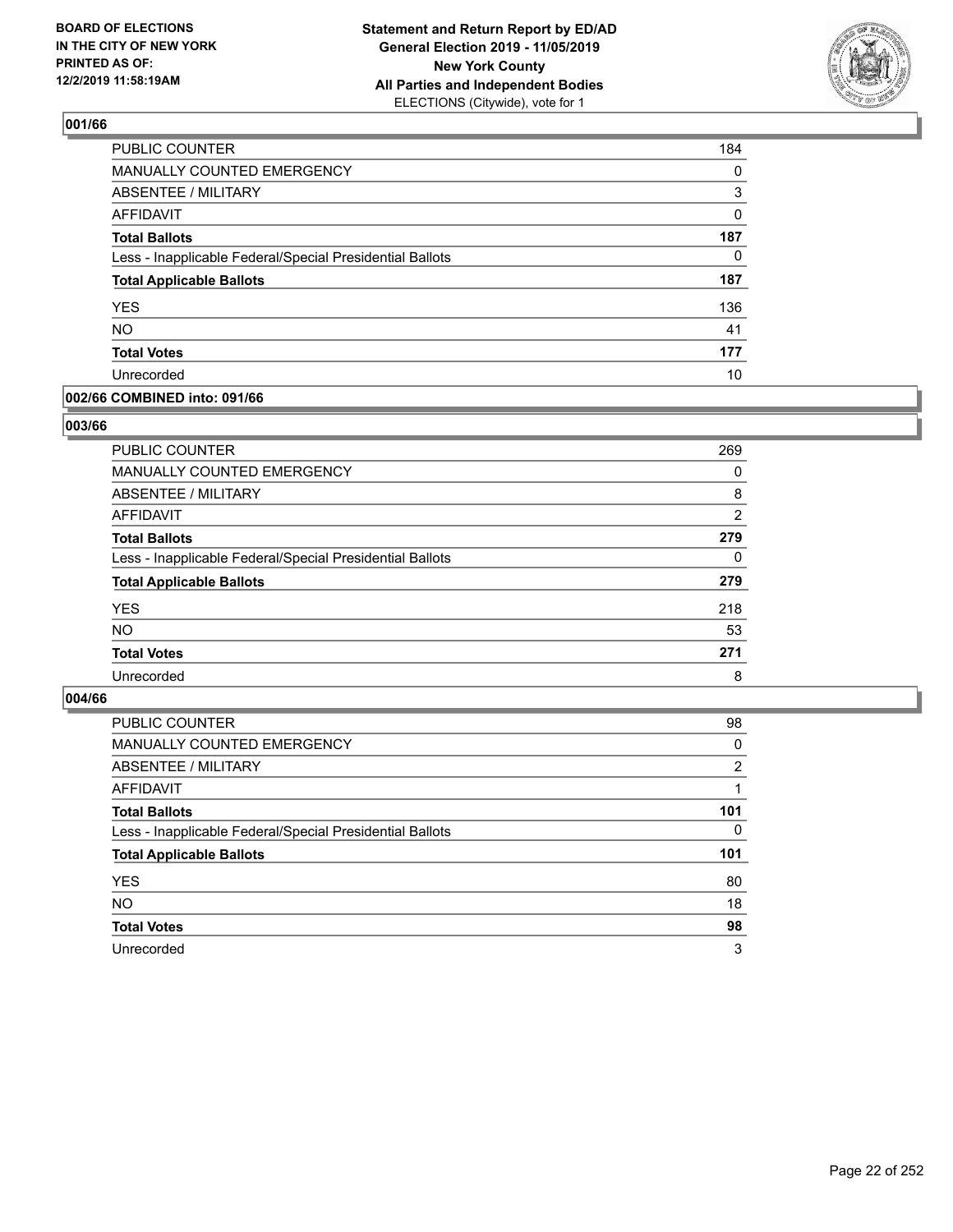BOARD OF ELECTIONS
IN THE CITY OF NEW YORK
PRINTED AS OF:
12/2/2019 11:58:19AM

**Statement and Return Report by ED/AD**
**General Election 2019 - 11/05/2019**
**New York County**
**All Parties and Independent Bodies**
ELECTIONS (Citywide), vote for 1

### 001/66

| | |
|---|---|
| PUBLIC COUNTER | 184 |
| MANUALLY COUNTED EMERGENCY | 0 |
| ABSENTEE / MILITARY | 3 |
| AFFIDAVIT | 0 |
| **Total Ballots** | **187** |
| Less - Inapplicable Federal/Special Presidential Ballots | 0 |
| **Total Applicable Ballots** | **187** |
| YES | 136 |
| NO | 41 |
| **Total Votes** | **177** |
| Unrecorded | 10 |

### 002/66 COMBINED into: 091/66

### 003/66

| | |
|---|---|
| PUBLIC COUNTER | 269 |
| MANUALLY COUNTED EMERGENCY | 0 |
| ABSENTEE / MILITARY | 8 |
| AFFIDAVIT | 2 |
| **Total Ballots** | **279** |
| Less - Inapplicable Federal/Special Presidential Ballots | 0 |
| **Total Applicable Ballots** | **279** |
| YES | 218 |
| NO | 53 |
| **Total Votes** | **271** |
| Unrecorded | 8 |

### 004/66

| | |
|---|---|
| PUBLIC COUNTER | 98 |
| MANUALLY COUNTED EMERGENCY | 0 |
| ABSENTEE / MILITARY | 2 |
| AFFIDAVIT | 1 |
| **Total Ballots** | **101** |
| Less - Inapplicable Federal/Special Presidential Ballots | 0 |
| **Total Applicable Ballots** | **101** |
| YES | 80 |
| NO | 18 |
| **Total Votes** | **98** |
| Unrecorded | 3 |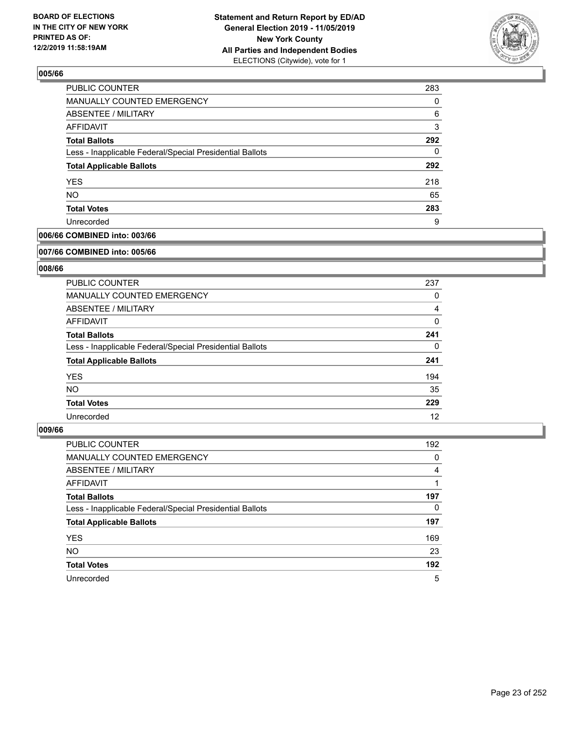**BOARD OF ELECTIONS IN THE CITY OF NEW YORK PRINTED AS OF: 12/2/2019 11:58:19AM**

**Statement and Return Report by ED/AD General Election 2019 - 11/05/2019 New York County All Parties and Independent Bodies**
ELECTIONS (Citywide), vote for 1

### 005/66

| | |
|---|---|
| PUBLIC COUNTER | 283 |
| MANUALLY COUNTED EMERGENCY | 0 |
| ABSENTEE / MILITARY | 6 |
| AFFIDAVIT | 3 |
| **Total Ballots** | **292** |
| Less - Inapplicable Federal/Special Presidential Ballots | 0 |
| **Total Applicable Ballots** | **292** |
| YES | 218 |
| NO | 65 |
| **Total Votes** | **283** |
| Unrecorded | 9 |

### 006/66 COMBINED into: 003/66

### 007/66 COMBINED into: 005/66

### 008/66

| | |
|---|---|
| PUBLIC COUNTER | 237 |
| MANUALLY COUNTED EMERGENCY | 0 |
| ABSENTEE / MILITARY | 4 |
| AFFIDAVIT | 0 |
| **Total Ballots** | **241** |
| Less - Inapplicable Federal/Special Presidential Ballots | 0 |
| **Total Applicable Ballots** | **241** |
| YES | 194 |
| NO | 35 |
| **Total Votes** | **229** |
| Unrecorded | 12 |

### 009/66

| | |
|---|---|
| PUBLIC COUNTER | 192 |
| MANUALLY COUNTED EMERGENCY | 0 |
| ABSENTEE / MILITARY | 4 |
| AFFIDAVIT | 1 |
| **Total Ballots** | **197** |
| Less - Inapplicable Federal/Special Presidential Ballots | 0 |
| **Total Applicable Ballots** | **197** |
| YES | 169 |
| NO | 23 |
| **Total Votes** | **192** |
| Unrecorded | 5 |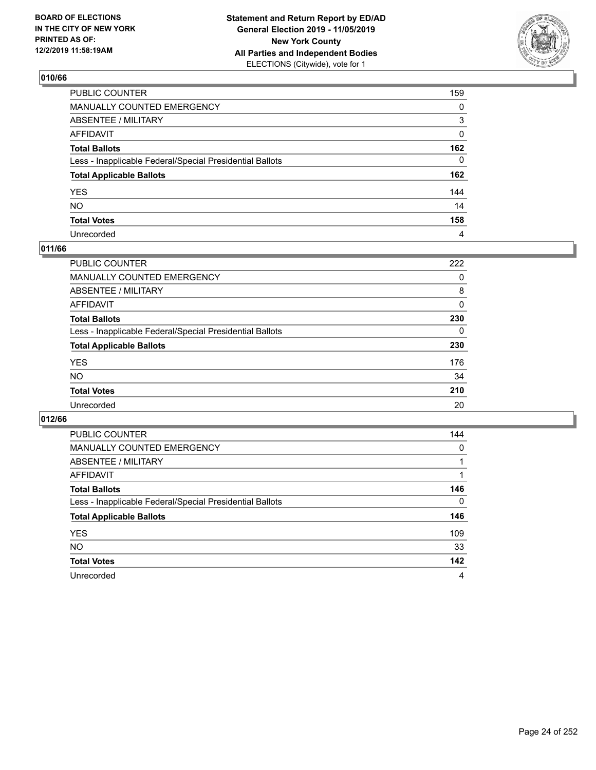**BOARD OF ELECTIONS IN THE CITY OF NEW YORK PRINTED AS OF: 12/2/2019 11:58:19AM**

**Statement and Return Report by ED/AD General Election 2019 - 11/05/2019 New York County All Parties and Independent Bodies** ELECTIONS (Citywide), vote for 1

## 010/66

| | |
|---|---|
| PUBLIC COUNTER | 159 |
| MANUALLY COUNTED EMERGENCY | 0 |
| ABSENTEE / MILITARY | 3 |
| AFFIDAVIT | 0 |
| **Total Ballots** | **162** |
| Less - Inapplicable Federal/Special Presidential Ballots | 0 |
| **Total Applicable Ballots** | **162** |
| YES | 144 |
| NO | 14 |
| **Total Votes** | **158** |
| Unrecorded | 4 |

## 011/66

| | |
|---|---|
| PUBLIC COUNTER | 222 |
| MANUALLY COUNTED EMERGENCY | 0 |
| ABSENTEE / MILITARY | 8 |
| AFFIDAVIT | 0 |
| **Total Ballots** | **230** |
| Less - Inapplicable Federal/Special Presidential Ballots | 0 |
| **Total Applicable Ballots** | **230** |
| YES | 176 |
| NO | 34 |
| **Total Votes** | **210** |
| Unrecorded | 20 |

## 012/66

| | |
|---|---|
| PUBLIC COUNTER | 144 |
| MANUALLY COUNTED EMERGENCY | 0 |
| ABSENTEE / MILITARY | 1 |
| AFFIDAVIT | 1 |
| **Total Ballots** | **146** |
| Less - Inapplicable Federal/Special Presidential Ballots | 0 |
| **Total Applicable Ballots** | **146** |
| YES | 109 |
| NO | 33 |
| **Total Votes** | **142** |
| Unrecorded | 4 |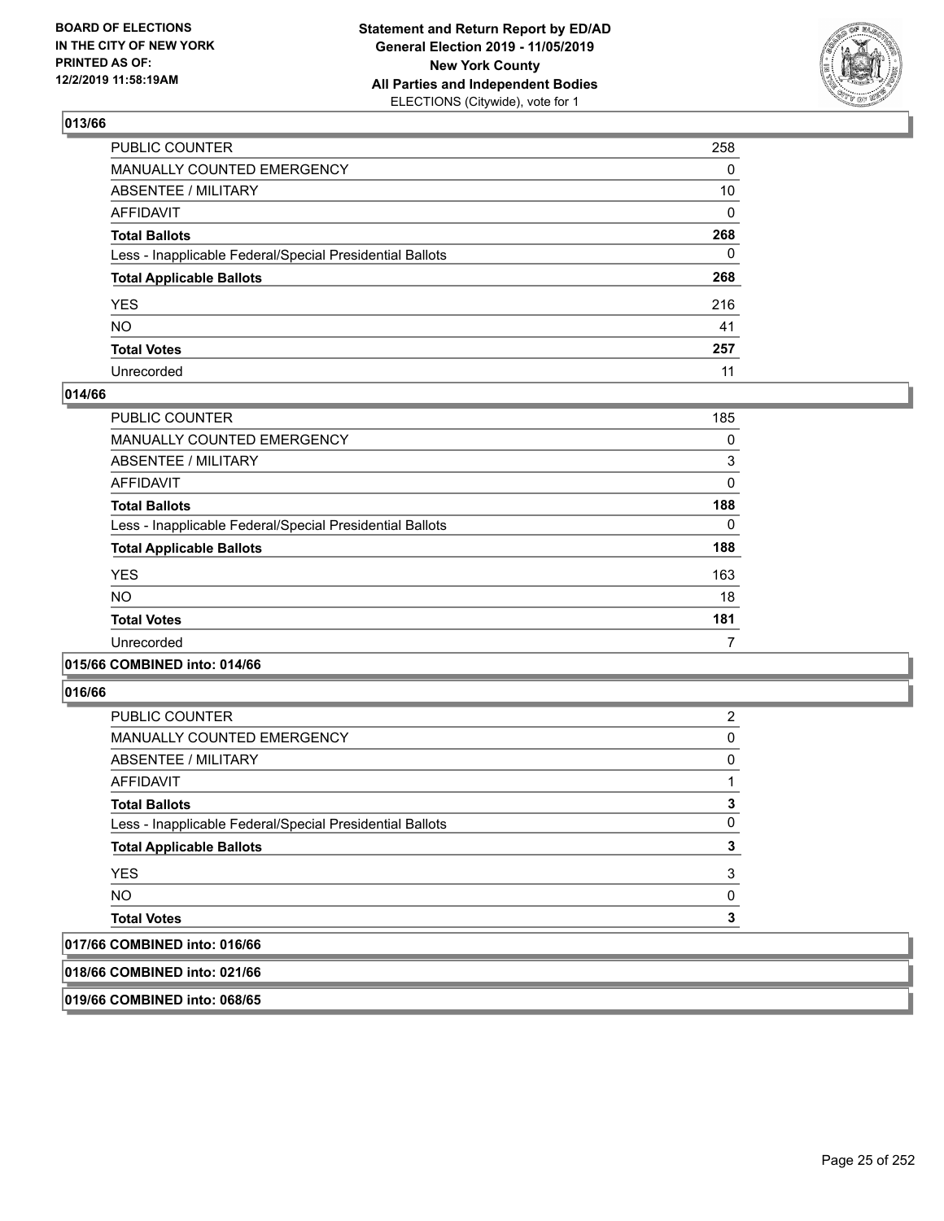**BOARD OF ELECTIONS IN THE CITY OF NEW YORK PRINTED AS OF: 12/2/2019 11:58:19AM**

**Statement and Return Report by ED/AD General Election 2019 - 11/05/2019 New York County All Parties and Independent Bodies** ELECTIONS (Citywide), vote for 1

## 013/66

| | |
|---|---|
| PUBLIC COUNTER | 258 |
| MANUALLY COUNTED EMERGENCY | 0 |
| ABSENTEE / MILITARY | 10 |
| AFFIDAVIT | 0 |
| **Total Ballots** | **268** |
| Less - Inapplicable Federal/Special Presidential Ballots | 0 |
| **Total Applicable Ballots** | **268** |
| YES | 216 |
| NO | 41 |
| **Total Votes** | **257** |
| Unrecorded | 11 |

## 014/66

| | |
|---|---|
| PUBLIC COUNTER | 185 |
| MANUALLY COUNTED EMERGENCY | 0 |
| ABSENTEE / MILITARY | 3 |
| AFFIDAVIT | 0 |
| **Total Ballots** | **188** |
| Less - Inapplicable Federal/Special Presidential Ballots | 0 |
| **Total Applicable Ballots** | **188** |
| YES | 163 |
| NO | 18 |
| **Total Votes** | **181** |
| Unrecorded | 7 |

## 015/66 COMBINED into: 014/66

## 016/66

| | |
|---|---|
| PUBLIC COUNTER | 2 |
| MANUALLY COUNTED EMERGENCY | 0 |
| ABSENTEE / MILITARY | 0 |
| AFFIDAVIT | 1 |
| **Total Ballots** | **3** |
| Less - Inapplicable Federal/Special Presidential Ballots | 0 |
| **Total Applicable Ballots** | **3** |
| YES | 3 |
| NO | 0 |
| **Total Votes** | **3** |

## 017/66 COMBINED into: 016/66

## 018/66 COMBINED into: 021/66

## 019/66 COMBINED into: 068/65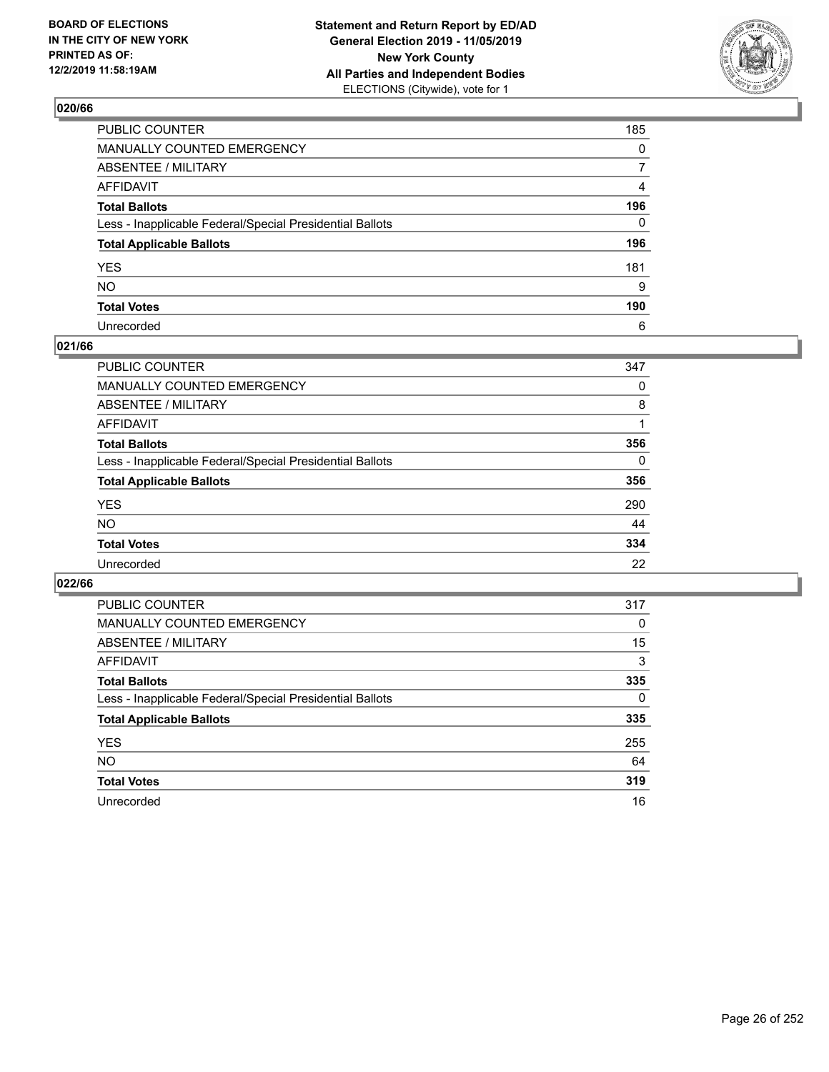BOARD OF ELECTIONS
IN THE CITY OF NEW YORK
PRINTED AS OF:
12/2/2019 11:58:19AM

**Statement and Return Report by ED/AD**
**General Election 2019 - 11/05/2019**
**New York County**
**All Parties and Independent Bodies**
ELECTIONS (Citywide), vote for 1

### 020/66

| | |
|---|---|
| PUBLIC COUNTER | 185 |
| MANUALLY COUNTED EMERGENCY | 0 |
| ABSENTEE / MILITARY | 7 |
| AFFIDAVIT | 4 |
| **Total Ballots** | **196** |
| Less - Inapplicable Federal/Special Presidential Ballots | 0 |
| **Total Applicable Ballots** | **196** |
| YES | 181 |
| NO | 9 |
| **Total Votes** | **190** |
| Unrecorded | 6 |

### 021/66

| | |
|---|---|
| PUBLIC COUNTER | 347 |
| MANUALLY COUNTED EMERGENCY | 0 |
| ABSENTEE / MILITARY | 8 |
| AFFIDAVIT | 1 |
| **Total Ballots** | **356** |
| Less - Inapplicable Federal/Special Presidential Ballots | 0 |
| **Total Applicable Ballots** | **356** |
| YES | 290 |
| NO | 44 |
| **Total Votes** | **334** |
| Unrecorded | 22 |

### 022/66

| | |
|---|---|
| PUBLIC COUNTER | 317 |
| MANUALLY COUNTED EMERGENCY | 0 |
| ABSENTEE / MILITARY | 15 |
| AFFIDAVIT | 3 |
| **Total Ballots** | **335** |
| Less - Inapplicable Federal/Special Presidential Ballots | 0 |
| **Total Applicable Ballots** | **335** |
| YES | 255 |
| NO | 64 |
| **Total Votes** | **319** |
| Unrecorded | 16 |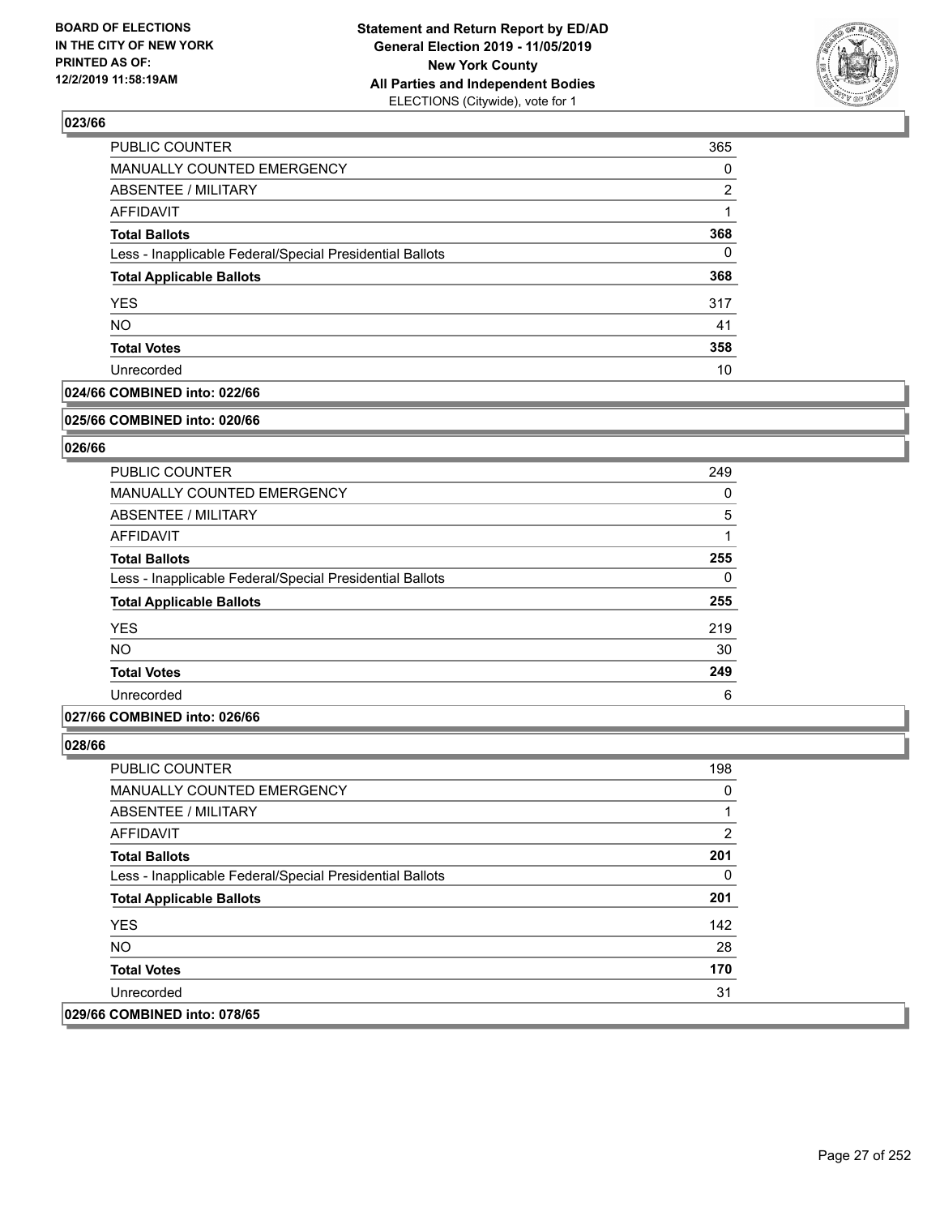**BOARD OF ELECTIONS IN THE CITY OF NEW YORK PRINTED AS OF: 12/2/2019 11:58:19AM**

**Statement and Return Report by ED/AD General Election 2019 - 11/05/2019 New York County All Parties and Independent Bodies** ELECTIONS (Citywide), vote for 1

## 023/66

| | |
|---|---|
| PUBLIC COUNTER | 365 |
| MANUALLY COUNTED EMERGENCY | 0 |
| ABSENTEE / MILITARY | 2 |
| AFFIDAVIT | 1 |
| **Total Ballots** | **368** |
| Less - Inapplicable Federal/Special Presidential Ballots | 0 |
| **Total Applicable Ballots** | **368** |
| YES | 317 |
| NO | 41 |
| **Total Votes** | **358** |
| Unrecorded | 10 |

**024/66 COMBINED into: 022/66**

**025/66 COMBINED into: 020/66**

## 026/66

| | |
|---|---|
| PUBLIC COUNTER | 249 |
| MANUALLY COUNTED EMERGENCY | 0 |
| ABSENTEE / MILITARY | 5 |
| AFFIDAVIT | 1 |
| **Total Ballots** | **255** |
| Less - Inapplicable Federal/Special Presidential Ballots | 0 |
| **Total Applicable Ballots** | **255** |
| YES | 219 |
| NO | 30 |
| **Total Votes** | **249** |
| Unrecorded | 6 |

**027/66 COMBINED into: 026/66**

## 028/66

| | |
|---|---|
| PUBLIC COUNTER | 198 |
| MANUALLY COUNTED EMERGENCY | 0 |
| ABSENTEE / MILITARY | 1 |
| AFFIDAVIT | 2 |
| **Total Ballots** | **201** |
| Less - Inapplicable Federal/Special Presidential Ballots | 0 |
| **Total Applicable Ballots** | **201** |
| YES | 142 |
| NO | 28 |
| **Total Votes** | **170** |
| Unrecorded | 31 |

**029/66 COMBINED into: 078/65**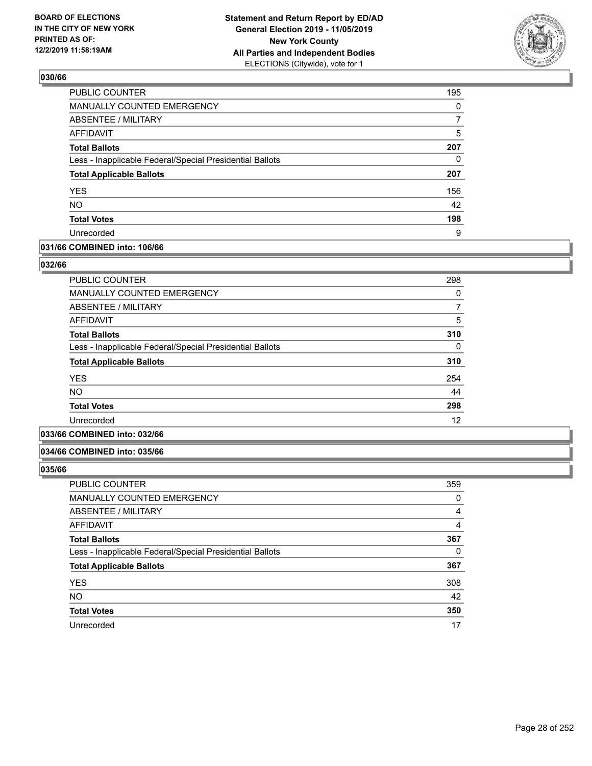**BOARD OF ELECTIONS IN THE CITY OF NEW YORK PRINTED AS OF: 12/2/2019 11:58:19AM**

**Statement and Return Report by ED/AD General Election 2019 - 11/05/2019 New York County All Parties and Independent Bodies** ELECTIONS (Citywide), vote for 1

### 030/66

| | |
|---|---|
| PUBLIC COUNTER | 195 |
| MANUALLY COUNTED EMERGENCY | 0 |
| ABSENTEE / MILITARY | 7 |
| AFFIDAVIT | 5 |
| **Total Ballots** | **207** |
| Less - Inapplicable Federal/Special Presidential Ballots | 0 |
| **Total Applicable Ballots** | **207** |
| YES | 156 |
| NO | 42 |
| **Total Votes** | **198** |
| Unrecorded | 9 |

### 031/66 COMBINED into: 106/66

### 032/66

| | |
|---|---|
| PUBLIC COUNTER | 298 |
| MANUALLY COUNTED EMERGENCY | 0 |
| ABSENTEE / MILITARY | 7 |
| AFFIDAVIT | 5 |
| **Total Ballots** | **310** |
| Less - Inapplicable Federal/Special Presidential Ballots | 0 |
| **Total Applicable Ballots** | **310** |
| YES | 254 |
| NO | 44 |
| **Total Votes** | **298** |
| Unrecorded | 12 |

### 033/66 COMBINED into: 032/66

### 034/66 COMBINED into: 035/66

### 035/66

| | |
|---|---|
| PUBLIC COUNTER | 359 |
| MANUALLY COUNTED EMERGENCY | 0 |
| ABSENTEE / MILITARY | 4 |
| AFFIDAVIT | 4 |
| **Total Ballots** | **367** |
| Less - Inapplicable Federal/Special Presidential Ballots | 0 |
| **Total Applicable Ballots** | **367** |
| YES | 308 |
| NO | 42 |
| **Total Votes** | **350** |
| Unrecorded | 17 |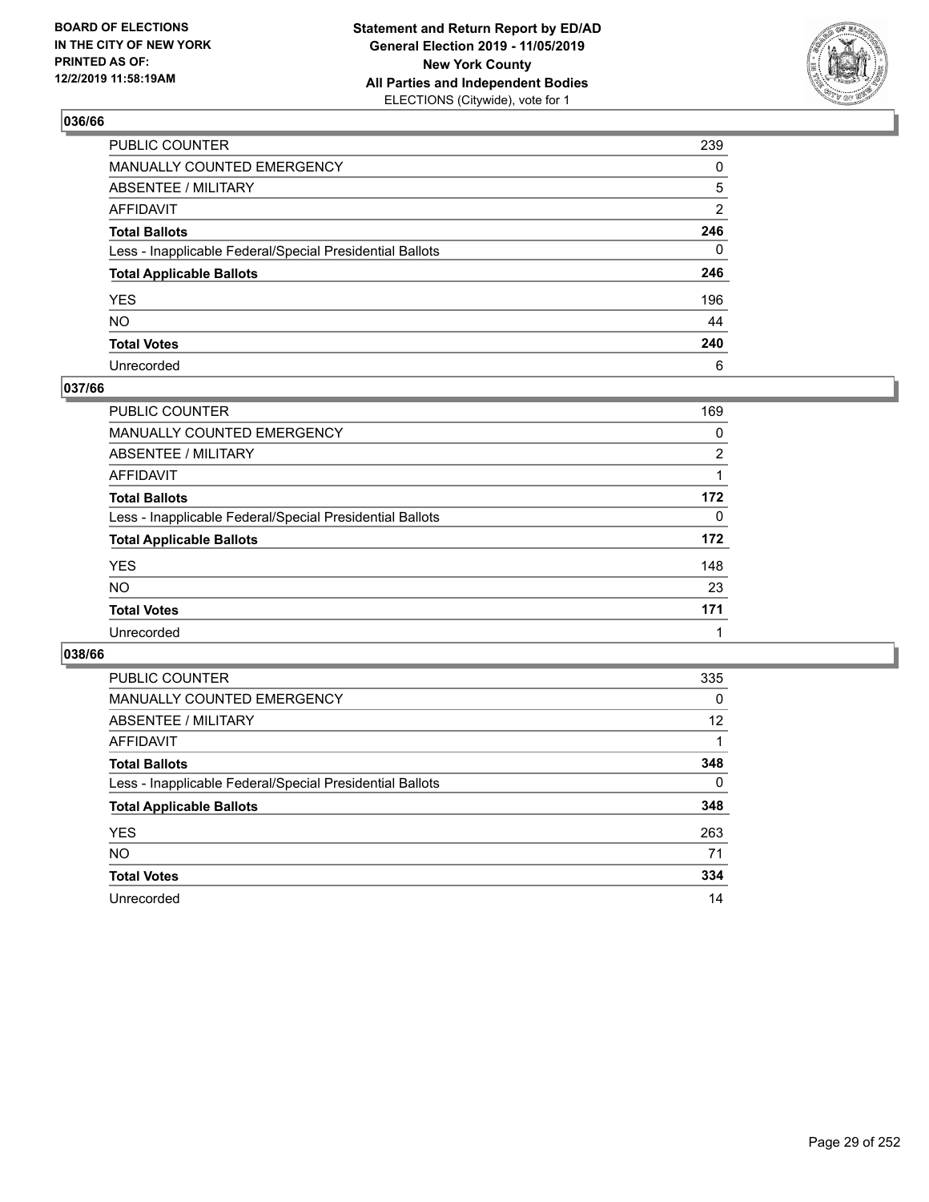**BOARD OF ELECTIONS IN THE CITY OF NEW YORK PRINTED AS OF: 12/2/2019 11:58:19AM**

**Statement and Return Report by ED/AD General Election 2019 - 11/05/2019 New York County All Parties and Independent Bodies** ELECTIONS (Citywide), vote for 1

## 036/66

| | |
|---|---|
| PUBLIC COUNTER | 239 |
| MANUALLY COUNTED EMERGENCY | 0 |
| ABSENTEE / MILITARY | 5 |
| AFFIDAVIT | 2 |
| **Total Ballots** | **246** |
| Less - Inapplicable Federal/Special Presidential Ballots | 0 |
| **Total Applicable Ballots** | **246** |
| YES | 196 |
| NO | 44 |
| **Total Votes** | **240** |
| Unrecorded | 6 |

## 037/66

| | |
|---|---|
| PUBLIC COUNTER | 169 |
| MANUALLY COUNTED EMERGENCY | 0 |
| ABSENTEE / MILITARY | 2 |
| AFFIDAVIT | 1 |
| **Total Ballots** | **172** |
| Less - Inapplicable Federal/Special Presidential Ballots | 0 |
| **Total Applicable Ballots** | **172** |
| YES | 148 |
| NO | 23 |
| **Total Votes** | **171** |
| Unrecorded | 1 |

## 038/66

| | |
|---|---|
| PUBLIC COUNTER | 335 |
| MANUALLY COUNTED EMERGENCY | 0 |
| ABSENTEE / MILITARY | 12 |
| AFFIDAVIT | 1 |
| **Total Ballots** | **348** |
| Less - Inapplicable Federal/Special Presidential Ballots | 0 |
| **Total Applicable Ballots** | **348** |
| YES | 263 |
| NO | 71 |
| **Total Votes** | **334** |
| Unrecorded | 14 |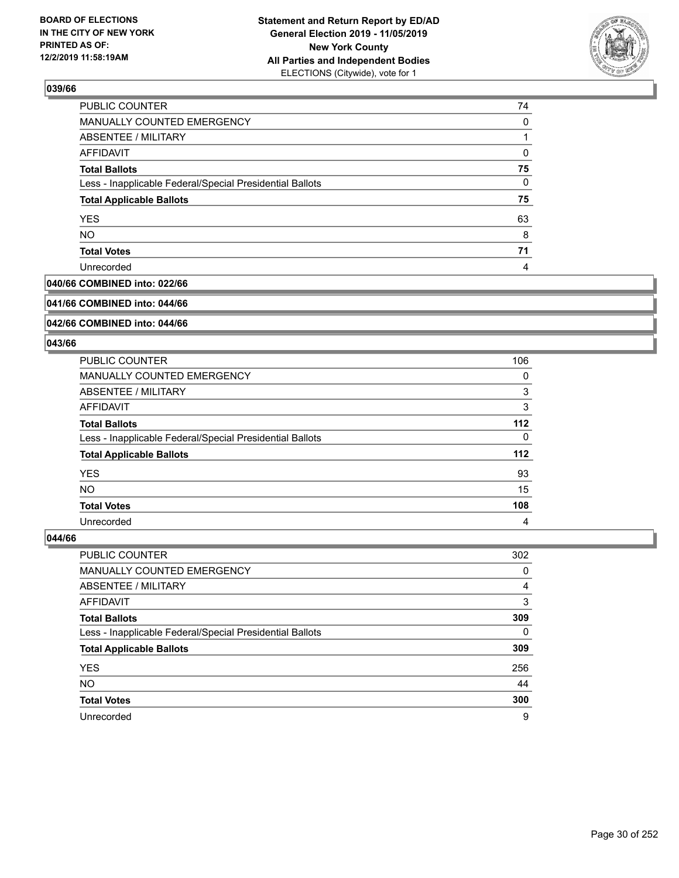### 039/66

| | |
|---|---|
| PUBLIC COUNTER | 74 |
| MANUALLY COUNTED EMERGENCY | 0 |
| ABSENTEE / MILITARY | 1 |
| AFFIDAVIT | 0 |
| **Total Ballots** | **75** |
| Less - Inapplicable Federal/Special Presidential Ballots | 0 |
| **Total Applicable Ballots** | **75** |
| YES | 63 |
| NO | 8 |
| **Total Votes** | **71** |
| Unrecorded | 4 |

### 040/66 COMBINED into: 022/66

### 041/66 COMBINED into: 044/66

### 042/66 COMBINED into: 044/66

### 043/66

| | |
|---|---|
| PUBLIC COUNTER | 106 |
| MANUALLY COUNTED EMERGENCY | 0 |
| ABSENTEE / MILITARY | 3 |
| AFFIDAVIT | 3 |
| **Total Ballots** | **112** |
| Less - Inapplicable Federal/Special Presidential Ballots | 0 |
| **Total Applicable Ballots** | **112** |
| YES | 93 |
| NO | 15 |
| **Total Votes** | **108** |
| Unrecorded | 4 |

### 044/66

| | |
|---|---|
| PUBLIC COUNTER | 302 |
| MANUALLY COUNTED EMERGENCY | 0 |
| ABSENTEE / MILITARY | 4 |
| AFFIDAVIT | 3 |
| **Total Ballots** | **309** |
| Less - Inapplicable Federal/Special Presidential Ballots | 0 |
| **Total Applicable Ballots** | **309** |
| YES | 256 |
| NO | 44 |
| **Total Votes** | **300** |
| Unrecorded | 9 |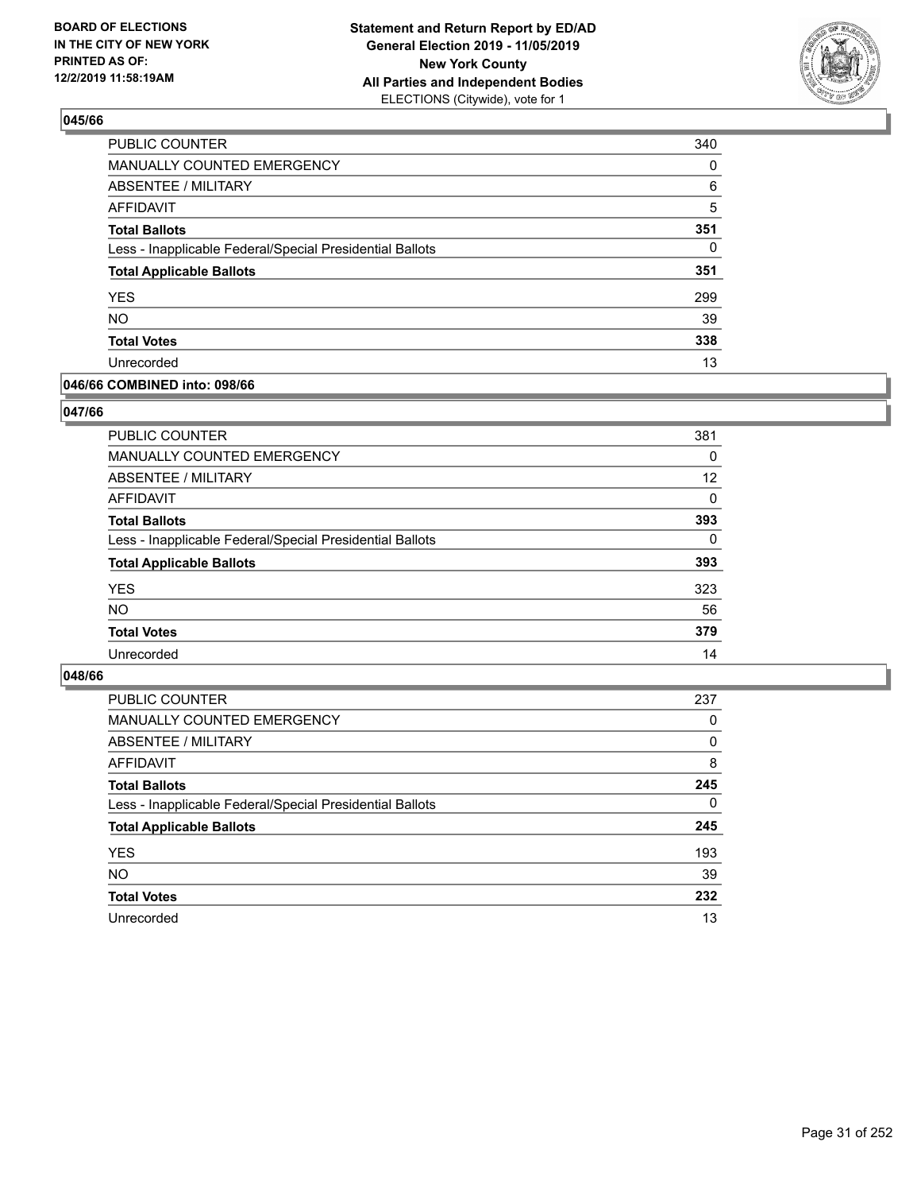## 045/66

| | |
|---|---|
| PUBLIC COUNTER | 340 |
| MANUALLY COUNTED EMERGENCY | 0 |
| ABSENTEE / MILITARY | 6 |
| AFFIDAVIT | 5 |
| **Total Ballots** | **351** |
| Less - Inapplicable Federal/Special Presidential Ballots | 0 |
| **Total Applicable Ballots** | **351** |
| YES | 299 |
| NO | 39 |
| **Total Votes** | **338** |
| Unrecorded | 13 |

## 046/66 COMBINED into: 098/66

## 047/66

| | |
|---|---|
| PUBLIC COUNTER | 381 |
| MANUALLY COUNTED EMERGENCY | 0 |
| ABSENTEE / MILITARY | 12 |
| AFFIDAVIT | 0 |
| **Total Ballots** | **393** |
| Less - Inapplicable Federal/Special Presidential Ballots | 0 |
| **Total Applicable Ballots** | **393** |
| YES | 323 |
| NO | 56 |
| **Total Votes** | **379** |
| Unrecorded | 14 |

## 048/66

| | |
|---|---|
| PUBLIC COUNTER | 237 |
| MANUALLY COUNTED EMERGENCY | 0 |
| ABSENTEE / MILITARY | 0 |
| AFFIDAVIT | 8 |
| **Total Ballots** | **245** |
| Less - Inapplicable Federal/Special Presidential Ballots | 0 |
| **Total Applicable Ballots** | **245** |
| YES | 193 |
| NO | 39 |
| **Total Votes** | **232** |
| Unrecorded | 13 |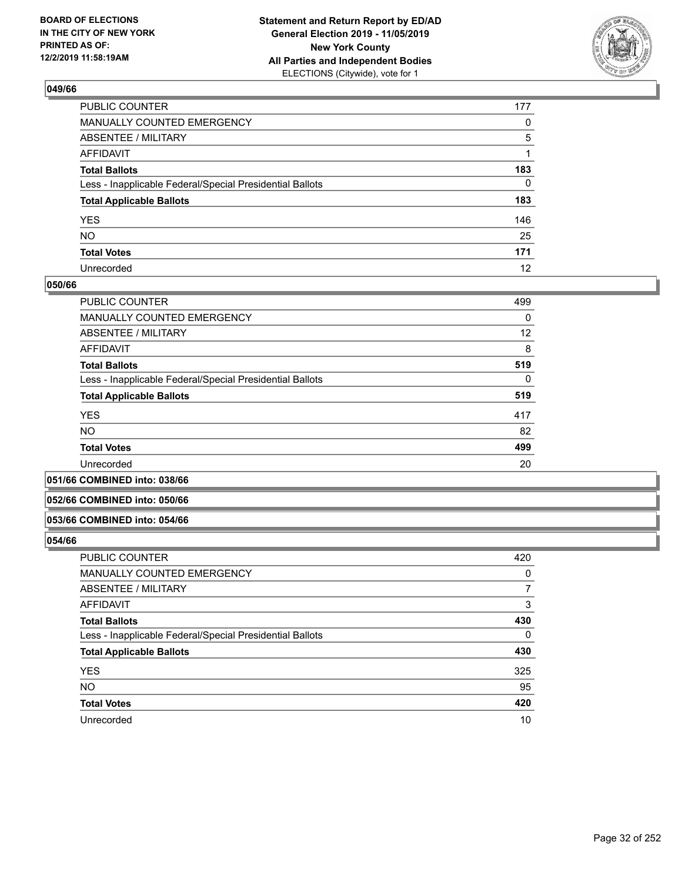**BOARD OF ELECTIONS IN THE CITY OF NEW YORK PRINTED AS OF: 12/2/2019 11:58:19AM**

**Statement and Return Report by ED/AD General Election 2019 - 11/05/2019 New York County All Parties and Independent Bodies** ELECTIONS (Citywide), vote for 1

## 049/66

| | |
|---|---|
| PUBLIC COUNTER | 177 |
| MANUALLY COUNTED EMERGENCY | 0 |
| ABSENTEE / MILITARY | 5 |
| AFFIDAVIT | 1 |
| **Total Ballots** | **183** |
| Less - Inapplicable Federal/Special Presidential Ballots | 0 |
| **Total Applicable Ballots** | **183** |
| YES | 146 |
| NO | 25 |
| **Total Votes** | **171** |
| Unrecorded | 12 |

## 050/66

| | |
|---|---|
| PUBLIC COUNTER | 499 |
| MANUALLY COUNTED EMERGENCY | 0 |
| ABSENTEE / MILITARY | 12 |
| AFFIDAVIT | 8 |
| **Total Ballots** | **519** |
| Less - Inapplicable Federal/Special Presidential Ballots | 0 |
| **Total Applicable Ballots** | **519** |
| YES | 417 |
| NO | 82 |
| **Total Votes** | **499** |
| Unrecorded | 20 |

## 051/66 COMBINED into: 038/66

## 052/66 COMBINED into: 050/66

## 053/66 COMBINED into: 054/66

## 054/66

| | |
|---|---|
| PUBLIC COUNTER | 420 |
| MANUALLY COUNTED EMERGENCY | 0 |
| ABSENTEE / MILITARY | 7 |
| AFFIDAVIT | 3 |
| **Total Ballots** | **430** |
| Less - Inapplicable Federal/Special Presidential Ballots | 0 |
| **Total Applicable Ballots** | **430** |
| YES | 325 |
| NO | 95 |
| **Total Votes** | **420** |
| Unrecorded | 10 |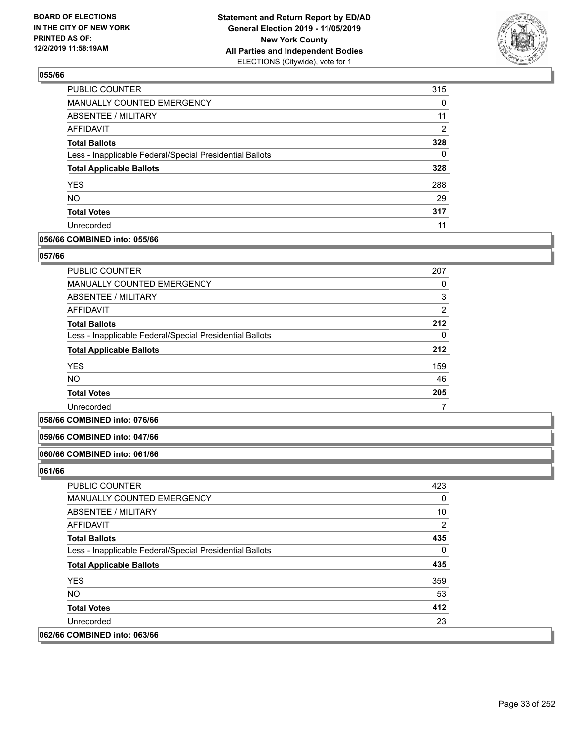**BOARD OF ELECTIONS IN THE CITY OF NEW YORK PRINTED AS OF: 12/2/2019 11:58:19AM**

**Statement and Return Report by ED/AD General Election 2019 - 11/05/2019 New York County All Parties and Independent Bodies** ELECTIONS (Citywide), vote for 1

## 055/66

| | |
|---|---|
| PUBLIC COUNTER | 315 |
| MANUALLY COUNTED EMERGENCY | 0 |
| ABSENTEE / MILITARY | 11 |
| AFFIDAVIT | 2 |
| **Total Ballots** | **328** |
| Less - Inapplicable Federal/Special Presidential Ballots | 0 |
| **Total Applicable Ballots** | **328** |
| YES | 288 |
| NO | 29 |
| **Total Votes** | **317** |
| Unrecorded | 11 |

**056/66 COMBINED into: 055/66**

## 057/66

| | |
|---|---|
| PUBLIC COUNTER | 207 |
| MANUALLY COUNTED EMERGENCY | 0 |
| ABSENTEE / MILITARY | 3 |
| AFFIDAVIT | 2 |
| **Total Ballots** | **212** |
| Less - Inapplicable Federal/Special Presidential Ballots | 0 |
| **Total Applicable Ballots** | **212** |
| YES | 159 |
| NO | 46 |
| **Total Votes** | **205** |
| Unrecorded | 7 |

**058/66 COMBINED into: 076/66**

**059/66 COMBINED into: 047/66**

**060/66 COMBINED into: 061/66**

## 061/66

| | |
|---|---|
| PUBLIC COUNTER | 423 |
| MANUALLY COUNTED EMERGENCY | 0 |
| ABSENTEE / MILITARY | 10 |
| AFFIDAVIT | 2 |
| **Total Ballots** | **435** |
| Less - Inapplicable Federal/Special Presidential Ballots | 0 |
| **Total Applicable Ballots** | **435** |
| YES | 359 |
| NO | 53 |
| **Total Votes** | **412** |
| Unrecorded | 23 |

**062/66 COMBINED into: 063/66**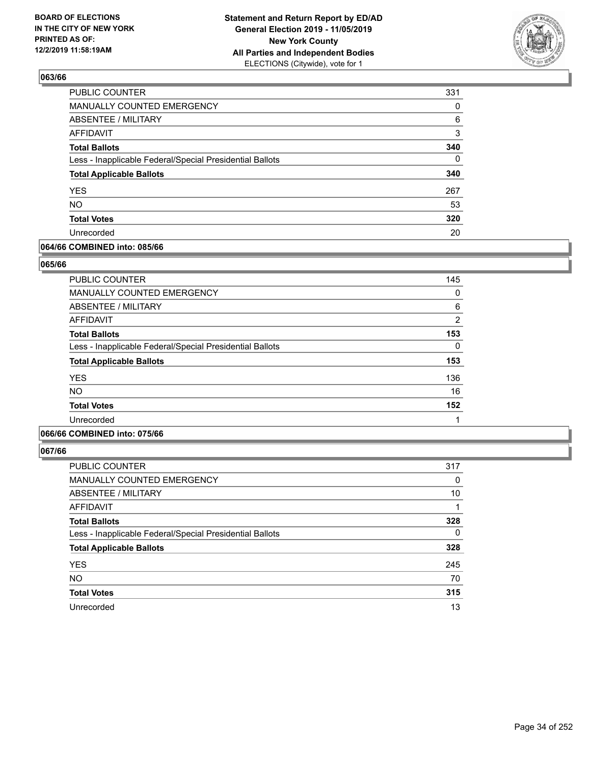## 063/66

| | |
|---|---|
| PUBLIC COUNTER | 331 |
| MANUALLY COUNTED EMERGENCY | 0 |
| ABSENTEE / MILITARY | 6 |
| AFFIDAVIT | 3 |
| **Total Ballots** | **340** |
| Less - Inapplicable Federal/Special Presidential Ballots | 0 |
| **Total Applicable Ballots** | **340** |
| YES | 267 |
| NO | 53 |
| **Total Votes** | **320** |
| Unrecorded | 20 |

## 064/66 COMBINED into: 085/66

## 065/66

| | |
|---|---|
| PUBLIC COUNTER | 145 |
| MANUALLY COUNTED EMERGENCY | 0 |
| ABSENTEE / MILITARY | 6 |
| AFFIDAVIT | 2 |
| **Total Ballots** | **153** |
| Less - Inapplicable Federal/Special Presidential Ballots | 0 |
| **Total Applicable Ballots** | **153** |
| YES | 136 |
| NO | 16 |
| **Total Votes** | **152** |
| Unrecorded | 1 |

## 066/66 COMBINED into: 075/66

## 067/66

| | |
|---|---|
| PUBLIC COUNTER | 317 |
| MANUALLY COUNTED EMERGENCY | 0 |
| ABSENTEE / MILITARY | 10 |
| AFFIDAVIT | 1 |
| **Total Ballots** | **328** |
| Less - Inapplicable Federal/Special Presidential Ballots | 0 |
| **Total Applicable Ballots** | **328** |
| YES | 245 |
| NO | 70 |
| **Total Votes** | **315** |
| Unrecorded | 13 |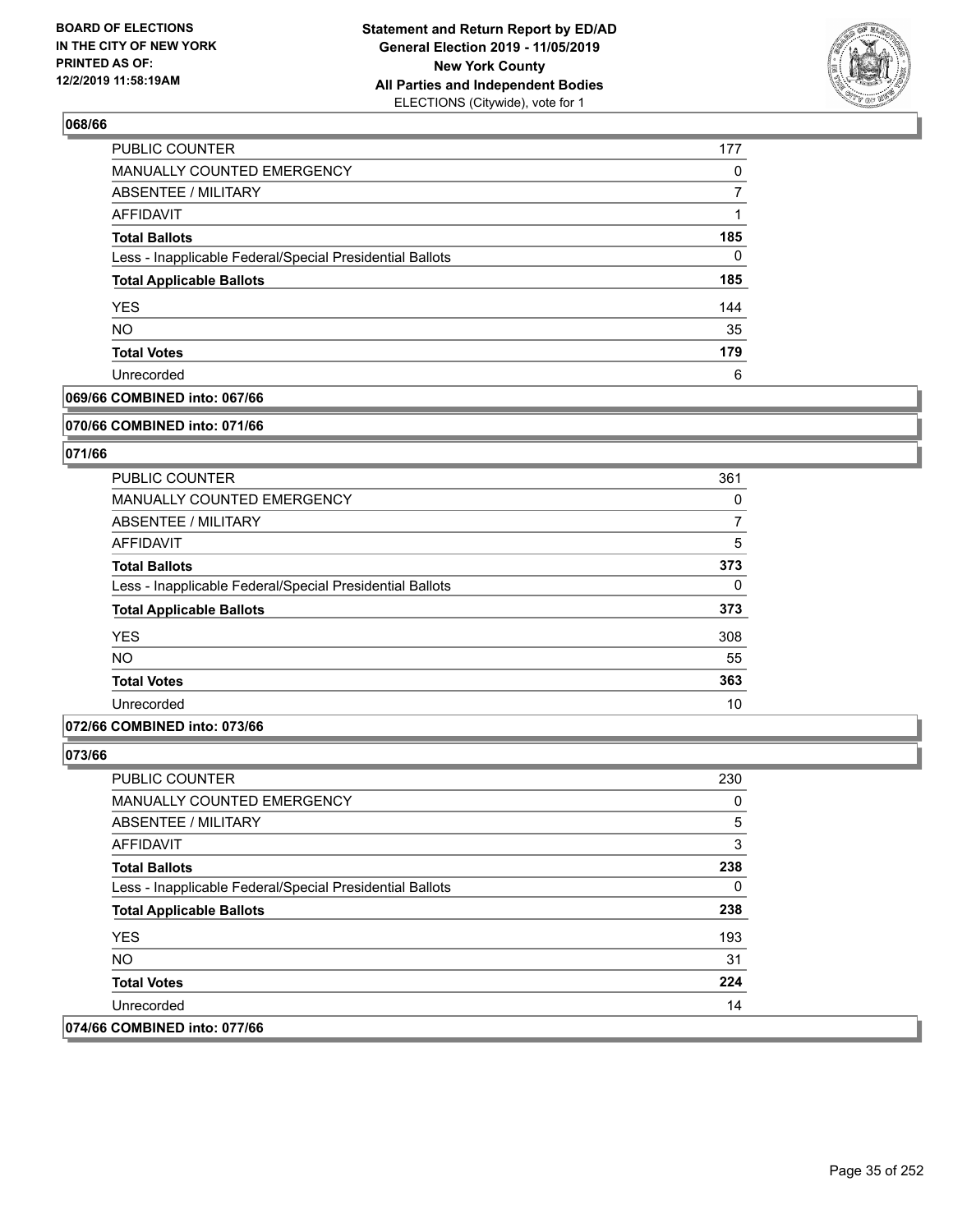### 068/66

| | |
|---|---|
| PUBLIC COUNTER | 177 |
| MANUALLY COUNTED EMERGENCY | 0 |
| ABSENTEE / MILITARY | 7 |
| AFFIDAVIT | 1 |
| **Total Ballots** | **185** |
| Less - Inapplicable Federal/Special Presidential Ballots | 0 |
| **Total Applicable Ballots** | **185** |
| YES | 144 |
| NO | 35 |
| **Total Votes** | **179** |
| Unrecorded | 6 |

### 069/66 COMBINED into: 067/66

### 070/66 COMBINED into: 071/66

### 071/66

| | |
|---|---|
| PUBLIC COUNTER | 361 |
| MANUALLY COUNTED EMERGENCY | 0 |
| ABSENTEE / MILITARY | 7 |
| AFFIDAVIT | 5 |
| **Total Ballots** | **373** |
| Less - Inapplicable Federal/Special Presidential Ballots | 0 |
| **Total Applicable Ballots** | **373** |
| YES | 308 |
| NO | 55 |
| **Total Votes** | **363** |
| Unrecorded | 10 |

### 072/66 COMBINED into: 073/66

### 073/66

| | |
|---|---|
| PUBLIC COUNTER | 230 |
| MANUALLY COUNTED EMERGENCY | 0 |
| ABSENTEE / MILITARY | 5 |
| AFFIDAVIT | 3 |
| **Total Ballots** | **238** |
| Less - Inapplicable Federal/Special Presidential Ballots | 0 |
| **Total Applicable Ballots** | **238** |
| YES | 193 |
| NO | 31 |
| **Total Votes** | **224** |
| Unrecorded | 14 |

### 074/66 COMBINED into: 077/66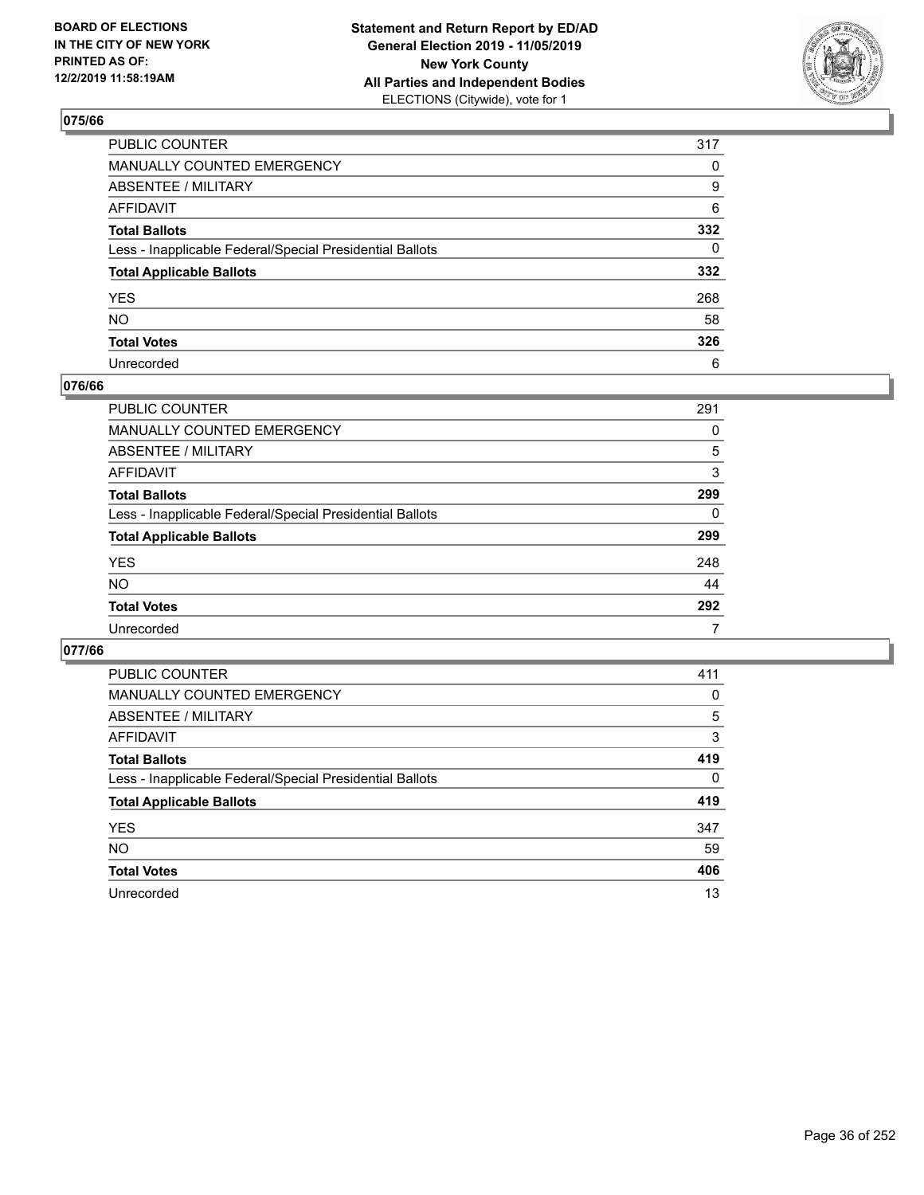BOARD OF ELECTIONS
IN THE CITY OF NEW YORK
PRINTED AS OF:
12/2/2019 11:58:19AM

**Statement and Return Report by ED/AD**
**General Election 2019 - 11/05/2019**
**New York County**
**All Parties and Independent Bodies**
ELECTIONS (Citywide), vote for 1

### 075/66

| | |
|---|---|
| PUBLIC COUNTER | 317 |
| MANUALLY COUNTED EMERGENCY | 0 |
| ABSENTEE / MILITARY | 9 |
| AFFIDAVIT | 6 |
| **Total Ballots** | **332** |
| Less - Inapplicable Federal/Special Presidential Ballots | 0 |
| **Total Applicable Ballots** | **332** |
| YES | 268 |
| NO | 58 |
| **Total Votes** | **326** |
| Unrecorded | 6 |

### 076/66

| | |
|---|---|
| PUBLIC COUNTER | 291 |
| MANUALLY COUNTED EMERGENCY | 0 |
| ABSENTEE / MILITARY | 5 |
| AFFIDAVIT | 3 |
| **Total Ballots** | **299** |
| Less - Inapplicable Federal/Special Presidential Ballots | 0 |
| **Total Applicable Ballots** | **299** |
| YES | 248 |
| NO | 44 |
| **Total Votes** | **292** |
| Unrecorded | 7 |

### 077/66

| | |
|---|---|
| PUBLIC COUNTER | 411 |
| MANUALLY COUNTED EMERGENCY | 0 |
| ABSENTEE / MILITARY | 5 |
| AFFIDAVIT | 3 |
| **Total Ballots** | **419** |
| Less - Inapplicable Federal/Special Presidential Ballots | 0 |
| **Total Applicable Ballots** | **419** |
| YES | 347 |
| NO | 59 |
| **Total Votes** | **406** |
| Unrecorded | 13 |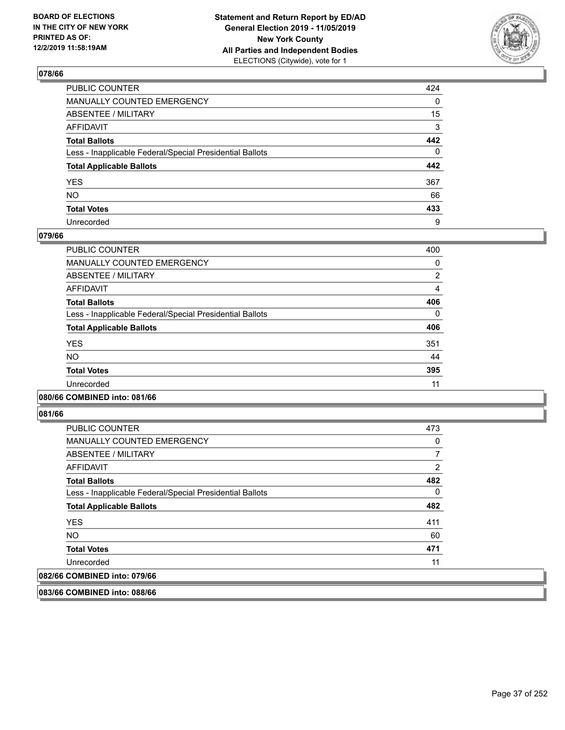## 078/66

| | |
|---|---|
| PUBLIC COUNTER | 424 |
| MANUALLY COUNTED EMERGENCY | 0 |
| ABSENTEE / MILITARY | 15 |
| AFFIDAVIT | 3 |
| **Total Ballots** | **442** |
| Less - Inapplicable Federal/Special Presidential Ballots | 0 |
| **Total Applicable Ballots** | **442** |
| YES | 367 |
| NO | 66 |
| **Total Votes** | **433** |
| Unrecorded | 9 |

## 079/66

| | |
|---|---|
| PUBLIC COUNTER | 400 |
| MANUALLY COUNTED EMERGENCY | 0 |
| ABSENTEE / MILITARY | 2 |
| AFFIDAVIT | 4 |
| **Total Ballots** | **406** |
| Less - Inapplicable Federal/Special Presidential Ballots | 0 |
| **Total Applicable Ballots** | **406** |
| YES | 351 |
| NO | 44 |
| **Total Votes** | **395** |
| Unrecorded | 11 |

## 080/66 COMBINED into: 081/66

## 081/66

| | |
|---|---|
| PUBLIC COUNTER | 473 |
| MANUALLY COUNTED EMERGENCY | 0 |
| ABSENTEE / MILITARY | 7 |
| AFFIDAVIT | 2 |
| **Total Ballots** | **482** |
| Less - Inapplicable Federal/Special Presidential Ballots | 0 |
| **Total Applicable Ballots** | **482** |
| YES | 411 |
| NO | 60 |
| **Total Votes** | **471** |
| Unrecorded | 11 |

## 082/66 COMBINED into: 079/66

## 083/66 COMBINED into: 088/66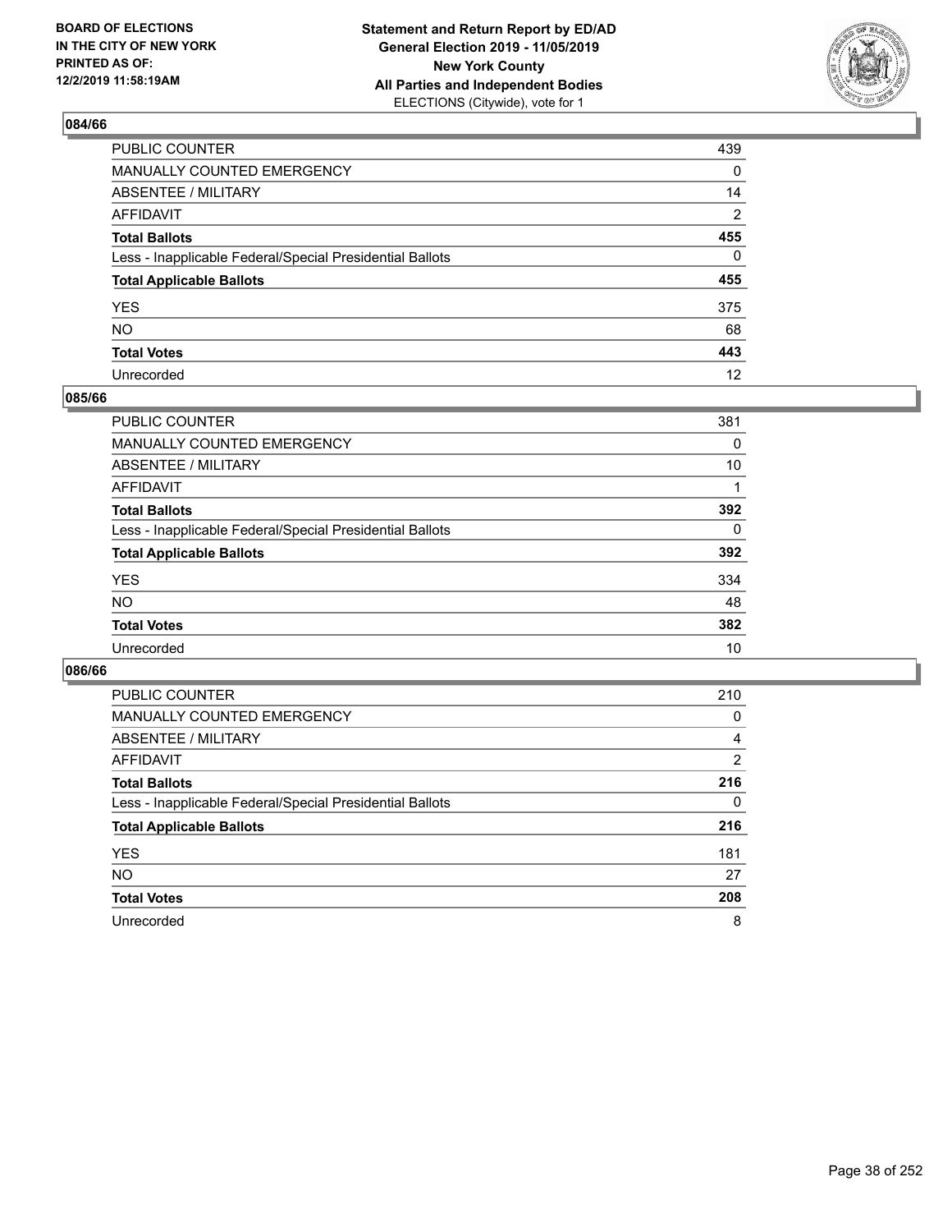BOARD OF ELECTIONS
IN THE CITY OF NEW YORK
PRINTED AS OF:
12/2/2019 11:58:19AM

**Statement and Return Report by ED/AD**
**General Election 2019 - 11/05/2019**
**New York County**
**All Parties and Independent Bodies**
ELECTIONS (Citywide), vote for 1

## 084/66

| | |
|---|---|
| PUBLIC COUNTER | 439 |
| MANUALLY COUNTED EMERGENCY | 0 |
| ABSENTEE / MILITARY | 14 |
| AFFIDAVIT | 2 |
| **Total Ballots** | **455** |
| Less - Inapplicable Federal/Special Presidential Ballots | 0 |
| **Total Applicable Ballots** | **455** |
| YES | 375 |
| NO | 68 |
| **Total Votes** | **443** |
| Unrecorded | 12 |

## 085/66

| | |
|---|---|
| PUBLIC COUNTER | 381 |
| MANUALLY COUNTED EMERGENCY | 0 |
| ABSENTEE / MILITARY | 10 |
| AFFIDAVIT | 1 |
| **Total Ballots** | **392** |
| Less - Inapplicable Federal/Special Presidential Ballots | 0 |
| **Total Applicable Ballots** | **392** |
| YES | 334 |
| NO | 48 |
| **Total Votes** | **382** |
| Unrecorded | 10 |

## 086/66

| | |
|---|---|
| PUBLIC COUNTER | 210 |
| MANUALLY COUNTED EMERGENCY | 0 |
| ABSENTEE / MILITARY | 4 |
| AFFIDAVIT | 2 |
| **Total Ballots** | **216** |
| Less - Inapplicable Federal/Special Presidential Ballots | 0 |
| **Total Applicable Ballots** | **216** |
| YES | 181 |
| NO | 27 |
| **Total Votes** | **208** |
| Unrecorded | 8 |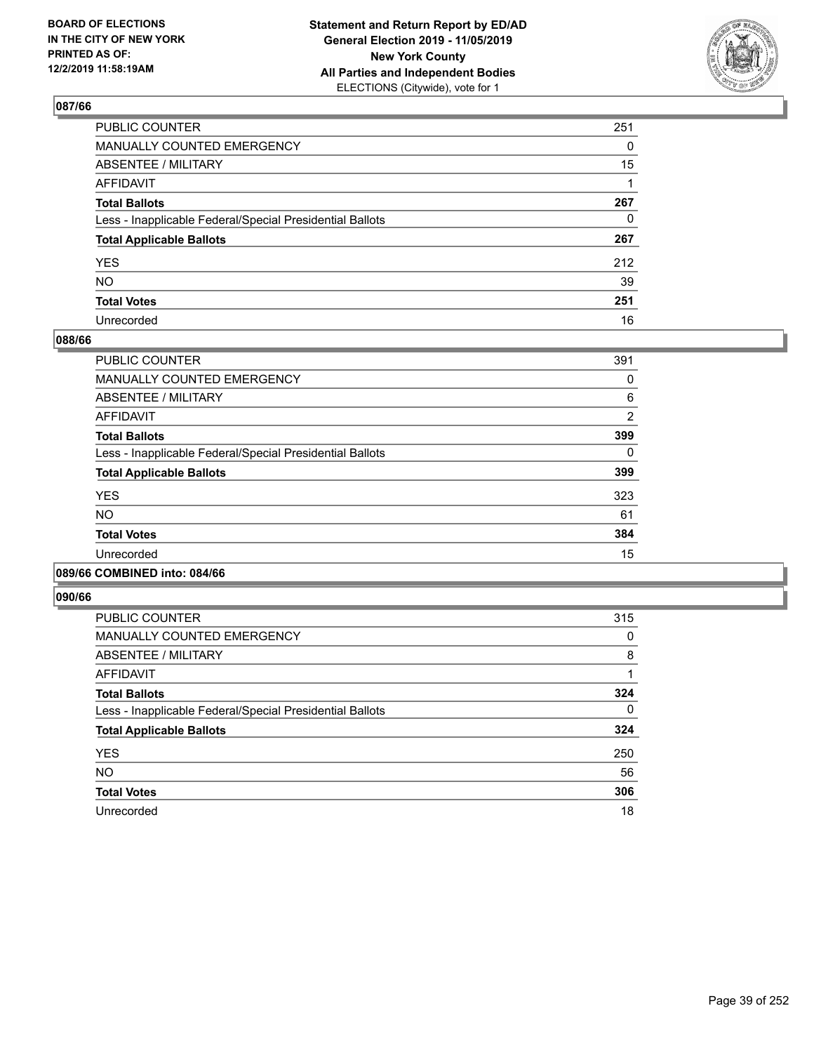## 087/66

| | |
|---|---|
| PUBLIC COUNTER | 251 |
| MANUALLY COUNTED EMERGENCY | 0 |
| ABSENTEE / MILITARY | 15 |
| AFFIDAVIT | 1 |
| **Total Ballots** | **267** |
| Less - Inapplicable Federal/Special Presidential Ballots | 0 |
| **Total Applicable Ballots** | **267** |
| YES | 212 |
| NO | 39 |
| **Total Votes** | **251** |
| Unrecorded | 16 |

## 088/66

| | |
|---|---|
| PUBLIC COUNTER | 391 |
| MANUALLY COUNTED EMERGENCY | 0 |
| ABSENTEE / MILITARY | 6 |
| AFFIDAVIT | 2 |
| **Total Ballots** | **399** |
| Less - Inapplicable Federal/Special Presidential Ballots | 0 |
| **Total Applicable Ballots** | **399** |
| YES | 323 |
| NO | 61 |
| **Total Votes** | **384** |
| Unrecorded | 15 |

## 089/66 COMBINED into: 084/66

## 090/66

| | |
|---|---|
| PUBLIC COUNTER | 315 |
| MANUALLY COUNTED EMERGENCY | 0 |
| ABSENTEE / MILITARY | 8 |
| AFFIDAVIT | 1 |
| **Total Ballots** | **324** |
| Less - Inapplicable Federal/Special Presidential Ballots | 0 |
| **Total Applicable Ballots** | **324** |
| YES | 250 |
| NO | 56 |
| **Total Votes** | **306** |
| Unrecorded | 18 |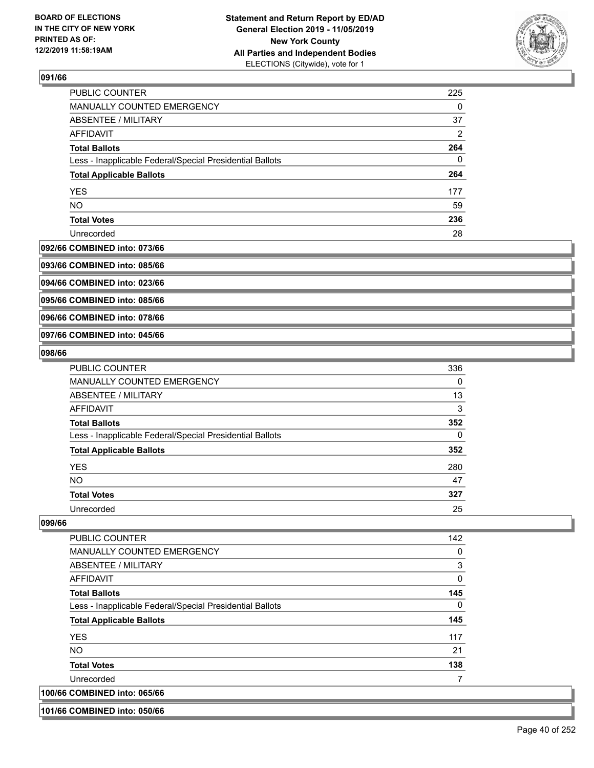**BOARD OF ELECTIONS IN THE CITY OF NEW YORK PRINTED AS OF: 12/2/2019 11:58:19AM**

**Statement and Return Report by ED/AD General Election 2019 - 11/05/2019 New York County All Parties and Independent Bodies** ELECTIONS (Citywide), vote for 1

**091/66**

| | |
|---|---|
| PUBLIC COUNTER | 225 |
| MANUALLY COUNTED EMERGENCY | 0 |
| ABSENTEE / MILITARY | 37 |
| AFFIDAVIT | 2 |
| **Total Ballots** | **264** |
| Less - Inapplicable Federal/Special Presidential Ballots | 0 |
| **Total Applicable Ballots** | **264** |
| YES | 177 |
| NO | 59 |
| **Total Votes** | **236** |
| Unrecorded | 28 |

**092/66 COMBINED into: 073/66**

**093/66 COMBINED into: 085/66**

**094/66 COMBINED into: 023/66**

**095/66 COMBINED into: 085/66**

**096/66 COMBINED into: 078/66**

**097/66 COMBINED into: 045/66**

**098/66**

| | |
|---|---|
| PUBLIC COUNTER | 336 |
| MANUALLY COUNTED EMERGENCY | 0 |
| ABSENTEE / MILITARY | 13 |
| AFFIDAVIT | 3 |
| **Total Ballots** | **352** |
| Less - Inapplicable Federal/Special Presidential Ballots | 0 |
| **Total Applicable Ballots** | **352** |
| YES | 280 |
| NO | 47 |
| **Total Votes** | **327** |
| Unrecorded | 25 |

**099/66**

| | |
|---|---|
| PUBLIC COUNTER | 142 |
| MANUALLY COUNTED EMERGENCY | 0 |
| ABSENTEE / MILITARY | 3 |
| AFFIDAVIT | 0 |
| **Total Ballots** | **145** |
| Less - Inapplicable Federal/Special Presidential Ballots | 0 |
| **Total Applicable Ballots** | **145** |
| YES | 117 |
| NO | 21 |
| **Total Votes** | **138** |
| Unrecorded | 7 |

**100/66 COMBINED into: 065/66**

**101/66 COMBINED into: 050/66**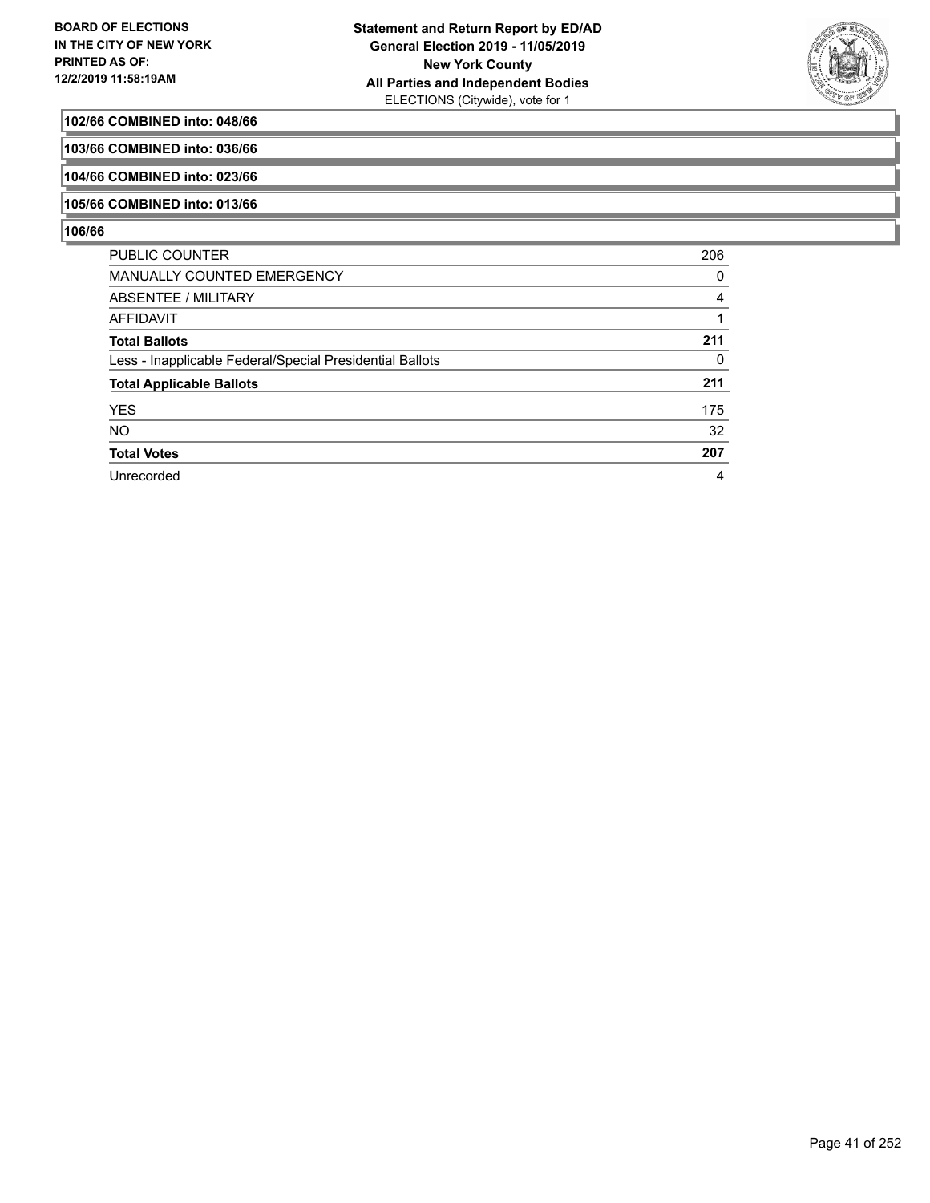**102/66 COMBINED into: 048/66**

**103/66 COMBINED into: 036/66**

**104/66 COMBINED into: 023/66**

**105/66 COMBINED into: 013/66**

**106/66**

| | |
|---|---|
| PUBLIC COUNTER | 206 |
| MANUALLY COUNTED EMERGENCY | 0 |
| ABSENTEE / MILITARY | 4 |
| AFFIDAVIT | 1 |
| **Total Ballots** | **211** |
| Less - Inapplicable Federal/Special Presidential Ballots | 0 |
| **Total Applicable Ballots** | **211** |
| YES | 175 |
| NO | 32 |
| **Total Votes** | **207** |
| Unrecorded | 4 |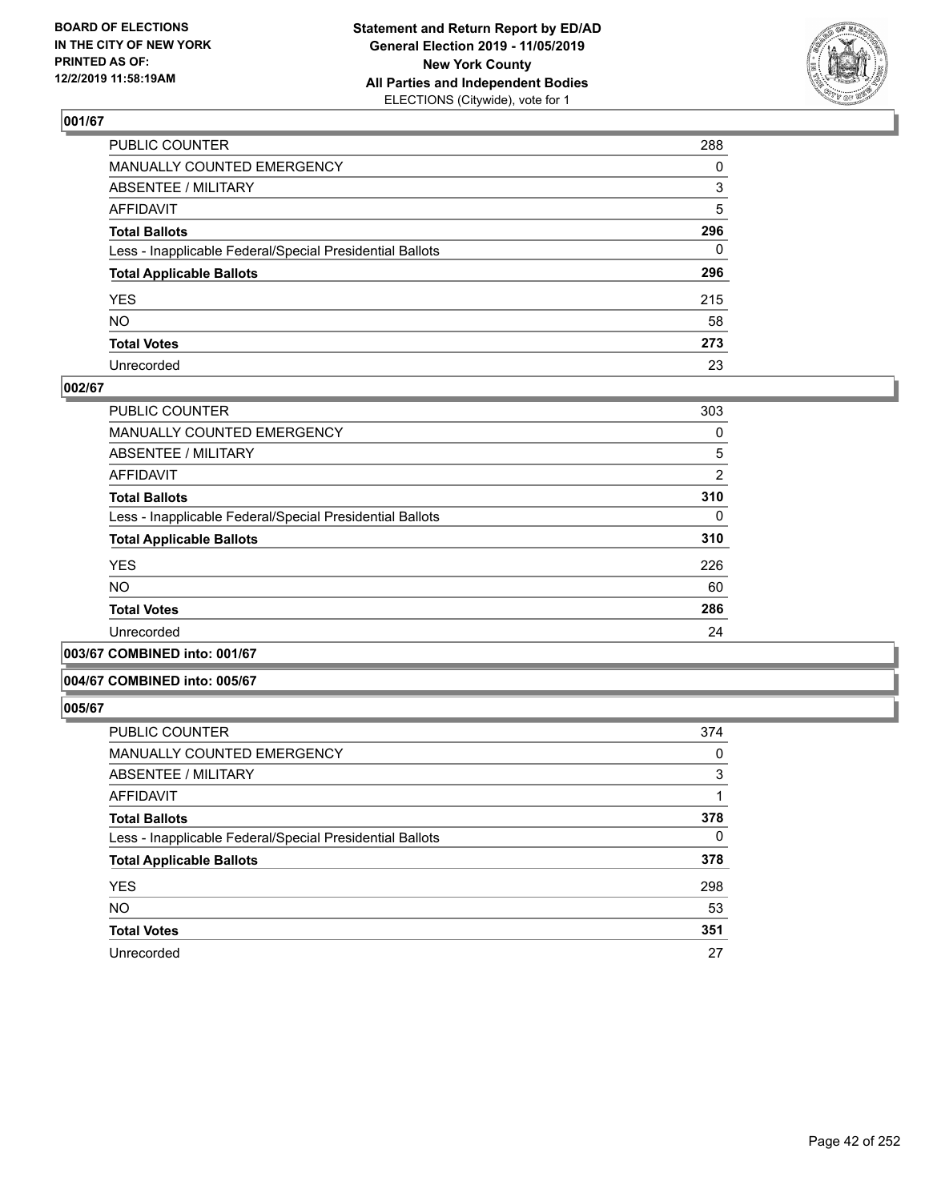BOARD OF ELECTIONS
IN THE CITY OF NEW YORK
PRINTED AS OF:
12/2/2019 11:58:19AM

**Statement and Return Report by ED/AD**
**General Election 2019 - 11/05/2019**
**New York County**
**All Parties and Independent Bodies**
ELECTIONS (Citywide), vote for 1

### 001/67

| | |
|---|---|
| PUBLIC COUNTER | 288 |
| MANUALLY COUNTED EMERGENCY | 0 |
| ABSENTEE / MILITARY | 3 |
| AFFIDAVIT | 5 |
| **Total Ballots** | **296** |
| Less - Inapplicable Federal/Special Presidential Ballots | 0 |
| **Total Applicable Ballots** | **296** |
| YES | 215 |
| NO | 58 |
| **Total Votes** | **273** |
| Unrecorded | 23 |

### 002/67

| | |
|---|---|
| PUBLIC COUNTER | 303 |
| MANUALLY COUNTED EMERGENCY | 0 |
| ABSENTEE / MILITARY | 5 |
| AFFIDAVIT | 2 |
| **Total Ballots** | **310** |
| Less - Inapplicable Federal/Special Presidential Ballots | 0 |
| **Total Applicable Ballots** | **310** |
| YES | 226 |
| NO | 60 |
| **Total Votes** | **286** |
| Unrecorded | 24 |

### 003/67 COMBINED into: 001/67

### 004/67 COMBINED into: 005/67

### 005/67

| | |
|---|---|
| PUBLIC COUNTER | 374 |
| MANUALLY COUNTED EMERGENCY | 0 |
| ABSENTEE / MILITARY | 3 |
| AFFIDAVIT | 1 |
| **Total Ballots** | **378** |
| Less - Inapplicable Federal/Special Presidential Ballots | 0 |
| **Total Applicable Ballots** | **378** |
| YES | 298 |
| NO | 53 |
| **Total Votes** | **351** |
| Unrecorded | 27 |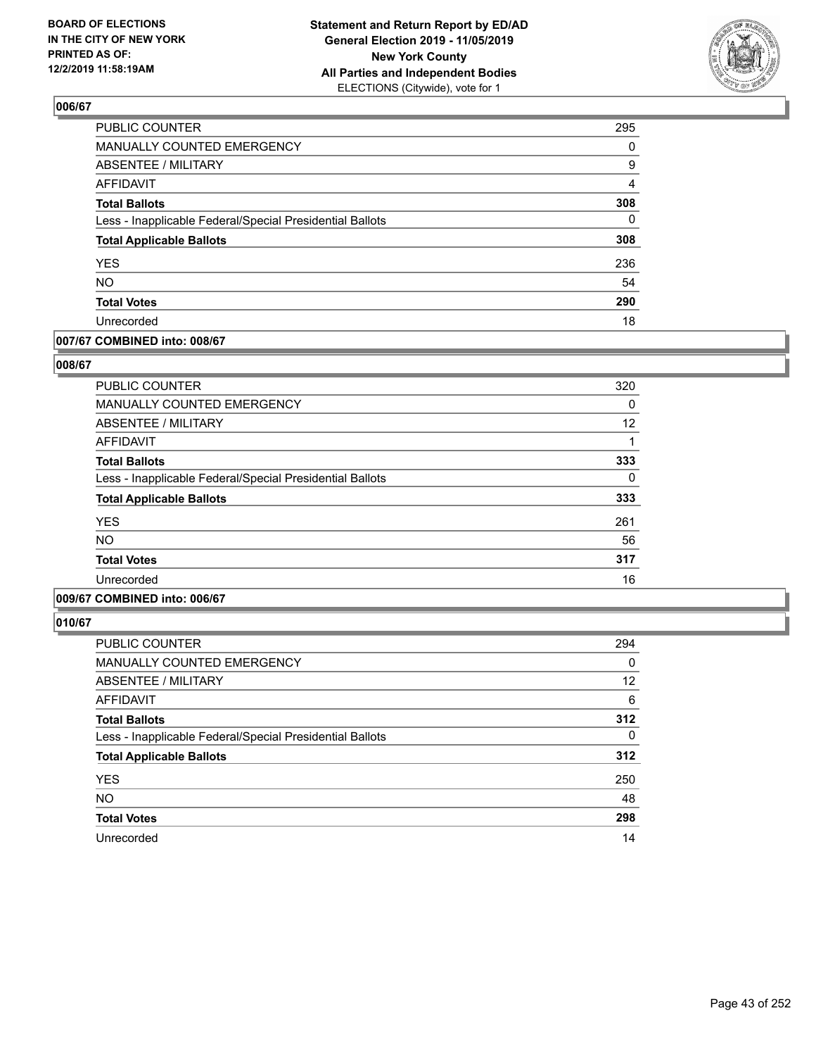**BOARD OF ELECTIONS IN THE CITY OF NEW YORK PRINTED AS OF: 12/2/2019 11:58:19AM**

**Statement and Return Report by ED/AD General Election 2019 - 11/05/2019 New York County All Parties and Independent Bodies**
ELECTIONS (Citywide), vote for 1

## 006/67

| | |
|---|---|
| PUBLIC COUNTER | 295 |
| MANUALLY COUNTED EMERGENCY | 0 |
| ABSENTEE / MILITARY | 9 |
| AFFIDAVIT | 4 |
| **Total Ballots** | **308** |
| Less - Inapplicable Federal/Special Presidential Ballots | 0 |
| **Total Applicable Ballots** | **308** |
| YES | 236 |
| NO | 54 |
| **Total Votes** | **290** |
| Unrecorded | 18 |

## 007/67 COMBINED into: 008/67

## 008/67

| | |
|---|---|
| PUBLIC COUNTER | 320 |
| MANUALLY COUNTED EMERGENCY | 0 |
| ABSENTEE / MILITARY | 12 |
| AFFIDAVIT | 1 |
| **Total Ballots** | **333** |
| Less - Inapplicable Federal/Special Presidential Ballots | 0 |
| **Total Applicable Ballots** | **333** |
| YES | 261 |
| NO | 56 |
| **Total Votes** | **317** |
| Unrecorded | 16 |

## 009/67 COMBINED into: 006/67

## 010/67

| | |
|---|---|
| PUBLIC COUNTER | 294 |
| MANUALLY COUNTED EMERGENCY | 0 |
| ABSENTEE / MILITARY | 12 |
| AFFIDAVIT | 6 |
| **Total Ballots** | **312** |
| Less - Inapplicable Federal/Special Presidential Ballots | 0 |
| **Total Applicable Ballots** | **312** |
| YES | 250 |
| NO | 48 |
| **Total Votes** | **298** |
| Unrecorded | 14 |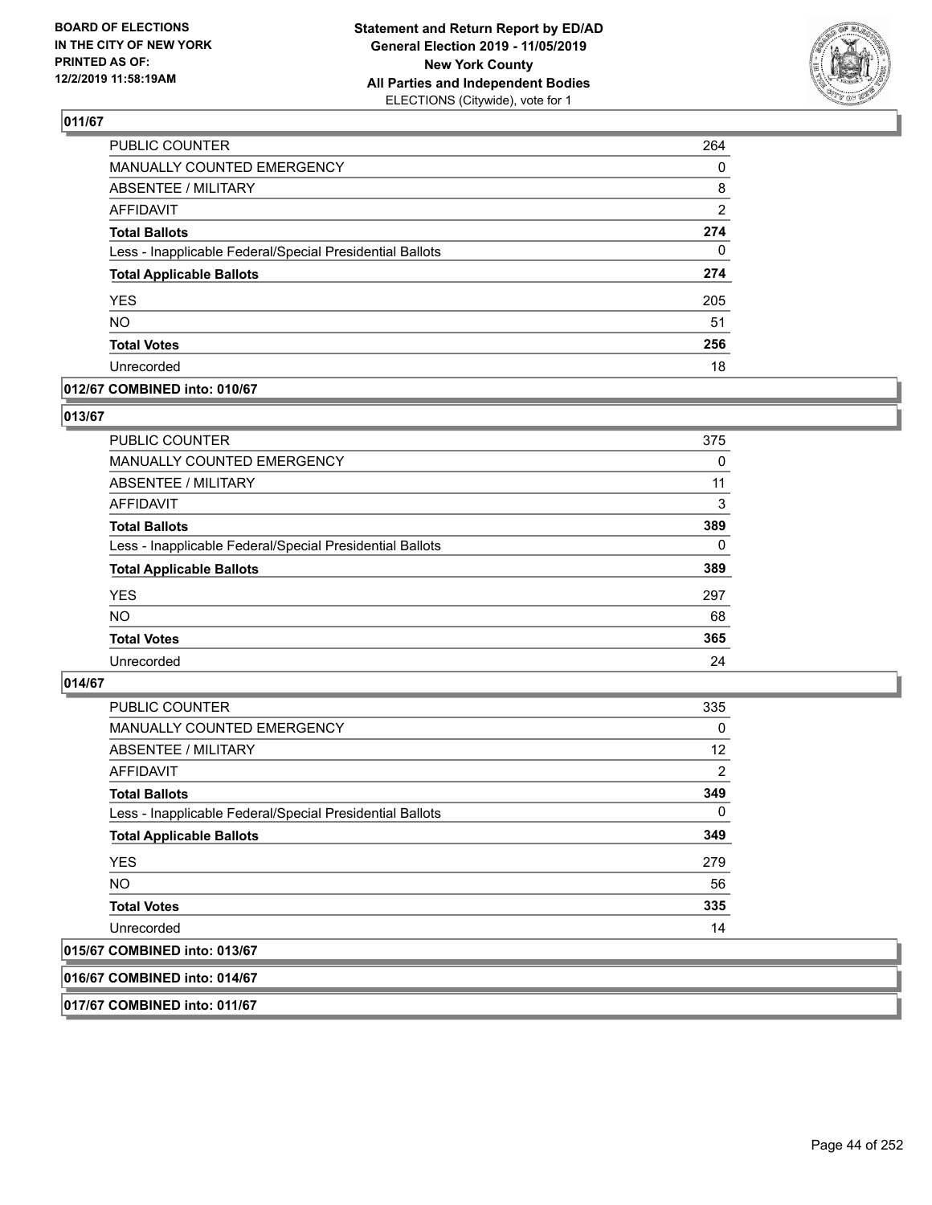## 011/67

| | |
|---|---|
| PUBLIC COUNTER | 264 |
| MANUALLY COUNTED EMERGENCY | 0 |
| ABSENTEE / MILITARY | 8 |
| AFFIDAVIT | 2 |
| **Total Ballots** | **274** |
| Less - Inapplicable Federal/Special Presidential Ballots | 0 |
| **Total Applicable Ballots** | **274** |
| YES | 205 |
| NO | 51 |
| **Total Votes** | **256** |
| Unrecorded | 18 |

## 012/67 COMBINED into: 010/67

## 013/67

| | |
|---|---|
| PUBLIC COUNTER | 375 |
| MANUALLY COUNTED EMERGENCY | 0 |
| ABSENTEE / MILITARY | 11 |
| AFFIDAVIT | 3 |
| **Total Ballots** | **389** |
| Less - Inapplicable Federal/Special Presidential Ballots | 0 |
| **Total Applicable Ballots** | **389** |
| YES | 297 |
| NO | 68 |
| **Total Votes** | **365** |
| Unrecorded | 24 |

## 014/67

| | |
|---|---|
| PUBLIC COUNTER | 335 |
| MANUALLY COUNTED EMERGENCY | 0 |
| ABSENTEE / MILITARY | 12 |
| AFFIDAVIT | 2 |
| **Total Ballots** | **349** |
| Less - Inapplicable Federal/Special Presidential Ballots | 0 |
| **Total Applicable Ballots** | **349** |
| YES | 279 |
| NO | 56 |
| **Total Votes** | **335** |
| Unrecorded | 14 |

## 015/67 COMBINED into: 013/67

## 016/67 COMBINED into: 014/67

## 017/67 COMBINED into: 011/67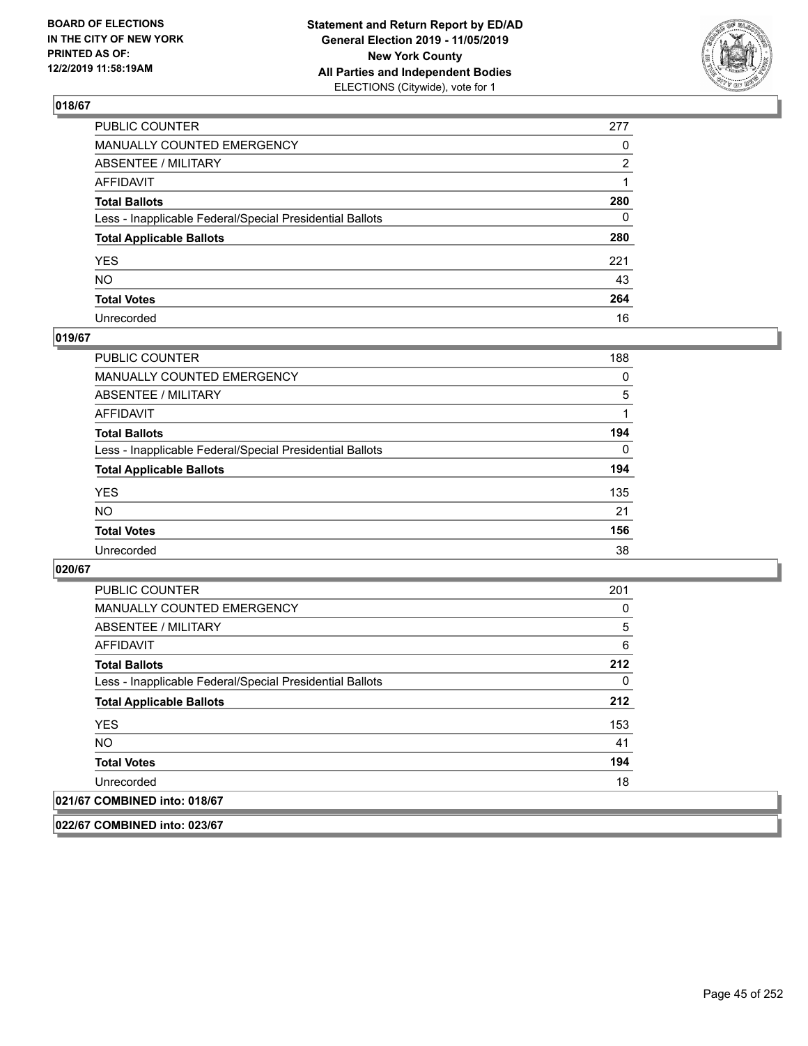**BOARD OF ELECTIONS IN THE CITY OF NEW YORK PRINTED AS OF: 12/2/2019 11:58:19AM**

**Statement and Return Report by ED/AD General Election 2019 - 11/05/2019 New York County All Parties and Independent Bodies**
ELECTIONS (Citywide), vote for 1

## 018/67

| | |
|---|---|
| PUBLIC COUNTER | 277 |
| MANUALLY COUNTED EMERGENCY | 0 |
| ABSENTEE / MILITARY | 2 |
| AFFIDAVIT | 1 |
| **Total Ballots** | **280** |
| Less - Inapplicable Federal/Special Presidential Ballots | 0 |
| **Total Applicable Ballots** | **280** |
| YES | 221 |
| NO | 43 |
| **Total Votes** | **264** |
| Unrecorded | 16 |

## 019/67

| | |
|---|---|
| PUBLIC COUNTER | 188 |
| MANUALLY COUNTED EMERGENCY | 0 |
| ABSENTEE / MILITARY | 5 |
| AFFIDAVIT | 1 |
| **Total Ballots** | **194** |
| Less - Inapplicable Federal/Special Presidential Ballots | 0 |
| **Total Applicable Ballots** | **194** |
| YES | 135 |
| NO | 21 |
| **Total Votes** | **156** |
| Unrecorded | 38 |

## 020/67

| | |
|---|---|
| PUBLIC COUNTER | 201 |
| MANUALLY COUNTED EMERGENCY | 0 |
| ABSENTEE / MILITARY | 5 |
| AFFIDAVIT | 6 |
| **Total Ballots** | **212** |
| Less - Inapplicable Federal/Special Presidential Ballots | 0 |
| **Total Applicable Ballots** | **212** |
| YES | 153 |
| NO | 41 |
| **Total Votes** | **194** |
| Unrecorded | 18 |

## 021/67 COMBINED into: 018/67

## 022/67 COMBINED into: 023/67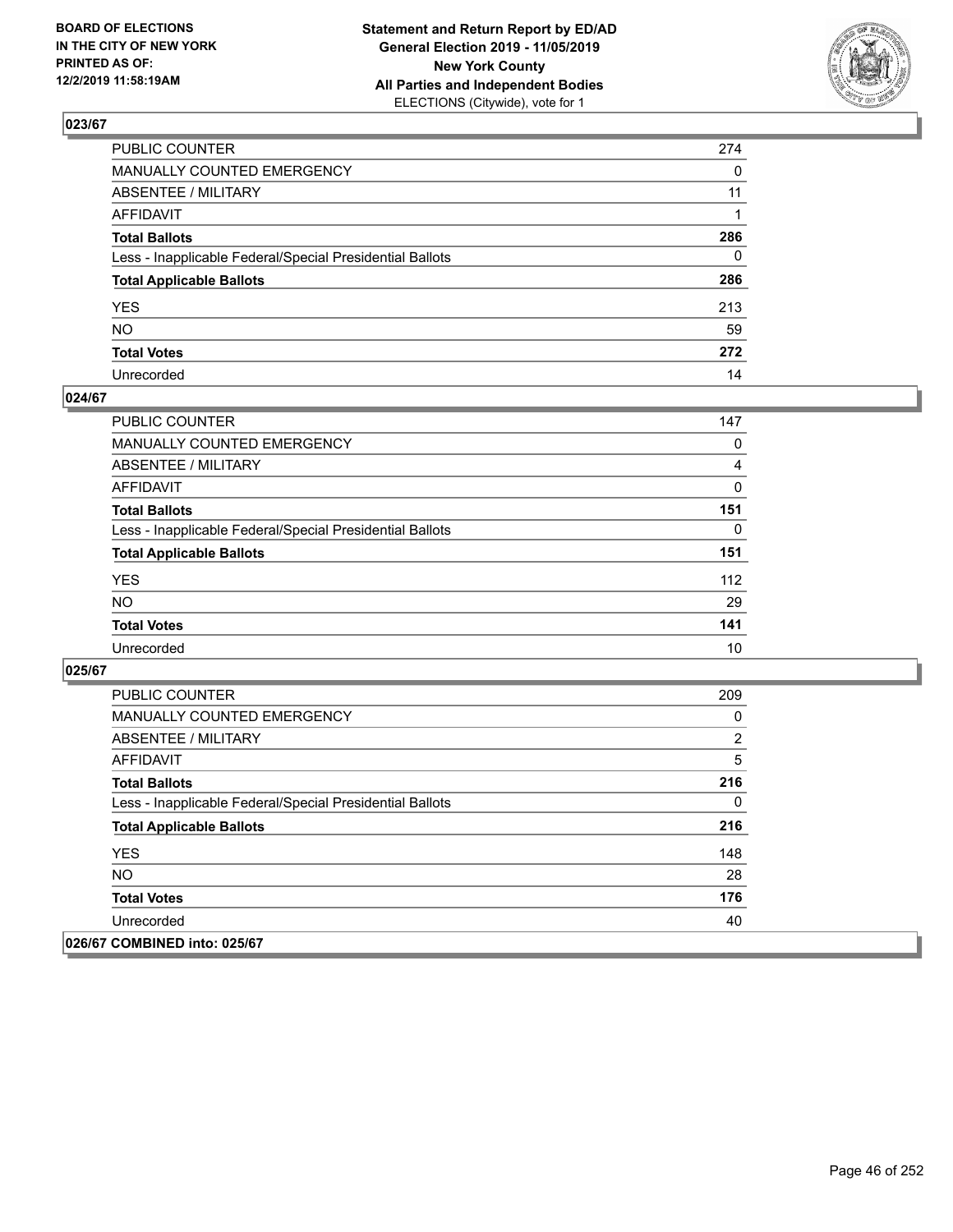## 023/67

| | |
|---|---|
| PUBLIC COUNTER | 274 |
| MANUALLY COUNTED EMERGENCY | 0 |
| ABSENTEE / MILITARY | 11 |
| AFFIDAVIT | 1 |
| **Total Ballots** | **286** |
| Less - Inapplicable Federal/Special Presidential Ballots | 0 |
| **Total Applicable Ballots** | **286** |
| YES | 213 |
| NO | 59 |
| **Total Votes** | **272** |
| Unrecorded | 14 |

## 024/67

| | |
|---|---|
| PUBLIC COUNTER | 147 |
| MANUALLY COUNTED EMERGENCY | 0 |
| ABSENTEE / MILITARY | 4 |
| AFFIDAVIT | 0 |
| **Total Ballots** | **151** |
| Less - Inapplicable Federal/Special Presidential Ballots | 0 |
| **Total Applicable Ballots** | **151** |
| YES | 112 |
| NO | 29 |
| **Total Votes** | **141** |
| Unrecorded | 10 |

## 025/67

| | |
|---|---|
| PUBLIC COUNTER | 209 |
| MANUALLY COUNTED EMERGENCY | 0 |
| ABSENTEE / MILITARY | 2 |
| AFFIDAVIT | 5 |
| **Total Ballots** | **216** |
| Less - Inapplicable Federal/Special Presidential Ballots | 0 |
| **Total Applicable Ballots** | **216** |
| YES | 148 |
| NO | 28 |
| **Total Votes** | **176** |
| Unrecorded | 40 |

## 026/67 COMBINED into: 025/67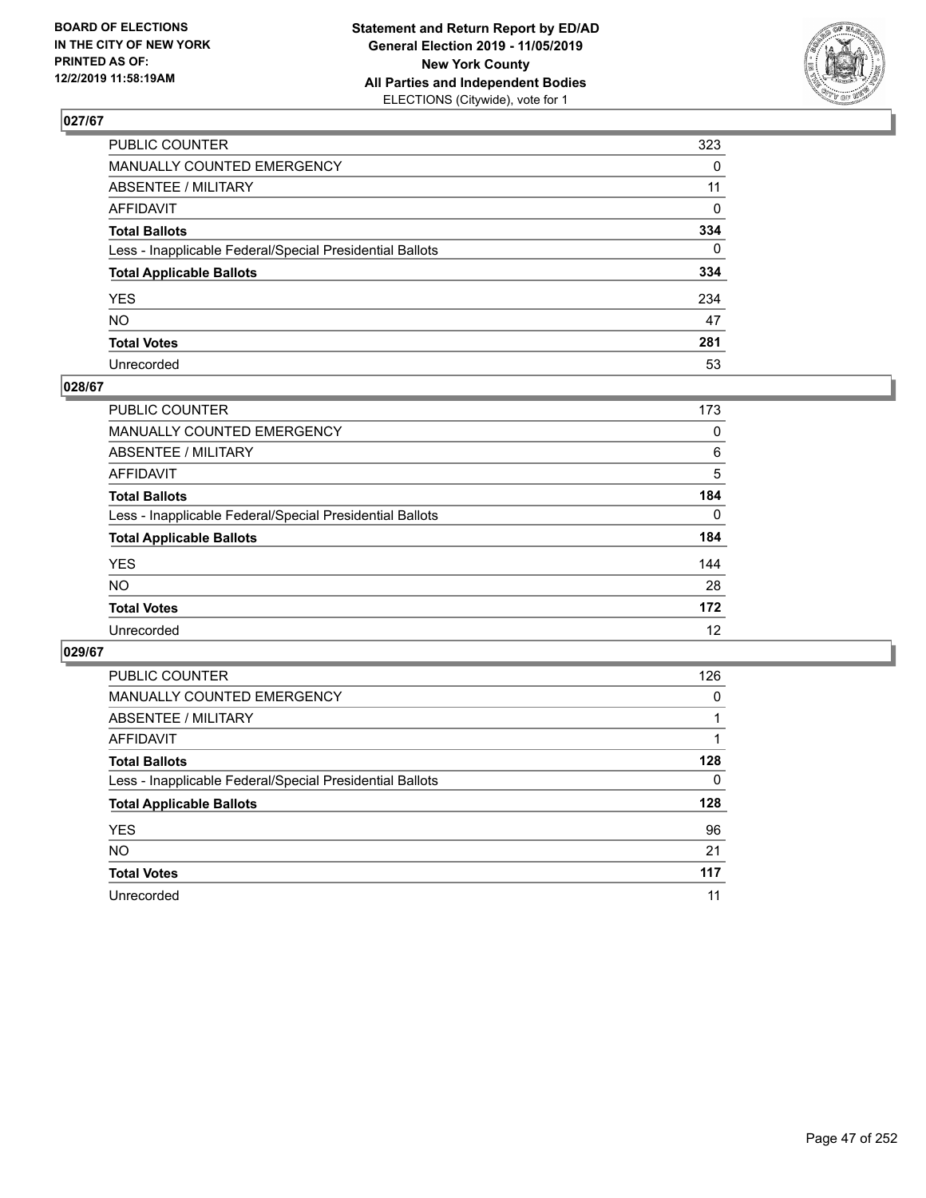## 027/67

| | |
|---|---|
| PUBLIC COUNTER | 323 |
| MANUALLY COUNTED EMERGENCY | 0 |
| ABSENTEE / MILITARY | 11 |
| AFFIDAVIT | 0 |
| **Total Ballots** | **334** |
| Less - Inapplicable Federal/Special Presidential Ballots | 0 |
| **Total Applicable Ballots** | **334** |
| YES | 234 |
| NO | 47 |
| **Total Votes** | **281** |
| Unrecorded | 53 |

## 028/67

| | |
|---|---|
| PUBLIC COUNTER | 173 |
| MANUALLY COUNTED EMERGENCY | 0 |
| ABSENTEE / MILITARY | 6 |
| AFFIDAVIT | 5 |
| **Total Ballots** | **184** |
| Less - Inapplicable Federal/Special Presidential Ballots | 0 |
| **Total Applicable Ballots** | **184** |
| YES | 144 |
| NO | 28 |
| **Total Votes** | **172** |
| Unrecorded | 12 |

## 029/67

| | |
|---|---|
| PUBLIC COUNTER | 126 |
| MANUALLY COUNTED EMERGENCY | 0 |
| ABSENTEE / MILITARY | 1 |
| AFFIDAVIT | 1 |
| **Total Ballots** | **128** |
| Less - Inapplicable Federal/Special Presidential Ballots | 0 |
| **Total Applicable Ballots** | **128** |
| YES | 96 |
| NO | 21 |
| **Total Votes** | **117** |
| Unrecorded | 11 |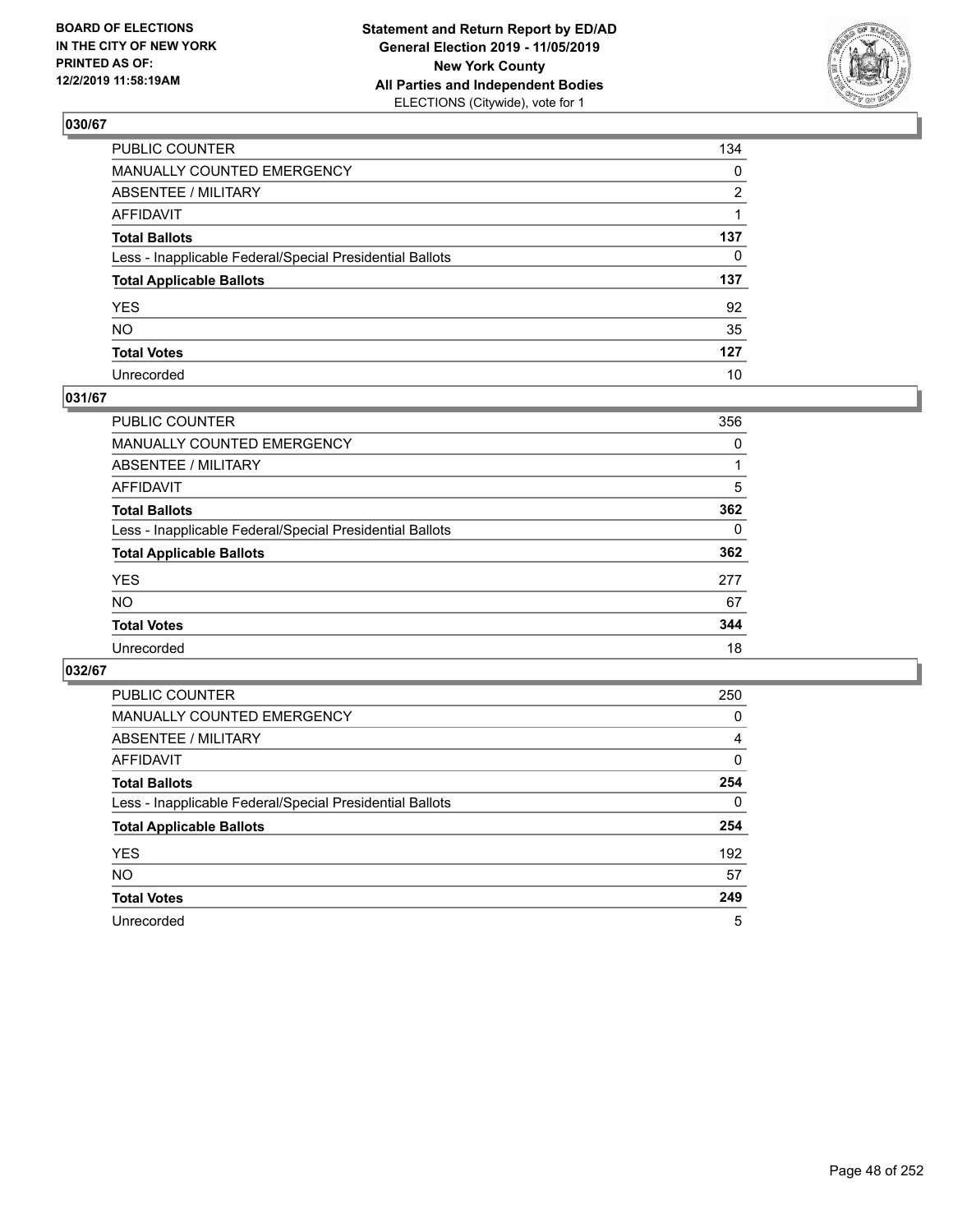**BOARD OF ELECTIONS IN THE CITY OF NEW YORK PRINTED AS OF: 12/2/2019 11:58:19AM**

**Statement and Return Report by ED/AD General Election 2019 - 11/05/2019 New York County All Parties and Independent Bodies** ELECTIONS (Citywide), vote for 1

### 030/67

| | |
|---|---|
| PUBLIC COUNTER | 134 |
| MANUALLY COUNTED EMERGENCY | 0 |
| ABSENTEE / MILITARY | 2 |
| AFFIDAVIT | 1 |
| **Total Ballots** | **137** |
| Less - Inapplicable Federal/Special Presidential Ballots | 0 |
| **Total Applicable Ballots** | **137** |
| YES | 92 |
| NO | 35 |
| **Total Votes** | **127** |
| Unrecorded | 10 |

### 031/67

| | |
|---|---|
| PUBLIC COUNTER | 356 |
| MANUALLY COUNTED EMERGENCY | 0 |
| ABSENTEE / MILITARY | 1 |
| AFFIDAVIT | 5 |
| **Total Ballots** | **362** |
| Less - Inapplicable Federal/Special Presidential Ballots | 0 |
| **Total Applicable Ballots** | **362** |
| YES | 277 |
| NO | 67 |
| **Total Votes** | **344** |
| Unrecorded | 18 |

### 032/67

| | |
|---|---|
| PUBLIC COUNTER | 250 |
| MANUALLY COUNTED EMERGENCY | 0 |
| ABSENTEE / MILITARY | 4 |
| AFFIDAVIT | 0 |
| **Total Ballots** | **254** |
| Less - Inapplicable Federal/Special Presidential Ballots | 0 |
| **Total Applicable Ballots** | **254** |
| YES | 192 |
| NO | 57 |
| **Total Votes** | **249** |
| Unrecorded | 5 |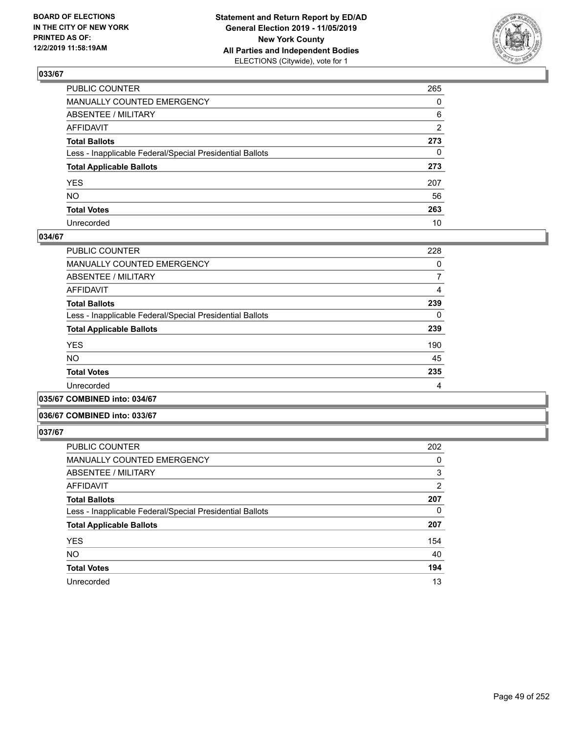## 033/67

| | |
|---|---|
| PUBLIC COUNTER | 265 |
| MANUALLY COUNTED EMERGENCY | 0 |
| ABSENTEE / MILITARY | 6 |
| AFFIDAVIT | 2 |
| **Total Ballots** | **273** |
| Less - Inapplicable Federal/Special Presidential Ballots | 0 |
| **Total Applicable Ballots** | **273** |
| YES | 207 |
| NO | 56 |
| **Total Votes** | **263** |
| Unrecorded | 10 |

## 034/67

| | |
|---|---|
| PUBLIC COUNTER | 228 |
| MANUALLY COUNTED EMERGENCY | 0 |
| ABSENTEE / MILITARY | 7 |
| AFFIDAVIT | 4 |
| **Total Ballots** | **239** |
| Less - Inapplicable Federal/Special Presidential Ballots | 0 |
| **Total Applicable Ballots** | **239** |
| YES | 190 |
| NO | 45 |
| **Total Votes** | **235** |
| Unrecorded | 4 |

## 035/67 COMBINED into: 034/67

## 036/67 COMBINED into: 033/67

## 037/67

| | |
|---|---|
| PUBLIC COUNTER | 202 |
| MANUALLY COUNTED EMERGENCY | 0 |
| ABSENTEE / MILITARY | 3 |
| AFFIDAVIT | 2 |
| **Total Ballots** | **207** |
| Less - Inapplicable Federal/Special Presidential Ballots | 0 |
| **Total Applicable Ballots** | **207** |
| YES | 154 |
| NO | 40 |
| **Total Votes** | **194** |
| Unrecorded | 13 |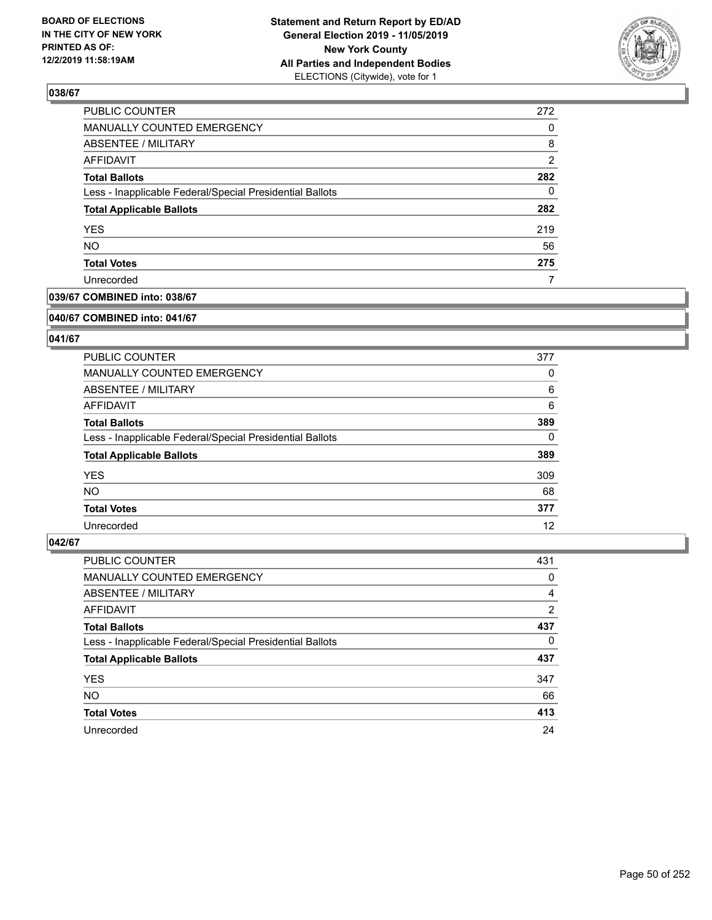## 038/67

| | |
|---|---|
| PUBLIC COUNTER | 272 |
| MANUALLY COUNTED EMERGENCY | 0 |
| ABSENTEE / MILITARY | 8 |
| AFFIDAVIT | 2 |
| **Total Ballots** | **282** |
| Less - Inapplicable Federal/Special Presidential Ballots | 0 |
| **Total Applicable Ballots** | **282** |
| YES | 219 |
| NO | 56 |
| **Total Votes** | **275** |
| Unrecorded | 7 |

## 039/67 COMBINED into: 038/67

## 040/67 COMBINED into: 041/67

## 041/67

| | |
|---|---|
| PUBLIC COUNTER | 377 |
| MANUALLY COUNTED EMERGENCY | 0 |
| ABSENTEE / MILITARY | 6 |
| AFFIDAVIT | 6 |
| **Total Ballots** | **389** |
| Less - Inapplicable Federal/Special Presidential Ballots | 0 |
| **Total Applicable Ballots** | **389** |
| YES | 309 |
| NO | 68 |
| **Total Votes** | **377** |
| Unrecorded | 12 |

## 042/67

| | |
|---|---|
| PUBLIC COUNTER | 431 |
| MANUALLY COUNTED EMERGENCY | 0 |
| ABSENTEE / MILITARY | 4 |
| AFFIDAVIT | 2 |
| **Total Ballots** | **437** |
| Less - Inapplicable Federal/Special Presidential Ballots | 0 |
| **Total Applicable Ballots** | **437** |
| YES | 347 |
| NO | 66 |
| **Total Votes** | **413** |
| Unrecorded | 24 |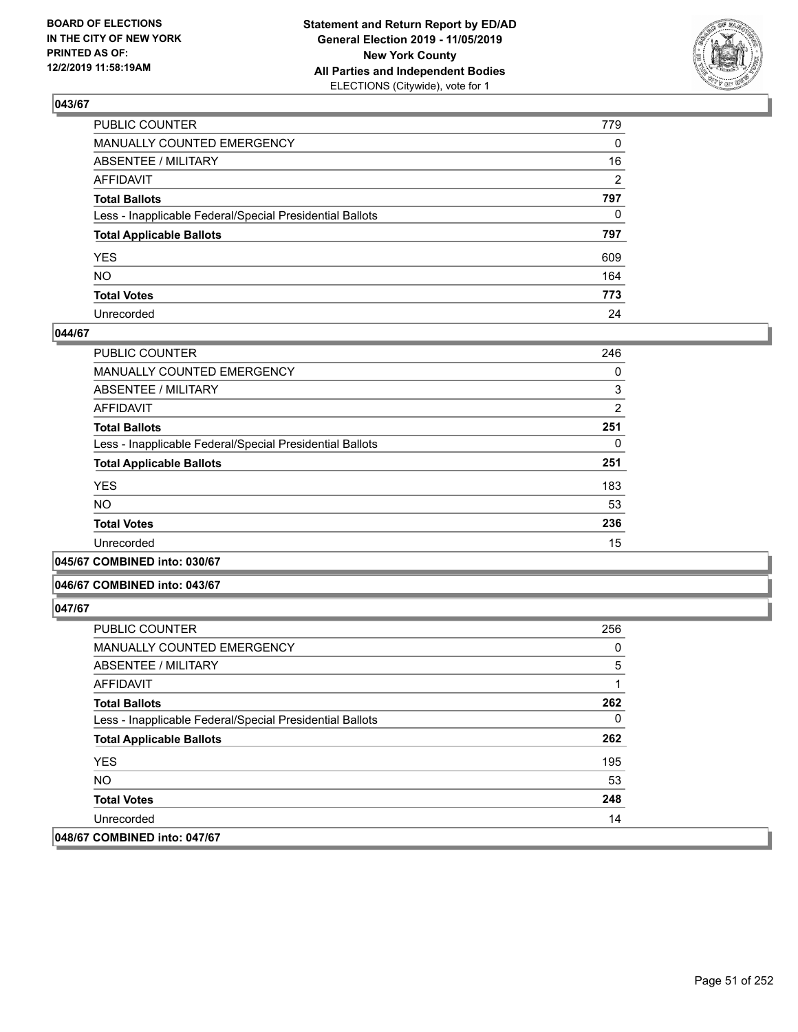## 043/67

| | |
|---|---|
| PUBLIC COUNTER | 779 |
| MANUALLY COUNTED EMERGENCY | 0 |
| ABSENTEE / MILITARY | 16 |
| AFFIDAVIT | 2 |
| **Total Ballots** | **797** |
| Less - Inapplicable Federal/Special Presidential Ballots | 0 |
| **Total Applicable Ballots** | **797** |
| YES | 609 |
| NO | 164 |
| **Total Votes** | **773** |
| Unrecorded | 24 |

## 044/67

| | |
|---|---|
| PUBLIC COUNTER | 246 |
| MANUALLY COUNTED EMERGENCY | 0 |
| ABSENTEE / MILITARY | 3 |
| AFFIDAVIT | 2 |
| **Total Ballots** | **251** |
| Less - Inapplicable Federal/Special Presidential Ballots | 0 |
| **Total Applicable Ballots** | **251** |
| YES | 183 |
| NO | 53 |
| **Total Votes** | **236** |
| Unrecorded | 15 |

## 045/67 COMBINED into: 030/67

## 046/67 COMBINED into: 043/67

## 047/67

| | |
|---|---|
| PUBLIC COUNTER | 256 |
| MANUALLY COUNTED EMERGENCY | 0 |
| ABSENTEE / MILITARY | 5 |
| AFFIDAVIT | 1 |
| **Total Ballots** | **262** |
| Less - Inapplicable Federal/Special Presidential Ballots | 0 |
| **Total Applicable Ballots** | **262** |
| YES | 195 |
| NO | 53 |
| **Total Votes** | **248** |
| Unrecorded | 14 |

## 048/67 COMBINED into: 047/67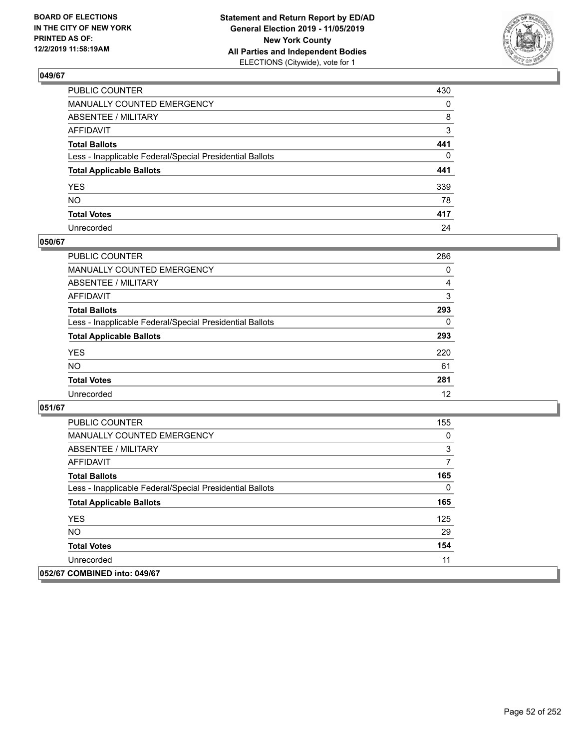## 049/67

| | |
|---|---|
| PUBLIC COUNTER | 430 |
| MANUALLY COUNTED EMERGENCY | 0 |
| ABSENTEE / MILITARY | 8 |
| AFFIDAVIT | 3 |
| **Total Ballots** | **441** |
| Less - Inapplicable Federal/Special Presidential Ballots | 0 |
| **Total Applicable Ballots** | **441** |
| YES | 339 |
| NO | 78 |
| **Total Votes** | **417** |
| Unrecorded | 24 |

## 050/67

| | |
|---|---|
| PUBLIC COUNTER | 286 |
| MANUALLY COUNTED EMERGENCY | 0 |
| ABSENTEE / MILITARY | 4 |
| AFFIDAVIT | 3 |
| **Total Ballots** | **293** |
| Less - Inapplicable Federal/Special Presidential Ballots | 0 |
| **Total Applicable Ballots** | **293** |
| YES | 220 |
| NO | 61 |
| **Total Votes** | **281** |
| Unrecorded | 12 |

## 051/67

| | |
|---|---|
| PUBLIC COUNTER | 155 |
| MANUALLY COUNTED EMERGENCY | 0 |
| ABSENTEE / MILITARY | 3 |
| AFFIDAVIT | 7 |
| **Total Ballots** | **165** |
| Less - Inapplicable Federal/Special Presidential Ballots | 0 |
| **Total Applicable Ballots** | **165** |
| YES | 125 |
| NO | 29 |
| **Total Votes** | **154** |
| Unrecorded | 11 |

## 052/67 COMBINED into: 049/67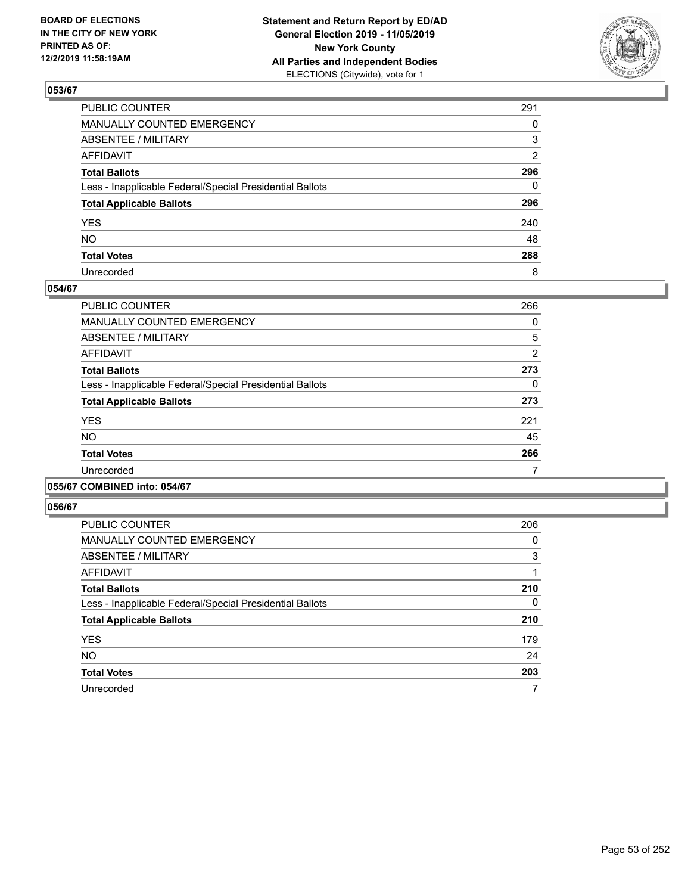### 053/67

| | |
|---|---|
| PUBLIC COUNTER | 291 |
| MANUALLY COUNTED EMERGENCY | 0 |
| ABSENTEE / MILITARY | 3 |
| AFFIDAVIT | 2 |
| **Total Ballots** | **296** |
| Less - Inapplicable Federal/Special Presidential Ballots | 0 |
| **Total Applicable Ballots** | **296** |
| YES | 240 |
| NO | 48 |
| **Total Votes** | **288** |
| Unrecorded | 8 |

### 054/67

| | |
|---|---|
| PUBLIC COUNTER | 266 |
| MANUALLY COUNTED EMERGENCY | 0 |
| ABSENTEE / MILITARY | 5 |
| AFFIDAVIT | 2 |
| **Total Ballots** | **273** |
| Less - Inapplicable Federal/Special Presidential Ballots | 0 |
| **Total Applicable Ballots** | **273** |
| YES | 221 |
| NO | 45 |
| **Total Votes** | **266** |
| Unrecorded | 7 |

### 055/67 COMBINED into: 054/67

### 056/67

| | |
|---|---|
| PUBLIC COUNTER | 206 |
| MANUALLY COUNTED EMERGENCY | 0 |
| ABSENTEE / MILITARY | 3 |
| AFFIDAVIT | 1 |
| **Total Ballots** | **210** |
| Less - Inapplicable Federal/Special Presidential Ballots | 0 |
| **Total Applicable Ballots** | **210** |
| YES | 179 |
| NO | 24 |
| **Total Votes** | **203** |
| Unrecorded | 7 |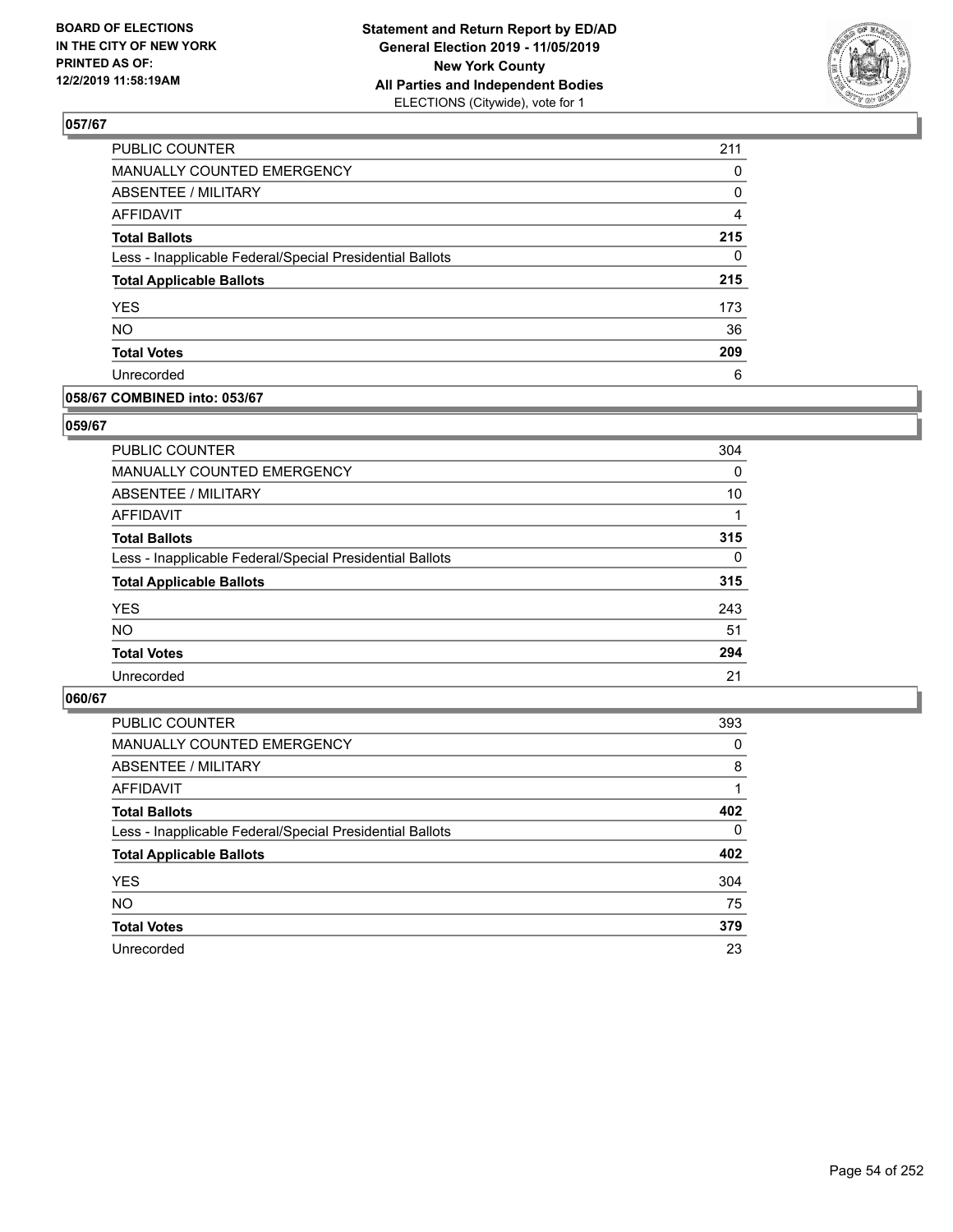**BOARD OF ELECTIONS IN THE CITY OF NEW YORK PRINTED AS OF: 12/2/2019 11:58:19AM**

**Statement and Return Report by ED/AD General Election 2019 - 11/05/2019 New York County All Parties and Independent Bodies**
ELECTIONS (Citywide), vote for 1

## 057/67

| | |
|---|---|
| PUBLIC COUNTER | 211 |
| MANUALLY COUNTED EMERGENCY | 0 |
| ABSENTEE / MILITARY | 0 |
| AFFIDAVIT | 4 |
| **Total Ballots** | **215** |
| Less - Inapplicable Federal/Special Presidential Ballots | 0 |
| **Total Applicable Ballots** | **215** |
| YES | 173 |
| NO | 36 |
| **Total Votes** | **209** |
| Unrecorded | 6 |

## 058/67 COMBINED into: 053/67

## 059/67

| | |
|---|---|
| PUBLIC COUNTER | 304 |
| MANUALLY COUNTED EMERGENCY | 0 |
| ABSENTEE / MILITARY | 10 |
| AFFIDAVIT | 1 |
| **Total Ballots** | **315** |
| Less - Inapplicable Federal/Special Presidential Ballots | 0 |
| **Total Applicable Ballots** | **315** |
| YES | 243 |
| NO | 51 |
| **Total Votes** | **294** |
| Unrecorded | 21 |

## 060/67

| | |
|---|---|
| PUBLIC COUNTER | 393 |
| MANUALLY COUNTED EMERGENCY | 0 |
| ABSENTEE / MILITARY | 8 |
| AFFIDAVIT | 1 |
| **Total Ballots** | **402** |
| Less - Inapplicable Federal/Special Presidential Ballots | 0 |
| **Total Applicable Ballots** | **402** |
| YES | 304 |
| NO | 75 |
| **Total Votes** | **379** |
| Unrecorded | 23 |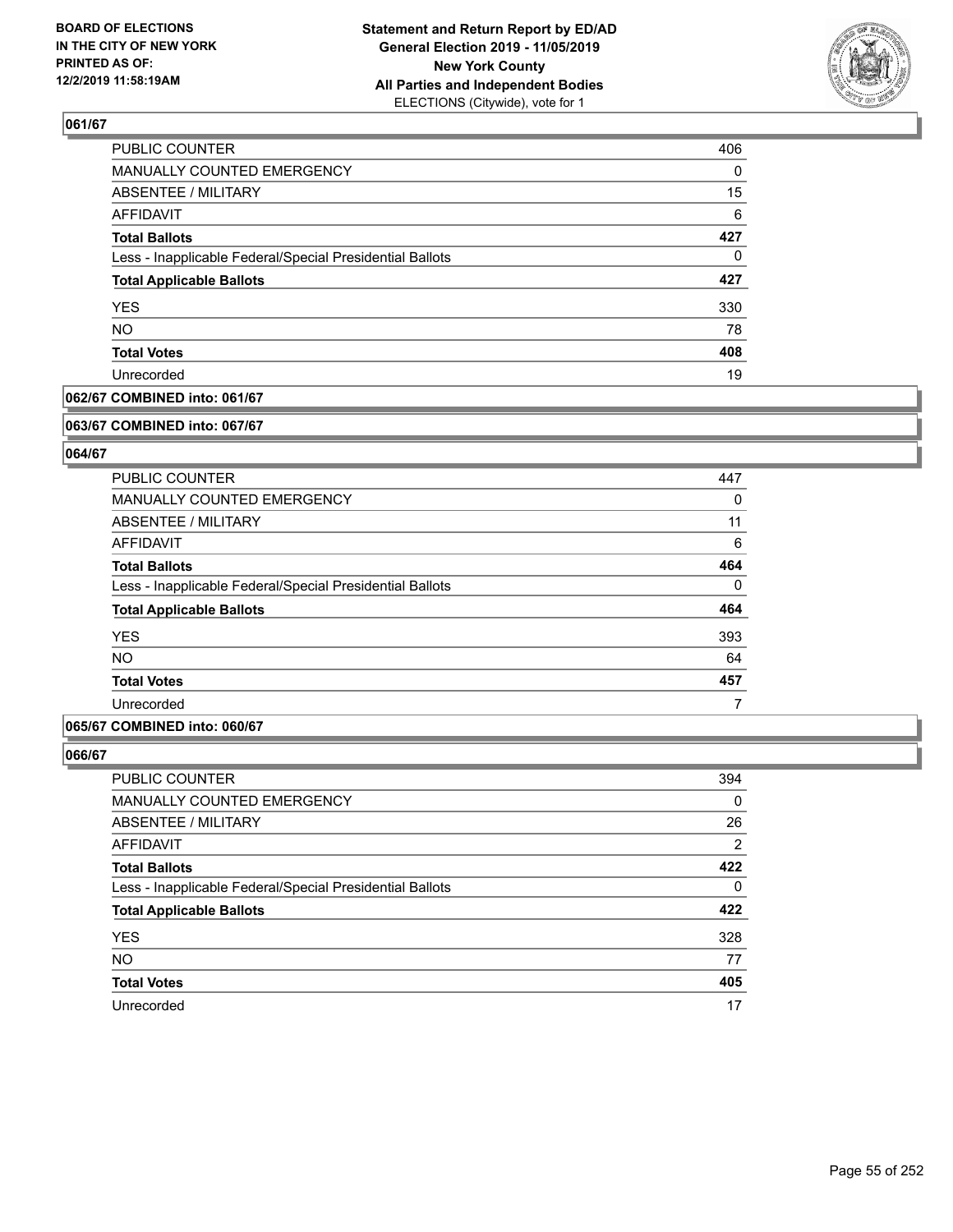### 061/67

| | |
|---|---|
| PUBLIC COUNTER | 406 |
| MANUALLY COUNTED EMERGENCY | 0 |
| ABSENTEE / MILITARY | 15 |
| AFFIDAVIT | 6 |
| **Total Ballots** | **427** |
| Less - Inapplicable Federal/Special Presidential Ballots | 0 |
| **Total Applicable Ballots** | **427** |
| YES | 330 |
| NO | 78 |
| **Total Votes** | **408** |
| Unrecorded | 19 |

### 062/67 COMBINED into: 061/67

### 063/67 COMBINED into: 067/67

### 064/67

| | |
|---|---|
| PUBLIC COUNTER | 447 |
| MANUALLY COUNTED EMERGENCY | 0 |
| ABSENTEE / MILITARY | 11 |
| AFFIDAVIT | 6 |
| **Total Ballots** | **464** |
| Less - Inapplicable Federal/Special Presidential Ballots | 0 |
| **Total Applicable Ballots** | **464** |
| YES | 393 |
| NO | 64 |
| **Total Votes** | **457** |
| Unrecorded | 7 |

### 065/67 COMBINED into: 060/67

### 066/67

| | |
|---|---|
| PUBLIC COUNTER | 394 |
| MANUALLY COUNTED EMERGENCY | 0 |
| ABSENTEE / MILITARY | 26 |
| AFFIDAVIT | 2 |
| **Total Ballots** | **422** |
| Less - Inapplicable Federal/Special Presidential Ballots | 0 |
| **Total Applicable Ballots** | **422** |
| YES | 328 |
| NO | 77 |
| **Total Votes** | **405** |
| Unrecorded | 17 |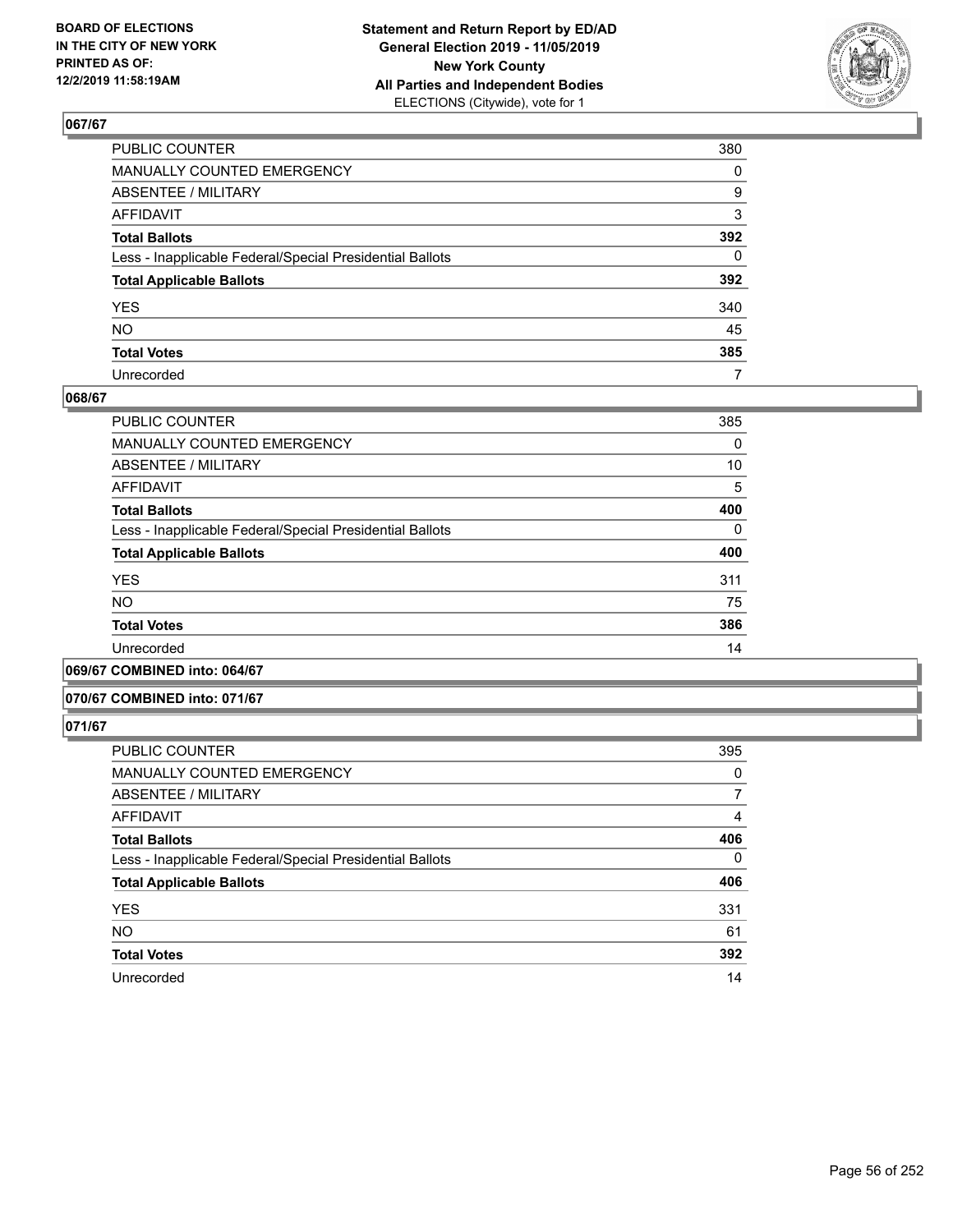## 067/67

| | |
|---|---|
| PUBLIC COUNTER | 380 |
| MANUALLY COUNTED EMERGENCY | 0 |
| ABSENTEE / MILITARY | 9 |
| AFFIDAVIT | 3 |
| **Total Ballots** | **392** |
| Less - Inapplicable Federal/Special Presidential Ballots | 0 |
| **Total Applicable Ballots** | **392** |
| YES | 340 |
| NO | 45 |
| **Total Votes** | **385** |
| Unrecorded | 7 |

## 068/67

| | |
|---|---|
| PUBLIC COUNTER | 385 |
| MANUALLY COUNTED EMERGENCY | 0 |
| ABSENTEE / MILITARY | 10 |
| AFFIDAVIT | 5 |
| **Total Ballots** | **400** |
| Less - Inapplicable Federal/Special Presidential Ballots | 0 |
| **Total Applicable Ballots** | **400** |
| YES | 311 |
| NO | 75 |
| **Total Votes** | **386** |
| Unrecorded | 14 |

## 069/67 COMBINED into: 064/67

## 070/67 COMBINED into: 071/67

## 071/67

| | |
|---|---|
| PUBLIC COUNTER | 395 |
| MANUALLY COUNTED EMERGENCY | 0 |
| ABSENTEE / MILITARY | 7 |
| AFFIDAVIT | 4 |
| **Total Ballots** | **406** |
| Less - Inapplicable Federal/Special Presidential Ballots | 0 |
| **Total Applicable Ballots** | **406** |
| YES | 331 |
| NO | 61 |
| **Total Votes** | **392** |
| Unrecorded | 14 |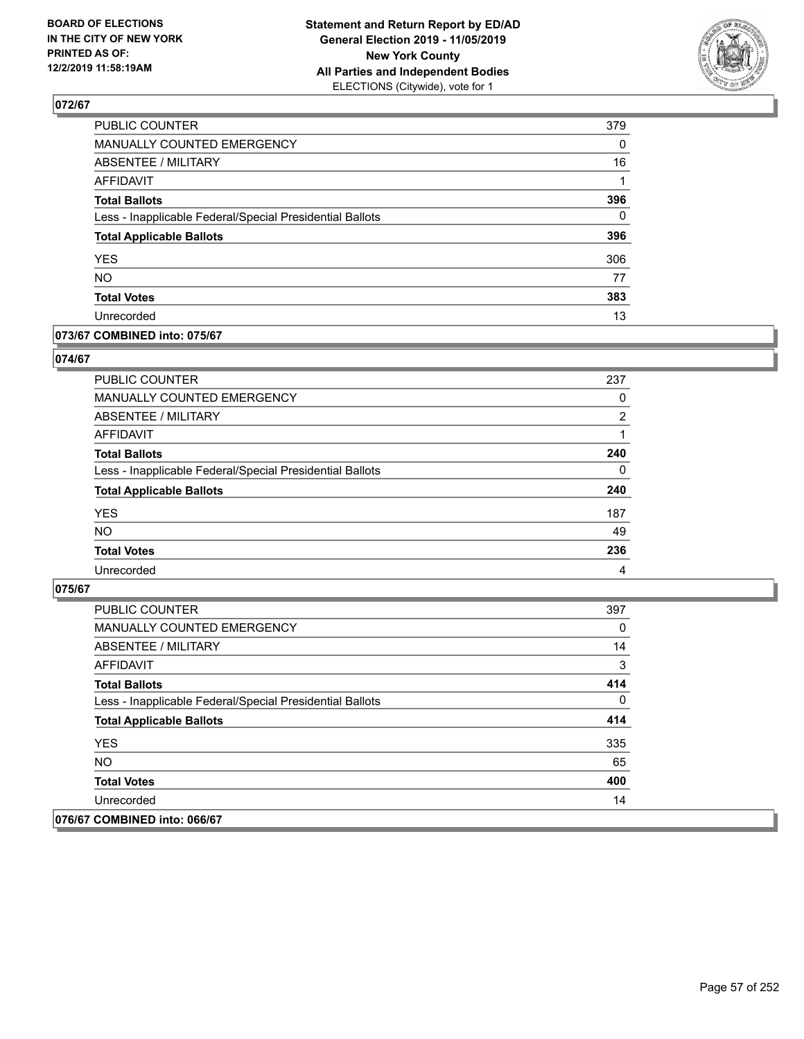**072/67**

| | |
|---|---|
| PUBLIC COUNTER | 379 |
| MANUALLY COUNTED EMERGENCY | 0 |
| ABSENTEE / MILITARY | 16 |
| AFFIDAVIT | 1 |
| **Total Ballots** | **396** |
| Less - Inapplicable Federal/Special Presidential Ballots | 0 |
| **Total Applicable Ballots** | **396** |
| YES | 306 |
| NO | 77 |
| **Total Votes** | **383** |
| Unrecorded | 13 |

**073/67 COMBINED into: 075/67**

**074/67**

| | |
|---|---|
| PUBLIC COUNTER | 237 |
| MANUALLY COUNTED EMERGENCY | 0 |
| ABSENTEE / MILITARY | 2 |
| AFFIDAVIT | 1 |
| **Total Ballots** | **240** |
| Less - Inapplicable Federal/Special Presidential Ballots | 0 |
| **Total Applicable Ballots** | **240** |
| YES | 187 |
| NO | 49 |
| **Total Votes** | **236** |
| Unrecorded | 4 |

**075/67**

| | |
|---|---|
| PUBLIC COUNTER | 397 |
| MANUALLY COUNTED EMERGENCY | 0 |
| ABSENTEE / MILITARY | 14 |
| AFFIDAVIT | 3 |
| **Total Ballots** | **414** |
| Less - Inapplicable Federal/Special Presidential Ballots | 0 |
| **Total Applicable Ballots** | **414** |
| YES | 335 |
| NO | 65 |
| **Total Votes** | **400** |
| Unrecorded | 14 |

**076/67 COMBINED into: 066/67**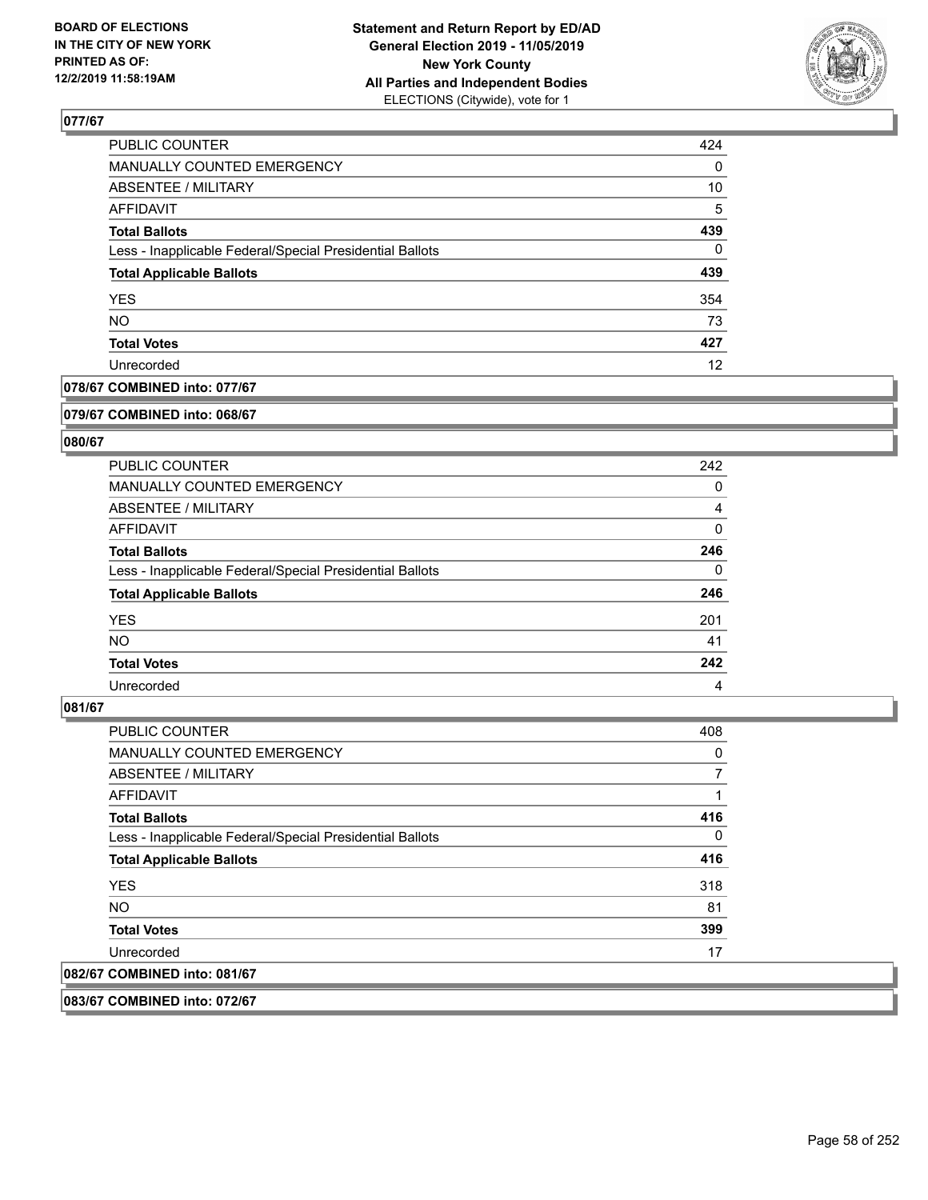## 077/67

| | |
|---|---|
| PUBLIC COUNTER | 424 |
| MANUALLY COUNTED EMERGENCY | 0 |
| ABSENTEE / MILITARY | 10 |
| AFFIDAVIT | 5 |
| **Total Ballots** | **439** |
| Less - Inapplicable Federal/Special Presidential Ballots | 0 |
| **Total Applicable Ballots** | **439** |
| YES | 354 |
| NO | 73 |
| **Total Votes** | **427** |
| Unrecorded | 12 |

## 078/67 COMBINED into: 077/67

## 079/67 COMBINED into: 068/67

## 080/67

| | |
|---|---|
| PUBLIC COUNTER | 242 |
| MANUALLY COUNTED EMERGENCY | 0 |
| ABSENTEE / MILITARY | 4 |
| AFFIDAVIT | 0 |
| **Total Ballots** | **246** |
| Less - Inapplicable Federal/Special Presidential Ballots | 0 |
| **Total Applicable Ballots** | **246** |
| YES | 201 |
| NO | 41 |
| **Total Votes** | **242** |
| Unrecorded | 4 |

## 081/67

| | |
|---|---|
| PUBLIC COUNTER | 408 |
| MANUALLY COUNTED EMERGENCY | 0 |
| ABSENTEE / MILITARY | 7 |
| AFFIDAVIT | 1 |
| **Total Ballots** | **416** |
| Less - Inapplicable Federal/Special Presidential Ballots | 0 |
| **Total Applicable Ballots** | **416** |
| YES | 318 |
| NO | 81 |
| **Total Votes** | **399** |
| Unrecorded | 17 |

## 082/67 COMBINED into: 081/67

## 083/67 COMBINED into: 072/67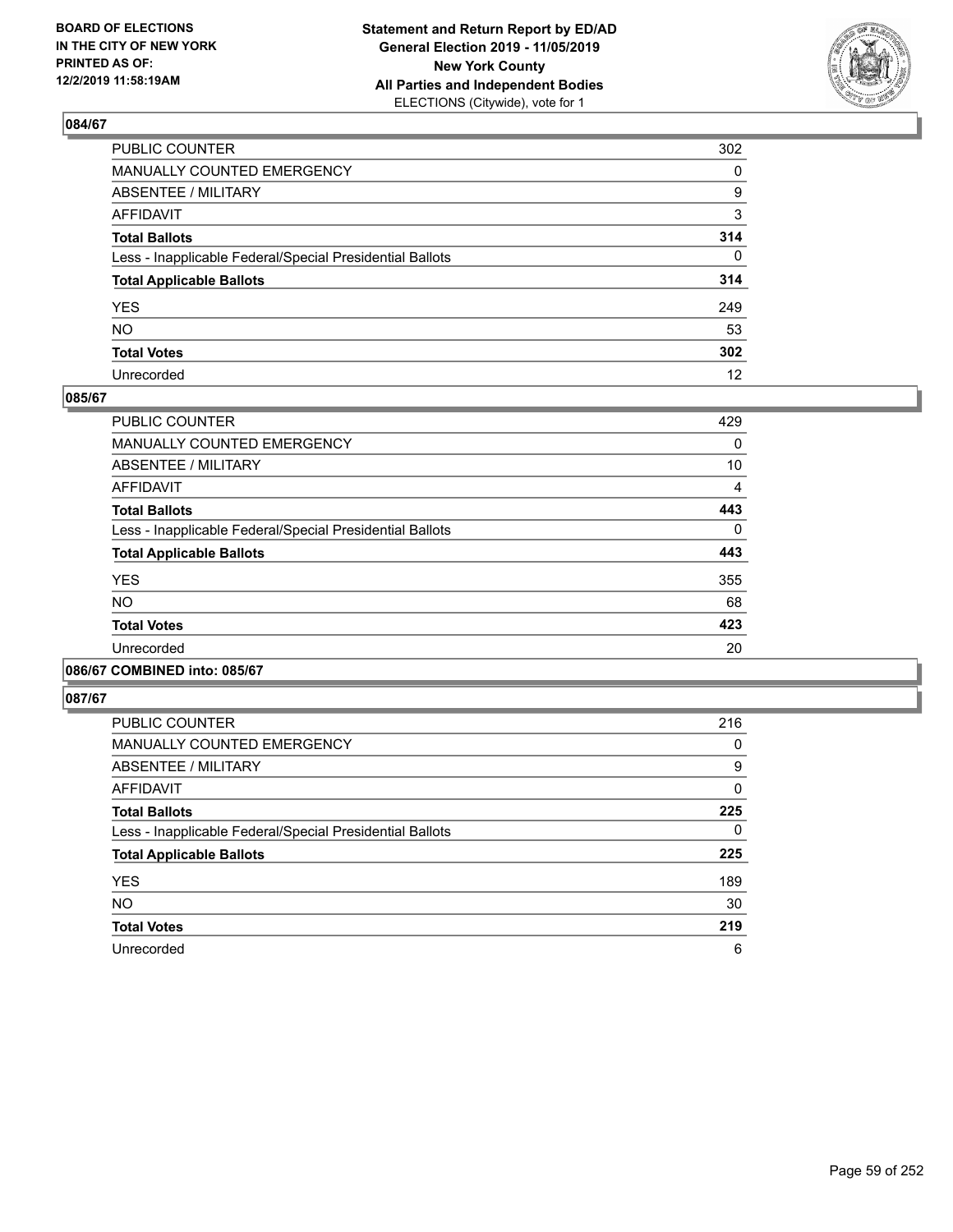**BOARD OF ELECTIONS IN THE CITY OF NEW YORK PRINTED AS OF: 12/2/2019 11:58:19AM**

**Statement and Return Report by ED/AD General Election 2019 - 11/05/2019 New York County All Parties and Independent Bodies** ELECTIONS (Citywide), vote for 1

## 084/67

| | |
|---|---|
| PUBLIC COUNTER | 302 |
| MANUALLY COUNTED EMERGENCY | 0 |
| ABSENTEE / MILITARY | 9 |
| AFFIDAVIT | 3 |
| **Total Ballots** | **314** |
| Less - Inapplicable Federal/Special Presidential Ballots | 0 |
| **Total Applicable Ballots** | **314** |
| YES | 249 |
| NO | 53 |
| **Total Votes** | **302** |
| Unrecorded | 12 |

## 085/67

| | |
|---|---|
| PUBLIC COUNTER | 429 |
| MANUALLY COUNTED EMERGENCY | 0 |
| ABSENTEE / MILITARY | 10 |
| AFFIDAVIT | 4 |
| **Total Ballots** | **443** |
| Less - Inapplicable Federal/Special Presidential Ballots | 0 |
| **Total Applicable Ballots** | **443** |
| YES | 355 |
| NO | 68 |
| **Total Votes** | **423** |
| Unrecorded | 20 |

## 086/67 COMBINED into: 085/67

## 087/67

| | |
|---|---|
| PUBLIC COUNTER | 216 |
| MANUALLY COUNTED EMERGENCY | 0 |
| ABSENTEE / MILITARY | 9 |
| AFFIDAVIT | 0 |
| **Total Ballots** | **225** |
| Less - Inapplicable Federal/Special Presidential Ballots | 0 |
| **Total Applicable Ballots** | **225** |
| YES | 189 |
| NO | 30 |
| **Total Votes** | **219** |
| Unrecorded | 6 |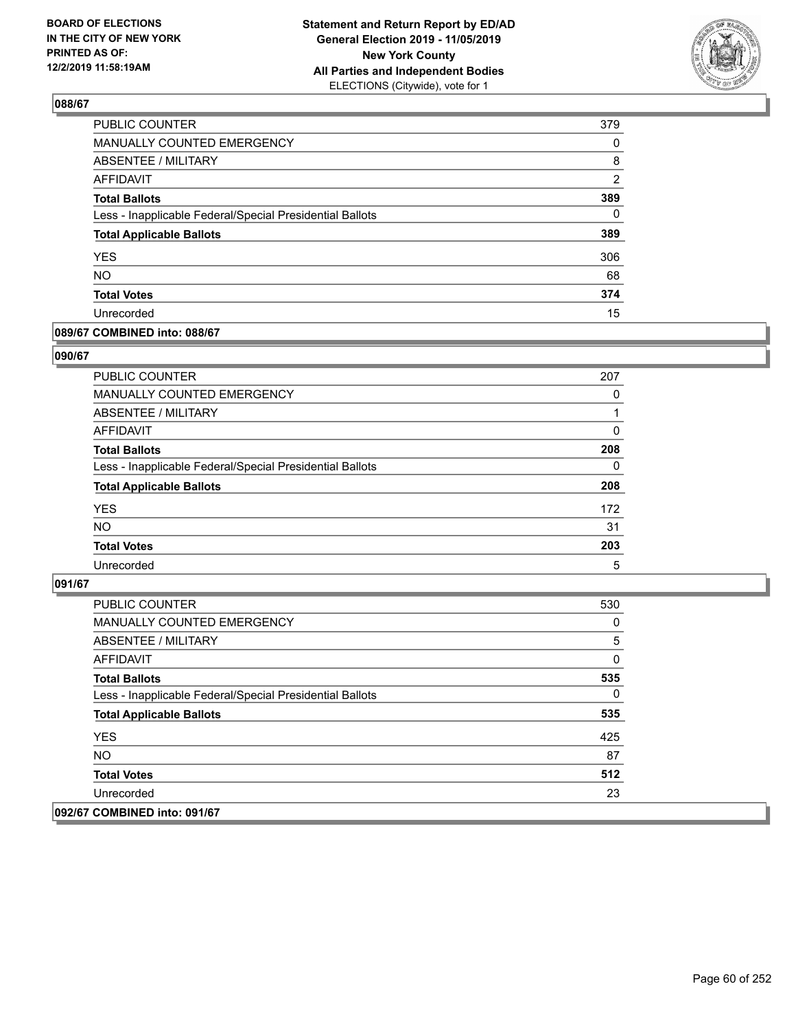**Statement and Return Report by ED/AD**
**General Election 2019 - 11/05/2019**
**New York County**
**All Parties and Independent Bodies**
ELECTIONS (Citywide), vote for 1

BOARD OF ELECTIONS IN THE CITY OF NEW YORK PRINTED AS OF: 12/2/2019 11:58:19AM

## 088/67

| | |
|---|---|
| PUBLIC COUNTER | 379 |
| MANUALLY COUNTED EMERGENCY | 0 |
| ABSENTEE / MILITARY | 8 |
| AFFIDAVIT | 2 |
| **Total Ballots** | **389** |
| Less - Inapplicable Federal/Special Presidential Ballots | 0 |
| **Total Applicable Ballots** | **389** |
| YES | 306 |
| NO | 68 |
| **Total Votes** | **374** |
| Unrecorded | 15 |

## 089/67 COMBINED into: 088/67

## 090/67

| | |
|---|---|
| PUBLIC COUNTER | 207 |
| MANUALLY COUNTED EMERGENCY | 0 |
| ABSENTEE / MILITARY | 1 |
| AFFIDAVIT | 0 |
| **Total Ballots** | **208** |
| Less - Inapplicable Federal/Special Presidential Ballots | 0 |
| **Total Applicable Ballots** | **208** |
| YES | 172 |
| NO | 31 |
| **Total Votes** | **203** |
| Unrecorded | 5 |

## 091/67

| | |
|---|---|
| PUBLIC COUNTER | 530 |
| MANUALLY COUNTED EMERGENCY | 0 |
| ABSENTEE / MILITARY | 5 |
| AFFIDAVIT | 0 |
| **Total Ballots** | **535** |
| Less - Inapplicable Federal/Special Presidential Ballots | 0 |
| **Total Applicable Ballots** | **535** |
| YES | 425 |
| NO | 87 |
| **Total Votes** | **512** |
| Unrecorded | 23 |

## 092/67 COMBINED into: 091/67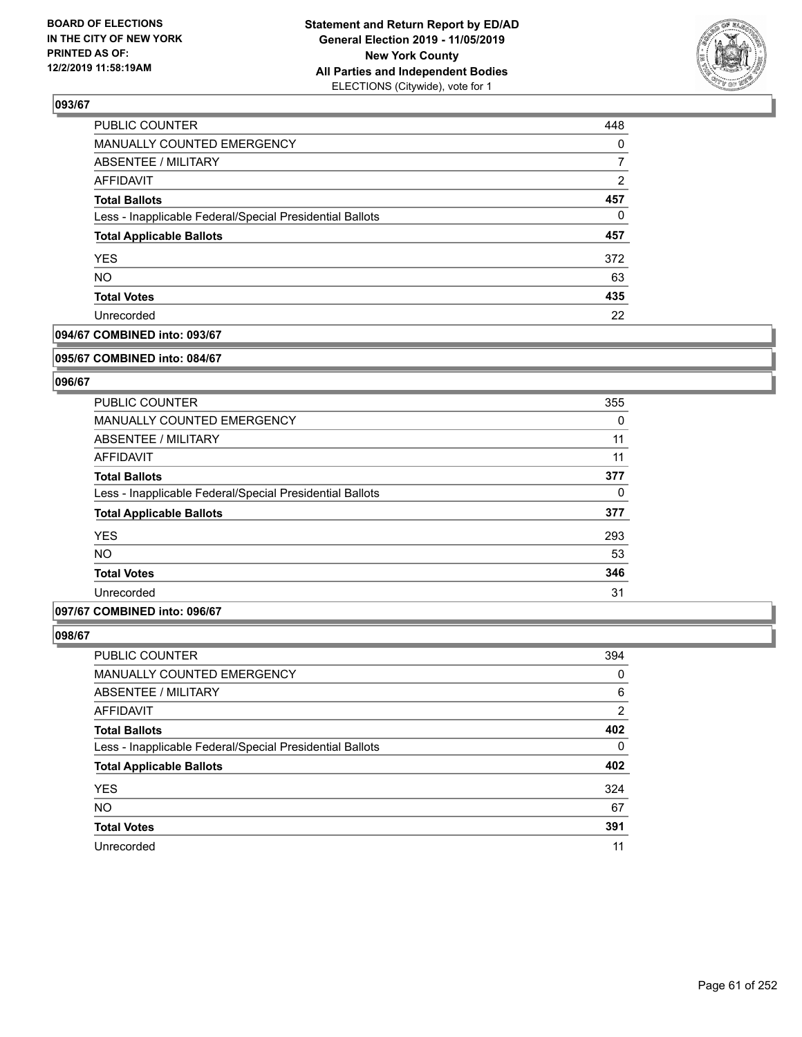**Statement and Return Report by ED/AD**
**General Election 2019 - 11/05/2019**
**New York County**
**All Parties and Independent Bodies**
ELECTIONS (Citywide), vote for 1

BOARD OF ELECTIONS IN THE CITY OF NEW YORK PRINTED AS OF: 12/2/2019 11:58:19AM

### 093/67

| | |
|---|---|
| PUBLIC COUNTER | 448 |
| MANUALLY COUNTED EMERGENCY | 0 |
| ABSENTEE / MILITARY | 7 |
| AFFIDAVIT | 2 |
| **Total Ballots** | **457** |
| Less - Inapplicable Federal/Special Presidential Ballots | 0 |
| **Total Applicable Ballots** | **457** |
| YES | 372 |
| NO | 63 |
| **Total Votes** | **435** |
| Unrecorded | 22 |

**094/67 COMBINED into: 093/67**

**095/67 COMBINED into: 084/67**

### 096/67

| | |
|---|---|
| PUBLIC COUNTER | 355 |
| MANUALLY COUNTED EMERGENCY | 0 |
| ABSENTEE / MILITARY | 11 |
| AFFIDAVIT | 11 |
| **Total Ballots** | **377** |
| Less - Inapplicable Federal/Special Presidential Ballots | 0 |
| **Total Applicable Ballots** | **377** |
| YES | 293 |
| NO | 53 |
| **Total Votes** | **346** |
| Unrecorded | 31 |

**097/67 COMBINED into: 096/67**

### 098/67

| | |
|---|---|
| PUBLIC COUNTER | 394 |
| MANUALLY COUNTED EMERGENCY | 0 |
| ABSENTEE / MILITARY | 6 |
| AFFIDAVIT | 2 |
| **Total Ballots** | **402** |
| Less - Inapplicable Federal/Special Presidential Ballots | 0 |
| **Total Applicable Ballots** | **402** |
| YES | 324 |
| NO | 67 |
| **Total Votes** | **391** |
| Unrecorded | 11 |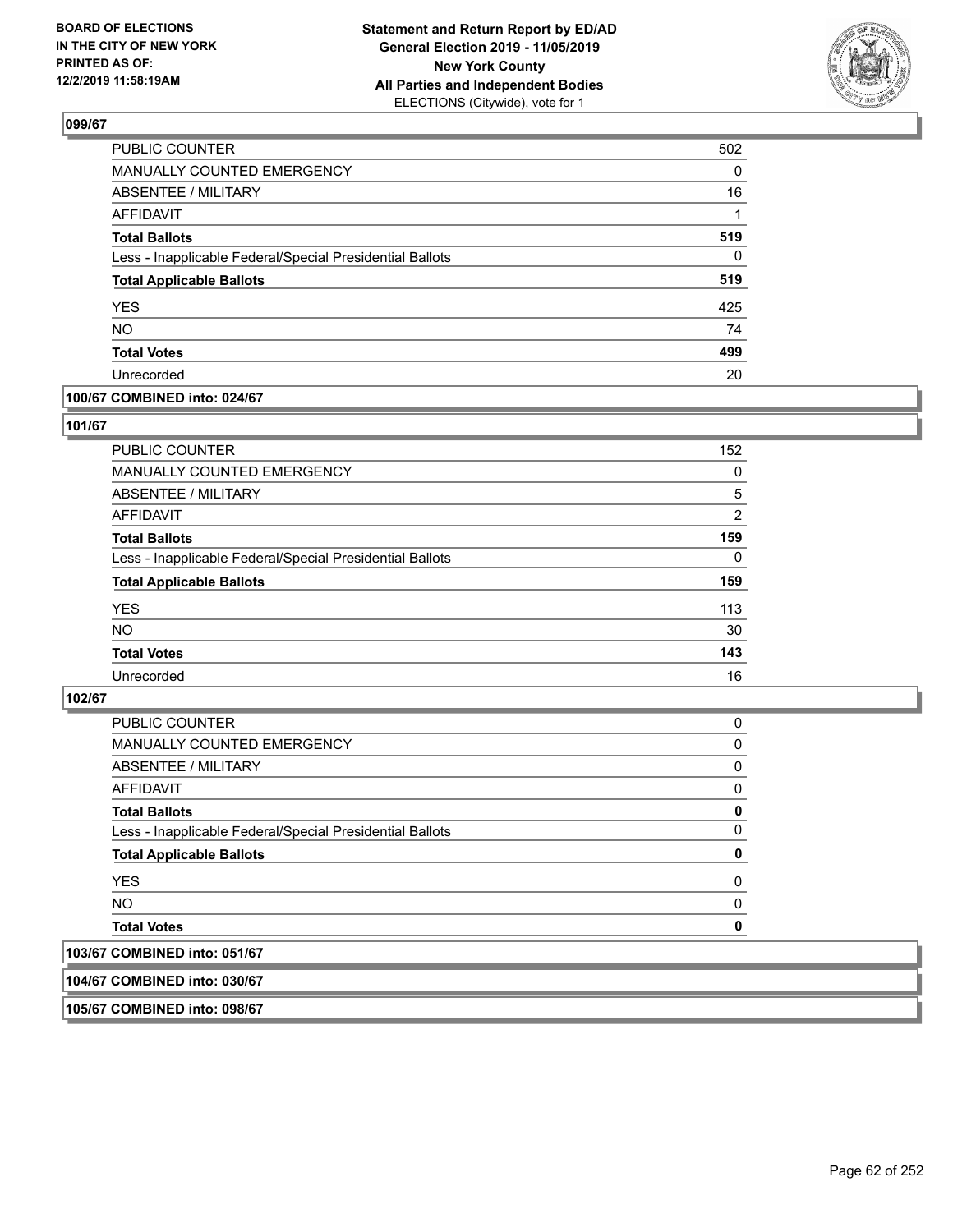## 099/67

| | |
|---|---|
| PUBLIC COUNTER | 502 |
| MANUALLY COUNTED EMERGENCY | 0 |
| ABSENTEE / MILITARY | 16 |
| AFFIDAVIT | 1 |
| **Total Ballots** | **519** |
| Less - Inapplicable Federal/Special Presidential Ballots | 0 |
| **Total Applicable Ballots** | **519** |
| YES | 425 |
| NO | 74 |
| **Total Votes** | **499** |
| Unrecorded | 20 |

## 100/67 COMBINED into: 024/67

## 101/67

| | |
|---|---|
| PUBLIC COUNTER | 152 |
| MANUALLY COUNTED EMERGENCY | 0 |
| ABSENTEE / MILITARY | 5 |
| AFFIDAVIT | 2 |
| **Total Ballots** | **159** |
| Less - Inapplicable Federal/Special Presidential Ballots | 0 |
| **Total Applicable Ballots** | **159** |
| YES | 113 |
| NO | 30 |
| **Total Votes** | **143** |
| Unrecorded | 16 |

## 102/67

| | |
|---|---|
| PUBLIC COUNTER | 0 |
| MANUALLY COUNTED EMERGENCY | 0 |
| ABSENTEE / MILITARY | 0 |
| AFFIDAVIT | 0 |
| **Total Ballots** | **0** |
| Less - Inapplicable Federal/Special Presidential Ballots | 0 |
| **Total Applicable Ballots** | **0** |
| YES | 0 |
| NO | 0 |
| **Total Votes** | **0** |

## 103/67 COMBINED into: 051/67

## 104/67 COMBINED into: 030/67

## 105/67 COMBINED into: 098/67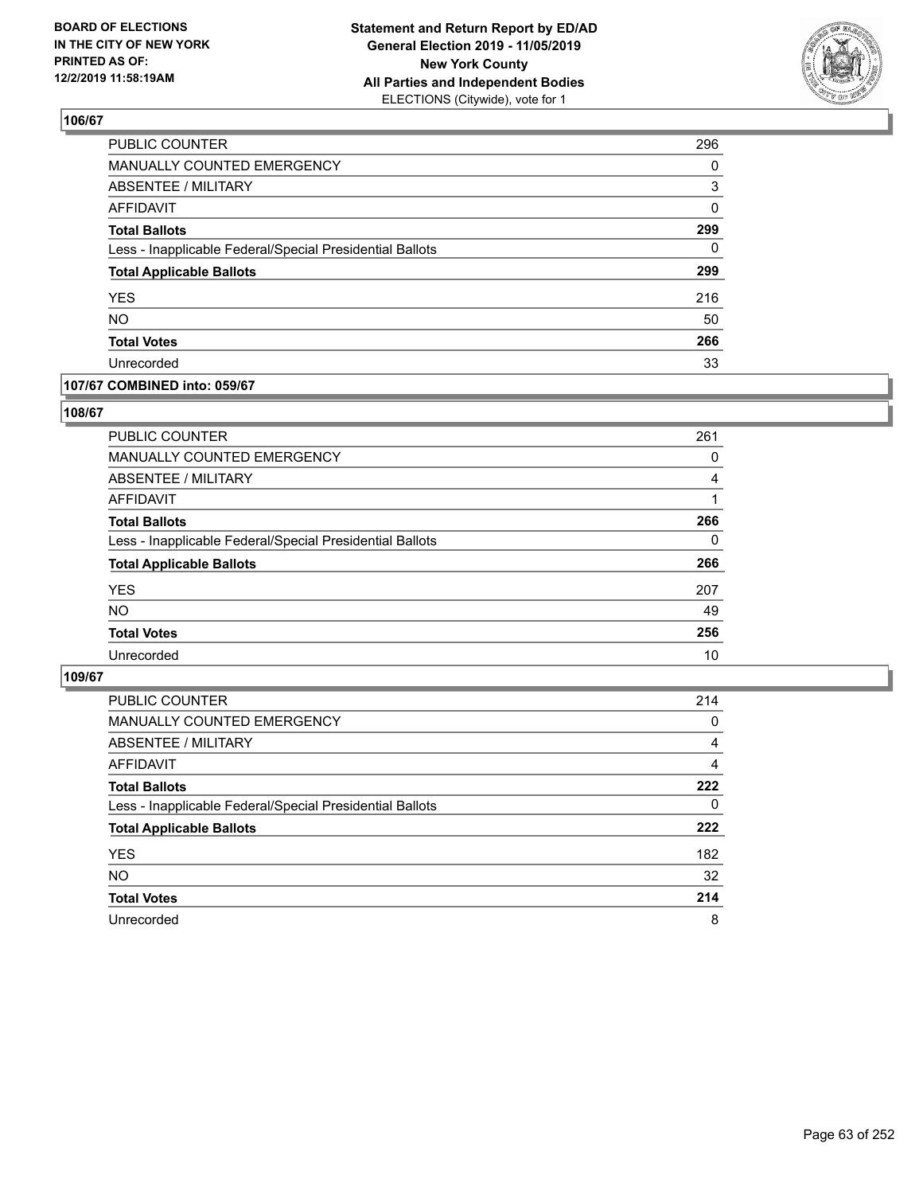## 106/67

| | |
|---|---|
| PUBLIC COUNTER | 296 |
| MANUALLY COUNTED EMERGENCY | 0 |
| ABSENTEE / MILITARY | 3 |
| AFFIDAVIT | 0 |
| **Total Ballots** | **299** |
| Less - Inapplicable Federal/Special Presidential Ballots | 0 |
| **Total Applicable Ballots** | **299** |
| YES | 216 |
| NO | 50 |
| **Total Votes** | **266** |
| Unrecorded | 33 |

## 107/67 COMBINED into: 059/67

## 108/67

| | |
|---|---|
| PUBLIC COUNTER | 261 |
| MANUALLY COUNTED EMERGENCY | 0 |
| ABSENTEE / MILITARY | 4 |
| AFFIDAVIT | 1 |
| **Total Ballots** | **266** |
| Less - Inapplicable Federal/Special Presidential Ballots | 0 |
| **Total Applicable Ballots** | **266** |
| YES | 207 |
| NO | 49 |
| **Total Votes** | **256** |
| Unrecorded | 10 |

## 109/67

| | |
|---|---|
| PUBLIC COUNTER | 214 |
| MANUALLY COUNTED EMERGENCY | 0 |
| ABSENTEE / MILITARY | 4 |
| AFFIDAVIT | 4 |
| **Total Ballots** | **222** |
| Less - Inapplicable Federal/Special Presidential Ballots | 0 |
| **Total Applicable Ballots** | **222** |
| YES | 182 |
| NO | 32 |
| **Total Votes** | **214** |
| Unrecorded | 8 |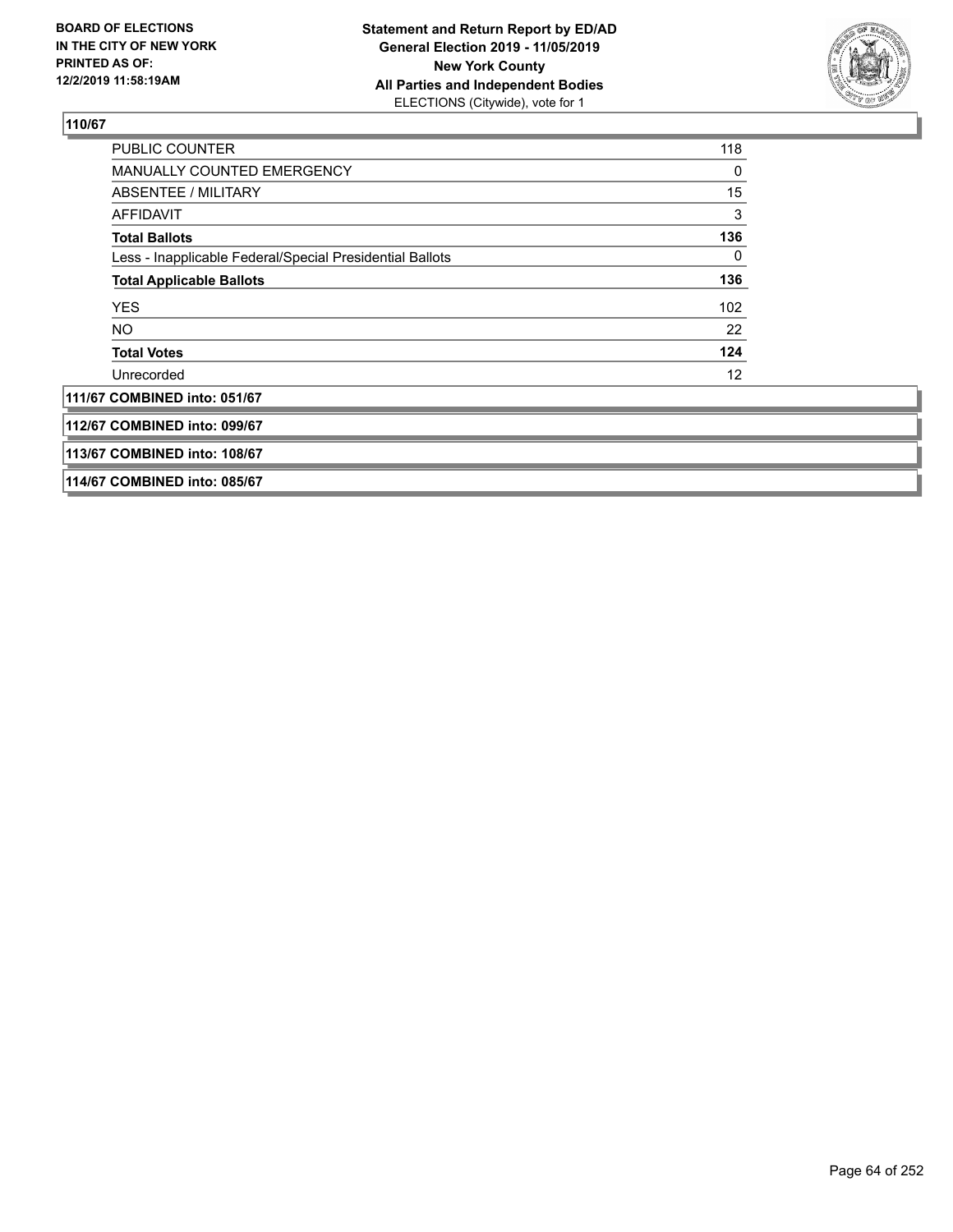**110/67**

| | |
|---|---|
| PUBLIC COUNTER | 118 |
| MANUALLY COUNTED EMERGENCY | 0 |
| ABSENTEE / MILITARY | 15 |
| AFFIDAVIT | 3 |
| **Total Ballots** | **136** |
| Less - Inapplicable Federal/Special Presidential Ballots | 0 |
| **Total Applicable Ballots** | **136** |
| YES | 102 |
| NO | 22 |
| **Total Votes** | **124** |
| Unrecorded | 12 |

**111/67 COMBINED into: 051/67**

**112/67 COMBINED into: 099/67**

**113/67 COMBINED into: 108/67**

**114/67 COMBINED into: 085/67**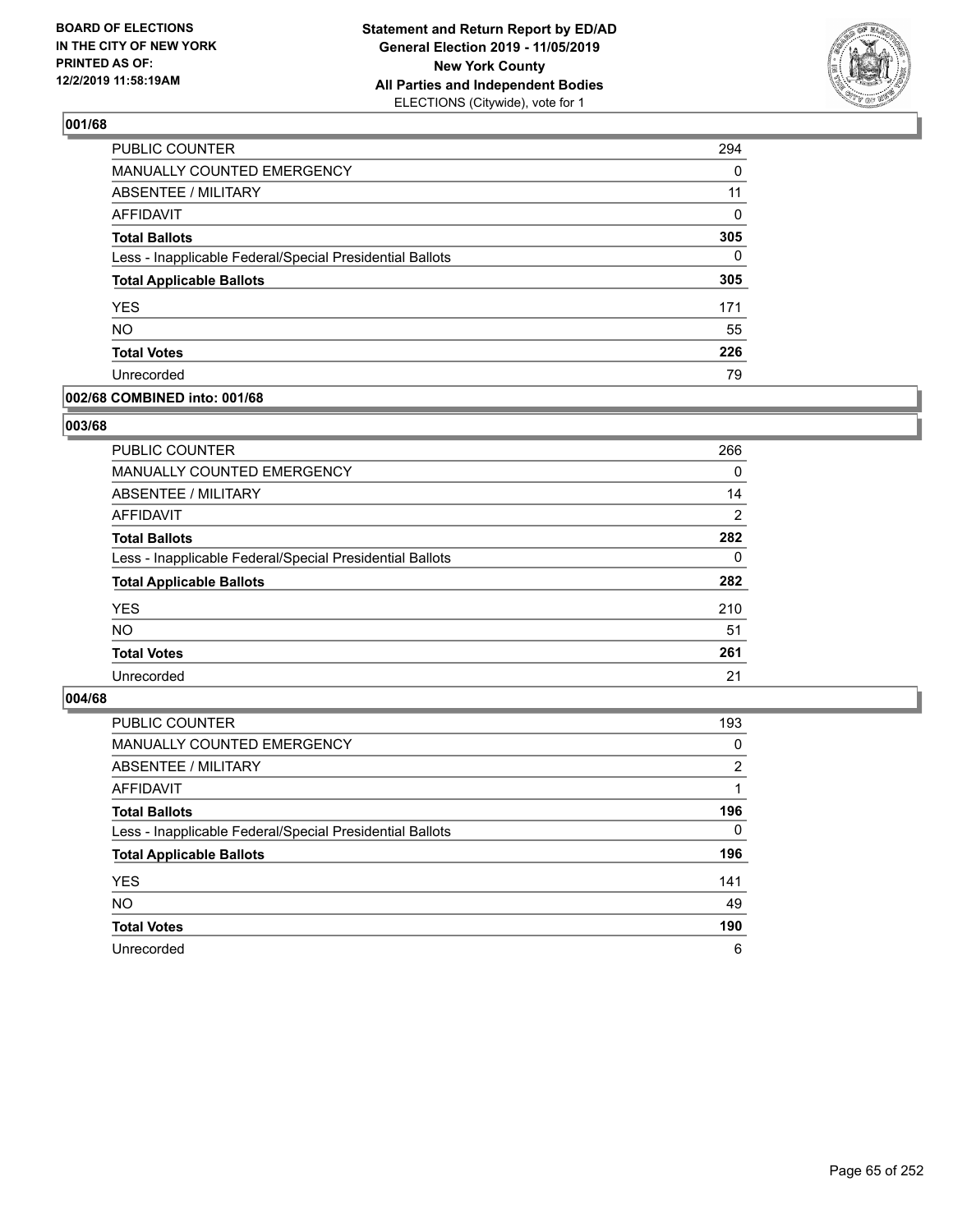BOARD OF ELECTIONS
IN THE CITY OF NEW YORK
PRINTED AS OF:
12/2/2019 11:58:19AM

**Statement and Return Report by ED/AD**
**General Election 2019 - 11/05/2019**
**New York County**
**All Parties and Independent Bodies**
ELECTIONS (Citywide), vote for 1

## 001/68

| | |
|---|---|
| PUBLIC COUNTER | 294 |
| MANUALLY COUNTED EMERGENCY | 0 |
| ABSENTEE / MILITARY | 11 |
| AFFIDAVIT | 0 |
| **Total Ballots** | **305** |
| Less - Inapplicable Federal/Special Presidential Ballots | 0 |
| **Total Applicable Ballots** | **305** |
| YES | 171 |
| NO | 55 |
| **Total Votes** | **226** |
| Unrecorded | 79 |

## 002/68 COMBINED into: 001/68

## 003/68

| | |
|---|---|
| PUBLIC COUNTER | 266 |
| MANUALLY COUNTED EMERGENCY | 0 |
| ABSENTEE / MILITARY | 14 |
| AFFIDAVIT | 2 |
| **Total Ballots** | **282** |
| Less - Inapplicable Federal/Special Presidential Ballots | 0 |
| **Total Applicable Ballots** | **282** |
| YES | 210 |
| NO | 51 |
| **Total Votes** | **261** |
| Unrecorded | 21 |

## 004/68

| | |
|---|---|
| PUBLIC COUNTER | 193 |
| MANUALLY COUNTED EMERGENCY | 0 |
| ABSENTEE / MILITARY | 2 |
| AFFIDAVIT | 1 |
| **Total Ballots** | **196** |
| Less - Inapplicable Federal/Special Presidential Ballots | 0 |
| **Total Applicable Ballots** | **196** |
| YES | 141 |
| NO | 49 |
| **Total Votes** | **190** |
| Unrecorded | 6 |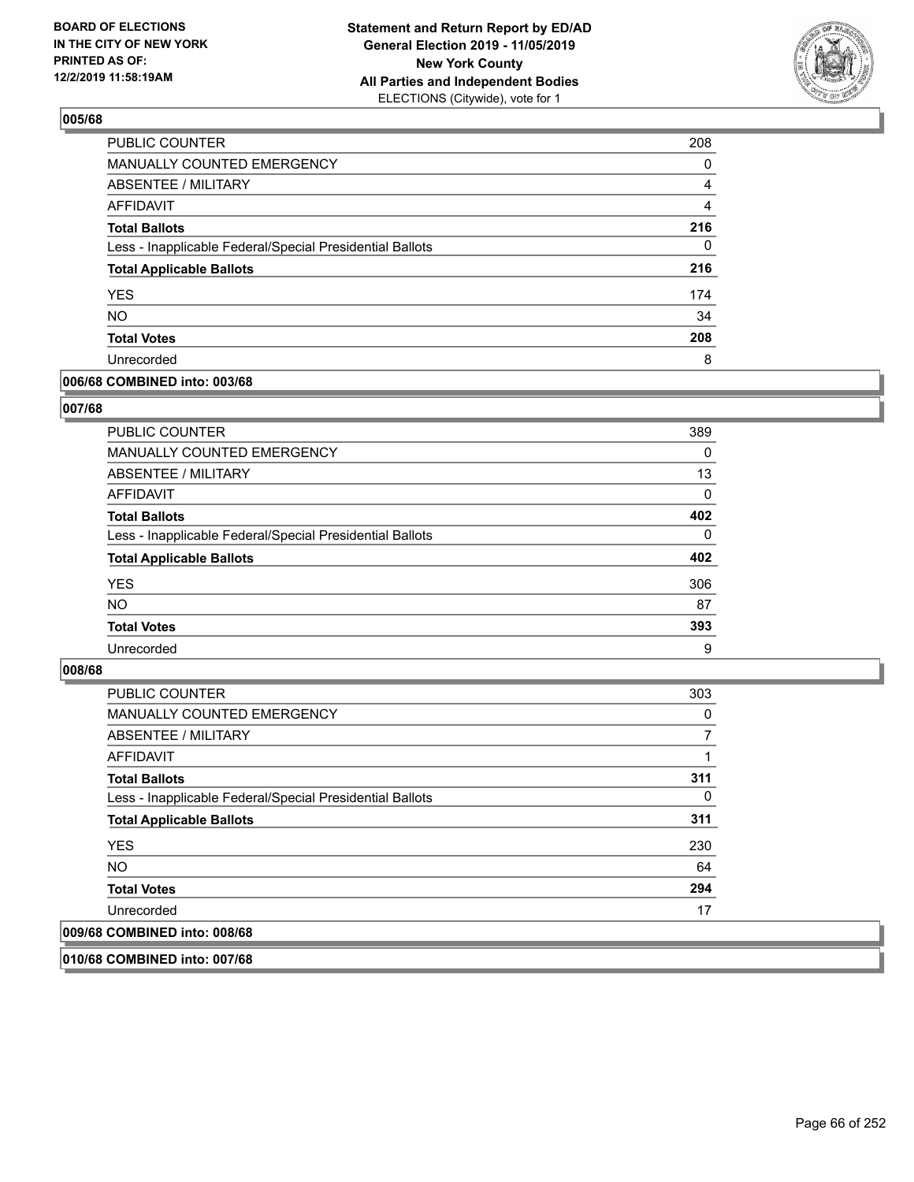**Statement and Return Report by ED/AD**
**General Election 2019 - 11/05/2019**
**New York County**
**All Parties and Independent Bodies**
ELECTIONS (Citywide), vote for 1

BOARD OF ELECTIONS IN THE CITY OF NEW YORK PRINTED AS OF: 12/2/2019 11:58:19AM

## 005/68

| | |
|---|---|
| PUBLIC COUNTER | 208 |
| MANUALLY COUNTED EMERGENCY | 0 |
| ABSENTEE / MILITARY | 4 |
| AFFIDAVIT | 4 |
| **Total Ballots** | **216** |
| Less - Inapplicable Federal/Special Presidential Ballots | 0 |
| **Total Applicable Ballots** | **216** |
| YES | 174 |
| NO | 34 |
| **Total Votes** | **208** |
| Unrecorded | 8 |

## 006/68 COMBINED into: 003/68

## 007/68

| | |
|---|---|
| PUBLIC COUNTER | 389 |
| MANUALLY COUNTED EMERGENCY | 0 |
| ABSENTEE / MILITARY | 13 |
| AFFIDAVIT | 0 |
| **Total Ballots** | **402** |
| Less - Inapplicable Federal/Special Presidential Ballots | 0 |
| **Total Applicable Ballots** | **402** |
| YES | 306 |
| NO | 87 |
| **Total Votes** | **393** |
| Unrecorded | 9 |

## 008/68

| | |
|---|---|
| PUBLIC COUNTER | 303 |
| MANUALLY COUNTED EMERGENCY | 0 |
| ABSENTEE / MILITARY | 7 |
| AFFIDAVIT | 1 |
| **Total Ballots** | **311** |
| Less - Inapplicable Federal/Special Presidential Ballots | 0 |
| **Total Applicable Ballots** | **311** |
| YES | 230 |
| NO | 64 |
| **Total Votes** | **294** |
| Unrecorded | 17 |

## 009/68 COMBINED into: 008/68

## 010/68 COMBINED into: 007/68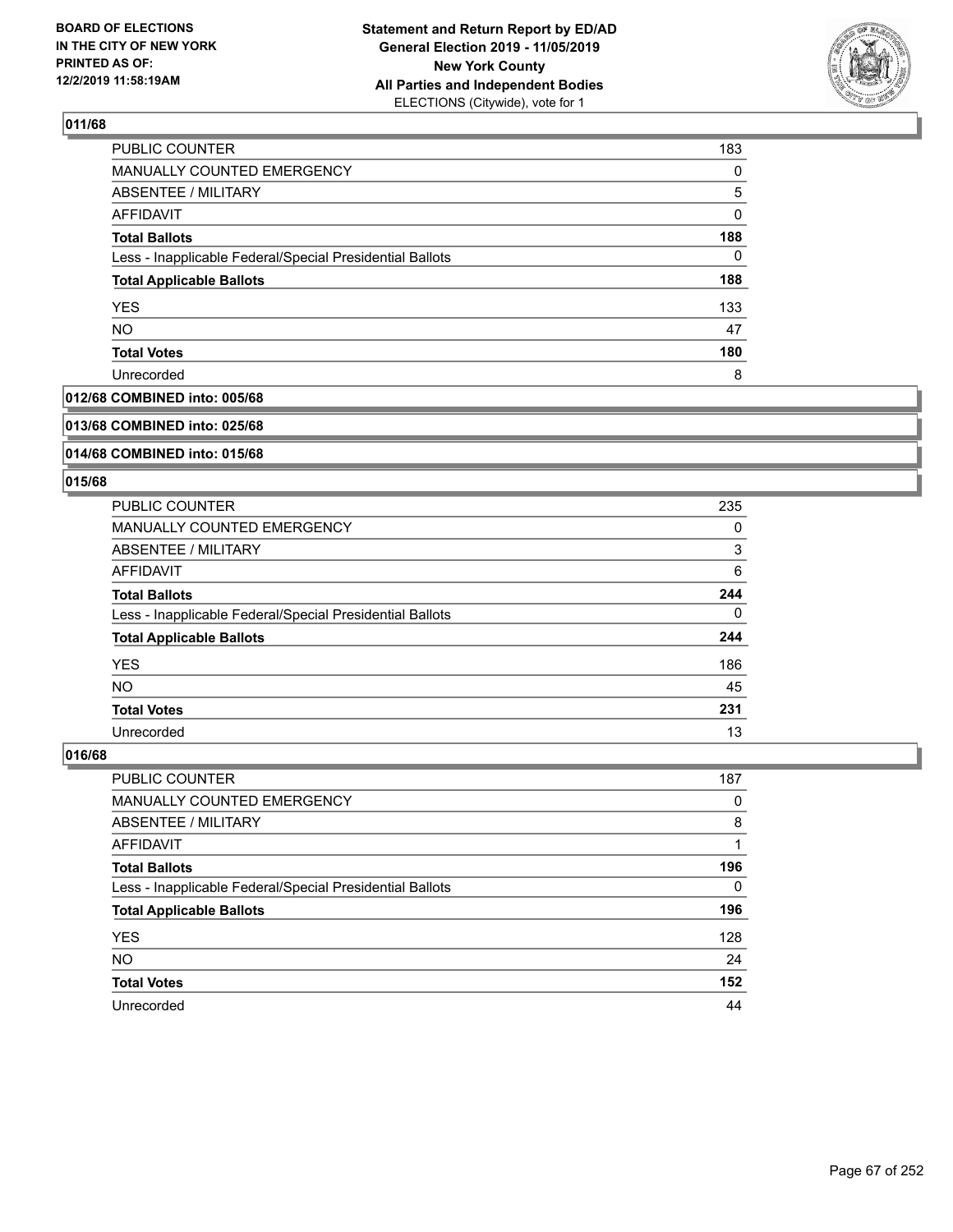BOARD OF ELECTIONS
IN THE CITY OF NEW YORK
PRINTED AS OF:
12/2/2019 11:58:19AM

**Statement and Return Report by ED/AD**
**General Election 2019 - 11/05/2019**
**New York County**
**All Parties and Independent Bodies**
ELECTIONS (Citywide), vote for 1

### 011/68

| | |
|---|---|
| PUBLIC COUNTER | 183 |
| MANUALLY COUNTED EMERGENCY | 0 |
| ABSENTEE / MILITARY | 5 |
| AFFIDAVIT | 0 |
| **Total Ballots** | **188** |
| Less - Inapplicable Federal/Special Presidential Ballots | 0 |
| **Total Applicable Ballots** | **188** |
| YES | 133 |
| NO | 47 |
| **Total Votes** | **180** |
| Unrecorded | 8 |

### 012/68 COMBINED into: 005/68

### 013/68 COMBINED into: 025/68

### 014/68 COMBINED into: 015/68

### 015/68

| | |
|---|---|
| PUBLIC COUNTER | 235 |
| MANUALLY COUNTED EMERGENCY | 0 |
| ABSENTEE / MILITARY | 3 |
| AFFIDAVIT | 6 |
| **Total Ballots** | **244** |
| Less - Inapplicable Federal/Special Presidential Ballots | 0 |
| **Total Applicable Ballots** | **244** |
| YES | 186 |
| NO | 45 |
| **Total Votes** | **231** |
| Unrecorded | 13 |

### 016/68

| | |
|---|---|
| PUBLIC COUNTER | 187 |
| MANUALLY COUNTED EMERGENCY | 0 |
| ABSENTEE / MILITARY | 8 |
| AFFIDAVIT | 1 |
| **Total Ballots** | **196** |
| Less - Inapplicable Federal/Special Presidential Ballots | 0 |
| **Total Applicable Ballots** | **196** |
| YES | 128 |
| NO | 24 |
| **Total Votes** | **152** |
| Unrecorded | 44 |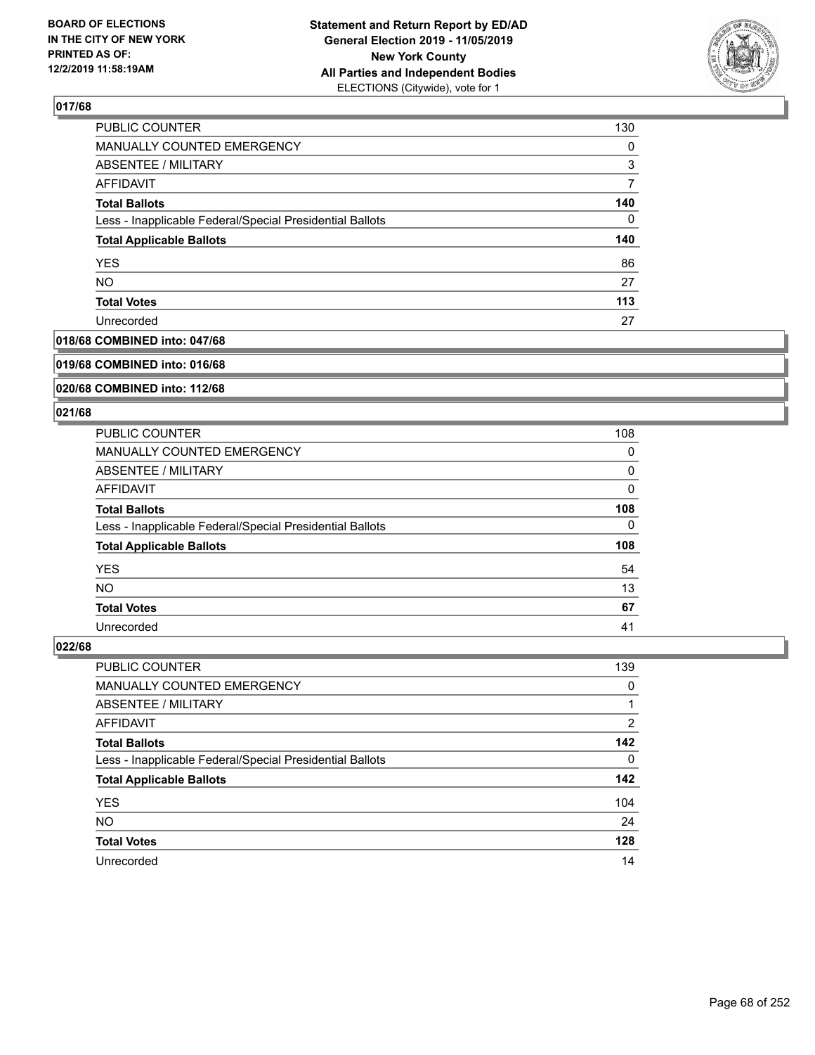## 017/68

| | |
|---|---|
| PUBLIC COUNTER | 130 |
| MANUALLY COUNTED EMERGENCY | 0 |
| ABSENTEE / MILITARY | 3 |
| AFFIDAVIT | 7 |
| **Total Ballots** | **140** |
| Less - Inapplicable Federal/Special Presidential Ballots | 0 |
| **Total Applicable Ballots** | **140** |
| YES | 86 |
| NO | 27 |
| **Total Votes** | **113** |
| Unrecorded | 27 |

## 018/68 COMBINED into: 047/68

## 019/68 COMBINED into: 016/68

## 020/68 COMBINED into: 112/68

## 021/68

| | |
|---|---|
| PUBLIC COUNTER | 108 |
| MANUALLY COUNTED EMERGENCY | 0 |
| ABSENTEE / MILITARY | 0 |
| AFFIDAVIT | 0 |
| **Total Ballots** | **108** |
| Less - Inapplicable Federal/Special Presidential Ballots | 0 |
| **Total Applicable Ballots** | **108** |
| YES | 54 |
| NO | 13 |
| **Total Votes** | **67** |
| Unrecorded | 41 |

## 022/68

| | |
|---|---|
| PUBLIC COUNTER | 139 |
| MANUALLY COUNTED EMERGENCY | 0 |
| ABSENTEE / MILITARY | 1 |
| AFFIDAVIT | 2 |
| **Total Ballots** | **142** |
| Less - Inapplicable Federal/Special Presidential Ballots | 0 |
| **Total Applicable Ballots** | **142** |
| YES | 104 |
| NO | 24 |
| **Total Votes** | **128** |
| Unrecorded | 14 |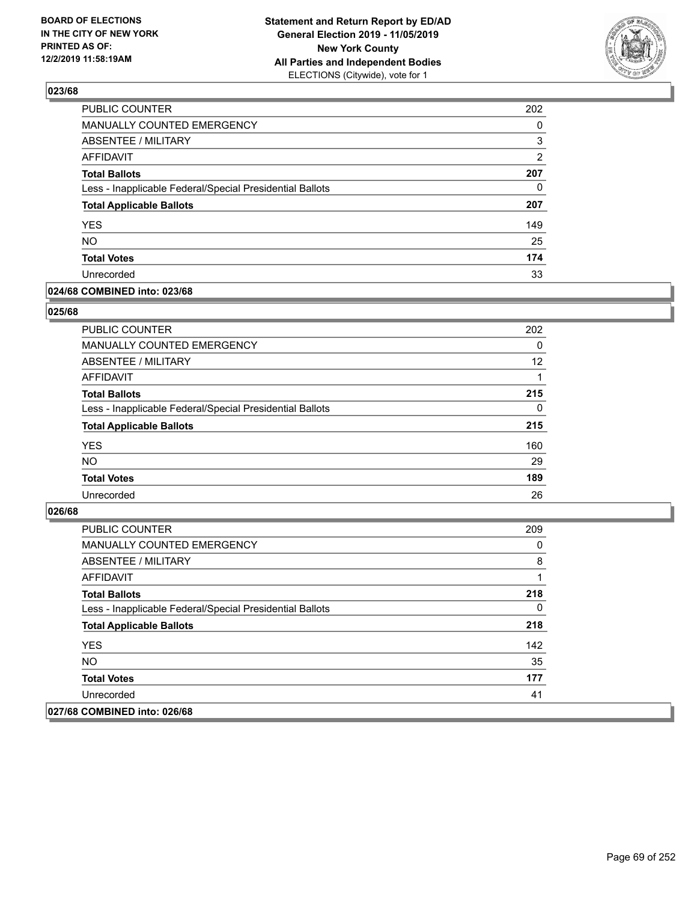**BOARD OF ELECTIONS IN THE CITY OF NEW YORK PRINTED AS OF: 12/2/2019 11:58:19AM**

**Statement and Return Report by ED/AD General Election 2019 - 11/05/2019 New York County All Parties and Independent Bodies**
ELECTIONS (Citywide), vote for 1

## 023/68

| | |
|---|---|
| PUBLIC COUNTER | 202 |
| MANUALLY COUNTED EMERGENCY | 0 |
| ABSENTEE / MILITARY | 3 |
| AFFIDAVIT | 2 |
| **Total Ballots** | **207** |
| Less - Inapplicable Federal/Special Presidential Ballots | 0 |
| **Total Applicable Ballots** | **207** |
| YES | 149 |
| NO | 25 |
| **Total Votes** | **174** |
| Unrecorded | 33 |

## 024/68 COMBINED into: 023/68

## 025/68

| | |
|---|---|
| PUBLIC COUNTER | 202 |
| MANUALLY COUNTED EMERGENCY | 0 |
| ABSENTEE / MILITARY | 12 |
| AFFIDAVIT | 1 |
| **Total Ballots** | **215** |
| Less - Inapplicable Federal/Special Presidential Ballots | 0 |
| **Total Applicable Ballots** | **215** |
| YES | 160 |
| NO | 29 |
| **Total Votes** | **189** |
| Unrecorded | 26 |

## 026/68

| | |
|---|---|
| PUBLIC COUNTER | 209 |
| MANUALLY COUNTED EMERGENCY | 0 |
| ABSENTEE / MILITARY | 8 |
| AFFIDAVIT | 1 |
| **Total Ballots** | **218** |
| Less - Inapplicable Federal/Special Presidential Ballots | 0 |
| **Total Applicable Ballots** | **218** |
| YES | 142 |
| NO | 35 |
| **Total Votes** | **177** |
| Unrecorded | 41 |

## 027/68 COMBINED into: 026/68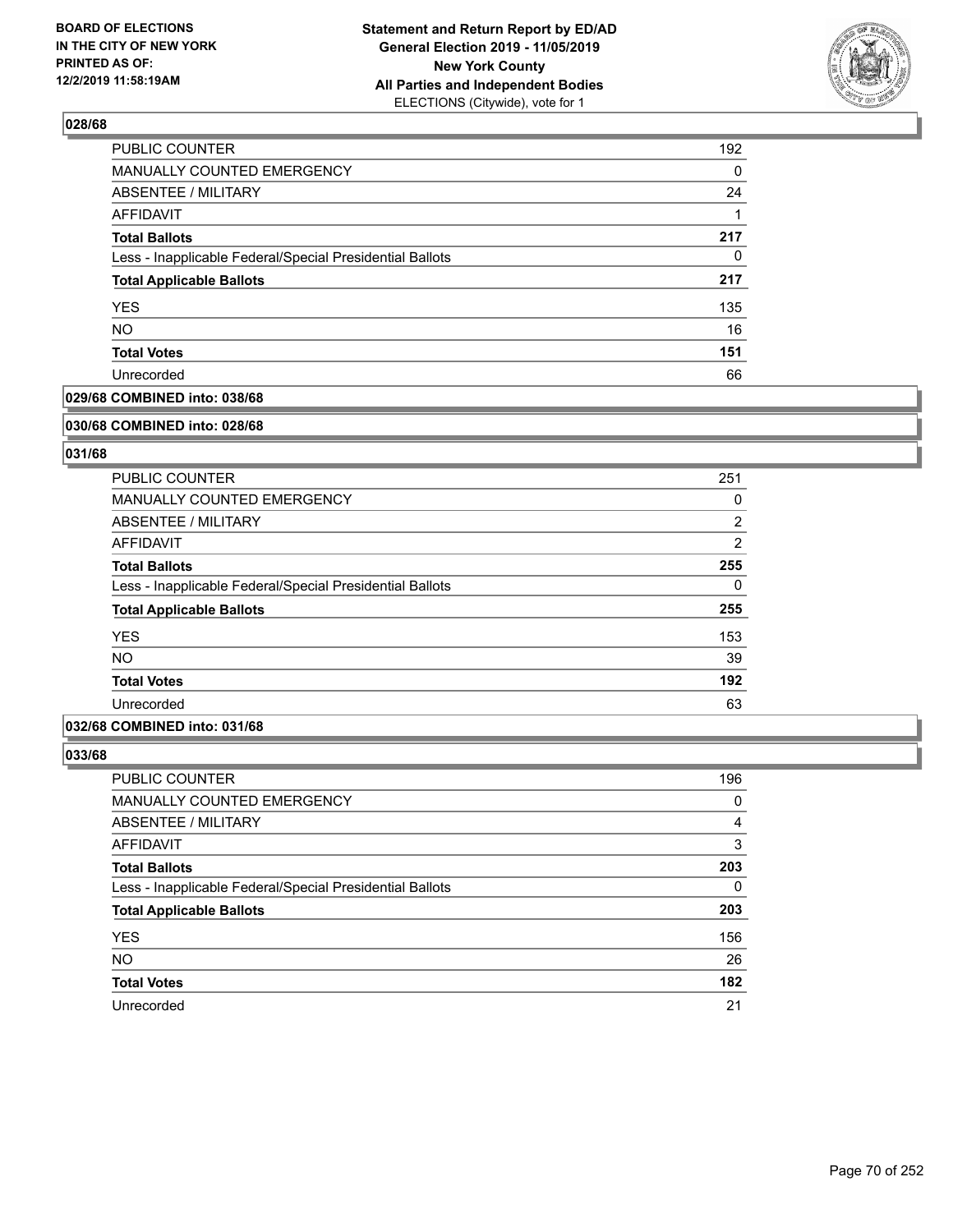### 028/68

| | |
|---|---|
| PUBLIC COUNTER | 192 |
| MANUALLY COUNTED EMERGENCY | 0 |
| ABSENTEE / MILITARY | 24 |
| AFFIDAVIT | 1 |
| **Total Ballots** | **217** |
| Less - Inapplicable Federal/Special Presidential Ballots | 0 |
| **Total Applicable Ballots** | **217** |
| YES | 135 |
| NO | 16 |
| **Total Votes** | **151** |
| Unrecorded | 66 |

### 029/68 COMBINED into: 038/68

### 030/68 COMBINED into: 028/68

### 031/68

| | |
|---|---|
| PUBLIC COUNTER | 251 |
| MANUALLY COUNTED EMERGENCY | 0 |
| ABSENTEE / MILITARY | 2 |
| AFFIDAVIT | 2 |
| **Total Ballots** | **255** |
| Less - Inapplicable Federal/Special Presidential Ballots | 0 |
| **Total Applicable Ballots** | **255** |
| YES | 153 |
| NO | 39 |
| **Total Votes** | **192** |
| Unrecorded | 63 |

### 032/68 COMBINED into: 031/68

### 033/68

| | |
|---|---|
| PUBLIC COUNTER | 196 |
| MANUALLY COUNTED EMERGENCY | 0 |
| ABSENTEE / MILITARY | 4 |
| AFFIDAVIT | 3 |
| **Total Ballots** | **203** |
| Less - Inapplicable Federal/Special Presidential Ballots | 0 |
| **Total Applicable Ballots** | **203** |
| YES | 156 |
| NO | 26 |
| **Total Votes** | **182** |
| Unrecorded | 21 |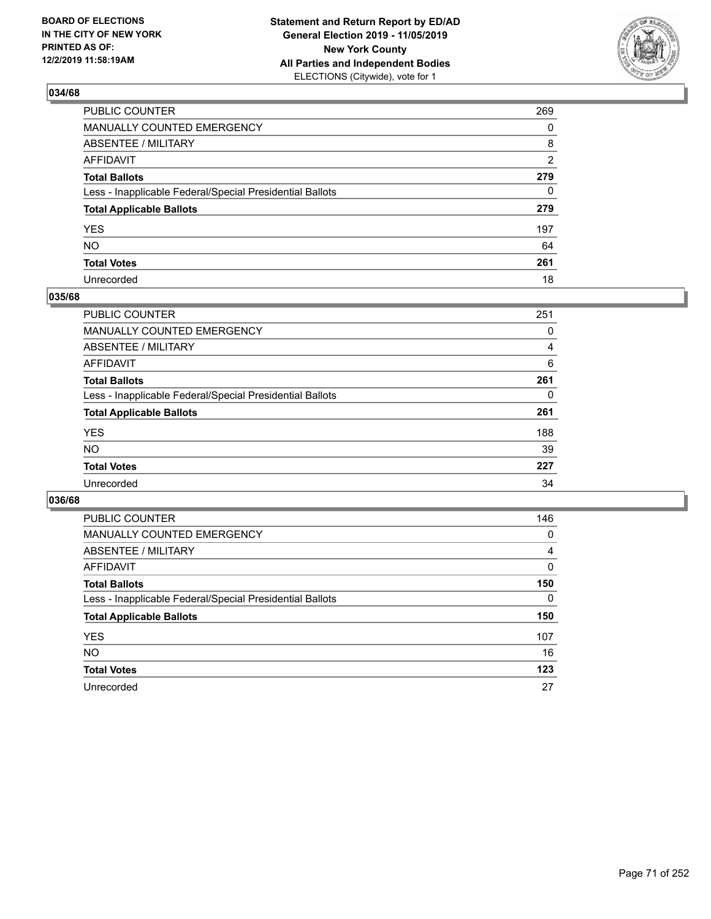BOARD OF ELECTIONS
IN THE CITY OF NEW YORK
PRINTED AS OF:
12/2/2019 11:58:19AM

**Statement and Return Report by ED/AD**
**General Election 2019 - 11/05/2019**
**New York County**
**All Parties and Independent Bodies**
ELECTIONS (Citywide), vote for 1

### 034/68

| | |
|---|---|
| PUBLIC COUNTER | 269 |
| MANUALLY COUNTED EMERGENCY | 0 |
| ABSENTEE / MILITARY | 8 |
| AFFIDAVIT | 2 |
| **Total Ballots** | **279** |
| Less - Inapplicable Federal/Special Presidential Ballots | 0 |
| **Total Applicable Ballots** | **279** |
| YES | 197 |
| NO | 64 |
| **Total Votes** | **261** |
| Unrecorded | 18 |

### 035/68

| | |
|---|---|
| PUBLIC COUNTER | 251 |
| MANUALLY COUNTED EMERGENCY | 0 |
| ABSENTEE / MILITARY | 4 |
| AFFIDAVIT | 6 |
| **Total Ballots** | **261** |
| Less - Inapplicable Federal/Special Presidential Ballots | 0 |
| **Total Applicable Ballots** | **261** |
| YES | 188 |
| NO | 39 |
| **Total Votes** | **227** |
| Unrecorded | 34 |

### 036/68

| | |
|---|---|
| PUBLIC COUNTER | 146 |
| MANUALLY COUNTED EMERGENCY | 0 |
| ABSENTEE / MILITARY | 4 |
| AFFIDAVIT | 0 |
| **Total Ballots** | **150** |
| Less - Inapplicable Federal/Special Presidential Ballots | 0 |
| **Total Applicable Ballots** | **150** |
| YES | 107 |
| NO | 16 |
| **Total Votes** | **123** |
| Unrecorded | 27 |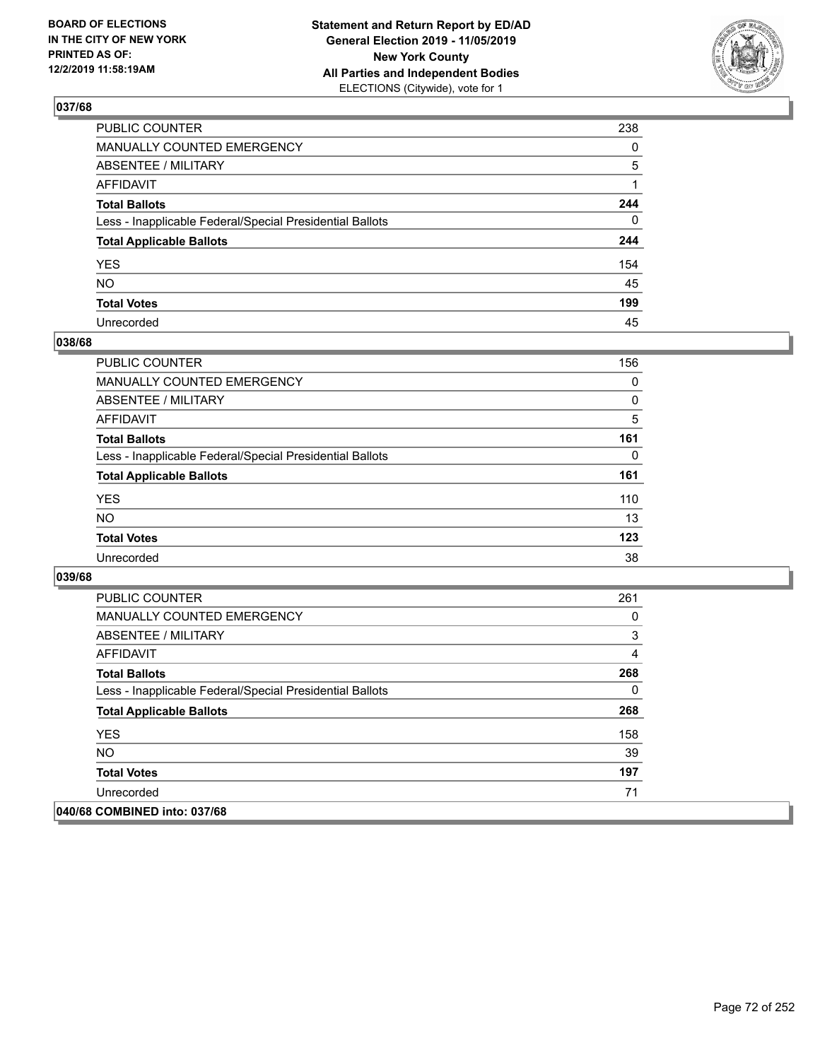## 037/68

| | |
|---|---|
| PUBLIC COUNTER | 238 |
| MANUALLY COUNTED EMERGENCY | 0 |
| ABSENTEE / MILITARY | 5 |
| AFFIDAVIT | 1 |
| **Total Ballots** | **244** |
| Less - Inapplicable Federal/Special Presidential Ballots | 0 |
| **Total Applicable Ballots** | **244** |
| YES | 154 |
| NO | 45 |
| **Total Votes** | **199** |
| Unrecorded | 45 |

## 038/68

| | |
|---|---|
| PUBLIC COUNTER | 156 |
| MANUALLY COUNTED EMERGENCY | 0 |
| ABSENTEE / MILITARY | 0 |
| AFFIDAVIT | 5 |
| **Total Ballots** | **161** |
| Less - Inapplicable Federal/Special Presidential Ballots | 0 |
| **Total Applicable Ballots** | **161** |
| YES | 110 |
| NO | 13 |
| **Total Votes** | **123** |
| Unrecorded | 38 |

## 039/68

| | |
|---|---|
| PUBLIC COUNTER | 261 |
| MANUALLY COUNTED EMERGENCY | 0 |
| ABSENTEE / MILITARY | 3 |
| AFFIDAVIT | 4 |
| **Total Ballots** | **268** |
| Less - Inapplicable Federal/Special Presidential Ballots | 0 |
| **Total Applicable Ballots** | **268** |
| YES | 158 |
| NO | 39 |
| **Total Votes** | **197** |
| Unrecorded | 71 |

## 040/68 COMBINED into: 037/68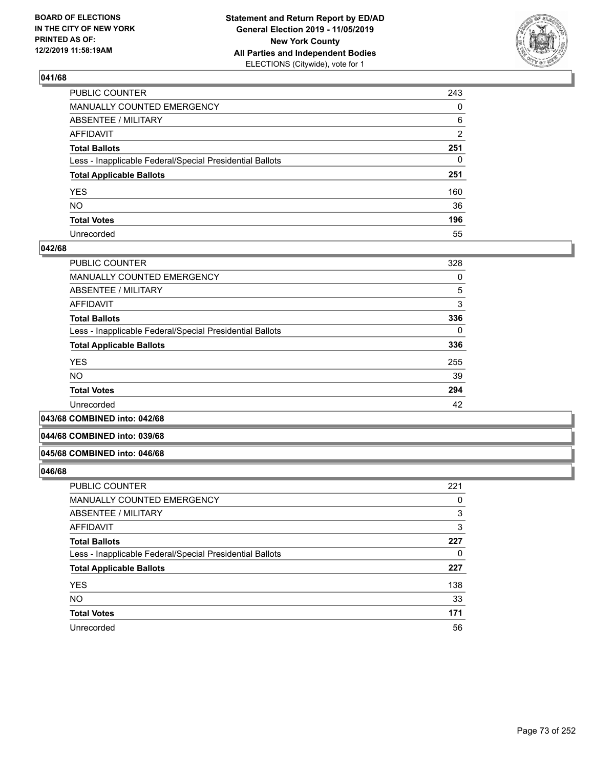## 041/68

| | |
|---|---|
| PUBLIC COUNTER | 243 |
| MANUALLY COUNTED EMERGENCY | 0 |
| ABSENTEE / MILITARY | 6 |
| AFFIDAVIT | 2 |
| **Total Ballots** | **251** |
| Less - Inapplicable Federal/Special Presidential Ballots | 0 |
| **Total Applicable Ballots** | **251** |
| YES | 160 |
| NO | 36 |
| **Total Votes** | **196** |
| Unrecorded | 55 |

## 042/68

| | |
|---|---|
| PUBLIC COUNTER | 328 |
| MANUALLY COUNTED EMERGENCY | 0 |
| ABSENTEE / MILITARY | 5 |
| AFFIDAVIT | 3 |
| **Total Ballots** | **336** |
| Less - Inapplicable Federal/Special Presidential Ballots | 0 |
| **Total Applicable Ballots** | **336** |
| YES | 255 |
| NO | 39 |
| **Total Votes** | **294** |
| Unrecorded | 42 |

## 043/68 COMBINED into: 042/68

## 044/68 COMBINED into: 039/68

## 045/68 COMBINED into: 046/68

## 046/68

| | |
|---|---|
| PUBLIC COUNTER | 221 |
| MANUALLY COUNTED EMERGENCY | 0 |
| ABSENTEE / MILITARY | 3 |
| AFFIDAVIT | 3 |
| **Total Ballots** | **227** |
| Less - Inapplicable Federal/Special Presidential Ballots | 0 |
| **Total Applicable Ballots** | **227** |
| YES | 138 |
| NO | 33 |
| **Total Votes** | **171** |
| Unrecorded | 56 |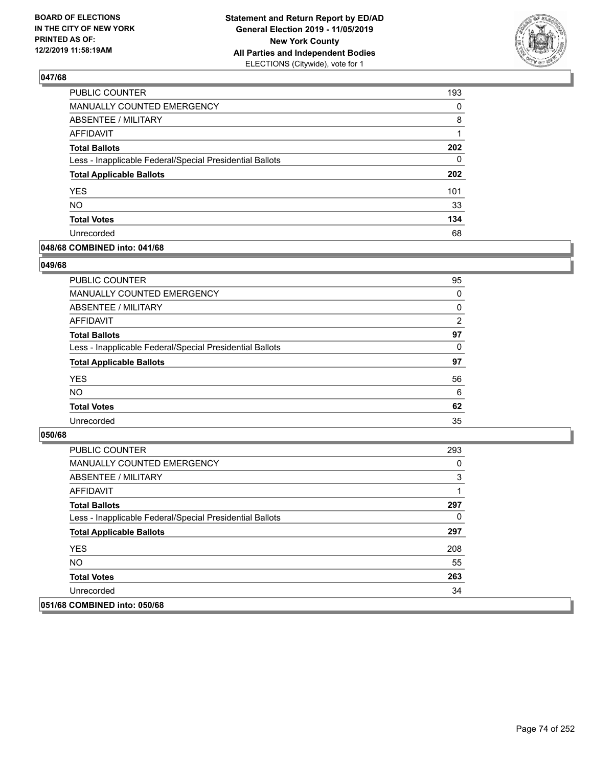## 047/68

| | |
|---|---|
| PUBLIC COUNTER | 193 |
| MANUALLY COUNTED EMERGENCY | 0 |
| ABSENTEE / MILITARY | 8 |
| AFFIDAVIT | 1 |
| **Total Ballots** | **202** |
| Less - Inapplicable Federal/Special Presidential Ballots | 0 |
| **Total Applicable Ballots** | **202** |
| YES | 101 |
| NO | 33 |
| **Total Votes** | **134** |
| Unrecorded | 68 |

## 048/68 COMBINED into: 041/68

## 049/68

| | |
|---|---|
| PUBLIC COUNTER | 95 |
| MANUALLY COUNTED EMERGENCY | 0 |
| ABSENTEE / MILITARY | 0 |
| AFFIDAVIT | 2 |
| **Total Ballots** | **97** |
| Less - Inapplicable Federal/Special Presidential Ballots | 0 |
| **Total Applicable Ballots** | **97** |
| YES | 56 |
| NO | 6 |
| **Total Votes** | **62** |
| Unrecorded | 35 |

## 050/68

| | |
|---|---|
| PUBLIC COUNTER | 293 |
| MANUALLY COUNTED EMERGENCY | 0 |
| ABSENTEE / MILITARY | 3 |
| AFFIDAVIT | 1 |
| **Total Ballots** | **297** |
| Less - Inapplicable Federal/Special Presidential Ballots | 0 |
| **Total Applicable Ballots** | **297** |
| YES | 208 |
| NO | 55 |
| **Total Votes** | **263** |
| Unrecorded | 34 |

## 051/68 COMBINED into: 050/68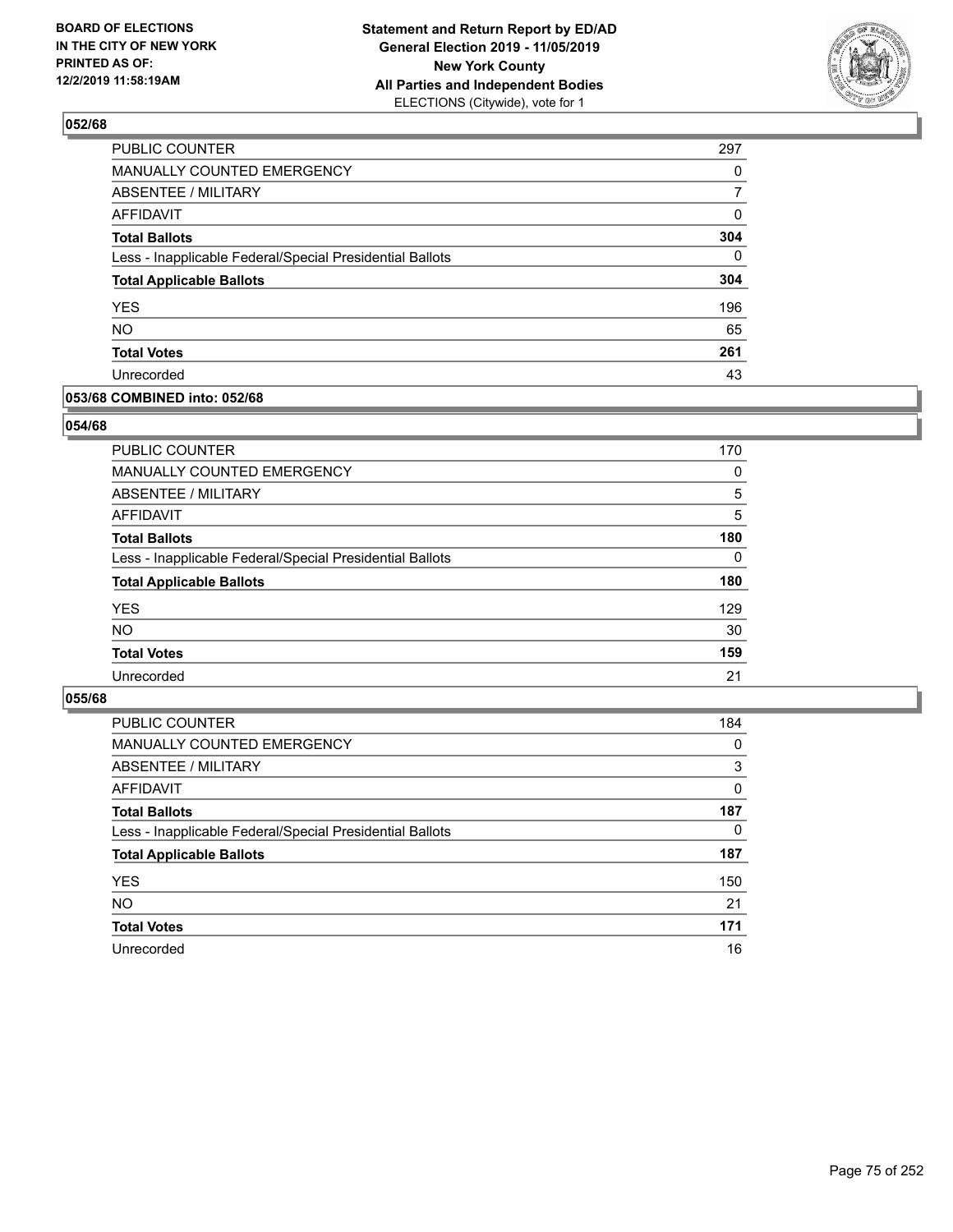**BOARD OF ELECTIONS IN THE CITY OF NEW YORK PRINTED AS OF: 12/2/2019 11:58:19AM**

**Statement and Return Report by ED/AD General Election 2019 - 11/05/2019 New York County All Parties and Independent Bodies**
ELECTIONS (Citywide), vote for 1

## 052/68

| | |
|---|---|
| PUBLIC COUNTER | 297 |
| MANUALLY COUNTED EMERGENCY | 0 |
| ABSENTEE / MILITARY | 7 |
| AFFIDAVIT | 0 |
| **Total Ballots** | **304** |
| Less - Inapplicable Federal/Special Presidential Ballots | 0 |
| **Total Applicable Ballots** | **304** |
| YES | 196 |
| NO | 65 |
| **Total Votes** | **261** |
| Unrecorded | 43 |

## 053/68 COMBINED into: 052/68

## 054/68

| | |
|---|---|
| PUBLIC COUNTER | 170 |
| MANUALLY COUNTED EMERGENCY | 0 |
| ABSENTEE / MILITARY | 5 |
| AFFIDAVIT | 5 |
| **Total Ballots** | **180** |
| Less - Inapplicable Federal/Special Presidential Ballots | 0 |
| **Total Applicable Ballots** | **180** |
| YES | 129 |
| NO | 30 |
| **Total Votes** | **159** |
| Unrecorded | 21 |

## 055/68

| | |
|---|---|
| PUBLIC COUNTER | 184 |
| MANUALLY COUNTED EMERGENCY | 0 |
| ABSENTEE / MILITARY | 3 |
| AFFIDAVIT | 0 |
| **Total Ballots** | **187** |
| Less - Inapplicable Federal/Special Presidential Ballots | 0 |
| **Total Applicable Ballots** | **187** |
| YES | 150 |
| NO | 21 |
| **Total Votes** | **171** |
| Unrecorded | 16 |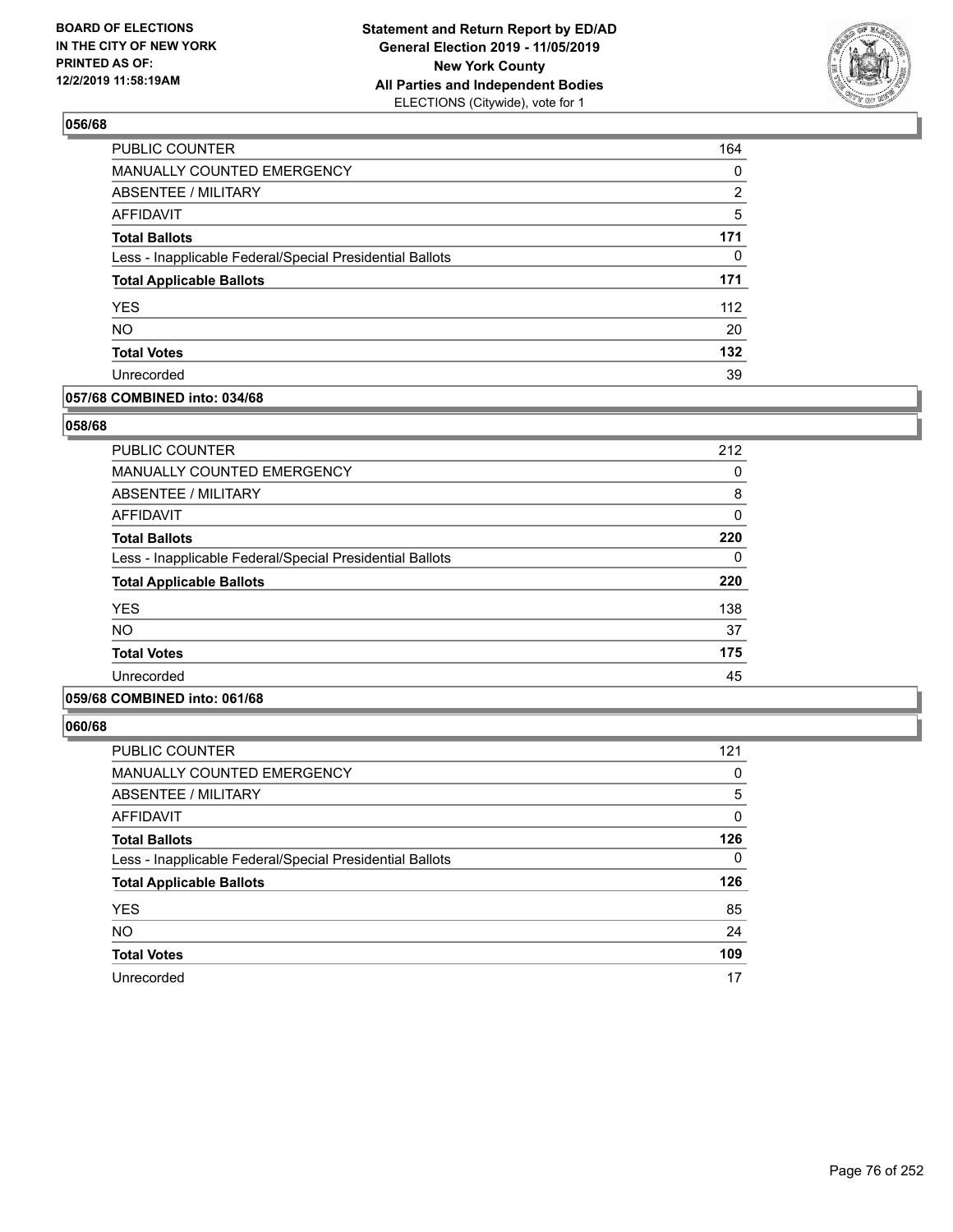**BOARD OF ELECTIONS IN THE CITY OF NEW YORK PRINTED AS OF: 12/2/2019 11:58:19AM**

**Statement and Return Report by ED/AD General Election 2019 - 11/05/2019 New York County All Parties and Independent Bodies**
ELECTIONS (Citywide), vote for 1

## 056/68

| | |
|---|---|
| PUBLIC COUNTER | 164 |
| MANUALLY COUNTED EMERGENCY | 0 |
| ABSENTEE / MILITARY | 2 |
| AFFIDAVIT | 5 |
| **Total Ballots** | **171** |
| Less - Inapplicable Federal/Special Presidential Ballots | 0 |
| **Total Applicable Ballots** | **171** |
| YES | 112 |
| NO | 20 |
| **Total Votes** | **132** |
| Unrecorded | 39 |

## 057/68 COMBINED into: 034/68

## 058/68

| | |
|---|---|
| PUBLIC COUNTER | 212 |
| MANUALLY COUNTED EMERGENCY | 0 |
| ABSENTEE / MILITARY | 8 |
| AFFIDAVIT | 0 |
| **Total Ballots** | **220** |
| Less - Inapplicable Federal/Special Presidential Ballots | 0 |
| **Total Applicable Ballots** | **220** |
| YES | 138 |
| NO | 37 |
| **Total Votes** | **175** |
| Unrecorded | 45 |

## 059/68 COMBINED into: 061/68

## 060/68

| | |
|---|---|
| PUBLIC COUNTER | 121 |
| MANUALLY COUNTED EMERGENCY | 0 |
| ABSENTEE / MILITARY | 5 |
| AFFIDAVIT | 0 |
| **Total Ballots** | **126** |
| Less - Inapplicable Federal/Special Presidential Ballots | 0 |
| **Total Applicable Ballots** | **126** |
| YES | 85 |
| NO | 24 |
| **Total Votes** | **109** |
| Unrecorded | 17 |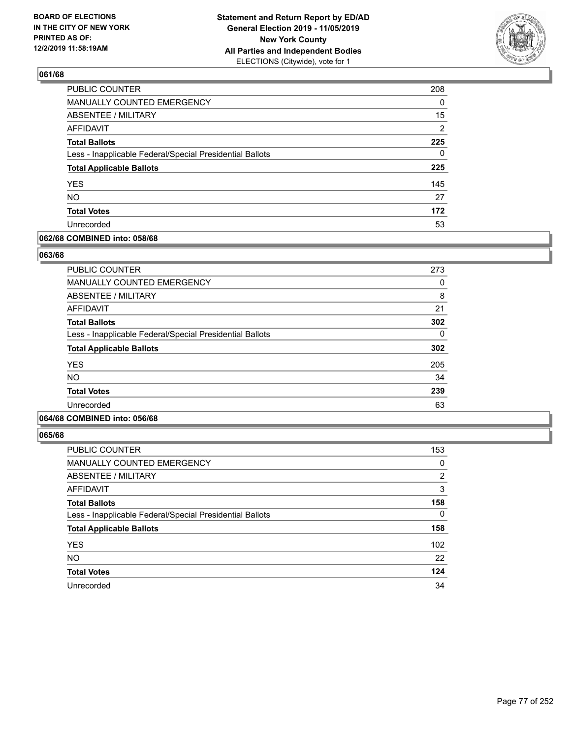## 061/68

| | |
|---|---|
| PUBLIC COUNTER | 208 |
| MANUALLY COUNTED EMERGENCY | 0 |
| ABSENTEE / MILITARY | 15 |
| AFFIDAVIT | 2 |
| **Total Ballots** | **225** |
| Less - Inapplicable Federal/Special Presidential Ballots | 0 |
| **Total Applicable Ballots** | **225** |
| YES | 145 |
| NO | 27 |
| **Total Votes** | **172** |
| Unrecorded | 53 |

## 062/68 COMBINED into: 058/68

## 063/68

| | |
|---|---|
| PUBLIC COUNTER | 273 |
| MANUALLY COUNTED EMERGENCY | 0 |
| ABSENTEE / MILITARY | 8 |
| AFFIDAVIT | 21 |
| **Total Ballots** | **302** |
| Less - Inapplicable Federal/Special Presidential Ballots | 0 |
| **Total Applicable Ballots** | **302** |
| YES | 205 |
| NO | 34 |
| **Total Votes** | **239** |
| Unrecorded | 63 |

## 064/68 COMBINED into: 056/68

## 065/68

| | |
|---|---|
| PUBLIC COUNTER | 153 |
| MANUALLY COUNTED EMERGENCY | 0 |
| ABSENTEE / MILITARY | 2 |
| AFFIDAVIT | 3 |
| **Total Ballots** | **158** |
| Less - Inapplicable Federal/Special Presidential Ballots | 0 |
| **Total Applicable Ballots** | **158** |
| YES | 102 |
| NO | 22 |
| **Total Votes** | **124** |
| Unrecorded | 34 |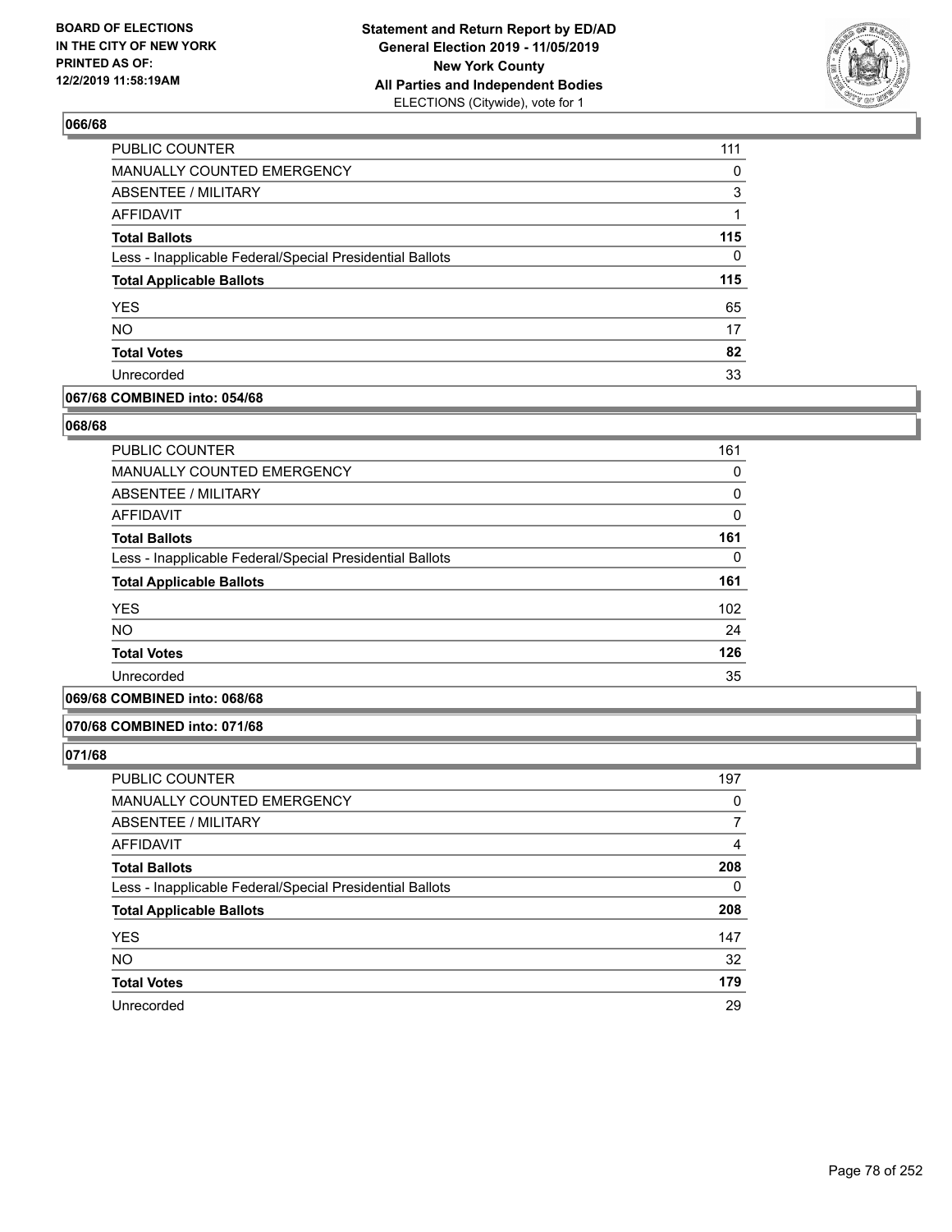### 066/68

| | |
|---|---|
| PUBLIC COUNTER | 111 |
| MANUALLY COUNTED EMERGENCY | 0 |
| ABSENTEE / MILITARY | 3 |
| AFFIDAVIT | 1 |
| **Total Ballots** | **115** |
| Less - Inapplicable Federal/Special Presidential Ballots | 0 |
| **Total Applicable Ballots** | **115** |
| YES | 65 |
| NO | 17 |
| **Total Votes** | **82** |
| Unrecorded | 33 |

### 067/68 COMBINED into: 054/68

### 068/68

| | |
|---|---|
| PUBLIC COUNTER | 161 |
| MANUALLY COUNTED EMERGENCY | 0 |
| ABSENTEE / MILITARY | 0 |
| AFFIDAVIT | 0 |
| **Total Ballots** | **161** |
| Less - Inapplicable Federal/Special Presidential Ballots | 0 |
| **Total Applicable Ballots** | **161** |
| YES | 102 |
| NO | 24 |
| **Total Votes** | **126** |
| Unrecorded | 35 |

### 069/68 COMBINED into: 068/68

### 070/68 COMBINED into: 071/68

### 071/68

| | |
|---|---|
| PUBLIC COUNTER | 197 |
| MANUALLY COUNTED EMERGENCY | 0 |
| ABSENTEE / MILITARY | 7 |
| AFFIDAVIT | 4 |
| **Total Ballots** | **208** |
| Less - Inapplicable Federal/Special Presidential Ballots | 0 |
| **Total Applicable Ballots** | **208** |
| YES | 147 |
| NO | 32 |
| **Total Votes** | **179** |
| Unrecorded | 29 |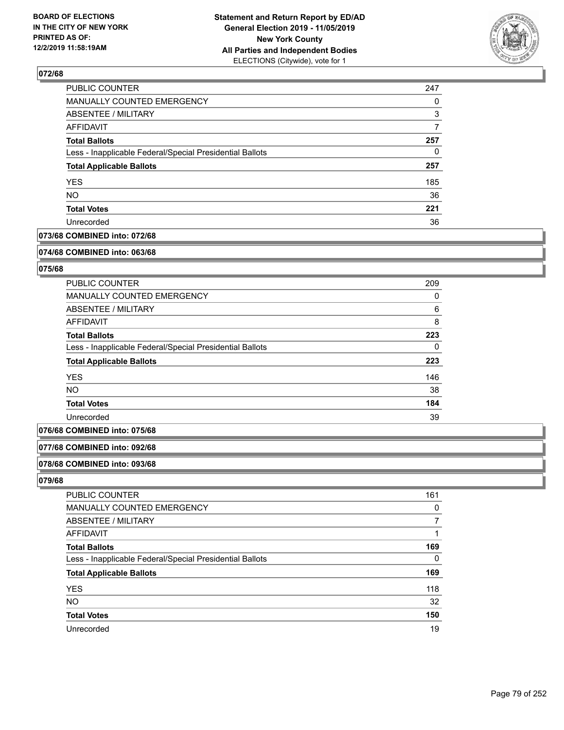## 072/68

| | |
|---|---|
| PUBLIC COUNTER | 247 |
| MANUALLY COUNTED EMERGENCY | 0 |
| ABSENTEE / MILITARY | 3 |
| AFFIDAVIT | 7 |
| **Total Ballots** | **257** |
| Less - Inapplicable Federal/Special Presidential Ballots | 0 |
| **Total Applicable Ballots** | **257** |
| YES | 185 |
| NO | 36 |
| **Total Votes** | **221** |
| Unrecorded | 36 |

## 073/68 COMBINED into: 072/68

## 074/68 COMBINED into: 063/68

## 075/68

| | |
|---|---|
| PUBLIC COUNTER | 209 |
| MANUALLY COUNTED EMERGENCY | 0 |
| ABSENTEE / MILITARY | 6 |
| AFFIDAVIT | 8 |
| **Total Ballots** | **223** |
| Less - Inapplicable Federal/Special Presidential Ballots | 0 |
| **Total Applicable Ballots** | **223** |
| YES | 146 |
| NO | 38 |
| **Total Votes** | **184** |
| Unrecorded | 39 |

## 076/68 COMBINED into: 075/68

## 077/68 COMBINED into: 092/68

## 078/68 COMBINED into: 093/68

## 079/68

| | |
|---|---|
| PUBLIC COUNTER | 161 |
| MANUALLY COUNTED EMERGENCY | 0 |
| ABSENTEE / MILITARY | 7 |
| AFFIDAVIT | 1 |
| **Total Ballots** | **169** |
| Less - Inapplicable Federal/Special Presidential Ballots | 0 |
| **Total Applicable Ballots** | **169** |
| YES | 118 |
| NO | 32 |
| **Total Votes** | **150** |
| Unrecorded | 19 |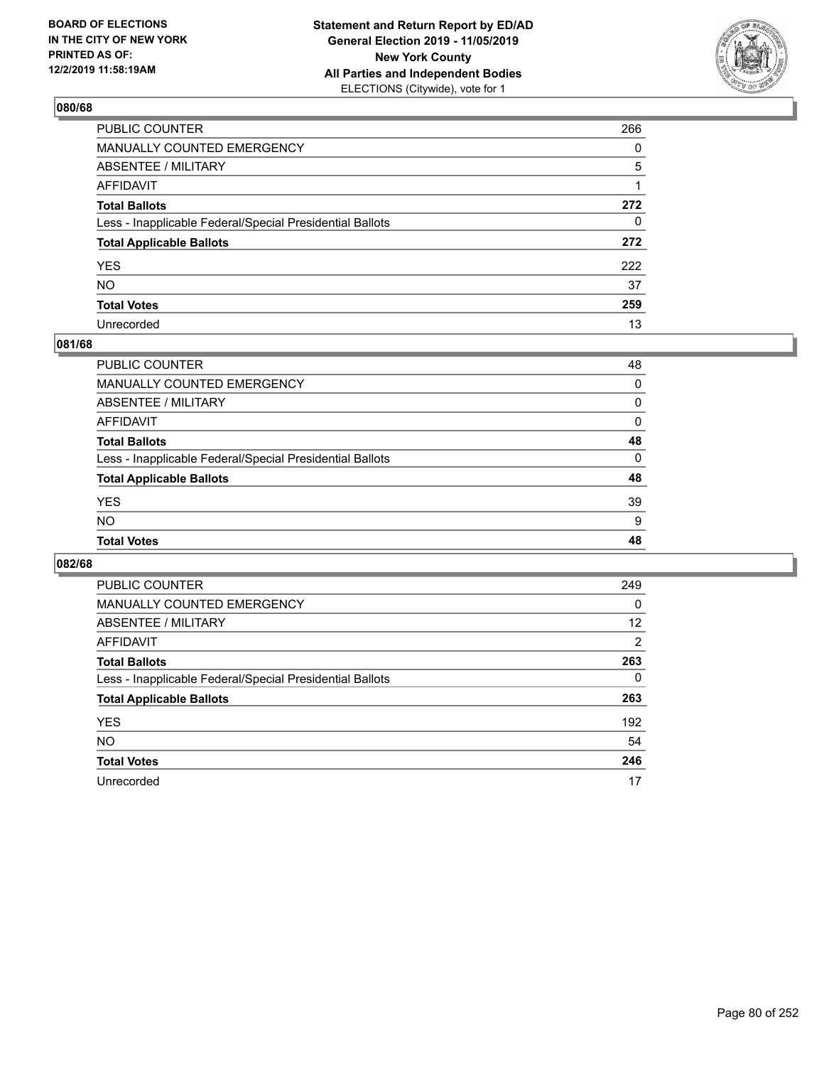## 080/68

| | |
|---|---|
| PUBLIC COUNTER | 266 |
| MANUALLY COUNTED EMERGENCY | 0 |
| ABSENTEE / MILITARY | 5 |
| AFFIDAVIT | 1 |
| **Total Ballots** | **272** |
| Less - Inapplicable Federal/Special Presidential Ballots | 0 |
| **Total Applicable Ballots** | **272** |
| YES | 222 |
| NO | 37 |
| **Total Votes** | **259** |
| Unrecorded | 13 |

## 081/68

| | |
|---|---|
| PUBLIC COUNTER | 48 |
| MANUALLY COUNTED EMERGENCY | 0 |
| ABSENTEE / MILITARY | 0 |
| AFFIDAVIT | 0 |
| **Total Ballots** | **48** |
| Less - Inapplicable Federal/Special Presidential Ballots | 0 |
| **Total Applicable Ballots** | **48** |
| YES | 39 |
| NO | 9 |
| **Total Votes** | **48** |

## 082/68

| | |
|---|---|
| PUBLIC COUNTER | 249 |
| MANUALLY COUNTED EMERGENCY | 0 |
| ABSENTEE / MILITARY | 12 |
| AFFIDAVIT | 2 |
| **Total Ballots** | **263** |
| Less - Inapplicable Federal/Special Presidential Ballots | 0 |
| **Total Applicable Ballots** | **263** |
| YES | 192 |
| NO | 54 |
| **Total Votes** | **246** |
| Unrecorded | 17 |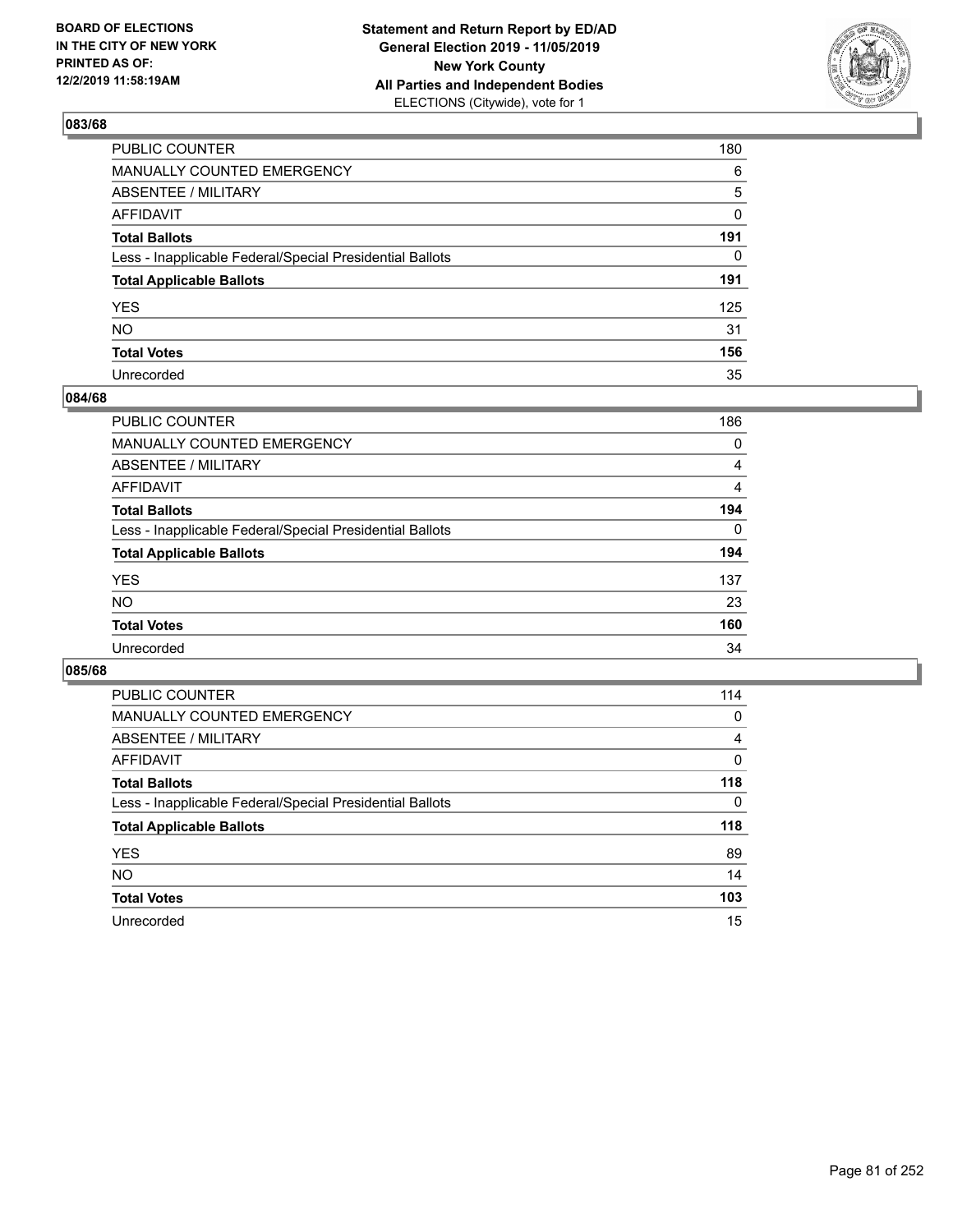BOARD OF ELECTIONS
IN THE CITY OF NEW YORK
PRINTED AS OF:
12/2/2019 11:58:19AM

**Statement and Return Report by ED/AD**
**General Election 2019 - 11/05/2019**
**New York County**
**All Parties and Independent Bodies**
ELECTIONS (Citywide), vote for 1

## 083/68

| | |
|---|---|
| PUBLIC COUNTER | 180 |
| MANUALLY COUNTED EMERGENCY | 6 |
| ABSENTEE / MILITARY | 5 |
| AFFIDAVIT | 0 |
| **Total Ballots** | **191** |
| Less - Inapplicable Federal/Special Presidential Ballots | 0 |
| **Total Applicable Ballots** | **191** |
| YES | 125 |
| NO | 31 |
| **Total Votes** | **156** |
| Unrecorded | 35 |

## 084/68

| | |
|---|---|
| PUBLIC COUNTER | 186 |
| MANUALLY COUNTED EMERGENCY | 0 |
| ABSENTEE / MILITARY | 4 |
| AFFIDAVIT | 4 |
| **Total Ballots** | **194** |
| Less - Inapplicable Federal/Special Presidential Ballots | 0 |
| **Total Applicable Ballots** | **194** |
| YES | 137 |
| NO | 23 |
| **Total Votes** | **160** |
| Unrecorded | 34 |

## 085/68

| | |
|---|---|
| PUBLIC COUNTER | 114 |
| MANUALLY COUNTED EMERGENCY | 0 |
| ABSENTEE / MILITARY | 4 |
| AFFIDAVIT | 0 |
| **Total Ballots** | **118** |
| Less - Inapplicable Federal/Special Presidential Ballots | 0 |
| **Total Applicable Ballots** | **118** |
| YES | 89 |
| NO | 14 |
| **Total Votes** | **103** |
| Unrecorded | 15 |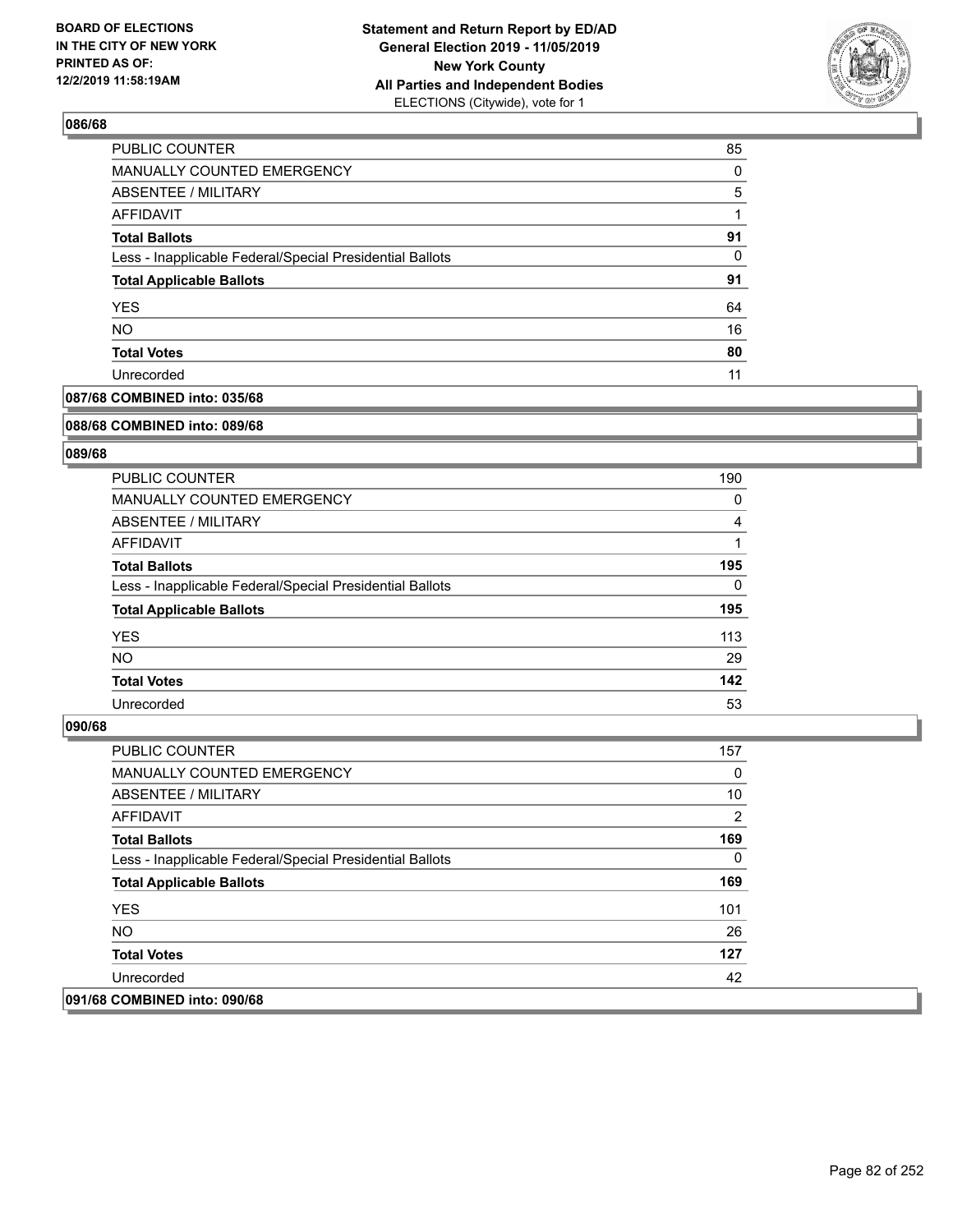## 086/68

| | |
|---|---|
| PUBLIC COUNTER | 85 |
| MANUALLY COUNTED EMERGENCY | 0 |
| ABSENTEE / MILITARY | 5 |
| AFFIDAVIT | 1 |
| **Total Ballots** | **91** |
| Less - Inapplicable Federal/Special Presidential Ballots | 0 |
| **Total Applicable Ballots** | **91** |
| YES | 64 |
| NO | 16 |
| **Total Votes** | **80** |
| Unrecorded | 11 |

## 087/68 COMBINED into: 035/68

## 088/68 COMBINED into: 089/68

## 089/68

| | |
|---|---|
| PUBLIC COUNTER | 190 |
| MANUALLY COUNTED EMERGENCY | 0 |
| ABSENTEE / MILITARY | 4 |
| AFFIDAVIT | 1 |
| **Total Ballots** | **195** |
| Less - Inapplicable Federal/Special Presidential Ballots | 0 |
| **Total Applicable Ballots** | **195** |
| YES | 113 |
| NO | 29 |
| **Total Votes** | **142** |
| Unrecorded | 53 |

## 090/68

| | |
|---|---|
| PUBLIC COUNTER | 157 |
| MANUALLY COUNTED EMERGENCY | 0 |
| ABSENTEE / MILITARY | 10 |
| AFFIDAVIT | 2 |
| **Total Ballots** | **169** |
| Less - Inapplicable Federal/Special Presidential Ballots | 0 |
| **Total Applicable Ballots** | **169** |
| YES | 101 |
| NO | 26 |
| **Total Votes** | **127** |
| Unrecorded | 42 |

## 091/68 COMBINED into: 090/68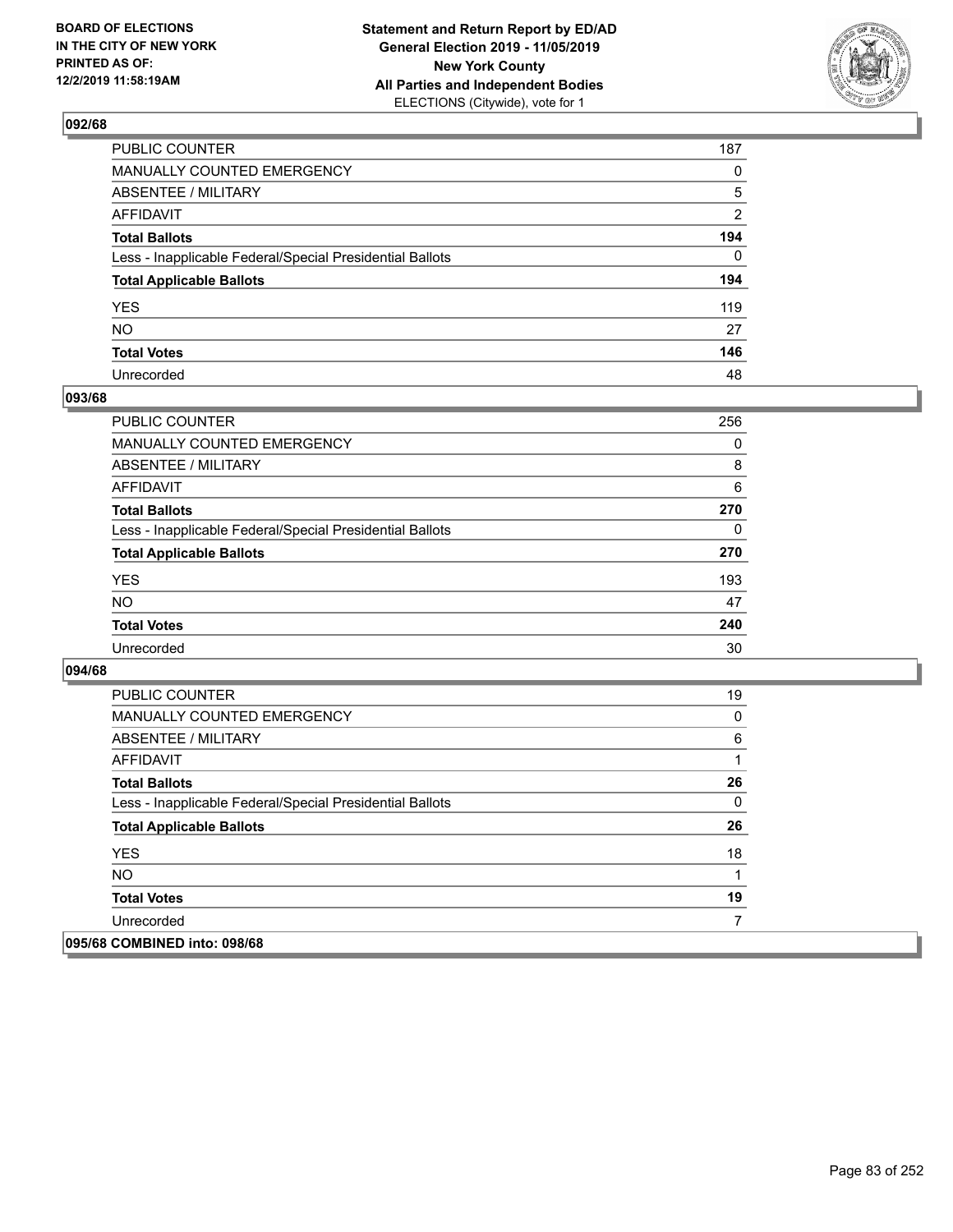**BOARD OF ELECTIONS IN THE CITY OF NEW YORK PRINTED AS OF: 12/2/2019 11:58:19AM**

**Statement and Return Report by ED/AD General Election 2019 - 11/05/2019 New York County All Parties and Independent Bodies**
ELECTIONS (Citywide), vote for 1

## 092/68

| | |
|---|---|
| PUBLIC COUNTER | 187 |
| MANUALLY COUNTED EMERGENCY | 0 |
| ABSENTEE / MILITARY | 5 |
| AFFIDAVIT | 2 |
| **Total Ballots** | **194** |
| Less - Inapplicable Federal/Special Presidential Ballots | 0 |
| **Total Applicable Ballots** | **194** |
| YES | 119 |
| NO | 27 |
| **Total Votes** | **146** |
| Unrecorded | 48 |

## 093/68

| | |
|---|---|
| PUBLIC COUNTER | 256 |
| MANUALLY COUNTED EMERGENCY | 0 |
| ABSENTEE / MILITARY | 8 |
| AFFIDAVIT | 6 |
| **Total Ballots** | **270** |
| Less - Inapplicable Federal/Special Presidential Ballots | 0 |
| **Total Applicable Ballots** | **270** |
| YES | 193 |
| NO | 47 |
| **Total Votes** | **240** |
| Unrecorded | 30 |

## 094/68

| | |
|---|---|
| PUBLIC COUNTER | 19 |
| MANUALLY COUNTED EMERGENCY | 0 |
| ABSENTEE / MILITARY | 6 |
| AFFIDAVIT | 1 |
| **Total Ballots** | **26** |
| Less - Inapplicable Federal/Special Presidential Ballots | 0 |
| **Total Applicable Ballots** | **26** |
| YES | 18 |
| NO | 1 |
| **Total Votes** | **19** |
| Unrecorded | 7 |

## 095/68 COMBINED into: 098/68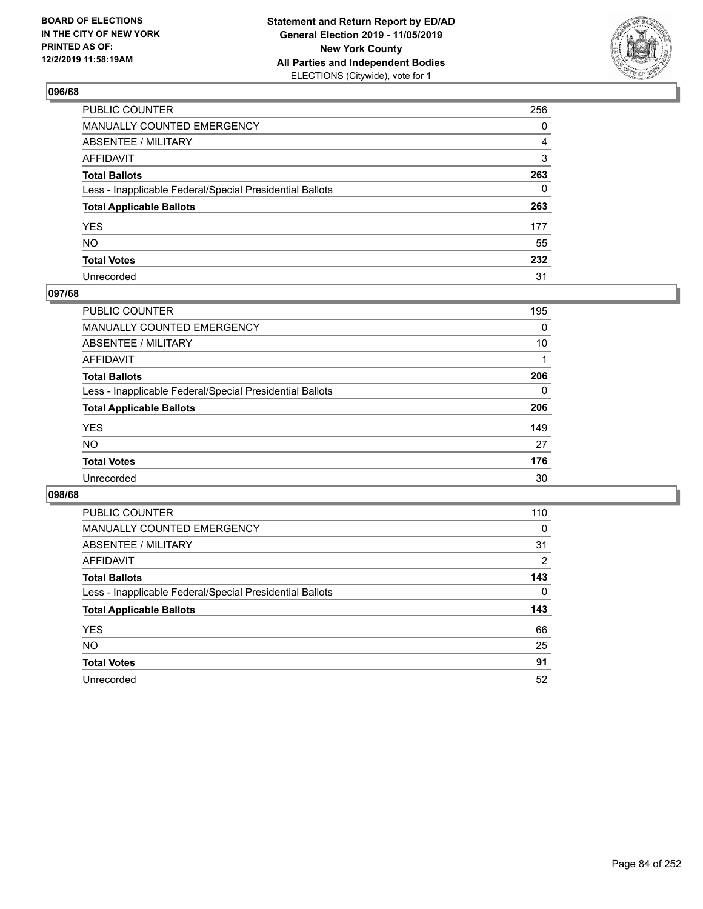**BOARD OF ELECTIONS IN THE CITY OF NEW YORK PRINTED AS OF: 12/2/2019 11:58:19AM**

**Statement and Return Report by ED/AD General Election 2019 - 11/05/2019 New York County All Parties and Independent Bodies**
ELECTIONS (Citywide), vote for 1

## 096/68

| | |
|---|---|
| PUBLIC COUNTER | 256 |
| MANUALLY COUNTED EMERGENCY | 0 |
| ABSENTEE / MILITARY | 4 |
| AFFIDAVIT | 3 |
| **Total Ballots** | **263** |
| Less - Inapplicable Federal/Special Presidential Ballots | 0 |
| **Total Applicable Ballots** | **263** |
| YES | 177 |
| NO | 55 |
| **Total Votes** | **232** |
| Unrecorded | 31 |

## 097/68

| | |
|---|---|
| PUBLIC COUNTER | 195 |
| MANUALLY COUNTED EMERGENCY | 0 |
| ABSENTEE / MILITARY | 10 |
| AFFIDAVIT | 1 |
| **Total Ballots** | **206** |
| Less - Inapplicable Federal/Special Presidential Ballots | 0 |
| **Total Applicable Ballots** | **206** |
| YES | 149 |
| NO | 27 |
| **Total Votes** | **176** |
| Unrecorded | 30 |

## 098/68

| | |
|---|---|
| PUBLIC COUNTER | 110 |
| MANUALLY COUNTED EMERGENCY | 0 |
| ABSENTEE / MILITARY | 31 |
| AFFIDAVIT | 2 |
| **Total Ballots** | **143** |
| Less - Inapplicable Federal/Special Presidential Ballots | 0 |
| **Total Applicable Ballots** | **143** |
| YES | 66 |
| NO | 25 |
| **Total Votes** | **91** |
| Unrecorded | 52 |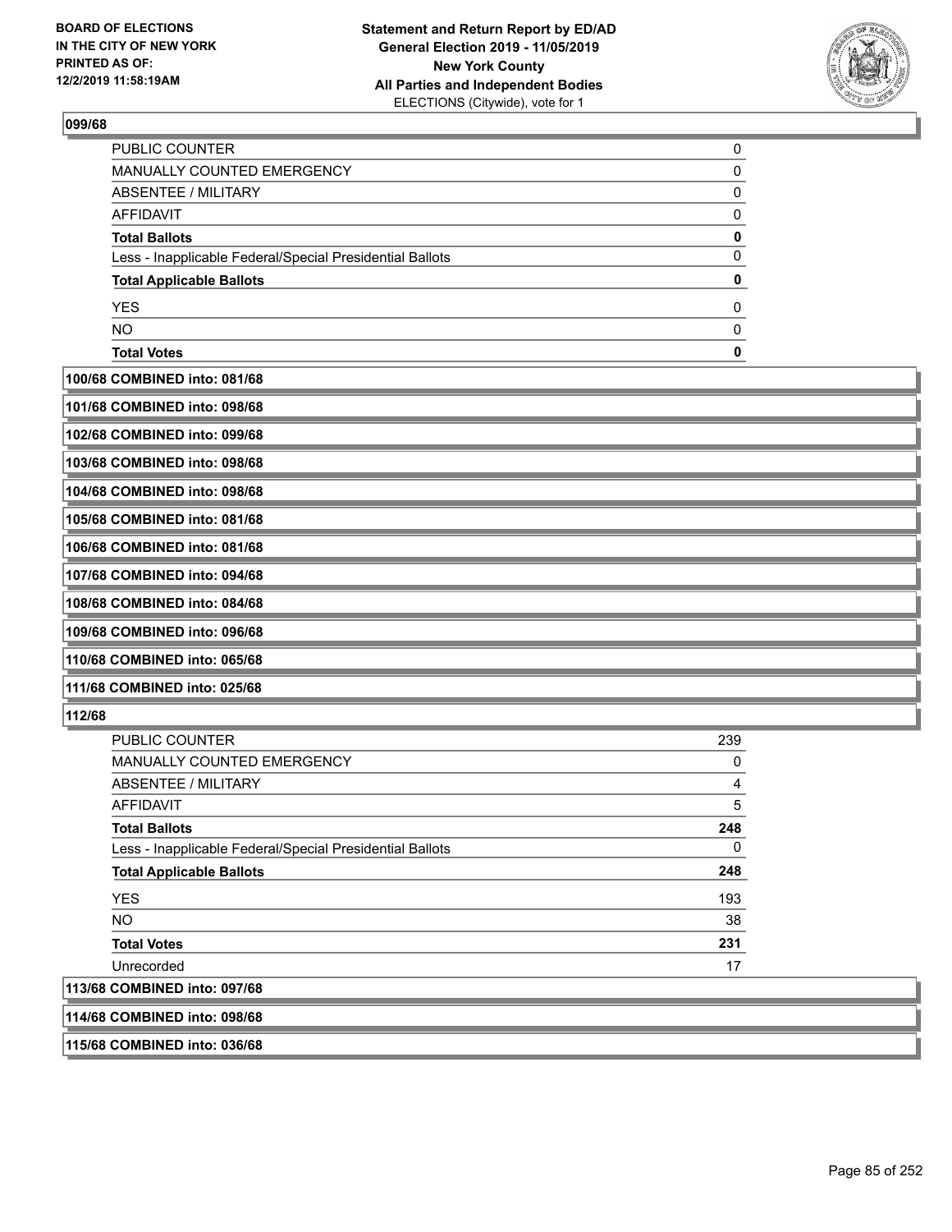## 099/68

| | |
|---|---|
| PUBLIC COUNTER | 0 |
| MANUALLY COUNTED EMERGENCY | 0 |
| ABSENTEE / MILITARY | 0 |
| AFFIDAVIT | 0 |
| **Total Ballots** | **0** |
| Less - Inapplicable Federal/Special Presidential Ballots | 0 |
| **Total Applicable Ballots** | **0** |
| YES | 0 |
| NO | 0 |
| **Total Votes** | **0** |

**100/68 COMBINED into: 081/68**

**101/68 COMBINED into: 098/68**

**102/68 COMBINED into: 099/68**

**103/68 COMBINED into: 098/68**

**104/68 COMBINED into: 098/68**

**105/68 COMBINED into: 081/68**

**106/68 COMBINED into: 081/68**

**107/68 COMBINED into: 094/68**

**108/68 COMBINED into: 084/68**

**109/68 COMBINED into: 096/68**

**110/68 COMBINED into: 065/68**

**111/68 COMBINED into: 025/68**

## 112/68

| | |
|---|---|
| PUBLIC COUNTER | 239 |
| MANUALLY COUNTED EMERGENCY | 0 |
| ABSENTEE / MILITARY | 4 |
| AFFIDAVIT | 5 |
| **Total Ballots** | **248** |
| Less - Inapplicable Federal/Special Presidential Ballots | 0 |
| **Total Applicable Ballots** | **248** |
| YES | 193 |
| NO | 38 |
| **Total Votes** | **231** |
| Unrecorded | 17 |

**113/68 COMBINED into: 097/68**

**114/68 COMBINED into: 098/68**

**115/68 COMBINED into: 036/68**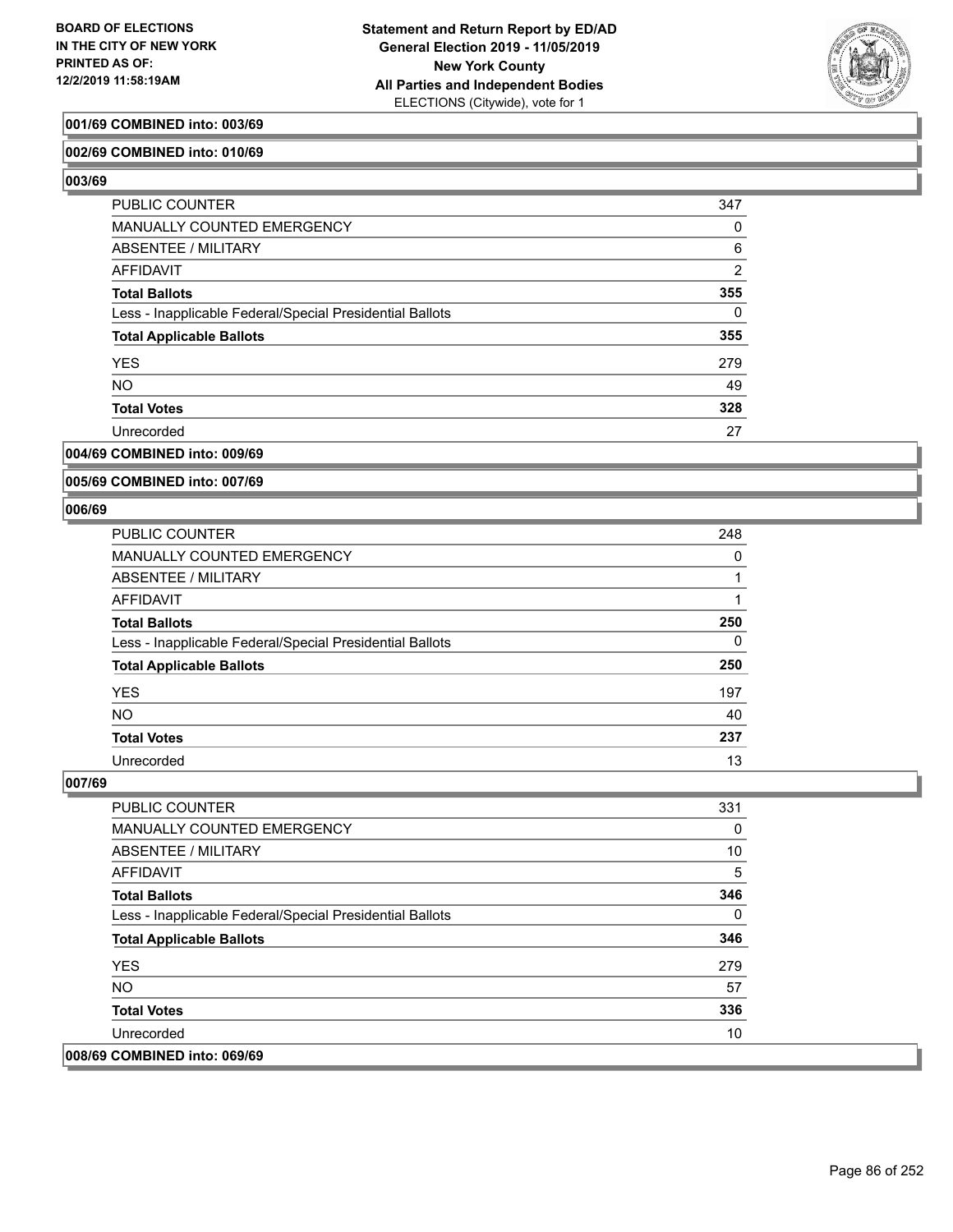**001/69 COMBINED into: 003/69**

**002/69 COMBINED into: 010/69**

**003/69**

| | |
|---|---|
| PUBLIC COUNTER | 347 |
| MANUALLY COUNTED EMERGENCY | 0 |
| ABSENTEE / MILITARY | 6 |
| AFFIDAVIT | 2 |
| **Total Ballots** | **355** |
| Less - Inapplicable Federal/Special Presidential Ballots | 0 |
| **Total Applicable Ballots** | **355** |
| YES | 279 |
| NO | 49 |
| **Total Votes** | **328** |
| Unrecorded | 27 |

**004/69 COMBINED into: 009/69**

**005/69 COMBINED into: 007/69**

**006/69**

| | |
|---|---|
| PUBLIC COUNTER | 248 |
| MANUALLY COUNTED EMERGENCY | 0 |
| ABSENTEE / MILITARY | 1 |
| AFFIDAVIT | 1 |
| **Total Ballots** | **250** |
| Less - Inapplicable Federal/Special Presidential Ballots | 0 |
| **Total Applicable Ballots** | **250** |
| YES | 197 |
| NO | 40 |
| **Total Votes** | **237** |
| Unrecorded | 13 |

**007/69**

| | |
|---|---|
| PUBLIC COUNTER | 331 |
| MANUALLY COUNTED EMERGENCY | 0 |
| ABSENTEE / MILITARY | 10 |
| AFFIDAVIT | 5 |
| **Total Ballots** | **346** |
| Less - Inapplicable Federal/Special Presidential Ballots | 0 |
| **Total Applicable Ballots** | **346** |
| YES | 279 |
| NO | 57 |
| **Total Votes** | **336** |
| Unrecorded | 10 |

**008/69 COMBINED into: 069/69**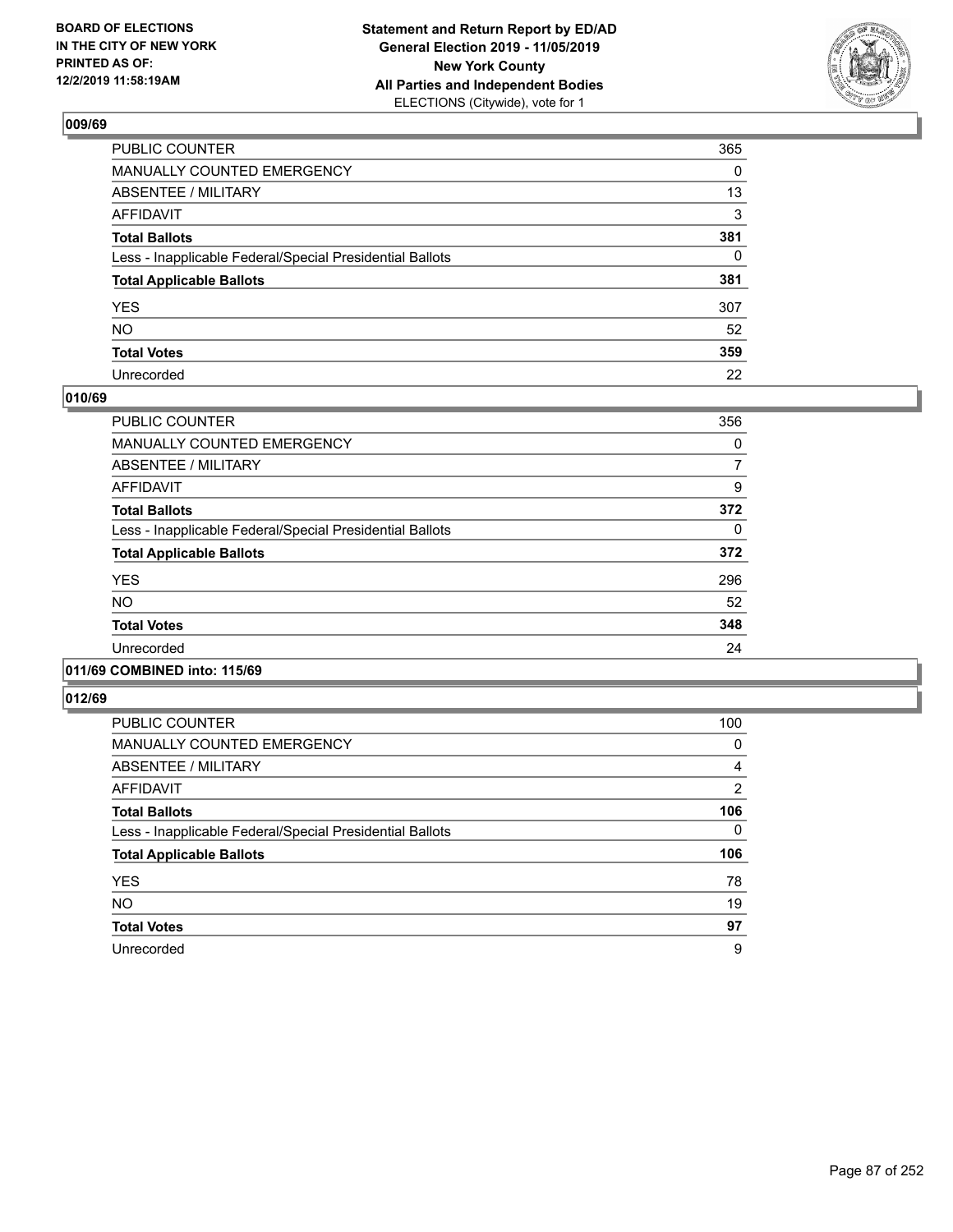**BOARD OF ELECTIONS IN THE CITY OF NEW YORK PRINTED AS OF: 12/2/2019 11:58:19AM**

**Statement and Return Report by ED/AD General Election 2019 - 11/05/2019 New York County All Parties and Independent Bodies**
ELECTIONS (Citywide), vote for 1

### 009/69

| | |
|---|---|
| PUBLIC COUNTER | 365 |
| MANUALLY COUNTED EMERGENCY | 0 |
| ABSENTEE / MILITARY | 13 |
| AFFIDAVIT | 3 |
| **Total Ballots** | **381** |
| Less - Inapplicable Federal/Special Presidential Ballots | 0 |
| **Total Applicable Ballots** | **381** |
| YES | 307 |
| NO | 52 |
| **Total Votes** | **359** |
| Unrecorded | 22 |

### 010/69

| | |
|---|---|
| PUBLIC COUNTER | 356 |
| MANUALLY COUNTED EMERGENCY | 0 |
| ABSENTEE / MILITARY | 7 |
| AFFIDAVIT | 9 |
| **Total Ballots** | **372** |
| Less - Inapplicable Federal/Special Presidential Ballots | 0 |
| **Total Applicable Ballots** | **372** |
| YES | 296 |
| NO | 52 |
| **Total Votes** | **348** |
| Unrecorded | 24 |

### 011/69 COMBINED into: 115/69

### 012/69

| | |
|---|---|
| PUBLIC COUNTER | 100 |
| MANUALLY COUNTED EMERGENCY | 0 |
| ABSENTEE / MILITARY | 4 |
| AFFIDAVIT | 2 |
| **Total Ballots** | **106** |
| Less - Inapplicable Federal/Special Presidential Ballots | 0 |
| **Total Applicable Ballots** | **106** |
| YES | 78 |
| NO | 19 |
| **Total Votes** | **97** |
| Unrecorded | 9 |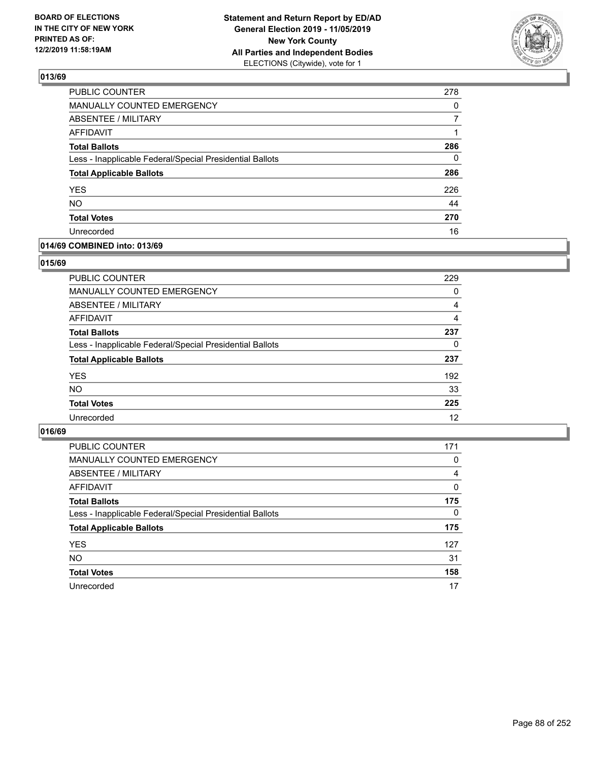## 013/69

| | |
|---|---|
| PUBLIC COUNTER | 278 |
| MANUALLY COUNTED EMERGENCY | 0 |
| ABSENTEE / MILITARY | 7 |
| AFFIDAVIT | 1 |
| **Total Ballots** | **286** |
| Less - Inapplicable Federal/Special Presidential Ballots | 0 |
| **Total Applicable Ballots** | **286** |
| YES | 226 |
| NO | 44 |
| **Total Votes** | **270** |
| Unrecorded | 16 |

## 014/69 COMBINED into: 013/69

## 015/69

| | |
|---|---|
| PUBLIC COUNTER | 229 |
| MANUALLY COUNTED EMERGENCY | 0 |
| ABSENTEE / MILITARY | 4 |
| AFFIDAVIT | 4 |
| **Total Ballots** | **237** |
| Less - Inapplicable Federal/Special Presidential Ballots | 0 |
| **Total Applicable Ballots** | **237** |
| YES | 192 |
| NO | 33 |
| **Total Votes** | **225** |
| Unrecorded | 12 |

## 016/69

| | |
|---|---|
| PUBLIC COUNTER | 171 |
| MANUALLY COUNTED EMERGENCY | 0 |
| ABSENTEE / MILITARY | 4 |
| AFFIDAVIT | 0 |
| **Total Ballots** | **175** |
| Less - Inapplicable Federal/Special Presidential Ballots | 0 |
| **Total Applicable Ballots** | **175** |
| YES | 127 |
| NO | 31 |
| **Total Votes** | **158** |
| Unrecorded | 17 |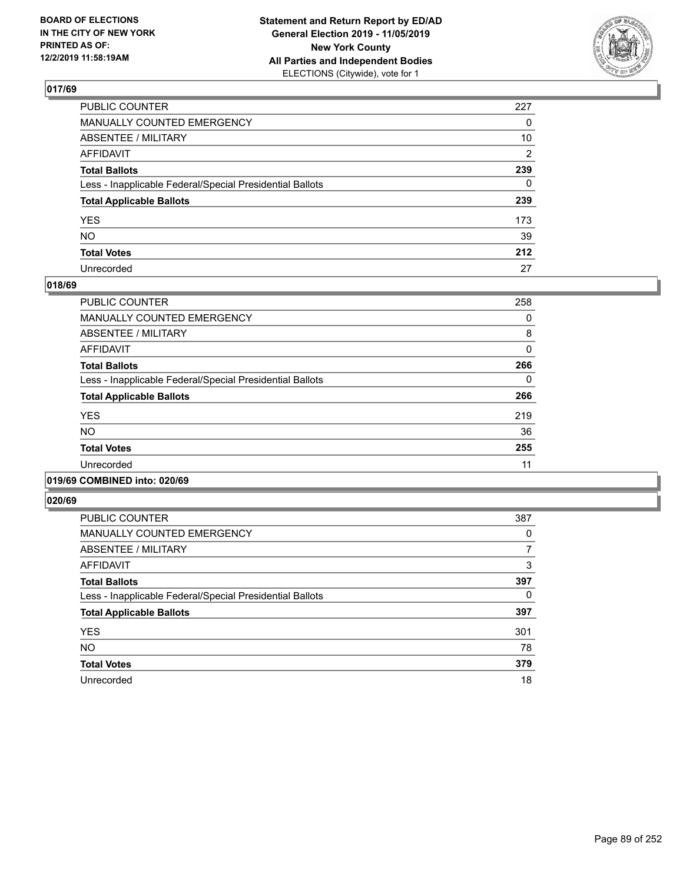**BOARD OF ELECTIONS IN THE CITY OF NEW YORK PRINTED AS OF: 12/2/2019 11:58:19AM**

**Statement and Return Report by ED/AD General Election 2019 - 11/05/2019 New York County All Parties and Independent Bodies** ELECTIONS (Citywide), vote for 1

### 017/69

| | |
|---|---|
| PUBLIC COUNTER | 227 |
| MANUALLY COUNTED EMERGENCY | 0 |
| ABSENTEE / MILITARY | 10 |
| AFFIDAVIT | 2 |
| **Total Ballots** | **239** |
| Less - Inapplicable Federal/Special Presidential Ballots | 0 |
| **Total Applicable Ballots** | **239** |
| YES | 173 |
| NO | 39 |
| **Total Votes** | **212** |
| Unrecorded | 27 |

### 018/69

| | |
|---|---|
| PUBLIC COUNTER | 258 |
| MANUALLY COUNTED EMERGENCY | 0 |
| ABSENTEE / MILITARY | 8 |
| AFFIDAVIT | 0 |
| **Total Ballots** | **266** |
| Less - Inapplicable Federal/Special Presidential Ballots | 0 |
| **Total Applicable Ballots** | **266** |
| YES | 219 |
| NO | 36 |
| **Total Votes** | **255** |
| Unrecorded | 11 |

### 019/69 COMBINED into: 020/69

### 020/69

| | |
|---|---|
| PUBLIC COUNTER | 387 |
| MANUALLY COUNTED EMERGENCY | 0 |
| ABSENTEE / MILITARY | 7 |
| AFFIDAVIT | 3 |
| **Total Ballots** | **397** |
| Less - Inapplicable Federal/Special Presidential Ballots | 0 |
| **Total Applicable Ballots** | **397** |
| YES | 301 |
| NO | 78 |
| **Total Votes** | **379** |
| Unrecorded | 18 |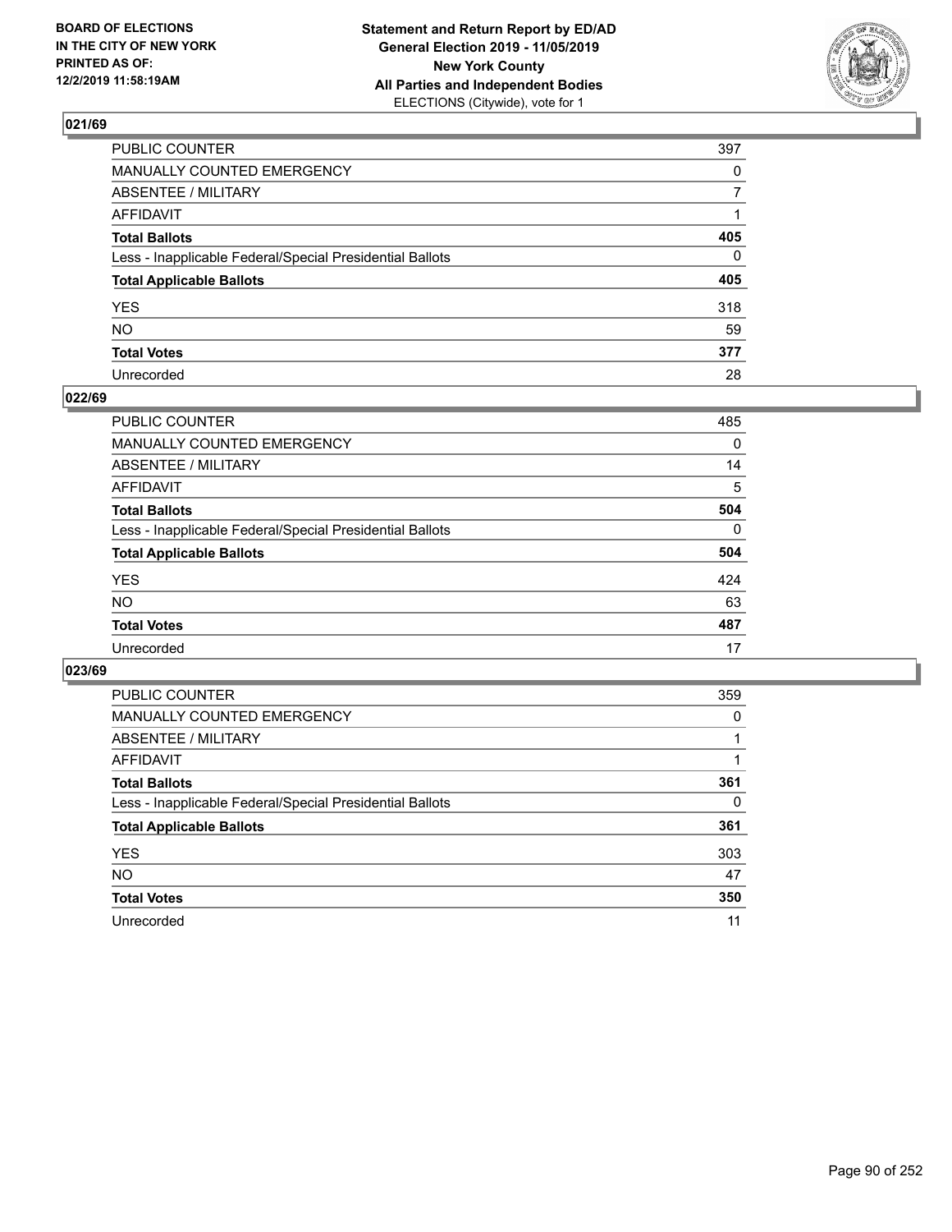**BOARD OF ELECTIONS IN THE CITY OF NEW YORK PRINTED AS OF: 12/2/2019 11:58:19AM**

**Statement and Return Report by ED/AD General Election 2019 - 11/05/2019 New York County All Parties and Independent Bodies**
ELECTIONS (Citywide), vote for 1

## 021/69

| | |
|---|---|
| PUBLIC COUNTER | 397 |
| MANUALLY COUNTED EMERGENCY | 0 |
| ABSENTEE / MILITARY | 7 |
| AFFIDAVIT | 1 |
| **Total Ballots** | **405** |
| Less - Inapplicable Federal/Special Presidential Ballots | 0 |
| **Total Applicable Ballots** | **405** |
| YES | 318 |
| NO | 59 |
| **Total Votes** | **377** |
| Unrecorded | 28 |

## 022/69

| | |
|---|---|
| PUBLIC COUNTER | 485 |
| MANUALLY COUNTED EMERGENCY | 0 |
| ABSENTEE / MILITARY | 14 |
| AFFIDAVIT | 5 |
| **Total Ballots** | **504** |
| Less - Inapplicable Federal/Special Presidential Ballots | 0 |
| **Total Applicable Ballots** | **504** |
| YES | 424 |
| NO | 63 |
| **Total Votes** | **487** |
| Unrecorded | 17 |

## 023/69

| | |
|---|---|
| PUBLIC COUNTER | 359 |
| MANUALLY COUNTED EMERGENCY | 0 |
| ABSENTEE / MILITARY | 1 |
| AFFIDAVIT | 1 |
| **Total Ballots** | **361** |
| Less - Inapplicable Federal/Special Presidential Ballots | 0 |
| **Total Applicable Ballots** | **361** |
| YES | 303 |
| NO | 47 |
| **Total Votes** | **350** |
| Unrecorded | 11 |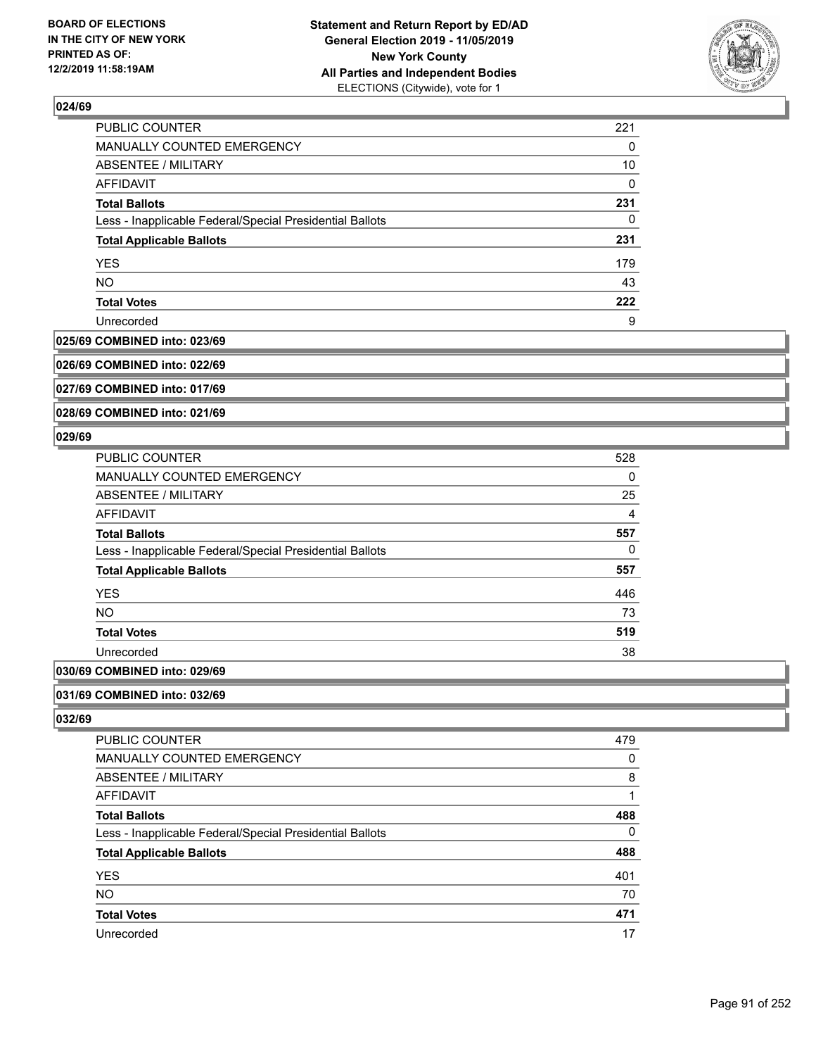## 024/69

| | |
|---|---|
| PUBLIC COUNTER | 221 |
| MANUALLY COUNTED EMERGENCY | 0 |
| ABSENTEE / MILITARY | 10 |
| AFFIDAVIT | 0 |
| **Total Ballots** | **231** |
| Less - Inapplicable Federal/Special Presidential Ballots | 0 |
| **Total Applicable Ballots** | **231** |
| YES | 179 |
| NO | 43 |
| **Total Votes** | **222** |
| Unrecorded | 9 |

**025/69 COMBINED into: 023/69**

**026/69 COMBINED into: 022/69**

**027/69 COMBINED into: 017/69**

**028/69 COMBINED into: 021/69**

## 029/69

| | |
|---|---|
| PUBLIC COUNTER | 528 |
| MANUALLY COUNTED EMERGENCY | 0 |
| ABSENTEE / MILITARY | 25 |
| AFFIDAVIT | 4 |
| **Total Ballots** | **557** |
| Less - Inapplicable Federal/Special Presidential Ballots | 0 |
| **Total Applicable Ballots** | **557** |
| YES | 446 |
| NO | 73 |
| **Total Votes** | **519** |
| Unrecorded | 38 |

**030/69 COMBINED into: 029/69**

**031/69 COMBINED into: 032/69**

## 032/69

| | |
|---|---|
| PUBLIC COUNTER | 479 |
| MANUALLY COUNTED EMERGENCY | 0 |
| ABSENTEE / MILITARY | 8 |
| AFFIDAVIT | 1 |
| **Total Ballots** | **488** |
| Less - Inapplicable Federal/Special Presidential Ballots | 0 |
| **Total Applicable Ballots** | **488** |
| YES | 401 |
| NO | 70 |
| **Total Votes** | **471** |
| Unrecorded | 17 |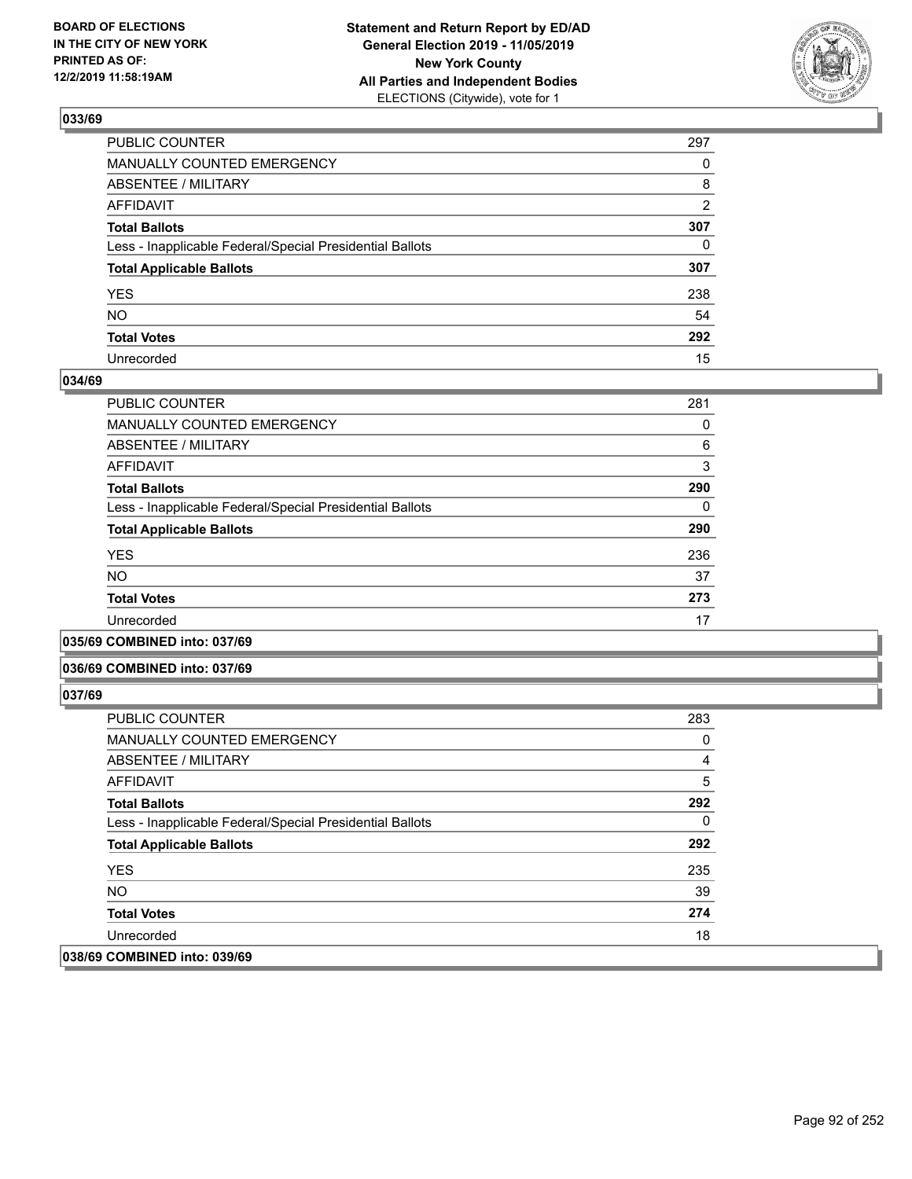## 033/69

| | |
|---|---|
| PUBLIC COUNTER | 297 |
| MANUALLY COUNTED EMERGENCY | 0 |
| ABSENTEE / MILITARY | 8 |
| AFFIDAVIT | 2 |
| **Total Ballots** | **307** |
| Less - Inapplicable Federal/Special Presidential Ballots | 0 |
| **Total Applicable Ballots** | **307** |
| YES | 238 |
| NO | 54 |
| **Total Votes** | **292** |
| Unrecorded | 15 |

## 034/69

| | |
|---|---|
| PUBLIC COUNTER | 281 |
| MANUALLY COUNTED EMERGENCY | 0 |
| ABSENTEE / MILITARY | 6 |
| AFFIDAVIT | 3 |
| **Total Ballots** | **290** |
| Less - Inapplicable Federal/Special Presidential Ballots | 0 |
| **Total Applicable Ballots** | **290** |
| YES | 236 |
| NO | 37 |
| **Total Votes** | **273** |
| Unrecorded | 17 |

## 035/69 COMBINED into: 037/69

## 036/69 COMBINED into: 037/69

## 037/69

| | |
|---|---|
| PUBLIC COUNTER | 283 |
| MANUALLY COUNTED EMERGENCY | 0 |
| ABSENTEE / MILITARY | 4 |
| AFFIDAVIT | 5 |
| **Total Ballots** | **292** |
| Less - Inapplicable Federal/Special Presidential Ballots | 0 |
| **Total Applicable Ballots** | **292** |
| YES | 235 |
| NO | 39 |
| **Total Votes** | **274** |
| Unrecorded | 18 |

## 038/69 COMBINED into: 039/69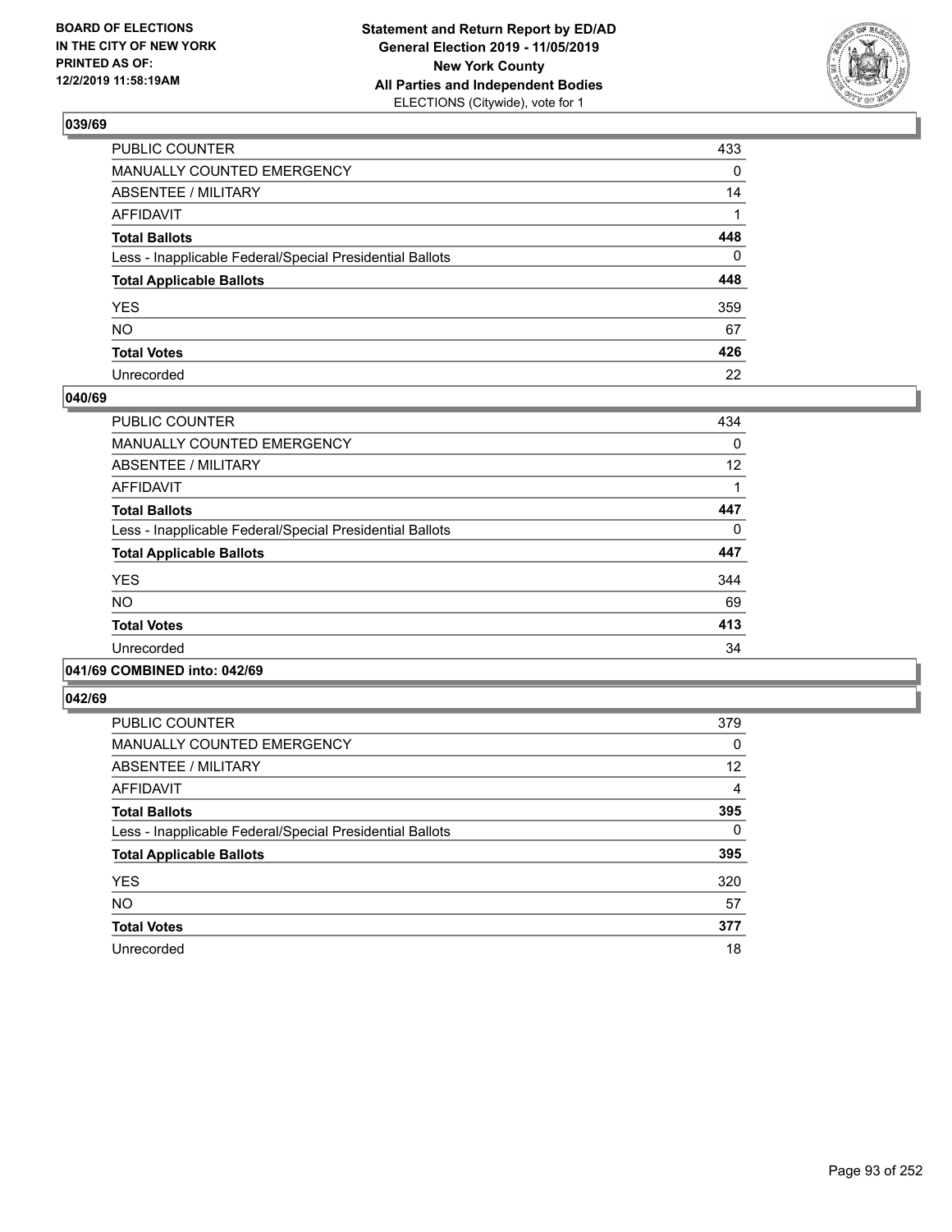**BOARD OF ELECTIONS IN THE CITY OF NEW YORK PRINTED AS OF: 12/2/2019 11:58:19AM**

**Statement and Return Report by ED/AD General Election 2019 - 11/05/2019 New York County All Parties and Independent Bodies**
ELECTIONS (Citywide), vote for 1

## 039/69

| | |
|---|---|
| PUBLIC COUNTER | 433 |
| MANUALLY COUNTED EMERGENCY | 0 |
| ABSENTEE / MILITARY | 14 |
| AFFIDAVIT | 1 |
| **Total Ballots** | **448** |
| Less - Inapplicable Federal/Special Presidential Ballots | 0 |
| **Total Applicable Ballots** | **448** |
| YES | 359 |
| NO | 67 |
| **Total Votes** | **426** |
| Unrecorded | 22 |

## 040/69

| | |
|---|---|
| PUBLIC COUNTER | 434 |
| MANUALLY COUNTED EMERGENCY | 0 |
| ABSENTEE / MILITARY | 12 |
| AFFIDAVIT | 1 |
| **Total Ballots** | **447** |
| Less - Inapplicable Federal/Special Presidential Ballots | 0 |
| **Total Applicable Ballots** | **447** |
| YES | 344 |
| NO | 69 |
| **Total Votes** | **413** |
| Unrecorded | 34 |

## 041/69 COMBINED into: 042/69

## 042/69

| | |
|---|---|
| PUBLIC COUNTER | 379 |
| MANUALLY COUNTED EMERGENCY | 0 |
| ABSENTEE / MILITARY | 12 |
| AFFIDAVIT | 4 |
| **Total Ballots** | **395** |
| Less - Inapplicable Federal/Special Presidential Ballots | 0 |
| **Total Applicable Ballots** | **395** |
| YES | 320 |
| NO | 57 |
| **Total Votes** | **377** |
| Unrecorded | 18 |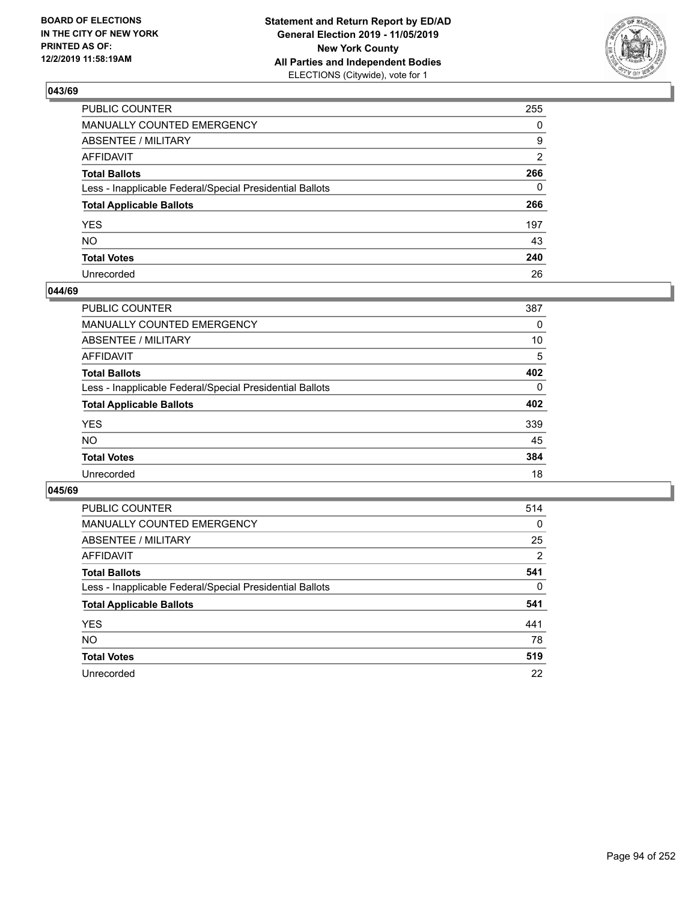**BOARD OF ELECTIONS IN THE CITY OF NEW YORK PRINTED AS OF: 12/2/2019 11:58:19AM**

**Statement and Return Report by ED/AD General Election 2019 - 11/05/2019 New York County All Parties and Independent Bodies**
ELECTIONS (Citywide), vote for 1

## 043/69

| | |
|---|---|
| PUBLIC COUNTER | 255 |
| MANUALLY COUNTED EMERGENCY | 0 |
| ABSENTEE / MILITARY | 9 |
| AFFIDAVIT | 2 |
| **Total Ballots** | **266** |
| Less - Inapplicable Federal/Special Presidential Ballots | 0 |
| **Total Applicable Ballots** | **266** |
| YES | 197 |
| NO | 43 |
| **Total Votes** | **240** |
| Unrecorded | 26 |

## 044/69

| | |
|---|---|
| PUBLIC COUNTER | 387 |
| MANUALLY COUNTED EMERGENCY | 0 |
| ABSENTEE / MILITARY | 10 |
| AFFIDAVIT | 5 |
| **Total Ballots** | **402** |
| Less - Inapplicable Federal/Special Presidential Ballots | 0 |
| **Total Applicable Ballots** | **402** |
| YES | 339 |
| NO | 45 |
| **Total Votes** | **384** |
| Unrecorded | 18 |

## 045/69

| | |
|---|---|
| PUBLIC COUNTER | 514 |
| MANUALLY COUNTED EMERGENCY | 0 |
| ABSENTEE / MILITARY | 25 |
| AFFIDAVIT | 2 |
| **Total Ballots** | **541** |
| Less - Inapplicable Federal/Special Presidential Ballots | 0 |
| **Total Applicable Ballots** | **541** |
| YES | 441 |
| NO | 78 |
| **Total Votes** | **519** |
| Unrecorded | 22 |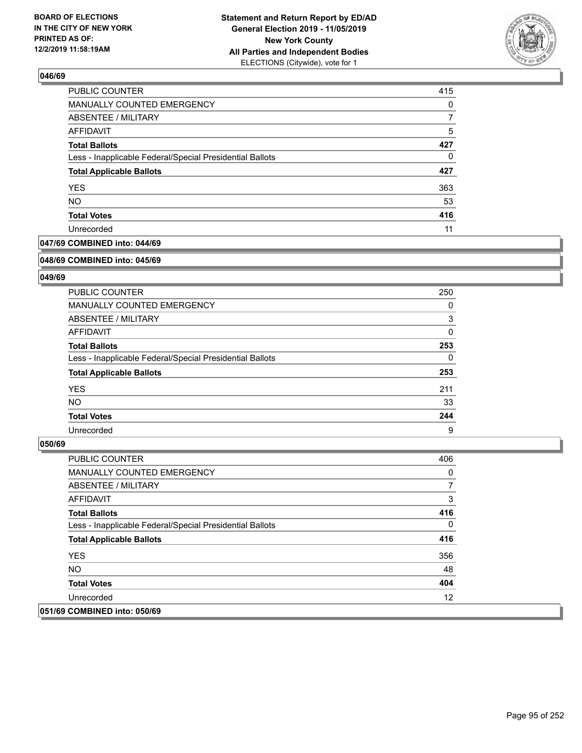## 046/69

| | |
|---|---|
| PUBLIC COUNTER | 415 |
| MANUALLY COUNTED EMERGENCY | 0 |
| ABSENTEE / MILITARY | 7 |
| AFFIDAVIT | 5 |
| **Total Ballots** | **427** |
| Less - Inapplicable Federal/Special Presidential Ballots | 0 |
| **Total Applicable Ballots** | **427** |
| YES | 363 |
| NO | 53 |
| **Total Votes** | **416** |
| Unrecorded | 11 |

## 047/69 COMBINED into: 044/69

## 048/69 COMBINED into: 045/69

## 049/69

| | |
|---|---|
| PUBLIC COUNTER | 250 |
| MANUALLY COUNTED EMERGENCY | 0 |
| ABSENTEE / MILITARY | 3 |
| AFFIDAVIT | 0 |
| **Total Ballots** | **253** |
| Less - Inapplicable Federal/Special Presidential Ballots | 0 |
| **Total Applicable Ballots** | **253** |
| YES | 211 |
| NO | 33 |
| **Total Votes** | **244** |
| Unrecorded | 9 |

## 050/69

| | |
|---|---|
| PUBLIC COUNTER | 406 |
| MANUALLY COUNTED EMERGENCY | 0 |
| ABSENTEE / MILITARY | 7 |
| AFFIDAVIT | 3 |
| **Total Ballots** | **416** |
| Less - Inapplicable Federal/Special Presidential Ballots | 0 |
| **Total Applicable Ballots** | **416** |
| YES | 356 |
| NO | 48 |
| **Total Votes** | **404** |
| Unrecorded | 12 |

## 051/69 COMBINED into: 050/69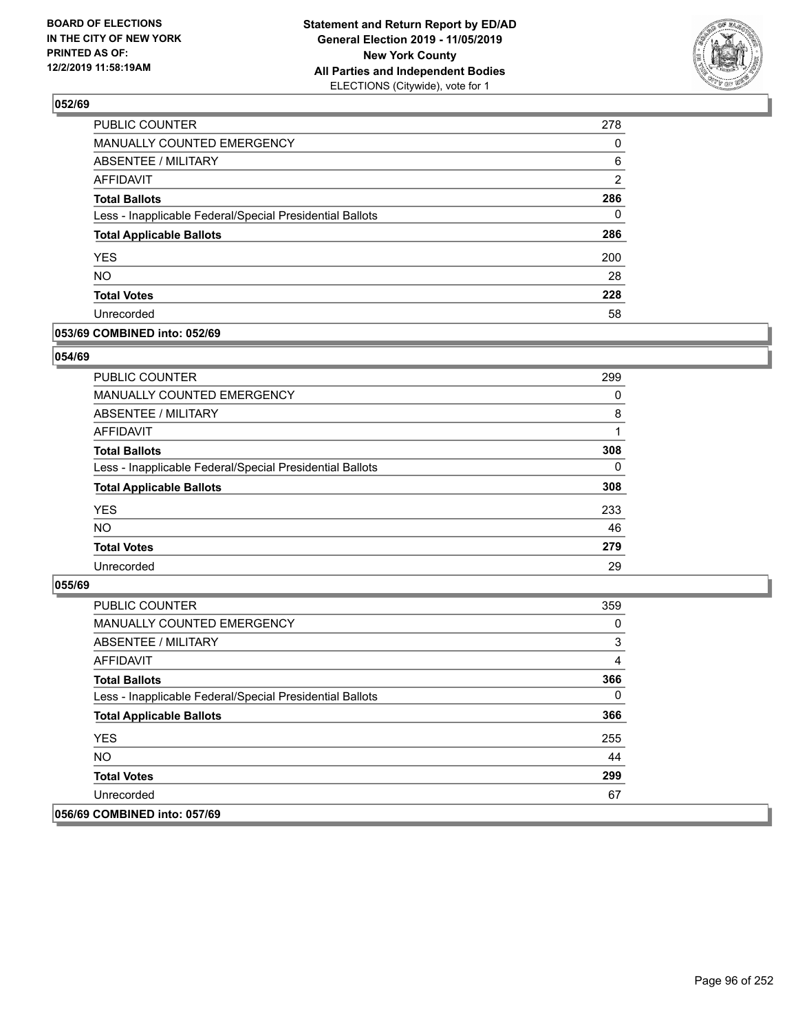## 052/69

| | |
|---|---|
| PUBLIC COUNTER | 278 |
| MANUALLY COUNTED EMERGENCY | 0 |
| ABSENTEE / MILITARY | 6 |
| AFFIDAVIT | 2 |
| **Total Ballots** | **286** |
| Less - Inapplicable Federal/Special Presidential Ballots | 0 |
| **Total Applicable Ballots** | **286** |
| YES | 200 |
| NO | 28 |
| **Total Votes** | **228** |
| Unrecorded | 58 |

## 053/69 COMBINED into: 052/69

## 054/69

| | |
|---|---|
| PUBLIC COUNTER | 299 |
| MANUALLY COUNTED EMERGENCY | 0 |
| ABSENTEE / MILITARY | 8 |
| AFFIDAVIT | 1 |
| **Total Ballots** | **308** |
| Less - Inapplicable Federal/Special Presidential Ballots | 0 |
| **Total Applicable Ballots** | **308** |
| YES | 233 |
| NO | 46 |
| **Total Votes** | **279** |
| Unrecorded | 29 |

## 055/69

| | |
|---|---|
| PUBLIC COUNTER | 359 |
| MANUALLY COUNTED EMERGENCY | 0 |
| ABSENTEE / MILITARY | 3 |
| AFFIDAVIT | 4 |
| **Total Ballots** | **366** |
| Less - Inapplicable Federal/Special Presidential Ballots | 0 |
| **Total Applicable Ballots** | **366** |
| YES | 255 |
| NO | 44 |
| **Total Votes** | **299** |
| Unrecorded | 67 |

## 056/69 COMBINED into: 057/69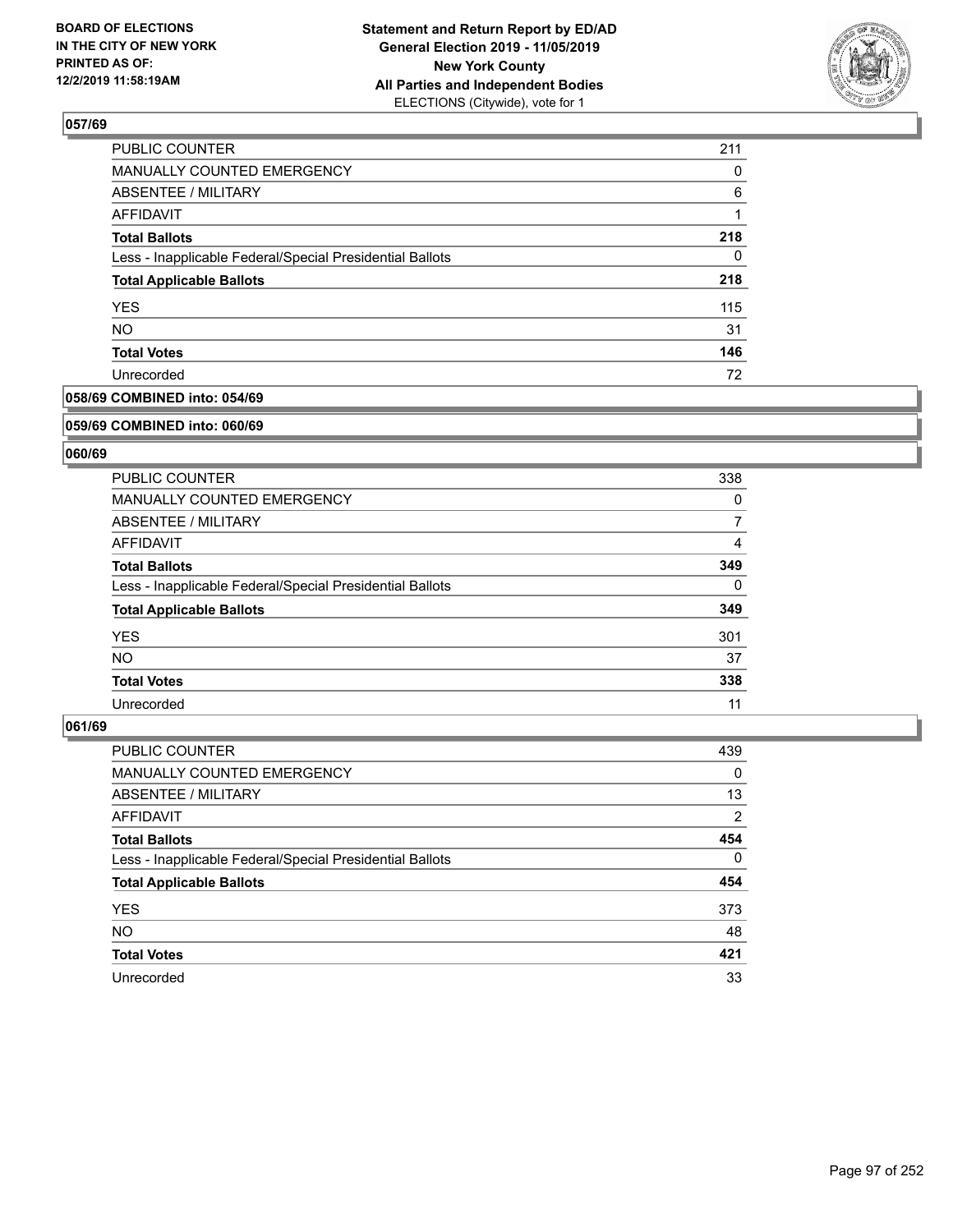**BOARD OF ELECTIONS IN THE CITY OF NEW YORK PRINTED AS OF: 12/2/2019 11:58:19AM**

**Statement and Return Report by ED/AD General Election 2019 - 11/05/2019 New York County All Parties and Independent Bodies**
ELECTIONS (Citywide), vote for 1

## 057/69

| | |
|---|---|
| PUBLIC COUNTER | 211 |
| MANUALLY COUNTED EMERGENCY | 0 |
| ABSENTEE / MILITARY | 6 |
| AFFIDAVIT | 1 |
| **Total Ballots** | **218** |
| Less - Inapplicable Federal/Special Presidential Ballots | 0 |
| **Total Applicable Ballots** | **218** |
| YES | 115 |
| NO | 31 |
| **Total Votes** | **146** |
| Unrecorded | 72 |

## 058/69 COMBINED into: 054/69

## 059/69 COMBINED into: 060/69

## 060/69

| | |
|---|---|
| PUBLIC COUNTER | 338 |
| MANUALLY COUNTED EMERGENCY | 0 |
| ABSENTEE / MILITARY | 7 |
| AFFIDAVIT | 4 |
| **Total Ballots** | **349** |
| Less - Inapplicable Federal/Special Presidential Ballots | 0 |
| **Total Applicable Ballots** | **349** |
| YES | 301 |
| NO | 37 |
| **Total Votes** | **338** |
| Unrecorded | 11 |

## 061/69

| | |
|---|---|
| PUBLIC COUNTER | 439 |
| MANUALLY COUNTED EMERGENCY | 0 |
| ABSENTEE / MILITARY | 13 |
| AFFIDAVIT | 2 |
| **Total Ballots** | **454** |
| Less - Inapplicable Federal/Special Presidential Ballots | 0 |
| **Total Applicable Ballots** | **454** |
| YES | 373 |
| NO | 48 |
| **Total Votes** | **421** |
| Unrecorded | 33 |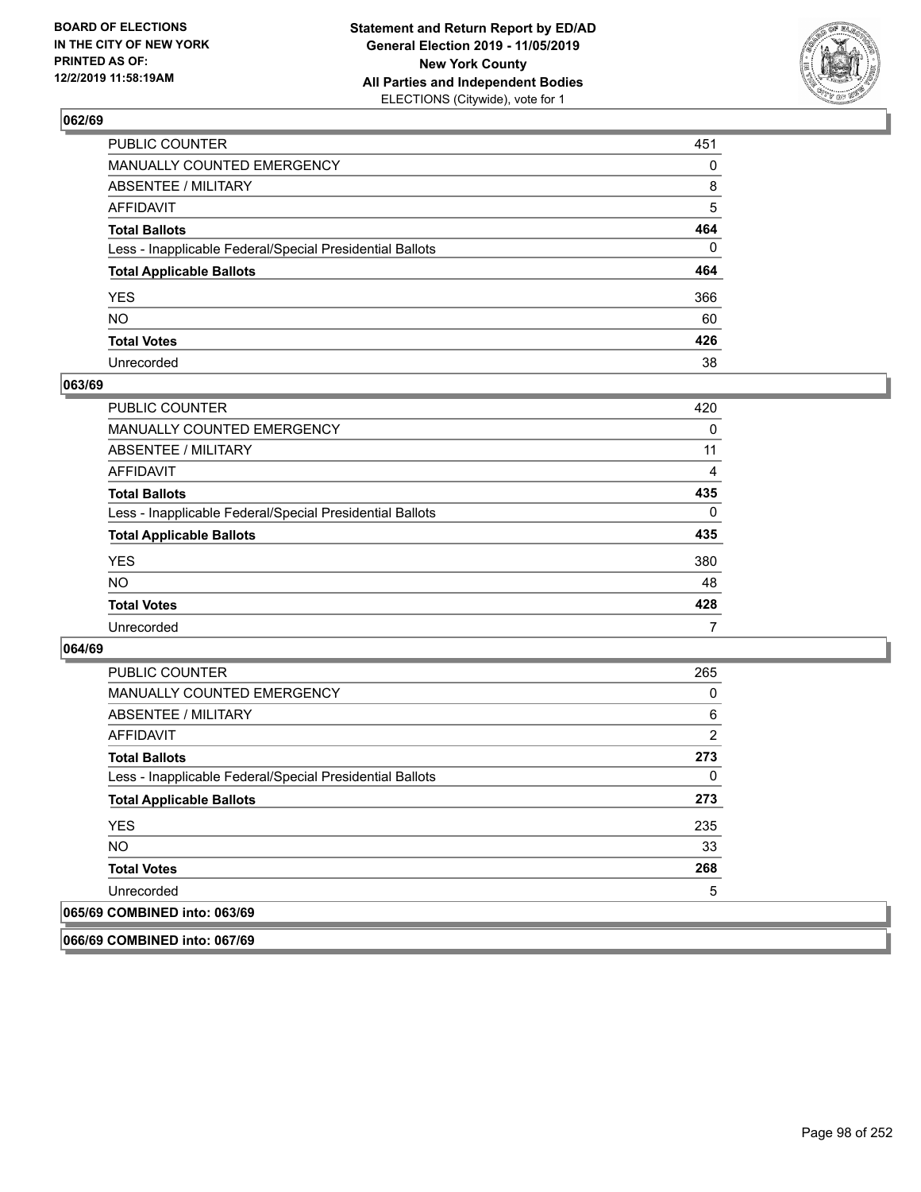BOARD OF ELECTIONS
IN THE CITY OF NEW YORK
PRINTED AS OF:
12/2/2019 11:58:19AM

**Statement and Return Report by ED/AD**
**General Election 2019 - 11/05/2019**
**New York County**
**All Parties and Independent Bodies**
ELECTIONS (Citywide), vote for 1

### 062/69

| | |
|---|---|
| PUBLIC COUNTER | 451 |
| MANUALLY COUNTED EMERGENCY | 0 |
| ABSENTEE / MILITARY | 8 |
| AFFIDAVIT | 5 |
| **Total Ballots** | **464** |
| Less - Inapplicable Federal/Special Presidential Ballots | 0 |
| **Total Applicable Ballots** | **464** |
| YES | 366 |
| NO | 60 |
| **Total Votes** | **426** |
| Unrecorded | 38 |

### 063/69

| | |
|---|---|
| PUBLIC COUNTER | 420 |
| MANUALLY COUNTED EMERGENCY | 0 |
| ABSENTEE / MILITARY | 11 |
| AFFIDAVIT | 4 |
| **Total Ballots** | **435** |
| Less - Inapplicable Federal/Special Presidential Ballots | 0 |
| **Total Applicable Ballots** | **435** |
| YES | 380 |
| NO | 48 |
| **Total Votes** | **428** |
| Unrecorded | 7 |

### 064/69

| | |
|---|---|
| PUBLIC COUNTER | 265 |
| MANUALLY COUNTED EMERGENCY | 0 |
| ABSENTEE / MILITARY | 6 |
| AFFIDAVIT | 2 |
| **Total Ballots** | **273** |
| Less - Inapplicable Federal/Special Presidential Ballots | 0 |
| **Total Applicable Ballots** | **273** |
| YES | 235 |
| NO | 33 |
| **Total Votes** | **268** |
| Unrecorded | 5 |

### 065/69 COMBINED into: 063/69

### 066/69 COMBINED into: 067/69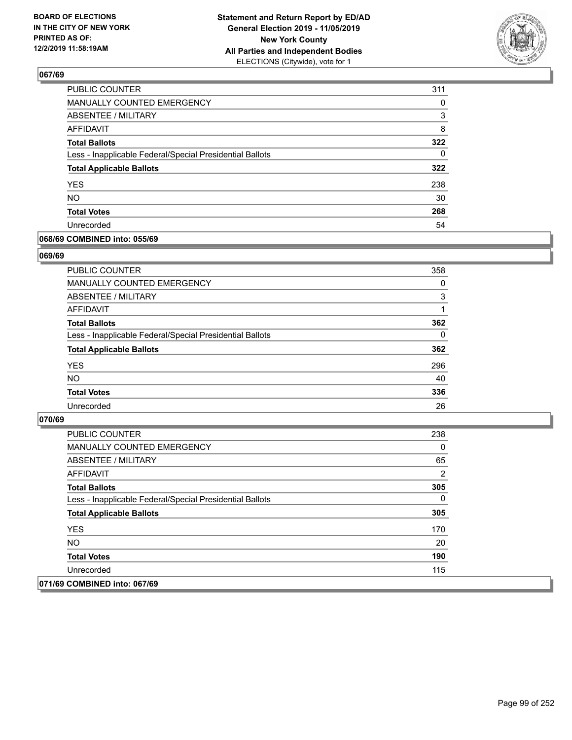**BOARD OF ELECTIONS IN THE CITY OF NEW YORK PRINTED AS OF: 12/2/2019 11:58:19AM**

**Statement and Return Report by ED/AD General Election 2019 - 11/05/2019 New York County All Parties and Independent Bodies**
ELECTIONS (Citywide), vote for 1

## 067/69

| | |
|---|---|
| PUBLIC COUNTER | 311 |
| MANUALLY COUNTED EMERGENCY | 0 |
| ABSENTEE / MILITARY | 3 |
| AFFIDAVIT | 8 |
| **Total Ballots** | **322** |
| Less - Inapplicable Federal/Special Presidential Ballots | 0 |
| **Total Applicable Ballots** | **322** |
| YES | 238 |
| NO | 30 |
| **Total Votes** | **268** |
| Unrecorded | 54 |

## 068/69 COMBINED into: 055/69

## 069/69

| | |
|---|---|
| PUBLIC COUNTER | 358 |
| MANUALLY COUNTED EMERGENCY | 0 |
| ABSENTEE / MILITARY | 3 |
| AFFIDAVIT | 1 |
| **Total Ballots** | **362** |
| Less - Inapplicable Federal/Special Presidential Ballots | 0 |
| **Total Applicable Ballots** | **362** |
| YES | 296 |
| NO | 40 |
| **Total Votes** | **336** |
| Unrecorded | 26 |

## 070/69

| | |
|---|---|
| PUBLIC COUNTER | 238 |
| MANUALLY COUNTED EMERGENCY | 0 |
| ABSENTEE / MILITARY | 65 |
| AFFIDAVIT | 2 |
| **Total Ballots** | **305** |
| Less - Inapplicable Federal/Special Presidential Ballots | 0 |
| **Total Applicable Ballots** | **305** |
| YES | 170 |
| NO | 20 |
| **Total Votes** | **190** |
| Unrecorded | 115 |

## 071/69 COMBINED into: 067/69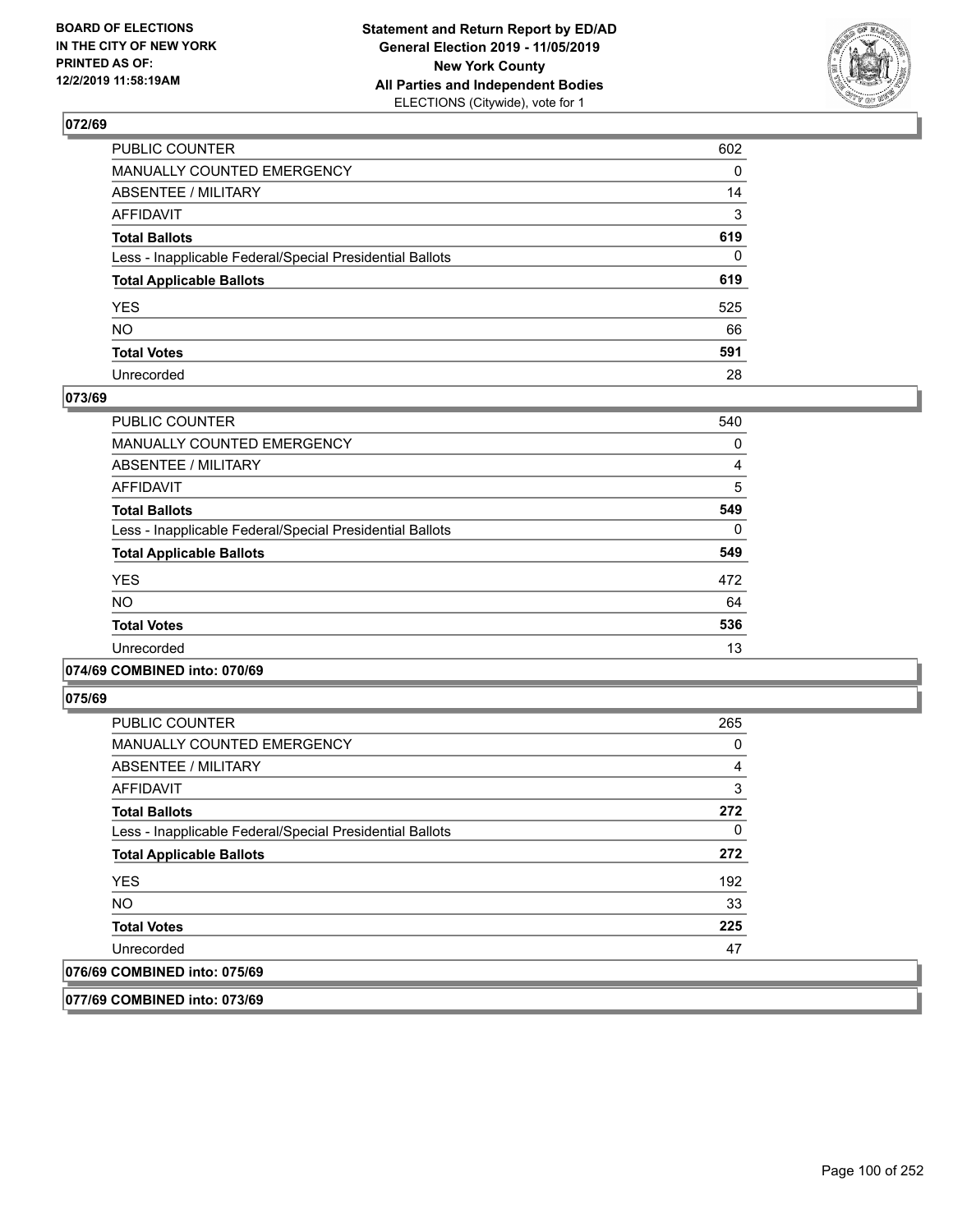### 072/69

| | |
|---|---|
| PUBLIC COUNTER | 602 |
| MANUALLY COUNTED EMERGENCY | 0 |
| ABSENTEE / MILITARY | 14 |
| AFFIDAVIT | 3 |
| **Total Ballots** | **619** |
| Less - Inapplicable Federal/Special Presidential Ballots | 0 |
| **Total Applicable Ballots** | **619** |
| YES | 525 |
| NO | 66 |
| **Total Votes** | **591** |
| Unrecorded | 28 |

### 073/69

| | |
|---|---|
| PUBLIC COUNTER | 540 |
| MANUALLY COUNTED EMERGENCY | 0 |
| ABSENTEE / MILITARY | 4 |
| AFFIDAVIT | 5 |
| **Total Ballots** | **549** |
| Less - Inapplicable Federal/Special Presidential Ballots | 0 |
| **Total Applicable Ballots** | **549** |
| YES | 472 |
| NO | 64 |
| **Total Votes** | **536** |
| Unrecorded | 13 |

### 074/69 COMBINED into: 070/69

### 075/69

| | |
|---|---|
| PUBLIC COUNTER | 265 |
| MANUALLY COUNTED EMERGENCY | 0 |
| ABSENTEE / MILITARY | 4 |
| AFFIDAVIT | 3 |
| **Total Ballots** | **272** |
| Less - Inapplicable Federal/Special Presidential Ballots | 0 |
| **Total Applicable Ballots** | **272** |
| YES | 192 |
| NO | 33 |
| **Total Votes** | **225** |
| Unrecorded | 47 |

### 076/69 COMBINED into: 075/69

### 077/69 COMBINED into: 073/69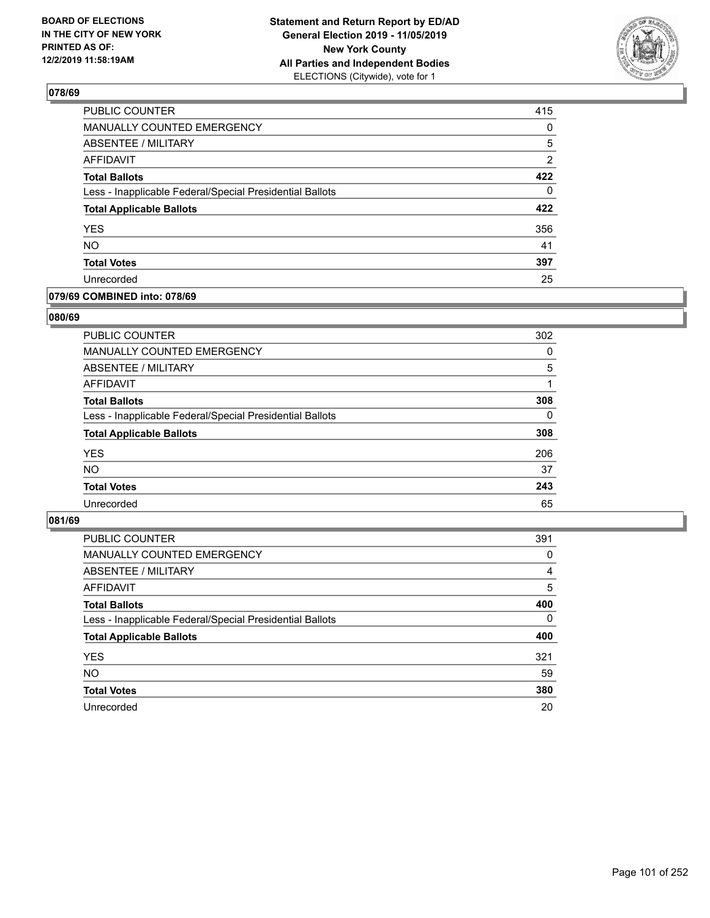## 078/69

| | |
|---|---|
| PUBLIC COUNTER | 415 |
| MANUALLY COUNTED EMERGENCY | 0 |
| ABSENTEE / MILITARY | 5 |
| AFFIDAVIT | 2 |
| **Total Ballots** | **422** |
| Less - Inapplicable Federal/Special Presidential Ballots | 0 |
| **Total Applicable Ballots** | **422** |
| YES | 356 |
| NO | 41 |
| **Total Votes** | **397** |
| Unrecorded | 25 |

## 079/69 COMBINED into: 078/69

## 080/69

| | |
|---|---|
| PUBLIC COUNTER | 302 |
| MANUALLY COUNTED EMERGENCY | 0 |
| ABSENTEE / MILITARY | 5 |
| AFFIDAVIT | 1 |
| **Total Ballots** | **308** |
| Less - Inapplicable Federal/Special Presidential Ballots | 0 |
| **Total Applicable Ballots** | **308** |
| YES | 206 |
| NO | 37 |
| **Total Votes** | **243** |
| Unrecorded | 65 |

## 081/69

| | |
|---|---|
| PUBLIC COUNTER | 391 |
| MANUALLY COUNTED EMERGENCY | 0 |
| ABSENTEE / MILITARY | 4 |
| AFFIDAVIT | 5 |
| **Total Ballots** | **400** |
| Less - Inapplicable Federal/Special Presidential Ballots | 0 |
| **Total Applicable Ballots** | **400** |
| YES | 321 |
| NO | 59 |
| **Total Votes** | **380** |
| Unrecorded | 20 |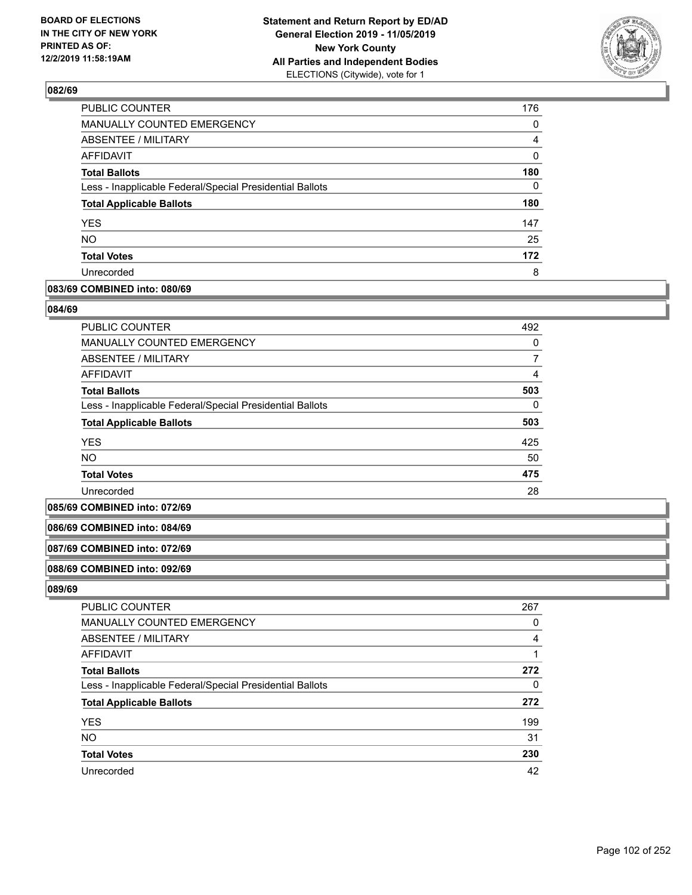## 082/69

| | |
|---|---|
| PUBLIC COUNTER | 176 |
| MANUALLY COUNTED EMERGENCY | 0 |
| ABSENTEE / MILITARY | 4 |
| AFFIDAVIT | 0 |
| **Total Ballots** | **180** |
| Less - Inapplicable Federal/Special Presidential Ballots | 0 |
| **Total Applicable Ballots** | **180** |
| YES | 147 |
| NO | 25 |
| **Total Votes** | **172** |
| Unrecorded | 8 |

## 083/69 COMBINED into: 080/69

## 084/69

| | |
|---|---|
| PUBLIC COUNTER | 492 |
| MANUALLY COUNTED EMERGENCY | 0 |
| ABSENTEE / MILITARY | 7 |
| AFFIDAVIT | 4 |
| **Total Ballots** | **503** |
| Less - Inapplicable Federal/Special Presidential Ballots | 0 |
| **Total Applicable Ballots** | **503** |
| YES | 425 |
| NO | 50 |
| **Total Votes** | **475** |
| Unrecorded | 28 |

## 085/69 COMBINED into: 072/69

## 086/69 COMBINED into: 084/69

## 087/69 COMBINED into: 072/69

## 088/69 COMBINED into: 092/69

## 089/69

| | |
|---|---|
| PUBLIC COUNTER | 267 |
| MANUALLY COUNTED EMERGENCY | 0 |
| ABSENTEE / MILITARY | 4 |
| AFFIDAVIT | 1 |
| **Total Ballots** | **272** |
| Less - Inapplicable Federal/Special Presidential Ballots | 0 |
| **Total Applicable Ballots** | **272** |
| YES | 199 |
| NO | 31 |
| **Total Votes** | **230** |
| Unrecorded | 42 |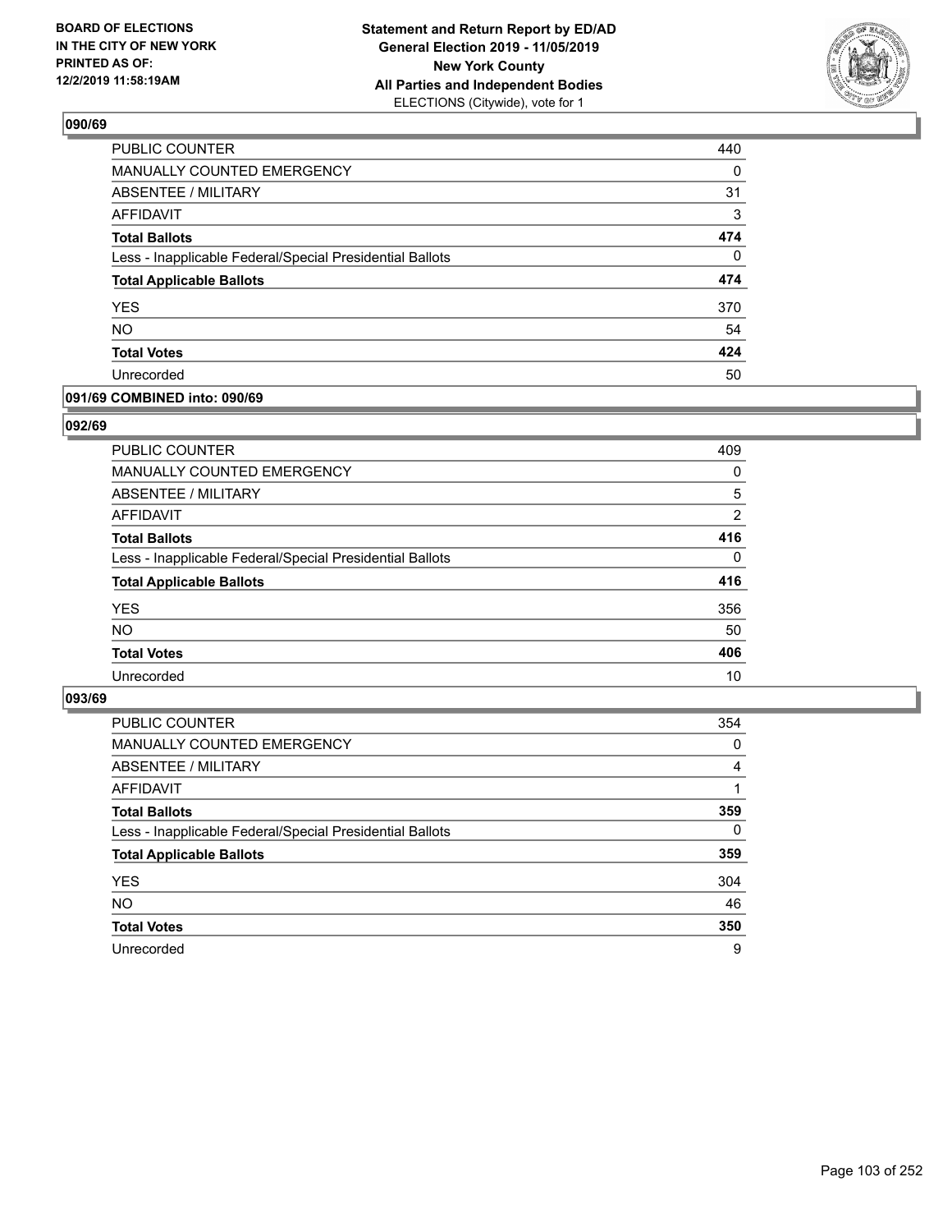## 090/69

| | |
|---|---|
| PUBLIC COUNTER | 440 |
| MANUALLY COUNTED EMERGENCY | 0 |
| ABSENTEE / MILITARY | 31 |
| AFFIDAVIT | 3 |
| **Total Ballots** | **474** |
| Less - Inapplicable Federal/Special Presidential Ballots | 0 |
| **Total Applicable Ballots** | **474** |
| YES | 370 |
| NO | 54 |
| **Total Votes** | **424** |
| Unrecorded | 50 |

## 091/69 COMBINED into: 090/69

## 092/69

| | |
|---|---|
| PUBLIC COUNTER | 409 |
| MANUALLY COUNTED EMERGENCY | 0 |
| ABSENTEE / MILITARY | 5 |
| AFFIDAVIT | 2 |
| **Total Ballots** | **416** |
| Less - Inapplicable Federal/Special Presidential Ballots | 0 |
| **Total Applicable Ballots** | **416** |
| YES | 356 |
| NO | 50 |
| **Total Votes** | **406** |
| Unrecorded | 10 |

## 093/69

| | |
|---|---|
| PUBLIC COUNTER | 354 |
| MANUALLY COUNTED EMERGENCY | 0 |
| ABSENTEE / MILITARY | 4 |
| AFFIDAVIT | 1 |
| **Total Ballots** | **359** |
| Less - Inapplicable Federal/Special Presidential Ballots | 0 |
| **Total Applicable Ballots** | **359** |
| YES | 304 |
| NO | 46 |
| **Total Votes** | **350** |
| Unrecorded | 9 |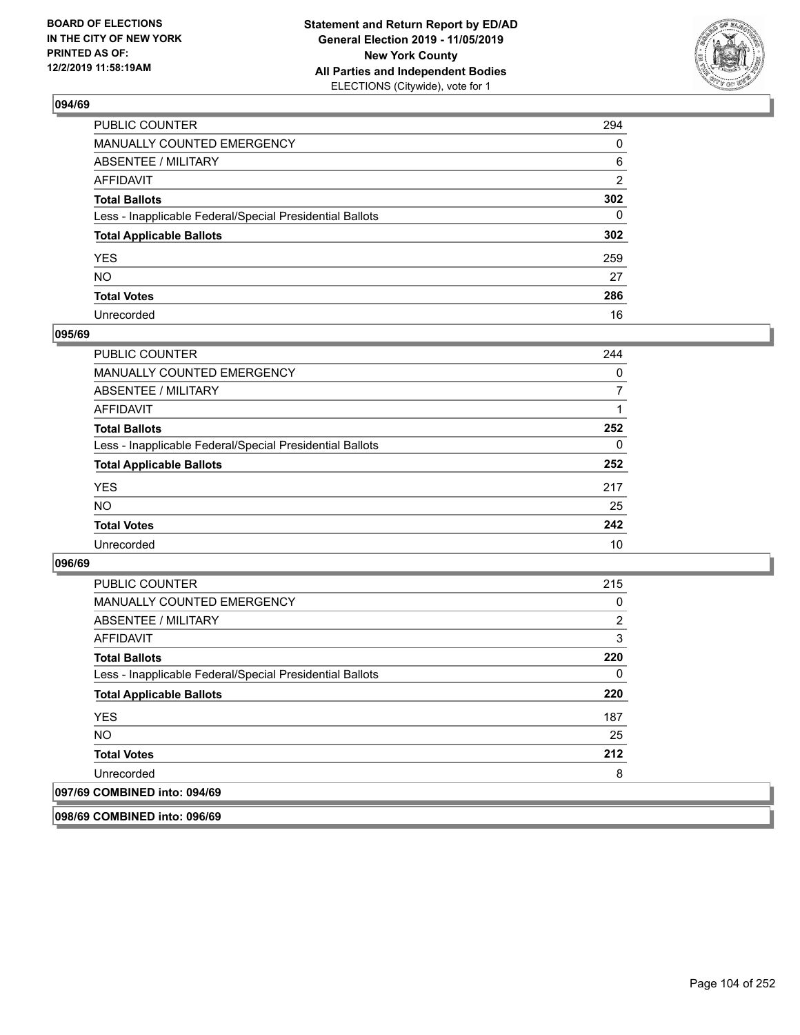**BOARD OF ELECTIONS IN THE CITY OF NEW YORK PRINTED AS OF: 12/2/2019 11:58:19AM**

**Statement and Return Report by ED/AD General Election 2019 - 11/05/2019 New York County All Parties and Independent Bodies** ELECTIONS (Citywide), vote for 1

### 094/69

| | |
|---|---|
| PUBLIC COUNTER | 294 |
| MANUALLY COUNTED EMERGENCY | 0 |
| ABSENTEE / MILITARY | 6 |
| AFFIDAVIT | 2 |
| **Total Ballots** | **302** |
| Less - Inapplicable Federal/Special Presidential Ballots | 0 |
| **Total Applicable Ballots** | **302** |
| YES | 259 |
| NO | 27 |
| **Total Votes** | **286** |
| Unrecorded | 16 |

### 095/69

| | |
|---|---|
| PUBLIC COUNTER | 244 |
| MANUALLY COUNTED EMERGENCY | 0 |
| ABSENTEE / MILITARY | 7 |
| AFFIDAVIT | 1 |
| **Total Ballots** | **252** |
| Less - Inapplicable Federal/Special Presidential Ballots | 0 |
| **Total Applicable Ballots** | **252** |
| YES | 217 |
| NO | 25 |
| **Total Votes** | **242** |
| Unrecorded | 10 |

### 096/69

| | |
|---|---|
| PUBLIC COUNTER | 215 |
| MANUALLY COUNTED EMERGENCY | 0 |
| ABSENTEE / MILITARY | 2 |
| AFFIDAVIT | 3 |
| **Total Ballots** | **220** |
| Less - Inapplicable Federal/Special Presidential Ballots | 0 |
| **Total Applicable Ballots** | **220** |
| YES | 187 |
| NO | 25 |
| **Total Votes** | **212** |
| Unrecorded | 8 |

### 097/69 COMBINED into: 094/69

### 098/69 COMBINED into: 096/69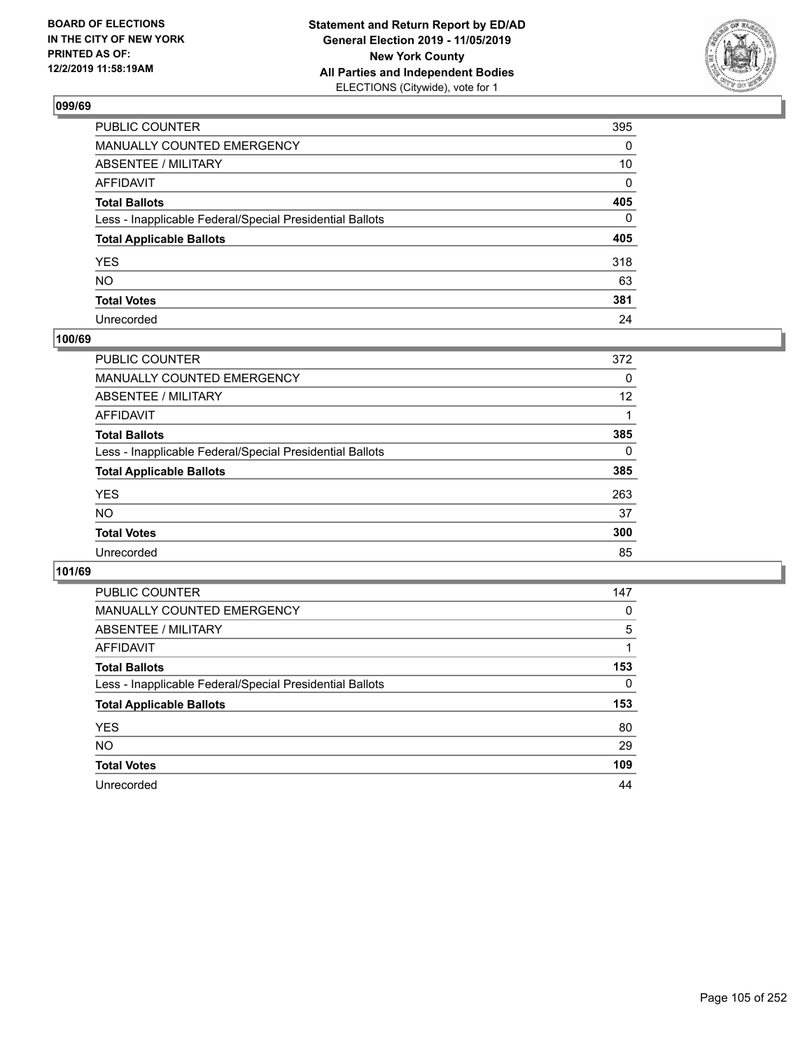**BOARD OF ELECTIONS IN THE CITY OF NEW YORK PRINTED AS OF: 12/2/2019 11:58:19AM**

**Statement and Return Report by ED/AD General Election 2019 - 11/05/2019 New York County All Parties and Independent Bodies**
ELECTIONS (Citywide), vote for 1

## 099/69

| | |
|---|---|
| PUBLIC COUNTER | 395 |
| MANUALLY COUNTED EMERGENCY | 0 |
| ABSENTEE / MILITARY | 10 |
| AFFIDAVIT | 0 |
| **Total Ballots** | **405** |
| Less - Inapplicable Federal/Special Presidential Ballots | 0 |
| **Total Applicable Ballots** | **405** |
| YES | 318 |
| NO | 63 |
| **Total Votes** | **381** |
| Unrecorded | 24 |

## 100/69

| | |
|---|---|
| PUBLIC COUNTER | 372 |
| MANUALLY COUNTED EMERGENCY | 0 |
| ABSENTEE / MILITARY | 12 |
| AFFIDAVIT | 1 |
| **Total Ballots** | **385** |
| Less - Inapplicable Federal/Special Presidential Ballots | 0 |
| **Total Applicable Ballots** | **385** |
| YES | 263 |
| NO | 37 |
| **Total Votes** | **300** |
| Unrecorded | 85 |

## 101/69

| | |
|---|---|
| PUBLIC COUNTER | 147 |
| MANUALLY COUNTED EMERGENCY | 0 |
| ABSENTEE / MILITARY | 5 |
| AFFIDAVIT | 1 |
| **Total Ballots** | **153** |
| Less - Inapplicable Federal/Special Presidential Ballots | 0 |
| **Total Applicable Ballots** | **153** |
| YES | 80 |
| NO | 29 |
| **Total Votes** | **109** |
| Unrecorded | 44 |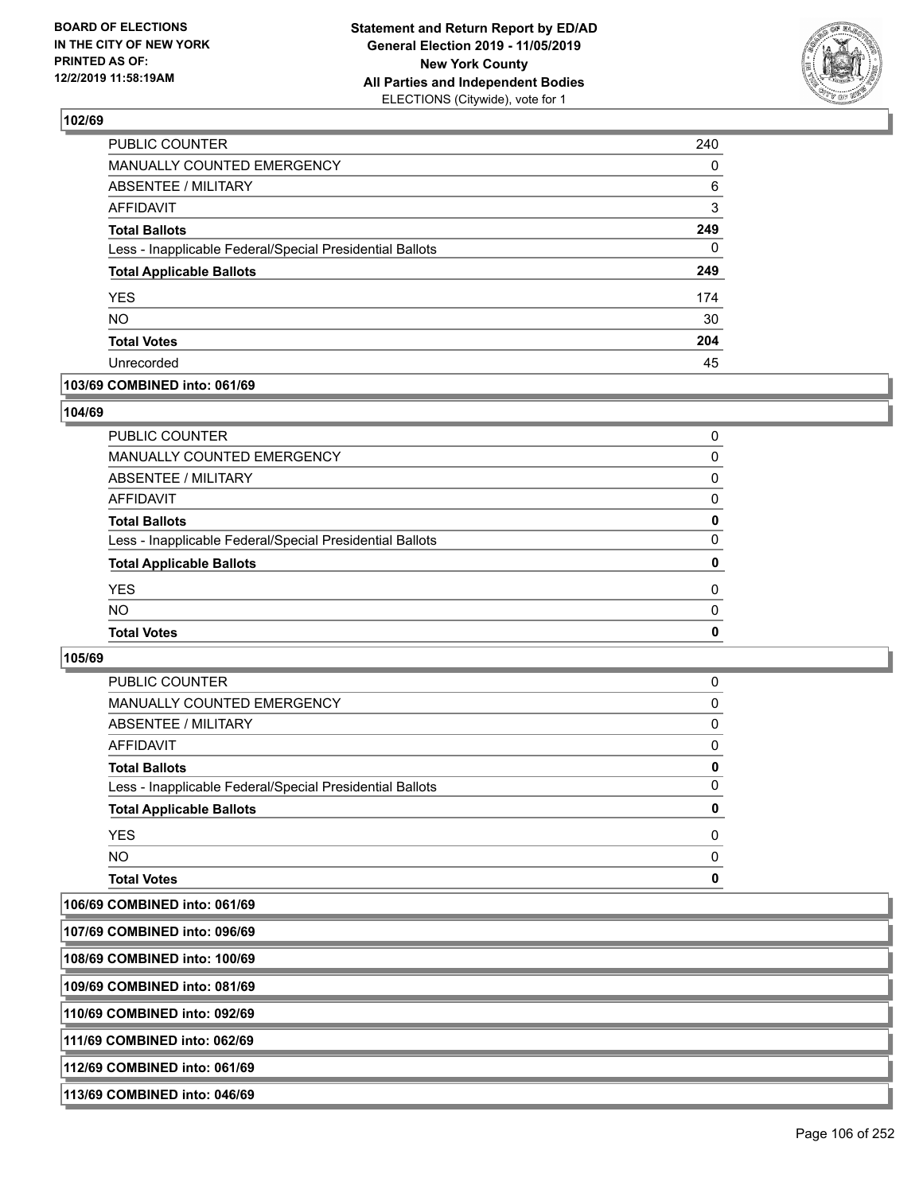## 102/69

| | |
|---|---|
| PUBLIC COUNTER | 240 |
| MANUALLY COUNTED EMERGENCY | 0 |
| ABSENTEE / MILITARY | 6 |
| AFFIDAVIT | 3 |
| **Total Ballots** | **249** |
| Less - Inapplicable Federal/Special Presidential Ballots | 0 |
| **Total Applicable Ballots** | **249** |
| YES | 174 |
| NO | 30 |
| **Total Votes** | **204** |
| Unrecorded | 45 |

## 103/69 COMBINED into: 061/69

## 104/69

| | |
|---|---|
| PUBLIC COUNTER | 0 |
| MANUALLY COUNTED EMERGENCY | 0 |
| ABSENTEE / MILITARY | 0 |
| AFFIDAVIT | 0 |
| **Total Ballots** | **0** |
| Less - Inapplicable Federal/Special Presidential Ballots | 0 |
| **Total Applicable Ballots** | **0** |
| YES | 0 |
| NO | 0 |
| **Total Votes** | **0** |

## 105/69

| | |
|---|---|
| PUBLIC COUNTER | 0 |
| MANUALLY COUNTED EMERGENCY | 0 |
| ABSENTEE / MILITARY | 0 |
| AFFIDAVIT | 0 |
| **Total Ballots** | **0** |
| Less - Inapplicable Federal/Special Presidential Ballots | 0 |
| **Total Applicable Ballots** | **0** |
| YES | 0 |
| NO | 0 |
| **Total Votes** | **0** |

## 106/69 COMBINED into: 061/69

## 107/69 COMBINED into: 096/69

## 108/69 COMBINED into: 100/69

## 109/69 COMBINED into: 081/69

## 110/69 COMBINED into: 092/69

## 111/69 COMBINED into: 062/69

## 112/69 COMBINED into: 061/69

## 113/69 COMBINED into: 046/69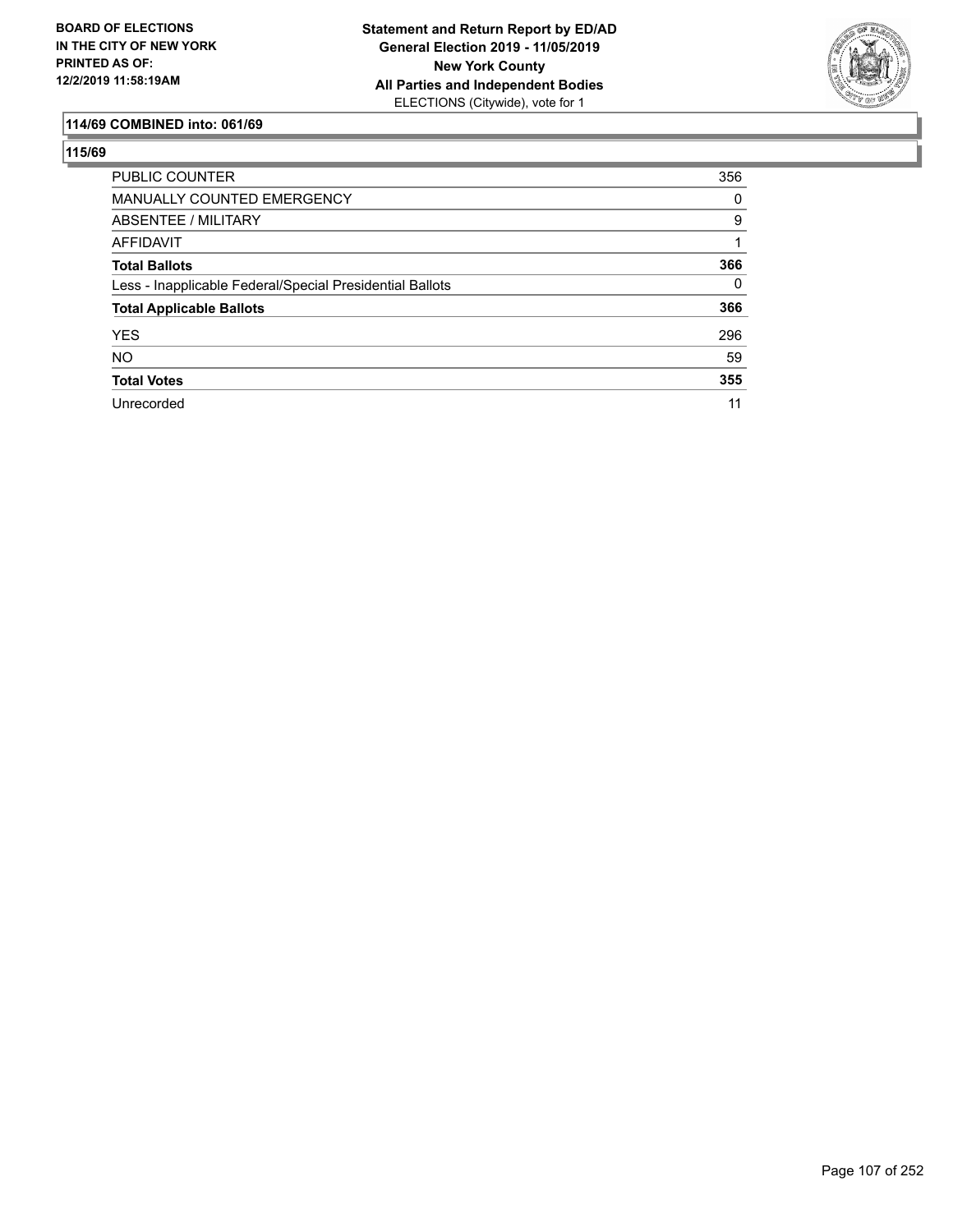**114/69 COMBINED into: 061/69**

**115/69**

| | |
|---|---|
| PUBLIC COUNTER | 356 |
| MANUALLY COUNTED EMERGENCY | 0 |
| ABSENTEE / MILITARY | 9 |
| AFFIDAVIT | 1 |
| **Total Ballots** | **366** |
| Less - Inapplicable Federal/Special Presidential Ballots | 0 |
| **Total Applicable Ballots** | **366** |
| YES | 296 |
| NO | 59 |
| **Total Votes** | **355** |
| Unrecorded | 11 |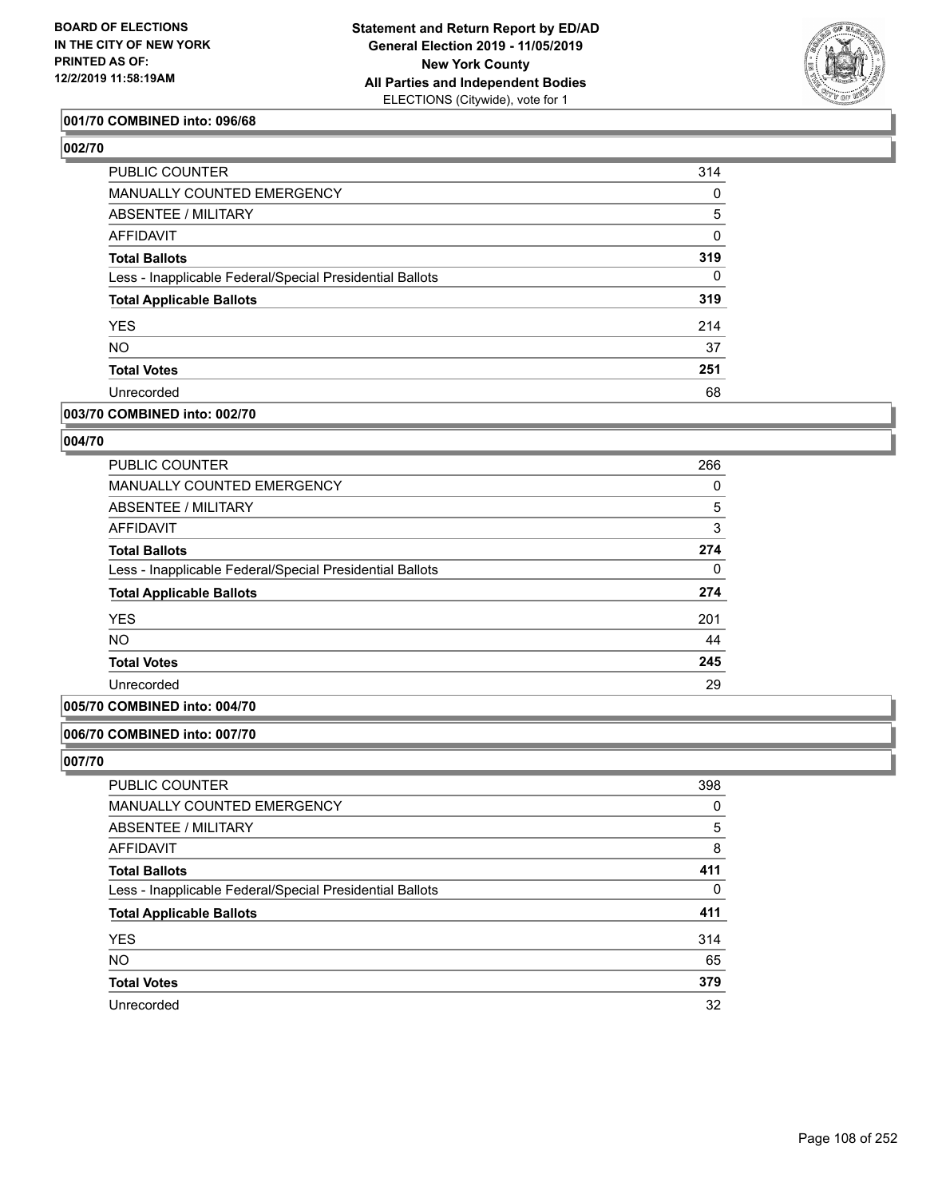BOARD OF ELECTIONS
IN THE CITY OF NEW YORK
PRINTED AS OF:
12/2/2019 11:58:19AM

**Statement and Return Report by ED/AD**
**General Election 2019 - 11/05/2019**
**New York County**
**All Parties and Independent Bodies**
ELECTIONS (Citywide), vote for 1

### 001/70 COMBINED into: 096/68

### 002/70

| | |
|---|---|
| PUBLIC COUNTER | 314 |
| MANUALLY COUNTED EMERGENCY | 0 |
| ABSENTEE / MILITARY | 5 |
| AFFIDAVIT | 0 |
| **Total Ballots** | **319** |
| Less - Inapplicable Federal/Special Presidential Ballots | 0 |
| **Total Applicable Ballots** | **319** |
| YES | 214 |
| NO | 37 |
| **Total Votes** | **251** |
| Unrecorded | 68 |

### 003/70 COMBINED into: 002/70

### 004/70

| | |
|---|---|
| PUBLIC COUNTER | 266 |
| MANUALLY COUNTED EMERGENCY | 0 |
| ABSENTEE / MILITARY | 5 |
| AFFIDAVIT | 3 |
| **Total Ballots** | **274** |
| Less - Inapplicable Federal/Special Presidential Ballots | 0 |
| **Total Applicable Ballots** | **274** |
| YES | 201 |
| NO | 44 |
| **Total Votes** | **245** |
| Unrecorded | 29 |

### 005/70 COMBINED into: 004/70

### 006/70 COMBINED into: 007/70

### 007/70

| | |
|---|---|
| PUBLIC COUNTER | 398 |
| MANUALLY COUNTED EMERGENCY | 0 |
| ABSENTEE / MILITARY | 5 |
| AFFIDAVIT | 8 |
| **Total Ballots** | **411** |
| Less - Inapplicable Federal/Special Presidential Ballots | 0 |
| **Total Applicable Ballots** | **411** |
| YES | 314 |
| NO | 65 |
| **Total Votes** | **379** |
| Unrecorded | 32 |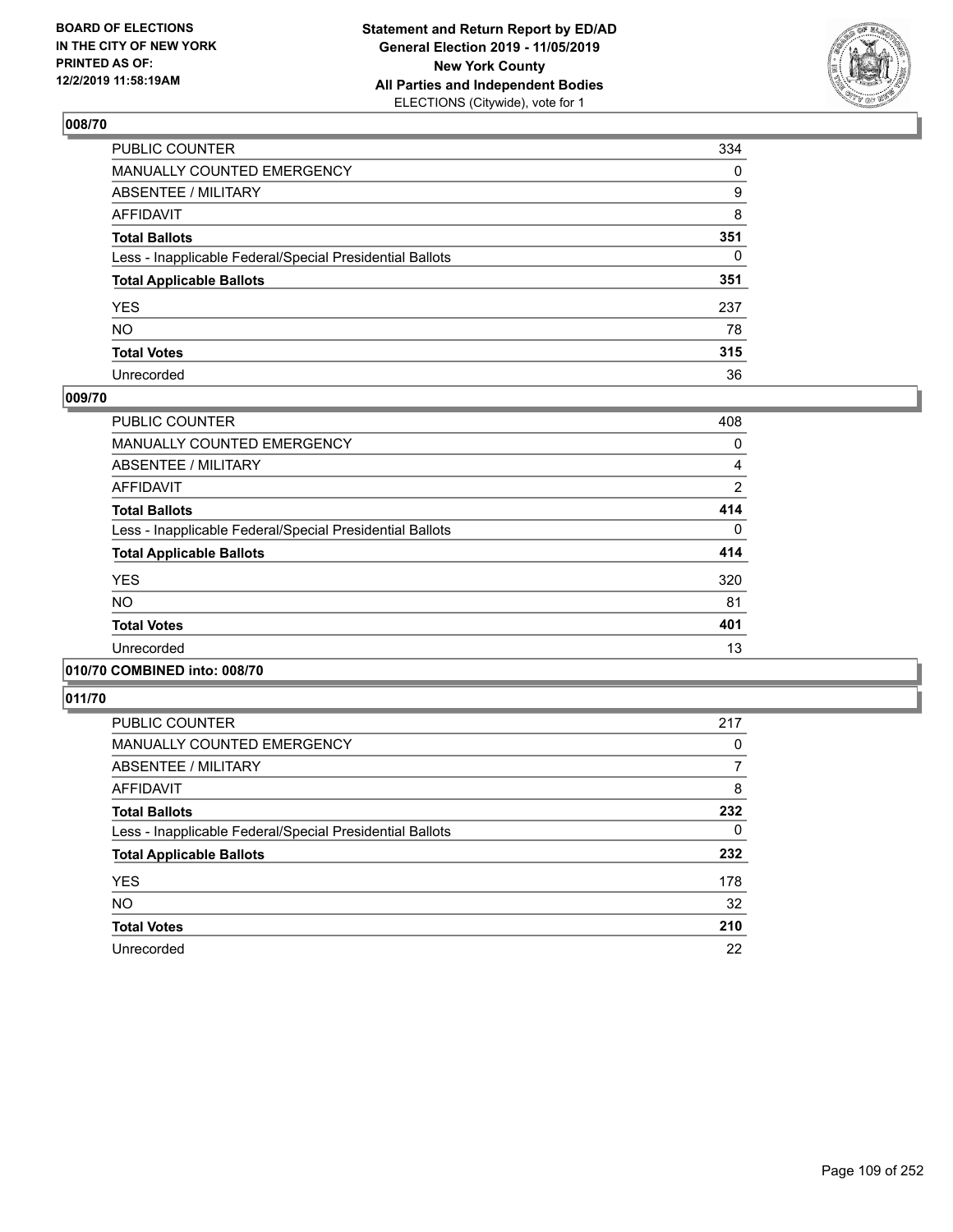**BOARD OF ELECTIONS IN THE CITY OF NEW YORK PRINTED AS OF: 12/2/2019 11:58:19AM**

**Statement and Return Report by ED/AD General Election 2019 - 11/05/2019 New York County All Parties and Independent Bodies** ELECTIONS (Citywide), vote for 1

## 008/70

| | |
|---|---|
| PUBLIC COUNTER | 334 |
| MANUALLY COUNTED EMERGENCY | 0 |
| ABSENTEE / MILITARY | 9 |
| AFFIDAVIT | 8 |
| **Total Ballots** | **351** |
| Less - Inapplicable Federal/Special Presidential Ballots | 0 |
| **Total Applicable Ballots** | **351** |
| YES | 237 |
| NO | 78 |
| **Total Votes** | **315** |
| Unrecorded | 36 |

## 009/70

| | |
|---|---|
| PUBLIC COUNTER | 408 |
| MANUALLY COUNTED EMERGENCY | 0 |
| ABSENTEE / MILITARY | 4 |
| AFFIDAVIT | 2 |
| **Total Ballots** | **414** |
| Less - Inapplicable Federal/Special Presidential Ballots | 0 |
| **Total Applicable Ballots** | **414** |
| YES | 320 |
| NO | 81 |
| **Total Votes** | **401** |
| Unrecorded | 13 |

## 010/70 COMBINED into: 008/70

## 011/70

| | |
|---|---|
| PUBLIC COUNTER | 217 |
| MANUALLY COUNTED EMERGENCY | 0 |
| ABSENTEE / MILITARY | 7 |
| AFFIDAVIT | 8 |
| **Total Ballots** | **232** |
| Less - Inapplicable Federal/Special Presidential Ballots | 0 |
| **Total Applicable Ballots** | **232** |
| YES | 178 |
| NO | 32 |
| **Total Votes** | **210** |
| Unrecorded | 22 |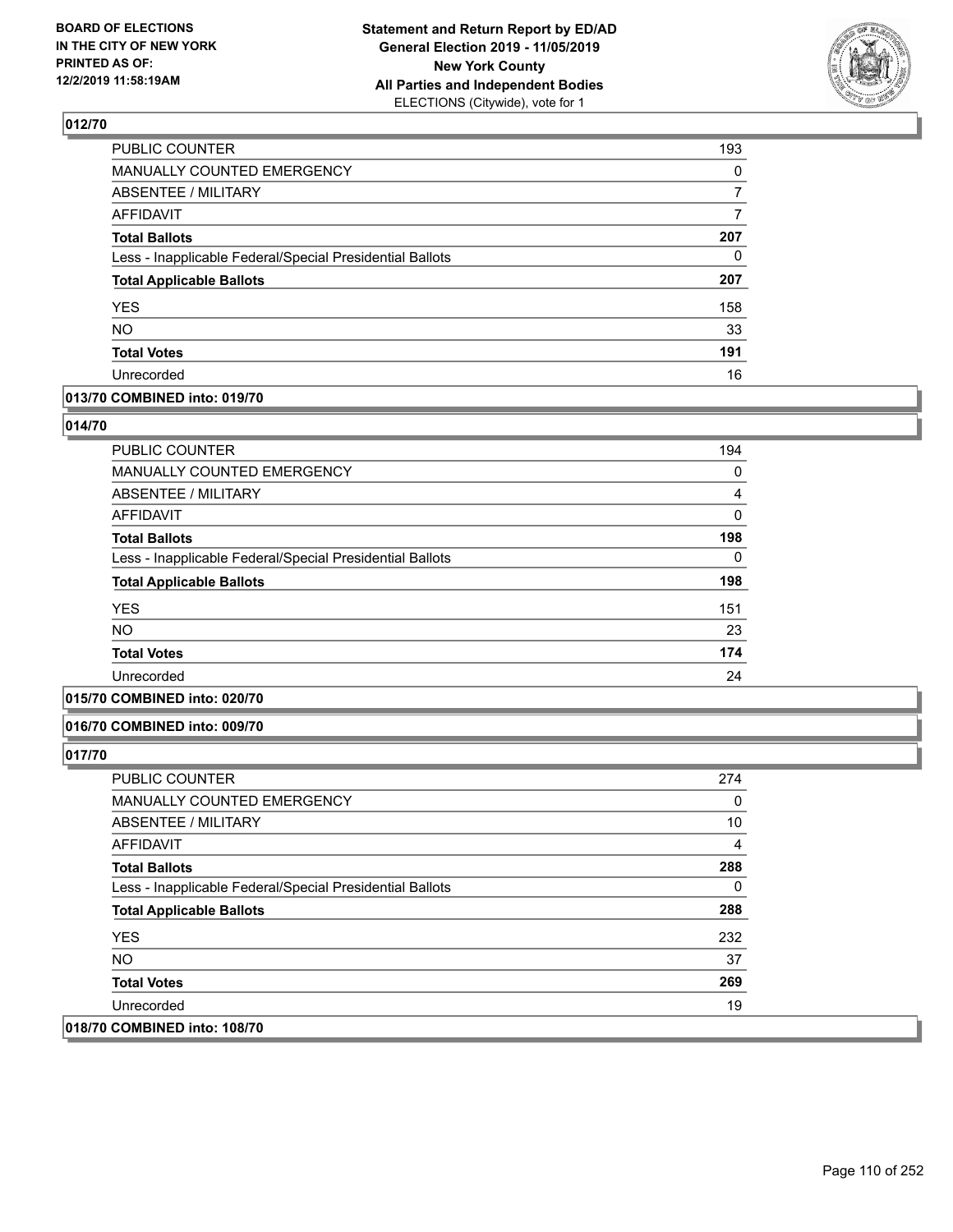**BOARD OF ELECTIONS IN THE CITY OF NEW YORK PRINTED AS OF: 12/2/2019 11:58:19AM**

**Statement and Return Report by ED/AD General Election 2019 - 11/05/2019 New York County All Parties and Independent Bodies** ELECTIONS (Citywide), vote for 1

### 012/70

| | |
|---|---|
| PUBLIC COUNTER | 193 |
| MANUALLY COUNTED EMERGENCY | 0 |
| ABSENTEE / MILITARY | 7 |
| AFFIDAVIT | 7 |
| **Total Ballots** | **207** |
| Less - Inapplicable Federal/Special Presidential Ballots | 0 |
| **Total Applicable Ballots** | **207** |
| YES | 158 |
| NO | 33 |
| **Total Votes** | **191** |
| Unrecorded | 16 |

### 013/70 COMBINED into: 019/70

### 014/70

| | |
|---|---|
| PUBLIC COUNTER | 194 |
| MANUALLY COUNTED EMERGENCY | 0 |
| ABSENTEE / MILITARY | 4 |
| AFFIDAVIT | 0 |
| **Total Ballots** | **198** |
| Less - Inapplicable Federal/Special Presidential Ballots | 0 |
| **Total Applicable Ballots** | **198** |
| YES | 151 |
| NO | 23 |
| **Total Votes** | **174** |
| Unrecorded | 24 |

### 015/70 COMBINED into: 020/70

### 016/70 COMBINED into: 009/70

### 017/70

| | |
|---|---|
| PUBLIC COUNTER | 274 |
| MANUALLY COUNTED EMERGENCY | 0 |
| ABSENTEE / MILITARY | 10 |
| AFFIDAVIT | 4 |
| **Total Ballots** | **288** |
| Less - Inapplicable Federal/Special Presidential Ballots | 0 |
| **Total Applicable Ballots** | **288** |
| YES | 232 |
| NO | 37 |
| **Total Votes** | **269** |
| Unrecorded | 19 |

### 018/70 COMBINED into: 108/70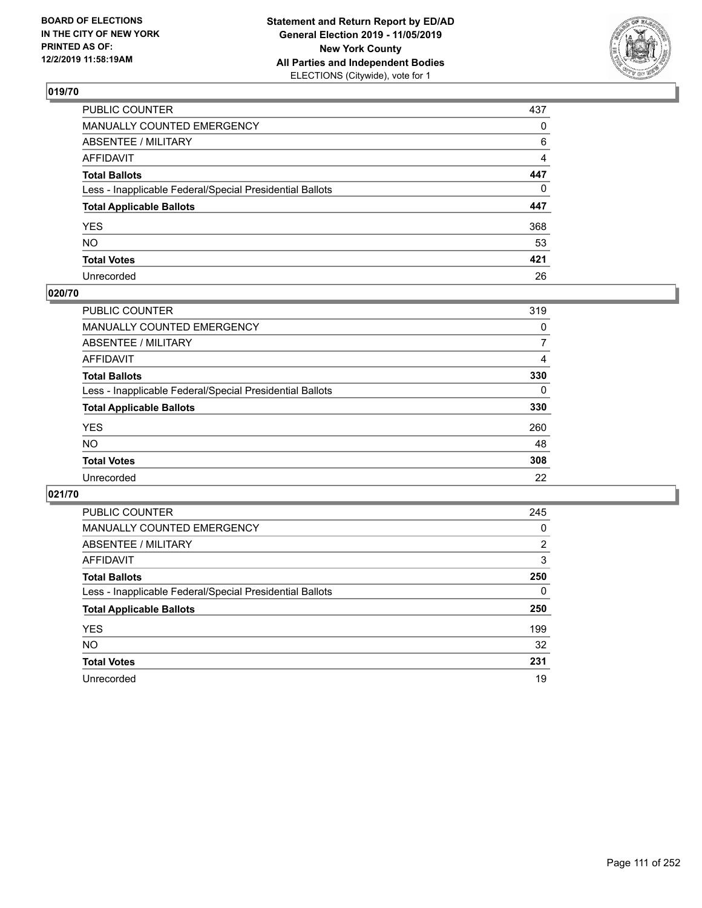BOARD OF ELECTIONS
IN THE CITY OF NEW YORK
PRINTED AS OF:
12/2/2019 11:58:19AM

**Statement and Return Report by ED/AD**
**General Election 2019 - 11/05/2019**
**New York County**
**All Parties and Independent Bodies**
ELECTIONS (Citywide), vote for 1

## 019/70

| | |
|---|---|
| PUBLIC COUNTER | 437 |
| MANUALLY COUNTED EMERGENCY | 0 |
| ABSENTEE / MILITARY | 6 |
| AFFIDAVIT | 4 |
| **Total Ballots** | **447** |
| Less - Inapplicable Federal/Special Presidential Ballots | 0 |
| **Total Applicable Ballots** | **447** |
| YES | 368 |
| NO | 53 |
| **Total Votes** | **421** |
| Unrecorded | 26 |

## 020/70

| | |
|---|---|
| PUBLIC COUNTER | 319 |
| MANUALLY COUNTED EMERGENCY | 0 |
| ABSENTEE / MILITARY | 7 |
| AFFIDAVIT | 4 |
| **Total Ballots** | **330** |
| Less - Inapplicable Federal/Special Presidential Ballots | 0 |
| **Total Applicable Ballots** | **330** |
| YES | 260 |
| NO | 48 |
| **Total Votes** | **308** |
| Unrecorded | 22 |

## 021/70

| | |
|---|---|
| PUBLIC COUNTER | 245 |
| MANUALLY COUNTED EMERGENCY | 0 |
| ABSENTEE / MILITARY | 2 |
| AFFIDAVIT | 3 |
| **Total Ballots** | **250** |
| Less - Inapplicable Federal/Special Presidential Ballots | 0 |
| **Total Applicable Ballots** | **250** |
| YES | 199 |
| NO | 32 |
| **Total Votes** | **231** |
| Unrecorded | 19 |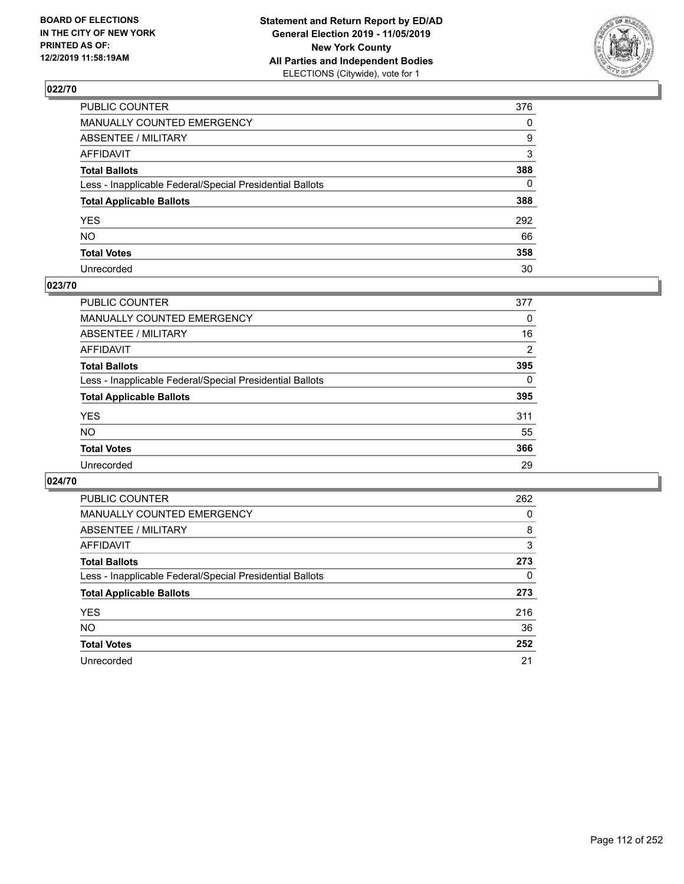## 022/70

| | |
|---|---|
| PUBLIC COUNTER | 376 |
| MANUALLY COUNTED EMERGENCY | 0 |
| ABSENTEE / MILITARY | 9 |
| AFFIDAVIT | 3 |
| **Total Ballots** | **388** |
| Less - Inapplicable Federal/Special Presidential Ballots | 0 |
| **Total Applicable Ballots** | **388** |
| YES | 292 |
| NO | 66 |
| **Total Votes** | **358** |
| Unrecorded | 30 |

## 023/70

| | |
|---|---|
| PUBLIC COUNTER | 377 |
| MANUALLY COUNTED EMERGENCY | 0 |
| ABSENTEE / MILITARY | 16 |
| AFFIDAVIT | 2 |
| **Total Ballots** | **395** |
| Less - Inapplicable Federal/Special Presidential Ballots | 0 |
| **Total Applicable Ballots** | **395** |
| YES | 311 |
| NO | 55 |
| **Total Votes** | **366** |
| Unrecorded | 29 |

## 024/70

| | |
|---|---|
| PUBLIC COUNTER | 262 |
| MANUALLY COUNTED EMERGENCY | 0 |
| ABSENTEE / MILITARY | 8 |
| AFFIDAVIT | 3 |
| **Total Ballots** | **273** |
| Less - Inapplicable Federal/Special Presidential Ballots | 0 |
| **Total Applicable Ballots** | **273** |
| YES | 216 |
| NO | 36 |
| **Total Votes** | **252** |
| Unrecorded | 21 |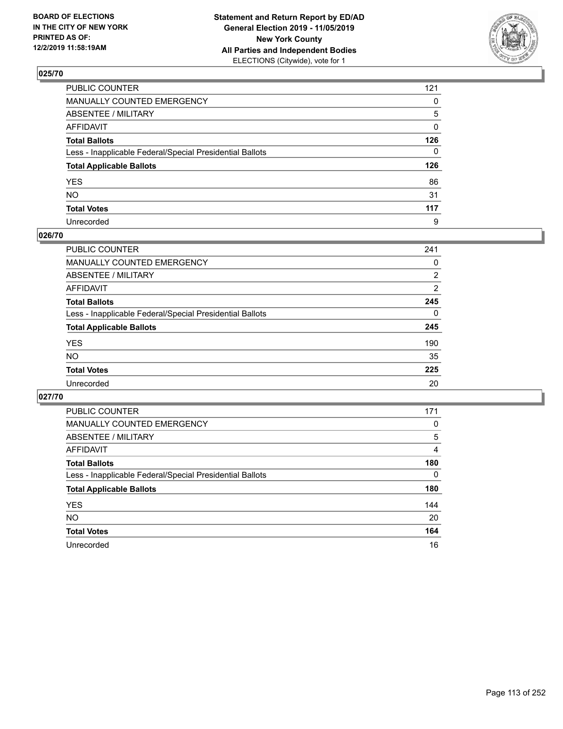**BOARD OF ELECTIONS IN THE CITY OF NEW YORK PRINTED AS OF: 12/2/2019 11:58:19AM**

**Statement and Return Report by ED/AD General Election 2019 - 11/05/2019 New York County All Parties and Independent Bodies**
ELECTIONS (Citywide), vote for 1

## 025/70

| | |
|---|---|
| PUBLIC COUNTER | 121 |
| MANUALLY COUNTED EMERGENCY | 0 |
| ABSENTEE / MILITARY | 5 |
| AFFIDAVIT | 0 |
| **Total Ballots** | **126** |
| Less - Inapplicable Federal/Special Presidential Ballots | 0 |
| **Total Applicable Ballots** | **126** |
| YES | 86 |
| NO | 31 |
| **Total Votes** | **117** |
| Unrecorded | 9 |

## 026/70

| | |
|---|---|
| PUBLIC COUNTER | 241 |
| MANUALLY COUNTED EMERGENCY | 0 |
| ABSENTEE / MILITARY | 2 |
| AFFIDAVIT | 2 |
| **Total Ballots** | **245** |
| Less - Inapplicable Federal/Special Presidential Ballots | 0 |
| **Total Applicable Ballots** | **245** |
| YES | 190 |
| NO | 35 |
| **Total Votes** | **225** |
| Unrecorded | 20 |

## 027/70

| | |
|---|---|
| PUBLIC COUNTER | 171 |
| MANUALLY COUNTED EMERGENCY | 0 |
| ABSENTEE / MILITARY | 5 |
| AFFIDAVIT | 4 |
| **Total Ballots** | **180** |
| Less - Inapplicable Federal/Special Presidential Ballots | 0 |
| **Total Applicable Ballots** | **180** |
| YES | 144 |
| NO | 20 |
| **Total Votes** | **164** |
| Unrecorded | 16 |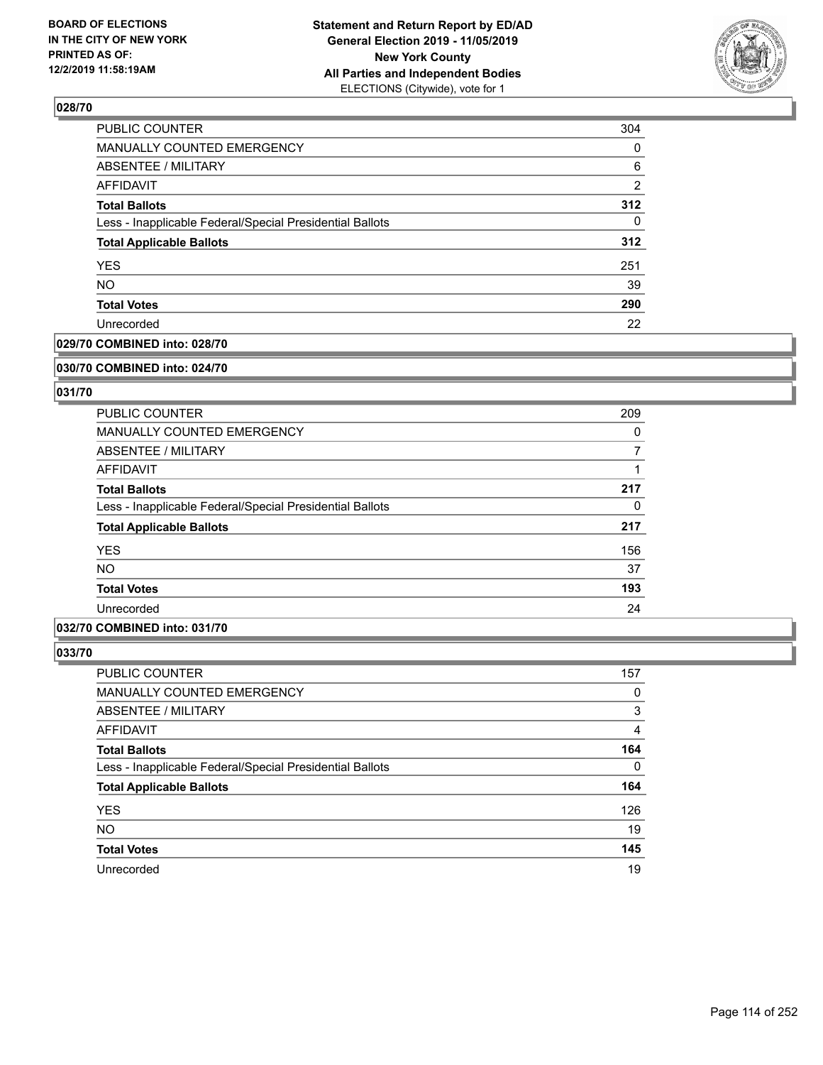## 028/70

| | |
|---|---|
| PUBLIC COUNTER | 304 |
| MANUALLY COUNTED EMERGENCY | 0 |
| ABSENTEE / MILITARY | 6 |
| AFFIDAVIT | 2 |
| **Total Ballots** | **312** |
| Less - Inapplicable Federal/Special Presidential Ballots | 0 |
| **Total Applicable Ballots** | **312** |
| YES | 251 |
| NO | 39 |
| **Total Votes** | **290** |
| Unrecorded | 22 |

## 029/70 COMBINED into: 028/70

## 030/70 COMBINED into: 024/70

## 031/70

| | |
|---|---|
| PUBLIC COUNTER | 209 |
| MANUALLY COUNTED EMERGENCY | 0 |
| ABSENTEE / MILITARY | 7 |
| AFFIDAVIT | 1 |
| **Total Ballots** | **217** |
| Less - Inapplicable Federal/Special Presidential Ballots | 0 |
| **Total Applicable Ballots** | **217** |
| YES | 156 |
| NO | 37 |
| **Total Votes** | **193** |
| Unrecorded | 24 |

## 032/70 COMBINED into: 031/70

## 033/70

| | |
|---|---|
| PUBLIC COUNTER | 157 |
| MANUALLY COUNTED EMERGENCY | 0 |
| ABSENTEE / MILITARY | 3 |
| AFFIDAVIT | 4 |
| **Total Ballots** | **164** |
| Less - Inapplicable Federal/Special Presidential Ballots | 0 |
| **Total Applicable Ballots** | **164** |
| YES | 126 |
| NO | 19 |
| **Total Votes** | **145** |
| Unrecorded | 19 |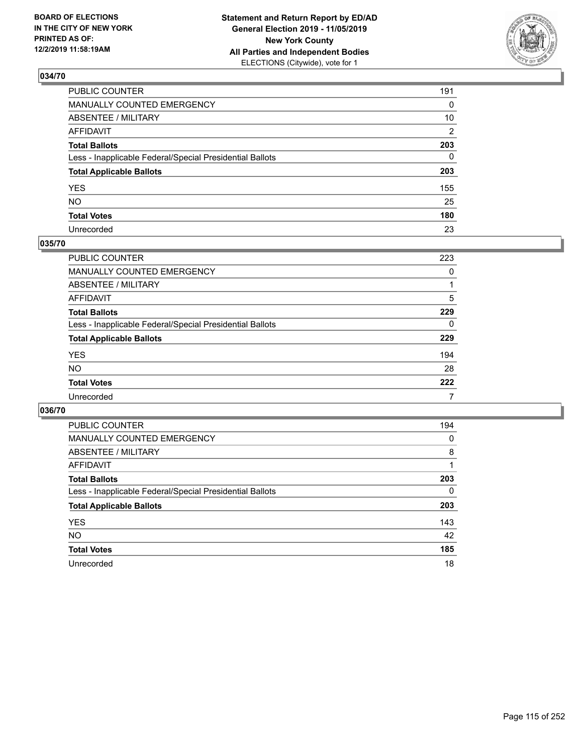BOARD OF ELECTIONS
IN THE CITY OF NEW YORK
PRINTED AS OF:
12/2/2019 11:58:19AM

**Statement and Return Report by ED/AD**
**General Election 2019 - 11/05/2019**
**New York County**
**All Parties and Independent Bodies**
ELECTIONS (Citywide), vote for 1

## 034/70

| | |
|---|---|
| PUBLIC COUNTER | 191 |
| MANUALLY COUNTED EMERGENCY | 0 |
| ABSENTEE / MILITARY | 10 |
| AFFIDAVIT | 2 |
| **Total Ballots** | **203** |
| Less - Inapplicable Federal/Special Presidential Ballots | 0 |
| **Total Applicable Ballots** | **203** |
| YES | 155 |
| NO | 25 |
| **Total Votes** | **180** |
| Unrecorded | 23 |

## 035/70

| | |
|---|---|
| PUBLIC COUNTER | 223 |
| MANUALLY COUNTED EMERGENCY | 0 |
| ABSENTEE / MILITARY | 1 |
| AFFIDAVIT | 5 |
| **Total Ballots** | **229** |
| Less - Inapplicable Federal/Special Presidential Ballots | 0 |
| **Total Applicable Ballots** | **229** |
| YES | 194 |
| NO | 28 |
| **Total Votes** | **222** |
| Unrecorded | 7 |

## 036/70

| | |
|---|---|
| PUBLIC COUNTER | 194 |
| MANUALLY COUNTED EMERGENCY | 0 |
| ABSENTEE / MILITARY | 8 |
| AFFIDAVIT | 1 |
| **Total Ballots** | **203** |
| Less - Inapplicable Federal/Special Presidential Ballots | 0 |
| **Total Applicable Ballots** | **203** |
| YES | 143 |
| NO | 42 |
| **Total Votes** | **185** |
| Unrecorded | 18 |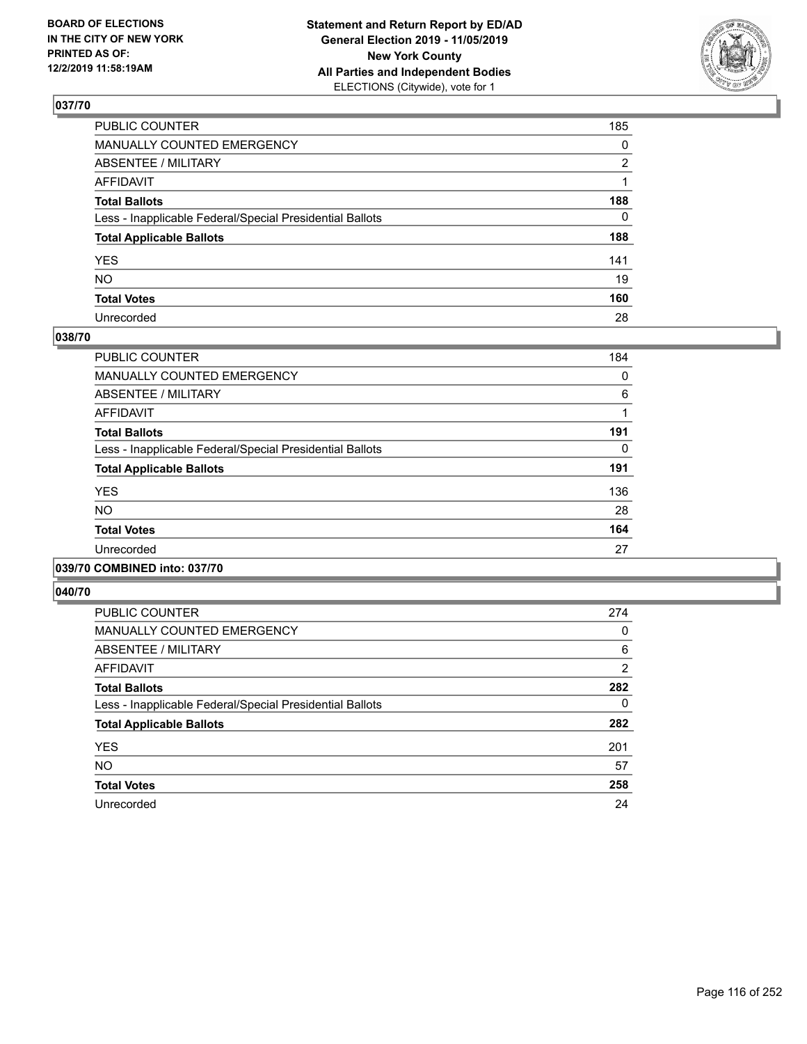**BOARD OF ELECTIONS IN THE CITY OF NEW YORK PRINTED AS OF: 12/2/2019 11:58:19AM**

**Statement and Return Report by ED/AD General Election 2019 - 11/05/2019 New York County All Parties and Independent Bodies**
ELECTIONS (Citywide), vote for 1

## 037/70

| | |
|---|---|
| PUBLIC COUNTER | 185 |
| MANUALLY COUNTED EMERGENCY | 0 |
| ABSENTEE / MILITARY | 2 |
| AFFIDAVIT | 1 |
| **Total Ballots** | **188** |
| Less - Inapplicable Federal/Special Presidential Ballots | 0 |
| **Total Applicable Ballots** | **188** |
| YES | 141 |
| NO | 19 |
| **Total Votes** | **160** |
| Unrecorded | 28 |

## 038/70

| | |
|---|---|
| PUBLIC COUNTER | 184 |
| MANUALLY COUNTED EMERGENCY | 0 |
| ABSENTEE / MILITARY | 6 |
| AFFIDAVIT | 1 |
| **Total Ballots** | **191** |
| Less - Inapplicable Federal/Special Presidential Ballots | 0 |
| **Total Applicable Ballots** | **191** |
| YES | 136 |
| NO | 28 |
| **Total Votes** | **164** |
| Unrecorded | 27 |

## 039/70 COMBINED into: 037/70

## 040/70

| | |
|---|---|
| PUBLIC COUNTER | 274 |
| MANUALLY COUNTED EMERGENCY | 0 |
| ABSENTEE / MILITARY | 6 |
| AFFIDAVIT | 2 |
| **Total Ballots** | **282** |
| Less - Inapplicable Federal/Special Presidential Ballots | 0 |
| **Total Applicable Ballots** | **282** |
| YES | 201 |
| NO | 57 |
| **Total Votes** | **258** |
| Unrecorded | 24 |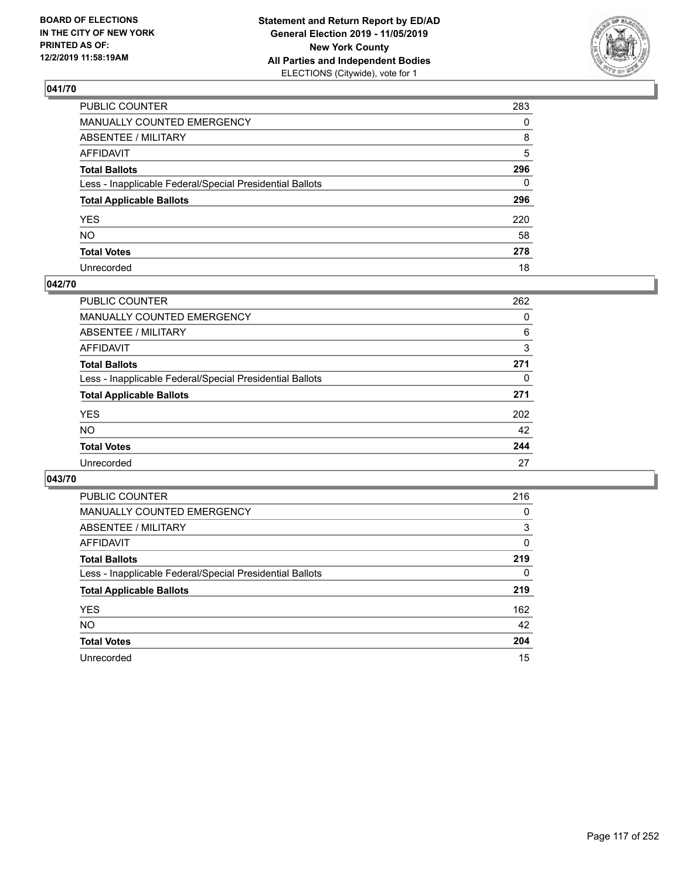BOARD OF ELECTIONS
IN THE CITY OF NEW YORK
PRINTED AS OF:
12/2/2019 11:58:19AM

**Statement and Return Report by ED/AD**
**General Election 2019 - 11/05/2019**
**New York County**
**All Parties and Independent Bodies**
ELECTIONS (Citywide), vote for 1

### 041/70

| | |
|---|---|
| PUBLIC COUNTER | 283 |
| MANUALLY COUNTED EMERGENCY | 0 |
| ABSENTEE / MILITARY | 8 |
| AFFIDAVIT | 5 |
| **Total Ballots** | **296** |
| Less - Inapplicable Federal/Special Presidential Ballots | 0 |
| **Total Applicable Ballots** | **296** |
| YES | 220 |
| NO | 58 |
| **Total Votes** | **278** |
| Unrecorded | 18 |

### 042/70

| | |
|---|---|
| PUBLIC COUNTER | 262 |
| MANUALLY COUNTED EMERGENCY | 0 |
| ABSENTEE / MILITARY | 6 |
| AFFIDAVIT | 3 |
| **Total Ballots** | **271** |
| Less - Inapplicable Federal/Special Presidential Ballots | 0 |
| **Total Applicable Ballots** | **271** |
| YES | 202 |
| NO | 42 |
| **Total Votes** | **244** |
| Unrecorded | 27 |

### 043/70

| | |
|---|---|
| PUBLIC COUNTER | 216 |
| MANUALLY COUNTED EMERGENCY | 0 |
| ABSENTEE / MILITARY | 3 |
| AFFIDAVIT | 0 |
| **Total Ballots** | **219** |
| Less - Inapplicable Federal/Special Presidential Ballots | 0 |
| **Total Applicable Ballots** | **219** |
| YES | 162 |
| NO | 42 |
| **Total Votes** | **204** |
| Unrecorded | 15 |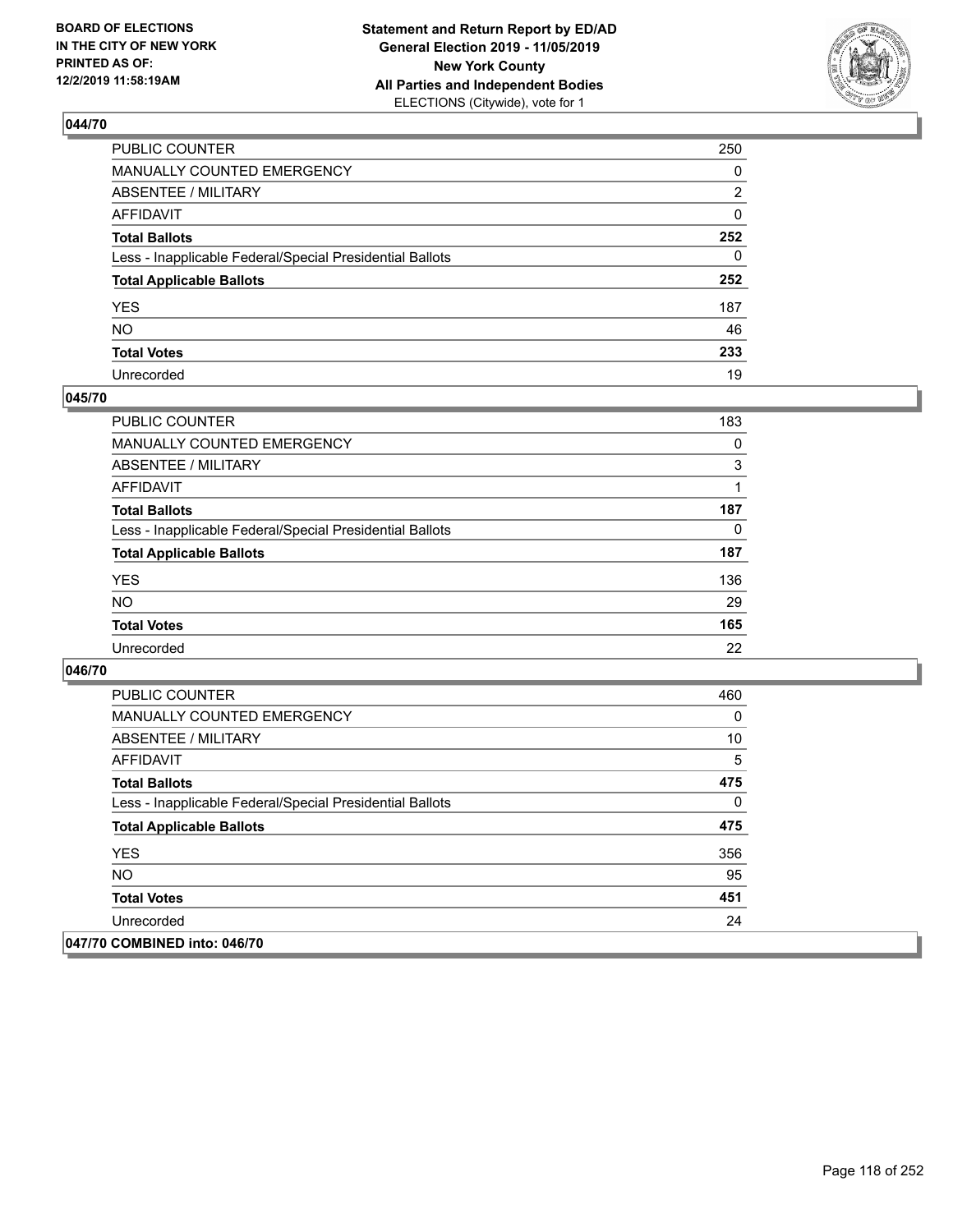BOARD OF ELECTIONS
IN THE CITY OF NEW YORK
PRINTED AS OF:
12/2/2019 11:58:19AM

**Statement and Return Report by ED/AD**
**General Election 2019 - 11/05/2019**
**New York County**
**All Parties and Independent Bodies**
ELECTIONS (Citywide), vote for 1

### 044/70

| | |
|---|---|
| PUBLIC COUNTER | 250 |
| MANUALLY COUNTED EMERGENCY | 0 |
| ABSENTEE / MILITARY | 2 |
| AFFIDAVIT | 0 |
| **Total Ballots** | **252** |
| Less - Inapplicable Federal/Special Presidential Ballots | 0 |
| **Total Applicable Ballots** | **252** |
| YES | 187 |
| NO | 46 |
| **Total Votes** | **233** |
| Unrecorded | 19 |

### 045/70

| | |
|---|---|
| PUBLIC COUNTER | 183 |
| MANUALLY COUNTED EMERGENCY | 0 |
| ABSENTEE / MILITARY | 3 |
| AFFIDAVIT | 1 |
| **Total Ballots** | **187** |
| Less - Inapplicable Federal/Special Presidential Ballots | 0 |
| **Total Applicable Ballots** | **187** |
| YES | 136 |
| NO | 29 |
| **Total Votes** | **165** |
| Unrecorded | 22 |

### 046/70

| | |
|---|---|
| PUBLIC COUNTER | 460 |
| MANUALLY COUNTED EMERGENCY | 0 |
| ABSENTEE / MILITARY | 10 |
| AFFIDAVIT | 5 |
| **Total Ballots** | **475** |
| Less - Inapplicable Federal/Special Presidential Ballots | 0 |
| **Total Applicable Ballots** | **475** |
| YES | 356 |
| NO | 95 |
| **Total Votes** | **451** |
| Unrecorded | 24 |

### 047/70 COMBINED into: 046/70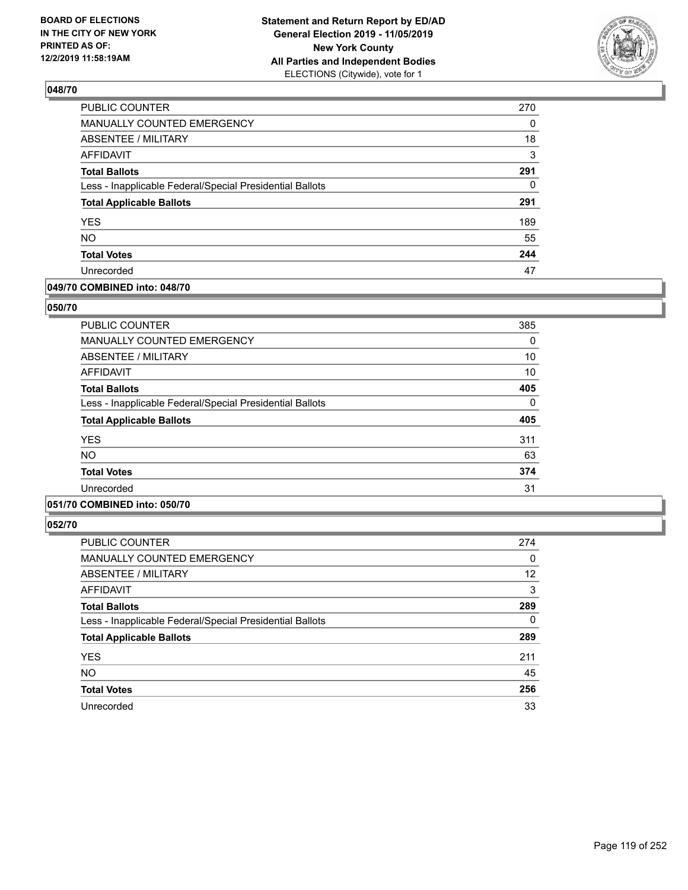**BOARD OF ELECTIONS IN THE CITY OF NEW YORK PRINTED AS OF: 12/2/2019 11:58:19AM**

**Statement and Return Report by ED/AD General Election 2019 - 11/05/2019 New York County All Parties and Independent Bodies** ELECTIONS (Citywide), vote for 1

### 048/70

| | |
|---|---|
| PUBLIC COUNTER | 270 |
| MANUALLY COUNTED EMERGENCY | 0 |
| ABSENTEE / MILITARY | 18 |
| AFFIDAVIT | 3 |
| **Total Ballots** | **291** |
| Less - Inapplicable Federal/Special Presidential Ballots | 0 |
| **Total Applicable Ballots** | **291** |
| YES | 189 |
| NO | 55 |
| **Total Votes** | **244** |
| Unrecorded | 47 |

### 049/70 COMBINED into: 048/70

### 050/70

| | |
|---|---|
| PUBLIC COUNTER | 385 |
| MANUALLY COUNTED EMERGENCY | 0 |
| ABSENTEE / MILITARY | 10 |
| AFFIDAVIT | 10 |
| **Total Ballots** | **405** |
| Less - Inapplicable Federal/Special Presidential Ballots | 0 |
| **Total Applicable Ballots** | **405** |
| YES | 311 |
| NO | 63 |
| **Total Votes** | **374** |
| Unrecorded | 31 |

### 051/70 COMBINED into: 050/70

### 052/70

| | |
|---|---|
| PUBLIC COUNTER | 274 |
| MANUALLY COUNTED EMERGENCY | 0 |
| ABSENTEE / MILITARY | 12 |
| AFFIDAVIT | 3 |
| **Total Ballots** | **289** |
| Less - Inapplicable Federal/Special Presidential Ballots | 0 |
| **Total Applicable Ballots** | **289** |
| YES | 211 |
| NO | 45 |
| **Total Votes** | **256** |
| Unrecorded | 33 |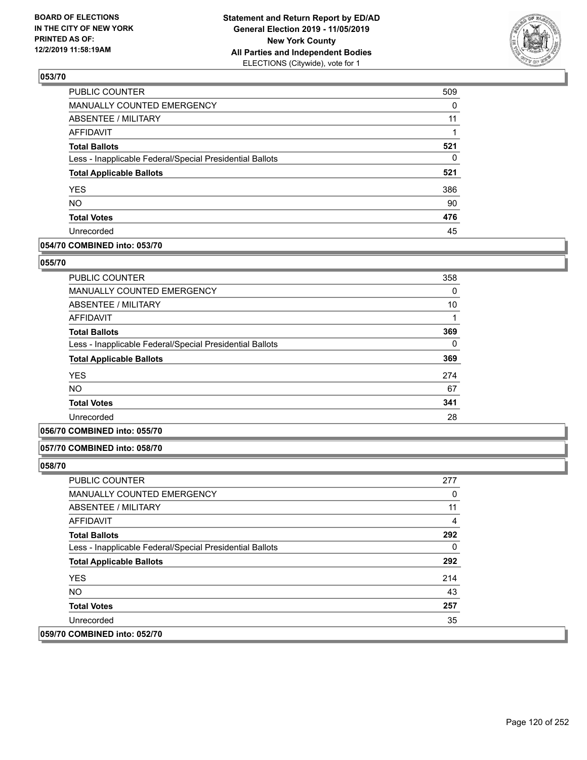**BOARD OF ELECTIONS IN THE CITY OF NEW YORK PRINTED AS OF: 12/2/2019 11:58:19AM**

**Statement and Return Report by ED/AD General Election 2019 - 11/05/2019 New York County All Parties and Independent Bodies** ELECTIONS (Citywide), vote for 1

## 053/70

| | |
|---|---|
| PUBLIC COUNTER | 509 |
| MANUALLY COUNTED EMERGENCY | 0 |
| ABSENTEE / MILITARY | 11 |
| AFFIDAVIT | 1 |
| **Total Ballots** | **521** |
| Less - Inapplicable Federal/Special Presidential Ballots | 0 |
| **Total Applicable Ballots** | **521** |
| YES | 386 |
| NO | 90 |
| **Total Votes** | **476** |
| Unrecorded | 45 |

## 054/70 COMBINED into: 053/70

## 055/70

| | |
|---|---|
| PUBLIC COUNTER | 358 |
| MANUALLY COUNTED EMERGENCY | 0 |
| ABSENTEE / MILITARY | 10 |
| AFFIDAVIT | 1 |
| **Total Ballots** | **369** |
| Less - Inapplicable Federal/Special Presidential Ballots | 0 |
| **Total Applicable Ballots** | **369** |
| YES | 274 |
| NO | 67 |
| **Total Votes** | **341** |
| Unrecorded | 28 |

## 056/70 COMBINED into: 055/70

## 057/70 COMBINED into: 058/70

## 058/70

| | |
|---|---|
| PUBLIC COUNTER | 277 |
| MANUALLY COUNTED EMERGENCY | 0 |
| ABSENTEE / MILITARY | 11 |
| AFFIDAVIT | 4 |
| **Total Ballots** | **292** |
| Less - Inapplicable Federal/Special Presidential Ballots | 0 |
| **Total Applicable Ballots** | **292** |
| YES | 214 |
| NO | 43 |
| **Total Votes** | **257** |
| Unrecorded | 35 |

## 059/70 COMBINED into: 052/70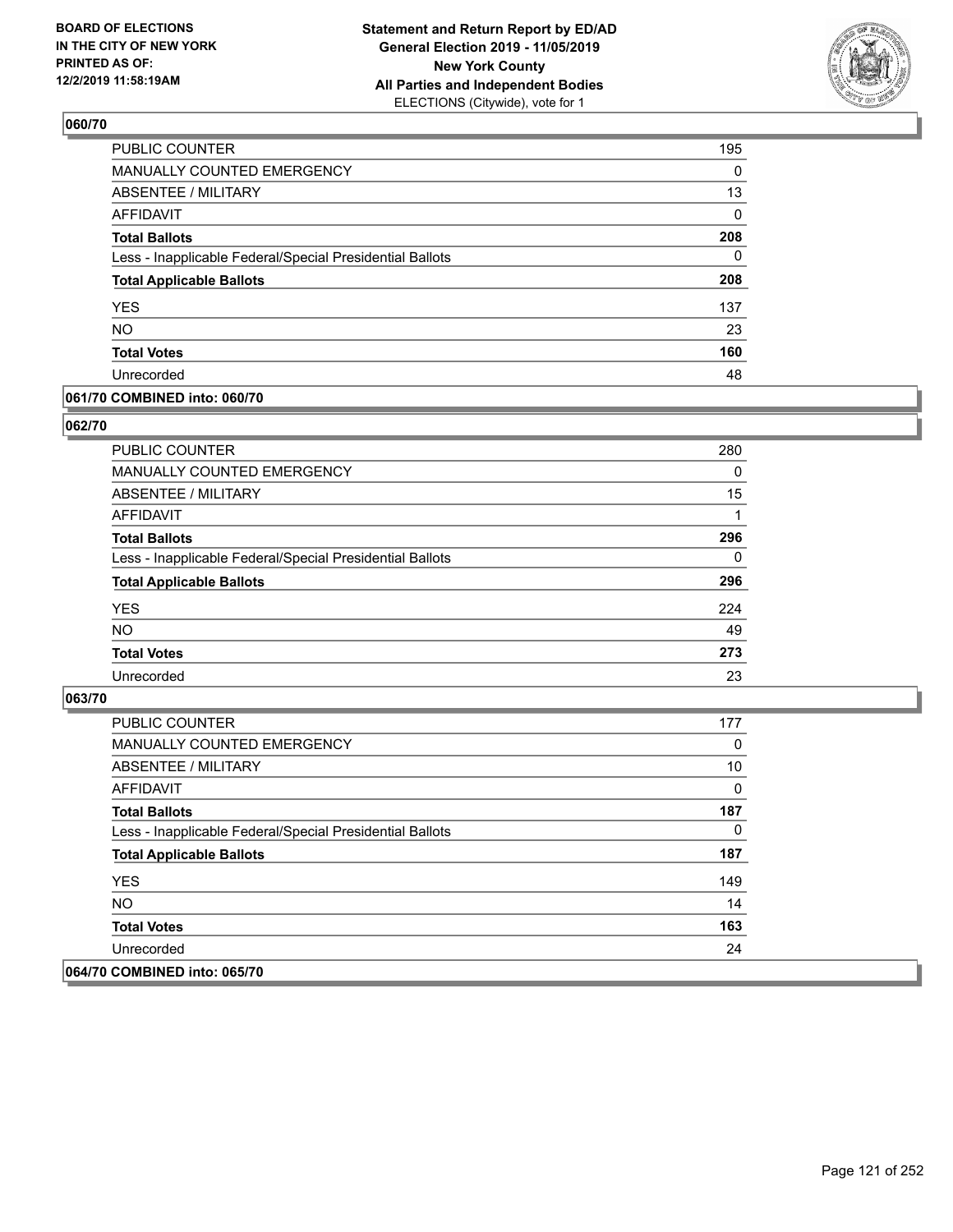## 060/70

| | |
|---|---|
| PUBLIC COUNTER | 195 |
| MANUALLY COUNTED EMERGENCY | 0 |
| ABSENTEE / MILITARY | 13 |
| AFFIDAVIT | 0 |
| **Total Ballots** | **208** |
| Less - Inapplicable Federal/Special Presidential Ballots | 0 |
| **Total Applicable Ballots** | **208** |
| YES | 137 |
| NO | 23 |
| **Total Votes** | **160** |
| Unrecorded | 48 |

## 061/70 COMBINED into: 060/70

## 062/70

| | |
|---|---|
| PUBLIC COUNTER | 280 |
| MANUALLY COUNTED EMERGENCY | 0 |
| ABSENTEE / MILITARY | 15 |
| AFFIDAVIT | 1 |
| **Total Ballots** | **296** |
| Less - Inapplicable Federal/Special Presidential Ballots | 0 |
| **Total Applicable Ballots** | **296** |
| YES | 224 |
| NO | 49 |
| **Total Votes** | **273** |
| Unrecorded | 23 |

## 063/70

| | |
|---|---|
| PUBLIC COUNTER | 177 |
| MANUALLY COUNTED EMERGENCY | 0 |
| ABSENTEE / MILITARY | 10 |
| AFFIDAVIT | 0 |
| **Total Ballots** | **187** |
| Less - Inapplicable Federal/Special Presidential Ballots | 0 |
| **Total Applicable Ballots** | **187** |
| YES | 149 |
| NO | 14 |
| **Total Votes** | **163** |
| Unrecorded | 24 |

## 064/70 COMBINED into: 065/70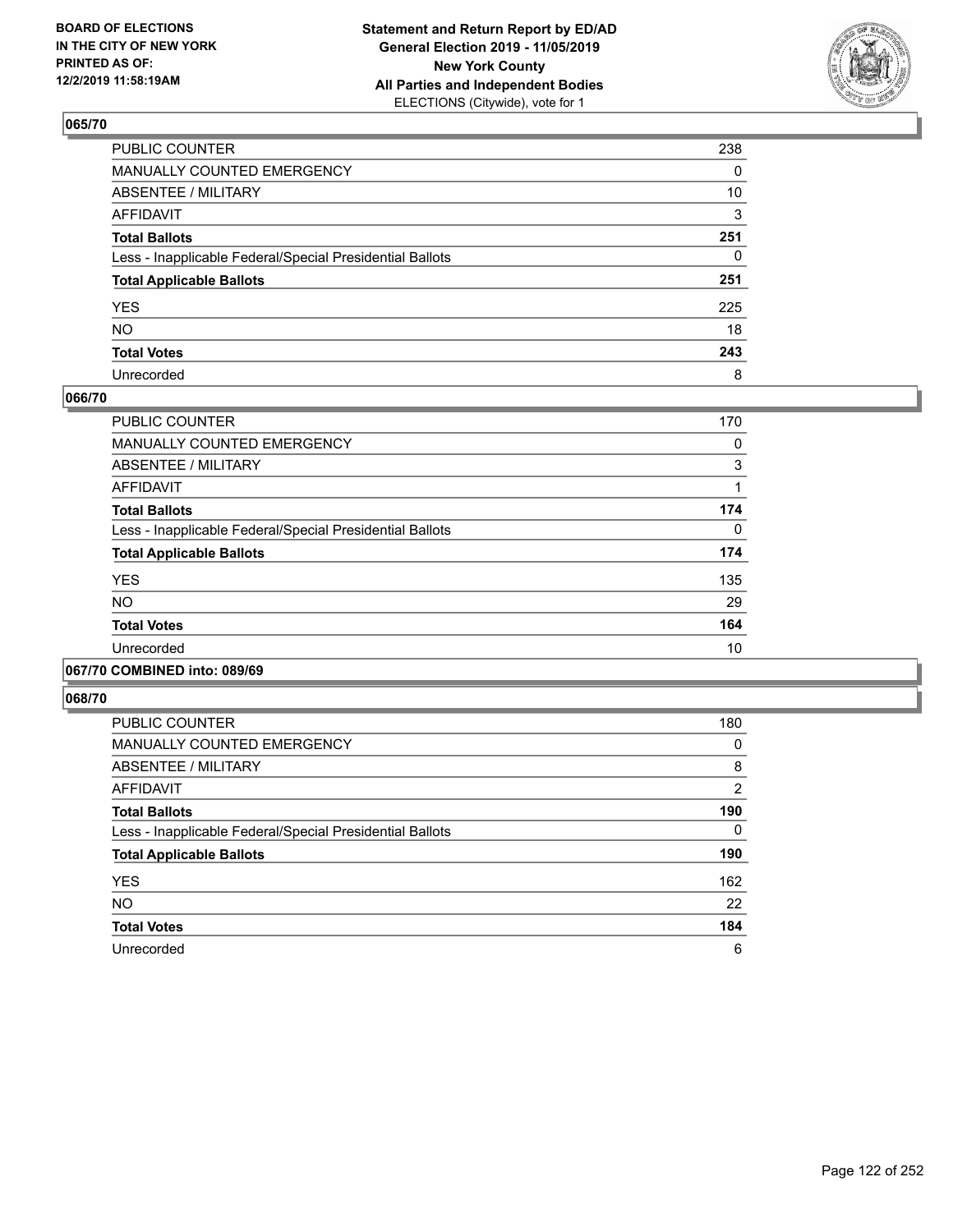## 065/70

| | |
|---|---|
| PUBLIC COUNTER | 238 |
| MANUALLY COUNTED EMERGENCY | 0 |
| ABSENTEE / MILITARY | 10 |
| AFFIDAVIT | 3 |
| **Total Ballots** | **251** |
| Less - Inapplicable Federal/Special Presidential Ballots | 0 |
| **Total Applicable Ballots** | **251** |
| YES | 225 |
| NO | 18 |
| **Total Votes** | **243** |
| Unrecorded | 8 |

## 066/70

| | |
|---|---|
| PUBLIC COUNTER | 170 |
| MANUALLY COUNTED EMERGENCY | 0 |
| ABSENTEE / MILITARY | 3 |
| AFFIDAVIT | 1 |
| **Total Ballots** | **174** |
| Less - Inapplicable Federal/Special Presidential Ballots | 0 |
| **Total Applicable Ballots** | **174** |
| YES | 135 |
| NO | 29 |
| **Total Votes** | **164** |
| Unrecorded | 10 |

## 067/70 COMBINED into: 089/69

## 068/70

| | |
|---|---|
| PUBLIC COUNTER | 180 |
| MANUALLY COUNTED EMERGENCY | 0 |
| ABSENTEE / MILITARY | 8 |
| AFFIDAVIT | 2 |
| **Total Ballots** | **190** |
| Less - Inapplicable Federal/Special Presidential Ballots | 0 |
| **Total Applicable Ballots** | **190** |
| YES | 162 |
| NO | 22 |
| **Total Votes** | **184** |
| Unrecorded | 6 |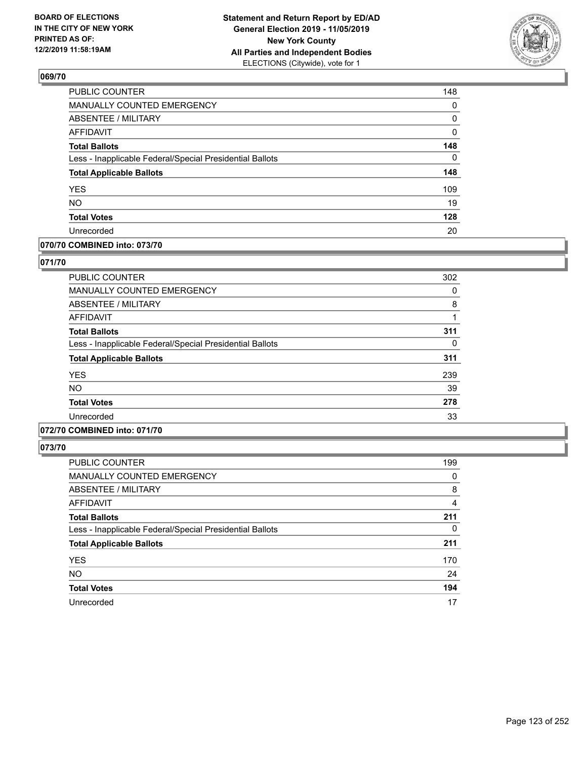## 069/70

| | |
|---|---|
| PUBLIC COUNTER | 148 |
| MANUALLY COUNTED EMERGENCY | 0 |
| ABSENTEE / MILITARY | 0 |
| AFFIDAVIT | 0 |
| **Total Ballots** | **148** |
| Less - Inapplicable Federal/Special Presidential Ballots | 0 |
| **Total Applicable Ballots** | **148** |
| YES | 109 |
| NO | 19 |
| **Total Votes** | **128** |
| Unrecorded | 20 |

## 070/70 COMBINED into: 073/70

## 071/70

| | |
|---|---|
| PUBLIC COUNTER | 302 |
| MANUALLY COUNTED EMERGENCY | 0 |
| ABSENTEE / MILITARY | 8 |
| AFFIDAVIT | 1 |
| **Total Ballots** | **311** |
| Less - Inapplicable Federal/Special Presidential Ballots | 0 |
| **Total Applicable Ballots** | **311** |
| YES | 239 |
| NO | 39 |
| **Total Votes** | **278** |
| Unrecorded | 33 |

## 072/70 COMBINED into: 071/70

## 073/70

| | |
|---|---|
| PUBLIC COUNTER | 199 |
| MANUALLY COUNTED EMERGENCY | 0 |
| ABSENTEE / MILITARY | 8 |
| AFFIDAVIT | 4 |
| **Total Ballots** | **211** |
| Less - Inapplicable Federal/Special Presidential Ballots | 0 |
| **Total Applicable Ballots** | **211** |
| YES | 170 |
| NO | 24 |
| **Total Votes** | **194** |
| Unrecorded | 17 |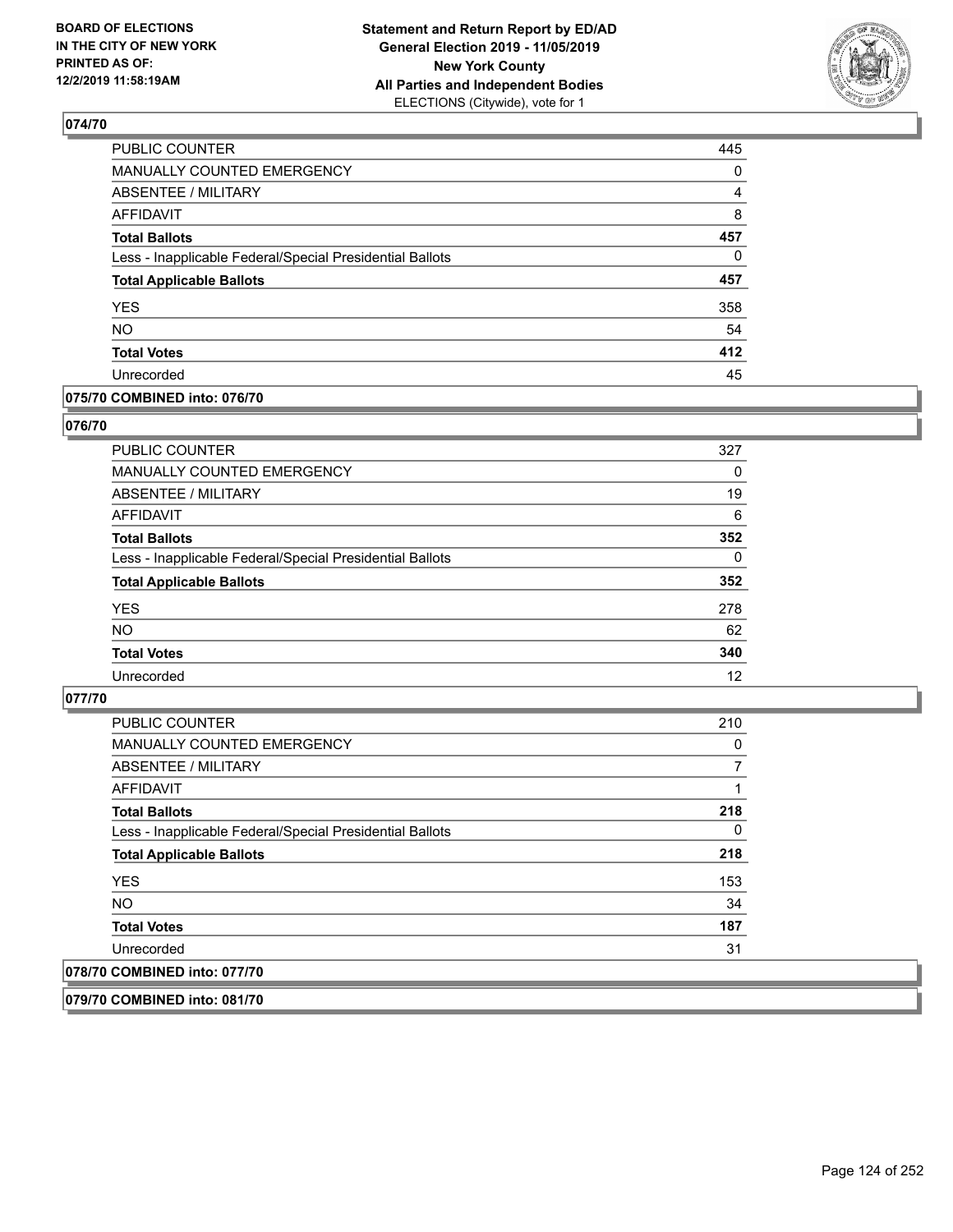## 074/70

| | |
|---|---|
| PUBLIC COUNTER | 445 |
| MANUALLY COUNTED EMERGENCY | 0 |
| ABSENTEE / MILITARY | 4 |
| AFFIDAVIT | 8 |
| **Total Ballots** | **457** |
| Less - Inapplicable Federal/Special Presidential Ballots | 0 |
| **Total Applicable Ballots** | **457** |
| YES | 358 |
| NO | 54 |
| **Total Votes** | **412** |
| Unrecorded | 45 |

## 075/70 COMBINED into: 076/70

## 076/70

| | |
|---|---|
| PUBLIC COUNTER | 327 |
| MANUALLY COUNTED EMERGENCY | 0 |
| ABSENTEE / MILITARY | 19 |
| AFFIDAVIT | 6 |
| **Total Ballots** | **352** |
| Less - Inapplicable Federal/Special Presidential Ballots | 0 |
| **Total Applicable Ballots** | **352** |
| YES | 278 |
| NO | 62 |
| **Total Votes** | **340** |
| Unrecorded | 12 |

## 077/70

| | |
|---|---|
| PUBLIC COUNTER | 210 |
| MANUALLY COUNTED EMERGENCY | 0 |
| ABSENTEE / MILITARY | 7 |
| AFFIDAVIT | 1 |
| **Total Ballots** | **218** |
| Less - Inapplicable Federal/Special Presidential Ballots | 0 |
| **Total Applicable Ballots** | **218** |
| YES | 153 |
| NO | 34 |
| **Total Votes** | **187** |
| Unrecorded | 31 |

## 078/70 COMBINED into: 077/70

## 079/70 COMBINED into: 081/70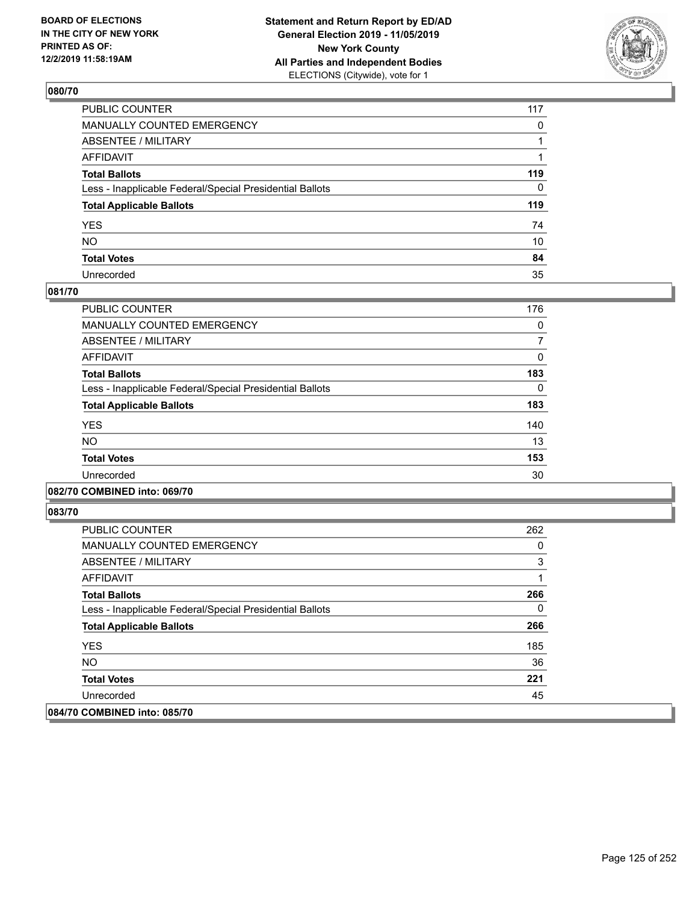## 080/70

| | |
|---|---|
| PUBLIC COUNTER | 117 |
| MANUALLY COUNTED EMERGENCY | 0 |
| ABSENTEE / MILITARY | 1 |
| AFFIDAVIT | 1 |
| **Total Ballots** | **119** |
| Less - Inapplicable Federal/Special Presidential Ballots | 0 |
| **Total Applicable Ballots** | **119** |
| YES | 74 |
| NO | 10 |
| **Total Votes** | **84** |
| Unrecorded | 35 |

## 081/70

| | |
|---|---|
| PUBLIC COUNTER | 176 |
| MANUALLY COUNTED EMERGENCY | 0 |
| ABSENTEE / MILITARY | 7 |
| AFFIDAVIT | 0 |
| **Total Ballots** | **183** |
| Less - Inapplicable Federal/Special Presidential Ballots | 0 |
| **Total Applicable Ballots** | **183** |
| YES | 140 |
| NO | 13 |
| **Total Votes** | **153** |
| Unrecorded | 30 |

## 082/70 COMBINED into: 069/70

## 083/70

| | |
|---|---|
| PUBLIC COUNTER | 262 |
| MANUALLY COUNTED EMERGENCY | 0 |
| ABSENTEE / MILITARY | 3 |
| AFFIDAVIT | 1 |
| **Total Ballots** | **266** |
| Less - Inapplicable Federal/Special Presidential Ballots | 0 |
| **Total Applicable Ballots** | **266** |
| YES | 185 |
| NO | 36 |
| **Total Votes** | **221** |
| Unrecorded | 45 |

## 084/70 COMBINED into: 085/70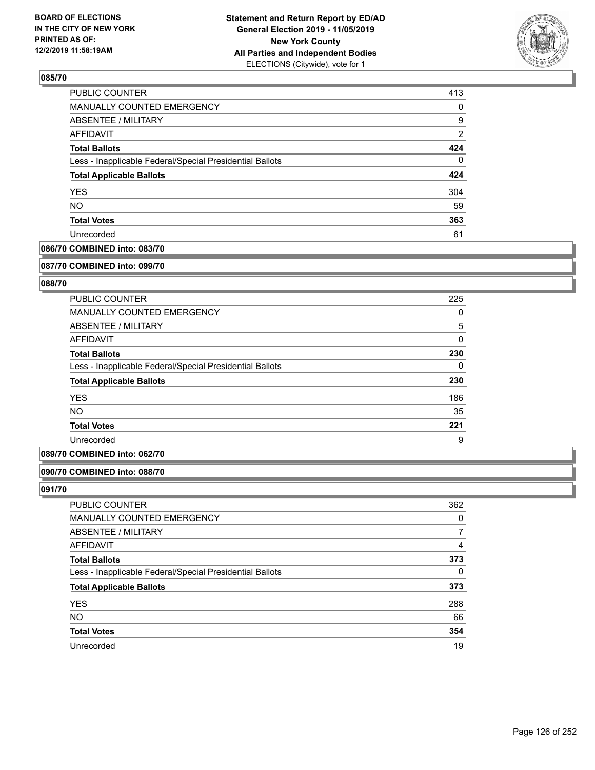**Statement and Return Report by ED/AD**
**General Election 2019 - 11/05/2019**
**New York County**
**All Parties and Independent Bodies**
ELECTIONS (Citywide), vote for 1

BOARD OF ELECTIONS IN THE CITY OF NEW YORK PRINTED AS OF: 12/2/2019 11:58:19AM

## 085/70

| | |
|---|---|
| PUBLIC COUNTER | 413 |
| MANUALLY COUNTED EMERGENCY | 0 |
| ABSENTEE / MILITARY | 9 |
| AFFIDAVIT | 2 |
| **Total Ballots** | **424** |
| Less - Inapplicable Federal/Special Presidential Ballots | 0 |
| **Total Applicable Ballots** | **424** |
| YES | 304 |
| NO | 59 |
| **Total Votes** | **363** |
| Unrecorded | 61 |

## 086/70 COMBINED into: 083/70

## 087/70 COMBINED into: 099/70

## 088/70

| | |
|---|---|
| PUBLIC COUNTER | 225 |
| MANUALLY COUNTED EMERGENCY | 0 |
| ABSENTEE / MILITARY | 5 |
| AFFIDAVIT | 0 |
| **Total Ballots** | **230** |
| Less - Inapplicable Federal/Special Presidential Ballots | 0 |
| **Total Applicable Ballots** | **230** |
| YES | 186 |
| NO | 35 |
| **Total Votes** | **221** |
| Unrecorded | 9 |

## 089/70 COMBINED into: 062/70

## 090/70 COMBINED into: 088/70

## 091/70

| | |
|---|---|
| PUBLIC COUNTER | 362 |
| MANUALLY COUNTED EMERGENCY | 0 |
| ABSENTEE / MILITARY | 7 |
| AFFIDAVIT | 4 |
| **Total Ballots** | **373** |
| Less - Inapplicable Federal/Special Presidential Ballots | 0 |
| **Total Applicable Ballots** | **373** |
| YES | 288 |
| NO | 66 |
| **Total Votes** | **354** |
| Unrecorded | 19 |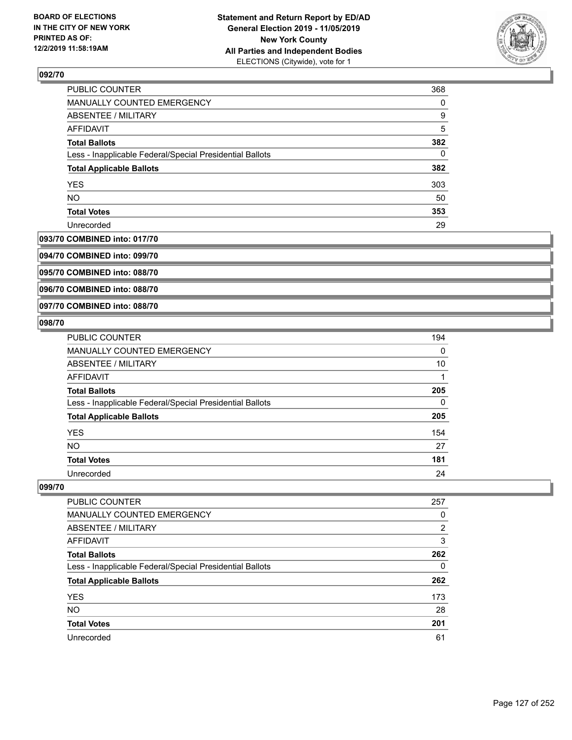**BOARD OF ELECTIONS IN THE CITY OF NEW YORK PRINTED AS OF: 12/2/2019 11:58:19AM**

**Statement and Return Report by ED/AD General Election 2019 - 11/05/2019 New York County All Parties and Independent Bodies** ELECTIONS (Citywide), vote for 1

### 092/70

| | |
|---|---|
| PUBLIC COUNTER | 368 |
| MANUALLY COUNTED EMERGENCY | 0 |
| ABSENTEE / MILITARY | 9 |
| AFFIDAVIT | 5 |
| **Total Ballots** | **382** |
| Less - Inapplicable Federal/Special Presidential Ballots | 0 |
| **Total Applicable Ballots** | **382** |
| YES | 303 |
| NO | 50 |
| **Total Votes** | **353** |
| Unrecorded | 29 |

### 093/70 COMBINED into: 017/70

### 094/70 COMBINED into: 099/70

### 095/70 COMBINED into: 088/70

### 096/70 COMBINED into: 088/70

### 097/70 COMBINED into: 088/70

### 098/70

| | |
|---|---|
| PUBLIC COUNTER | 194 |
| MANUALLY COUNTED EMERGENCY | 0 |
| ABSENTEE / MILITARY | 10 |
| AFFIDAVIT | 1 |
| **Total Ballots** | **205** |
| Less - Inapplicable Federal/Special Presidential Ballots | 0 |
| **Total Applicable Ballots** | **205** |
| YES | 154 |
| NO | 27 |
| **Total Votes** | **181** |
| Unrecorded | 24 |

### 099/70

| | |
|---|---|
| PUBLIC COUNTER | 257 |
| MANUALLY COUNTED EMERGENCY | 0 |
| ABSENTEE / MILITARY | 2 |
| AFFIDAVIT | 3 |
| **Total Ballots** | **262** |
| Less - Inapplicable Federal/Special Presidential Ballots | 0 |
| **Total Applicable Ballots** | **262** |
| YES | 173 |
| NO | 28 |
| **Total Votes** | **201** |
| Unrecorded | 61 |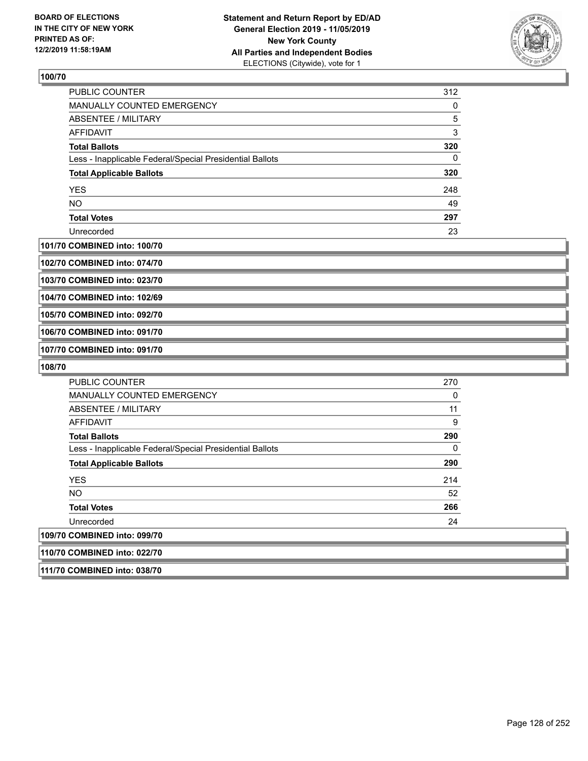**100/70**

| | |
|---|---|
| PUBLIC COUNTER | 312 |
| MANUALLY COUNTED EMERGENCY | 0 |
| ABSENTEE / MILITARY | 5 |
| AFFIDAVIT | 3 |
| **Total Ballots** | **320** |
| Less - Inapplicable Federal/Special Presidential Ballots | 0 |
| **Total Applicable Ballots** | **320** |
| YES | 248 |
| NO | 49 |
| **Total Votes** | **297** |
| Unrecorded | 23 |

**101/70 COMBINED into: 100/70**

**102/70 COMBINED into: 074/70**

**103/70 COMBINED into: 023/70**

**104/70 COMBINED into: 102/69**

**105/70 COMBINED into: 092/70**

**106/70 COMBINED into: 091/70**

**107/70 COMBINED into: 091/70**

**108/70**

| | |
|---|---|
| PUBLIC COUNTER | 270 |
| MANUALLY COUNTED EMERGENCY | 0 |
| ABSENTEE / MILITARY | 11 |
| AFFIDAVIT | 9 |
| **Total Ballots** | **290** |
| Less - Inapplicable Federal/Special Presidential Ballots | 0 |
| **Total Applicable Ballots** | **290** |
| YES | 214 |
| NO | 52 |
| **Total Votes** | **266** |
| Unrecorded | 24 |

**109/70 COMBINED into: 099/70**

**110/70 COMBINED into: 022/70**

**111/70 COMBINED into: 038/70**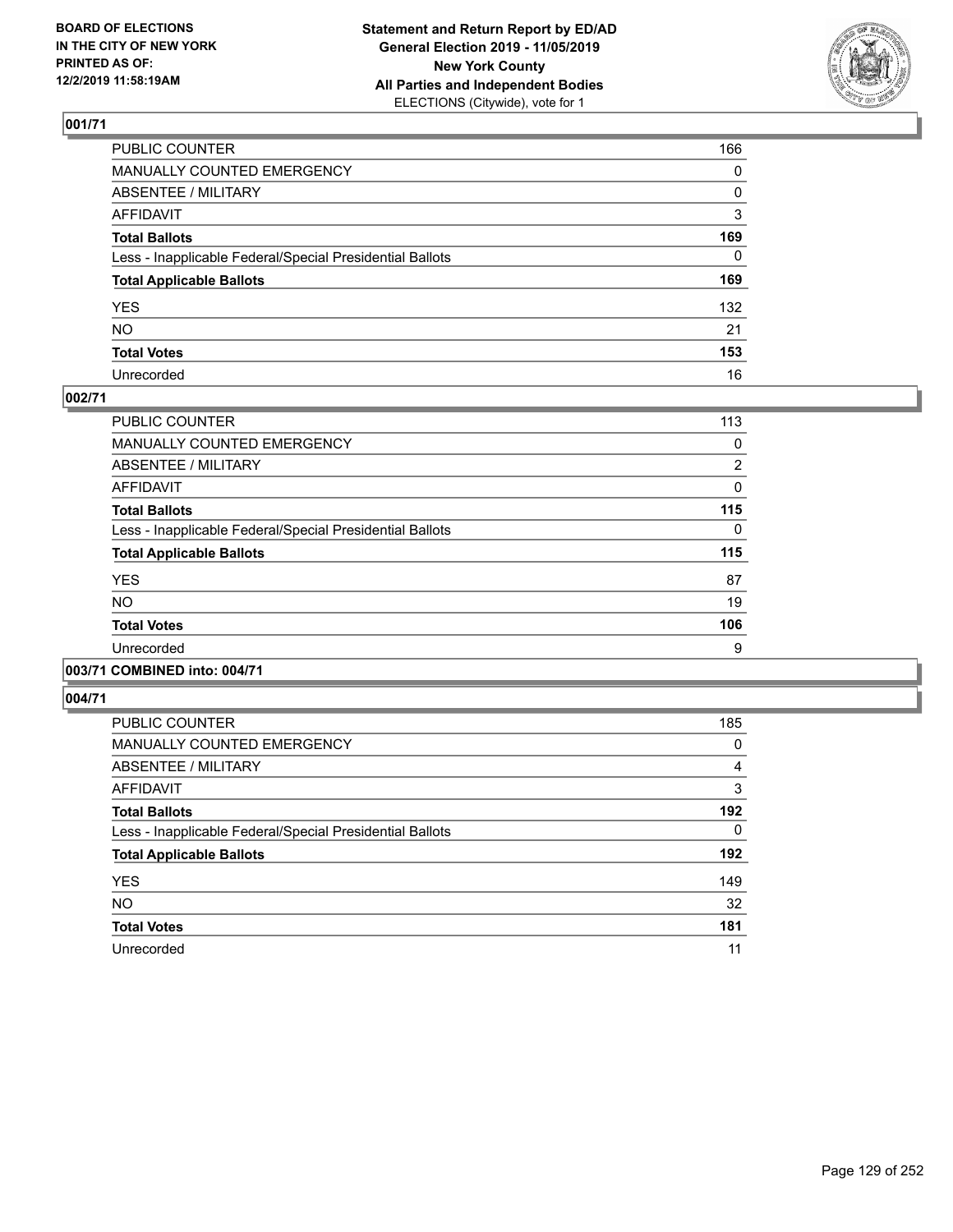BOARD OF ELECTIONS
IN THE CITY OF NEW YORK
PRINTED AS OF:
12/2/2019 11:58:19AM

**Statement and Return Report by ED/AD**
**General Election 2019 - 11/05/2019**
**New York County**
**All Parties and Independent Bodies**
ELECTIONS (Citywide), vote for 1

### 001/71

| | |
|---|---|
| PUBLIC COUNTER | 166 |
| MANUALLY COUNTED EMERGENCY | 0 |
| ABSENTEE / MILITARY | 0 |
| AFFIDAVIT | 3 |
| **Total Ballots** | **169** |
| Less - Inapplicable Federal/Special Presidential Ballots | 0 |
| **Total Applicable Ballots** | **169** |
| YES | 132 |
| NO | 21 |
| **Total Votes** | **153** |
| Unrecorded | 16 |

### 002/71

| | |
|---|---|
| PUBLIC COUNTER | 113 |
| MANUALLY COUNTED EMERGENCY | 0 |
| ABSENTEE / MILITARY | 2 |
| AFFIDAVIT | 0 |
| **Total Ballots** | **115** |
| Less - Inapplicable Federal/Special Presidential Ballots | 0 |
| **Total Applicable Ballots** | **115** |
| YES | 87 |
| NO | 19 |
| **Total Votes** | **106** |
| Unrecorded | 9 |

### 003/71 COMBINED into: 004/71

### 004/71

| | |
|---|---|
| PUBLIC COUNTER | 185 |
| MANUALLY COUNTED EMERGENCY | 0 |
| ABSENTEE / MILITARY | 4 |
| AFFIDAVIT | 3 |
| **Total Ballots** | **192** |
| Less - Inapplicable Federal/Special Presidential Ballots | 0 |
| **Total Applicable Ballots** | **192** |
| YES | 149 |
| NO | 32 |
| **Total Votes** | **181** |
| Unrecorded | 11 |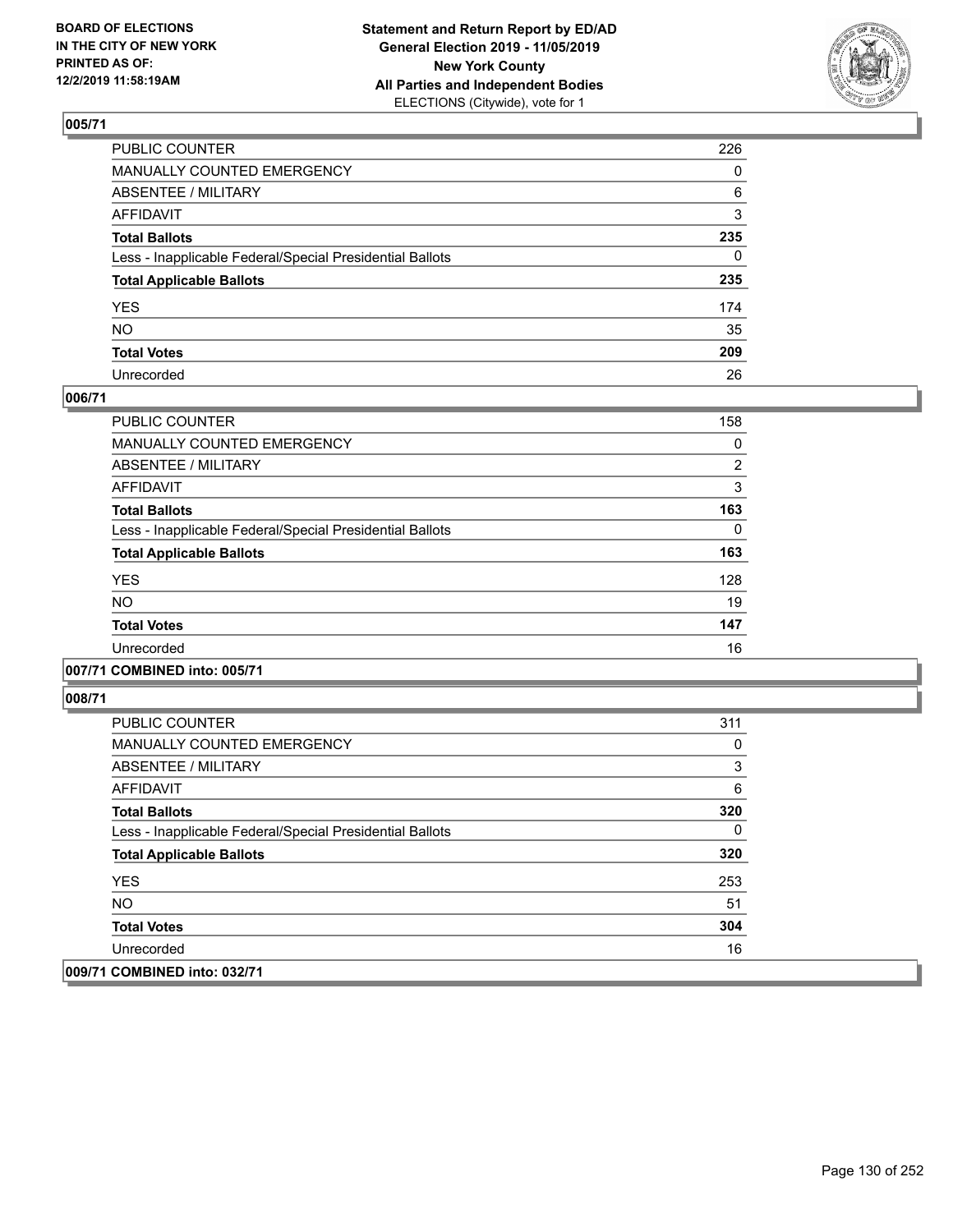**BOARD OF ELECTIONS IN THE CITY OF NEW YORK PRINTED AS OF: 12/2/2019 11:58:19AM**

**Statement and Return Report by ED/AD General Election 2019 - 11/05/2019 New York County All Parties and Independent Bodies** ELECTIONS (Citywide), vote for 1

## 005/71

| | |
|---|---|
| PUBLIC COUNTER | 226 |
| MANUALLY COUNTED EMERGENCY | 0 |
| ABSENTEE / MILITARY | 6 |
| AFFIDAVIT | 3 |
| **Total Ballots** | **235** |
| Less - Inapplicable Federal/Special Presidential Ballots | 0 |
| **Total Applicable Ballots** | **235** |
| YES | 174 |
| NO | 35 |
| **Total Votes** | **209** |
| Unrecorded | 26 |

## 006/71

| | |
|---|---|
| PUBLIC COUNTER | 158 |
| MANUALLY COUNTED EMERGENCY | 0 |
| ABSENTEE / MILITARY | 2 |
| AFFIDAVIT | 3 |
| **Total Ballots** | **163** |
| Less - Inapplicable Federal/Special Presidential Ballots | 0 |
| **Total Applicable Ballots** | **163** |
| YES | 128 |
| NO | 19 |
| **Total Votes** | **147** |
| Unrecorded | 16 |

## 007/71 COMBINED into: 005/71

## 008/71

| | |
|---|---|
| PUBLIC COUNTER | 311 |
| MANUALLY COUNTED EMERGENCY | 0 |
| ABSENTEE / MILITARY | 3 |
| AFFIDAVIT | 6 |
| **Total Ballots** | **320** |
| Less - Inapplicable Federal/Special Presidential Ballots | 0 |
| **Total Applicable Ballots** | **320** |
| YES | 253 |
| NO | 51 |
| **Total Votes** | **304** |
| Unrecorded | 16 |

## 009/71 COMBINED into: 032/71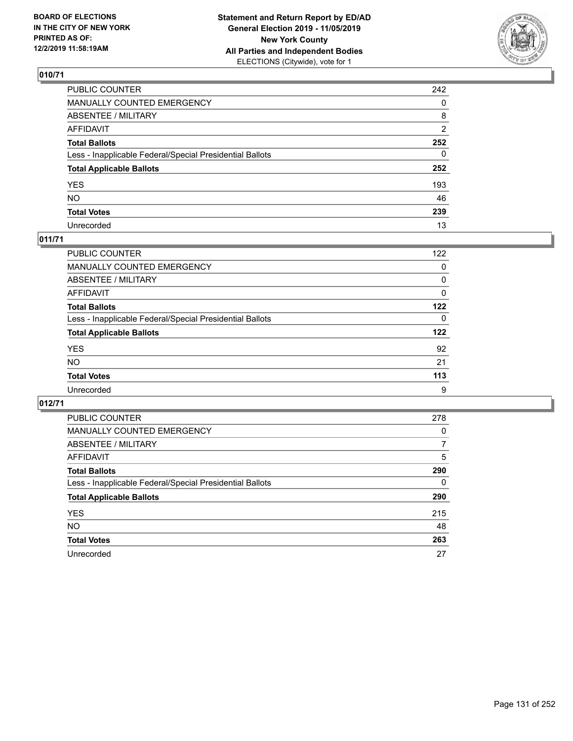**BOARD OF ELECTIONS IN THE CITY OF NEW YORK PRINTED AS OF: 12/2/2019 11:58:19AM**

**Statement and Return Report by ED/AD General Election 2019 - 11/05/2019 New York County All Parties and Independent Bodies**
ELECTIONS (Citywide), vote for 1

## 010/71

| | |
|---|---|
| PUBLIC COUNTER | 242 |
| MANUALLY COUNTED EMERGENCY | 0 |
| ABSENTEE / MILITARY | 8 |
| AFFIDAVIT | 2 |
| **Total Ballots** | **252** |
| Less - Inapplicable Federal/Special Presidential Ballots | 0 |
| **Total Applicable Ballots** | **252** |
| YES | 193 |
| NO | 46 |
| **Total Votes** | **239** |
| Unrecorded | 13 |

## 011/71

| | |
|---|---|
| PUBLIC COUNTER | 122 |
| MANUALLY COUNTED EMERGENCY | 0 |
| ABSENTEE / MILITARY | 0 |
| AFFIDAVIT | 0 |
| **Total Ballots** | **122** |
| Less - Inapplicable Federal/Special Presidential Ballots | 0 |
| **Total Applicable Ballots** | **122** |
| YES | 92 |
| NO | 21 |
| **Total Votes** | **113** |
| Unrecorded | 9 |

## 012/71

| | |
|---|---|
| PUBLIC COUNTER | 278 |
| MANUALLY COUNTED EMERGENCY | 0 |
| ABSENTEE / MILITARY | 7 |
| AFFIDAVIT | 5 |
| **Total Ballots** | **290** |
| Less - Inapplicable Federal/Special Presidential Ballots | 0 |
| **Total Applicable Ballots** | **290** |
| YES | 215 |
| NO | 48 |
| **Total Votes** | **263** |
| Unrecorded | 27 |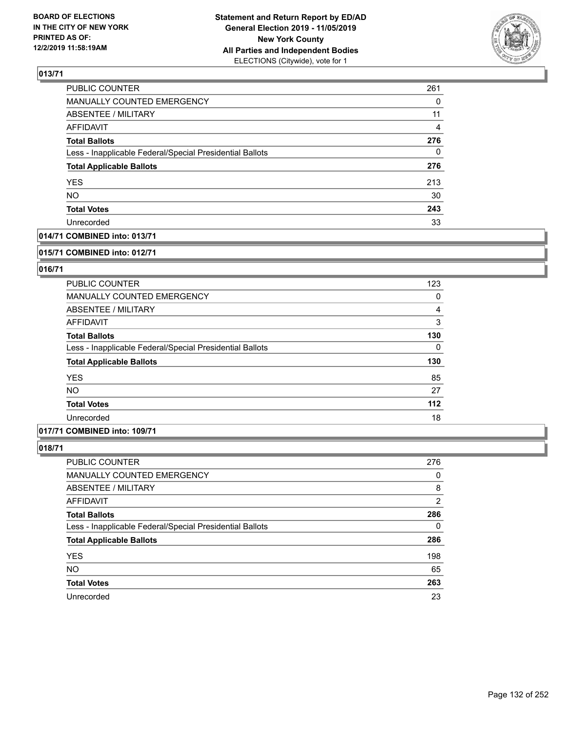**BOARD OF ELECTIONS IN THE CITY OF NEW YORK PRINTED AS OF: 12/2/2019 11:58:19AM**

**Statement and Return Report by ED/AD General Election 2019 - 11/05/2019 New York County All Parties and Independent Bodies** ELECTIONS (Citywide), vote for 1

### 013/71

| | |
|---|---|
| PUBLIC COUNTER | 261 |
| MANUALLY COUNTED EMERGENCY | 0 |
| ABSENTEE / MILITARY | 11 |
| AFFIDAVIT | 4 |
| **Total Ballots** | **276** |
| Less - Inapplicable Federal/Special Presidential Ballots | 0 |
| **Total Applicable Ballots** | **276** |
| YES | 213 |
| NO | 30 |
| **Total Votes** | **243** |
| Unrecorded | 33 |

### 014/71 COMBINED into: 013/71

### 015/71 COMBINED into: 012/71

### 016/71

| | |
|---|---|
| PUBLIC COUNTER | 123 |
| MANUALLY COUNTED EMERGENCY | 0 |
| ABSENTEE / MILITARY | 4 |
| AFFIDAVIT | 3 |
| **Total Ballots** | **130** |
| Less - Inapplicable Federal/Special Presidential Ballots | 0 |
| **Total Applicable Ballots** | **130** |
| YES | 85 |
| NO | 27 |
| **Total Votes** | **112** |
| Unrecorded | 18 |

### 017/71 COMBINED into: 109/71

### 018/71

| | |
|---|---|
| PUBLIC COUNTER | 276 |
| MANUALLY COUNTED EMERGENCY | 0 |
| ABSENTEE / MILITARY | 8 |
| AFFIDAVIT | 2 |
| **Total Ballots** | **286** |
| Less - Inapplicable Federal/Special Presidential Ballots | 0 |
| **Total Applicable Ballots** | **286** |
| YES | 198 |
| NO | 65 |
| **Total Votes** | **263** |
| Unrecorded | 23 |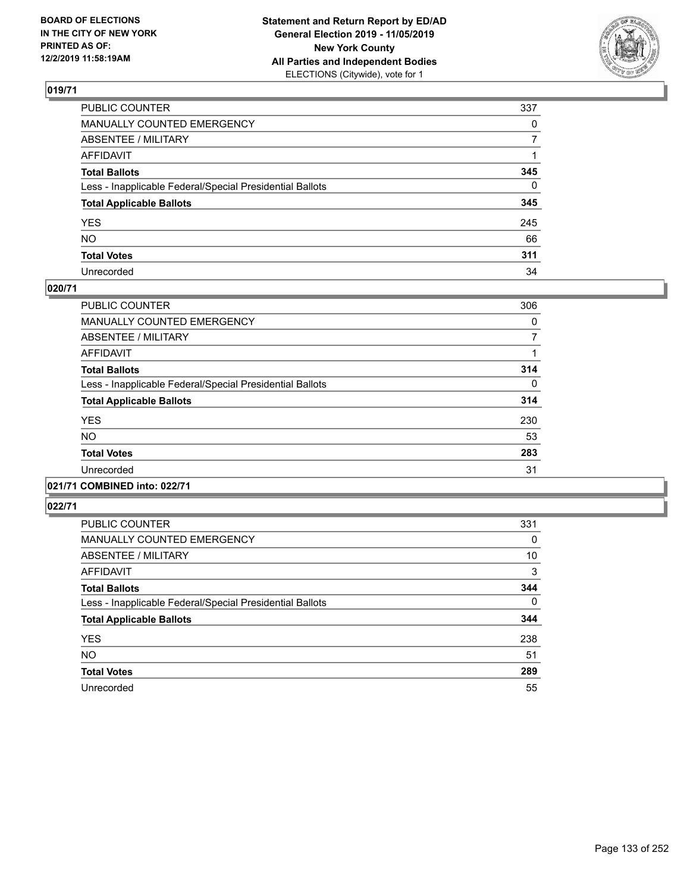BOARD OF ELECTIONS
IN THE CITY OF NEW YORK
PRINTED AS OF:
12/2/2019 11:58:19AM

**Statement and Return Report by ED/AD**
**General Election 2019 - 11/05/2019**
**New York County**
**All Parties and Independent Bodies**
ELECTIONS (Citywide), vote for 1

## 019/71

| | |
|---|---|
| PUBLIC COUNTER | 337 |
| MANUALLY COUNTED EMERGENCY | 0 |
| ABSENTEE / MILITARY | 7 |
| AFFIDAVIT | 1 |
| **Total Ballots** | **345** |
| Less - Inapplicable Federal/Special Presidential Ballots | 0 |
| **Total Applicable Ballots** | **345** |
| YES | 245 |
| NO | 66 |
| **Total Votes** | **311** |
| Unrecorded | 34 |

## 020/71

| | |
|---|---|
| PUBLIC COUNTER | 306 |
| MANUALLY COUNTED EMERGENCY | 0 |
| ABSENTEE / MILITARY | 7 |
| AFFIDAVIT | 1 |
| **Total Ballots** | **314** |
| Less - Inapplicable Federal/Special Presidential Ballots | 0 |
| **Total Applicable Ballots** | **314** |
| YES | 230 |
| NO | 53 |
| **Total Votes** | **283** |
| Unrecorded | 31 |

## 021/71 COMBINED into: 022/71

## 022/71

| | |
|---|---|
| PUBLIC COUNTER | 331 |
| MANUALLY COUNTED EMERGENCY | 0 |
| ABSENTEE / MILITARY | 10 |
| AFFIDAVIT | 3 |
| **Total Ballots** | **344** |
| Less - Inapplicable Federal/Special Presidential Ballots | 0 |
| **Total Applicable Ballots** | **344** |
| YES | 238 |
| NO | 51 |
| **Total Votes** | **289** |
| Unrecorded | 55 |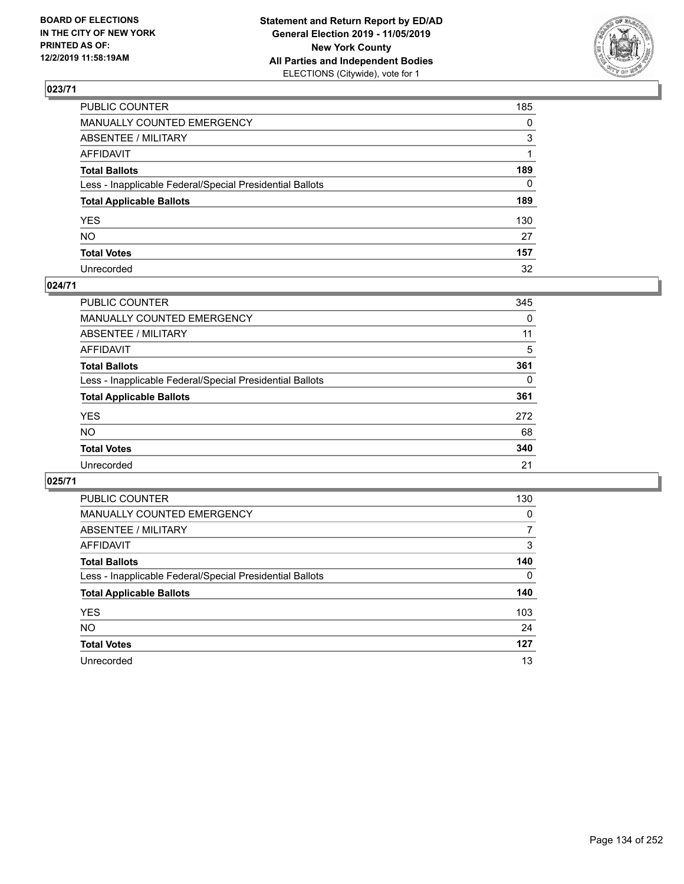BOARD OF ELECTIONS
IN THE CITY OF NEW YORK
PRINTED AS OF:
12/2/2019 11:58:19AM

**Statement and Return Report by ED/AD**
**General Election 2019 - 11/05/2019**
**New York County**
**All Parties and Independent Bodies**
ELECTIONS (Citywide), vote for 1

## 023/71

| | |
|---|---|
| PUBLIC COUNTER | 185 |
| MANUALLY COUNTED EMERGENCY | 0 |
| ABSENTEE / MILITARY | 3 |
| AFFIDAVIT | 1 |
| **Total Ballots** | **189** |
| Less - Inapplicable Federal/Special Presidential Ballots | 0 |
| **Total Applicable Ballots** | **189** |
| YES | 130 |
| NO | 27 |
| **Total Votes** | **157** |
| Unrecorded | 32 |

## 024/71

| | |
|---|---|
| PUBLIC COUNTER | 345 |
| MANUALLY COUNTED EMERGENCY | 0 |
| ABSENTEE / MILITARY | 11 |
| AFFIDAVIT | 5 |
| **Total Ballots** | **361** |
| Less - Inapplicable Federal/Special Presidential Ballots | 0 |
| **Total Applicable Ballots** | **361** |
| YES | 272 |
| NO | 68 |
| **Total Votes** | **340** |
| Unrecorded | 21 |

## 025/71

| | |
|---|---|
| PUBLIC COUNTER | 130 |
| MANUALLY COUNTED EMERGENCY | 0 |
| ABSENTEE / MILITARY | 7 |
| AFFIDAVIT | 3 |
| **Total Ballots** | **140** |
| Less - Inapplicable Federal/Special Presidential Ballots | 0 |
| **Total Applicable Ballots** | **140** |
| YES | 103 |
| NO | 24 |
| **Total Votes** | **127** |
| Unrecorded | 13 |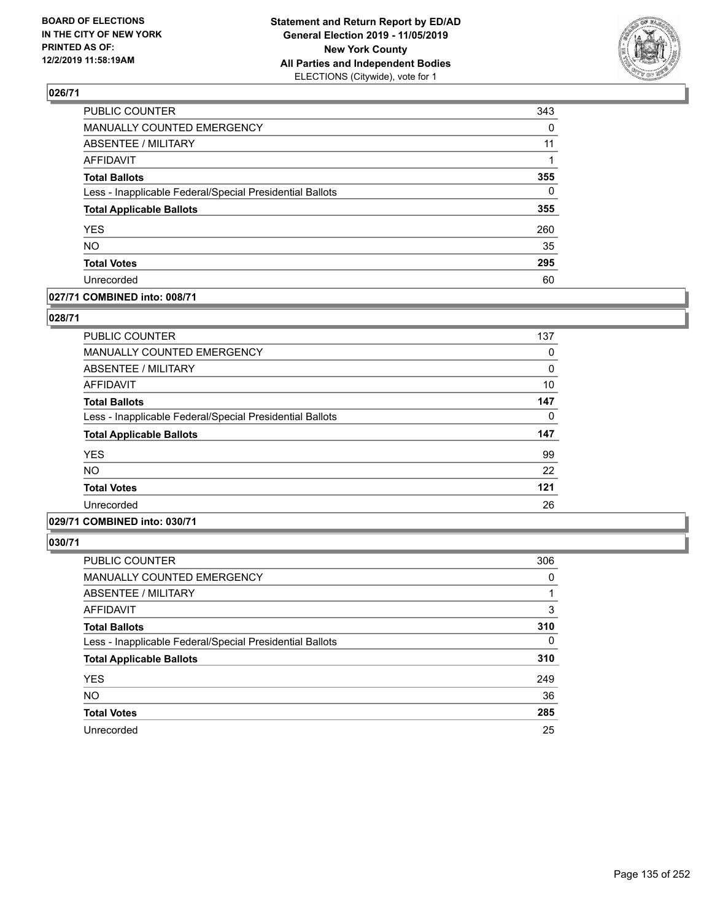## 026/71

| | |
|---|---|
| PUBLIC COUNTER | 343 |
| MANUALLY COUNTED EMERGENCY | 0 |
| ABSENTEE / MILITARY | 11 |
| AFFIDAVIT | 1 |
| **Total Ballots** | **355** |
| Less - Inapplicable Federal/Special Presidential Ballots | 0 |
| **Total Applicable Ballots** | **355** |
| YES | 260 |
| NO | 35 |
| **Total Votes** | **295** |
| Unrecorded | 60 |

## 027/71 COMBINED into: 008/71

## 028/71

| | |
|---|---|
| PUBLIC COUNTER | 137 |
| MANUALLY COUNTED EMERGENCY | 0 |
| ABSENTEE / MILITARY | 0 |
| AFFIDAVIT | 10 |
| **Total Ballots** | **147** |
| Less - Inapplicable Federal/Special Presidential Ballots | 0 |
| **Total Applicable Ballots** | **147** |
| YES | 99 |
| NO | 22 |
| **Total Votes** | **121** |
| Unrecorded | 26 |

## 029/71 COMBINED into: 030/71

## 030/71

| | |
|---|---|
| PUBLIC COUNTER | 306 |
| MANUALLY COUNTED EMERGENCY | 0 |
| ABSENTEE / MILITARY | 1 |
| AFFIDAVIT | 3 |
| **Total Ballots** | **310** |
| Less - Inapplicable Federal/Special Presidential Ballots | 0 |
| **Total Applicable Ballots** | **310** |
| YES | 249 |
| NO | 36 |
| **Total Votes** | **285** |
| Unrecorded | 25 |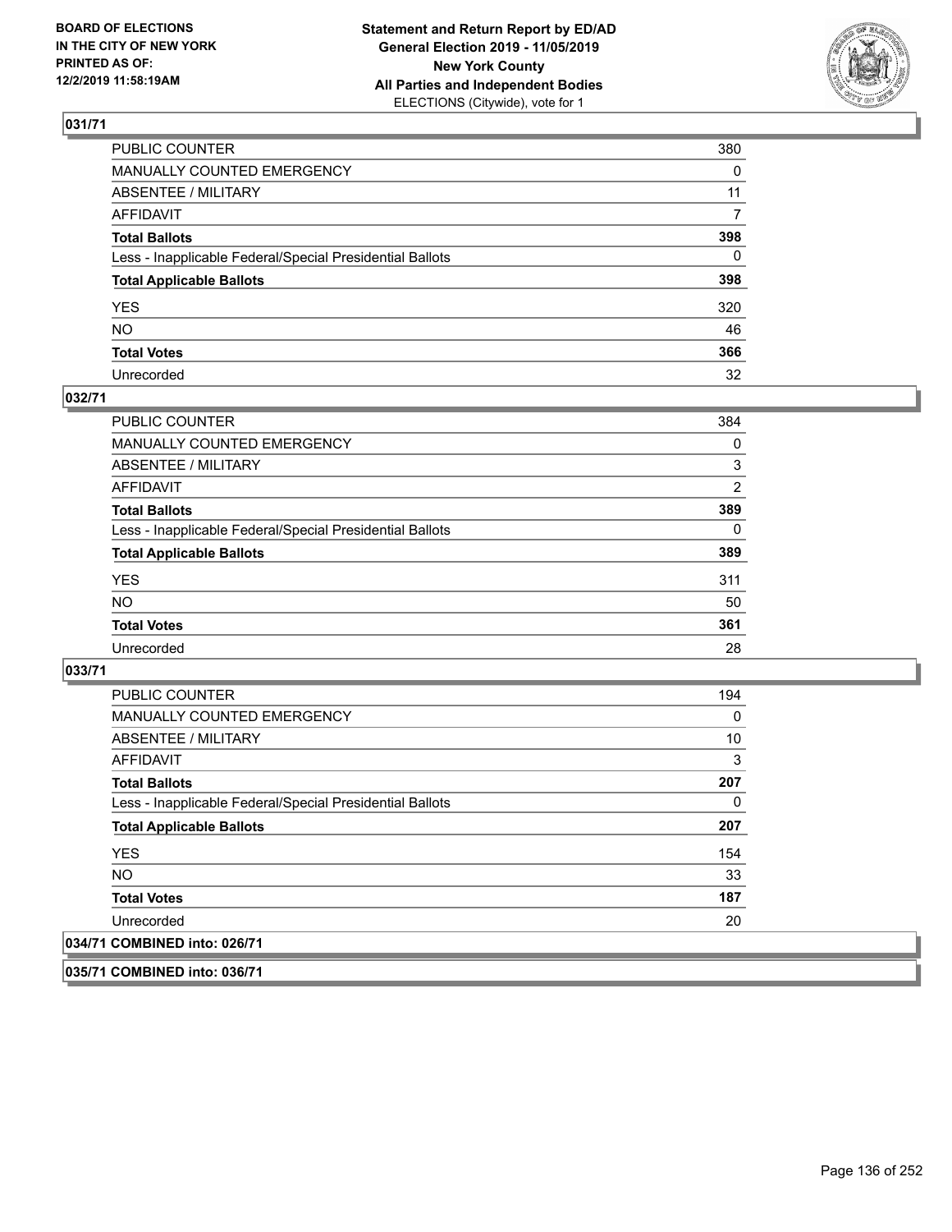## 031/71

| | |
|---|---|
| PUBLIC COUNTER | 380 |
| MANUALLY COUNTED EMERGENCY | 0 |
| ABSENTEE / MILITARY | 11 |
| AFFIDAVIT | 7 |
| **Total Ballots** | **398** |
| Less - Inapplicable Federal/Special Presidential Ballots | 0 |
| **Total Applicable Ballots** | **398** |
| YES | 320 |
| NO | 46 |
| **Total Votes** | **366** |
| Unrecorded | 32 |

## 032/71

| | |
|---|---|
| PUBLIC COUNTER | 384 |
| MANUALLY COUNTED EMERGENCY | 0 |
| ABSENTEE / MILITARY | 3 |
| AFFIDAVIT | 2 |
| **Total Ballots** | **389** |
| Less - Inapplicable Federal/Special Presidential Ballots | 0 |
| **Total Applicable Ballots** | **389** |
| YES | 311 |
| NO | 50 |
| **Total Votes** | **361** |
| Unrecorded | 28 |

## 033/71

| | |
|---|---|
| PUBLIC COUNTER | 194 |
| MANUALLY COUNTED EMERGENCY | 0 |
| ABSENTEE / MILITARY | 10 |
| AFFIDAVIT | 3 |
| **Total Ballots** | **207** |
| Less - Inapplicable Federal/Special Presidential Ballots | 0 |
| **Total Applicable Ballots** | **207** |
| YES | 154 |
| NO | 33 |
| **Total Votes** | **187** |
| Unrecorded | 20 |

## 034/71 COMBINED into: 026/71

## 035/71 COMBINED into: 036/71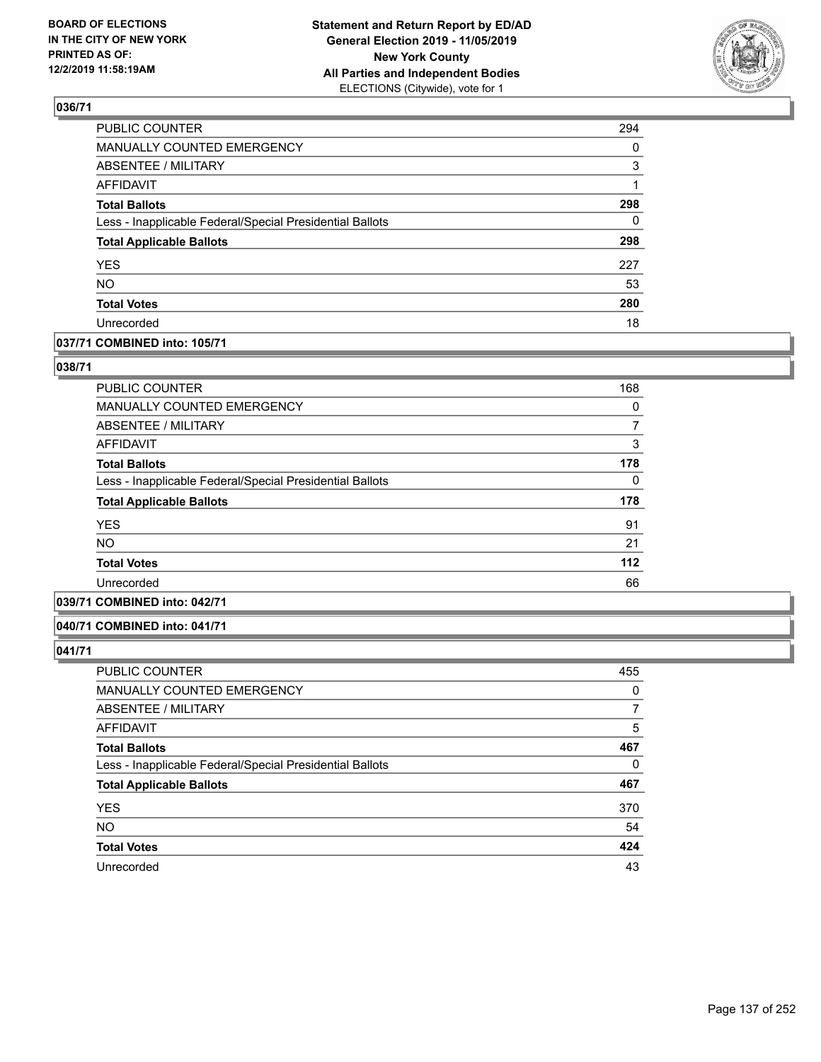**BOARD OF ELECTIONS IN THE CITY OF NEW YORK PRINTED AS OF: 12/2/2019 11:58:19AM**

**Statement and Return Report by ED/AD General Election 2019 - 11/05/2019 New York County All Parties and Independent Bodies**
ELECTIONS (Citywide), vote for 1

## 036/71

| | |
|---|---|
| PUBLIC COUNTER | 294 |
| MANUALLY COUNTED EMERGENCY | 0 |
| ABSENTEE / MILITARY | 3 |
| AFFIDAVIT | 1 |
| **Total Ballots** | **298** |
| Less - Inapplicable Federal/Special Presidential Ballots | 0 |
| **Total Applicable Ballots** | **298** |
| YES | 227 |
| NO | 53 |
| **Total Votes** | **280** |
| Unrecorded | 18 |

## 037/71 COMBINED into: 105/71

## 038/71

| | |
|---|---|
| PUBLIC COUNTER | 168 |
| MANUALLY COUNTED EMERGENCY | 0 |
| ABSENTEE / MILITARY | 7 |
| AFFIDAVIT | 3 |
| **Total Ballots** | **178** |
| Less - Inapplicable Federal/Special Presidential Ballots | 0 |
| **Total Applicable Ballots** | **178** |
| YES | 91 |
| NO | 21 |
| **Total Votes** | **112** |
| Unrecorded | 66 |

## 039/71 COMBINED into: 042/71

## 040/71 COMBINED into: 041/71

## 041/71

| | |
|---|---|
| PUBLIC COUNTER | 455 |
| MANUALLY COUNTED EMERGENCY | 0 |
| ABSENTEE / MILITARY | 7 |
| AFFIDAVIT | 5 |
| **Total Ballots** | **467** |
| Less - Inapplicable Federal/Special Presidential Ballots | 0 |
| **Total Applicable Ballots** | **467** |
| YES | 370 |
| NO | 54 |
| **Total Votes** | **424** |
| Unrecorded | 43 |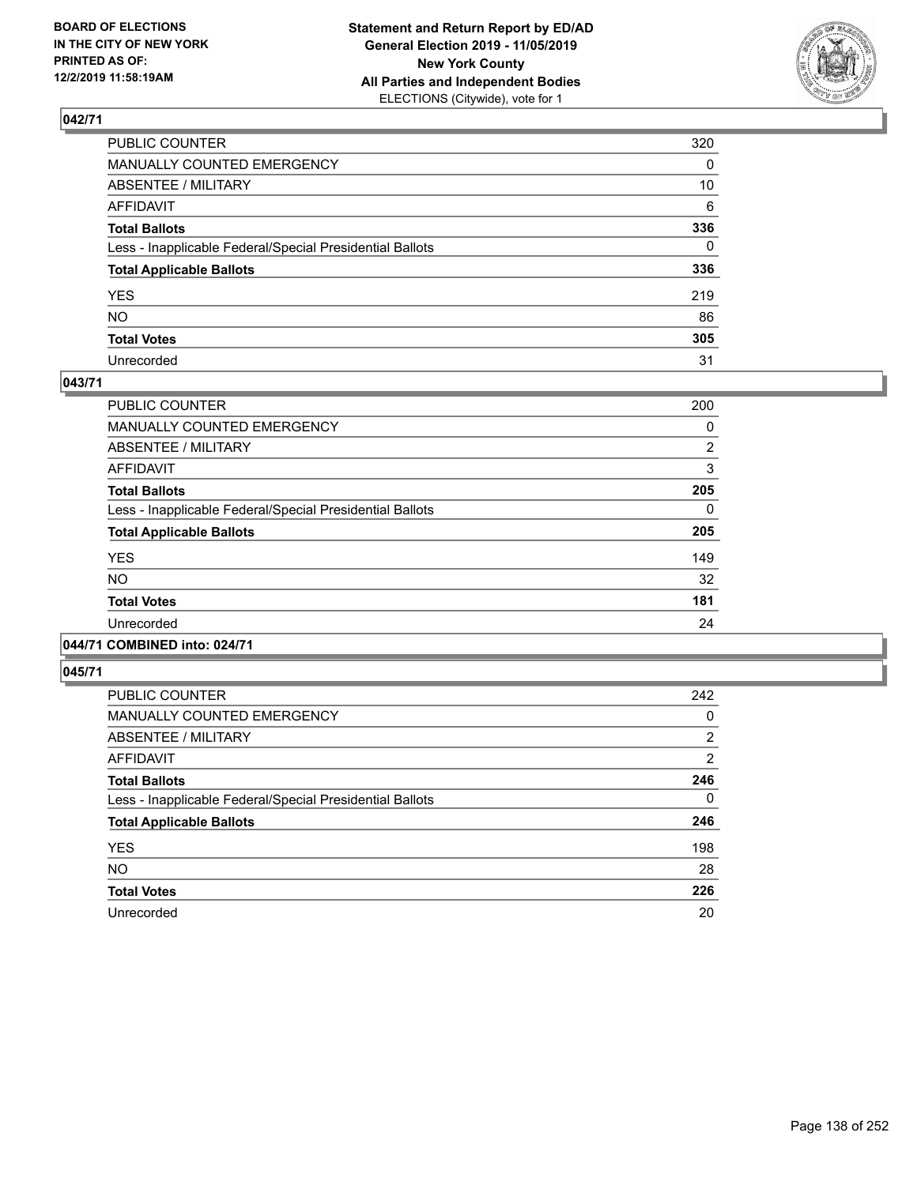**BOARD OF ELECTIONS IN THE CITY OF NEW YORK PRINTED AS OF: 12/2/2019 11:58:19AM**

**Statement and Return Report by ED/AD General Election 2019 - 11/05/2019 New York County All Parties and Independent Bodies** ELECTIONS (Citywide), vote for 1

### 042/71

| | |
|---|---|
| PUBLIC COUNTER | 320 |
| MANUALLY COUNTED EMERGENCY | 0 |
| ABSENTEE / MILITARY | 10 |
| AFFIDAVIT | 6 |
| **Total Ballots** | **336** |
| Less - Inapplicable Federal/Special Presidential Ballots | 0 |
| **Total Applicable Ballots** | **336** |
| YES | 219 |
| NO | 86 |
| **Total Votes** | **305** |
| Unrecorded | 31 |

### 043/71

| | |
|---|---|
| PUBLIC COUNTER | 200 |
| MANUALLY COUNTED EMERGENCY | 0 |
| ABSENTEE / MILITARY | 2 |
| AFFIDAVIT | 3 |
| **Total Ballots** | **205** |
| Less - Inapplicable Federal/Special Presidential Ballots | 0 |
| **Total Applicable Ballots** | **205** |
| YES | 149 |
| NO | 32 |
| **Total Votes** | **181** |
| Unrecorded | 24 |

### 044/71 COMBINED into: 024/71

### 045/71

| | |
|---|---|
| PUBLIC COUNTER | 242 |
| MANUALLY COUNTED EMERGENCY | 0 |
| ABSENTEE / MILITARY | 2 |
| AFFIDAVIT | 2 |
| **Total Ballots** | **246** |
| Less - Inapplicable Federal/Special Presidential Ballots | 0 |
| **Total Applicable Ballots** | **246** |
| YES | 198 |
| NO | 28 |
| **Total Votes** | **226** |
| Unrecorded | 20 |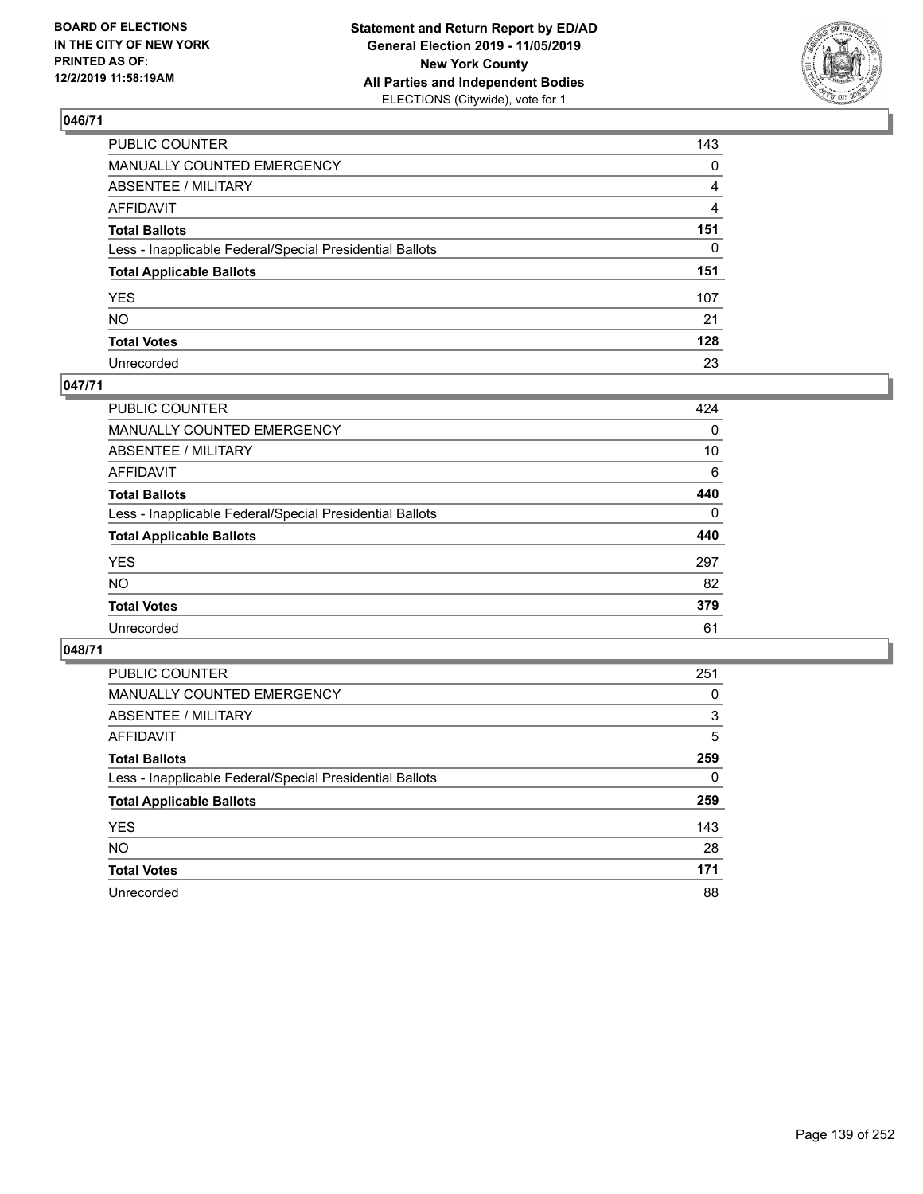**BOARD OF ELECTIONS IN THE CITY OF NEW YORK PRINTED AS OF: 12/2/2019 11:58:19AM**

**Statement and Return Report by ED/AD General Election 2019 - 11/05/2019 New York County All Parties and Independent Bodies** ELECTIONS (Citywide), vote for 1

## 046/71

| | |
|---|---|
| PUBLIC COUNTER | 143 |
| MANUALLY COUNTED EMERGENCY | 0 |
| ABSENTEE / MILITARY | 4 |
| AFFIDAVIT | 4 |
| **Total Ballots** | **151** |
| Less - Inapplicable Federal/Special Presidential Ballots | 0 |
| **Total Applicable Ballots** | **151** |
| YES | 107 |
| NO | 21 |
| **Total Votes** | **128** |
| Unrecorded | 23 |

## 047/71

| | |
|---|---|
| PUBLIC COUNTER | 424 |
| MANUALLY COUNTED EMERGENCY | 0 |
| ABSENTEE / MILITARY | 10 |
| AFFIDAVIT | 6 |
| **Total Ballots** | **440** |
| Less - Inapplicable Federal/Special Presidential Ballots | 0 |
| **Total Applicable Ballots** | **440** |
| YES | 297 |
| NO | 82 |
| **Total Votes** | **379** |
| Unrecorded | 61 |

## 048/71

| | |
|---|---|
| PUBLIC COUNTER | 251 |
| MANUALLY COUNTED EMERGENCY | 0 |
| ABSENTEE / MILITARY | 3 |
| AFFIDAVIT | 5 |
| **Total Ballots** | **259** |
| Less - Inapplicable Federal/Special Presidential Ballots | 0 |
| **Total Applicable Ballots** | **259** |
| YES | 143 |
| NO | 28 |
| **Total Votes** | **171** |
| Unrecorded | 88 |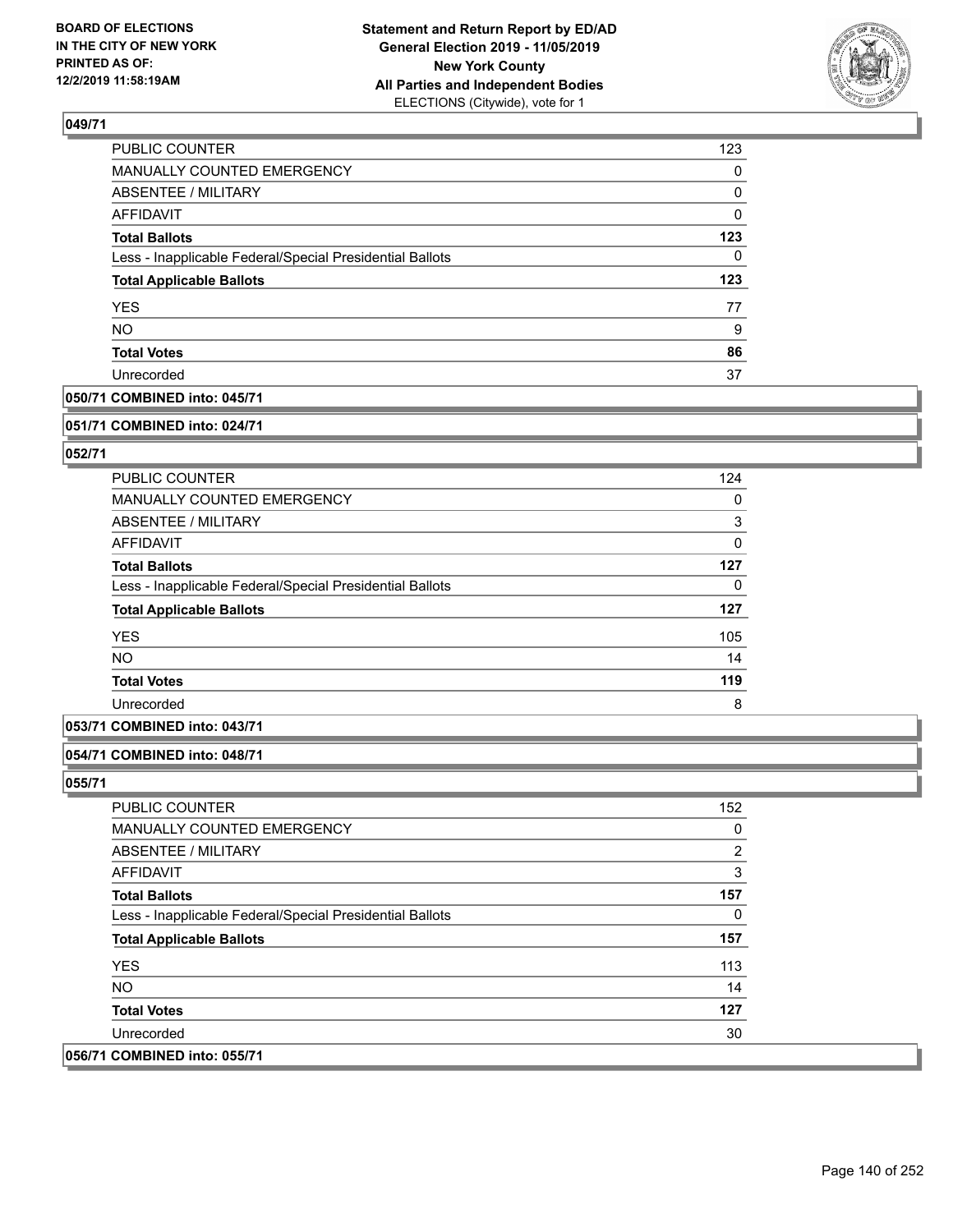## 049/71

| | |
|---|---|
| PUBLIC COUNTER | 123 |
| MANUALLY COUNTED EMERGENCY | 0 |
| ABSENTEE / MILITARY | 0 |
| AFFIDAVIT | 0 |
| **Total Ballots** | **123** |
| Less - Inapplicable Federal/Special Presidential Ballots | 0 |
| **Total Applicable Ballots** | **123** |
| YES | 77 |
| NO | 9 |
| **Total Votes** | **86** |
| Unrecorded | 37 |

## 050/71 COMBINED into: 045/71

## 051/71 COMBINED into: 024/71

## 052/71

| | |
|---|---|
| PUBLIC COUNTER | 124 |
| MANUALLY COUNTED EMERGENCY | 0 |
| ABSENTEE / MILITARY | 3 |
| AFFIDAVIT | 0 |
| **Total Ballots** | **127** |
| Less - Inapplicable Federal/Special Presidential Ballots | 0 |
| **Total Applicable Ballots** | **127** |
| YES | 105 |
| NO | 14 |
| **Total Votes** | **119** |
| Unrecorded | 8 |

## 053/71 COMBINED into: 043/71

## 054/71 COMBINED into: 048/71

## 055/71

| | |
|---|---|
| PUBLIC COUNTER | 152 |
| MANUALLY COUNTED EMERGENCY | 0 |
| ABSENTEE / MILITARY | 2 |
| AFFIDAVIT | 3 |
| **Total Ballots** | **157** |
| Less - Inapplicable Federal/Special Presidential Ballots | 0 |
| **Total Applicable Ballots** | **157** |
| YES | 113 |
| NO | 14 |
| **Total Votes** | **127** |
| Unrecorded | 30 |

## 056/71 COMBINED into: 055/71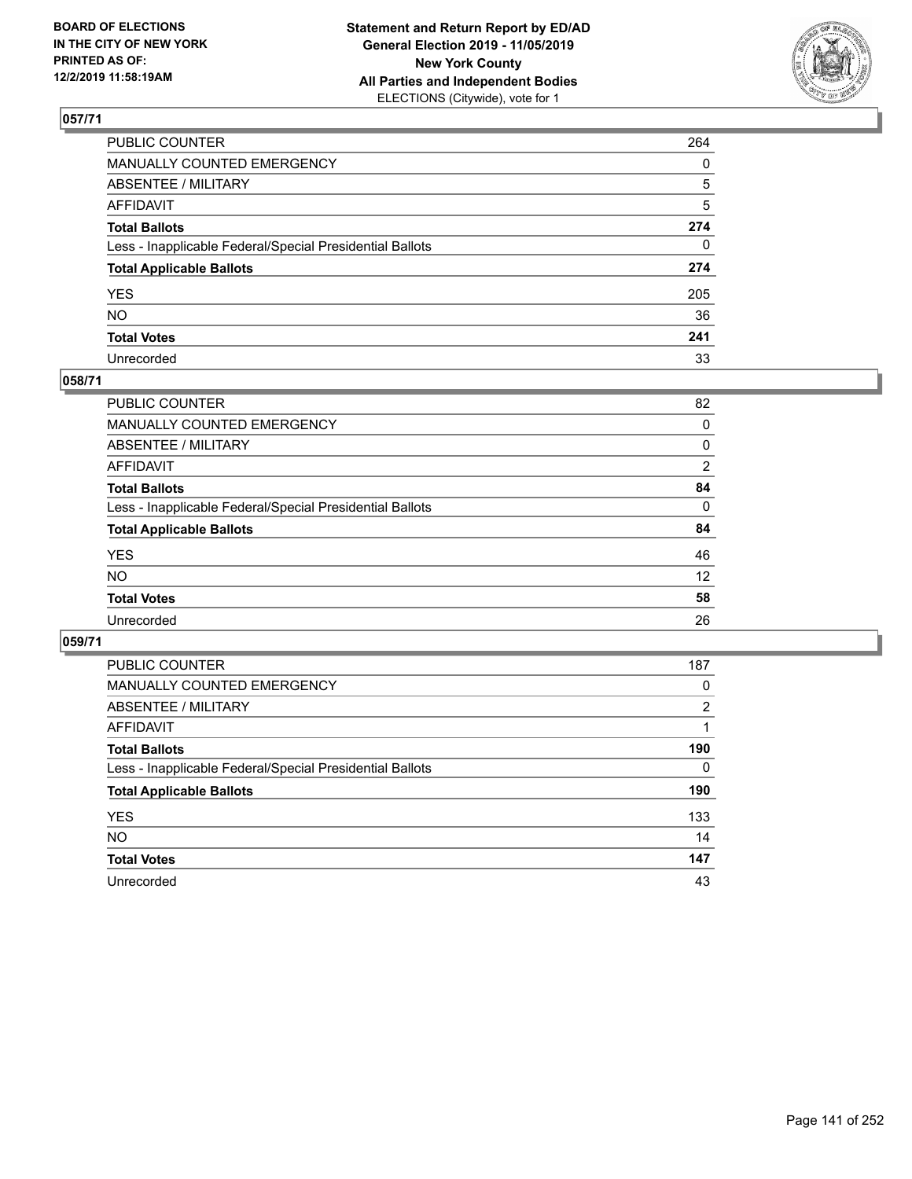**BOARD OF ELECTIONS IN THE CITY OF NEW YORK PRINTED AS OF: 12/2/2019 11:58:19AM**

**Statement and Return Report by ED/AD General Election 2019 - 11/05/2019 New York County All Parties and Independent Bodies** ELECTIONS (Citywide), vote for 1

## 057/71

| | |
|---|---|
| PUBLIC COUNTER | 264 |
| MANUALLY COUNTED EMERGENCY | 0 |
| ABSENTEE / MILITARY | 5 |
| AFFIDAVIT | 5 |
| **Total Ballots** | **274** |
| Less - Inapplicable Federal/Special Presidential Ballots | 0 |
| **Total Applicable Ballots** | **274** |
| YES | 205 |
| NO | 36 |
| **Total Votes** | **241** |
| Unrecorded | 33 |

## 058/71

| | |
|---|---|
| PUBLIC COUNTER | 82 |
| MANUALLY COUNTED EMERGENCY | 0 |
| ABSENTEE / MILITARY | 0 |
| AFFIDAVIT | 2 |
| **Total Ballots** | **84** |
| Less - Inapplicable Federal/Special Presidential Ballots | 0 |
| **Total Applicable Ballots** | **84** |
| YES | 46 |
| NO | 12 |
| **Total Votes** | **58** |
| Unrecorded | 26 |

## 059/71

| | |
|---|---|
| PUBLIC COUNTER | 187 |
| MANUALLY COUNTED EMERGENCY | 0 |
| ABSENTEE / MILITARY | 2 |
| AFFIDAVIT | 1 |
| **Total Ballots** | **190** |
| Less - Inapplicable Federal/Special Presidential Ballots | 0 |
| **Total Applicable Ballots** | **190** |
| YES | 133 |
| NO | 14 |
| **Total Votes** | **147** |
| Unrecorded | 43 |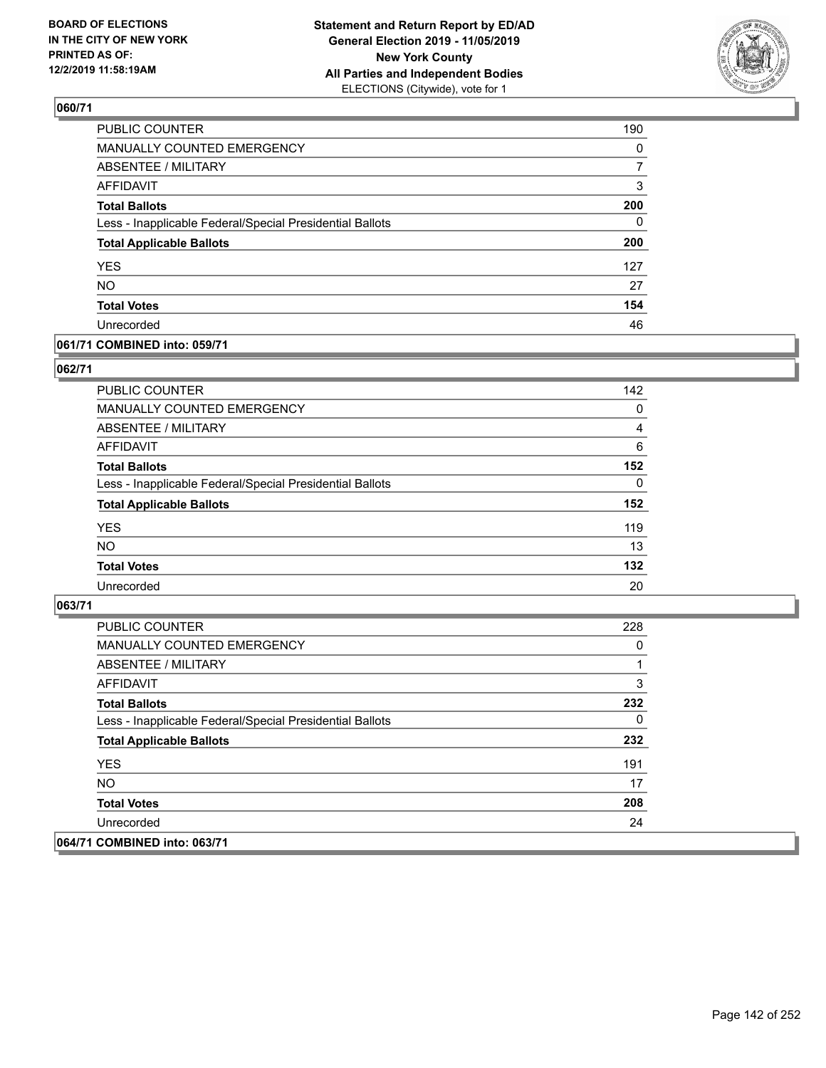BOARD OF ELECTIONS
IN THE CITY OF NEW YORK
PRINTED AS OF:
12/2/2019 11:58:19AM

**Statement and Return Report by ED/AD**
**General Election 2019 - 11/05/2019**
**New York County**
**All Parties and Independent Bodies**
ELECTIONS (Citywide), vote for 1

## 060/71

| | |
|---|---|
| PUBLIC COUNTER | 190 |
| MANUALLY COUNTED EMERGENCY | 0 |
| ABSENTEE / MILITARY | 7 |
| AFFIDAVIT | 3 |
| **Total Ballots** | **200** |
| Less - Inapplicable Federal/Special Presidential Ballots | 0 |
| **Total Applicable Ballots** | **200** |
| YES | 127 |
| NO | 27 |
| **Total Votes** | **154** |
| Unrecorded | 46 |

## 061/71 COMBINED into: 059/71

## 062/71

| | |
|---|---|
| PUBLIC COUNTER | 142 |
| MANUALLY COUNTED EMERGENCY | 0 |
| ABSENTEE / MILITARY | 4 |
| AFFIDAVIT | 6 |
| **Total Ballots** | **152** |
| Less - Inapplicable Federal/Special Presidential Ballots | 0 |
| **Total Applicable Ballots** | **152** |
| YES | 119 |
| NO | 13 |
| **Total Votes** | **132** |
| Unrecorded | 20 |

## 063/71

| | |
|---|---|
| PUBLIC COUNTER | 228 |
| MANUALLY COUNTED EMERGENCY | 0 |
| ABSENTEE / MILITARY | 1 |
| AFFIDAVIT | 3 |
| **Total Ballots** | **232** |
| Less - Inapplicable Federal/Special Presidential Ballots | 0 |
| **Total Applicable Ballots** | **232** |
| YES | 191 |
| NO | 17 |
| **Total Votes** | **208** |
| Unrecorded | 24 |

## 064/71 COMBINED into: 063/71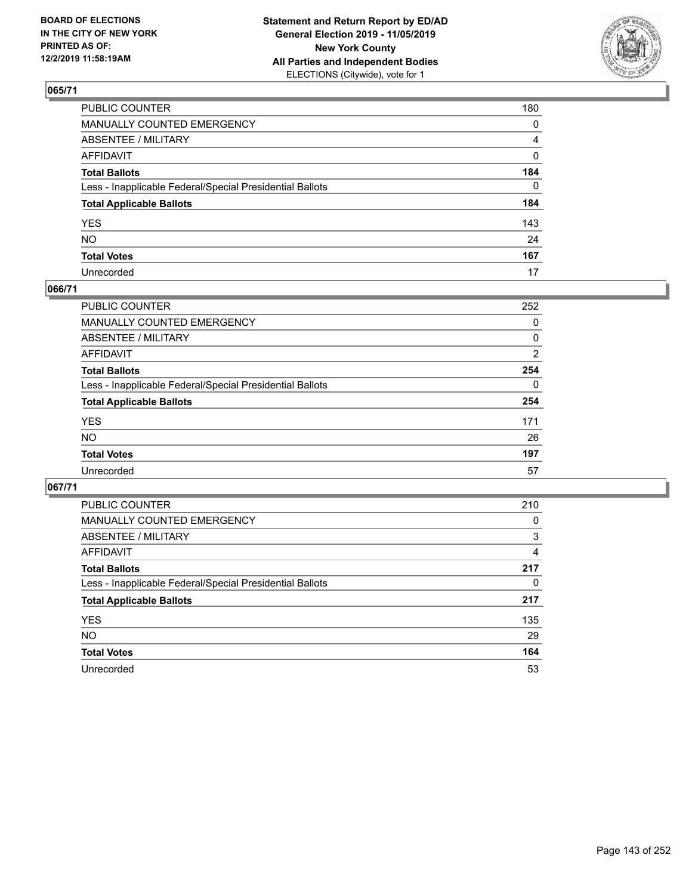**BOARD OF ELECTIONS IN THE CITY OF NEW YORK PRINTED AS OF: 12/2/2019 11:58:19AM**

**Statement and Return Report by ED/AD General Election 2019 - 11/05/2019 New York County All Parties and Independent Bodies**
ELECTIONS (Citywide), vote for 1

## 065/71

| | |
|---|---|
| PUBLIC COUNTER | 180 |
| MANUALLY COUNTED EMERGENCY | 0 |
| ABSENTEE / MILITARY | 4 |
| AFFIDAVIT | 0 |
| **Total Ballots** | **184** |
| Less - Inapplicable Federal/Special Presidential Ballots | 0 |
| **Total Applicable Ballots** | **184** |
| YES | 143 |
| NO | 24 |
| **Total Votes** | **167** |
| Unrecorded | 17 |

## 066/71

| | |
|---|---|
| PUBLIC COUNTER | 252 |
| MANUALLY COUNTED EMERGENCY | 0 |
| ABSENTEE / MILITARY | 0 |
| AFFIDAVIT | 2 |
| **Total Ballots** | **254** |
| Less - Inapplicable Federal/Special Presidential Ballots | 0 |
| **Total Applicable Ballots** | **254** |
| YES | 171 |
| NO | 26 |
| **Total Votes** | **197** |
| Unrecorded | 57 |

## 067/71

| | |
|---|---|
| PUBLIC COUNTER | 210 |
| MANUALLY COUNTED EMERGENCY | 0 |
| ABSENTEE / MILITARY | 3 |
| AFFIDAVIT | 4 |
| **Total Ballots** | **217** |
| Less - Inapplicable Federal/Special Presidential Ballots | 0 |
| **Total Applicable Ballots** | **217** |
| YES | 135 |
| NO | 29 |
| **Total Votes** | **164** |
| Unrecorded | 53 |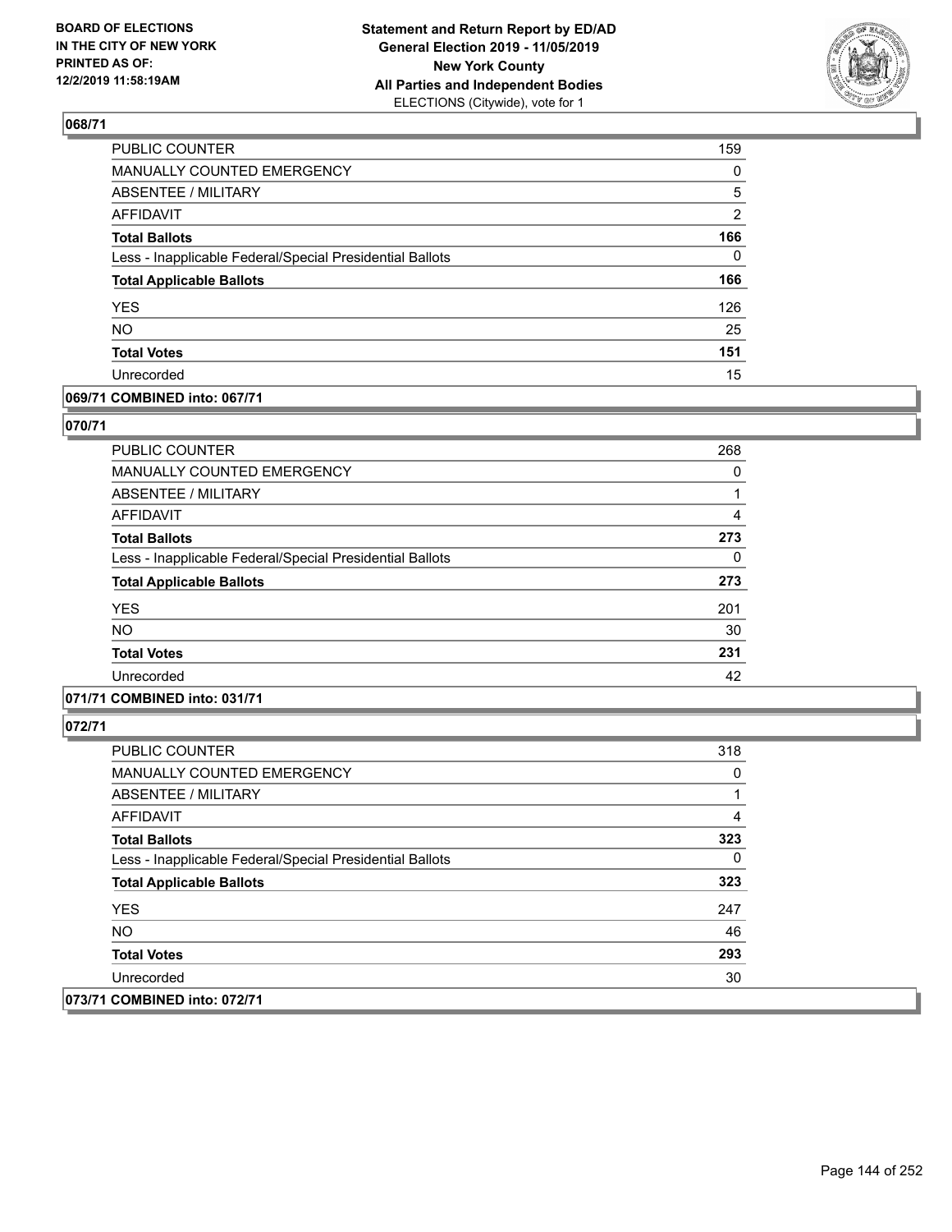## 068/71

| | |
|---|---|
| PUBLIC COUNTER | 159 |
| MANUALLY COUNTED EMERGENCY | 0 |
| ABSENTEE / MILITARY | 5 |
| AFFIDAVIT | 2 |
| **Total Ballots** | **166** |
| Less - Inapplicable Federal/Special Presidential Ballots | 0 |
| **Total Applicable Ballots** | **166** |
| YES | 126 |
| NO | 25 |
| **Total Votes** | **151** |
| Unrecorded | 15 |

## 069/71 COMBINED into: 067/71

## 070/71

| | |
|---|---|
| PUBLIC COUNTER | 268 |
| MANUALLY COUNTED EMERGENCY | 0 |
| ABSENTEE / MILITARY | 1 |
| AFFIDAVIT | 4 |
| **Total Ballots** | **273** |
| Less - Inapplicable Federal/Special Presidential Ballots | 0 |
| **Total Applicable Ballots** | **273** |
| YES | 201 |
| NO | 30 |
| **Total Votes** | **231** |
| Unrecorded | 42 |

## 071/71 COMBINED into: 031/71

## 072/71

| | |
|---|---|
| PUBLIC COUNTER | 318 |
| MANUALLY COUNTED EMERGENCY | 0 |
| ABSENTEE / MILITARY | 1 |
| AFFIDAVIT | 4 |
| **Total Ballots** | **323** |
| Less - Inapplicable Federal/Special Presidential Ballots | 0 |
| **Total Applicable Ballots** | **323** |
| YES | 247 |
| NO | 46 |
| **Total Votes** | **293** |
| Unrecorded | 30 |

## 073/71 COMBINED into: 072/71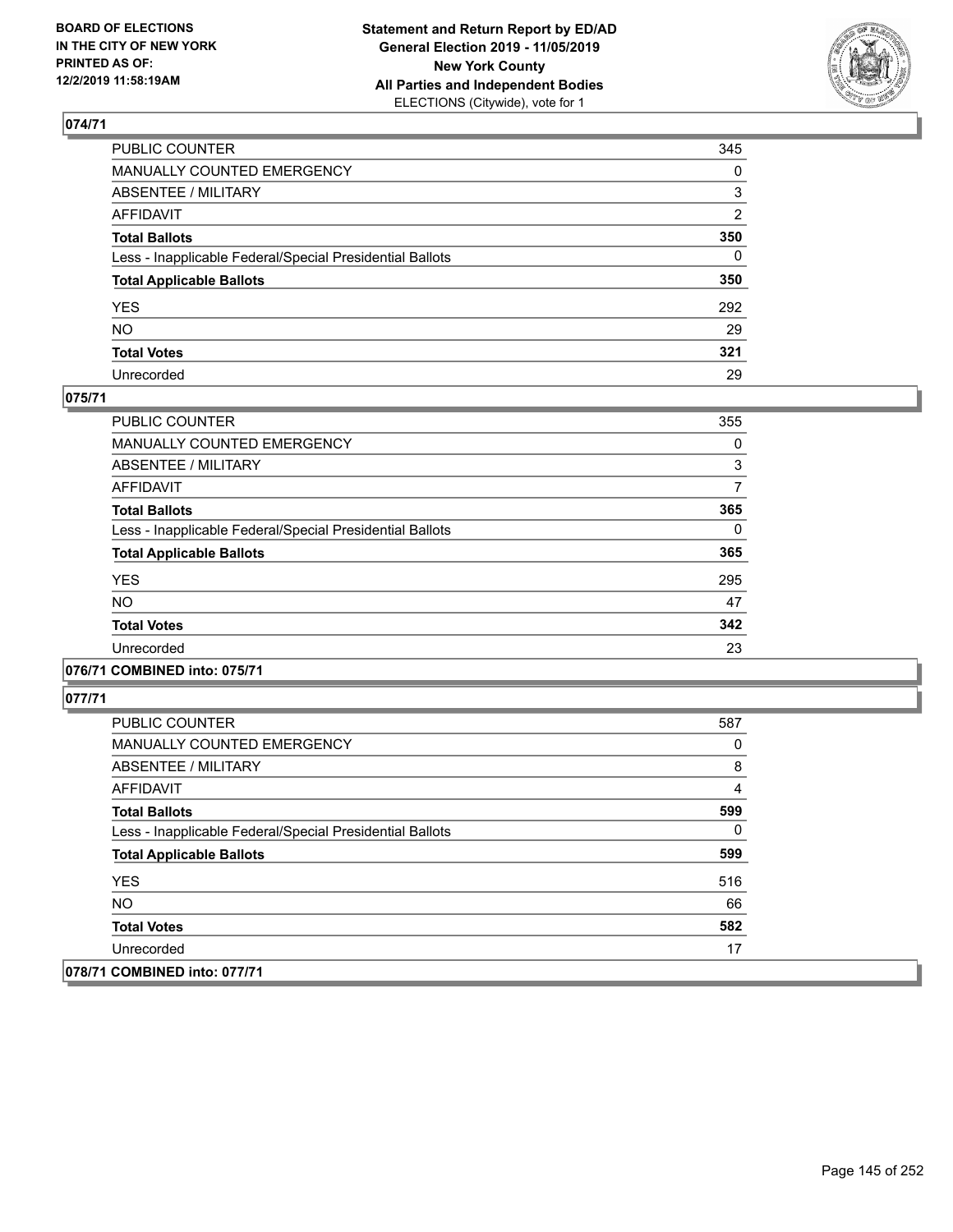## 074/71

| | |
|---|---|
| PUBLIC COUNTER | 345 |
| MANUALLY COUNTED EMERGENCY | 0 |
| ABSENTEE / MILITARY | 3 |
| AFFIDAVIT | 2 |
| **Total Ballots** | **350** |
| Less - Inapplicable Federal/Special Presidential Ballots | 0 |
| **Total Applicable Ballots** | **350** |
| YES | 292 |
| NO | 29 |
| **Total Votes** | **321** |
| Unrecorded | 29 |

## 075/71

| | |
|---|---|
| PUBLIC COUNTER | 355 |
| MANUALLY COUNTED EMERGENCY | 0 |
| ABSENTEE / MILITARY | 3 |
| AFFIDAVIT | 7 |
| **Total Ballots** | **365** |
| Less - Inapplicable Federal/Special Presidential Ballots | 0 |
| **Total Applicable Ballots** | **365** |
| YES | 295 |
| NO | 47 |
| **Total Votes** | **342** |
| Unrecorded | 23 |

## 076/71 COMBINED into: 075/71

## 077/71

| | |
|---|---|
| PUBLIC COUNTER | 587 |
| MANUALLY COUNTED EMERGENCY | 0 |
| ABSENTEE / MILITARY | 8 |
| AFFIDAVIT | 4 |
| **Total Ballots** | **599** |
| Less - Inapplicable Federal/Special Presidential Ballots | 0 |
| **Total Applicable Ballots** | **599** |
| YES | 516 |
| NO | 66 |
| **Total Votes** | **582** |
| Unrecorded | 17 |

## 078/71 COMBINED into: 077/71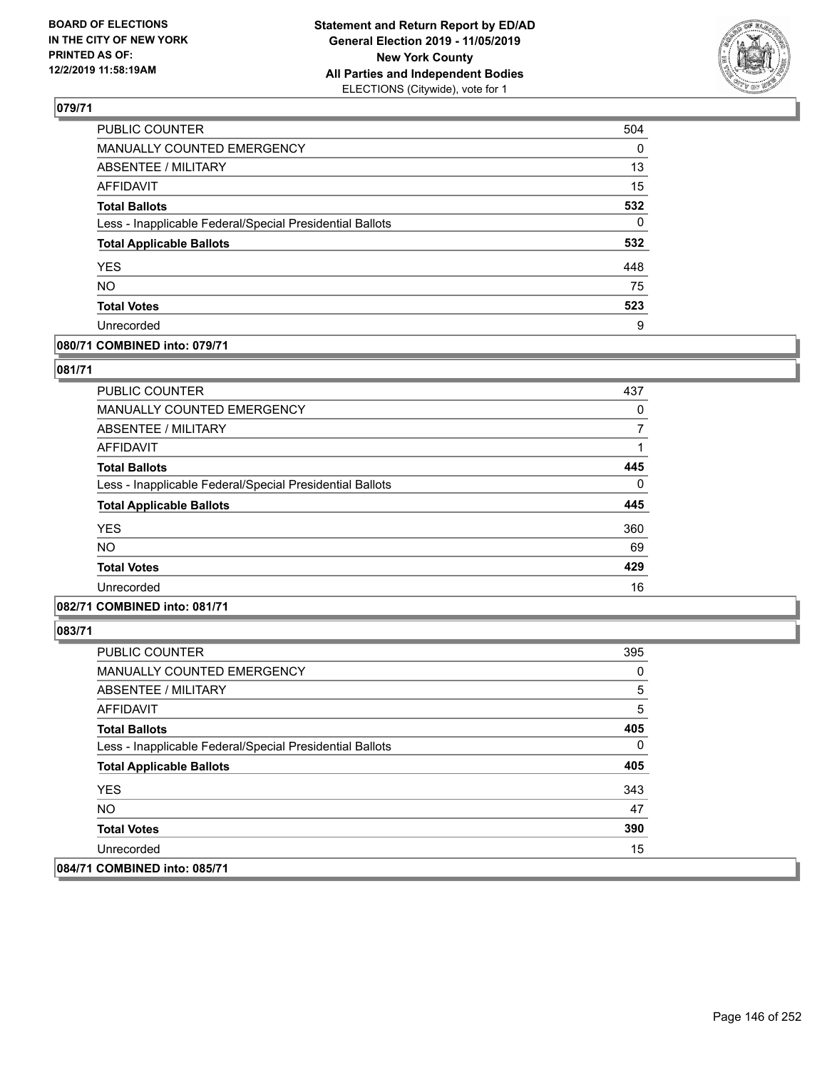## 079/71

| | |
|---|---|
| PUBLIC COUNTER | 504 |
| MANUALLY COUNTED EMERGENCY | 0 |
| ABSENTEE / MILITARY | 13 |
| AFFIDAVIT | 15 |
| **Total Ballots** | **532** |
| Less - Inapplicable Federal/Special Presidential Ballots | 0 |
| **Total Applicable Ballots** | **532** |
| YES | 448 |
| NO | 75 |
| **Total Votes** | **523** |
| Unrecorded | 9 |

## 080/71 COMBINED into: 079/71

## 081/71

| | |
|---|---|
| PUBLIC COUNTER | 437 |
| MANUALLY COUNTED EMERGENCY | 0 |
| ABSENTEE / MILITARY | 7 |
| AFFIDAVIT | 1 |
| **Total Ballots** | **445** |
| Less - Inapplicable Federal/Special Presidential Ballots | 0 |
| **Total Applicable Ballots** | **445** |
| YES | 360 |
| NO | 69 |
| **Total Votes** | **429** |
| Unrecorded | 16 |

## 082/71 COMBINED into: 081/71

## 083/71

| | |
|---|---|
| PUBLIC COUNTER | 395 |
| MANUALLY COUNTED EMERGENCY | 0 |
| ABSENTEE / MILITARY | 5 |
| AFFIDAVIT | 5 |
| **Total Ballots** | **405** |
| Less - Inapplicable Federal/Special Presidential Ballots | 0 |
| **Total Applicable Ballots** | **405** |
| YES | 343 |
| NO | 47 |
| **Total Votes** | **390** |
| Unrecorded | 15 |

## 084/71 COMBINED into: 085/71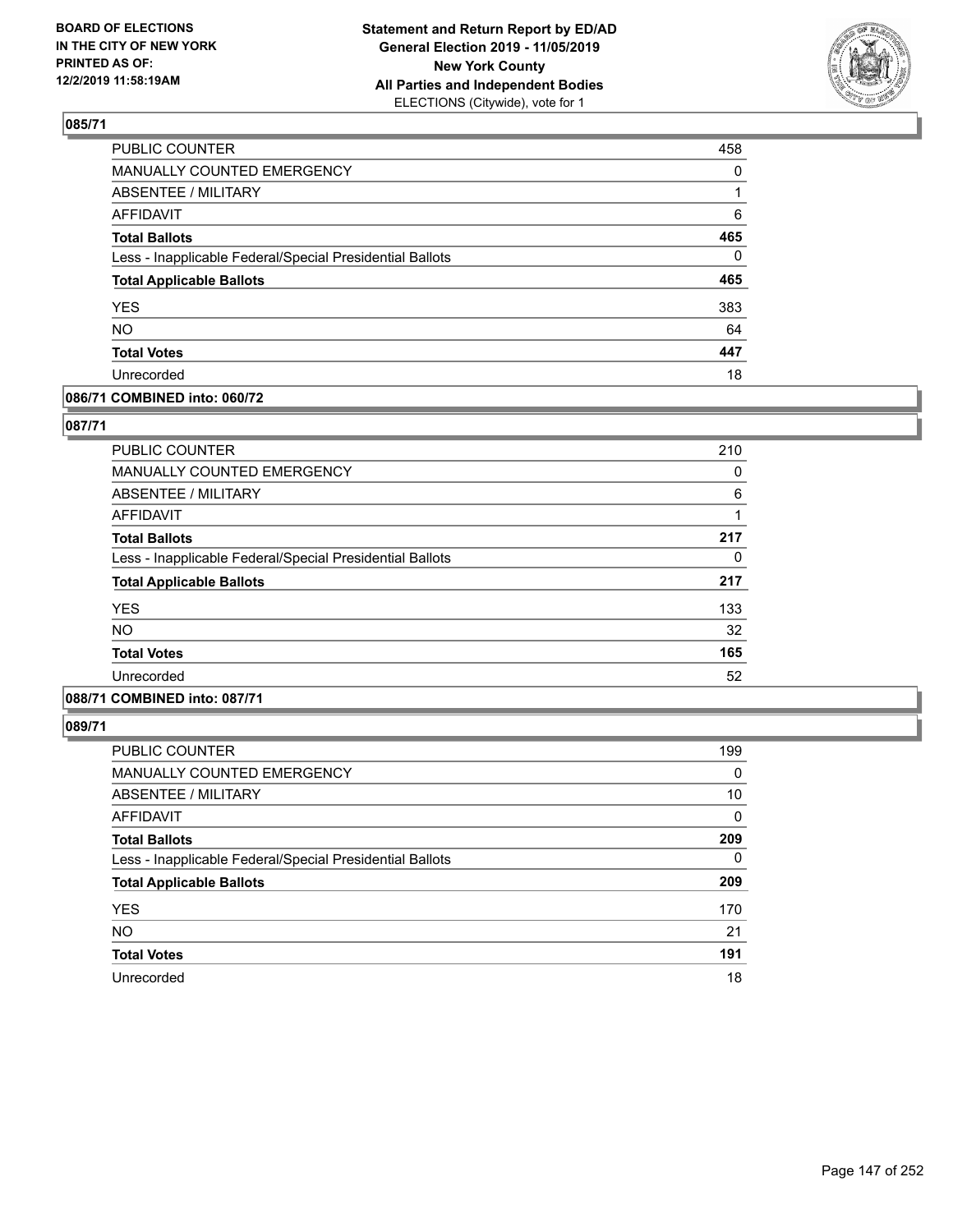**BOARD OF ELECTIONS IN THE CITY OF NEW YORK PRINTED AS OF: 12/2/2019 11:58:19AM**

**Statement and Return Report by ED/AD General Election 2019 - 11/05/2019 New York County All Parties and Independent Bodies**
ELECTIONS (Citywide), vote for 1

## 085/71

| | |
|---|---|
| PUBLIC COUNTER | 458 |
| MANUALLY COUNTED EMERGENCY | 0 |
| ABSENTEE / MILITARY | 1 |
| AFFIDAVIT | 6 |
| **Total Ballots** | **465** |
| Less - Inapplicable Federal/Special Presidential Ballots | 0 |
| **Total Applicable Ballots** | **465** |
| YES | 383 |
| NO | 64 |
| **Total Votes** | **447** |
| Unrecorded | 18 |

## 086/71 COMBINED into: 060/72

## 087/71

| | |
|---|---|
| PUBLIC COUNTER | 210 |
| MANUALLY COUNTED EMERGENCY | 0 |
| ABSENTEE / MILITARY | 6 |
| AFFIDAVIT | 1 |
| **Total Ballots** | **217** |
| Less - Inapplicable Federal/Special Presidential Ballots | 0 |
| **Total Applicable Ballots** | **217** |
| YES | 133 |
| NO | 32 |
| **Total Votes** | **165** |
| Unrecorded | 52 |

## 088/71 COMBINED into: 087/71

## 089/71

| | |
|---|---|
| PUBLIC COUNTER | 199 |
| MANUALLY COUNTED EMERGENCY | 0 |
| ABSENTEE / MILITARY | 10 |
| AFFIDAVIT | 0 |
| **Total Ballots** | **209** |
| Less - Inapplicable Federal/Special Presidential Ballots | 0 |
| **Total Applicable Ballots** | **209** |
| YES | 170 |
| NO | 21 |
| **Total Votes** | **191** |
| Unrecorded | 18 |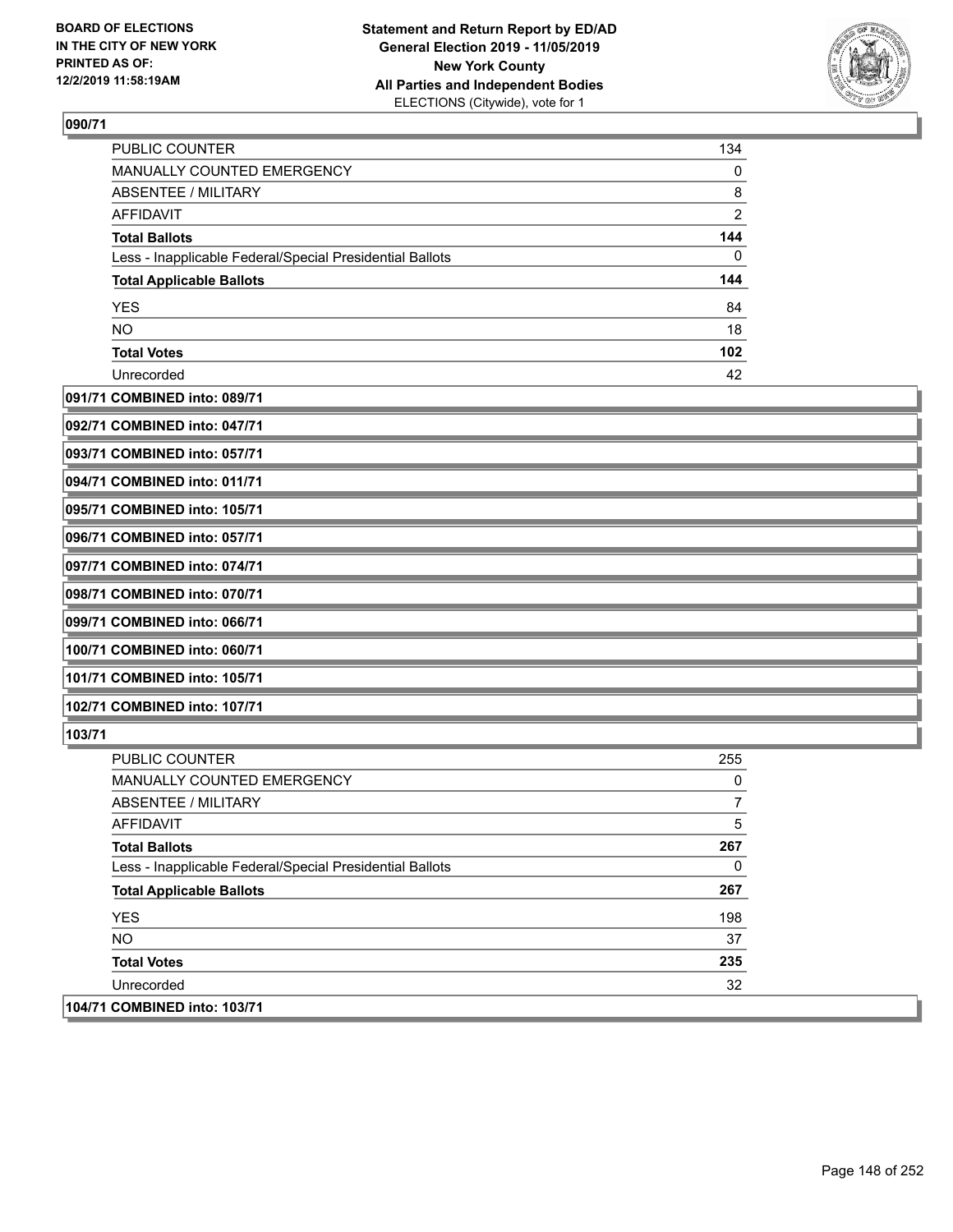**BOARD OF ELECTIONS IN THE CITY OF NEW YORK PRINTED AS OF: 12/2/2019 11:58:19AM**

**Statement and Return Report by ED/AD General Election 2019 - 11/05/2019 New York County All Parties and Independent Bodies** ELECTIONS (Citywide), vote for 1

### 090/71

| | |
|---|---|
| PUBLIC COUNTER | 134 |
| MANUALLY COUNTED EMERGENCY | 0 |
| ABSENTEE / MILITARY | 8 |
| AFFIDAVIT | 2 |
| **Total Ballots** | **144** |
| Less - Inapplicable Federal/Special Presidential Ballots | 0 |
| **Total Applicable Ballots** | **144** |
| YES | 84 |
| NO | 18 |
| **Total Votes** | **102** |
| Unrecorded | 42 |

**091/71 COMBINED into: 089/71**

**092/71 COMBINED into: 047/71**

**093/71 COMBINED into: 057/71**

**094/71 COMBINED into: 011/71**

**095/71 COMBINED into: 105/71**

**096/71 COMBINED into: 057/71**

**097/71 COMBINED into: 074/71**

**098/71 COMBINED into: 070/71**

**099/71 COMBINED into: 066/71**

**100/71 COMBINED into: 060/71**

**101/71 COMBINED into: 105/71**

**102/71 COMBINED into: 107/71**

### 103/71

| | |
|---|---|
| PUBLIC COUNTER | 255 |
| MANUALLY COUNTED EMERGENCY | 0 |
| ABSENTEE / MILITARY | 7 |
| AFFIDAVIT | 5 |
| **Total Ballots** | **267** |
| Less - Inapplicable Federal/Special Presidential Ballots | 0 |
| **Total Applicable Ballots** | **267** |
| YES | 198 |
| NO | 37 |
| **Total Votes** | **235** |
| Unrecorded | 32 |

**104/71 COMBINED into: 103/71**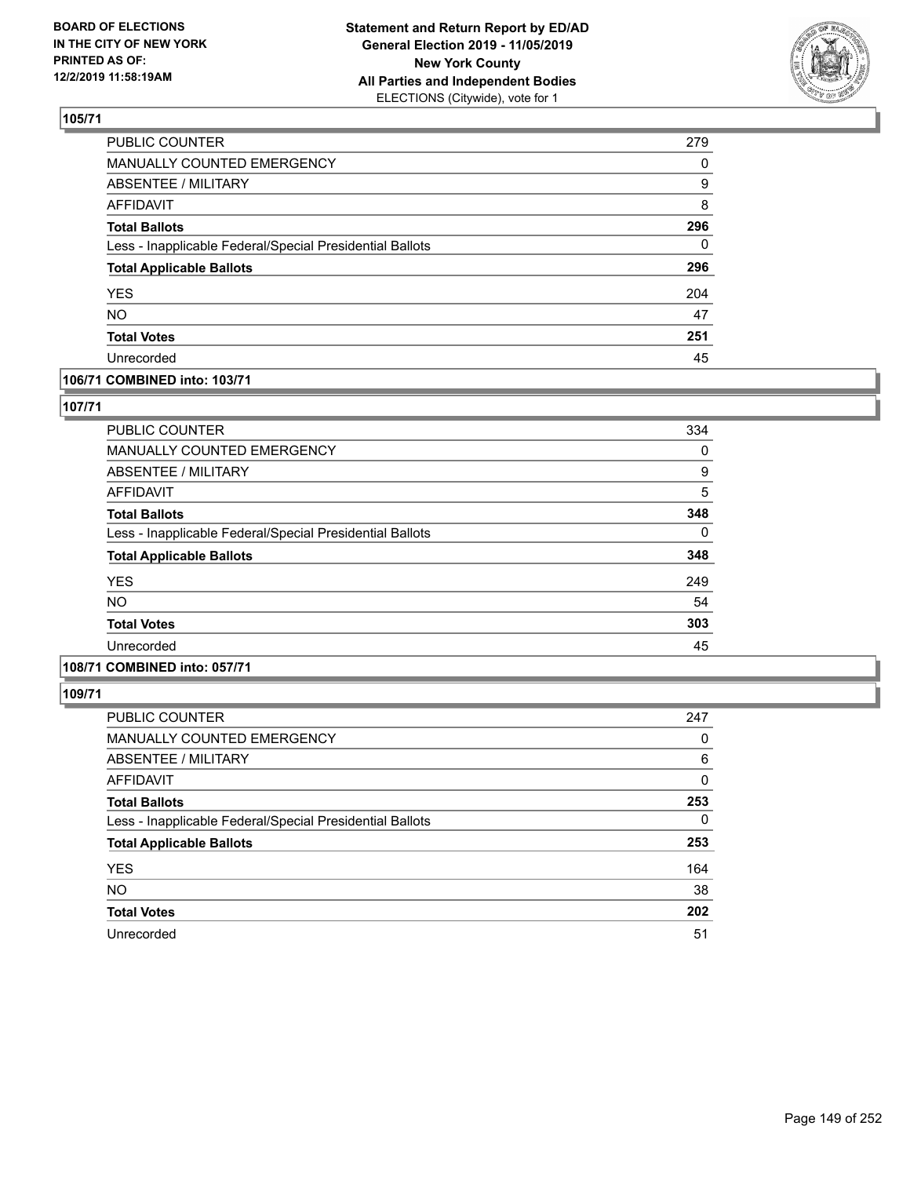**105/71**

| | |
|---|---|
| PUBLIC COUNTER | 279 |
| MANUALLY COUNTED EMERGENCY | 0 |
| ABSENTEE / MILITARY | 9 |
| AFFIDAVIT | 8 |
| **Total Ballots** | **296** |
| Less - Inapplicable Federal/Special Presidential Ballots | 0 |
| **Total Applicable Ballots** | **296** |
| YES | 204 |
| NO | 47 |
| **Total Votes** | **251** |
| Unrecorded | 45 |

**106/71 COMBINED into: 103/71**

**107/71**

| | |
|---|---|
| PUBLIC COUNTER | 334 |
| MANUALLY COUNTED EMERGENCY | 0 |
| ABSENTEE / MILITARY | 9 |
| AFFIDAVIT | 5 |
| **Total Ballots** | **348** |
| Less - Inapplicable Federal/Special Presidential Ballots | 0 |
| **Total Applicable Ballots** | **348** |
| YES | 249 |
| NO | 54 |
| **Total Votes** | **303** |
| Unrecorded | 45 |

**108/71 COMBINED into: 057/71**

**109/71**

| | |
|---|---|
| PUBLIC COUNTER | 247 |
| MANUALLY COUNTED EMERGENCY | 0 |
| ABSENTEE / MILITARY | 6 |
| AFFIDAVIT | 0 |
| **Total Ballots** | **253** |
| Less - Inapplicable Federal/Special Presidential Ballots | 0 |
| **Total Applicable Ballots** | **253** |
| YES | 164 |
| NO | 38 |
| **Total Votes** | **202** |
| Unrecorded | 51 |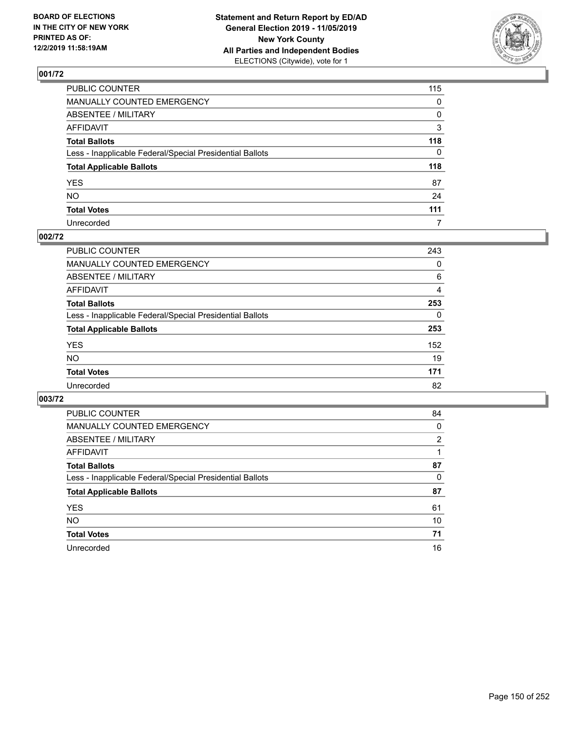**BOARD OF ELECTIONS IN THE CITY OF NEW YORK PRINTED AS OF: 12/2/2019 11:58:19AM**

**Statement and Return Report by ED/AD General Election 2019 - 11/05/2019 New York County All Parties and Independent Bodies**
ELECTIONS (Citywide), vote for 1

## 001/72

| | |
|---|---|
| PUBLIC COUNTER | 115 |
| MANUALLY COUNTED EMERGENCY | 0 |
| ABSENTEE / MILITARY | 0 |
| AFFIDAVIT | 3 |
| **Total Ballots** | **118** |
| Less - Inapplicable Federal/Special Presidential Ballots | 0 |
| **Total Applicable Ballots** | **118** |
| YES | 87 |
| NO | 24 |
| **Total Votes** | **111** |
| Unrecorded | 7 |

## 002/72

| | |
|---|---|
| PUBLIC COUNTER | 243 |
| MANUALLY COUNTED EMERGENCY | 0 |
| ABSENTEE / MILITARY | 6 |
| AFFIDAVIT | 4 |
| **Total Ballots** | **253** |
| Less - Inapplicable Federal/Special Presidential Ballots | 0 |
| **Total Applicable Ballots** | **253** |
| YES | 152 |
| NO | 19 |
| **Total Votes** | **171** |
| Unrecorded | 82 |

## 003/72

| | |
|---|---|
| PUBLIC COUNTER | 84 |
| MANUALLY COUNTED EMERGENCY | 0 |
| ABSENTEE / MILITARY | 2 |
| AFFIDAVIT | 1 |
| **Total Ballots** | **87** |
| Less - Inapplicable Federal/Special Presidential Ballots | 0 |
| **Total Applicable Ballots** | **87** |
| YES | 61 |
| NO | 10 |
| **Total Votes** | **71** |
| Unrecorded | 16 |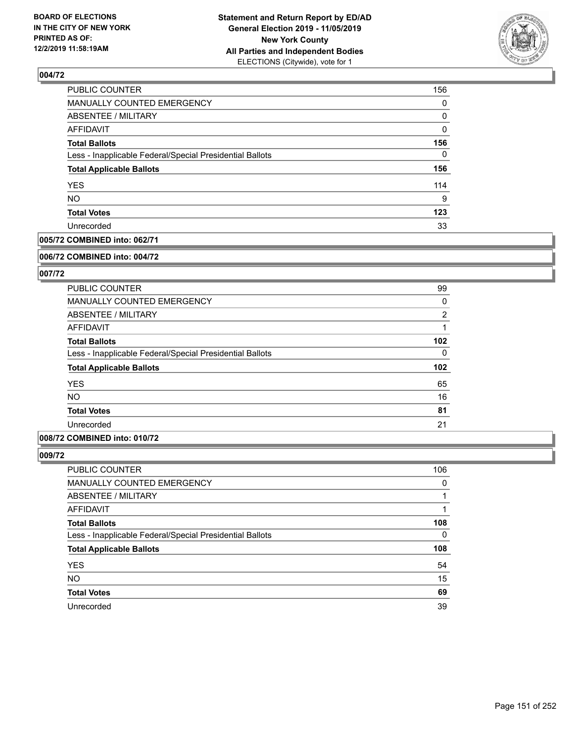## 004/72

| | |
|---|---|
| PUBLIC COUNTER | 156 |
| MANUALLY COUNTED EMERGENCY | 0 |
| ABSENTEE / MILITARY | 0 |
| AFFIDAVIT | 0 |
| **Total Ballots** | **156** |
| Less - Inapplicable Federal/Special Presidential Ballots | 0 |
| **Total Applicable Ballots** | **156** |
| YES | 114 |
| NO | 9 |
| **Total Votes** | **123** |
| Unrecorded | 33 |

## 005/72 COMBINED into: 062/71

## 006/72 COMBINED into: 004/72

## 007/72

| | |
|---|---|
| PUBLIC COUNTER | 99 |
| MANUALLY COUNTED EMERGENCY | 0 |
| ABSENTEE / MILITARY | 2 |
| AFFIDAVIT | 1 |
| **Total Ballots** | **102** |
| Less - Inapplicable Federal/Special Presidential Ballots | 0 |
| **Total Applicable Ballots** | **102** |
| YES | 65 |
| NO | 16 |
| **Total Votes** | **81** |
| Unrecorded | 21 |

## 008/72 COMBINED into: 010/72

## 009/72

| | |
|---|---|
| PUBLIC COUNTER | 106 |
| MANUALLY COUNTED EMERGENCY | 0 |
| ABSENTEE / MILITARY | 1 |
| AFFIDAVIT | 1 |
| **Total Ballots** | **108** |
| Less - Inapplicable Federal/Special Presidential Ballots | 0 |
| **Total Applicable Ballots** | **108** |
| YES | 54 |
| NO | 15 |
| **Total Votes** | **69** |
| Unrecorded | 39 |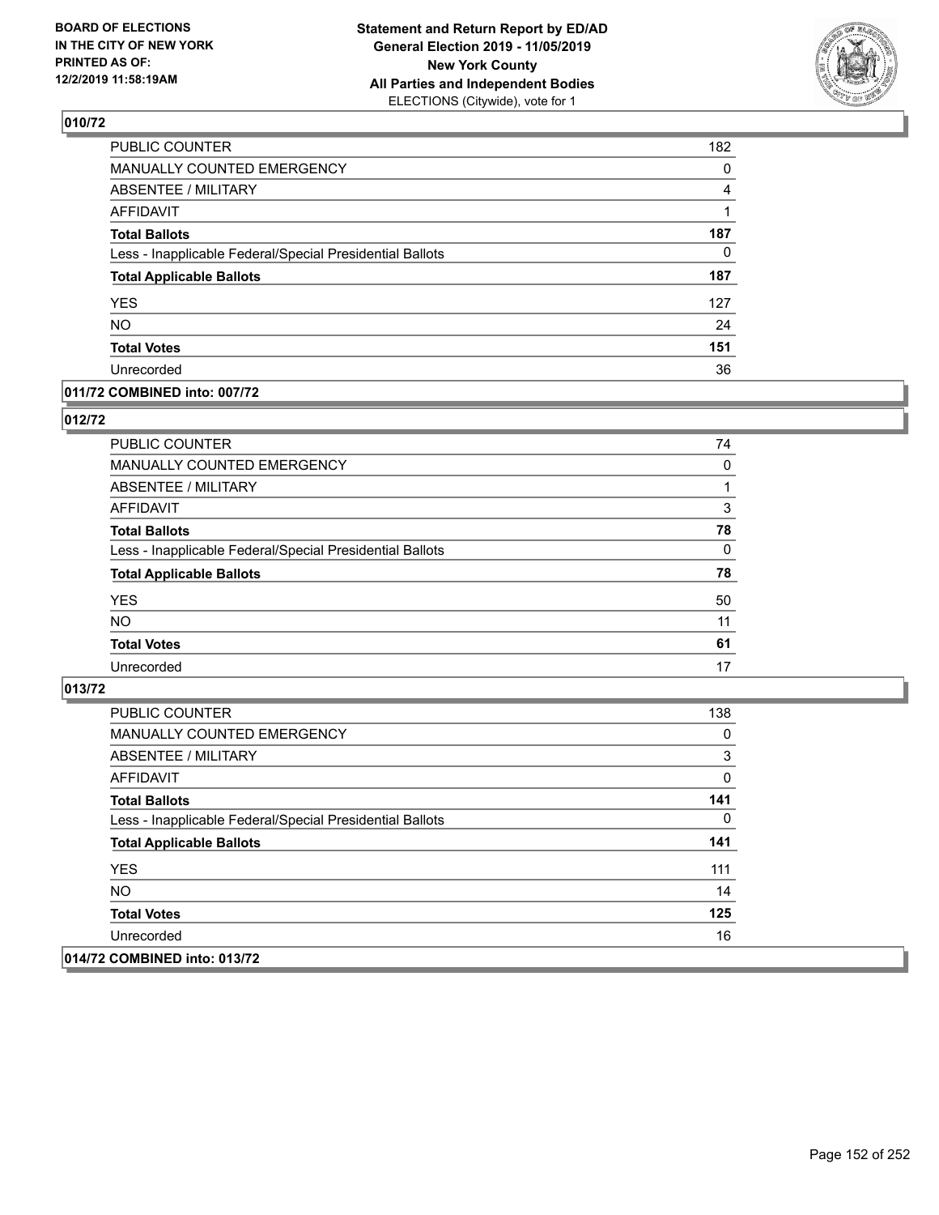## 010/72

| | |
|---|---|
| PUBLIC COUNTER | 182 |
| MANUALLY COUNTED EMERGENCY | 0 |
| ABSENTEE / MILITARY | 4 |
| AFFIDAVIT | 1 |
| **Total Ballots** | **187** |
| Less - Inapplicable Federal/Special Presidential Ballots | 0 |
| **Total Applicable Ballots** | **187** |
| YES | 127 |
| NO | 24 |
| **Total Votes** | **151** |
| Unrecorded | 36 |

## 011/72 COMBINED into: 007/72

## 012/72

| | |
|---|---|
| PUBLIC COUNTER | 74 |
| MANUALLY COUNTED EMERGENCY | 0 |
| ABSENTEE / MILITARY | 1 |
| AFFIDAVIT | 3 |
| **Total Ballots** | **78** |
| Less - Inapplicable Federal/Special Presidential Ballots | 0 |
| **Total Applicable Ballots** | **78** |
| YES | 50 |
| NO | 11 |
| **Total Votes** | **61** |
| Unrecorded | 17 |

## 013/72

| | |
|---|---|
| PUBLIC COUNTER | 138 |
| MANUALLY COUNTED EMERGENCY | 0 |
| ABSENTEE / MILITARY | 3 |
| AFFIDAVIT | 0 |
| **Total Ballots** | **141** |
| Less - Inapplicable Federal/Special Presidential Ballots | 0 |
| **Total Applicable Ballots** | **141** |
| YES | 111 |
| NO | 14 |
| **Total Votes** | **125** |
| Unrecorded | 16 |

## 014/72 COMBINED into: 013/72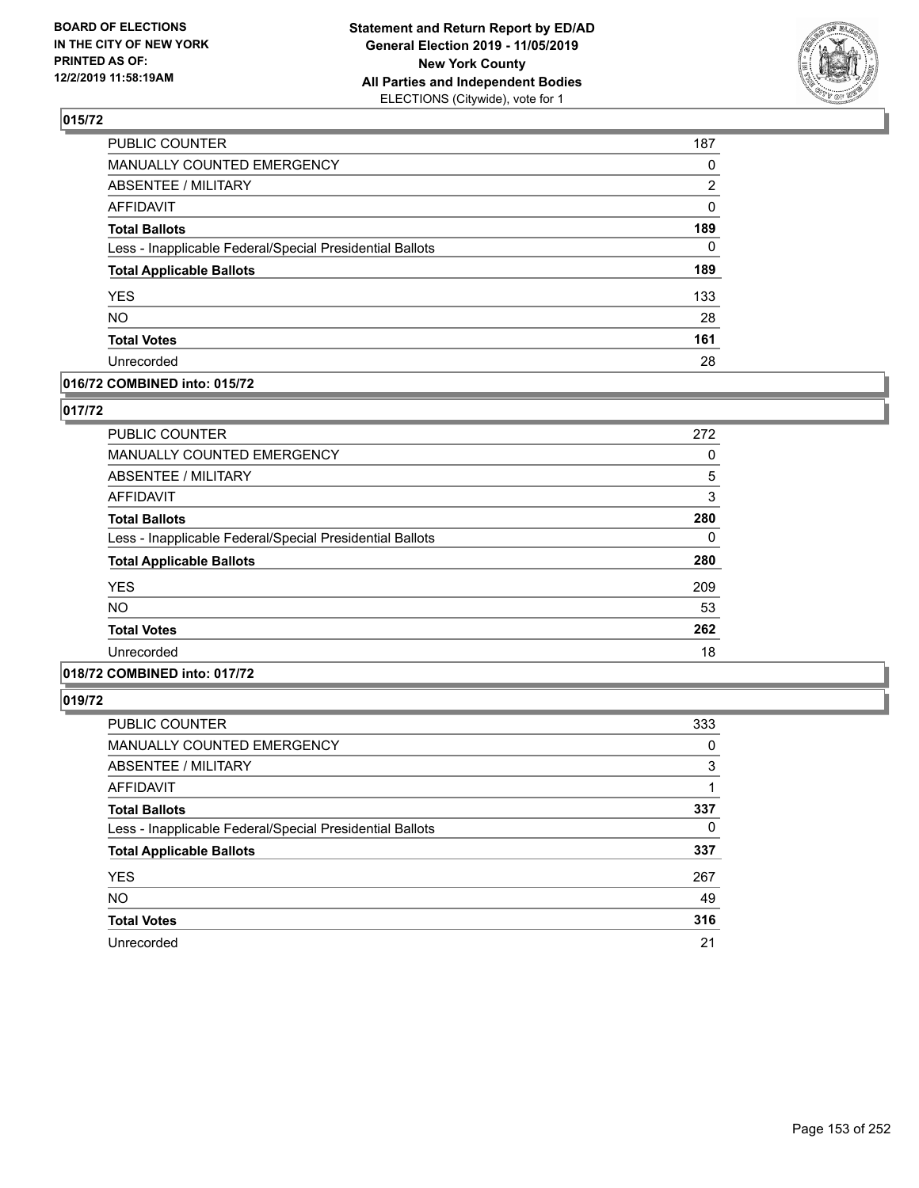**Statement and Return Report by ED/AD**
**General Election 2019 - 11/05/2019**
**New York County**
**All Parties and Independent Bodies**
ELECTIONS (Citywide), vote for 1

BOARD OF ELECTIONS IN THE CITY OF NEW YORK PRINTED AS OF: 12/2/2019 11:58:19AM

## 015/72

| | |
|---|---|
| PUBLIC COUNTER | 187 |
| MANUALLY COUNTED EMERGENCY | 0 |
| ABSENTEE / MILITARY | 2 |
| AFFIDAVIT | 0 |
| **Total Ballots** | **189** |
| Less - Inapplicable Federal/Special Presidential Ballots | 0 |
| **Total Applicable Ballots** | **189** |
| YES | 133 |
| NO | 28 |
| **Total Votes** | **161** |
| Unrecorded | 28 |

## 016/72 COMBINED into: 015/72

## 017/72

| | |
|---|---|
| PUBLIC COUNTER | 272 |
| MANUALLY COUNTED EMERGENCY | 0 |
| ABSENTEE / MILITARY | 5 |
| AFFIDAVIT | 3 |
| **Total Ballots** | **280** |
| Less - Inapplicable Federal/Special Presidential Ballots | 0 |
| **Total Applicable Ballots** | **280** |
| YES | 209 |
| NO | 53 |
| **Total Votes** | **262** |
| Unrecorded | 18 |

## 018/72 COMBINED into: 017/72

## 019/72

| | |
|---|---|
| PUBLIC COUNTER | 333 |
| MANUALLY COUNTED EMERGENCY | 0 |
| ABSENTEE / MILITARY | 3 |
| AFFIDAVIT | 1 |
| **Total Ballots** | **337** |
| Less - Inapplicable Federal/Special Presidential Ballots | 0 |
| **Total Applicable Ballots** | **337** |
| YES | 267 |
| NO | 49 |
| **Total Votes** | **316** |
| Unrecorded | 21 |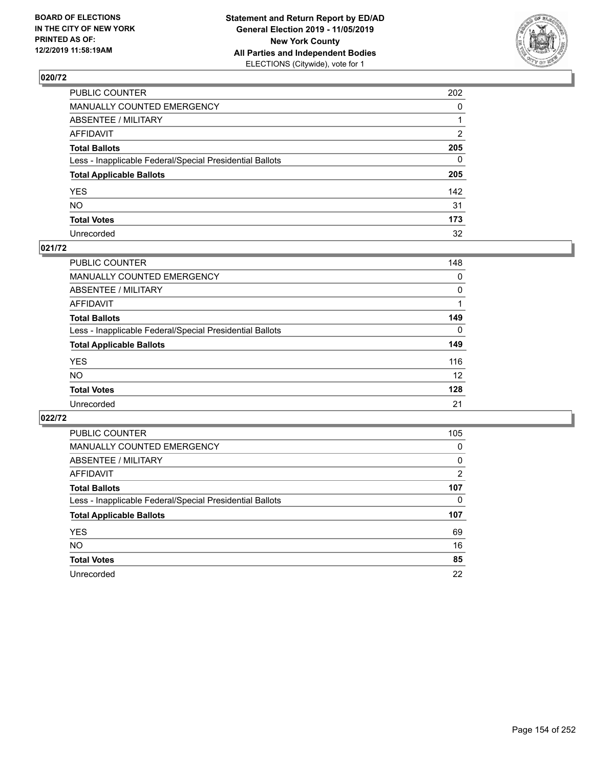BOARD OF ELECTIONS
IN THE CITY OF NEW YORK
PRINTED AS OF:
12/2/2019 11:58:19AM

**Statement and Return Report by ED/AD**
**General Election 2019 - 11/05/2019**
**New York County**
**All Parties and Independent Bodies**
ELECTIONS (Citywide), vote for 1

## 020/72

| | |
|---|---|
| PUBLIC COUNTER | 202 |
| MANUALLY COUNTED EMERGENCY | 0 |
| ABSENTEE / MILITARY | 1 |
| AFFIDAVIT | 2 |
| **Total Ballots** | **205** |
| Less - Inapplicable Federal/Special Presidential Ballots | 0 |
| **Total Applicable Ballots** | **205** |
| YES | 142 |
| NO | 31 |
| **Total Votes** | **173** |
| Unrecorded | 32 |

## 021/72

| | |
|---|---|
| PUBLIC COUNTER | 148 |
| MANUALLY COUNTED EMERGENCY | 0 |
| ABSENTEE / MILITARY | 0 |
| AFFIDAVIT | 1 |
| **Total Ballots** | **149** |
| Less - Inapplicable Federal/Special Presidential Ballots | 0 |
| **Total Applicable Ballots** | **149** |
| YES | 116 |
| NO | 12 |
| **Total Votes** | **128** |
| Unrecorded | 21 |

## 022/72

| | |
|---|---|
| PUBLIC COUNTER | 105 |
| MANUALLY COUNTED EMERGENCY | 0 |
| ABSENTEE / MILITARY | 0 |
| AFFIDAVIT | 2 |
| **Total Ballots** | **107** |
| Less - Inapplicable Federal/Special Presidential Ballots | 0 |
| **Total Applicable Ballots** | **107** |
| YES | 69 |
| NO | 16 |
| **Total Votes** | **85** |
| Unrecorded | 22 |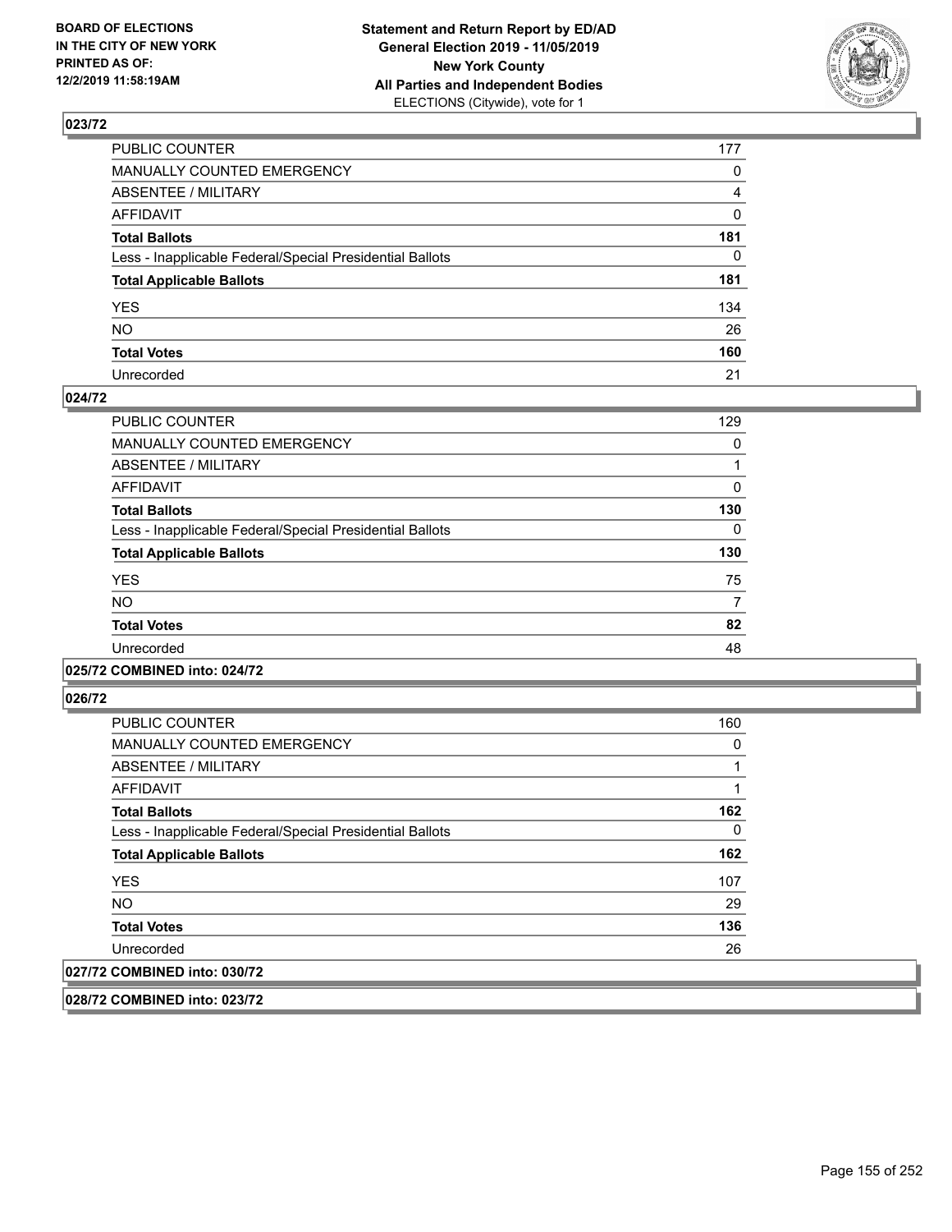**BOARD OF ELECTIONS IN THE CITY OF NEW YORK PRINTED AS OF: 12/2/2019 11:58:19AM**

**Statement and Return Report by ED/AD General Election 2019 - 11/05/2019 New York County All Parties and Independent Bodies** ELECTIONS (Citywide), vote for 1

## 023/72

| | |
|---|---|
| PUBLIC COUNTER | 177 |
| MANUALLY COUNTED EMERGENCY | 0 |
| ABSENTEE / MILITARY | 4 |
| AFFIDAVIT | 0 |
| **Total Ballots** | **181** |
| Less - Inapplicable Federal/Special Presidential Ballots | 0 |
| **Total Applicable Ballots** | **181** |
| YES | 134 |
| NO | 26 |
| **Total Votes** | **160** |
| Unrecorded | 21 |

## 024/72

| | |
|---|---|
| PUBLIC COUNTER | 129 |
| MANUALLY COUNTED EMERGENCY | 0 |
| ABSENTEE / MILITARY | 1 |
| AFFIDAVIT | 0 |
| **Total Ballots** | **130** |
| Less - Inapplicable Federal/Special Presidential Ballots | 0 |
| **Total Applicable Ballots** | **130** |
| YES | 75 |
| NO | 7 |
| **Total Votes** | **82** |
| Unrecorded | 48 |

## 025/72 COMBINED into: 024/72

## 026/72

| | |
|---|---|
| PUBLIC COUNTER | 160 |
| MANUALLY COUNTED EMERGENCY | 0 |
| ABSENTEE / MILITARY | 1 |
| AFFIDAVIT | 1 |
| **Total Ballots** | **162** |
| Less - Inapplicable Federal/Special Presidential Ballots | 0 |
| **Total Applicable Ballots** | **162** |
| YES | 107 |
| NO | 29 |
| **Total Votes** | **136** |
| Unrecorded | 26 |

## 027/72 COMBINED into: 030/72

## 028/72 COMBINED into: 023/72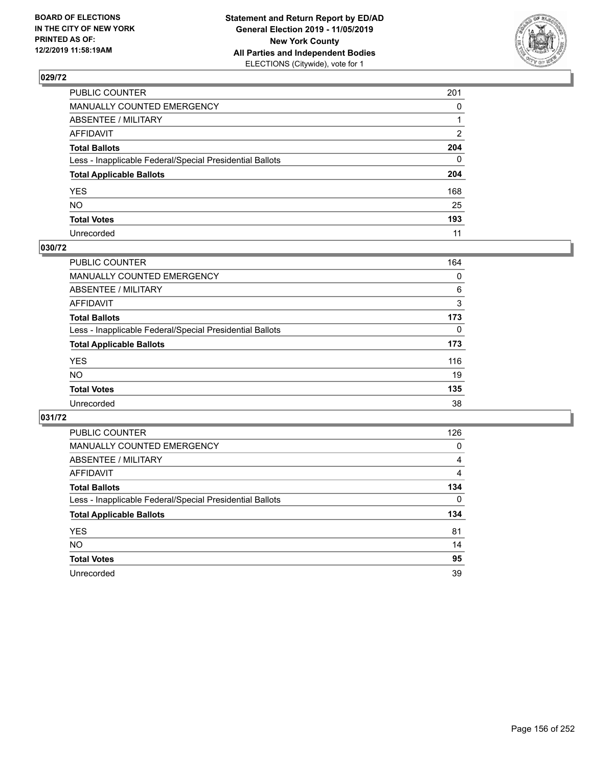**BOARD OF ELECTIONS IN THE CITY OF NEW YORK PRINTED AS OF: 12/2/2019 11:58:19AM**

**Statement and Return Report by ED/AD General Election 2019 - 11/05/2019 New York County All Parties and Independent Bodies** ELECTIONS (Citywide), vote for 1

## 029/72

| | |
|---|---|
| PUBLIC COUNTER | 201 |
| MANUALLY COUNTED EMERGENCY | 0 |
| ABSENTEE / MILITARY | 1 |
| AFFIDAVIT | 2 |
| **Total Ballots** | **204** |
| Less - Inapplicable Federal/Special Presidential Ballots | 0 |
| **Total Applicable Ballots** | **204** |
| YES | 168 |
| NO | 25 |
| **Total Votes** | **193** |
| Unrecorded | 11 |

## 030/72

| | |
|---|---|
| PUBLIC COUNTER | 164 |
| MANUALLY COUNTED EMERGENCY | 0 |
| ABSENTEE / MILITARY | 6 |
| AFFIDAVIT | 3 |
| **Total Ballots** | **173** |
| Less - Inapplicable Federal/Special Presidential Ballots | 0 |
| **Total Applicable Ballots** | **173** |
| YES | 116 |
| NO | 19 |
| **Total Votes** | **135** |
| Unrecorded | 38 |

## 031/72

| | |
|---|---|
| PUBLIC COUNTER | 126 |
| MANUALLY COUNTED EMERGENCY | 0 |
| ABSENTEE / MILITARY | 4 |
| AFFIDAVIT | 4 |
| **Total Ballots** | **134** |
| Less - Inapplicable Federal/Special Presidential Ballots | 0 |
| **Total Applicable Ballots** | **134** |
| YES | 81 |
| NO | 14 |
| **Total Votes** | **95** |
| Unrecorded | 39 |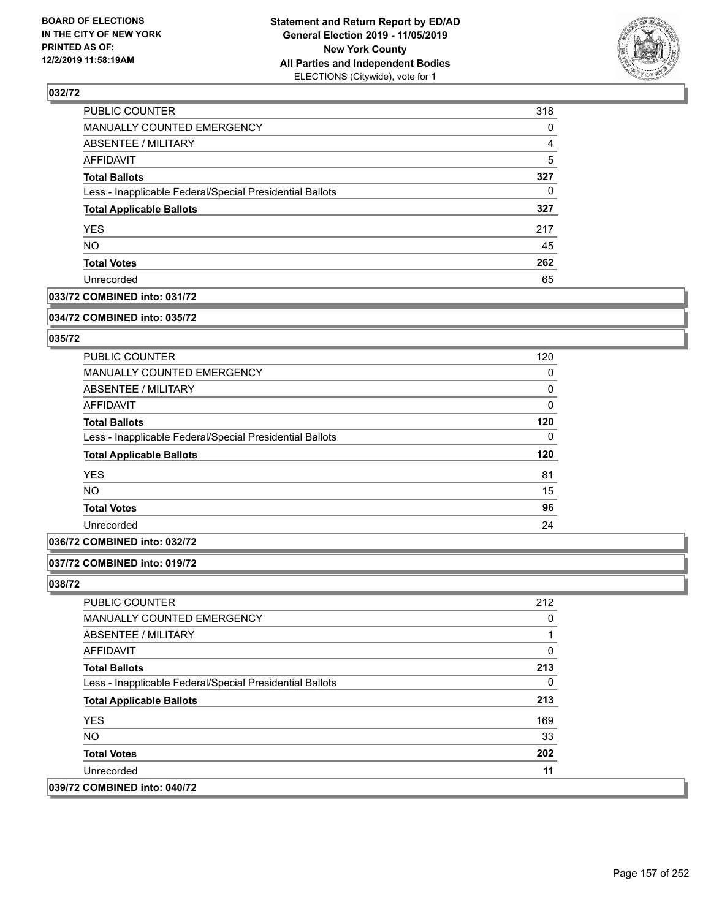## 032/72

| | |
|---|---|
| PUBLIC COUNTER | 318 |
| MANUALLY COUNTED EMERGENCY | 0 |
| ABSENTEE / MILITARY | 4 |
| AFFIDAVIT | 5 |
| **Total Ballots** | **327** |
| Less - Inapplicable Federal/Special Presidential Ballots | 0 |
| **Total Applicable Ballots** | **327** |
| YES | 217 |
| NO | 45 |
| **Total Votes** | **262** |
| Unrecorded | 65 |

## 033/72 COMBINED into: 031/72

## 034/72 COMBINED into: 035/72

## 035/72

| | |
|---|---|
| PUBLIC COUNTER | 120 |
| MANUALLY COUNTED EMERGENCY | 0 |
| ABSENTEE / MILITARY | 0 |
| AFFIDAVIT | 0 |
| **Total Ballots** | **120** |
| Less - Inapplicable Federal/Special Presidential Ballots | 0 |
| **Total Applicable Ballots** | **120** |
| YES | 81 |
| NO | 15 |
| **Total Votes** | **96** |
| Unrecorded | 24 |

## 036/72 COMBINED into: 032/72

## 037/72 COMBINED into: 019/72

## 038/72

| | |
|---|---|
| PUBLIC COUNTER | 212 |
| MANUALLY COUNTED EMERGENCY | 0 |
| ABSENTEE / MILITARY | 1 |
| AFFIDAVIT | 0 |
| **Total Ballots** | **213** |
| Less - Inapplicable Federal/Special Presidential Ballots | 0 |
| **Total Applicable Ballots** | **213** |
| YES | 169 |
| NO | 33 |
| **Total Votes** | **202** |
| Unrecorded | 11 |

## 039/72 COMBINED into: 040/72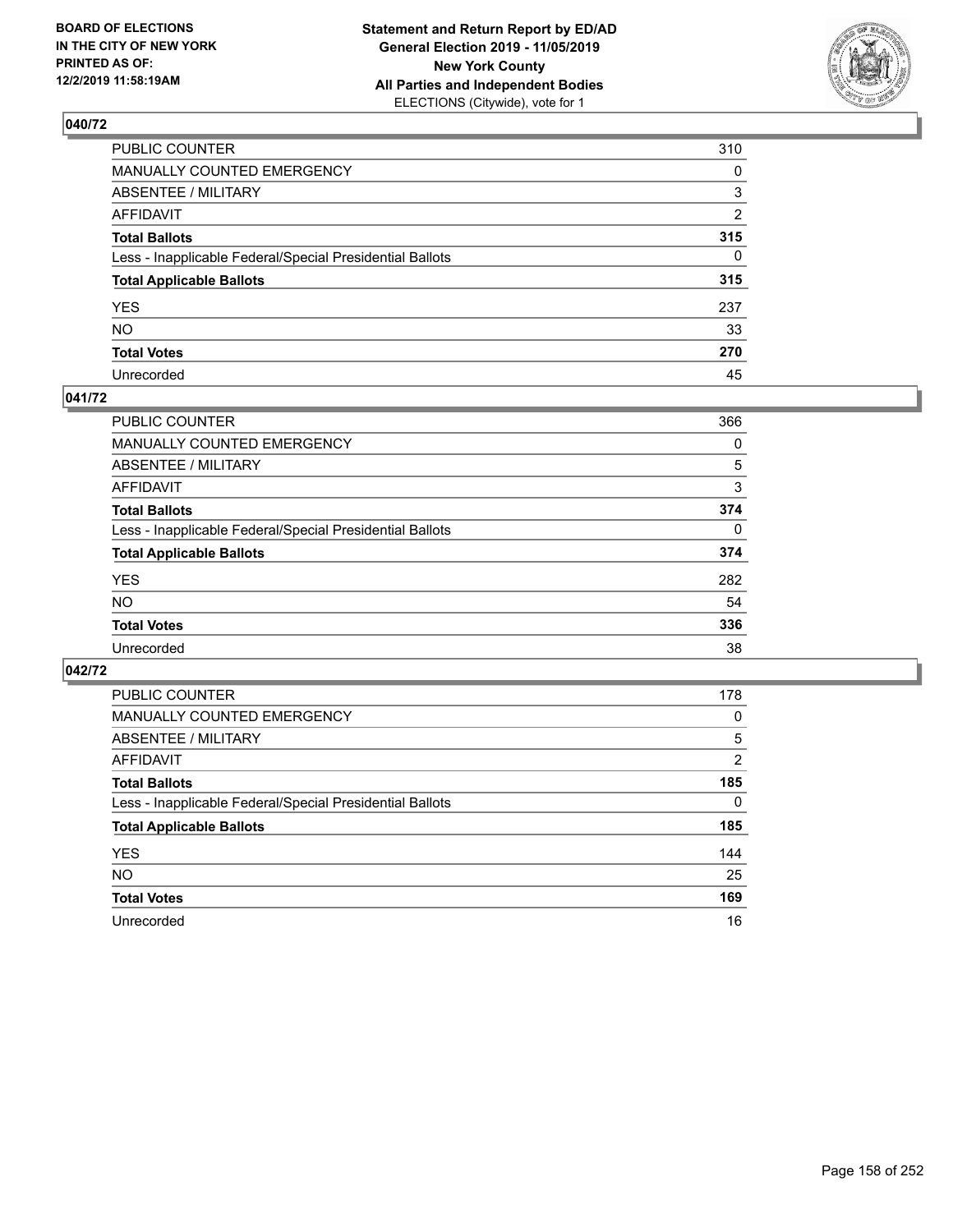BOARD OF ELECTIONS
IN THE CITY OF NEW YORK
PRINTED AS OF:
12/2/2019 11:58:19AM

**Statement and Return Report by ED/AD**
**General Election 2019 - 11/05/2019**
**New York County**
**All Parties and Independent Bodies**
ELECTIONS (Citywide), vote for 1

## 040/72

| | |
|---|---|
| PUBLIC COUNTER | 310 |
| MANUALLY COUNTED EMERGENCY | 0 |
| ABSENTEE / MILITARY | 3 |
| AFFIDAVIT | 2 |
| **Total Ballots** | **315** |
| Less - Inapplicable Federal/Special Presidential Ballots | 0 |
| **Total Applicable Ballots** | **315** |
| YES | 237 |
| NO | 33 |
| **Total Votes** | **270** |
| Unrecorded | 45 |

## 041/72

| | |
|---|---|
| PUBLIC COUNTER | 366 |
| MANUALLY COUNTED EMERGENCY | 0 |
| ABSENTEE / MILITARY | 5 |
| AFFIDAVIT | 3 |
| **Total Ballots** | **374** |
| Less - Inapplicable Federal/Special Presidential Ballots | 0 |
| **Total Applicable Ballots** | **374** |
| YES | 282 |
| NO | 54 |
| **Total Votes** | **336** |
| Unrecorded | 38 |

## 042/72

| | |
|---|---|
| PUBLIC COUNTER | 178 |
| MANUALLY COUNTED EMERGENCY | 0 |
| ABSENTEE / MILITARY | 5 |
| AFFIDAVIT | 2 |
| **Total Ballots** | **185** |
| Less - Inapplicable Federal/Special Presidential Ballots | 0 |
| **Total Applicable Ballots** | **185** |
| YES | 144 |
| NO | 25 |
| **Total Votes** | **169** |
| Unrecorded | 16 |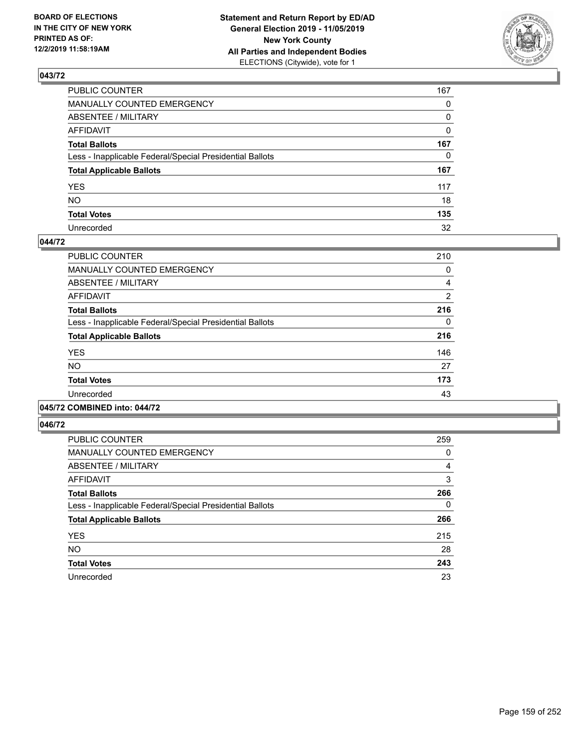BOARD OF ELECTIONS
IN THE CITY OF NEW YORK
PRINTED AS OF:
12/2/2019 11:58:19AM

**Statement and Return Report by ED/AD**
**General Election 2019 - 11/05/2019**
**New York County**
**All Parties and Independent Bodies**
ELECTIONS (Citywide), vote for 1

### 043/72

| | |
|---|---|
| PUBLIC COUNTER | 167 |
| MANUALLY COUNTED EMERGENCY | 0 |
| ABSENTEE / MILITARY | 0 |
| AFFIDAVIT | 0 |
| **Total Ballots** | **167** |
| Less - Inapplicable Federal/Special Presidential Ballots | 0 |
| **Total Applicable Ballots** | **167** |
| YES | 117 |
| NO | 18 |
| **Total Votes** | **135** |
| Unrecorded | 32 |

### 044/72

| | |
|---|---|
| PUBLIC COUNTER | 210 |
| MANUALLY COUNTED EMERGENCY | 0 |
| ABSENTEE / MILITARY | 4 |
| AFFIDAVIT | 2 |
| **Total Ballots** | **216** |
| Less - Inapplicable Federal/Special Presidential Ballots | 0 |
| **Total Applicable Ballots** | **216** |
| YES | 146 |
| NO | 27 |
| **Total Votes** | **173** |
| Unrecorded | 43 |

### 045/72 COMBINED into: 044/72

### 046/72

| | |
|---|---|
| PUBLIC COUNTER | 259 |
| MANUALLY COUNTED EMERGENCY | 0 |
| ABSENTEE / MILITARY | 4 |
| AFFIDAVIT | 3 |
| **Total Ballots** | **266** |
| Less - Inapplicable Federal/Special Presidential Ballots | 0 |
| **Total Applicable Ballots** | **266** |
| YES | 215 |
| NO | 28 |
| **Total Votes** | **243** |
| Unrecorded | 23 |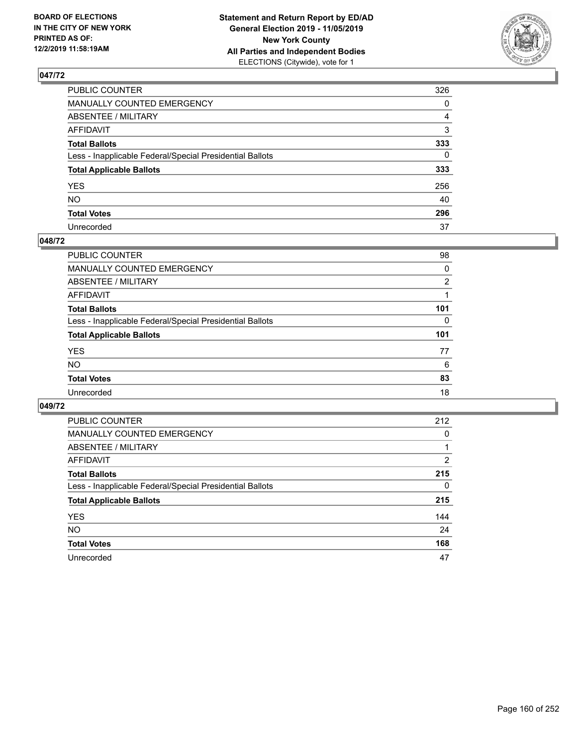## 047/72

| | |
|---|---|
| PUBLIC COUNTER | 326 |
| MANUALLY COUNTED EMERGENCY | 0 |
| ABSENTEE / MILITARY | 4 |
| AFFIDAVIT | 3 |
| **Total Ballots** | **333** |
| Less - Inapplicable Federal/Special Presidential Ballots | 0 |
| **Total Applicable Ballots** | **333** |
| YES | 256 |
| NO | 40 |
| **Total Votes** | **296** |
| Unrecorded | 37 |

## 048/72

| | |
|---|---|
| PUBLIC COUNTER | 98 |
| MANUALLY COUNTED EMERGENCY | 0 |
| ABSENTEE / MILITARY | 2 |
| AFFIDAVIT | 1 |
| **Total Ballots** | **101** |
| Less - Inapplicable Federal/Special Presidential Ballots | 0 |
| **Total Applicable Ballots** | **101** |
| YES | 77 |
| NO | 6 |
| **Total Votes** | **83** |
| Unrecorded | 18 |

## 049/72

| | |
|---|---|
| PUBLIC COUNTER | 212 |
| MANUALLY COUNTED EMERGENCY | 0 |
| ABSENTEE / MILITARY | 1 |
| AFFIDAVIT | 2 |
| **Total Ballots** | **215** |
| Less - Inapplicable Federal/Special Presidential Ballots | 0 |
| **Total Applicable Ballots** | **215** |
| YES | 144 |
| NO | 24 |
| **Total Votes** | **168** |
| Unrecorded | 47 |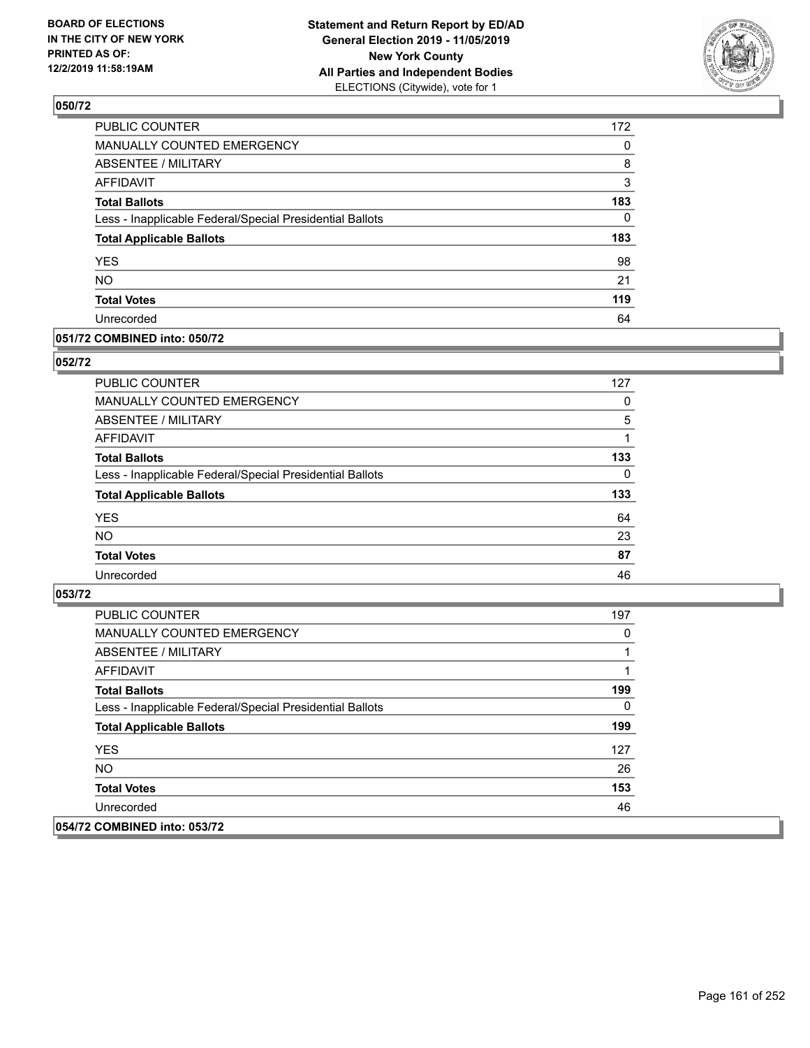**BOARD OF ELECTIONS IN THE CITY OF NEW YORK PRINTED AS OF: 12/2/2019 11:58:19AM**

**Statement and Return Report by ED/AD General Election 2019 - 11/05/2019 New York County All Parties and Independent Bodies** ELECTIONS (Citywide), vote for 1

## 050/72

| | |
|---|---|
| PUBLIC COUNTER | 172 |
| MANUALLY COUNTED EMERGENCY | 0 |
| ABSENTEE / MILITARY | 8 |
| AFFIDAVIT | 3 |
| **Total Ballots** | **183** |
| Less - Inapplicable Federal/Special Presidential Ballots | 0 |
| **Total Applicable Ballots** | **183** |
| YES | 98 |
| NO | 21 |
| **Total Votes** | **119** |
| Unrecorded | 64 |

## 051/72 COMBINED into: 050/72

## 052/72

| | |
|---|---|
| PUBLIC COUNTER | 127 |
| MANUALLY COUNTED EMERGENCY | 0 |
| ABSENTEE / MILITARY | 5 |
| AFFIDAVIT | 1 |
| **Total Ballots** | **133** |
| Less - Inapplicable Federal/Special Presidential Ballots | 0 |
| **Total Applicable Ballots** | **133** |
| YES | 64 |
| NO | 23 |
| **Total Votes** | **87** |
| Unrecorded | 46 |

## 053/72

| | |
|---|---|
| PUBLIC COUNTER | 197 |
| MANUALLY COUNTED EMERGENCY | 0 |
| ABSENTEE / MILITARY | 1 |
| AFFIDAVIT | 1 |
| **Total Ballots** | **199** |
| Less - Inapplicable Federal/Special Presidential Ballots | 0 |
| **Total Applicable Ballots** | **199** |
| YES | 127 |
| NO | 26 |
| **Total Votes** | **153** |
| Unrecorded | 46 |

## 054/72 COMBINED into: 053/72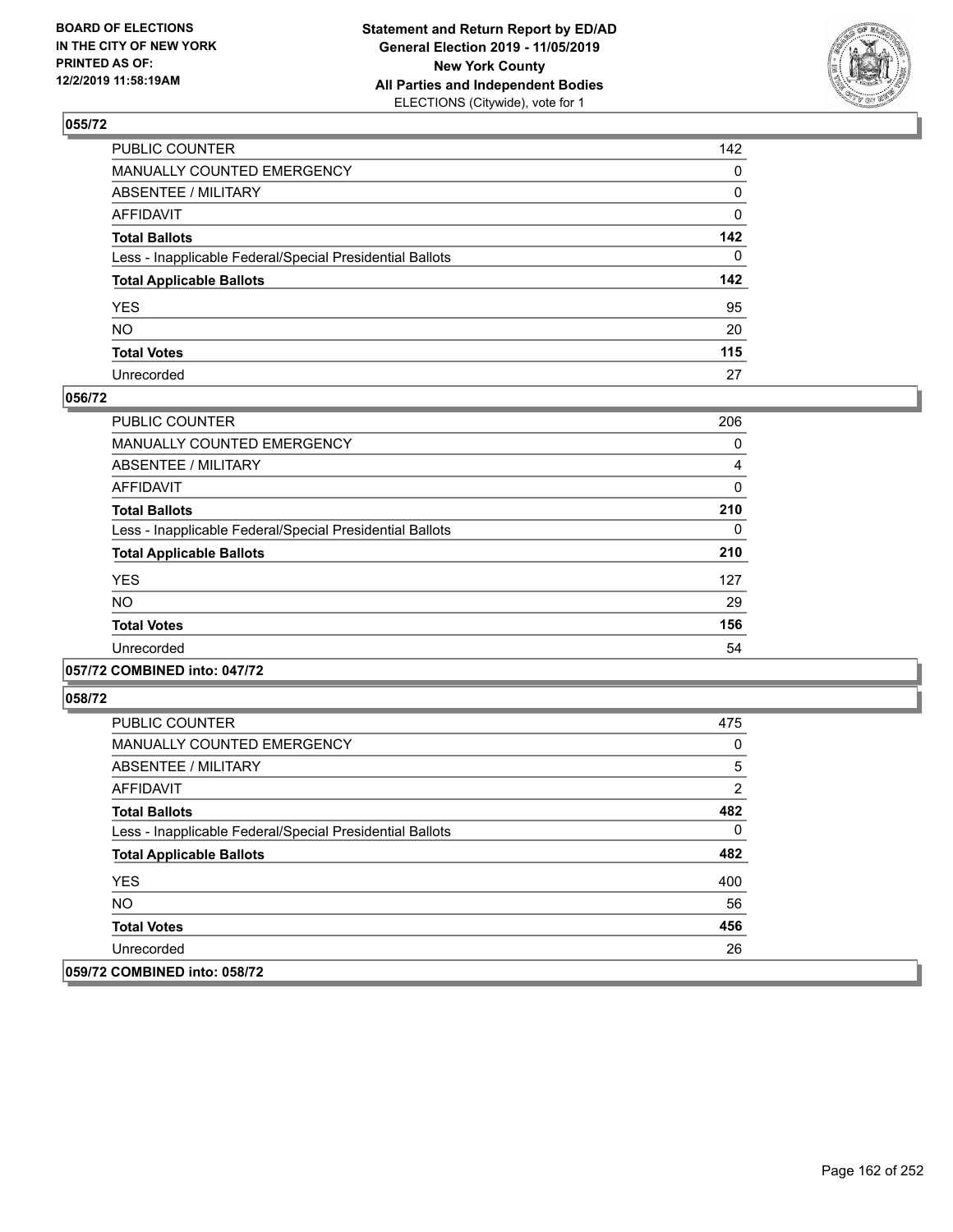BOARD OF ELECTIONS
IN THE CITY OF NEW YORK
PRINTED AS OF:
12/2/2019 11:58:19AM

**Statement and Return Report by ED/AD**
**General Election 2019 - 11/05/2019**
**New York County**
**All Parties and Independent Bodies**
ELECTIONS (Citywide), vote for 1

## 055/72

| | |
|---|---|
| PUBLIC COUNTER | 142 |
| MANUALLY COUNTED EMERGENCY | 0 |
| ABSENTEE / MILITARY | 0 |
| AFFIDAVIT | 0 |
| **Total Ballots** | **142** |
| Less - Inapplicable Federal/Special Presidential Ballots | 0 |
| **Total Applicable Ballots** | **142** |
| YES | 95 |
| NO | 20 |
| **Total Votes** | **115** |
| Unrecorded | 27 |

## 056/72

| | |
|---|---|
| PUBLIC COUNTER | 206 |
| MANUALLY COUNTED EMERGENCY | 0 |
| ABSENTEE / MILITARY | 4 |
| AFFIDAVIT | 0 |
| **Total Ballots** | **210** |
| Less - Inapplicable Federal/Special Presidential Ballots | 0 |
| **Total Applicable Ballots** | **210** |
| YES | 127 |
| NO | 29 |
| **Total Votes** | **156** |
| Unrecorded | 54 |

## 057/72 COMBINED into: 047/72

## 058/72

| | |
|---|---|
| PUBLIC COUNTER | 475 |
| MANUALLY COUNTED EMERGENCY | 0 |
| ABSENTEE / MILITARY | 5 |
| AFFIDAVIT | 2 |
| **Total Ballots** | **482** |
| Less - Inapplicable Federal/Special Presidential Ballots | 0 |
| **Total Applicable Ballots** | **482** |
| YES | 400 |
| NO | 56 |
| **Total Votes** | **456** |
| Unrecorded | 26 |

## 059/72 COMBINED into: 058/72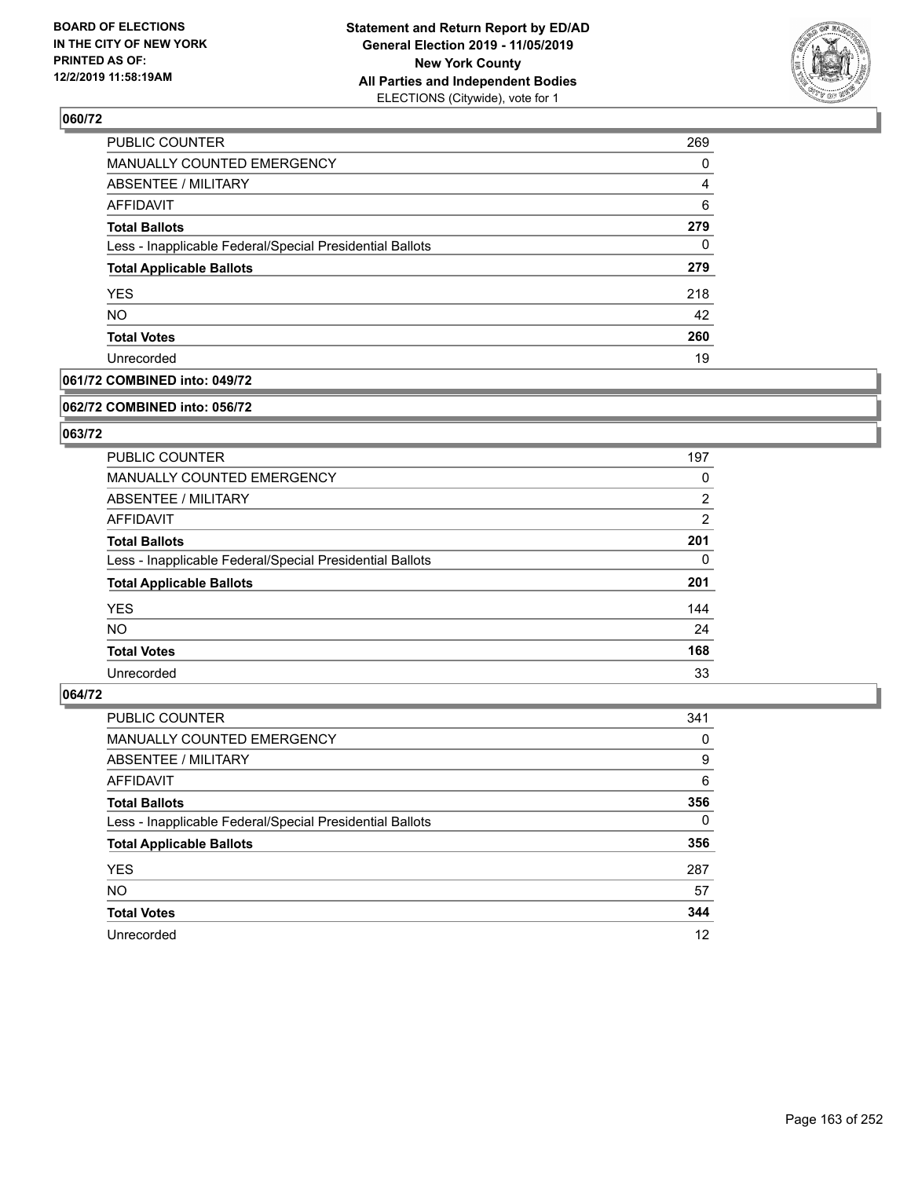BOARD OF ELECTIONS IN THE CITY OF NEW YORK PRINTED AS OF: 12/2/2019 11:58:19AM

**Statement and Return Report by ED/AD General Election 2019 - 11/05/2019 New York County All Parties and Independent Bodies ELECTIONS (Citywide), vote for 1**

### 060/72

| | |
|---|---|
| PUBLIC COUNTER | 269 |
| MANUALLY COUNTED EMERGENCY | 0 |
| ABSENTEE / MILITARY | 4 |
| AFFIDAVIT | 6 |
| **Total Ballots** | **279** |
| Less - Inapplicable Federal/Special Presidential Ballots | 0 |
| **Total Applicable Ballots** | **279** |
| YES | 218 |
| NO | 42 |
| **Total Votes** | **260** |
| Unrecorded | 19 |

### 061/72 COMBINED into: 049/72

### 062/72 COMBINED into: 056/72

### 063/72

| | |
|---|---|
| PUBLIC COUNTER | 197 |
| MANUALLY COUNTED EMERGENCY | 0 |
| ABSENTEE / MILITARY | 2 |
| AFFIDAVIT | 2 |
| **Total Ballots** | **201** |
| Less - Inapplicable Federal/Special Presidential Ballots | 0 |
| **Total Applicable Ballots** | **201** |
| YES | 144 |
| NO | 24 |
| **Total Votes** | **168** |
| Unrecorded | 33 |

### 064/72

| | |
|---|---|
| PUBLIC COUNTER | 341 |
| MANUALLY COUNTED EMERGENCY | 0 |
| ABSENTEE / MILITARY | 9 |
| AFFIDAVIT | 6 |
| **Total Ballots** | **356** |
| Less - Inapplicable Federal/Special Presidential Ballots | 0 |
| **Total Applicable Ballots** | **356** |
| YES | 287 |
| NO | 57 |
| **Total Votes** | **344** |
| Unrecorded | 12 |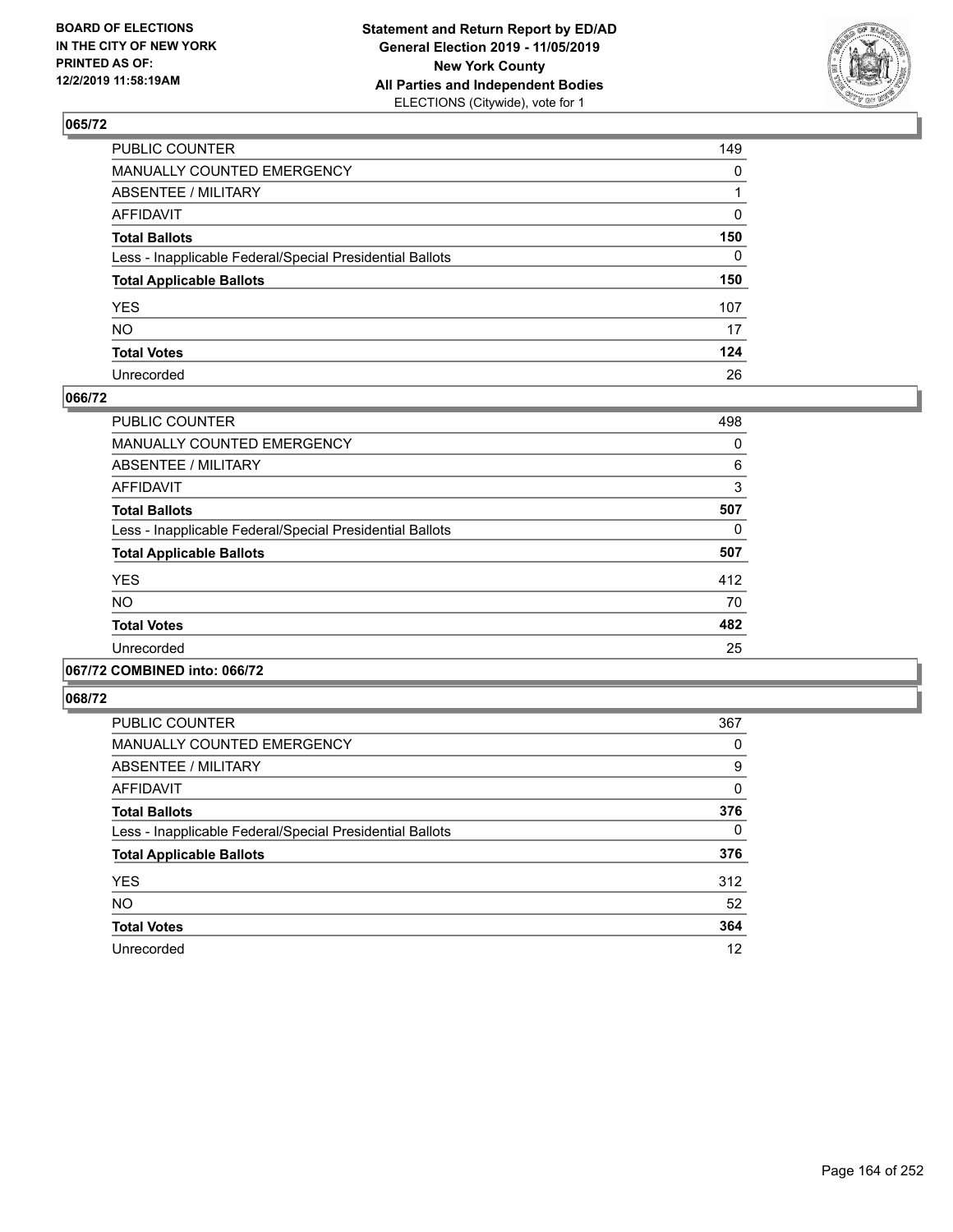## 065/72

| | |
|---|---|
| PUBLIC COUNTER | 149 |
| MANUALLY COUNTED EMERGENCY | 0 |
| ABSENTEE / MILITARY | 1 |
| AFFIDAVIT | 0 |
| **Total Ballots** | **150** |
| Less - Inapplicable Federal/Special Presidential Ballots | 0 |
| **Total Applicable Ballots** | **150** |
| YES | 107 |
| NO | 17 |
| **Total Votes** | **124** |
| Unrecorded | 26 |

## 066/72

| | |
|---|---|
| PUBLIC COUNTER | 498 |
| MANUALLY COUNTED EMERGENCY | 0 |
| ABSENTEE / MILITARY | 6 |
| AFFIDAVIT | 3 |
| **Total Ballots** | **507** |
| Less - Inapplicable Federal/Special Presidential Ballots | 0 |
| **Total Applicable Ballots** | **507** |
| YES | 412 |
| NO | 70 |
| **Total Votes** | **482** |
| Unrecorded | 25 |

## 067/72 COMBINED into: 066/72

## 068/72

| | |
|---|---|
| PUBLIC COUNTER | 367 |
| MANUALLY COUNTED EMERGENCY | 0 |
| ABSENTEE / MILITARY | 9 |
| AFFIDAVIT | 0 |
| **Total Ballots** | **376** |
| Less - Inapplicable Federal/Special Presidential Ballots | 0 |
| **Total Applicable Ballots** | **376** |
| YES | 312 |
| NO | 52 |
| **Total Votes** | **364** |
| Unrecorded | 12 |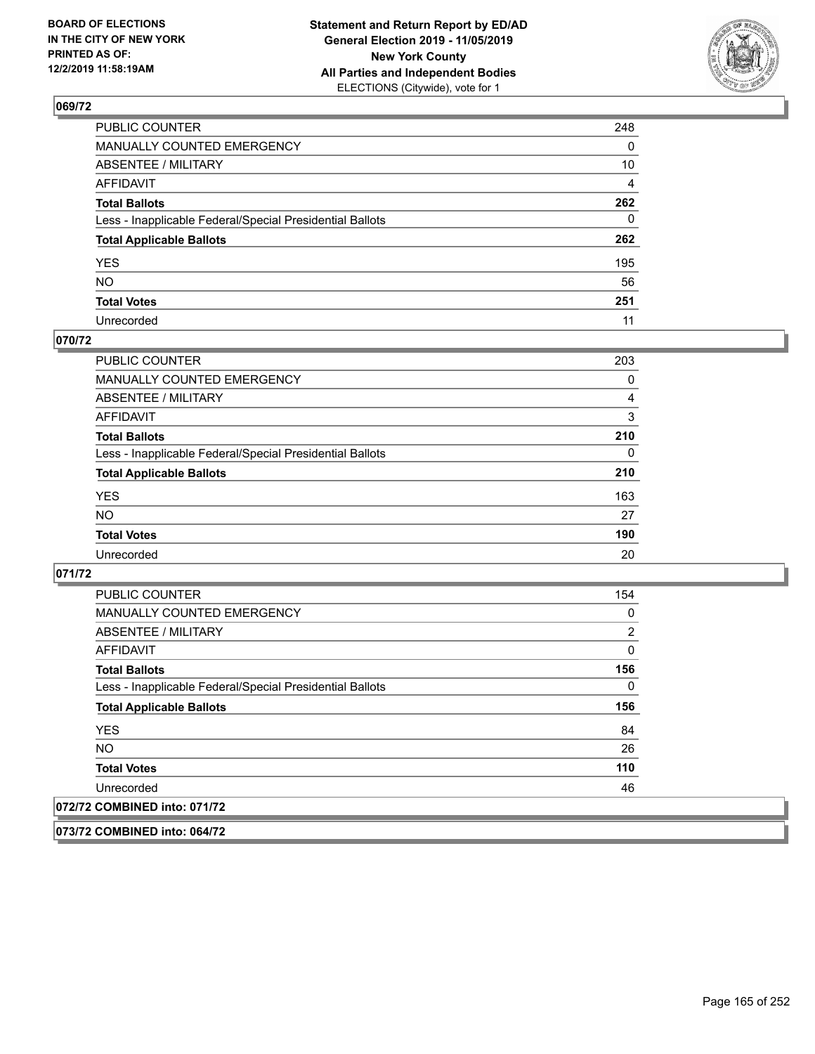**Statement and Return Report by ED/AD**
**General Election 2019 - 11/05/2019**
**New York County**
**All Parties and Independent Bodies**
ELECTIONS (Citywide), vote for 1

BOARD OF ELECTIONS IN THE CITY OF NEW YORK PRINTED AS OF: 12/2/2019 11:58:19AM

## 069/72

| | |
|---|---|
| PUBLIC COUNTER | 248 |
| MANUALLY COUNTED EMERGENCY | 0 |
| ABSENTEE / MILITARY | 10 |
| AFFIDAVIT | 4 |
| **Total Ballots** | **262** |
| Less - Inapplicable Federal/Special Presidential Ballots | 0 |
| **Total Applicable Ballots** | **262** |
| YES | 195 |
| NO | 56 |
| **Total Votes** | **251** |
| Unrecorded | 11 |

## 070/72

| | |
|---|---|
| PUBLIC COUNTER | 203 |
| MANUALLY COUNTED EMERGENCY | 0 |
| ABSENTEE / MILITARY | 4 |
| AFFIDAVIT | 3 |
| **Total Ballots** | **210** |
| Less - Inapplicable Federal/Special Presidential Ballots | 0 |
| **Total Applicable Ballots** | **210** |
| YES | 163 |
| NO | 27 |
| **Total Votes** | **190** |
| Unrecorded | 20 |

## 071/72

| | |
|---|---|
| PUBLIC COUNTER | 154 |
| MANUALLY COUNTED EMERGENCY | 0 |
| ABSENTEE / MILITARY | 2 |
| AFFIDAVIT | 0 |
| **Total Ballots** | **156** |
| Less - Inapplicable Federal/Special Presidential Ballots | 0 |
| **Total Applicable Ballots** | **156** |
| YES | 84 |
| NO | 26 |
| **Total Votes** | **110** |
| Unrecorded | 46 |

## 072/72 COMBINED into: 071/72

## 073/72 COMBINED into: 064/72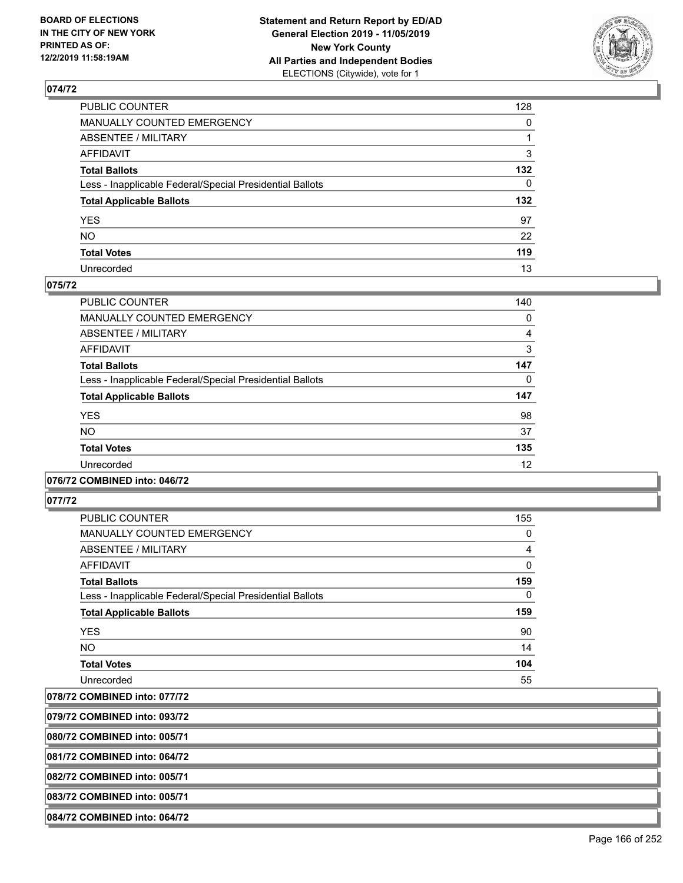### 074/72

| | |
|---|---|
| PUBLIC COUNTER | 128 |
| MANUALLY COUNTED EMERGENCY | 0 |
| ABSENTEE / MILITARY | 1 |
| AFFIDAVIT | 3 |
| **Total Ballots** | **132** |
| Less - Inapplicable Federal/Special Presidential Ballots | 0 |
| **Total Applicable Ballots** | **132** |
| YES | 97 |
| NO | 22 |
| **Total Votes** | **119** |
| Unrecorded | 13 |

### 075/72

| | |
|---|---|
| PUBLIC COUNTER | 140 |
| MANUALLY COUNTED EMERGENCY | 0 |
| ABSENTEE / MILITARY | 4 |
| AFFIDAVIT | 3 |
| **Total Ballots** | **147** |
| Less - Inapplicable Federal/Special Presidential Ballots | 0 |
| **Total Applicable Ballots** | **147** |
| YES | 98 |
| NO | 37 |
| **Total Votes** | **135** |
| Unrecorded | 12 |

### 076/72 COMBINED into: 046/72

### 077/72

| | |
|---|---|
| PUBLIC COUNTER | 155 |
| MANUALLY COUNTED EMERGENCY | 0 |
| ABSENTEE / MILITARY | 4 |
| AFFIDAVIT | 0 |
| **Total Ballots** | **159** |
| Less - Inapplicable Federal/Special Presidential Ballots | 0 |
| **Total Applicable Ballots** | **159** |
| YES | 90 |
| NO | 14 |
| **Total Votes** | **104** |
| Unrecorded | 55 |

### 078/72 COMBINED into: 077/72

### 079/72 COMBINED into: 093/72

### 080/72 COMBINED into: 005/71

### 081/72 COMBINED into: 064/72

### 082/72 COMBINED into: 005/71

### 083/72 COMBINED into: 005/71

### 084/72 COMBINED into: 064/72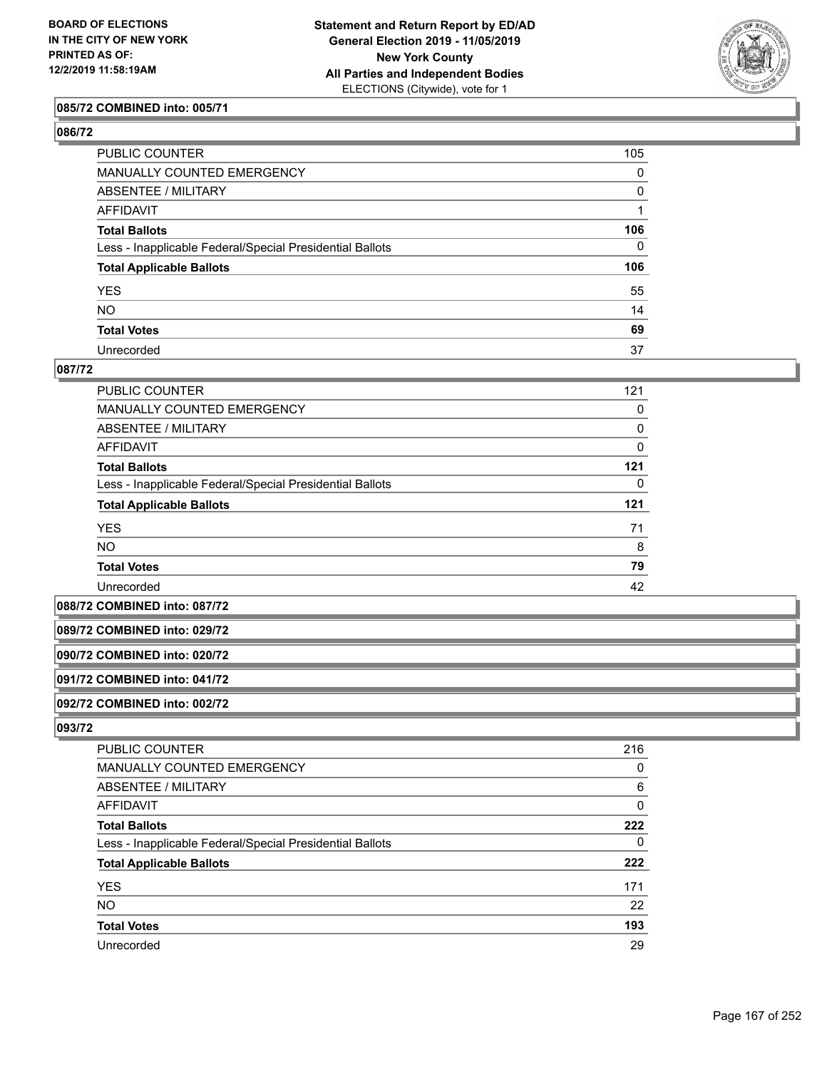**085/72 COMBINED into: 005/71**

**086/72**

| | |
|---|---|
| PUBLIC COUNTER | 105 |
| MANUALLY COUNTED EMERGENCY | 0 |
| ABSENTEE / MILITARY | 0 |
| AFFIDAVIT | 1 |
| **Total Ballots** | **106** |
| Less - Inapplicable Federal/Special Presidential Ballots | 0 |
| **Total Applicable Ballots** | **106** |
| YES | 55 |
| NO | 14 |
| **Total Votes** | **69** |
| Unrecorded | 37 |

**087/72**

| | |
|---|---|
| PUBLIC COUNTER | 121 |
| MANUALLY COUNTED EMERGENCY | 0 |
| ABSENTEE / MILITARY | 0 |
| AFFIDAVIT | 0 |
| **Total Ballots** | **121** |
| Less - Inapplicable Federal/Special Presidential Ballots | 0 |
| **Total Applicable Ballots** | **121** |
| YES | 71 |
| NO | 8 |
| **Total Votes** | **79** |
| Unrecorded | 42 |

**088/72 COMBINED into: 087/72**

**089/72 COMBINED into: 029/72**

**090/72 COMBINED into: 020/72**

**091/72 COMBINED into: 041/72**

**092/72 COMBINED into: 002/72**

**093/72**

| | |
|---|---|
| PUBLIC COUNTER | 216 |
| MANUALLY COUNTED EMERGENCY | 0 |
| ABSENTEE / MILITARY | 6 |
| AFFIDAVIT | 0 |
| **Total Ballots** | **222** |
| Less - Inapplicable Federal/Special Presidential Ballots | 0 |
| **Total Applicable Ballots** | **222** |
| YES | 171 |
| NO | 22 |
| **Total Votes** | **193** |
| Unrecorded | 29 |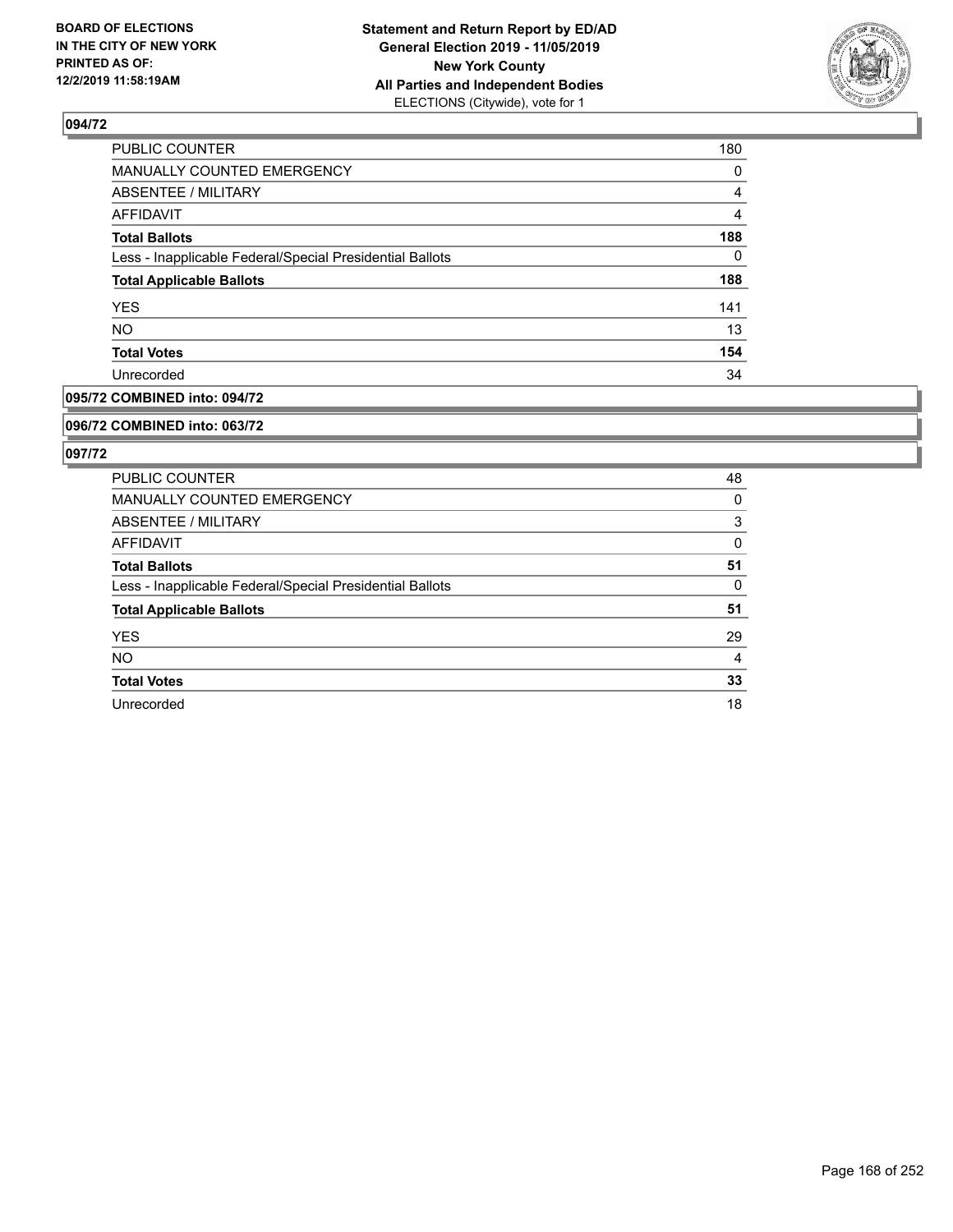BOARD OF ELECTIONS
IN THE CITY OF NEW YORK
PRINTED AS OF:
12/2/2019 11:58:19AM

**Statement and Return Report by ED/AD**
**General Election 2019 - 11/05/2019**
**New York County**
**All Parties and Independent Bodies**
ELECTIONS (Citywide), vote for 1

## 094/72

| | |
|---|---|
| PUBLIC COUNTER | 180 |
| MANUALLY COUNTED EMERGENCY | 0 |
| ABSENTEE / MILITARY | 4 |
| AFFIDAVIT | 4 |
| **Total Ballots** | **188** |
| Less - Inapplicable Federal/Special Presidential Ballots | 0 |
| **Total Applicable Ballots** | **188** |
| YES | 141 |
| NO | 13 |
| **Total Votes** | **154** |
| Unrecorded | 34 |

## 095/72 COMBINED into: 094/72

## 096/72 COMBINED into: 063/72

## 097/72

| | |
|---|---|
| PUBLIC COUNTER | 48 |
| MANUALLY COUNTED EMERGENCY | 0 |
| ABSENTEE / MILITARY | 3 |
| AFFIDAVIT | 0 |
| **Total Ballots** | **51** |
| Less - Inapplicable Federal/Special Presidential Ballots | 0 |
| **Total Applicable Ballots** | **51** |
| YES | 29 |
| NO | 4 |
| **Total Votes** | **33** |
| Unrecorded | 18 |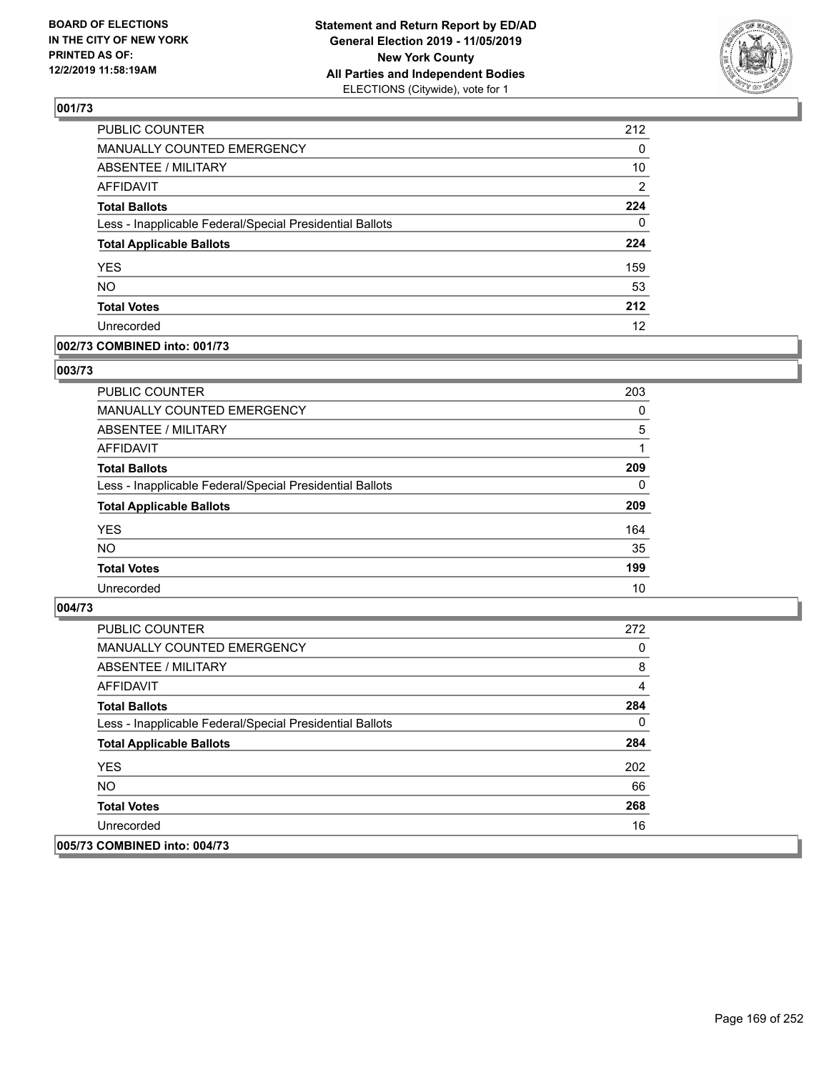**BOARD OF ELECTIONS IN THE CITY OF NEW YORK PRINTED AS OF: 12/2/2019 11:58:19AM**

**Statement and Return Report by ED/AD General Election 2019 - 11/05/2019 New York County All Parties and Independent Bodies**
ELECTIONS (Citywide), vote for 1

## 001/73

| | |
|---|---|
| PUBLIC COUNTER | 212 |
| MANUALLY COUNTED EMERGENCY | 0 |
| ABSENTEE / MILITARY | 10 |
| AFFIDAVIT | 2 |
| **Total Ballots** | **224** |
| Less - Inapplicable Federal/Special Presidential Ballots | 0 |
| **Total Applicable Ballots** | **224** |
| YES | 159 |
| NO | 53 |
| **Total Votes** | **212** |
| Unrecorded | 12 |

## 002/73 COMBINED into: 001/73

## 003/73

| | |
|---|---|
| PUBLIC COUNTER | 203 |
| MANUALLY COUNTED EMERGENCY | 0 |
| ABSENTEE / MILITARY | 5 |
| AFFIDAVIT | 1 |
| **Total Ballots** | **209** |
| Less - Inapplicable Federal/Special Presidential Ballots | 0 |
| **Total Applicable Ballots** | **209** |
| YES | 164 |
| NO | 35 |
| **Total Votes** | **199** |
| Unrecorded | 10 |

## 004/73

| | |
|---|---|
| PUBLIC COUNTER | 272 |
| MANUALLY COUNTED EMERGENCY | 0 |
| ABSENTEE / MILITARY | 8 |
| AFFIDAVIT | 4 |
| **Total Ballots** | **284** |
| Less - Inapplicable Federal/Special Presidential Ballots | 0 |
| **Total Applicable Ballots** | **284** |
| YES | 202 |
| NO | 66 |
| **Total Votes** | **268** |
| Unrecorded | 16 |

## 005/73 COMBINED into: 004/73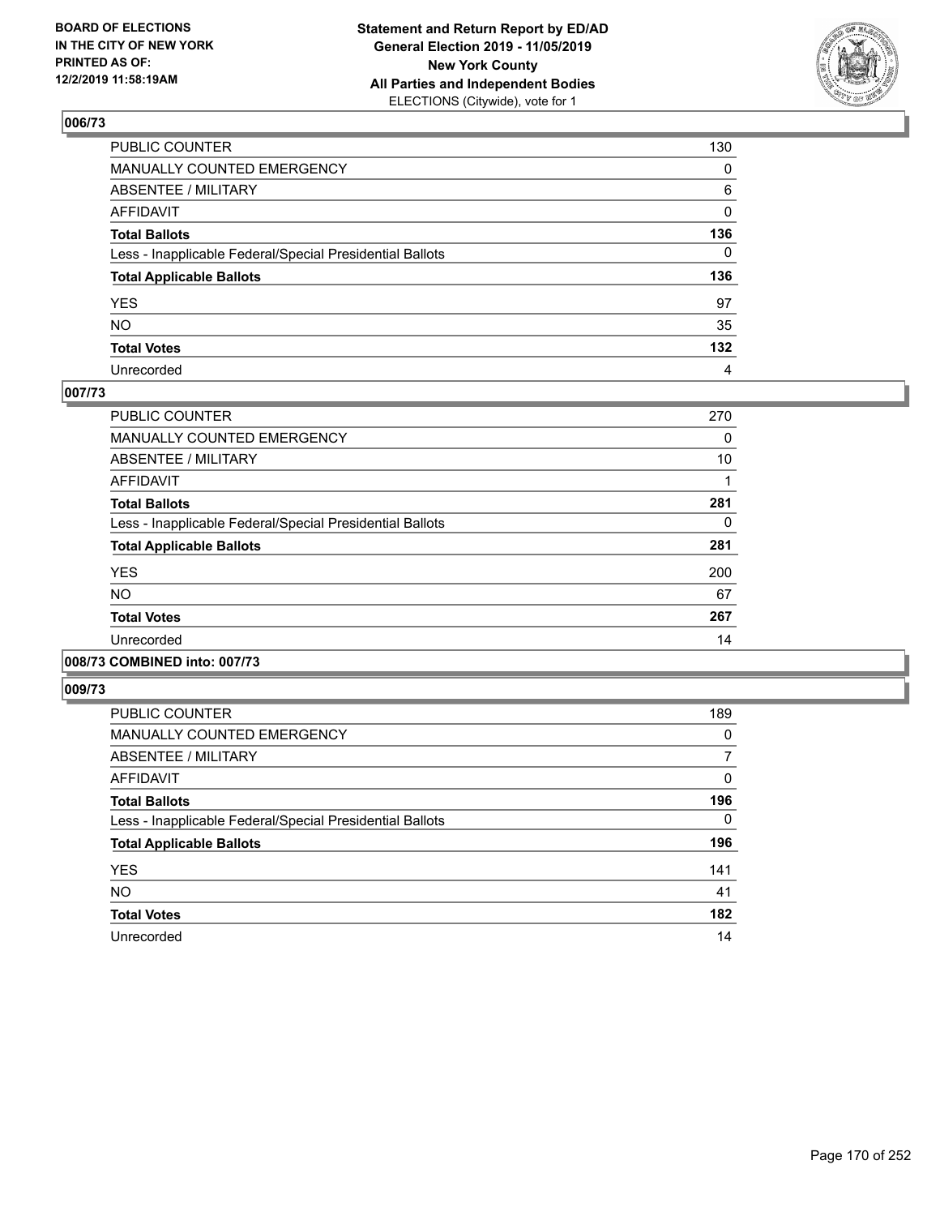BOARD OF ELECTIONS
IN THE CITY OF NEW YORK
PRINTED AS OF:
12/2/2019 11:58:19AM

**Statement and Return Report by ED/AD**
**General Election 2019 - 11/05/2019**
**New York County**
**All Parties and Independent Bodies**
ELECTIONS (Citywide), vote for 1

## 006/73

| | |
|---|---|
| PUBLIC COUNTER | 130 |
| MANUALLY COUNTED EMERGENCY | 0 |
| ABSENTEE / MILITARY | 6 |
| AFFIDAVIT | 0 |
| **Total Ballots** | **136** |
| Less - Inapplicable Federal/Special Presidential Ballots | 0 |
| **Total Applicable Ballots** | **136** |
| YES | 97 |
| NO | 35 |
| **Total Votes** | **132** |
| Unrecorded | 4 |

## 007/73

| | |
|---|---|
| PUBLIC COUNTER | 270 |
| MANUALLY COUNTED EMERGENCY | 0 |
| ABSENTEE / MILITARY | 10 |
| AFFIDAVIT | 1 |
| **Total Ballots** | **281** |
| Less - Inapplicable Federal/Special Presidential Ballots | 0 |
| **Total Applicable Ballots** | **281** |
| YES | 200 |
| NO | 67 |
| **Total Votes** | **267** |
| Unrecorded | 14 |

## 008/73 COMBINED into: 007/73

## 009/73

| | |
|---|---|
| PUBLIC COUNTER | 189 |
| MANUALLY COUNTED EMERGENCY | 0 |
| ABSENTEE / MILITARY | 7 |
| AFFIDAVIT | 0 |
| **Total Ballots** | **196** |
| Less - Inapplicable Federal/Special Presidential Ballots | 0 |
| **Total Applicable Ballots** | **196** |
| YES | 141 |
| NO | 41 |
| **Total Votes** | **182** |
| Unrecorded | 14 |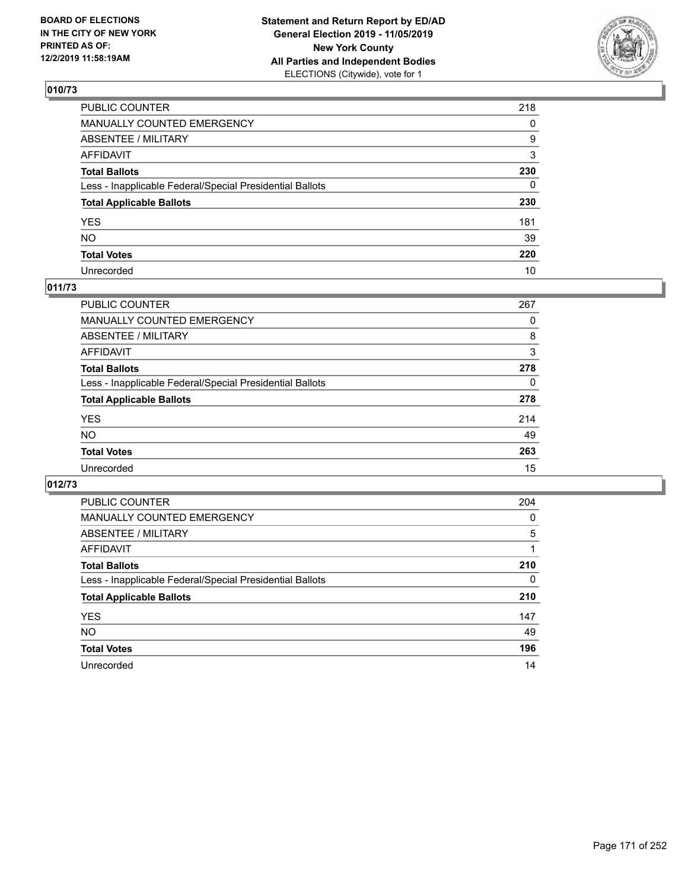**BOARD OF ELECTIONS IN THE CITY OF NEW YORK PRINTED AS OF: 12/2/2019 11:58:19AM**

**Statement and Return Report by ED/AD General Election 2019 - 11/05/2019 New York County All Parties and Independent Bodies**
ELECTIONS (Citywide), vote for 1

## 010/73

| | |
|---|---|
| PUBLIC COUNTER | 218 |
| MANUALLY COUNTED EMERGENCY | 0 |
| ABSENTEE / MILITARY | 9 |
| AFFIDAVIT | 3 |
| **Total Ballots** | **230** |
| Less - Inapplicable Federal/Special Presidential Ballots | 0 |
| **Total Applicable Ballots** | **230** |
| YES | 181 |
| NO | 39 |
| **Total Votes** | **220** |
| Unrecorded | 10 |

## 011/73

| | |
|---|---|
| PUBLIC COUNTER | 267 |
| MANUALLY COUNTED EMERGENCY | 0 |
| ABSENTEE / MILITARY | 8 |
| AFFIDAVIT | 3 |
| **Total Ballots** | **278** |
| Less - Inapplicable Federal/Special Presidential Ballots | 0 |
| **Total Applicable Ballots** | **278** |
| YES | 214 |
| NO | 49 |
| **Total Votes** | **263** |
| Unrecorded | 15 |

## 012/73

| | |
|---|---|
| PUBLIC COUNTER | 204 |
| MANUALLY COUNTED EMERGENCY | 0 |
| ABSENTEE / MILITARY | 5 |
| AFFIDAVIT | 1 |
| **Total Ballots** | **210** |
| Less - Inapplicable Federal/Special Presidential Ballots | 0 |
| **Total Applicable Ballots** | **210** |
| YES | 147 |
| NO | 49 |
| **Total Votes** | **196** |
| Unrecorded | 14 |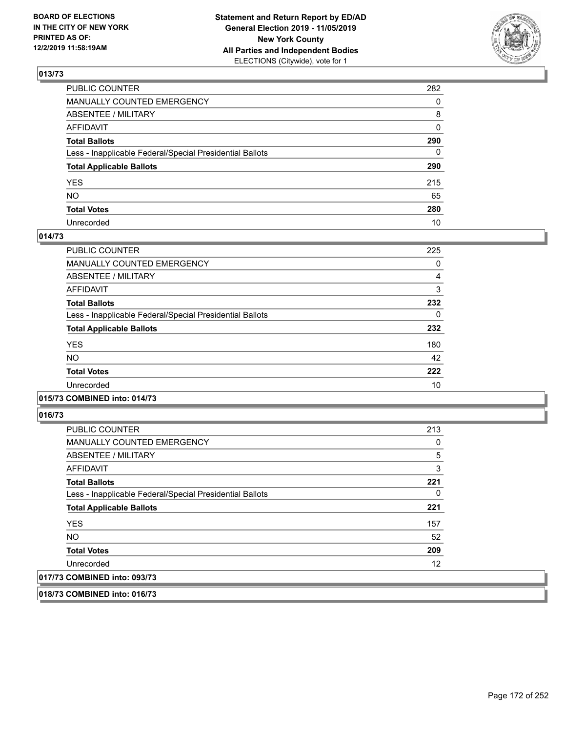**BOARD OF ELECTIONS IN THE CITY OF NEW YORK PRINTED AS OF: 12/2/2019 11:58:19AM**

**Statement and Return Report by ED/AD General Election 2019 - 11/05/2019 New York County All Parties and Independent Bodies**
ELECTIONS (Citywide), vote for 1

### 013/73

| | |
|---|---|
| PUBLIC COUNTER | 282 |
| MANUALLY COUNTED EMERGENCY | 0 |
| ABSENTEE / MILITARY | 8 |
| AFFIDAVIT | 0 |
| **Total Ballots** | **290** |
| Less - Inapplicable Federal/Special Presidential Ballots | 0 |
| **Total Applicable Ballots** | **290** |
| YES | 215 |
| NO | 65 |
| **Total Votes** | **280** |
| Unrecorded | 10 |

### 014/73

| | |
|---|---|
| PUBLIC COUNTER | 225 |
| MANUALLY COUNTED EMERGENCY | 0 |
| ABSENTEE / MILITARY | 4 |
| AFFIDAVIT | 3 |
| **Total Ballots** | **232** |
| Less - Inapplicable Federal/Special Presidential Ballots | 0 |
| **Total Applicable Ballots** | **232** |
| YES | 180 |
| NO | 42 |
| **Total Votes** | **222** |
| Unrecorded | 10 |

### 015/73 COMBINED into: 014/73

### 016/73

| | |
|---|---|
| PUBLIC COUNTER | 213 |
| MANUALLY COUNTED EMERGENCY | 0 |
| ABSENTEE / MILITARY | 5 |
| AFFIDAVIT | 3 |
| **Total Ballots** | **221** |
| Less - Inapplicable Federal/Special Presidential Ballots | 0 |
| **Total Applicable Ballots** | **221** |
| YES | 157 |
| NO | 52 |
| **Total Votes** | **209** |
| Unrecorded | 12 |

### 017/73 COMBINED into: 093/73

### 018/73 COMBINED into: 016/73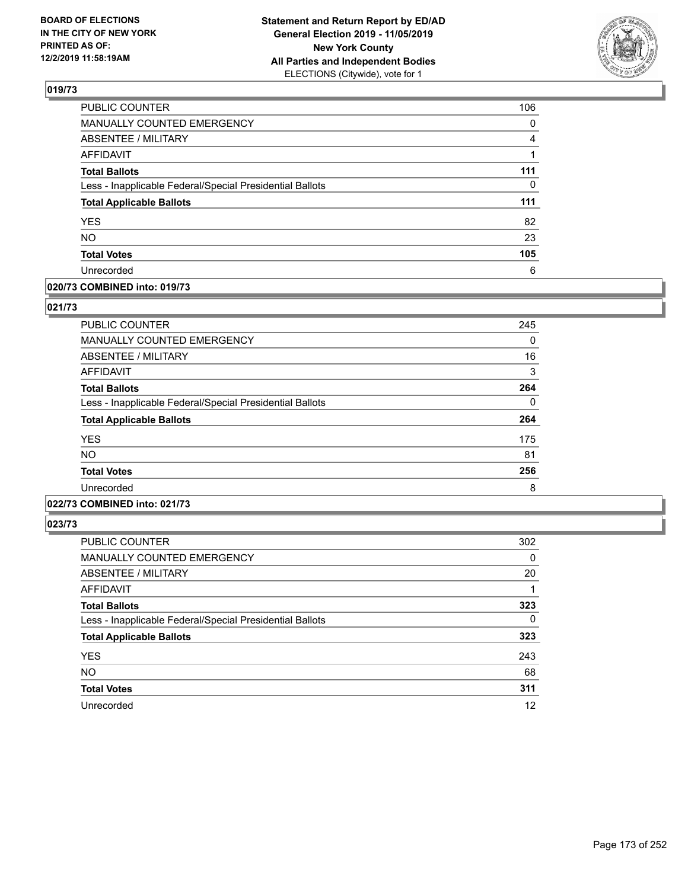**Statement and Return Report by ED/AD**
**General Election 2019 - 11/05/2019**
**New York County**
**All Parties and Independent Bodies**
ELECTIONS (Citywide), vote for 1

BOARD OF ELECTIONS
IN THE CITY OF NEW YORK
PRINTED AS OF:
12/2/2019 11:58:19AM

### 019/73

| | |
|---|---|
| PUBLIC COUNTER | 106 |
| MANUALLY COUNTED EMERGENCY | 0 |
| ABSENTEE / MILITARY | 4 |
| AFFIDAVIT | 1 |
| **Total Ballots** | **111** |
| Less - Inapplicable Federal/Special Presidential Ballots | 0 |
| **Total Applicable Ballots** | **111** |
| YES | 82 |
| NO | 23 |
| **Total Votes** | **105** |
| Unrecorded | 6 |

### 020/73 COMBINED into: 019/73

### 021/73

| | |
|---|---|
| PUBLIC COUNTER | 245 |
| MANUALLY COUNTED EMERGENCY | 0 |
| ABSENTEE / MILITARY | 16 |
| AFFIDAVIT | 3 |
| **Total Ballots** | **264** |
| Less - Inapplicable Federal/Special Presidential Ballots | 0 |
| **Total Applicable Ballots** | **264** |
| YES | 175 |
| NO | 81 |
| **Total Votes** | **256** |
| Unrecorded | 8 |

### 022/73 COMBINED into: 021/73

### 023/73

| | |
|---|---|
| PUBLIC COUNTER | 302 |
| MANUALLY COUNTED EMERGENCY | 0 |
| ABSENTEE / MILITARY | 20 |
| AFFIDAVIT | 1 |
| **Total Ballots** | **323** |
| Less - Inapplicable Federal/Special Presidential Ballots | 0 |
| **Total Applicable Ballots** | **323** |
| YES | 243 |
| NO | 68 |
| **Total Votes** | **311** |
| Unrecorded | 12 |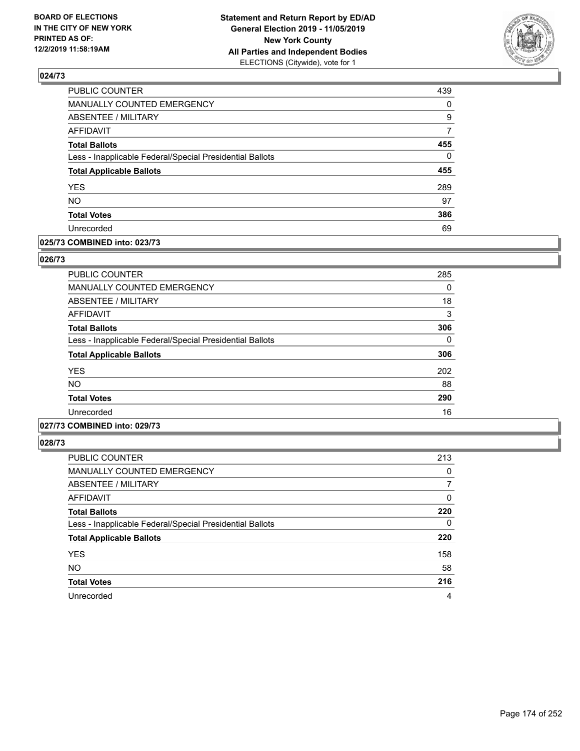BOARD OF ELECTIONS
IN THE CITY OF NEW YORK
PRINTED AS OF:
12/2/2019 11:58:19AM

**Statement and Return Report by ED/AD**
**General Election 2019 - 11/05/2019**
**New York County**
**All Parties and Independent Bodies**
ELECTIONS (Citywide), vote for 1

## 024/73

| | |
|---|---|
| PUBLIC COUNTER | 439 |
| MANUALLY COUNTED EMERGENCY | 0 |
| ABSENTEE / MILITARY | 9 |
| AFFIDAVIT | 7 |
| **Total Ballots** | **455** |
| Less - Inapplicable Federal/Special Presidential Ballots | 0 |
| **Total Applicable Ballots** | **455** |
| YES | 289 |
| NO | 97 |
| **Total Votes** | **386** |
| Unrecorded | 69 |

## 025/73 COMBINED into: 023/73

## 026/73

| | |
|---|---|
| PUBLIC COUNTER | 285 |
| MANUALLY COUNTED EMERGENCY | 0 |
| ABSENTEE / MILITARY | 18 |
| AFFIDAVIT | 3 |
| **Total Ballots** | **306** |
| Less - Inapplicable Federal/Special Presidential Ballots | 0 |
| **Total Applicable Ballots** | **306** |
| YES | 202 |
| NO | 88 |
| **Total Votes** | **290** |
| Unrecorded | 16 |

## 027/73 COMBINED into: 029/73

## 028/73

| | |
|---|---|
| PUBLIC COUNTER | 213 |
| MANUALLY COUNTED EMERGENCY | 0 |
| ABSENTEE / MILITARY | 7 |
| AFFIDAVIT | 0 |
| **Total Ballots** | **220** |
| Less - Inapplicable Federal/Special Presidential Ballots | 0 |
| **Total Applicable Ballots** | **220** |
| YES | 158 |
| NO | 58 |
| **Total Votes** | **216** |
| Unrecorded | 4 |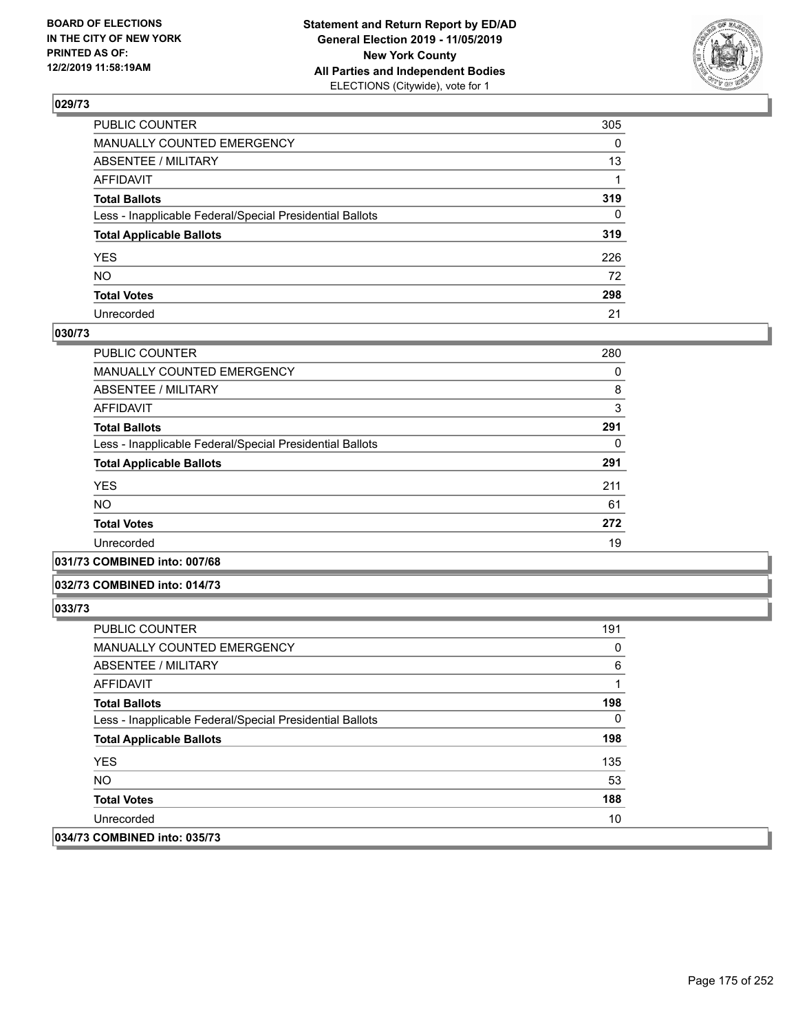## 029/73

| | |
|---|---|
| PUBLIC COUNTER | 305 |
| MANUALLY COUNTED EMERGENCY | 0 |
| ABSENTEE / MILITARY | 13 |
| AFFIDAVIT | 1 |
| **Total Ballots** | **319** |
| Less - Inapplicable Federal/Special Presidential Ballots | 0 |
| **Total Applicable Ballots** | **319** |
| YES | 226 |
| NO | 72 |
| **Total Votes** | **298** |
| Unrecorded | 21 |

## 030/73

| | |
|---|---|
| PUBLIC COUNTER | 280 |
| MANUALLY COUNTED EMERGENCY | 0 |
| ABSENTEE / MILITARY | 8 |
| AFFIDAVIT | 3 |
| **Total Ballots** | **291** |
| Less - Inapplicable Federal/Special Presidential Ballots | 0 |
| **Total Applicable Ballots** | **291** |
| YES | 211 |
| NO | 61 |
| **Total Votes** | **272** |
| Unrecorded | 19 |

## 031/73 COMBINED into: 007/68

## 032/73 COMBINED into: 014/73

## 033/73

| | |
|---|---|
| PUBLIC COUNTER | 191 |
| MANUALLY COUNTED EMERGENCY | 0 |
| ABSENTEE / MILITARY | 6 |
| AFFIDAVIT | 1 |
| **Total Ballots** | **198** |
| Less - Inapplicable Federal/Special Presidential Ballots | 0 |
| **Total Applicable Ballots** | **198** |
| YES | 135 |
| NO | 53 |
| **Total Votes** | **188** |
| Unrecorded | 10 |

## 034/73 COMBINED into: 035/73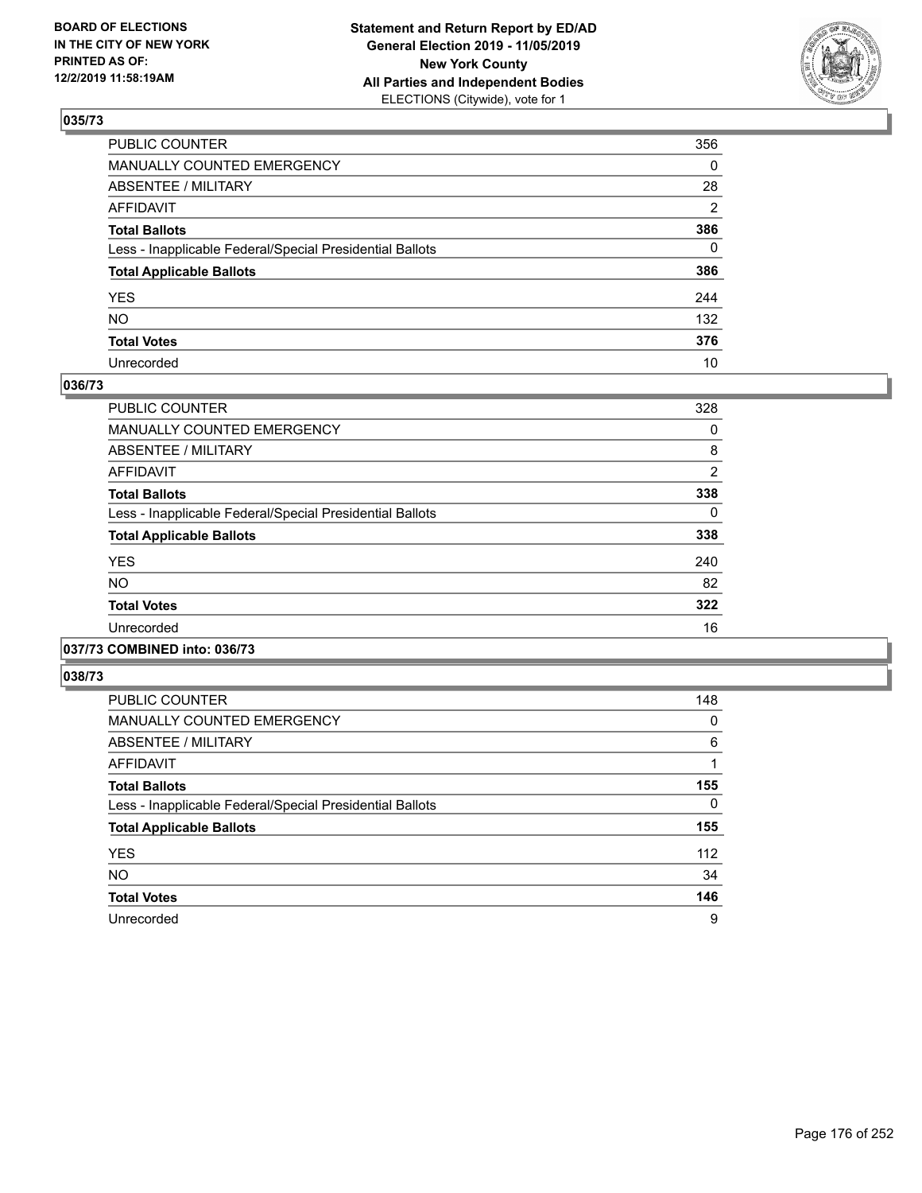## 035/73

| | |
|---|---|
| PUBLIC COUNTER | 356 |
| MANUALLY COUNTED EMERGENCY | 0 |
| ABSENTEE / MILITARY | 28 |
| AFFIDAVIT | 2 |
| **Total Ballots** | **386** |
| Less - Inapplicable Federal/Special Presidential Ballots | 0 |
| **Total Applicable Ballots** | **386** |
| YES | 244 |
| NO | 132 |
| **Total Votes** | **376** |
| Unrecorded | 10 |

## 036/73

| | |
|---|---|
| PUBLIC COUNTER | 328 |
| MANUALLY COUNTED EMERGENCY | 0 |
| ABSENTEE / MILITARY | 8 |
| AFFIDAVIT | 2 |
| **Total Ballots** | **338** |
| Less - Inapplicable Federal/Special Presidential Ballots | 0 |
| **Total Applicable Ballots** | **338** |
| YES | 240 |
| NO | 82 |
| **Total Votes** | **322** |
| Unrecorded | 16 |

## 037/73 COMBINED into: 036/73

## 038/73

| | |
|---|---|
| PUBLIC COUNTER | 148 |
| MANUALLY COUNTED EMERGENCY | 0 |
| ABSENTEE / MILITARY | 6 |
| AFFIDAVIT | 1 |
| **Total Ballots** | **155** |
| Less - Inapplicable Federal/Special Presidential Ballots | 0 |
| **Total Applicable Ballots** | **155** |
| YES | 112 |
| NO | 34 |
| **Total Votes** | **146** |
| Unrecorded | 9 |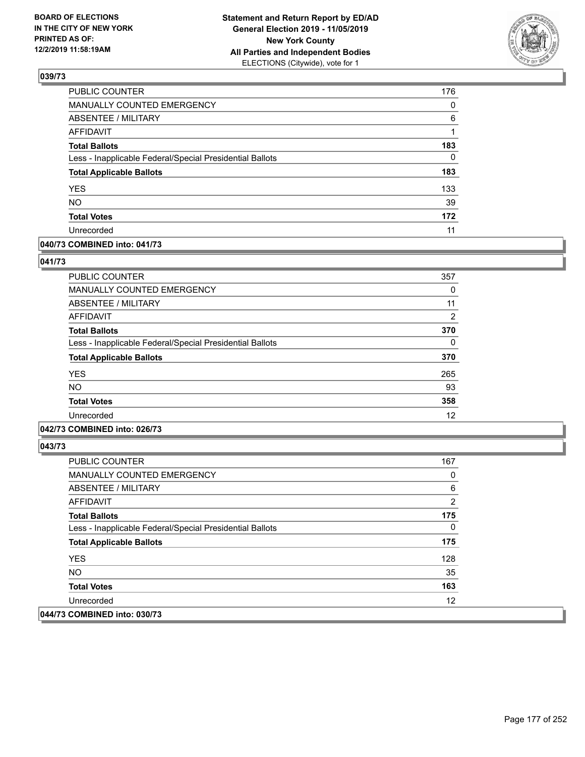## 039/73

| | |
|---|---|
| PUBLIC COUNTER | 176 |
| MANUALLY COUNTED EMERGENCY | 0 |
| ABSENTEE / MILITARY | 6 |
| AFFIDAVIT | 1 |
| **Total Ballots** | **183** |
| Less - Inapplicable Federal/Special Presidential Ballots | 0 |
| **Total Applicable Ballots** | **183** |
| YES | 133 |
| NO | 39 |
| **Total Votes** | **172** |
| Unrecorded | 11 |

## 040/73 COMBINED into: 041/73

## 041/73

| | |
|---|---|
| PUBLIC COUNTER | 357 |
| MANUALLY COUNTED EMERGENCY | 0 |
| ABSENTEE / MILITARY | 11 |
| AFFIDAVIT | 2 |
| **Total Ballots** | **370** |
| Less - Inapplicable Federal/Special Presidential Ballots | 0 |
| **Total Applicable Ballots** | **370** |
| YES | 265 |
| NO | 93 |
| **Total Votes** | **358** |
| Unrecorded | 12 |

## 042/73 COMBINED into: 026/73

## 043/73

| | |
|---|---|
| PUBLIC COUNTER | 167 |
| MANUALLY COUNTED EMERGENCY | 0 |
| ABSENTEE / MILITARY | 6 |
| AFFIDAVIT | 2 |
| **Total Ballots** | **175** |
| Less - Inapplicable Federal/Special Presidential Ballots | 0 |
| **Total Applicable Ballots** | **175** |
| YES | 128 |
| NO | 35 |
| **Total Votes** | **163** |
| Unrecorded | 12 |

## 044/73 COMBINED into: 030/73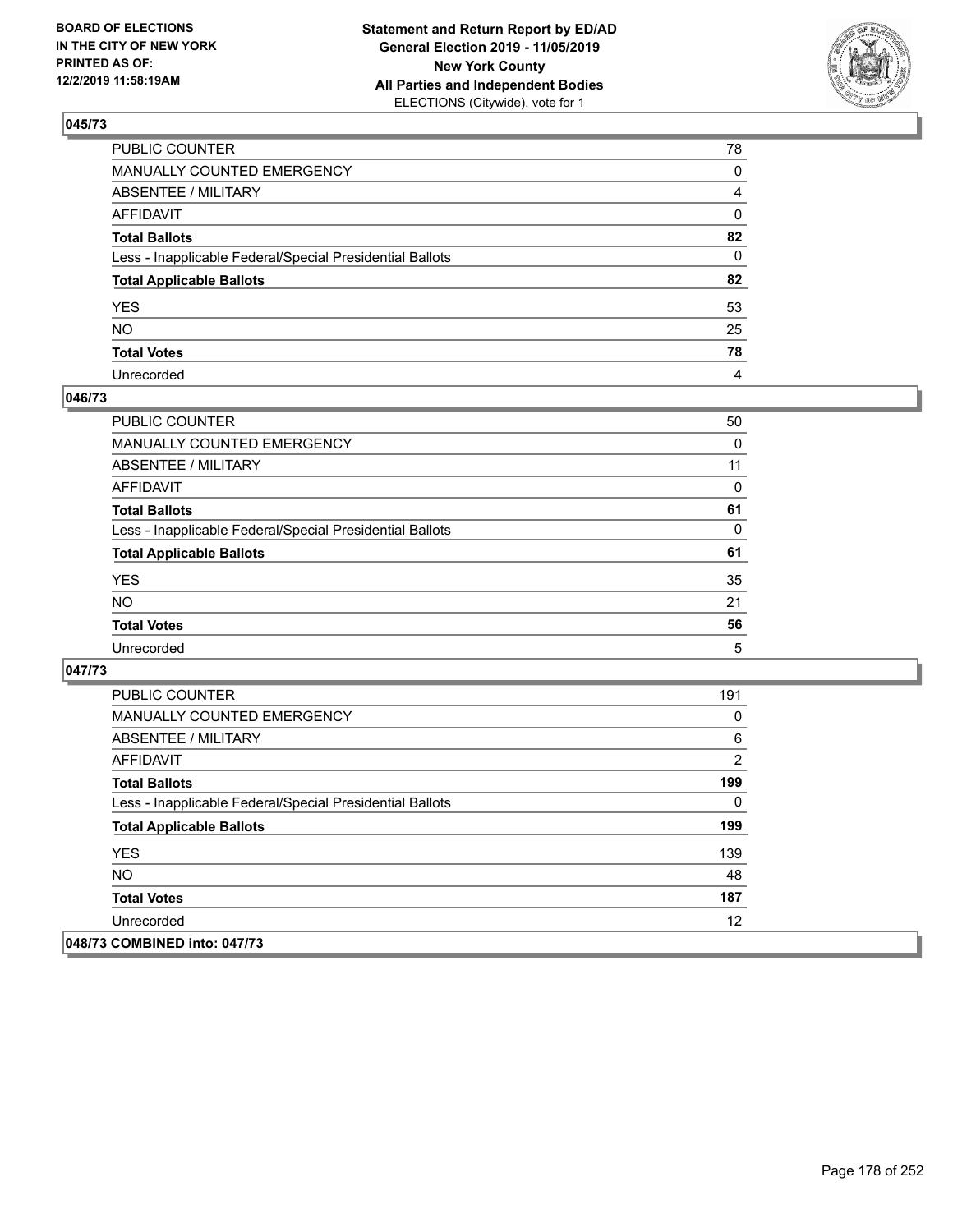## 045/73

| | |
|---|---|
| PUBLIC COUNTER | 78 |
| MANUALLY COUNTED EMERGENCY | 0 |
| ABSENTEE / MILITARY | 4 |
| AFFIDAVIT | 0 |
| **Total Ballots** | **82** |
| Less - Inapplicable Federal/Special Presidential Ballots | 0 |
| **Total Applicable Ballots** | **82** |
| YES | 53 |
| NO | 25 |
| **Total Votes** | **78** |
| Unrecorded | 4 |

## 046/73

| | |
|---|---|
| PUBLIC COUNTER | 50 |
| MANUALLY COUNTED EMERGENCY | 0 |
| ABSENTEE / MILITARY | 11 |
| AFFIDAVIT | 0 |
| **Total Ballots** | **61** |
| Less - Inapplicable Federal/Special Presidential Ballots | 0 |
| **Total Applicable Ballots** | **61** |
| YES | 35 |
| NO | 21 |
| **Total Votes** | **56** |
| Unrecorded | 5 |

## 047/73

| | |
|---|---|
| PUBLIC COUNTER | 191 |
| MANUALLY COUNTED EMERGENCY | 0 |
| ABSENTEE / MILITARY | 6 |
| AFFIDAVIT | 2 |
| **Total Ballots** | **199** |
| Less - Inapplicable Federal/Special Presidential Ballots | 0 |
| **Total Applicable Ballots** | **199** |
| YES | 139 |
| NO | 48 |
| **Total Votes** | **187** |
| Unrecorded | 12 |

## 048/73 COMBINED into: 047/73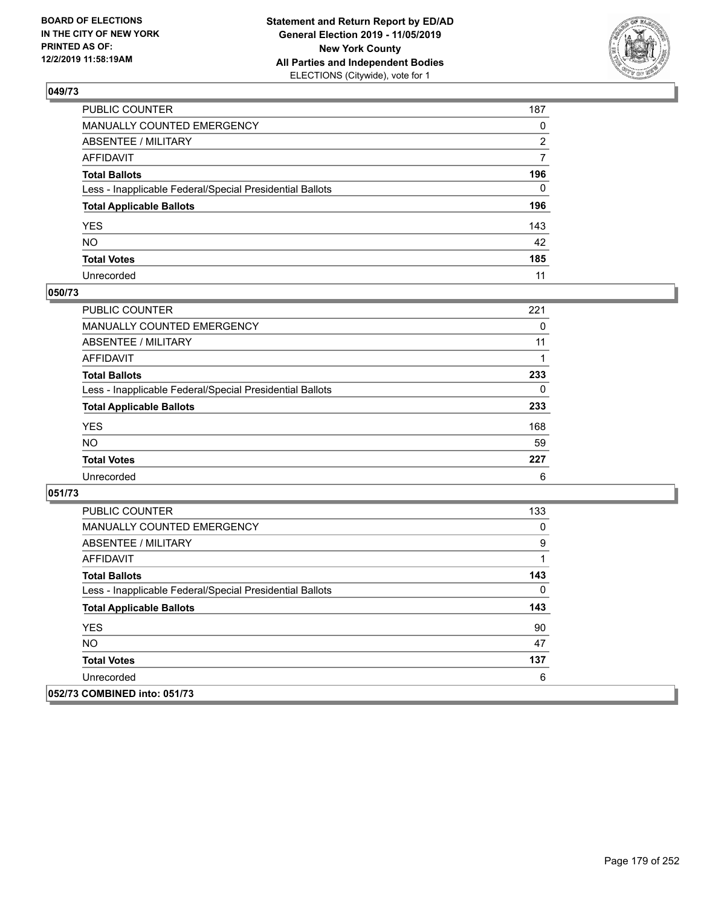## 049/73

| | |
|---|---|
| PUBLIC COUNTER | 187 |
| MANUALLY COUNTED EMERGENCY | 0 |
| ABSENTEE / MILITARY | 2 |
| AFFIDAVIT | 7 |
| **Total Ballots** | **196** |
| Less - Inapplicable Federal/Special Presidential Ballots | 0 |
| **Total Applicable Ballots** | **196** |
| YES | 143 |
| NO | 42 |
| **Total Votes** | **185** |
| Unrecorded | 11 |

## 050/73

| | |
|---|---|
| PUBLIC COUNTER | 221 |
| MANUALLY COUNTED EMERGENCY | 0 |
| ABSENTEE / MILITARY | 11 |
| AFFIDAVIT | 1 |
| **Total Ballots** | **233** |
| Less - Inapplicable Federal/Special Presidential Ballots | 0 |
| **Total Applicable Ballots** | **233** |
| YES | 168 |
| NO | 59 |
| **Total Votes** | **227** |
| Unrecorded | 6 |

## 051/73

| | |
|---|---|
| PUBLIC COUNTER | 133 |
| MANUALLY COUNTED EMERGENCY | 0 |
| ABSENTEE / MILITARY | 9 |
| AFFIDAVIT | 1 |
| **Total Ballots** | **143** |
| Less - Inapplicable Federal/Special Presidential Ballots | 0 |
| **Total Applicable Ballots** | **143** |
| YES | 90 |
| NO | 47 |
| **Total Votes** | **137** |
| Unrecorded | 6 |

## 052/73 COMBINED into: 051/73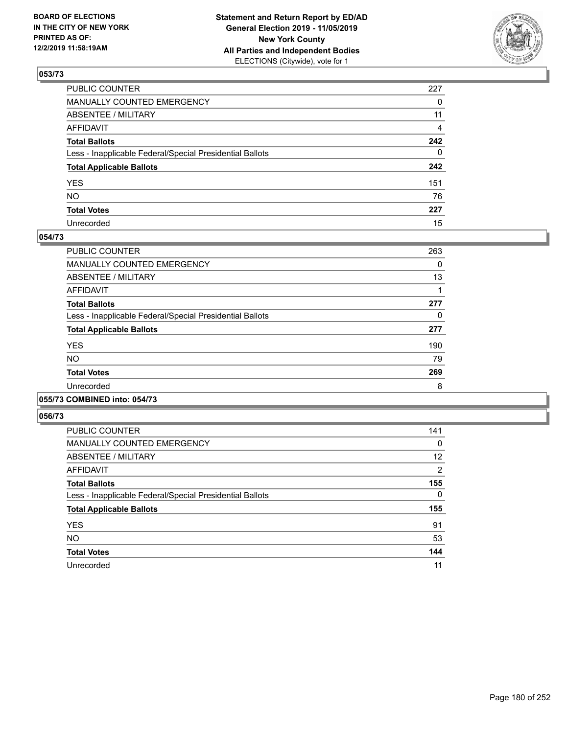**BOARD OF ELECTIONS IN THE CITY OF NEW YORK PRINTED AS OF: 12/2/2019 11:58:19AM**

**Statement and Return Report by ED/AD General Election 2019 - 11/05/2019 New York County All Parties and Independent Bodies**
ELECTIONS (Citywide), vote for 1

### 053/73

| | |
|---|---|
| PUBLIC COUNTER | 227 |
| MANUALLY COUNTED EMERGENCY | 0 |
| ABSENTEE / MILITARY | 11 |
| AFFIDAVIT | 4 |
| **Total Ballots** | **242** |
| Less - Inapplicable Federal/Special Presidential Ballots | 0 |
| **Total Applicable Ballots** | **242** |
| YES | 151 |
| NO | 76 |
| **Total Votes** | **227** |
| Unrecorded | 15 |

### 054/73

| | |
|---|---|
| PUBLIC COUNTER | 263 |
| MANUALLY COUNTED EMERGENCY | 0 |
| ABSENTEE / MILITARY | 13 |
| AFFIDAVIT | 1 |
| **Total Ballots** | **277** |
| Less - Inapplicable Federal/Special Presidential Ballots | 0 |
| **Total Applicable Ballots** | **277** |
| YES | 190 |
| NO | 79 |
| **Total Votes** | **269** |
| Unrecorded | 8 |

### 055/73 COMBINED into: 054/73

### 056/73

| | |
|---|---|
| PUBLIC COUNTER | 141 |
| MANUALLY COUNTED EMERGENCY | 0 |
| ABSENTEE / MILITARY | 12 |
| AFFIDAVIT | 2 |
| **Total Ballots** | **155** |
| Less - Inapplicable Federal/Special Presidential Ballots | 0 |
| **Total Applicable Ballots** | **155** |
| YES | 91 |
| NO | 53 |
| **Total Votes** | **144** |
| Unrecorded | 11 |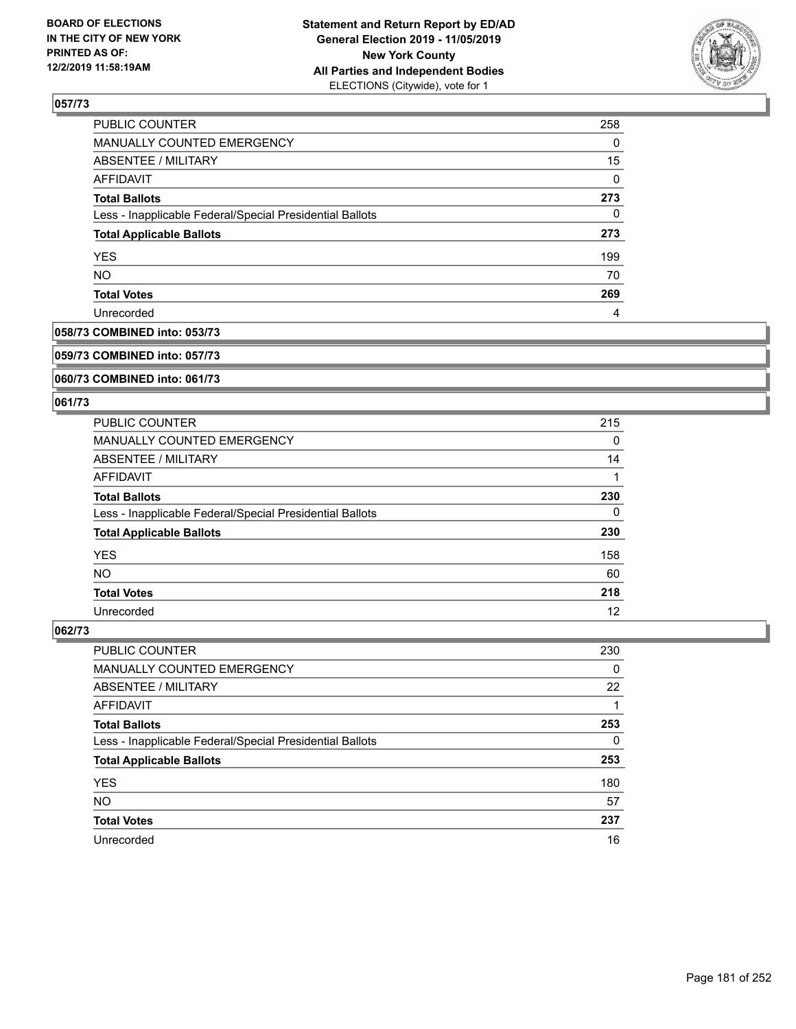## 057/73

| | |
|---|---|
| PUBLIC COUNTER | 258 |
| MANUALLY COUNTED EMERGENCY | 0 |
| ABSENTEE / MILITARY | 15 |
| AFFIDAVIT | 0 |
| **Total Ballots** | **273** |
| Less - Inapplicable Federal/Special Presidential Ballots | 0 |
| **Total Applicable Ballots** | **273** |
| YES | 199 |
| NO | 70 |
| **Total Votes** | **269** |
| Unrecorded | 4 |

## 058/73 COMBINED into: 053/73

## 059/73 COMBINED into: 057/73

## 060/73 COMBINED into: 061/73

## 061/73

| | |
|---|---|
| PUBLIC COUNTER | 215 |
| MANUALLY COUNTED EMERGENCY | 0 |
| ABSENTEE / MILITARY | 14 |
| AFFIDAVIT | 1 |
| **Total Ballots** | **230** |
| Less - Inapplicable Federal/Special Presidential Ballots | 0 |
| **Total Applicable Ballots** | **230** |
| YES | 158 |
| NO | 60 |
| **Total Votes** | **218** |
| Unrecorded | 12 |

## 062/73

| | |
|---|---|
| PUBLIC COUNTER | 230 |
| MANUALLY COUNTED EMERGENCY | 0 |
| ABSENTEE / MILITARY | 22 |
| AFFIDAVIT | 1 |
| **Total Ballots** | **253** |
| Less - Inapplicable Federal/Special Presidential Ballots | 0 |
| **Total Applicable Ballots** | **253** |
| YES | 180 |
| NO | 57 |
| **Total Votes** | **237** |
| Unrecorded | 16 |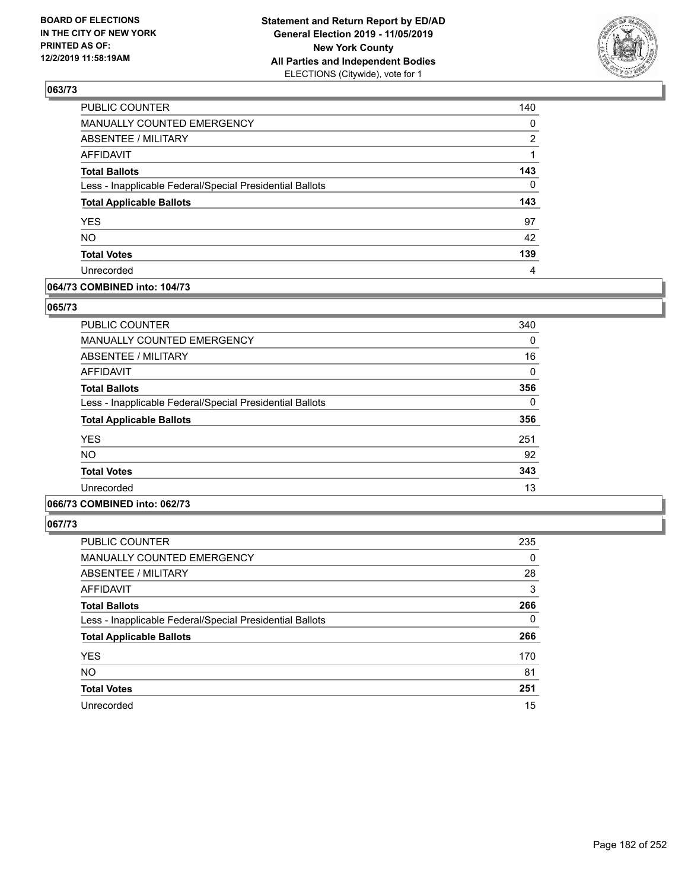**Statement and Return Report by ED/AD**
**General Election 2019 - 11/05/2019**
**New York County**
**All Parties and Independent Bodies**
ELECTIONS (Citywide), vote for 1

BOARD OF ELECTIONS IN THE CITY OF NEW YORK PRINTED AS OF: 12/2/2019 11:58:19AM

### 063/73

| | |
|---|---|
| PUBLIC COUNTER | 140 |
| MANUALLY COUNTED EMERGENCY | 0 |
| ABSENTEE / MILITARY | 2 |
| AFFIDAVIT | 1 |
| **Total Ballots** | **143** |
| Less - Inapplicable Federal/Special Presidential Ballots | 0 |
| **Total Applicable Ballots** | **143** |
| YES | 97 |
| NO | 42 |
| **Total Votes** | **139** |
| Unrecorded | 4 |

### 064/73 COMBINED into: 104/73

### 065/73

| | |
|---|---|
| PUBLIC COUNTER | 340 |
| MANUALLY COUNTED EMERGENCY | 0 |
| ABSENTEE / MILITARY | 16 |
| AFFIDAVIT | 0 |
| **Total Ballots** | **356** |
| Less - Inapplicable Federal/Special Presidential Ballots | 0 |
| **Total Applicable Ballots** | **356** |
| YES | 251 |
| NO | 92 |
| **Total Votes** | **343** |
| Unrecorded | 13 |

### 066/73 COMBINED into: 062/73

### 067/73

| | |
|---|---|
| PUBLIC COUNTER | 235 |
| MANUALLY COUNTED EMERGENCY | 0 |
| ABSENTEE / MILITARY | 28 |
| AFFIDAVIT | 3 |
| **Total Ballots** | **266** |
| Less - Inapplicable Federal/Special Presidential Ballots | 0 |
| **Total Applicable Ballots** | **266** |
| YES | 170 |
| NO | 81 |
| **Total Votes** | **251** |
| Unrecorded | 15 |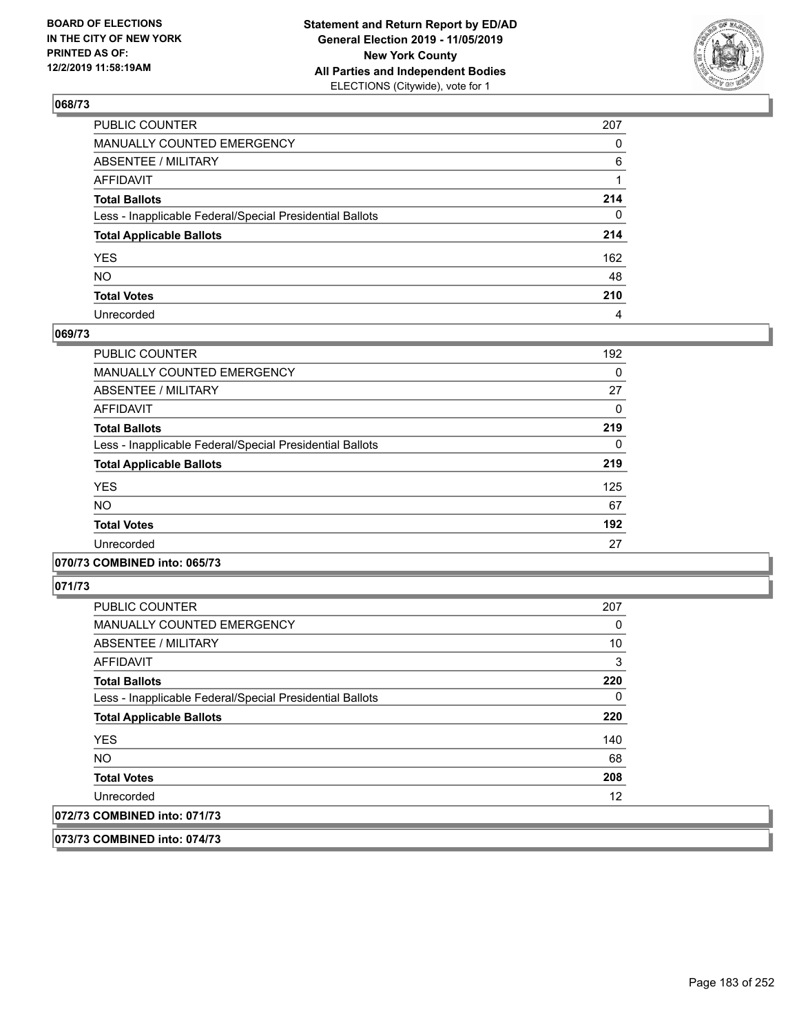## 068/73

| | |
|---|---|
| PUBLIC COUNTER | 207 |
| MANUALLY COUNTED EMERGENCY | 0 |
| ABSENTEE / MILITARY | 6 |
| AFFIDAVIT | 1 |
| **Total Ballots** | **214** |
| Less - Inapplicable Federal/Special Presidential Ballots | 0 |
| **Total Applicable Ballots** | **214** |
| YES | 162 |
| NO | 48 |
| **Total Votes** | **210** |
| Unrecorded | 4 |

## 069/73

| | |
|---|---|
| PUBLIC COUNTER | 192 |
| MANUALLY COUNTED EMERGENCY | 0 |
| ABSENTEE / MILITARY | 27 |
| AFFIDAVIT | 0 |
| **Total Ballots** | **219** |
| Less - Inapplicable Federal/Special Presidential Ballots | 0 |
| **Total Applicable Ballots** | **219** |
| YES | 125 |
| NO | 67 |
| **Total Votes** | **192** |
| Unrecorded | 27 |

## 070/73 COMBINED into: 065/73

## 071/73

| | |
|---|---|
| PUBLIC COUNTER | 207 |
| MANUALLY COUNTED EMERGENCY | 0 |
| ABSENTEE / MILITARY | 10 |
| AFFIDAVIT | 3 |
| **Total Ballots** | **220** |
| Less - Inapplicable Federal/Special Presidential Ballots | 0 |
| **Total Applicable Ballots** | **220** |
| YES | 140 |
| NO | 68 |
| **Total Votes** | **208** |
| Unrecorded | 12 |

## 072/73 COMBINED into: 071/73

## 073/73 COMBINED into: 074/73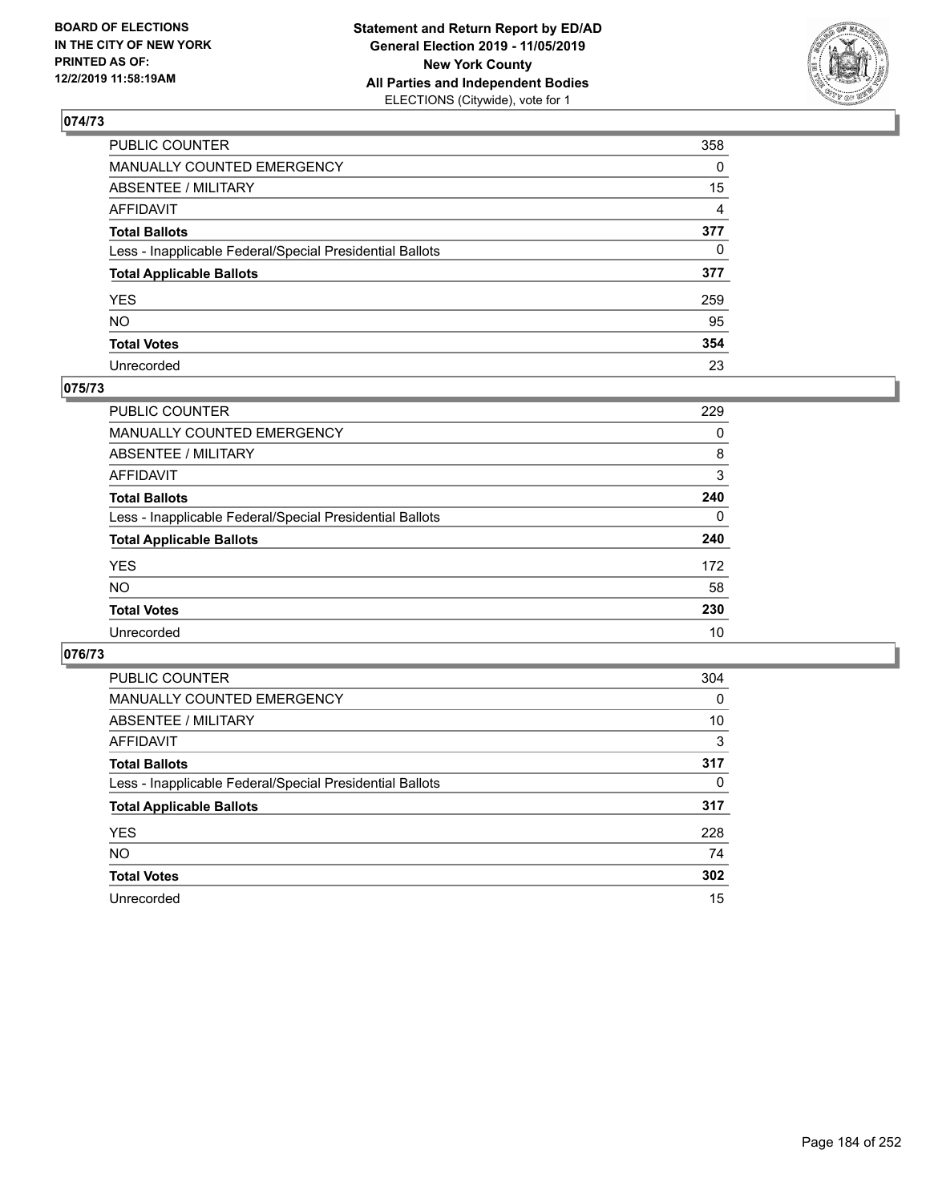BOARD OF ELECTIONS
IN THE CITY OF NEW YORK
PRINTED AS OF:
12/2/2019 11:58:19AM

**Statement and Return Report by ED/AD**
**General Election 2019 - 11/05/2019**
**New York County**
**All Parties and Independent Bodies**
ELECTIONS (Citywide), vote for 1

## 074/73

| | |
|---|---|
| PUBLIC COUNTER | 358 |
| MANUALLY COUNTED EMERGENCY | 0 |
| ABSENTEE / MILITARY | 15 |
| AFFIDAVIT | 4 |
| **Total Ballots** | **377** |
| Less - Inapplicable Federal/Special Presidential Ballots | 0 |
| **Total Applicable Ballots** | **377** |
| YES | 259 |
| NO | 95 |
| **Total Votes** | **354** |
| Unrecorded | 23 |

## 075/73

| | |
|---|---|
| PUBLIC COUNTER | 229 |
| MANUALLY COUNTED EMERGENCY | 0 |
| ABSENTEE / MILITARY | 8 |
| AFFIDAVIT | 3 |
| **Total Ballots** | **240** |
| Less - Inapplicable Federal/Special Presidential Ballots | 0 |
| **Total Applicable Ballots** | **240** |
| YES | 172 |
| NO | 58 |
| **Total Votes** | **230** |
| Unrecorded | 10 |

## 076/73

| | |
|---|---|
| PUBLIC COUNTER | 304 |
| MANUALLY COUNTED EMERGENCY | 0 |
| ABSENTEE / MILITARY | 10 |
| AFFIDAVIT | 3 |
| **Total Ballots** | **317** |
| Less - Inapplicable Federal/Special Presidential Ballots | 0 |
| **Total Applicable Ballots** | **317** |
| YES | 228 |
| NO | 74 |
| **Total Votes** | **302** |
| Unrecorded | 15 |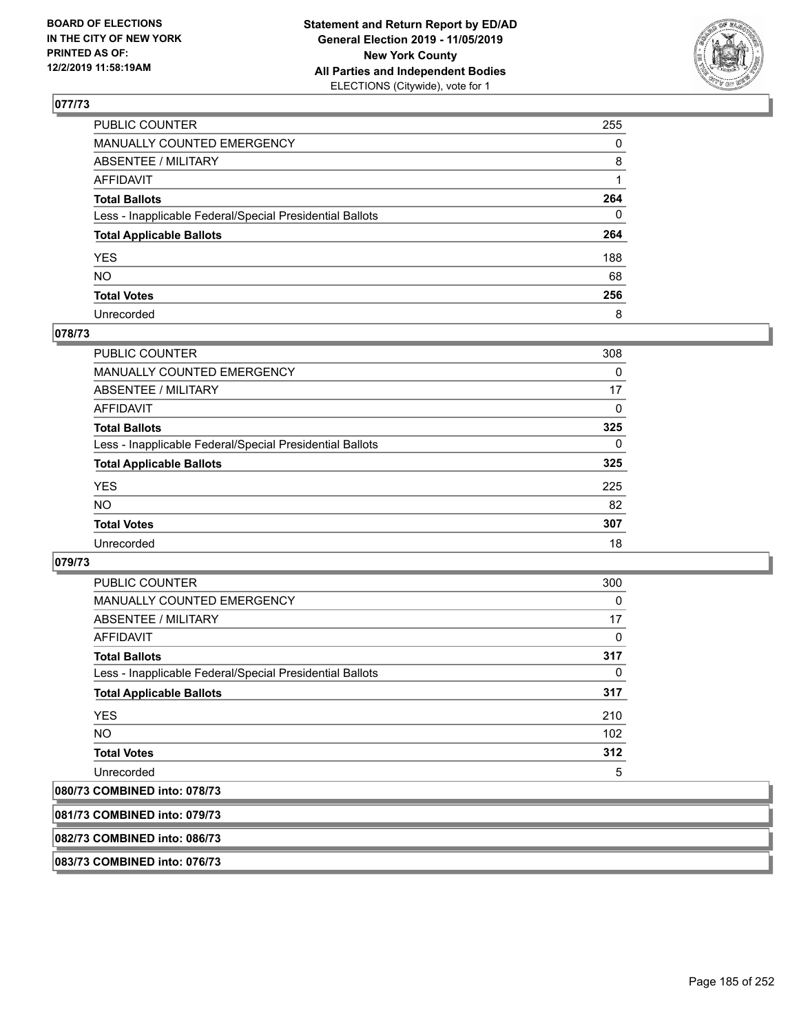## 077/73

| | |
|---|---|
| PUBLIC COUNTER | 255 |
| MANUALLY COUNTED EMERGENCY | 0 |
| ABSENTEE / MILITARY | 8 |
| AFFIDAVIT | 1 |
| **Total Ballots** | **264** |
| Less - Inapplicable Federal/Special Presidential Ballots | 0 |
| **Total Applicable Ballots** | **264** |
| YES | 188 |
| NO | 68 |
| **Total Votes** | **256** |
| Unrecorded | 8 |

## 078/73

| | |
|---|---|
| PUBLIC COUNTER | 308 |
| MANUALLY COUNTED EMERGENCY | 0 |
| ABSENTEE / MILITARY | 17 |
| AFFIDAVIT | 0 |
| **Total Ballots** | **325** |
| Less - Inapplicable Federal/Special Presidential Ballots | 0 |
| **Total Applicable Ballots** | **325** |
| YES | 225 |
| NO | 82 |
| **Total Votes** | **307** |
| Unrecorded | 18 |

## 079/73

| | |
|---|---|
| PUBLIC COUNTER | 300 |
| MANUALLY COUNTED EMERGENCY | 0 |
| ABSENTEE / MILITARY | 17 |
| AFFIDAVIT | 0 |
| **Total Ballots** | **317** |
| Less - Inapplicable Federal/Special Presidential Ballots | 0 |
| **Total Applicable Ballots** | **317** |
| YES | 210 |
| NO | 102 |
| **Total Votes** | **312** |
| Unrecorded | 5 |

## 080/73 COMBINED into: 078/73

## 081/73 COMBINED into: 079/73

## 082/73 COMBINED into: 086/73

## 083/73 COMBINED into: 076/73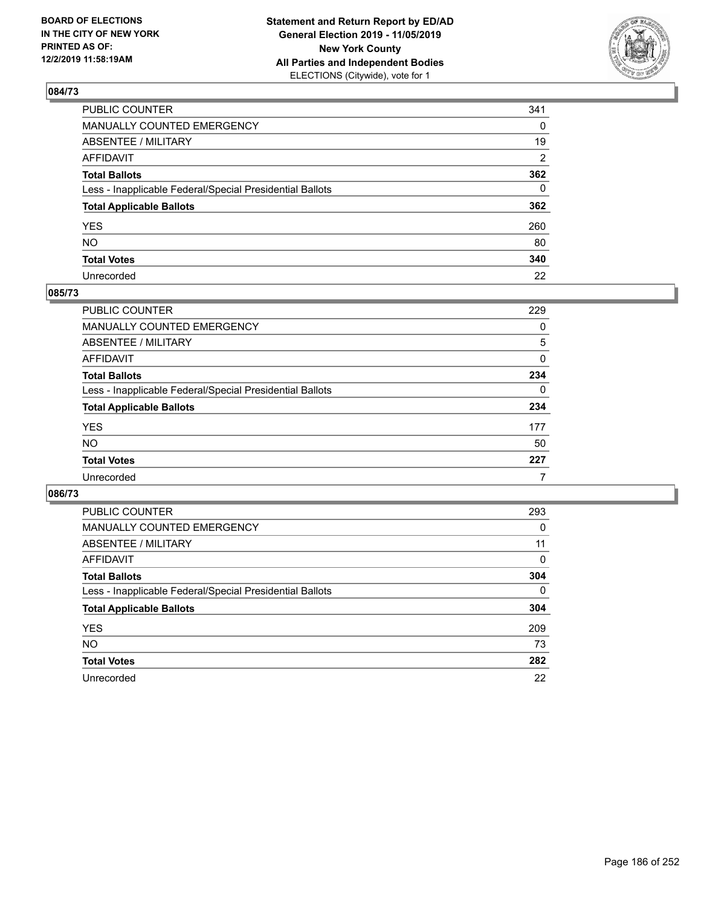BOARD OF ELECTIONS
IN THE CITY OF NEW YORK
PRINTED AS OF:
12/2/2019 11:58:19AM

**Statement and Return Report by ED/AD**
**General Election 2019 - 11/05/2019**
**New York County**
**All Parties and Independent Bodies**
ELECTIONS (Citywide), vote for 1

### 084/73

| | |
|---|---|
| PUBLIC COUNTER | 341 |
| MANUALLY COUNTED EMERGENCY | 0 |
| ABSENTEE / MILITARY | 19 |
| AFFIDAVIT | 2 |
| **Total Ballots** | **362** |
| Less - Inapplicable Federal/Special Presidential Ballots | 0 |
| **Total Applicable Ballots** | **362** |
| YES | 260 |
| NO | 80 |
| **Total Votes** | **340** |
| Unrecorded | 22 |

### 085/73

| | |
|---|---|
| PUBLIC COUNTER | 229 |
| MANUALLY COUNTED EMERGENCY | 0 |
| ABSENTEE / MILITARY | 5 |
| AFFIDAVIT | 0 |
| **Total Ballots** | **234** |
| Less - Inapplicable Federal/Special Presidential Ballots | 0 |
| **Total Applicable Ballots** | **234** |
| YES | 177 |
| NO | 50 |
| **Total Votes** | **227** |
| Unrecorded | 7 |

### 086/73

| | |
|---|---|
| PUBLIC COUNTER | 293 |
| MANUALLY COUNTED EMERGENCY | 0 |
| ABSENTEE / MILITARY | 11 |
| AFFIDAVIT | 0 |
| **Total Ballots** | **304** |
| Less - Inapplicable Federal/Special Presidential Ballots | 0 |
| **Total Applicable Ballots** | **304** |
| YES | 209 |
| NO | 73 |
| **Total Votes** | **282** |
| Unrecorded | 22 |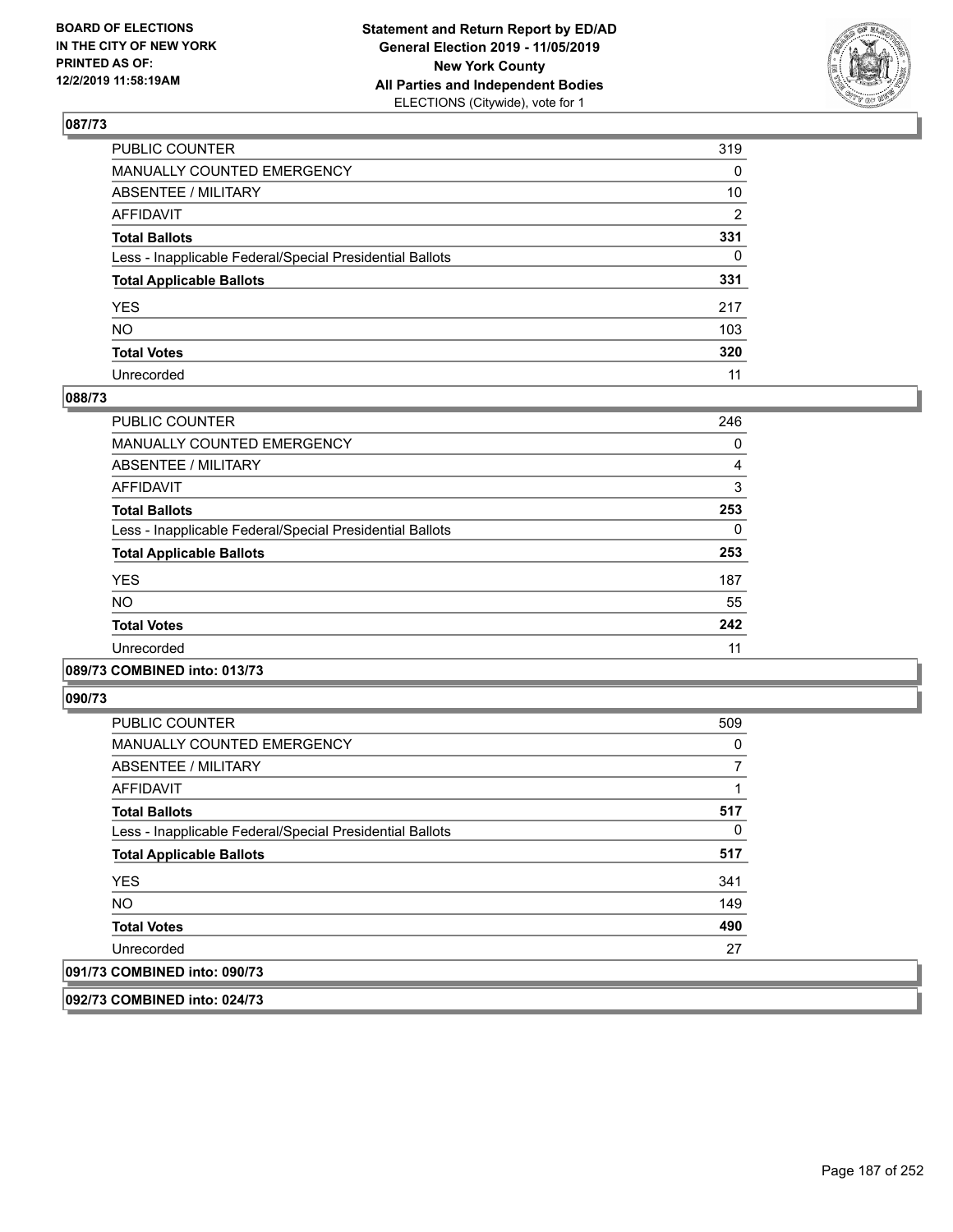## 087/73

| | |
|---|---|
| PUBLIC COUNTER | 319 |
| MANUALLY COUNTED EMERGENCY | 0 |
| ABSENTEE / MILITARY | 10 |
| AFFIDAVIT | 2 |
| **Total Ballots** | **331** |
| Less - Inapplicable Federal/Special Presidential Ballots | 0 |
| **Total Applicable Ballots** | **331** |
| YES | 217 |
| NO | 103 |
| **Total Votes** | **320** |
| Unrecorded | 11 |

## 088/73

| | |
|---|---|
| PUBLIC COUNTER | 246 |
| MANUALLY COUNTED EMERGENCY | 0 |
| ABSENTEE / MILITARY | 4 |
| AFFIDAVIT | 3 |
| **Total Ballots** | **253** |
| Less - Inapplicable Federal/Special Presidential Ballots | 0 |
| **Total Applicable Ballots** | **253** |
| YES | 187 |
| NO | 55 |
| **Total Votes** | **242** |
| Unrecorded | 11 |

## 089/73 COMBINED into: 013/73

## 090/73

| | |
|---|---|
| PUBLIC COUNTER | 509 |
| MANUALLY COUNTED EMERGENCY | 0 |
| ABSENTEE / MILITARY | 7 |
| AFFIDAVIT | 1 |
| **Total Ballots** | **517** |
| Less - Inapplicable Federal/Special Presidential Ballots | 0 |
| **Total Applicable Ballots** | **517** |
| YES | 341 |
| NO | 149 |
| **Total Votes** | **490** |
| Unrecorded | 27 |

## 091/73 COMBINED into: 090/73

## 092/73 COMBINED into: 024/73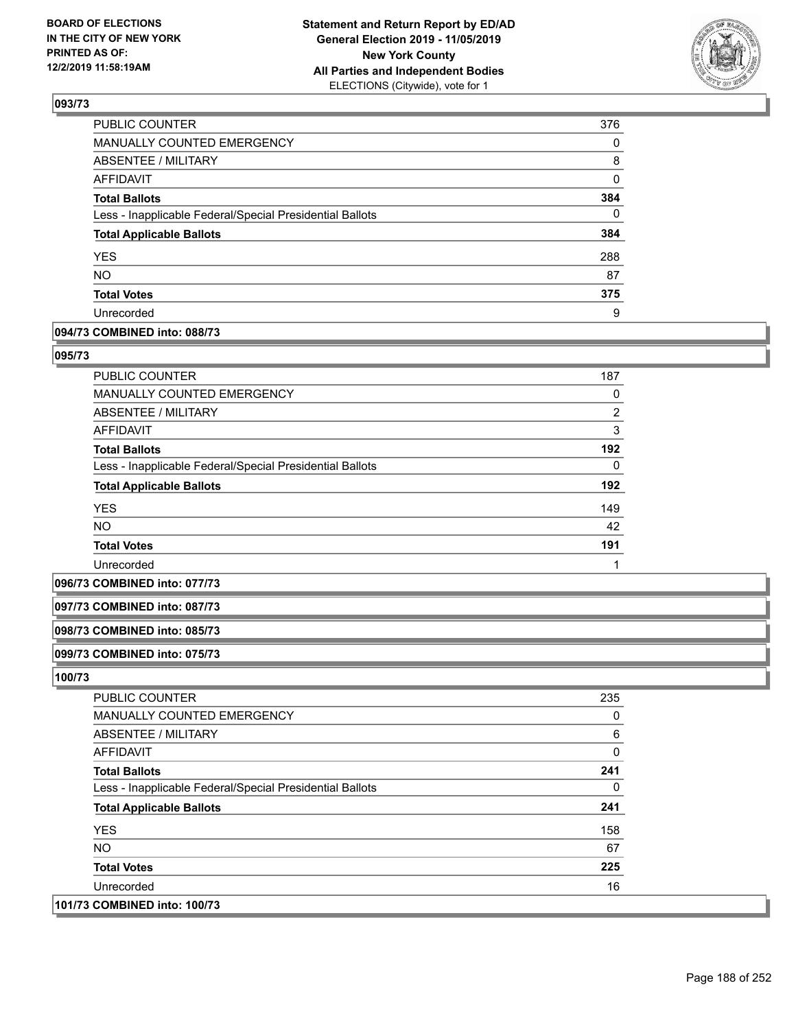## 093/73

| | |
|---|---|
| PUBLIC COUNTER | 376 |
| MANUALLY COUNTED EMERGENCY | 0 |
| ABSENTEE / MILITARY | 8 |
| AFFIDAVIT | 0 |
| **Total Ballots** | **384** |
| Less - Inapplicable Federal/Special Presidential Ballots | 0 |
| **Total Applicable Ballots** | **384** |
| YES | 288 |
| NO | 87 |
| **Total Votes** | **375** |
| Unrecorded | 9 |

## 094/73 COMBINED into: 088/73

## 095/73

| | |
|---|---|
| PUBLIC COUNTER | 187 |
| MANUALLY COUNTED EMERGENCY | 0 |
| ABSENTEE / MILITARY | 2 |
| AFFIDAVIT | 3 |
| **Total Ballots** | **192** |
| Less - Inapplicable Federal/Special Presidential Ballots | 0 |
| **Total Applicable Ballots** | **192** |
| YES | 149 |
| NO | 42 |
| **Total Votes** | **191** |
| Unrecorded | 1 |

## 096/73 COMBINED into: 077/73

## 097/73 COMBINED into: 087/73

## 098/73 COMBINED into: 085/73

## 099/73 COMBINED into: 075/73

## 100/73

| | |
|---|---|
| PUBLIC COUNTER | 235 |
| MANUALLY COUNTED EMERGENCY | 0 |
| ABSENTEE / MILITARY | 6 |
| AFFIDAVIT | 0 |
| **Total Ballots** | **241** |
| Less - Inapplicable Federal/Special Presidential Ballots | 0 |
| **Total Applicable Ballots** | **241** |
| YES | 158 |
| NO | 67 |
| **Total Votes** | **225** |
| Unrecorded | 16 |

## 101/73 COMBINED into: 100/73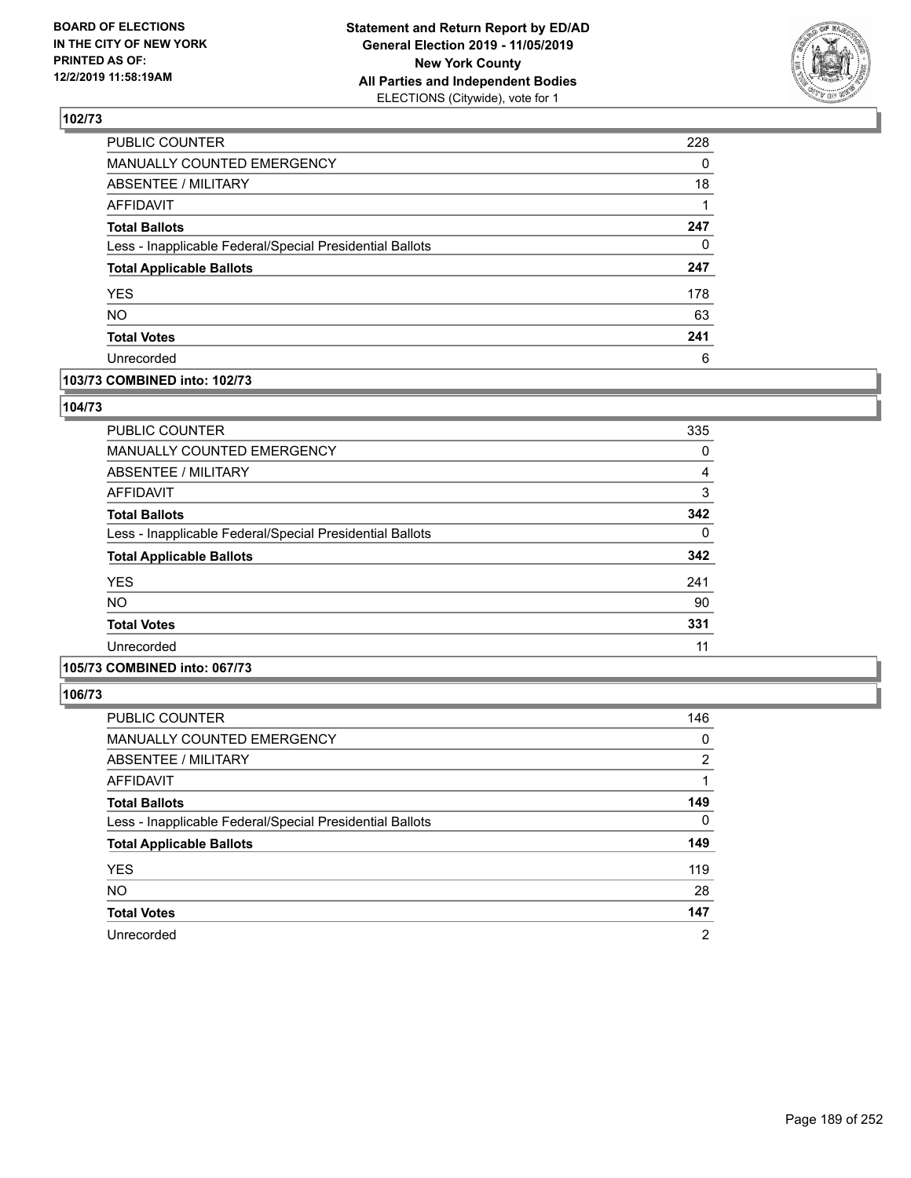**BOARD OF ELECTIONS IN THE CITY OF NEW YORK PRINTED AS OF: 12/2/2019 11:58:19AM**

**Statement and Return Report by ED/AD General Election 2019 - 11/05/2019 New York County All Parties and Independent Bodies**
ELECTIONS (Citywide), vote for 1

### 102/73

| | |
|---|---|
| PUBLIC COUNTER | 228 |
| MANUALLY COUNTED EMERGENCY | 0 |
| ABSENTEE / MILITARY | 18 |
| AFFIDAVIT | 1 |
| **Total Ballots** | **247** |
| Less - Inapplicable Federal/Special Presidential Ballots | 0 |
| **Total Applicable Ballots** | **247** |
| YES | 178 |
| NO | 63 |
| **Total Votes** | **241** |
| Unrecorded | 6 |

### 103/73 COMBINED into: 102/73

### 104/73

| | |
|---|---|
| PUBLIC COUNTER | 335 |
| MANUALLY COUNTED EMERGENCY | 0 |
| ABSENTEE / MILITARY | 4 |
| AFFIDAVIT | 3 |
| **Total Ballots** | **342** |
| Less - Inapplicable Federal/Special Presidential Ballots | 0 |
| **Total Applicable Ballots** | **342** |
| YES | 241 |
| NO | 90 |
| **Total Votes** | **331** |
| Unrecorded | 11 |

### 105/73 COMBINED into: 067/73

### 106/73

| | |
|---|---|
| PUBLIC COUNTER | 146 |
| MANUALLY COUNTED EMERGENCY | 0 |
| ABSENTEE / MILITARY | 2 |
| AFFIDAVIT | 1 |
| **Total Ballots** | **149** |
| Less - Inapplicable Federal/Special Presidential Ballots | 0 |
| **Total Applicable Ballots** | **149** |
| YES | 119 |
| NO | 28 |
| **Total Votes** | **147** |
| Unrecorded | 2 |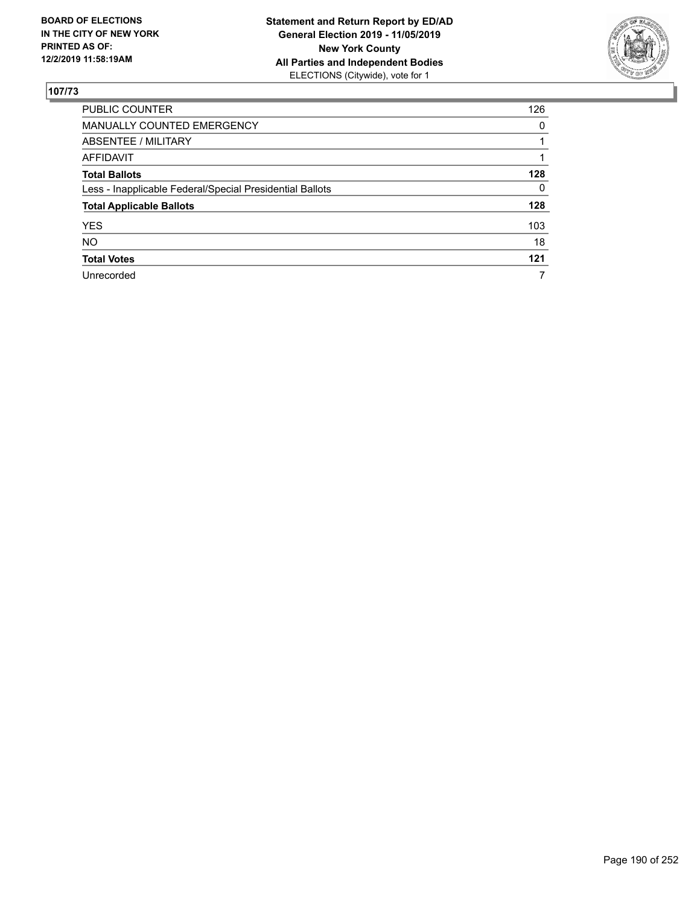BOARD OF ELECTIONS
IN THE CITY OF NEW YORK
PRINTED AS OF:
12/2/2019 11:58:19AM

**Statement and Return Report by ED/AD**
**General Election 2019 - 11/05/2019**
**New York County**
**All Parties and Independent Bodies**
ELECTIONS (Citywide), vote for 1

## 107/73

| | |
|---|---|
| PUBLIC COUNTER | 126 |
| MANUALLY COUNTED EMERGENCY | 0 |
| ABSENTEE / MILITARY | 1 |
| AFFIDAVIT | 1 |
| **Total Ballots** | **128** |
| Less - Inapplicable Federal/Special Presidential Ballots | 0 |
| **Total Applicable Ballots** | **128** |
| YES | 103 |
| NO | 18 |
| **Total Votes** | **121** |
| Unrecorded | 7 |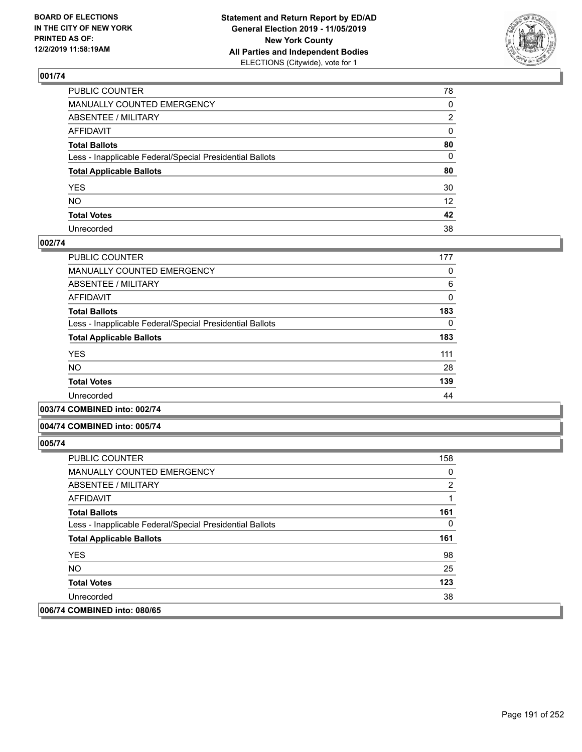**BOARD OF ELECTIONS IN THE CITY OF NEW YORK PRINTED AS OF: 12/2/2019 11:58:19AM**

**Statement and Return Report by ED/AD General Election 2019 - 11/05/2019 New York County All Parties and Independent Bodies** ELECTIONS (Citywide), vote for 1

### 001/74

| | |
|---|---|
| PUBLIC COUNTER | 78 |
| MANUALLY COUNTED EMERGENCY | 0 |
| ABSENTEE / MILITARY | 2 |
| AFFIDAVIT | 0 |
| **Total Ballots** | **80** |
| Less - Inapplicable Federal/Special Presidential Ballots | 0 |
| **Total Applicable Ballots** | **80** |
| YES | 30 |
| NO | 12 |
| **Total Votes** | **42** |
| Unrecorded | 38 |

### 002/74

| | |
|---|---|
| PUBLIC COUNTER | 177 |
| MANUALLY COUNTED EMERGENCY | 0 |
| ABSENTEE / MILITARY | 6 |
| AFFIDAVIT | 0 |
| **Total Ballots** | **183** |
| Less - Inapplicable Federal/Special Presidential Ballots | 0 |
| **Total Applicable Ballots** | **183** |
| YES | 111 |
| NO | 28 |
| **Total Votes** | **139** |
| Unrecorded | 44 |

### 003/74 COMBINED into: 002/74

### 004/74 COMBINED into: 005/74

### 005/74

| | |
|---|---|
| PUBLIC COUNTER | 158 |
| MANUALLY COUNTED EMERGENCY | 0 |
| ABSENTEE / MILITARY | 2 |
| AFFIDAVIT | 1 |
| **Total Ballots** | **161** |
| Less - Inapplicable Federal/Special Presidential Ballots | 0 |
| **Total Applicable Ballots** | **161** |
| YES | 98 |
| NO | 25 |
| **Total Votes** | **123** |
| Unrecorded | 38 |

### 006/74 COMBINED into: 080/65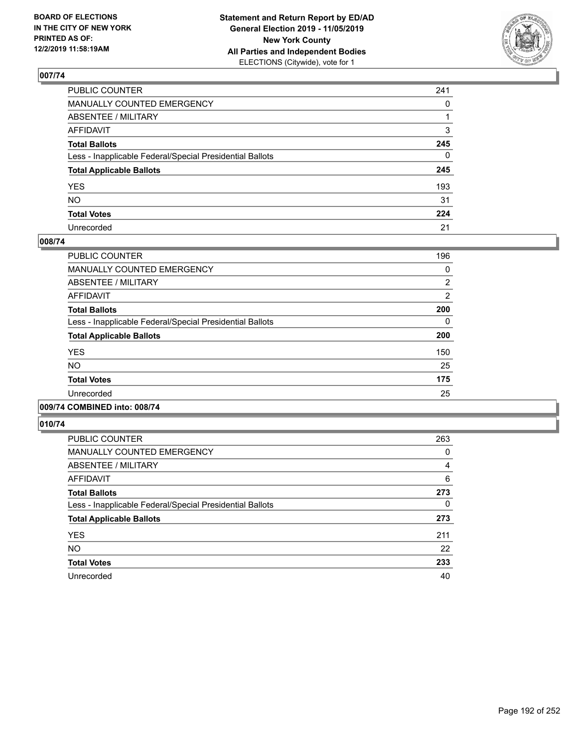**BOARD OF ELECTIONS IN THE CITY OF NEW YORK PRINTED AS OF: 12/2/2019 11:58:19AM**

**Statement and Return Report by ED/AD General Election 2019 - 11/05/2019 New York County All Parties and Independent Bodies**
ELECTIONS (Citywide), vote for 1

## 007/74

| | |
|---|---|
| PUBLIC COUNTER | 241 |
| MANUALLY COUNTED EMERGENCY | 0 |
| ABSENTEE / MILITARY | 1 |
| AFFIDAVIT | 3 |
| **Total Ballots** | **245** |
| Less - Inapplicable Federal/Special Presidential Ballots | 0 |
| **Total Applicable Ballots** | **245** |
| YES | 193 |
| NO | 31 |
| **Total Votes** | **224** |
| Unrecorded | 21 |

## 008/74

| | |
|---|---|
| PUBLIC COUNTER | 196 |
| MANUALLY COUNTED EMERGENCY | 0 |
| ABSENTEE / MILITARY | 2 |
| AFFIDAVIT | 2 |
| **Total Ballots** | **200** |
| Less - Inapplicable Federal/Special Presidential Ballots | 0 |
| **Total Applicable Ballots** | **200** |
| YES | 150 |
| NO | 25 |
| **Total Votes** | **175** |
| Unrecorded | 25 |

## 009/74 COMBINED into: 008/74

## 010/74

| | |
|---|---|
| PUBLIC COUNTER | 263 |
| MANUALLY COUNTED EMERGENCY | 0 |
| ABSENTEE / MILITARY | 4 |
| AFFIDAVIT | 6 |
| **Total Ballots** | **273** |
| Less - Inapplicable Federal/Special Presidential Ballots | 0 |
| **Total Applicable Ballots** | **273** |
| YES | 211 |
| NO | 22 |
| **Total Votes** | **233** |
| Unrecorded | 40 |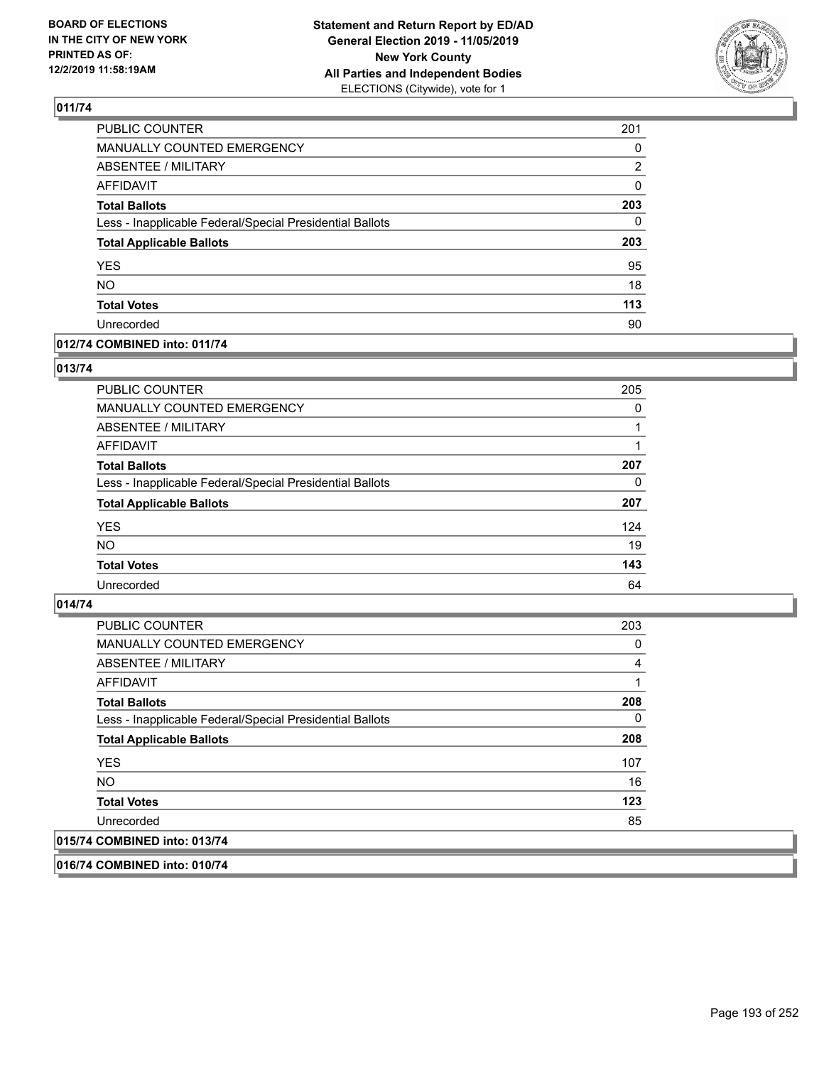**011/74**

| | |
|---|---|
| PUBLIC COUNTER | 201 |
| MANUALLY COUNTED EMERGENCY | 0 |
| ABSENTEE / MILITARY | 2 |
| AFFIDAVIT | 0 |
| **Total Ballots** | **203** |
| Less - Inapplicable Federal/Special Presidential Ballots | 0 |
| **Total Applicable Ballots** | **203** |
| YES | 95 |
| NO | 18 |
| **Total Votes** | **113** |
| Unrecorded | 90 |

**012/74 COMBINED into: 011/74**

**013/74**

| | |
|---|---|
| PUBLIC COUNTER | 205 |
| MANUALLY COUNTED EMERGENCY | 0 |
| ABSENTEE / MILITARY | 1 |
| AFFIDAVIT | 1 |
| **Total Ballots** | **207** |
| Less - Inapplicable Federal/Special Presidential Ballots | 0 |
| **Total Applicable Ballots** | **207** |
| YES | 124 |
| NO | 19 |
| **Total Votes** | **143** |
| Unrecorded | 64 |

**014/74**

| | |
|---|---|
| PUBLIC COUNTER | 203 |
| MANUALLY COUNTED EMERGENCY | 0 |
| ABSENTEE / MILITARY | 4 |
| AFFIDAVIT | 1 |
| **Total Ballots** | **208** |
| Less - Inapplicable Federal/Special Presidential Ballots | 0 |
| **Total Applicable Ballots** | **208** |
| YES | 107 |
| NO | 16 |
| **Total Votes** | **123** |
| Unrecorded | 85 |

**015/74 COMBINED into: 013/74**

**016/74 COMBINED into: 010/74**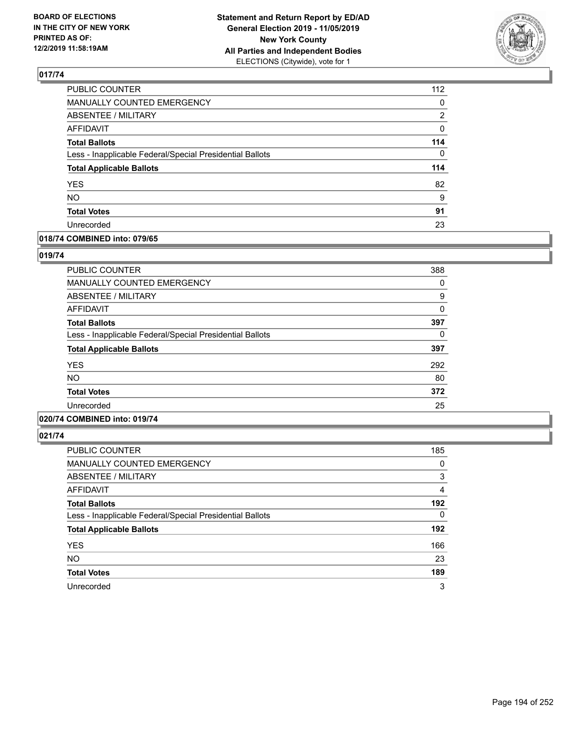**BOARD OF ELECTIONS IN THE CITY OF NEW YORK PRINTED AS OF: 12/2/2019 11:58:19AM**

**Statement and Return Report by ED/AD General Election 2019 - 11/05/2019 New York County All Parties and Independent Bodies**
ELECTIONS (Citywide), vote for 1

## 017/74

| | |
|---|---|
| PUBLIC COUNTER | 112 |
| MANUALLY COUNTED EMERGENCY | 0 |
| ABSENTEE / MILITARY | 2 |
| AFFIDAVIT | 0 |
| **Total Ballots** | **114** |
| Less - Inapplicable Federal/Special Presidential Ballots | 0 |
| **Total Applicable Ballots** | **114** |
| YES | 82 |
| NO | 9 |
| **Total Votes** | **91** |
| Unrecorded | 23 |

## 018/74 COMBINED into: 079/65

## 019/74

| | |
|---|---|
| PUBLIC COUNTER | 388 |
| MANUALLY COUNTED EMERGENCY | 0 |
| ABSENTEE / MILITARY | 9 |
| AFFIDAVIT | 0 |
| **Total Ballots** | **397** |
| Less - Inapplicable Federal/Special Presidential Ballots | 0 |
| **Total Applicable Ballots** | **397** |
| YES | 292 |
| NO | 80 |
| **Total Votes** | **372** |
| Unrecorded | 25 |

## 020/74 COMBINED into: 019/74

## 021/74

| | |
|---|---|
| PUBLIC COUNTER | 185 |
| MANUALLY COUNTED EMERGENCY | 0 |
| ABSENTEE / MILITARY | 3 |
| AFFIDAVIT | 4 |
| **Total Ballots** | **192** |
| Less - Inapplicable Federal/Special Presidential Ballots | 0 |
| **Total Applicable Ballots** | **192** |
| YES | 166 |
| NO | 23 |
| **Total Votes** | **189** |
| Unrecorded | 3 |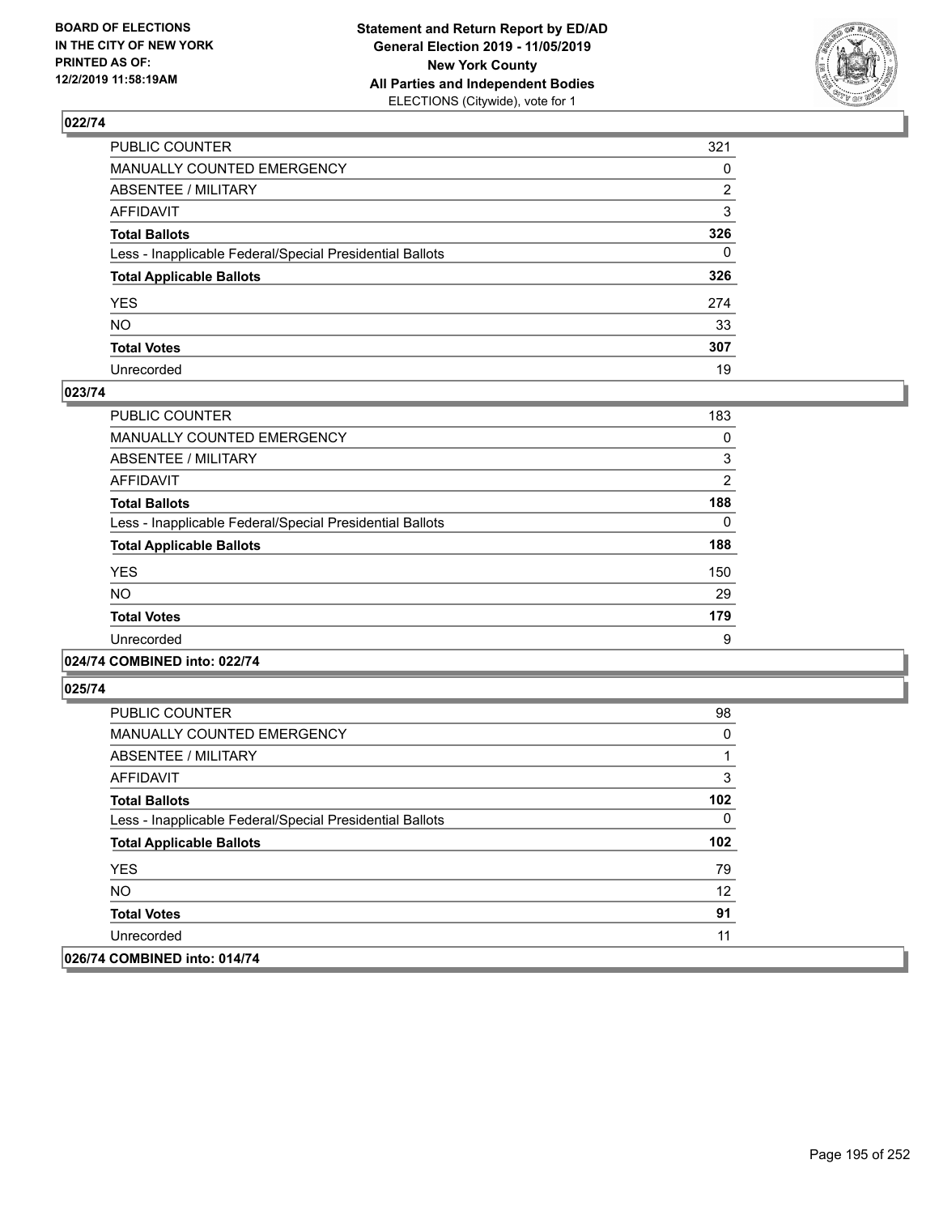## 022/74

| | |
|---|---|
| PUBLIC COUNTER | 321 |
| MANUALLY COUNTED EMERGENCY | 0 |
| ABSENTEE / MILITARY | 2 |
| AFFIDAVIT | 3 |
| **Total Ballots** | **326** |
| Less - Inapplicable Federal/Special Presidential Ballots | 0 |
| **Total Applicable Ballots** | **326** |
| YES | 274 |
| NO | 33 |
| **Total Votes** | **307** |
| Unrecorded | 19 |

## 023/74

| | |
|---|---|
| PUBLIC COUNTER | 183 |
| MANUALLY COUNTED EMERGENCY | 0 |
| ABSENTEE / MILITARY | 3 |
| AFFIDAVIT | 2 |
| **Total Ballots** | **188** |
| Less - Inapplicable Federal/Special Presidential Ballots | 0 |
| **Total Applicable Ballots** | **188** |
| YES | 150 |
| NO | 29 |
| **Total Votes** | **179** |
| Unrecorded | 9 |

## 024/74 COMBINED into: 022/74

## 025/74

| | |
|---|---|
| PUBLIC COUNTER | 98 |
| MANUALLY COUNTED EMERGENCY | 0 |
| ABSENTEE / MILITARY | 1 |
| AFFIDAVIT | 3 |
| **Total Ballots** | **102** |
| Less - Inapplicable Federal/Special Presidential Ballots | 0 |
| **Total Applicable Ballots** | **102** |
| YES | 79 |
| NO | 12 |
| **Total Votes** | **91** |
| Unrecorded | 11 |

## 026/74 COMBINED into: 014/74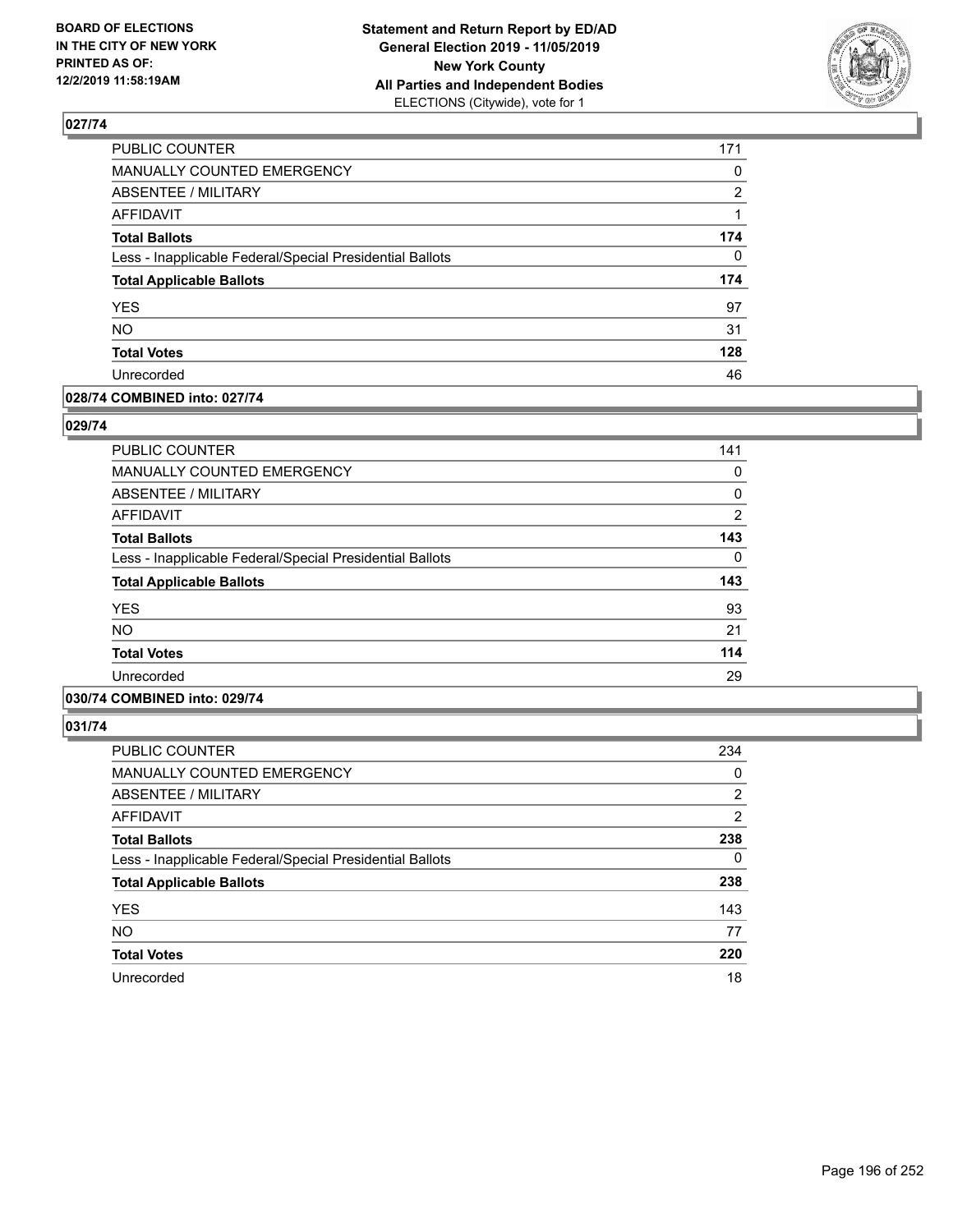**BOARD OF ELECTIONS IN THE CITY OF NEW YORK PRINTED AS OF: 12/2/2019 11:58:19AM**

**Statement and Return Report by ED/AD General Election 2019 - 11/05/2019 New York County All Parties and Independent Bodies**
ELECTIONS (Citywide), vote for 1

### 027/74

| | |
|---|---|
| PUBLIC COUNTER | 171 |
| MANUALLY COUNTED EMERGENCY | 0 |
| ABSENTEE / MILITARY | 2 |
| AFFIDAVIT | 1 |
| **Total Ballots** | **174** |
| Less - Inapplicable Federal/Special Presidential Ballots | 0 |
| **Total Applicable Ballots** | **174** |
| YES | 97 |
| NO | 31 |
| **Total Votes** | **128** |
| Unrecorded | 46 |

### 028/74 COMBINED into: 027/74

### 029/74

| | |
|---|---|
| PUBLIC COUNTER | 141 |
| MANUALLY COUNTED EMERGENCY | 0 |
| ABSENTEE / MILITARY | 0 |
| AFFIDAVIT | 2 |
| **Total Ballots** | **143** |
| Less - Inapplicable Federal/Special Presidential Ballots | 0 |
| **Total Applicable Ballots** | **143** |
| YES | 93 |
| NO | 21 |
| **Total Votes** | **114** |
| Unrecorded | 29 |

### 030/74 COMBINED into: 029/74

### 031/74

| | |
|---|---|
| PUBLIC COUNTER | 234 |
| MANUALLY COUNTED EMERGENCY | 0 |
| ABSENTEE / MILITARY | 2 |
| AFFIDAVIT | 2 |
| **Total Ballots** | **238** |
| Less - Inapplicable Federal/Special Presidential Ballots | 0 |
| **Total Applicable Ballots** | **238** |
| YES | 143 |
| NO | 77 |
| **Total Votes** | **220** |
| Unrecorded | 18 |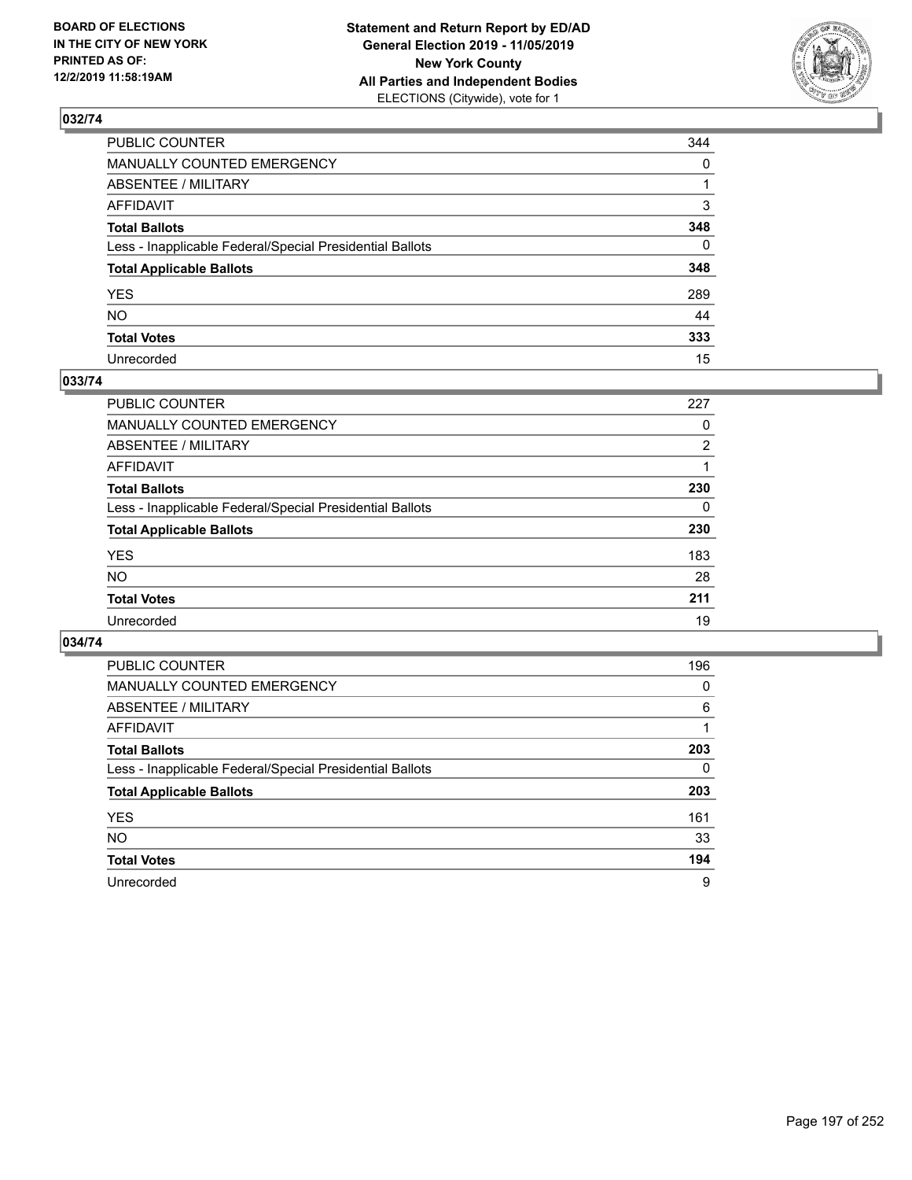BOARD OF ELECTIONS
IN THE CITY OF NEW YORK
PRINTED AS OF:
12/2/2019 11:58:19AM

**Statement and Return Report by ED/AD**
**General Election 2019 - 11/05/2019**
**New York County**
**All Parties and Independent Bodies**
ELECTIONS (Citywide), vote for 1

## 032/74

| | |
|---|---|
| PUBLIC COUNTER | 344 |
| MANUALLY COUNTED EMERGENCY | 0 |
| ABSENTEE / MILITARY | 1 |
| AFFIDAVIT | 3 |
| **Total Ballots** | **348** |
| Less - Inapplicable Federal/Special Presidential Ballots | 0 |
| **Total Applicable Ballots** | **348** |
| YES | 289 |
| NO | 44 |
| **Total Votes** | **333** |
| Unrecorded | 15 |

## 033/74

| | |
|---|---|
| PUBLIC COUNTER | 227 |
| MANUALLY COUNTED EMERGENCY | 0 |
| ABSENTEE / MILITARY | 2 |
| AFFIDAVIT | 1 |
| **Total Ballots** | **230** |
| Less - Inapplicable Federal/Special Presidential Ballots | 0 |
| **Total Applicable Ballots** | **230** |
| YES | 183 |
| NO | 28 |
| **Total Votes** | **211** |
| Unrecorded | 19 |

## 034/74

| | |
|---|---|
| PUBLIC COUNTER | 196 |
| MANUALLY COUNTED EMERGENCY | 0 |
| ABSENTEE / MILITARY | 6 |
| AFFIDAVIT | 1 |
| **Total Ballots** | **203** |
| Less - Inapplicable Federal/Special Presidential Ballots | 0 |
| **Total Applicable Ballots** | **203** |
| YES | 161 |
| NO | 33 |
| **Total Votes** | **194** |
| Unrecorded | 9 |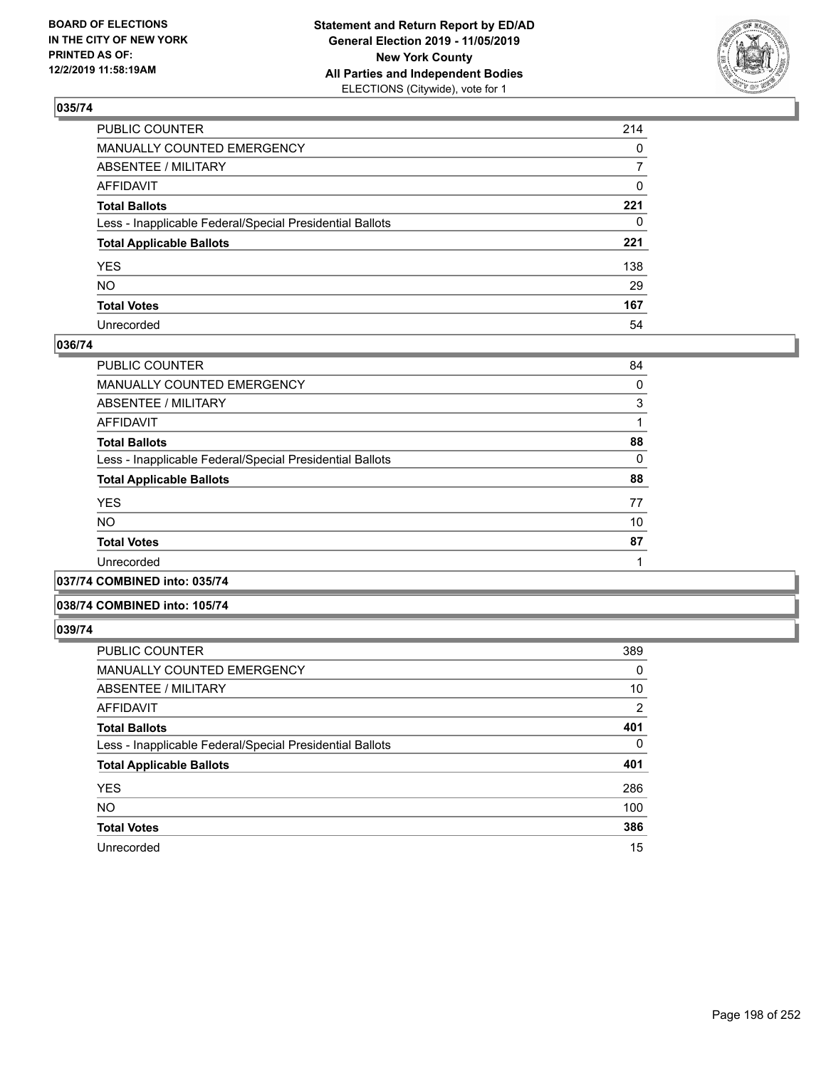## 035/74

| | |
|---|---|
| PUBLIC COUNTER | 214 |
| MANUALLY COUNTED EMERGENCY | 0 |
| ABSENTEE / MILITARY | 7 |
| AFFIDAVIT | 0 |
| **Total Ballots** | **221** |
| Less - Inapplicable Federal/Special Presidential Ballots | 0 |
| **Total Applicable Ballots** | **221** |
| YES | 138 |
| NO | 29 |
| **Total Votes** | **167** |
| Unrecorded | 54 |

## 036/74

| | |
|---|---|
| PUBLIC COUNTER | 84 |
| MANUALLY COUNTED EMERGENCY | 0 |
| ABSENTEE / MILITARY | 3 |
| AFFIDAVIT | 1 |
| **Total Ballots** | **88** |
| Less - Inapplicable Federal/Special Presidential Ballots | 0 |
| **Total Applicable Ballots** | **88** |
| YES | 77 |
| NO | 10 |
| **Total Votes** | **87** |
| Unrecorded | 1 |

## 037/74 COMBINED into: 035/74

## 038/74 COMBINED into: 105/74

## 039/74

| | |
|---|---|
| PUBLIC COUNTER | 389 |
| MANUALLY COUNTED EMERGENCY | 0 |
| ABSENTEE / MILITARY | 10 |
| AFFIDAVIT | 2 |
| **Total Ballots** | **401** |
| Less - Inapplicable Federal/Special Presidential Ballots | 0 |
| **Total Applicable Ballots** | **401** |
| YES | 286 |
| NO | 100 |
| **Total Votes** | **386** |
| Unrecorded | 15 |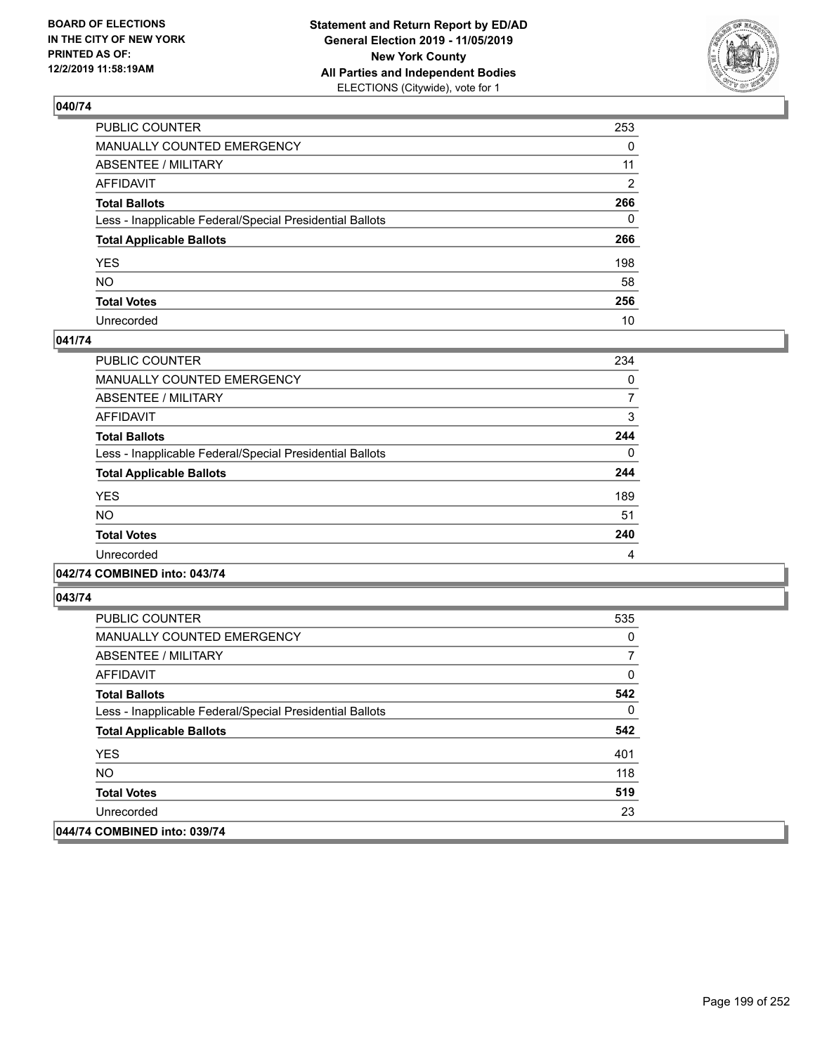### 040/74

| | |
|---|---|
| PUBLIC COUNTER | 253 |
| MANUALLY COUNTED EMERGENCY | 0 |
| ABSENTEE / MILITARY | 11 |
| AFFIDAVIT | 2 |
| **Total Ballots** | **266** |
| Less - Inapplicable Federal/Special Presidential Ballots | 0 |
| **Total Applicable Ballots** | **266** |
| YES | 198 |
| NO | 58 |
| **Total Votes** | **256** |
| Unrecorded | 10 |

### 041/74

| | |
|---|---|
| PUBLIC COUNTER | 234 |
| MANUALLY COUNTED EMERGENCY | 0 |
| ABSENTEE / MILITARY | 7 |
| AFFIDAVIT | 3 |
| **Total Ballots** | **244** |
| Less - Inapplicable Federal/Special Presidential Ballots | 0 |
| **Total Applicable Ballots** | **244** |
| YES | 189 |
| NO | 51 |
| **Total Votes** | **240** |
| Unrecorded | 4 |

### 042/74 COMBINED into: 043/74

### 043/74

| | |
|---|---|
| PUBLIC COUNTER | 535 |
| MANUALLY COUNTED EMERGENCY | 0 |
| ABSENTEE / MILITARY | 7 |
| AFFIDAVIT | 0 |
| **Total Ballots** | **542** |
| Less - Inapplicable Federal/Special Presidential Ballots | 0 |
| **Total Applicable Ballots** | **542** |
| YES | 401 |
| NO | 118 |
| **Total Votes** | **519** |
| Unrecorded | 23 |

### 044/74 COMBINED into: 039/74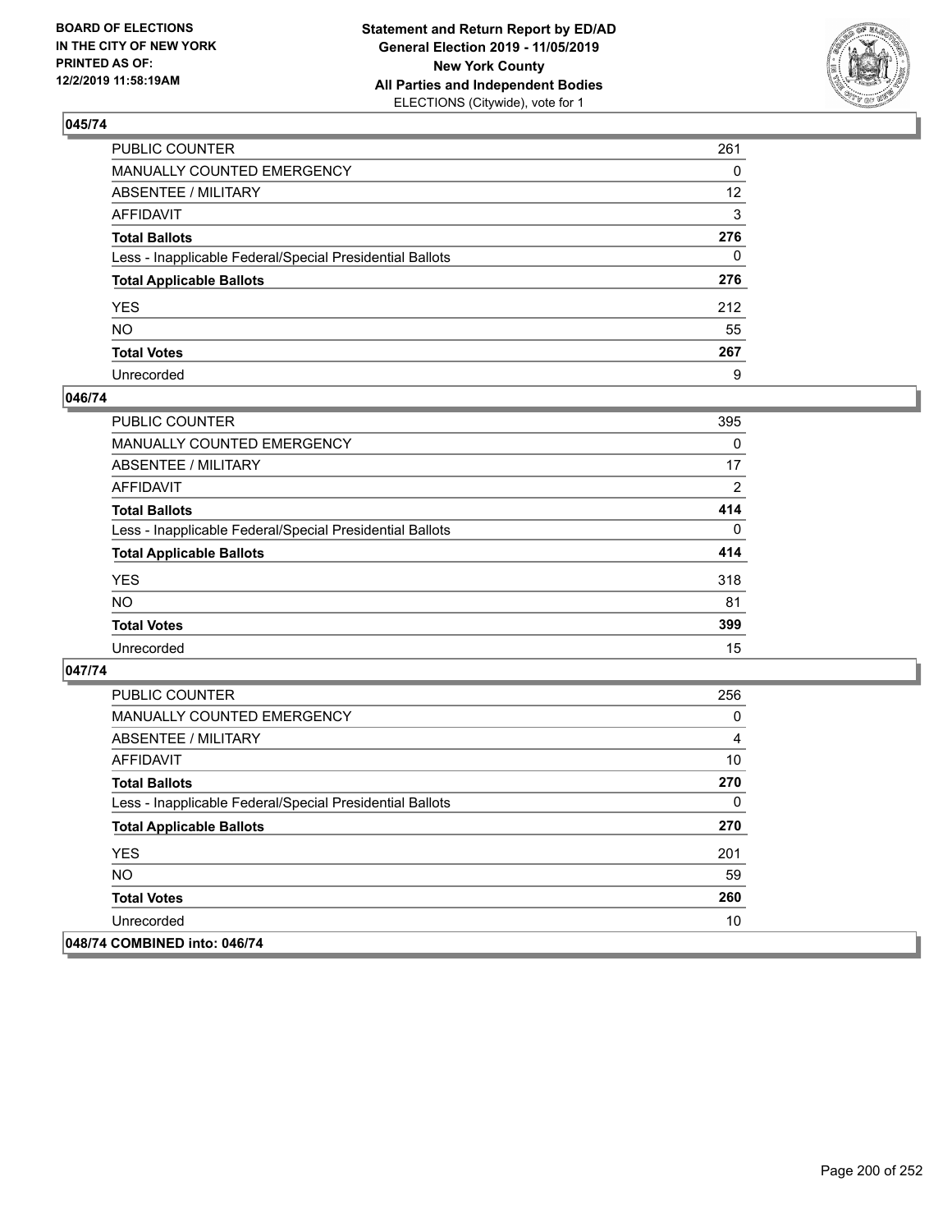## 045/74

| | |
|---|---|
| PUBLIC COUNTER | 261 |
| MANUALLY COUNTED EMERGENCY | 0 |
| ABSENTEE / MILITARY | 12 |
| AFFIDAVIT | 3 |
| **Total Ballots** | **276** |
| Less - Inapplicable Federal/Special Presidential Ballots | 0 |
| **Total Applicable Ballots** | **276** |
| YES | 212 |
| NO | 55 |
| **Total Votes** | **267** |
| Unrecorded | 9 |

## 046/74

| | |
|---|---|
| PUBLIC COUNTER | 395 |
| MANUALLY COUNTED EMERGENCY | 0 |
| ABSENTEE / MILITARY | 17 |
| AFFIDAVIT | 2 |
| **Total Ballots** | **414** |
| Less - Inapplicable Federal/Special Presidential Ballots | 0 |
| **Total Applicable Ballots** | **414** |
| YES | 318 |
| NO | 81 |
| **Total Votes** | **399** |
| Unrecorded | 15 |

## 047/74

| | |
|---|---|
| PUBLIC COUNTER | 256 |
| MANUALLY COUNTED EMERGENCY | 0 |
| ABSENTEE / MILITARY | 4 |
| AFFIDAVIT | 10 |
| **Total Ballots** | **270** |
| Less - Inapplicable Federal/Special Presidential Ballots | 0 |
| **Total Applicable Ballots** | **270** |
| YES | 201 |
| NO | 59 |
| **Total Votes** | **260** |
| Unrecorded | 10 |

## 048/74 COMBINED into: 046/74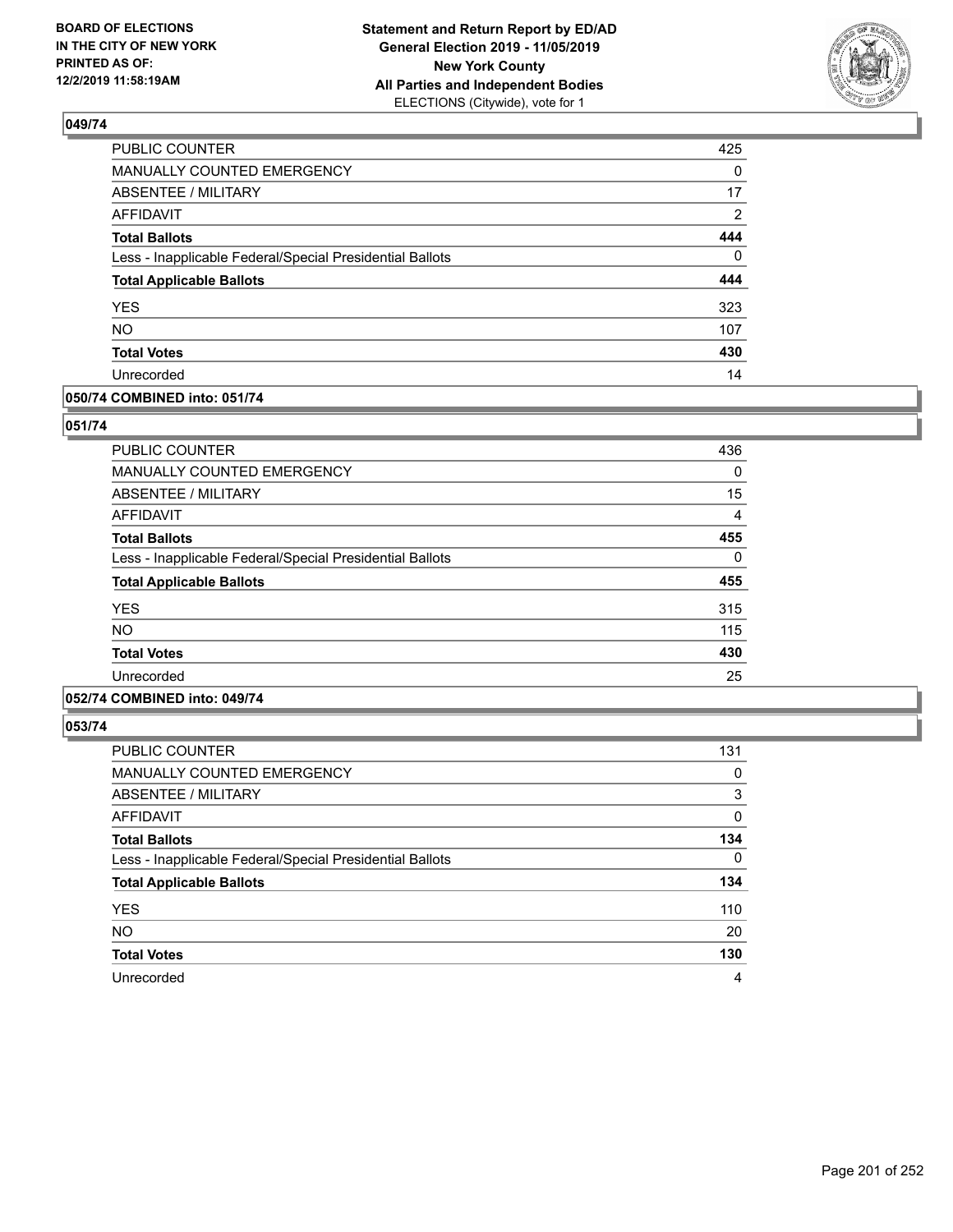BOARD OF ELECTIONS
IN THE CITY OF NEW YORK
PRINTED AS OF:
12/2/2019 11:58:19AM

**Statement and Return Report by ED/AD**
**General Election 2019 - 11/05/2019**
**New York County**
**All Parties and Independent Bodies**
ELECTIONS (Citywide), vote for 1

### 049/74

| | |
|---|---|
| PUBLIC COUNTER | 425 |
| MANUALLY COUNTED EMERGENCY | 0 |
| ABSENTEE / MILITARY | 17 |
| AFFIDAVIT | 2 |
| **Total Ballots** | **444** |
| Less - Inapplicable Federal/Special Presidential Ballots | 0 |
| **Total Applicable Ballots** | **444** |
| YES | 323 |
| NO | 107 |
| **Total Votes** | **430** |
| Unrecorded | 14 |

### 050/74 COMBINED into: 051/74

### 051/74

| | |
|---|---|
| PUBLIC COUNTER | 436 |
| MANUALLY COUNTED EMERGENCY | 0 |
| ABSENTEE / MILITARY | 15 |
| AFFIDAVIT | 4 |
| **Total Ballots** | **455** |
| Less - Inapplicable Federal/Special Presidential Ballots | 0 |
| **Total Applicable Ballots** | **455** |
| YES | 315 |
| NO | 115 |
| **Total Votes** | **430** |
| Unrecorded | 25 |

### 052/74 COMBINED into: 049/74

### 053/74

| | |
|---|---|
| PUBLIC COUNTER | 131 |
| MANUALLY COUNTED EMERGENCY | 0 |
| ABSENTEE / MILITARY | 3 |
| AFFIDAVIT | 0 |
| **Total Ballots** | **134** |
| Less - Inapplicable Federal/Special Presidential Ballots | 0 |
| **Total Applicable Ballots** | **134** |
| YES | 110 |
| NO | 20 |
| **Total Votes** | **130** |
| Unrecorded | 4 |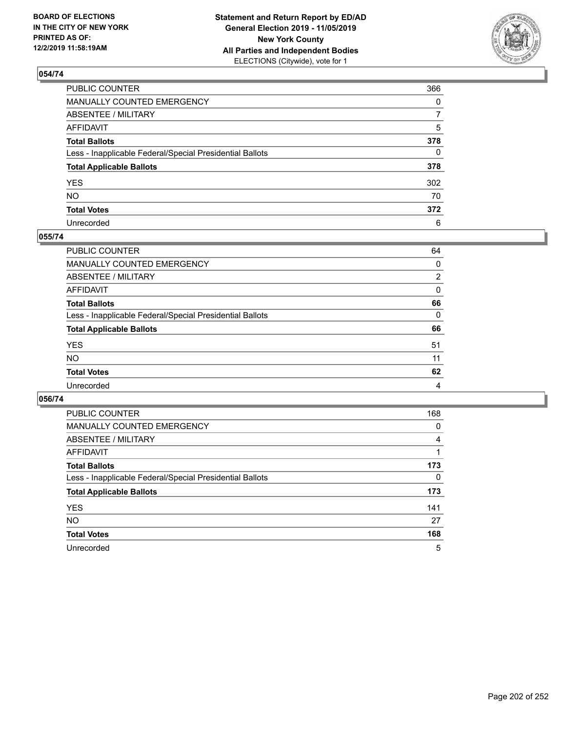BOARD OF ELECTIONS
IN THE CITY OF NEW YORK
PRINTED AS OF:
12/2/2019 11:58:19AM

**Statement and Return Report by ED/AD**
**General Election 2019 - 11/05/2019**
**New York County**
**All Parties and Independent Bodies**
ELECTIONS (Citywide), vote for 1

### 054/74

| | |
|---|---|
| PUBLIC COUNTER | 366 |
| MANUALLY COUNTED EMERGENCY | 0 |
| ABSENTEE / MILITARY | 7 |
| AFFIDAVIT | 5 |
| **Total Ballots** | **378** |
| Less - Inapplicable Federal/Special Presidential Ballots | 0 |
| **Total Applicable Ballots** | **378** |
| YES | 302 |
| NO | 70 |
| **Total Votes** | **372** |
| Unrecorded | 6 |

### 055/74

| | |
|---|---|
| PUBLIC COUNTER | 64 |
| MANUALLY COUNTED EMERGENCY | 0 |
| ABSENTEE / MILITARY | 2 |
| AFFIDAVIT | 0 |
| **Total Ballots** | **66** |
| Less - Inapplicable Federal/Special Presidential Ballots | 0 |
| **Total Applicable Ballots** | **66** |
| YES | 51 |
| NO | 11 |
| **Total Votes** | **62** |
| Unrecorded | 4 |

### 056/74

| | |
|---|---|
| PUBLIC COUNTER | 168 |
| MANUALLY COUNTED EMERGENCY | 0 |
| ABSENTEE / MILITARY | 4 |
| AFFIDAVIT | 1 |
| **Total Ballots** | **173** |
| Less - Inapplicable Federal/Special Presidential Ballots | 0 |
| **Total Applicable Ballots** | **173** |
| YES | 141 |
| NO | 27 |
| **Total Votes** | **168** |
| Unrecorded | 5 |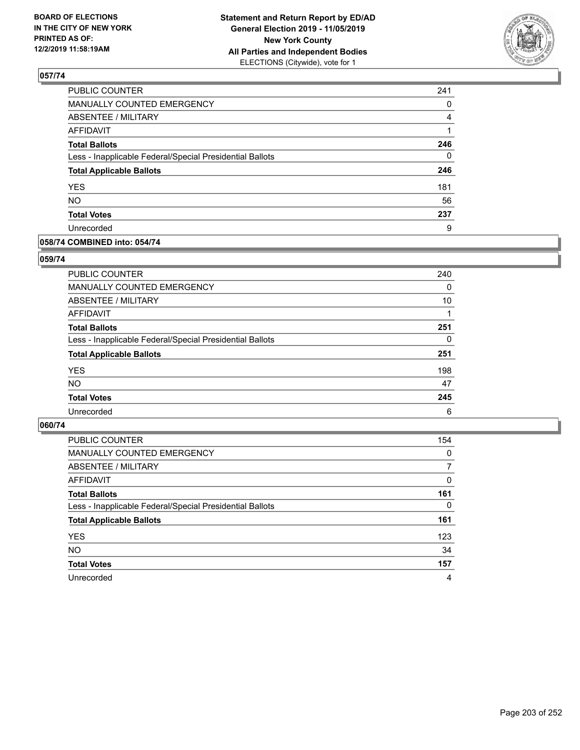## 057/74

| | |
|---|---|
| PUBLIC COUNTER | 241 |
| MANUALLY COUNTED EMERGENCY | 0 |
| ABSENTEE / MILITARY | 4 |
| AFFIDAVIT | 1 |
| **Total Ballots** | **246** |
| Less - Inapplicable Federal/Special Presidential Ballots | 0 |
| **Total Applicable Ballots** | **246** |
| YES | 181 |
| NO | 56 |
| **Total Votes** | **237** |
| Unrecorded | 9 |

## 058/74 COMBINED into: 054/74

## 059/74

| | |
|---|---|
| PUBLIC COUNTER | 240 |
| MANUALLY COUNTED EMERGENCY | 0 |
| ABSENTEE / MILITARY | 10 |
| AFFIDAVIT | 1 |
| **Total Ballots** | **251** |
| Less - Inapplicable Federal/Special Presidential Ballots | 0 |
| **Total Applicable Ballots** | **251** |
| YES | 198 |
| NO | 47 |
| **Total Votes** | **245** |
| Unrecorded | 6 |

## 060/74

| | |
|---|---|
| PUBLIC COUNTER | 154 |
| MANUALLY COUNTED EMERGENCY | 0 |
| ABSENTEE / MILITARY | 7 |
| AFFIDAVIT | 0 |
| **Total Ballots** | **161** |
| Less - Inapplicable Federal/Special Presidential Ballots | 0 |
| **Total Applicable Ballots** | **161** |
| YES | 123 |
| NO | 34 |
| **Total Votes** | **157** |
| Unrecorded | 4 |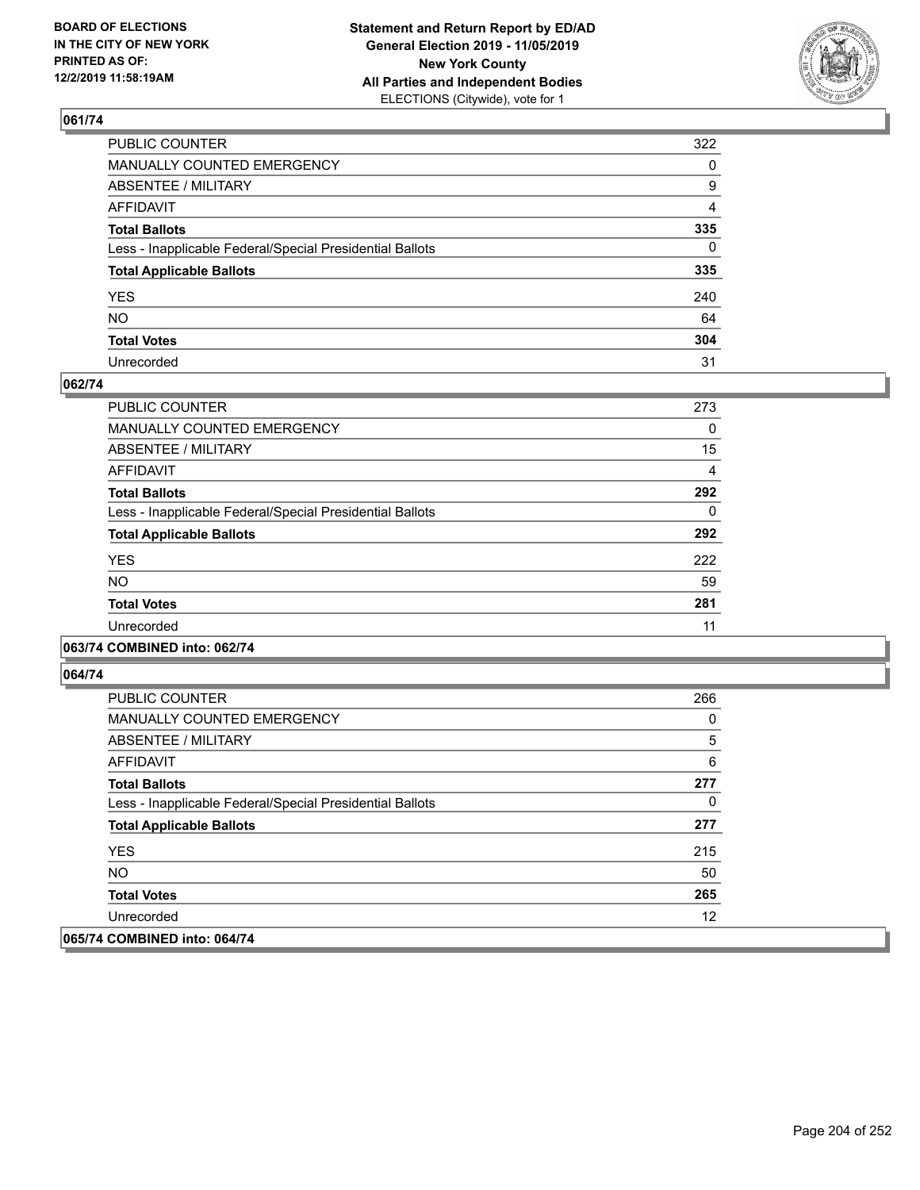**BOARD OF ELECTIONS IN THE CITY OF NEW YORK PRINTED AS OF: 12/2/2019 11:58:19AM**

**Statement and Return Report by ED/AD General Election 2019 - 11/05/2019 New York County All Parties and Independent Bodies**
ELECTIONS (Citywide), vote for 1

### 061/74

| | |
|---|---|
| PUBLIC COUNTER | 322 |
| MANUALLY COUNTED EMERGENCY | 0 |
| ABSENTEE / MILITARY | 9 |
| AFFIDAVIT | 4 |
| **Total Ballots** | **335** |
| Less - Inapplicable Federal/Special Presidential Ballots | 0 |
| **Total Applicable Ballots** | **335** |
| YES | 240 |
| NO | 64 |
| **Total Votes** | **304** |
| Unrecorded | 31 |

### 062/74

| | |
|---|---|
| PUBLIC COUNTER | 273 |
| MANUALLY COUNTED EMERGENCY | 0 |
| ABSENTEE / MILITARY | 15 |
| AFFIDAVIT | 4 |
| **Total Ballots** | **292** |
| Less - Inapplicable Federal/Special Presidential Ballots | 0 |
| **Total Applicable Ballots** | **292** |
| YES | 222 |
| NO | 59 |
| **Total Votes** | **281** |
| Unrecorded | 11 |

### 063/74 COMBINED into: 062/74

### 064/74

| | |
|---|---|
| PUBLIC COUNTER | 266 |
| MANUALLY COUNTED EMERGENCY | 0 |
| ABSENTEE / MILITARY | 5 |
| AFFIDAVIT | 6 |
| **Total Ballots** | **277** |
| Less - Inapplicable Federal/Special Presidential Ballots | 0 |
| **Total Applicable Ballots** | **277** |
| YES | 215 |
| NO | 50 |
| **Total Votes** | **265** |
| Unrecorded | 12 |

### 065/74 COMBINED into: 064/74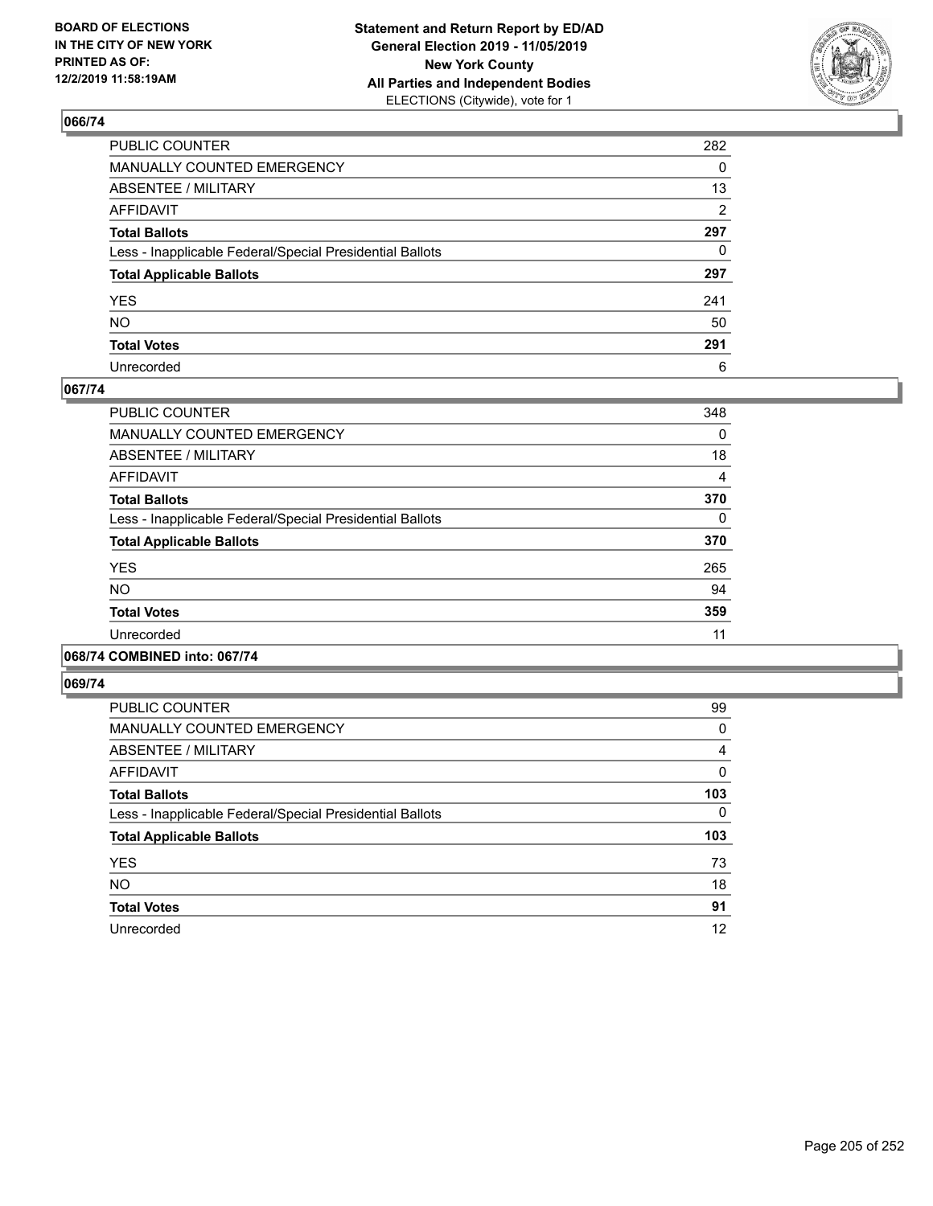**BOARD OF ELECTIONS IN THE CITY OF NEW YORK PRINTED AS OF: 12/2/2019 11:58:19AM**

**Statement and Return Report by ED/AD General Election 2019 - 11/05/2019 New York County All Parties and Independent Bodies** ELECTIONS (Citywide), vote for 1

## 066/74

| | |
|---|---|
| PUBLIC COUNTER | 282 |
| MANUALLY COUNTED EMERGENCY | 0 |
| ABSENTEE / MILITARY | 13 |
| AFFIDAVIT | 2 |
| **Total Ballots** | **297** |
| Less - Inapplicable Federal/Special Presidential Ballots | 0 |
| **Total Applicable Ballots** | **297** |
| YES | 241 |
| NO | 50 |
| **Total Votes** | **291** |
| Unrecorded | 6 |

## 067/74

| | |
|---|---|
| PUBLIC COUNTER | 348 |
| MANUALLY COUNTED EMERGENCY | 0 |
| ABSENTEE / MILITARY | 18 |
| AFFIDAVIT | 4 |
| **Total Ballots** | **370** |
| Less - Inapplicable Federal/Special Presidential Ballots | 0 |
| **Total Applicable Ballots** | **370** |
| YES | 265 |
| NO | 94 |
| **Total Votes** | **359** |
| Unrecorded | 11 |

## 068/74 COMBINED into: 067/74

## 069/74

| | |
|---|---|
| PUBLIC COUNTER | 99 |
| MANUALLY COUNTED EMERGENCY | 0 |
| ABSENTEE / MILITARY | 4 |
| AFFIDAVIT | 0 |
| **Total Ballots** | **103** |
| Less - Inapplicable Federal/Special Presidential Ballots | 0 |
| **Total Applicable Ballots** | **103** |
| YES | 73 |
| NO | 18 |
| **Total Votes** | **91** |
| Unrecorded | 12 |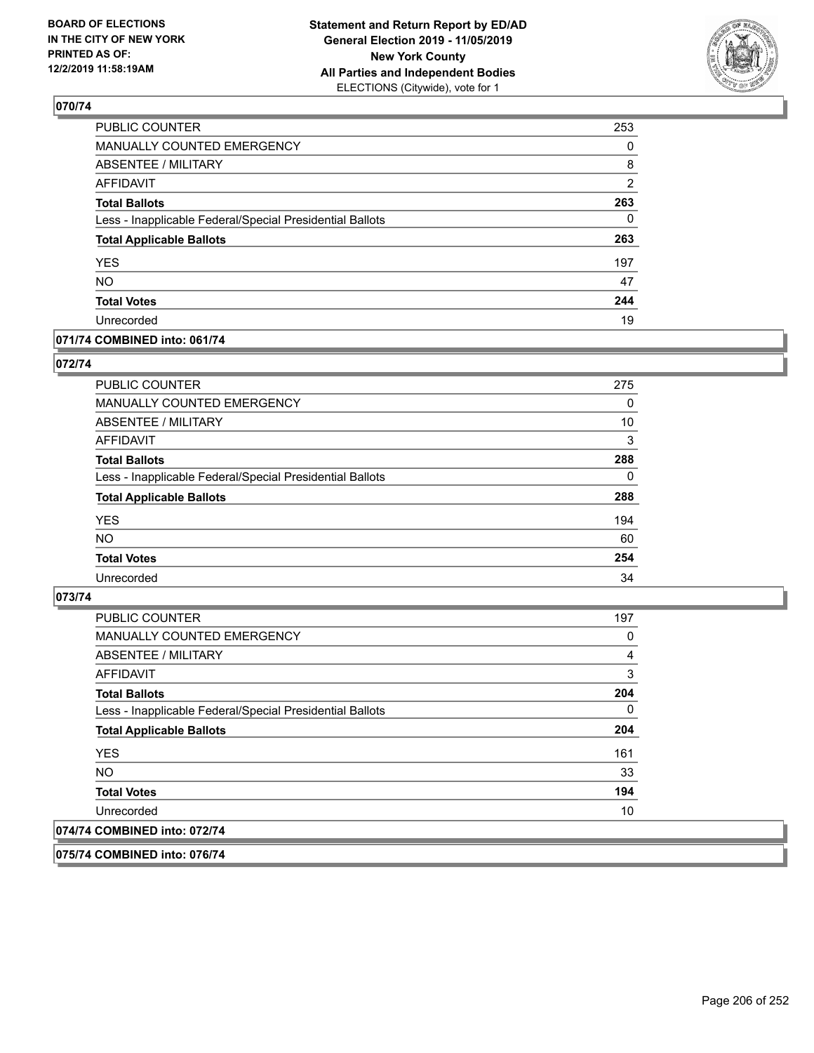## 070/74

| | |
|---|---|
| PUBLIC COUNTER | 253 |
| MANUALLY COUNTED EMERGENCY | 0 |
| ABSENTEE / MILITARY | 8 |
| AFFIDAVIT | 2 |
| **Total Ballots** | **263** |
| Less - Inapplicable Federal/Special Presidential Ballots | 0 |
| **Total Applicable Ballots** | **263** |
| YES | 197 |
| NO | 47 |
| **Total Votes** | **244** |
| Unrecorded | 19 |

## 071/74 COMBINED into: 061/74

## 072/74

| | |
|---|---|
| PUBLIC COUNTER | 275 |
| MANUALLY COUNTED EMERGENCY | 0 |
| ABSENTEE / MILITARY | 10 |
| AFFIDAVIT | 3 |
| **Total Ballots** | **288** |
| Less - Inapplicable Federal/Special Presidential Ballots | 0 |
| **Total Applicable Ballots** | **288** |
| YES | 194 |
| NO | 60 |
| **Total Votes** | **254** |
| Unrecorded | 34 |

## 073/74

| | |
|---|---|
| PUBLIC COUNTER | 197 |
| MANUALLY COUNTED EMERGENCY | 0 |
| ABSENTEE / MILITARY | 4 |
| AFFIDAVIT | 3 |
| **Total Ballots** | **204** |
| Less - Inapplicable Federal/Special Presidential Ballots | 0 |
| **Total Applicable Ballots** | **204** |
| YES | 161 |
| NO | 33 |
| **Total Votes** | **194** |
| Unrecorded | 10 |

## 074/74 COMBINED into: 072/74

## 075/74 COMBINED into: 076/74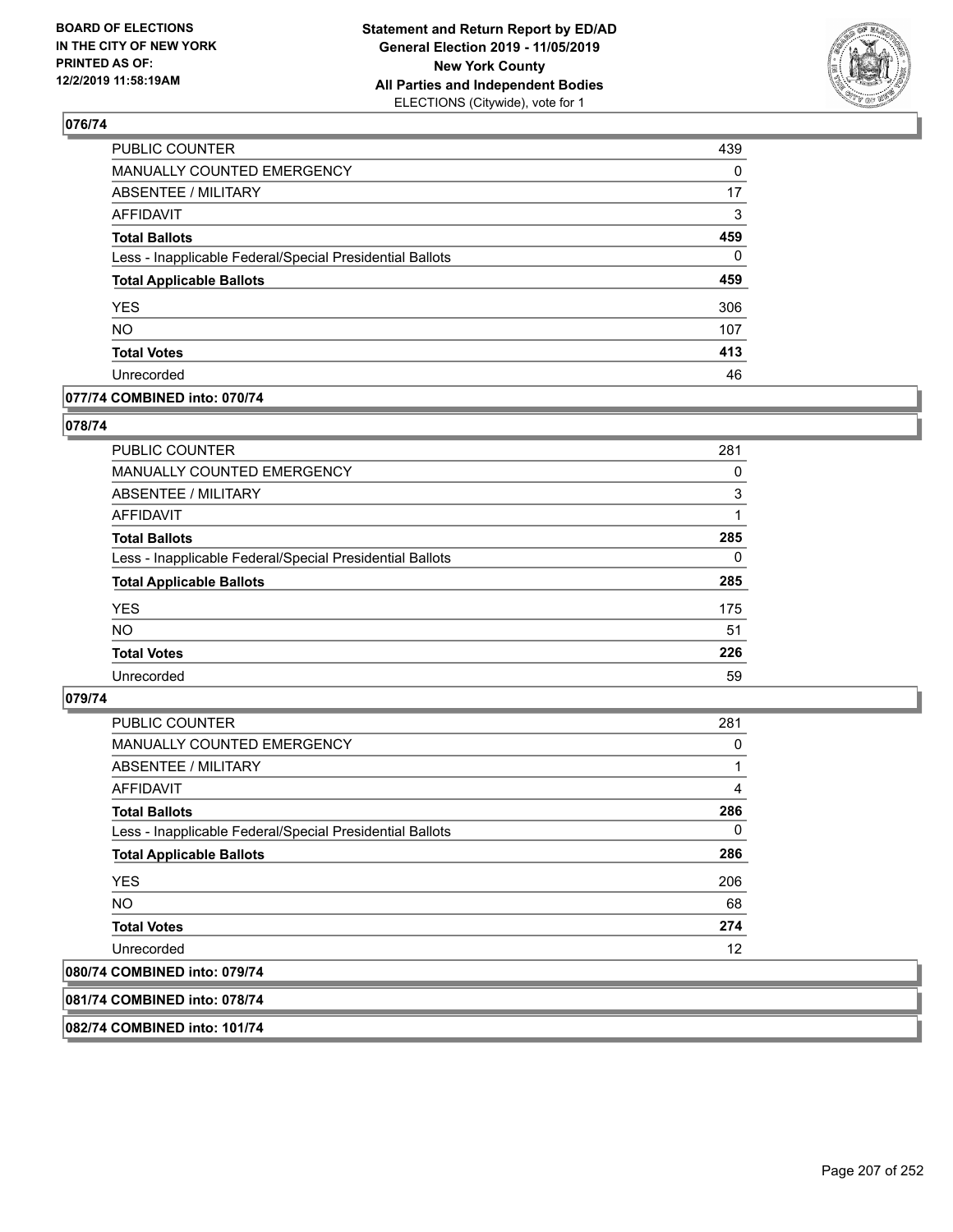**BOARD OF ELECTIONS IN THE CITY OF NEW YORK PRINTED AS OF: 12/2/2019 11:58:19AM**

**Statement and Return Report by ED/AD General Election 2019 - 11/05/2019 New York County All Parties and Independent Bodies** ELECTIONS (Citywide), vote for 1

## 076/74

| | |
|---|---|
| PUBLIC COUNTER | 439 |
| MANUALLY COUNTED EMERGENCY | 0 |
| ABSENTEE / MILITARY | 17 |
| AFFIDAVIT | 3 |
| **Total Ballots** | **459** |
| Less - Inapplicable Federal/Special Presidential Ballots | 0 |
| **Total Applicable Ballots** | **459** |
| YES | 306 |
| NO | 107 |
| **Total Votes** | **413** |
| Unrecorded | 46 |

## 077/74 COMBINED into: 070/74

## 078/74

| | |
|---|---|
| PUBLIC COUNTER | 281 |
| MANUALLY COUNTED EMERGENCY | 0 |
| ABSENTEE / MILITARY | 3 |
| AFFIDAVIT | 1 |
| **Total Ballots** | **285** |
| Less - Inapplicable Federal/Special Presidential Ballots | 0 |
| **Total Applicable Ballots** | **285** |
| YES | 175 |
| NO | 51 |
| **Total Votes** | **226** |
| Unrecorded | 59 |

## 079/74

| | |
|---|---|
| PUBLIC COUNTER | 281 |
| MANUALLY COUNTED EMERGENCY | 0 |
| ABSENTEE / MILITARY | 1 |
| AFFIDAVIT | 4 |
| **Total Ballots** | **286** |
| Less - Inapplicable Federal/Special Presidential Ballots | 0 |
| **Total Applicable Ballots** | **286** |
| YES | 206 |
| NO | 68 |
| **Total Votes** | **274** |
| Unrecorded | 12 |

## 080/74 COMBINED into: 079/74

## 081/74 COMBINED into: 078/74

## 082/74 COMBINED into: 101/74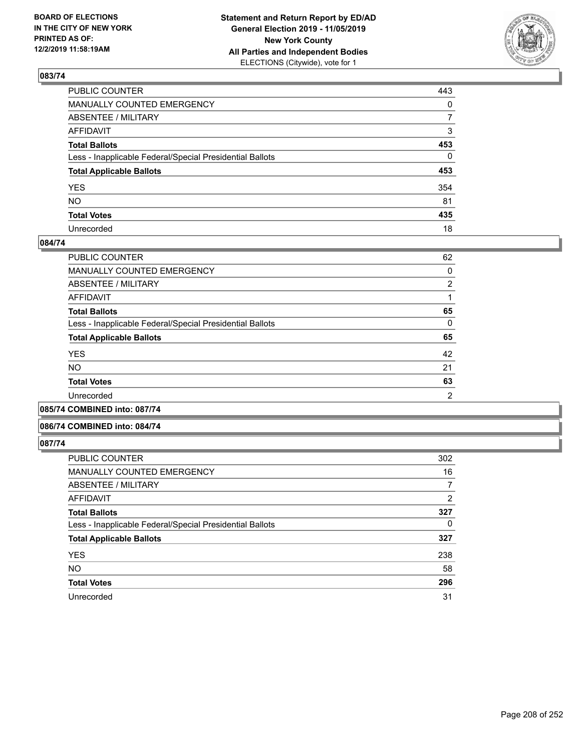**BOARD OF ELECTIONS IN THE CITY OF NEW YORK PRINTED AS OF: 12/2/2019 11:58:19AM**

**Statement and Return Report by ED/AD General Election 2019 - 11/05/2019 New York County All Parties and Independent Bodies** ELECTIONS (Citywide), vote for 1

### 083/74

| | |
|---|---|
| PUBLIC COUNTER | 443 |
| MANUALLY COUNTED EMERGENCY | 0 |
| ABSENTEE / MILITARY | 7 |
| AFFIDAVIT | 3 |
| **Total Ballots** | **453** |
| Less - Inapplicable Federal/Special Presidential Ballots | 0 |
| **Total Applicable Ballots** | **453** |
| YES | 354 |
| NO | 81 |
| **Total Votes** | **435** |
| Unrecorded | 18 |

### 084/74

| | |
|---|---|
| PUBLIC COUNTER | 62 |
| MANUALLY COUNTED EMERGENCY | 0 |
| ABSENTEE / MILITARY | 2 |
| AFFIDAVIT | 1 |
| **Total Ballots** | **65** |
| Less - Inapplicable Federal/Special Presidential Ballots | 0 |
| **Total Applicable Ballots** | **65** |
| YES | 42 |
| NO | 21 |
| **Total Votes** | **63** |
| Unrecorded | 2 |

### 085/74 COMBINED into: 087/74

### 086/74 COMBINED into: 084/74

### 087/74

| | |
|---|---|
| PUBLIC COUNTER | 302 |
| MANUALLY COUNTED EMERGENCY | 16 |
| ABSENTEE / MILITARY | 7 |
| AFFIDAVIT | 2 |
| **Total Ballots** | **327** |
| Less - Inapplicable Federal/Special Presidential Ballots | 0 |
| **Total Applicable Ballots** | **327** |
| YES | 238 |
| NO | 58 |
| **Total Votes** | **296** |
| Unrecorded | 31 |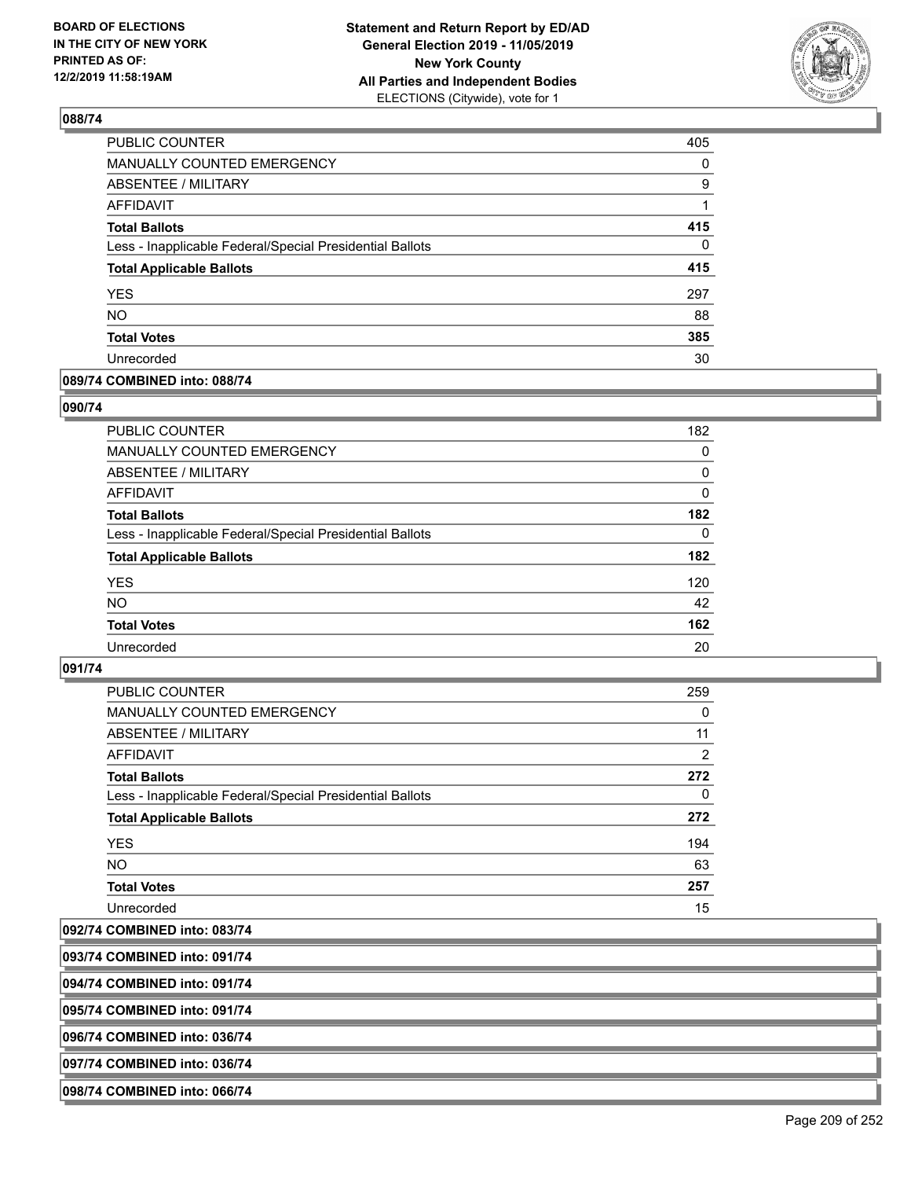**Statement and Return Report by ED/AD**
**General Election 2019 - 11/05/2019**
**New York County**
**All Parties and Independent Bodies**
ELECTIONS (Citywide), vote for 1

BOARD OF ELECTIONS IN THE CITY OF NEW YORK PRINTED AS OF: 12/2/2019 11:58:19AM

### 088/74

| | |
|---|---|
| PUBLIC COUNTER | 405 |
| MANUALLY COUNTED EMERGENCY | 0 |
| ABSENTEE / MILITARY | 9 |
| AFFIDAVIT | 1 |
| **Total Ballots** | **415** |
| Less - Inapplicable Federal/Special Presidential Ballots | 0 |
| **Total Applicable Ballots** | **415** |
| YES | 297 |
| NO | 88 |
| **Total Votes** | **385** |
| Unrecorded | 30 |

**089/74 COMBINED into: 088/74**

### 090/74

| | |
|---|---|
| PUBLIC COUNTER | 182 |
| MANUALLY COUNTED EMERGENCY | 0 |
| ABSENTEE / MILITARY | 0 |
| AFFIDAVIT | 0 |
| **Total Ballots** | **182** |
| Less - Inapplicable Federal/Special Presidential Ballots | 0 |
| **Total Applicable Ballots** | **182** |
| YES | 120 |
| NO | 42 |
| **Total Votes** | **162** |
| Unrecorded | 20 |

### 091/74

| | |
|---|---|
| PUBLIC COUNTER | 259 |
| MANUALLY COUNTED EMERGENCY | 0 |
| ABSENTEE / MILITARY | 11 |
| AFFIDAVIT | 2 |
| **Total Ballots** | **272** |
| Less - Inapplicable Federal/Special Presidential Ballots | 0 |
| **Total Applicable Ballots** | **272** |
| YES | 194 |
| NO | 63 |
| **Total Votes** | **257** |
| Unrecorded | 15 |

**092/74 COMBINED into: 083/74**

**093/74 COMBINED into: 091/74**

**094/74 COMBINED into: 091/74**

**095/74 COMBINED into: 091/74**

**096/74 COMBINED into: 036/74**

**097/74 COMBINED into: 036/74**

**098/74 COMBINED into: 066/74**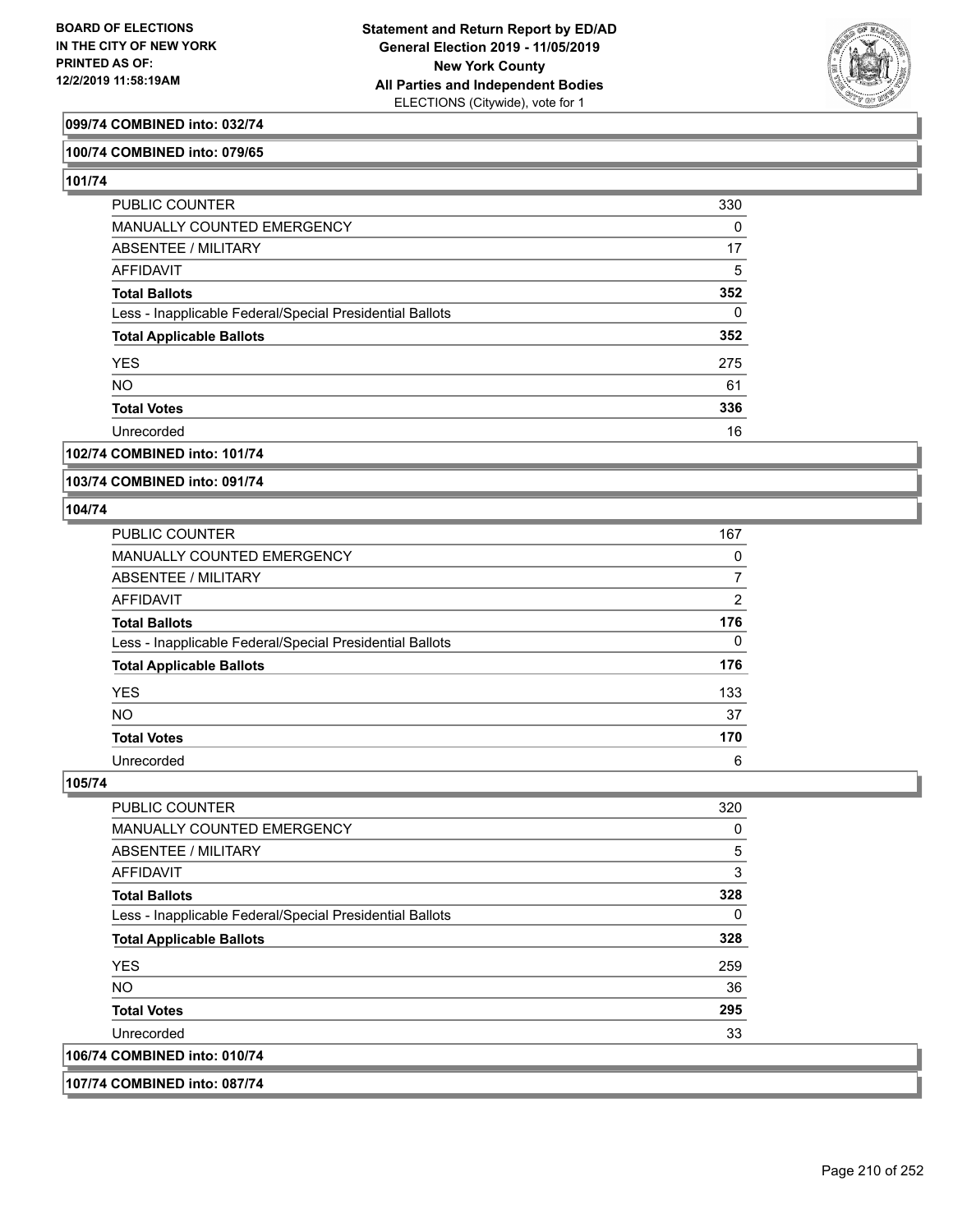**099/74 COMBINED into: 032/74**

**100/74 COMBINED into: 079/65**

**101/74**

| | |
|---|---|
| PUBLIC COUNTER | 330 |
| MANUALLY COUNTED EMERGENCY | 0 |
| ABSENTEE / MILITARY | 17 |
| AFFIDAVIT | 5 |
| **Total Ballots** | **352** |
| Less - Inapplicable Federal/Special Presidential Ballots | 0 |
| **Total Applicable Ballots** | **352** |
| YES | 275 |
| NO | 61 |
| **Total Votes** | **336** |
| Unrecorded | 16 |

**102/74 COMBINED into: 101/74**

**103/74 COMBINED into: 091/74**

**104/74**

| | |
|---|---|
| PUBLIC COUNTER | 167 |
| MANUALLY COUNTED EMERGENCY | 0 |
| ABSENTEE / MILITARY | 7 |
| AFFIDAVIT | 2 |
| **Total Ballots** | **176** |
| Less - Inapplicable Federal/Special Presidential Ballots | 0 |
| **Total Applicable Ballots** | **176** |
| YES | 133 |
| NO | 37 |
| **Total Votes** | **170** |
| Unrecorded | 6 |

**105/74**

| | |
|---|---|
| PUBLIC COUNTER | 320 |
| MANUALLY COUNTED EMERGENCY | 0 |
| ABSENTEE / MILITARY | 5 |
| AFFIDAVIT | 3 |
| **Total Ballots** | **328** |
| Less - Inapplicable Federal/Special Presidential Ballots | 0 |
| **Total Applicable Ballots** | **328** |
| YES | 259 |
| NO | 36 |
| **Total Votes** | **295** |
| Unrecorded | 33 |

**106/74 COMBINED into: 010/74**

**107/74 COMBINED into: 087/74**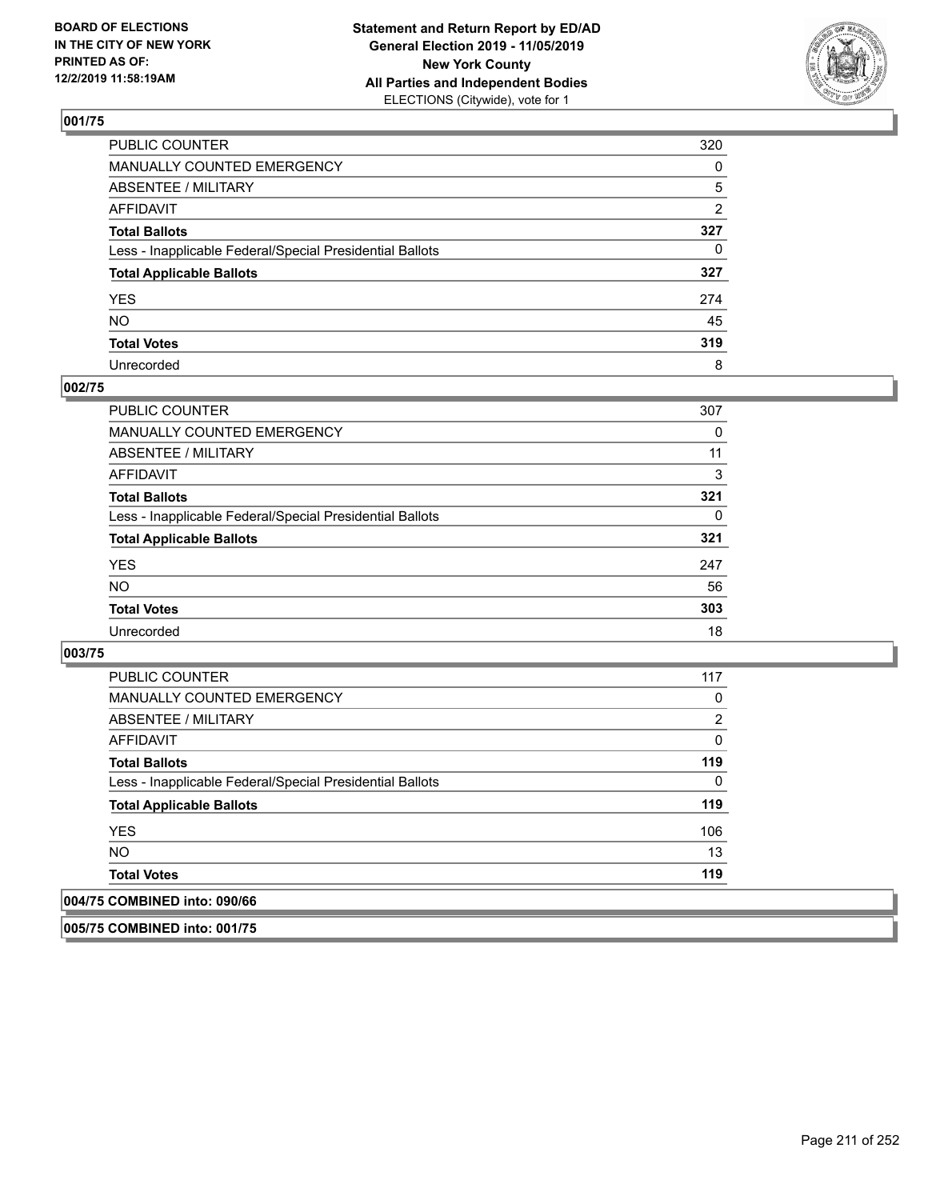BOARD OF ELECTIONS
IN THE CITY OF NEW YORK
PRINTED AS OF:
12/2/2019 11:58:19AM

**Statement and Return Report by ED/AD**
**General Election 2019 - 11/05/2019**
**New York County**
**All Parties and Independent Bodies**
ELECTIONS (Citywide), vote for 1

### 001/75

| | |
|---|---|
| PUBLIC COUNTER | 320 |
| MANUALLY COUNTED EMERGENCY | 0 |
| ABSENTEE / MILITARY | 5 |
| AFFIDAVIT | 2 |
| **Total Ballots** | **327** |
| Less - Inapplicable Federal/Special Presidential Ballots | 0 |
| **Total Applicable Ballots** | **327** |
| YES | 274 |
| NO | 45 |
| **Total Votes** | **319** |
| Unrecorded | 8 |

### 002/75

| | |
|---|---|
| PUBLIC COUNTER | 307 |
| MANUALLY COUNTED EMERGENCY | 0 |
| ABSENTEE / MILITARY | 11 |
| AFFIDAVIT | 3 |
| **Total Ballots** | **321** |
| Less - Inapplicable Federal/Special Presidential Ballots | 0 |
| **Total Applicable Ballots** | **321** |
| YES | 247 |
| NO | 56 |
| **Total Votes** | **303** |
| Unrecorded | 18 |

### 003/75

| | |
|---|---|
| PUBLIC COUNTER | 117 |
| MANUALLY COUNTED EMERGENCY | 0 |
| ABSENTEE / MILITARY | 2 |
| AFFIDAVIT | 0 |
| **Total Ballots** | **119** |
| Less - Inapplicable Federal/Special Presidential Ballots | 0 |
| **Total Applicable Ballots** | **119** |
| YES | 106 |
| NO | 13 |
| **Total Votes** | **119** |

### 004/75 COMBINED into: 090/66

### 005/75 COMBINED into: 001/75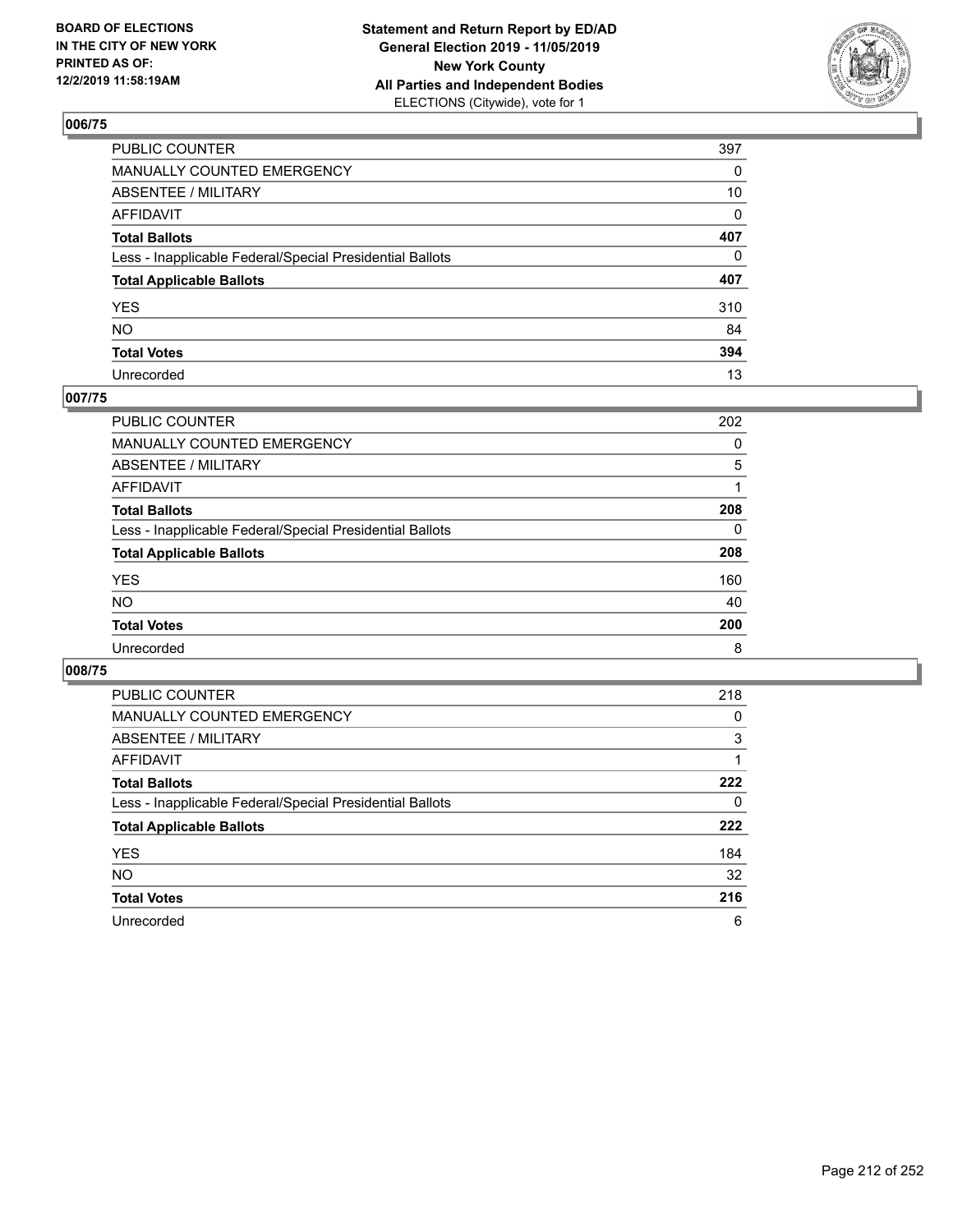BOARD OF ELECTIONS
IN THE CITY OF NEW YORK
PRINTED AS OF:
12/2/2019 11:58:19AM

**Statement and Return Report by ED/AD**
**General Election 2019 - 11/05/2019**
**New York County**
**All Parties and Independent Bodies**
ELECTIONS (Citywide), vote for 1

## 006/75

| | |
|---|---|
| PUBLIC COUNTER | 397 |
| MANUALLY COUNTED EMERGENCY | 0 |
| ABSENTEE / MILITARY | 10 |
| AFFIDAVIT | 0 |
| **Total Ballots** | **407** |
| Less - Inapplicable Federal/Special Presidential Ballots | 0 |
| **Total Applicable Ballots** | **407** |
| YES | 310 |
| NO | 84 |
| **Total Votes** | **394** |
| Unrecorded | 13 |

## 007/75

| | |
|---|---|
| PUBLIC COUNTER | 202 |
| MANUALLY COUNTED EMERGENCY | 0 |
| ABSENTEE / MILITARY | 5 |
| AFFIDAVIT | 1 |
| **Total Ballots** | **208** |
| Less - Inapplicable Federal/Special Presidential Ballots | 0 |
| **Total Applicable Ballots** | **208** |
| YES | 160 |
| NO | 40 |
| **Total Votes** | **200** |
| Unrecorded | 8 |

## 008/75

| | |
|---|---|
| PUBLIC COUNTER | 218 |
| MANUALLY COUNTED EMERGENCY | 0 |
| ABSENTEE / MILITARY | 3 |
| AFFIDAVIT | 1 |
| **Total Ballots** | **222** |
| Less - Inapplicable Federal/Special Presidential Ballots | 0 |
| **Total Applicable Ballots** | **222** |
| YES | 184 |
| NO | 32 |
| **Total Votes** | **216** |
| Unrecorded | 6 |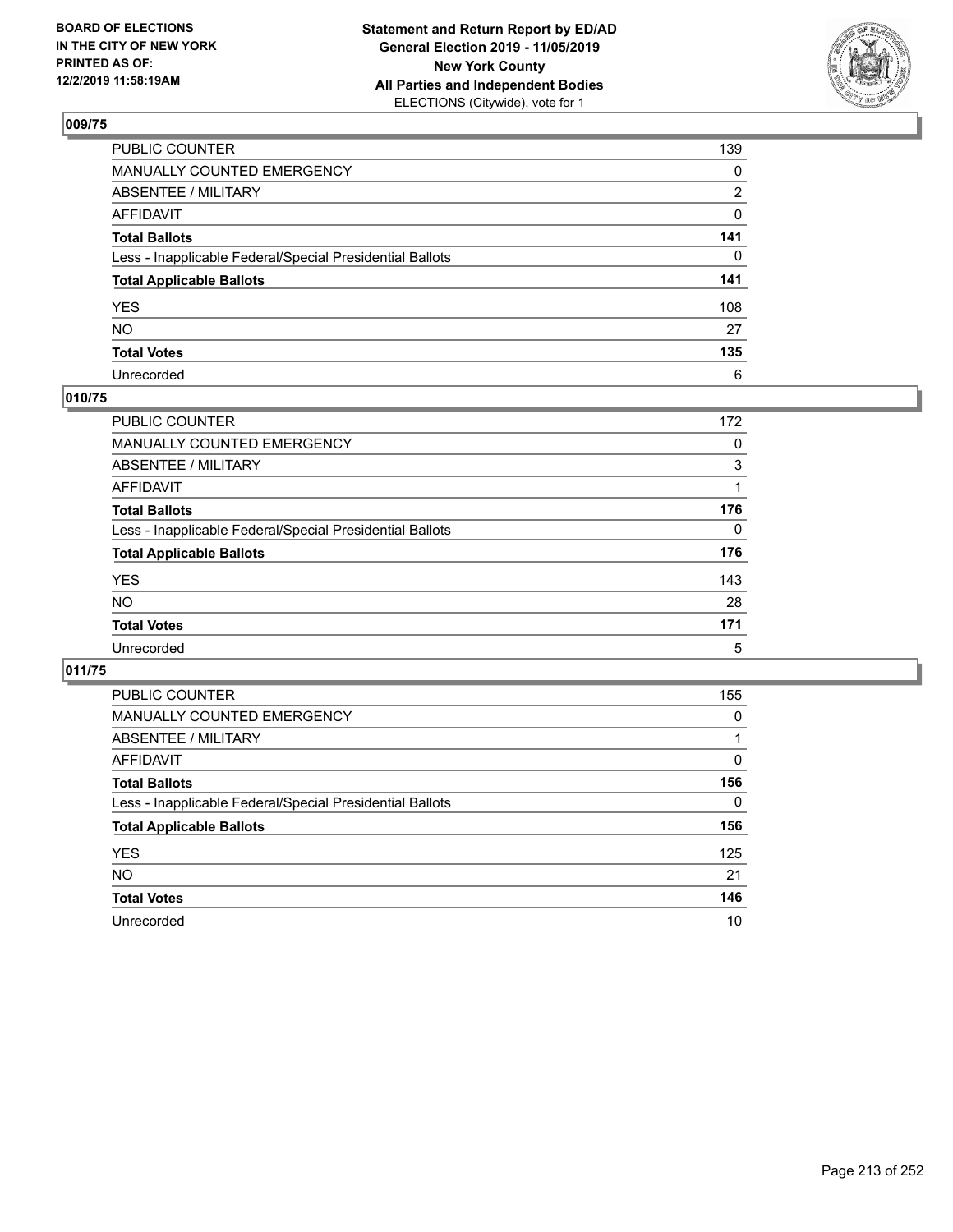BOARD OF ELECTIONS
IN THE CITY OF NEW YORK
PRINTED AS OF:
12/2/2019 11:58:19AM

**Statement and Return Report by ED/AD**
**General Election 2019 - 11/05/2019**
**New York County**
**All Parties and Independent Bodies**
ELECTIONS (Citywide), vote for 1

## 009/75

| | |
|---|---|
| PUBLIC COUNTER | 139 |
| MANUALLY COUNTED EMERGENCY | 0 |
| ABSENTEE / MILITARY | 2 |
| AFFIDAVIT | 0 |
| **Total Ballots** | **141** |
| Less - Inapplicable Federal/Special Presidential Ballots | 0 |
| **Total Applicable Ballots** | **141** |
| YES | 108 |
| NO | 27 |
| **Total Votes** | **135** |
| Unrecorded | 6 |

## 010/75

| | |
|---|---|
| PUBLIC COUNTER | 172 |
| MANUALLY COUNTED EMERGENCY | 0 |
| ABSENTEE / MILITARY | 3 |
| AFFIDAVIT | 1 |
| **Total Ballots** | **176** |
| Less - Inapplicable Federal/Special Presidential Ballots | 0 |
| **Total Applicable Ballots** | **176** |
| YES | 143 |
| NO | 28 |
| **Total Votes** | **171** |
| Unrecorded | 5 |

## 011/75

| | |
|---|---|
| PUBLIC COUNTER | 155 |
| MANUALLY COUNTED EMERGENCY | 0 |
| ABSENTEE / MILITARY | 1 |
| AFFIDAVIT | 0 |
| **Total Ballots** | **156** |
| Less - Inapplicable Federal/Special Presidential Ballots | 0 |
| **Total Applicable Ballots** | **156** |
| YES | 125 |
| NO | 21 |
| **Total Votes** | **146** |
| Unrecorded | 10 |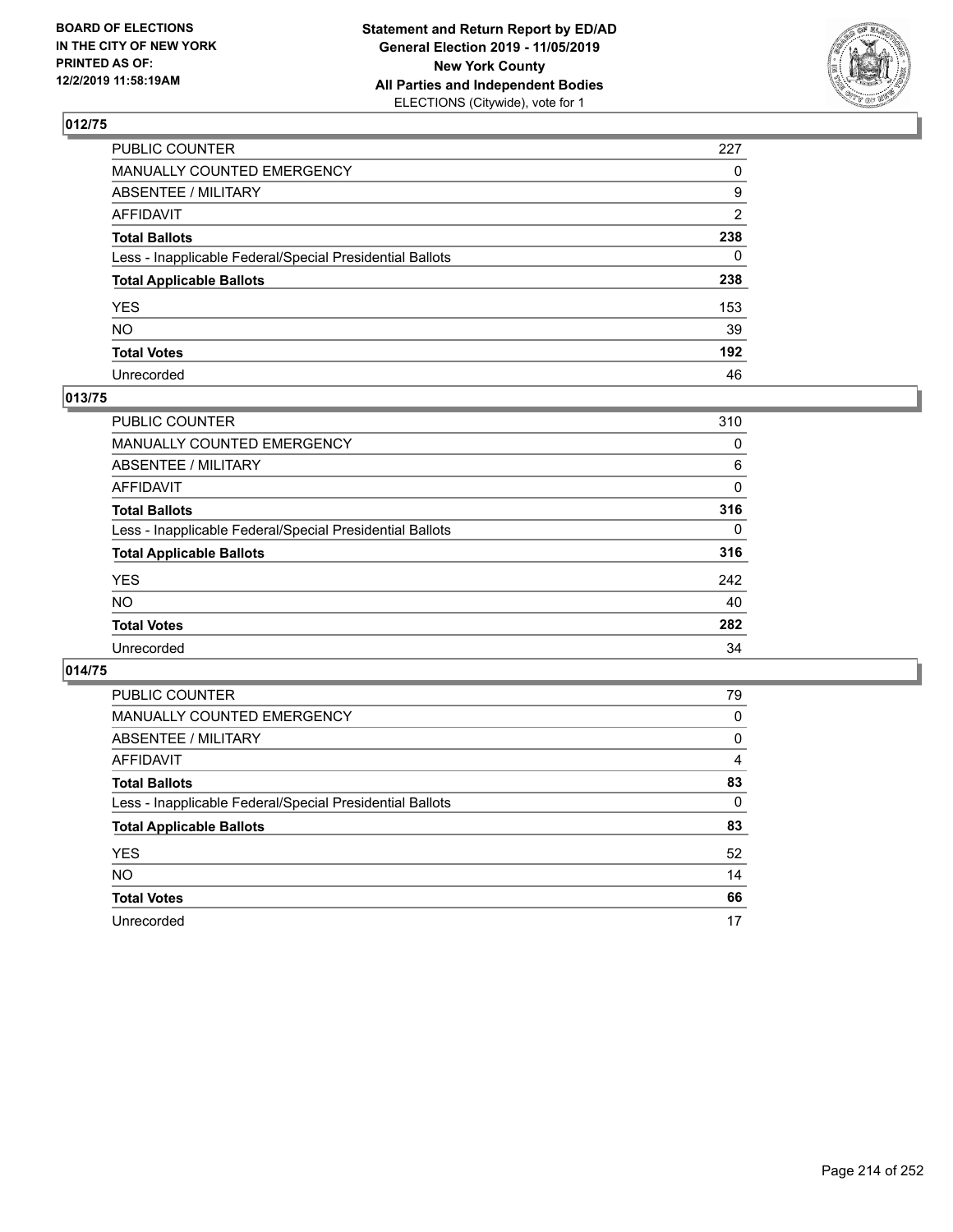BOARD OF ELECTIONS
IN THE CITY OF NEW YORK
PRINTED AS OF:
12/2/2019 11:58:19AM

**Statement and Return Report by ED/AD**
**General Election 2019 - 11/05/2019**
**New York County**
**All Parties and Independent Bodies**
ELECTIONS (Citywide), vote for 1

## 012/75

| | |
|---|---|
| PUBLIC COUNTER | 227 |
| MANUALLY COUNTED EMERGENCY | 0 |
| ABSENTEE / MILITARY | 9 |
| AFFIDAVIT | 2 |
| **Total Ballots** | **238** |
| Less - Inapplicable Federal/Special Presidential Ballots | 0 |
| **Total Applicable Ballots** | **238** |
| YES | 153 |
| NO | 39 |
| **Total Votes** | **192** |
| Unrecorded | 46 |

## 013/75

| | |
|---|---|
| PUBLIC COUNTER | 310 |
| MANUALLY COUNTED EMERGENCY | 0 |
| ABSENTEE / MILITARY | 6 |
| AFFIDAVIT | 0 |
| **Total Ballots** | **316** |
| Less - Inapplicable Federal/Special Presidential Ballots | 0 |
| **Total Applicable Ballots** | **316** |
| YES | 242 |
| NO | 40 |
| **Total Votes** | **282** |
| Unrecorded | 34 |

## 014/75

| | |
|---|---|
| PUBLIC COUNTER | 79 |
| MANUALLY COUNTED EMERGENCY | 0 |
| ABSENTEE / MILITARY | 0 |
| AFFIDAVIT | 4 |
| **Total Ballots** | **83** |
| Less - Inapplicable Federal/Special Presidential Ballots | 0 |
| **Total Applicable Ballots** | **83** |
| YES | 52 |
| NO | 14 |
| **Total Votes** | **66** |
| Unrecorded | 17 |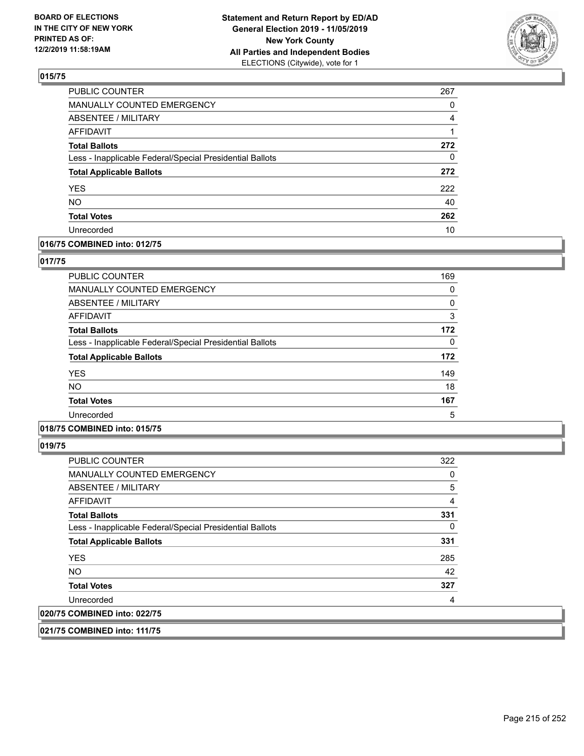## 015/75

| | |
|---|---|
| PUBLIC COUNTER | 267 |
| MANUALLY COUNTED EMERGENCY | 0 |
| ABSENTEE / MILITARY | 4 |
| AFFIDAVIT | 1 |
| **Total Ballots** | **272** |
| Less - Inapplicable Federal/Special Presidential Ballots | 0 |
| **Total Applicable Ballots** | **272** |
| YES | 222 |
| NO | 40 |
| **Total Votes** | **262** |
| Unrecorded | 10 |

## 016/75 COMBINED into: 012/75

## 017/75

| | |
|---|---|
| PUBLIC COUNTER | 169 |
| MANUALLY COUNTED EMERGENCY | 0 |
| ABSENTEE / MILITARY | 0 |
| AFFIDAVIT | 3 |
| **Total Ballots** | **172** |
| Less - Inapplicable Federal/Special Presidential Ballots | 0 |
| **Total Applicable Ballots** | **172** |
| YES | 149 |
| NO | 18 |
| **Total Votes** | **167** |
| Unrecorded | 5 |

## 018/75 COMBINED into: 015/75

## 019/75

| | |
|---|---|
| PUBLIC COUNTER | 322 |
| MANUALLY COUNTED EMERGENCY | 0 |
| ABSENTEE / MILITARY | 5 |
| AFFIDAVIT | 4 |
| **Total Ballots** | **331** |
| Less - Inapplicable Federal/Special Presidential Ballots | 0 |
| **Total Applicable Ballots** | **331** |
| YES | 285 |
| NO | 42 |
| **Total Votes** | **327** |
| Unrecorded | 4 |

## 020/75 COMBINED into: 022/75

## 021/75 COMBINED into: 111/75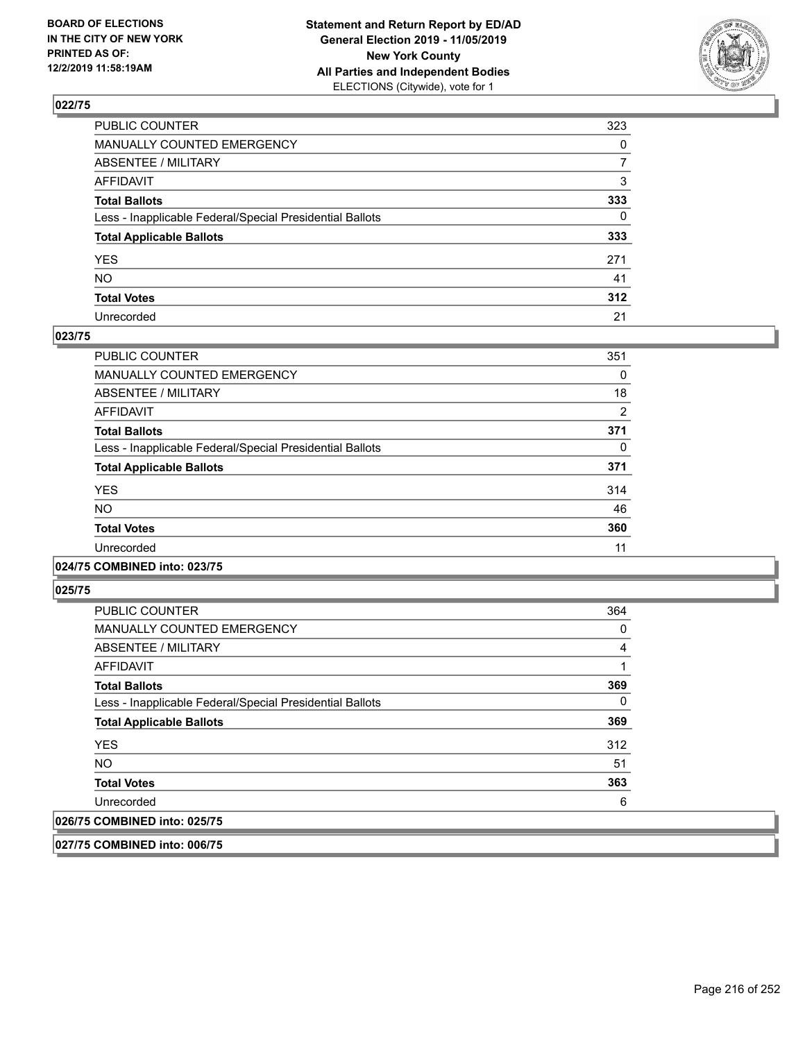**BOARD OF ELECTIONS IN THE CITY OF NEW YORK PRINTED AS OF: 12/2/2019 11:58:19AM**

**Statement and Return Report by ED/AD**
**General Election 2019 - 11/05/2019**
**New York County**
**All Parties and Independent Bodies**
ELECTIONS (Citywide), vote for 1

### 022/75

| | |
|---|---|
| PUBLIC COUNTER | 323 |
| MANUALLY COUNTED EMERGENCY | 0 |
| ABSENTEE / MILITARY | 7 |
| AFFIDAVIT | 3 |
| **Total Ballots** | **333** |
| Less - Inapplicable Federal/Special Presidential Ballots | 0 |
| **Total Applicable Ballots** | **333** |
| YES | 271 |
| NO | 41 |
| **Total Votes** | **312** |
| Unrecorded | 21 |

### 023/75

| | |
|---|---|
| PUBLIC COUNTER | 351 |
| MANUALLY COUNTED EMERGENCY | 0 |
| ABSENTEE / MILITARY | 18 |
| AFFIDAVIT | 2 |
| **Total Ballots** | **371** |
| Less - Inapplicable Federal/Special Presidential Ballots | 0 |
| **Total Applicable Ballots** | **371** |
| YES | 314 |
| NO | 46 |
| **Total Votes** | **360** |
| Unrecorded | 11 |

### 024/75 COMBINED into: 023/75

### 025/75

| | |
|---|---|
| PUBLIC COUNTER | 364 |
| MANUALLY COUNTED EMERGENCY | 0 |
| ABSENTEE / MILITARY | 4 |
| AFFIDAVIT | 1 |
| **Total Ballots** | **369** |
| Less - Inapplicable Federal/Special Presidential Ballots | 0 |
| **Total Applicable Ballots** | **369** |
| YES | 312 |
| NO | 51 |
| **Total Votes** | **363** |
| Unrecorded | 6 |

### 026/75 COMBINED into: 025/75

### 027/75 COMBINED into: 006/75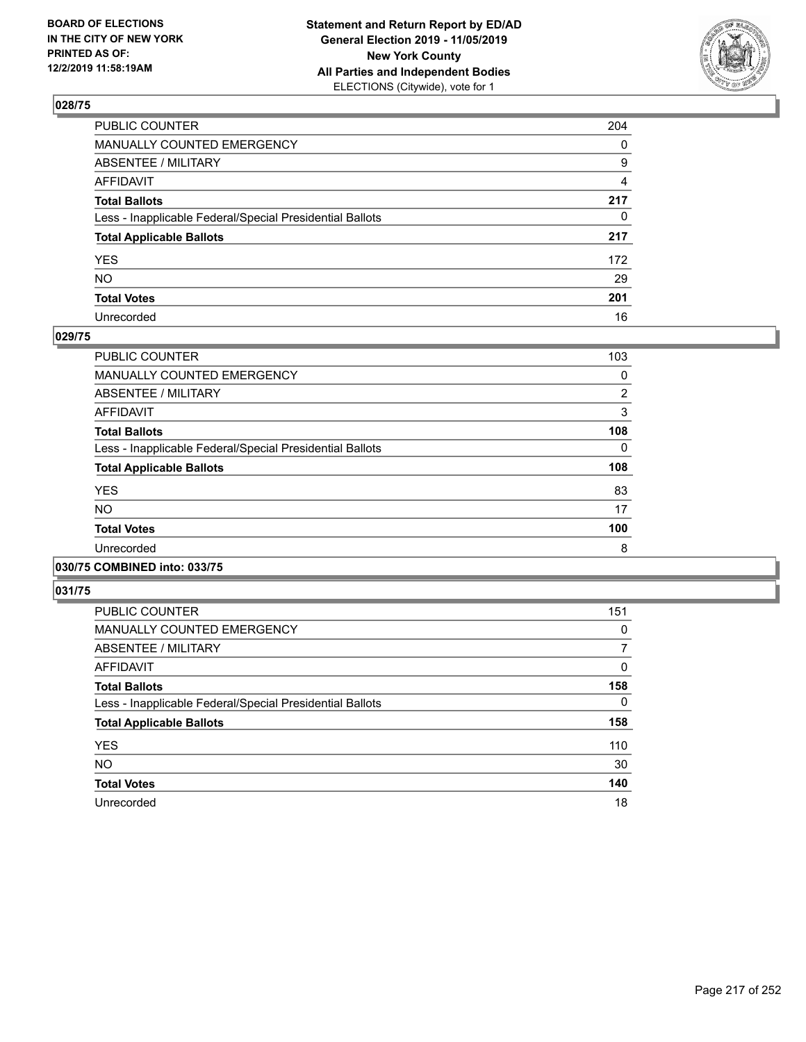BOARD OF ELECTIONS
IN THE CITY OF NEW YORK
PRINTED AS OF:
12/2/2019 11:58:19AM

**Statement and Return Report by ED/AD**
**General Election 2019 - 11/05/2019**
**New York County**
**All Parties and Independent Bodies**
ELECTIONS (Citywide), vote for 1

### 028/75

| | |
|---|---|
| PUBLIC COUNTER | 204 |
| MANUALLY COUNTED EMERGENCY | 0 |
| ABSENTEE / MILITARY | 9 |
| AFFIDAVIT | 4 |
| **Total Ballots** | **217** |
| Less - Inapplicable Federal/Special Presidential Ballots | 0 |
| **Total Applicable Ballots** | **217** |
| YES | 172 |
| NO | 29 |
| **Total Votes** | **201** |
| Unrecorded | 16 |

### 029/75

| | |
|---|---|
| PUBLIC COUNTER | 103 |
| MANUALLY COUNTED EMERGENCY | 0 |
| ABSENTEE / MILITARY | 2 |
| AFFIDAVIT | 3 |
| **Total Ballots** | **108** |
| Less - Inapplicable Federal/Special Presidential Ballots | 0 |
| **Total Applicable Ballots** | **108** |
| YES | 83 |
| NO | 17 |
| **Total Votes** | **100** |
| Unrecorded | 8 |

### 030/75 COMBINED into: 033/75

### 031/75

| | |
|---|---|
| PUBLIC COUNTER | 151 |
| MANUALLY COUNTED EMERGENCY | 0 |
| ABSENTEE / MILITARY | 7 |
| AFFIDAVIT | 0 |
| **Total Ballots** | **158** |
| Less - Inapplicable Federal/Special Presidential Ballots | 0 |
| **Total Applicable Ballots** | **158** |
| YES | 110 |
| NO | 30 |
| **Total Votes** | **140** |
| Unrecorded | 18 |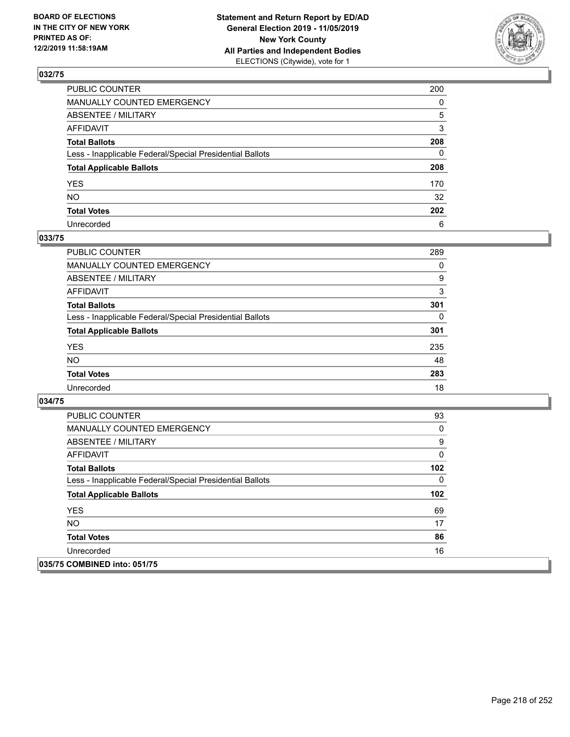## 032/75

| | |
|---|---|
| PUBLIC COUNTER | 200 |
| MANUALLY COUNTED EMERGENCY | 0 |
| ABSENTEE / MILITARY | 5 |
| AFFIDAVIT | 3 |
| **Total Ballots** | **208** |
| Less - Inapplicable Federal/Special Presidential Ballots | 0 |
| **Total Applicable Ballots** | **208** |
| YES | 170 |
| NO | 32 |
| **Total Votes** | **202** |
| Unrecorded | 6 |

## 033/75

| | |
|---|---|
| PUBLIC COUNTER | 289 |
| MANUALLY COUNTED EMERGENCY | 0 |
| ABSENTEE / MILITARY | 9 |
| AFFIDAVIT | 3 |
| **Total Ballots** | **301** |
| Less - Inapplicable Federal/Special Presidential Ballots | 0 |
| **Total Applicable Ballots** | **301** |
| YES | 235 |
| NO | 48 |
| **Total Votes** | **283** |
| Unrecorded | 18 |

## 034/75

| | |
|---|---|
| PUBLIC COUNTER | 93 |
| MANUALLY COUNTED EMERGENCY | 0 |
| ABSENTEE / MILITARY | 9 |
| AFFIDAVIT | 0 |
| **Total Ballots** | **102** |
| Less - Inapplicable Federal/Special Presidential Ballots | 0 |
| **Total Applicable Ballots** | **102** |
| YES | 69 |
| NO | 17 |
| **Total Votes** | **86** |
| Unrecorded | 16 |

## 035/75 COMBINED into: 051/75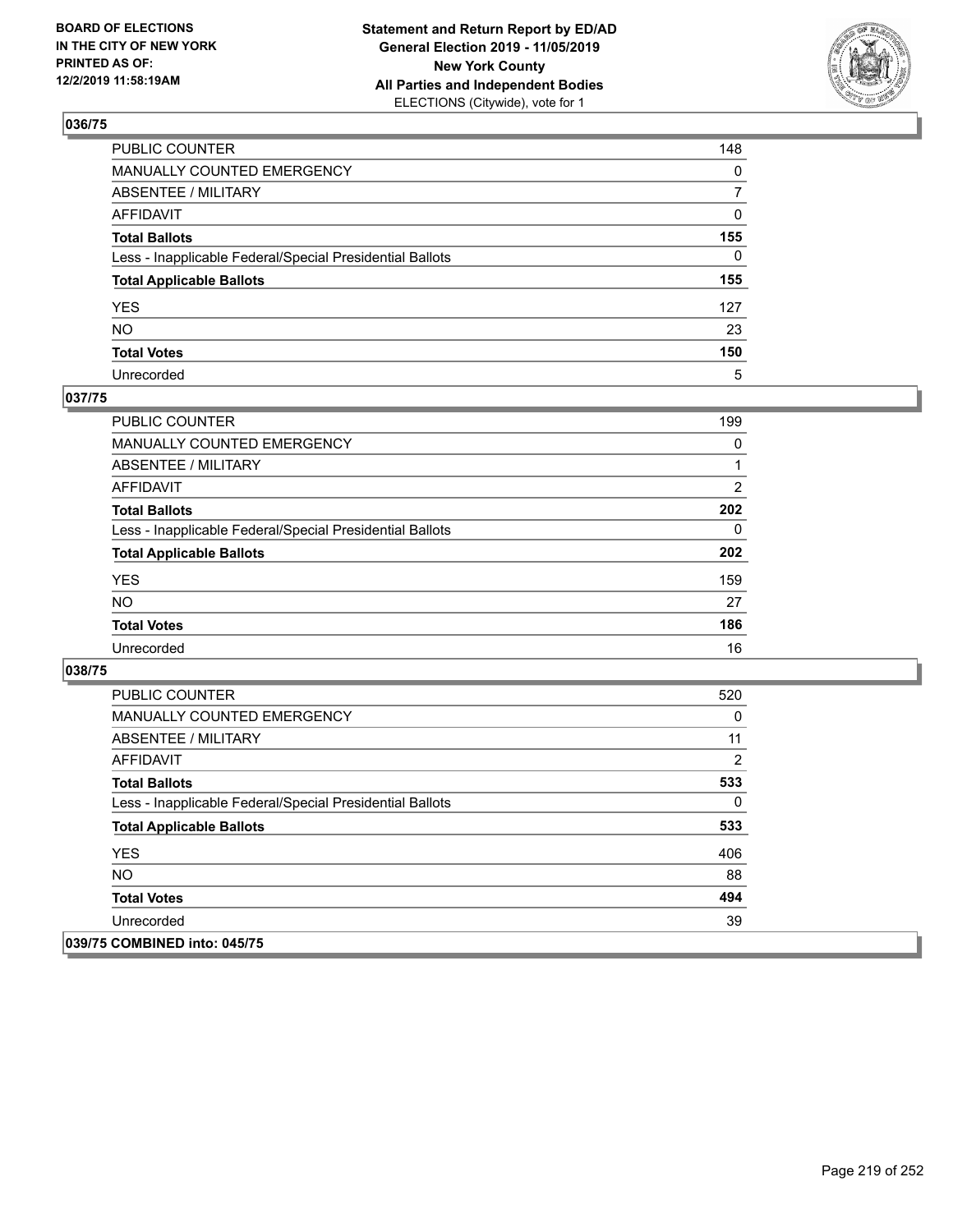**BOARD OF ELECTIONS IN THE CITY OF NEW YORK PRINTED AS OF: 12/2/2019 11:58:19AM**

**Statement and Return Report by ED/AD General Election 2019 - 11/05/2019 New York County All Parties and Independent Bodies** ELECTIONS (Citywide), vote for 1

## 036/75

| | |
|---|---|
| PUBLIC COUNTER | 148 |
| MANUALLY COUNTED EMERGENCY | 0 |
| ABSENTEE / MILITARY | 7 |
| AFFIDAVIT | 0 |
| **Total Ballots** | **155** |
| Less - Inapplicable Federal/Special Presidential Ballots | 0 |
| **Total Applicable Ballots** | **155** |
| YES | 127 |
| NO | 23 |
| **Total Votes** | **150** |
| Unrecorded | 5 |

## 037/75

| | |
|---|---|
| PUBLIC COUNTER | 199 |
| MANUALLY COUNTED EMERGENCY | 0 |
| ABSENTEE / MILITARY | 1 |
| AFFIDAVIT | 2 |
| **Total Ballots** | **202** |
| Less - Inapplicable Federal/Special Presidential Ballots | 0 |
| **Total Applicable Ballots** | **202** |
| YES | 159 |
| NO | 27 |
| **Total Votes** | **186** |
| Unrecorded | 16 |

## 038/75

| | |
|---|---|
| PUBLIC COUNTER | 520 |
| MANUALLY COUNTED EMERGENCY | 0 |
| ABSENTEE / MILITARY | 11 |
| AFFIDAVIT | 2 |
| **Total Ballots** | **533** |
| Less - Inapplicable Federal/Special Presidential Ballots | 0 |
| **Total Applicable Ballots** | **533** |
| YES | 406 |
| NO | 88 |
| **Total Votes** | **494** |
| Unrecorded | 39 |

## 039/75 COMBINED into: 045/75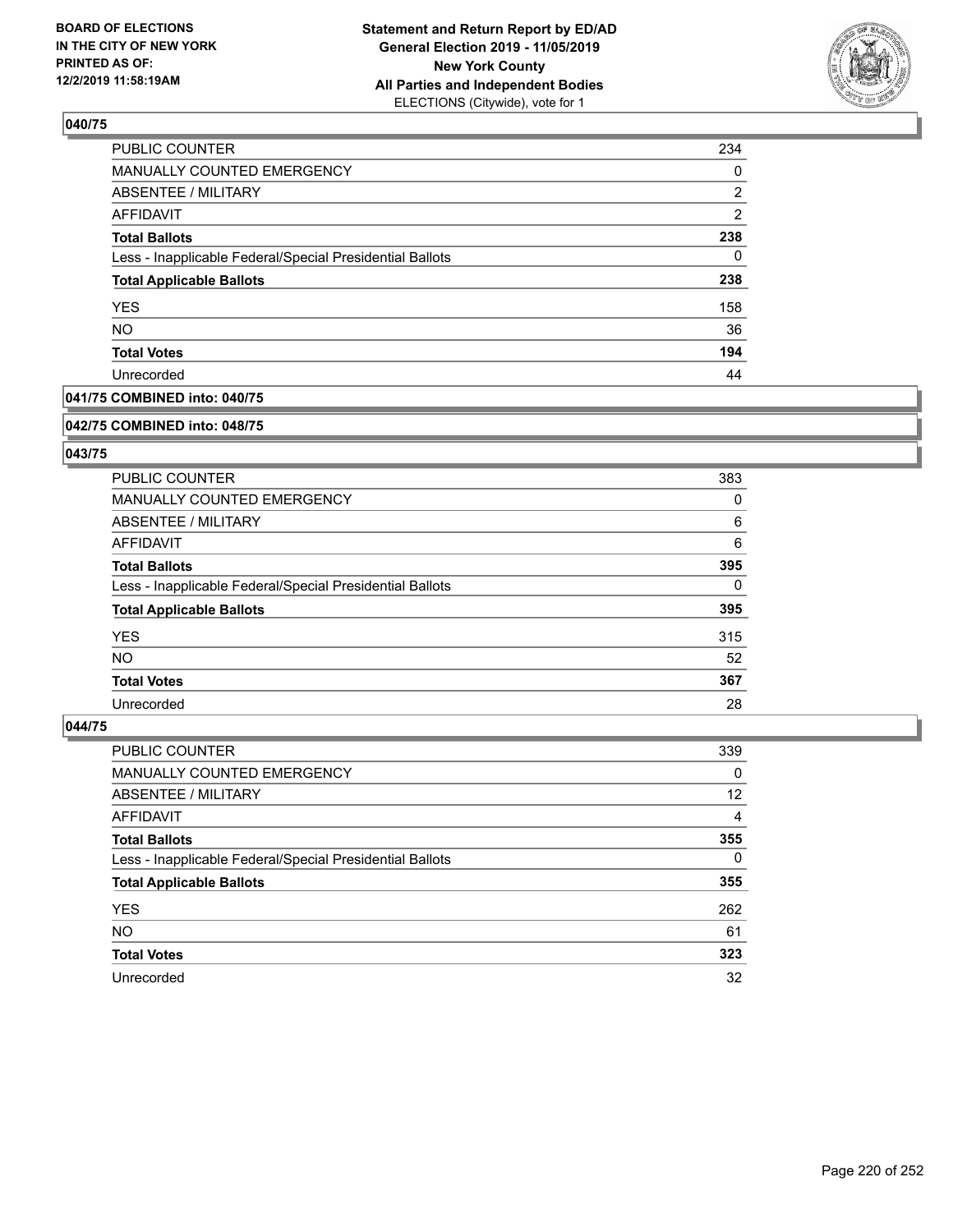## 040/75

| | |
|---|---|
| PUBLIC COUNTER | 234 |
| MANUALLY COUNTED EMERGENCY | 0 |
| ABSENTEE / MILITARY | 2 |
| AFFIDAVIT | 2 |
| **Total Ballots** | **238** |
| Less - Inapplicable Federal/Special Presidential Ballots | 0 |
| **Total Applicable Ballots** | **238** |
| YES | 158 |
| NO | 36 |
| **Total Votes** | **194** |
| Unrecorded | 44 |

## 041/75 COMBINED into: 040/75

## 042/75 COMBINED into: 048/75

## 043/75

| | |
|---|---|
| PUBLIC COUNTER | 383 |
| MANUALLY COUNTED EMERGENCY | 0 |
| ABSENTEE / MILITARY | 6 |
| AFFIDAVIT | 6 |
| **Total Ballots** | **395** |
| Less - Inapplicable Federal/Special Presidential Ballots | 0 |
| **Total Applicable Ballots** | **395** |
| YES | 315 |
| NO | 52 |
| **Total Votes** | **367** |
| Unrecorded | 28 |

## 044/75

| | |
|---|---|
| PUBLIC COUNTER | 339 |
| MANUALLY COUNTED EMERGENCY | 0 |
| ABSENTEE / MILITARY | 12 |
| AFFIDAVIT | 4 |
| **Total Ballots** | **355** |
| Less - Inapplicable Federal/Special Presidential Ballots | 0 |
| **Total Applicable Ballots** | **355** |
| YES | 262 |
| NO | 61 |
| **Total Votes** | **323** |
| Unrecorded | 32 |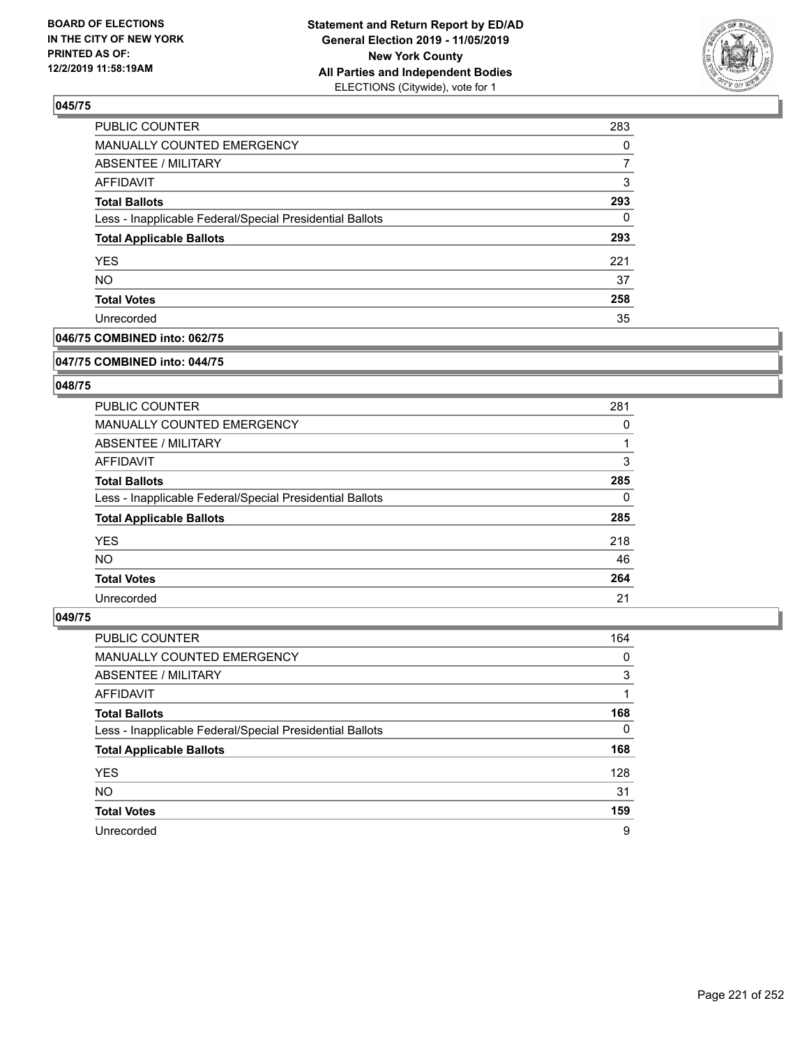**BOARD OF ELECTIONS IN THE CITY OF NEW YORK PRINTED AS OF: 12/2/2019 11:58:19AM**

**Statement and Return Report by ED/AD General Election 2019 - 11/05/2019 New York County All Parties and Independent Bodies** ELECTIONS (Citywide), vote for 1

### 045/75

| | |
|---|---|
| PUBLIC COUNTER | 283 |
| MANUALLY COUNTED EMERGENCY | 0 |
| ABSENTEE / MILITARY | 7 |
| AFFIDAVIT | 3 |
| **Total Ballots** | **293** |
| Less - Inapplicable Federal/Special Presidential Ballots | 0 |
| **Total Applicable Ballots** | **293** |
| YES | 221 |
| NO | 37 |
| **Total Votes** | **258** |
| Unrecorded | 35 |

### 046/75 COMBINED into: 062/75

### 047/75 COMBINED into: 044/75

### 048/75

| | |
|---|---|
| PUBLIC COUNTER | 281 |
| MANUALLY COUNTED EMERGENCY | 0 |
| ABSENTEE / MILITARY | 1 |
| AFFIDAVIT | 3 |
| **Total Ballots** | **285** |
| Less - Inapplicable Federal/Special Presidential Ballots | 0 |
| **Total Applicable Ballots** | **285** |
| YES | 218 |
| NO | 46 |
| **Total Votes** | **264** |
| Unrecorded | 21 |

### 049/75

| | |
|---|---|
| PUBLIC COUNTER | 164 |
| MANUALLY COUNTED EMERGENCY | 0 |
| ABSENTEE / MILITARY | 3 |
| AFFIDAVIT | 1 |
| **Total Ballots** | **168** |
| Less - Inapplicable Federal/Special Presidential Ballots | 0 |
| **Total Applicable Ballots** | **168** |
| YES | 128 |
| NO | 31 |
| **Total Votes** | **159** |
| Unrecorded | 9 |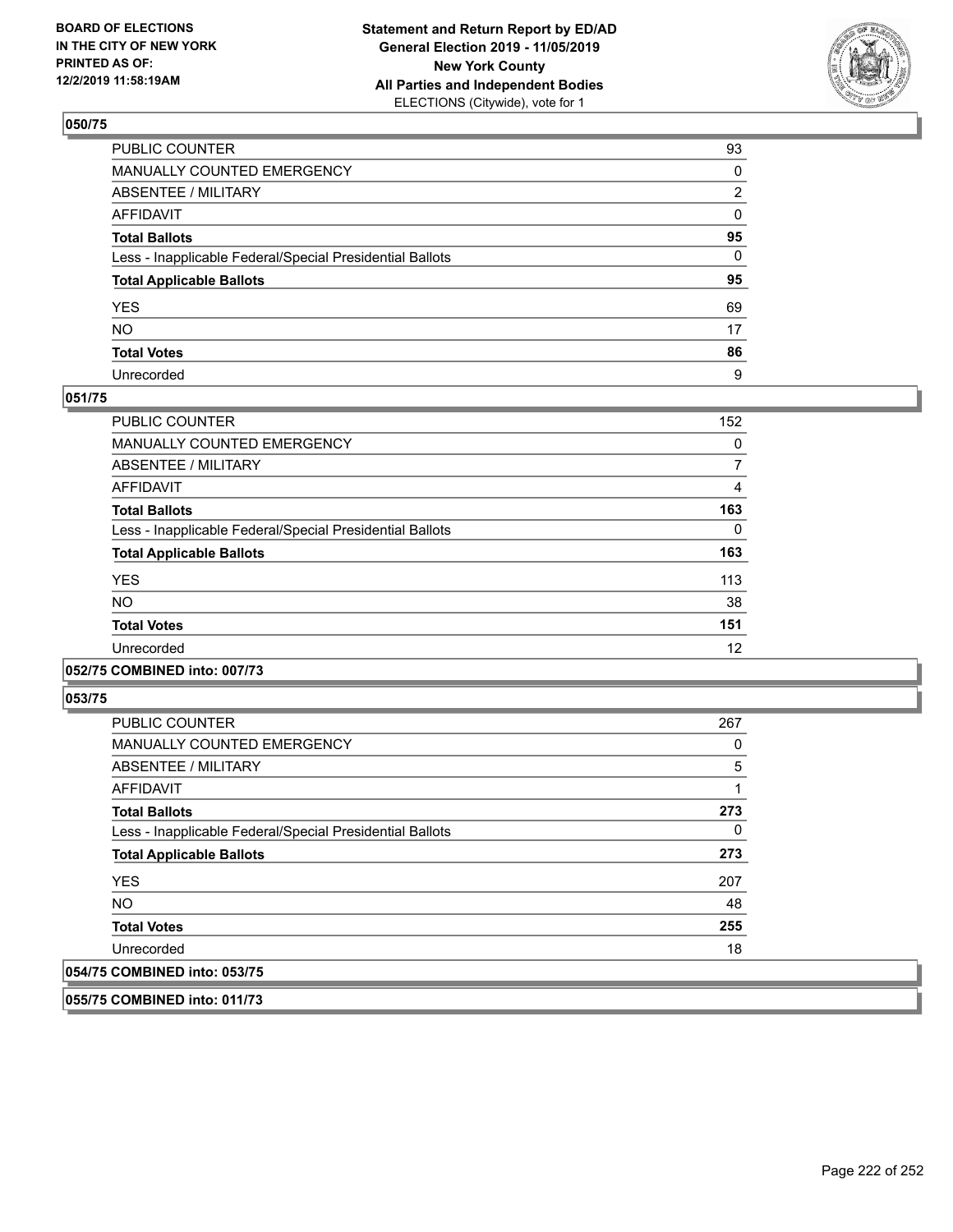## 050/75

| | |
|---|---|
| PUBLIC COUNTER | 93 |
| MANUALLY COUNTED EMERGENCY | 0 |
| ABSENTEE / MILITARY | 2 |
| AFFIDAVIT | 0 |
| **Total Ballots** | **95** |
| Less - Inapplicable Federal/Special Presidential Ballots | 0 |
| **Total Applicable Ballots** | **95** |
| YES | 69 |
| NO | 17 |
| **Total Votes** | **86** |
| Unrecorded | 9 |

## 051/75

| | |
|---|---|
| PUBLIC COUNTER | 152 |
| MANUALLY COUNTED EMERGENCY | 0 |
| ABSENTEE / MILITARY | 7 |
| AFFIDAVIT | 4 |
| **Total Ballots** | **163** |
| Less - Inapplicable Federal/Special Presidential Ballots | 0 |
| **Total Applicable Ballots** | **163** |
| YES | 113 |
| NO | 38 |
| **Total Votes** | **151** |
| Unrecorded | 12 |

## 052/75 COMBINED into: 007/73

## 053/75

| | |
|---|---|
| PUBLIC COUNTER | 267 |
| MANUALLY COUNTED EMERGENCY | 0 |
| ABSENTEE / MILITARY | 5 |
| AFFIDAVIT | 1 |
| **Total Ballots** | **273** |
| Less - Inapplicable Federal/Special Presidential Ballots | 0 |
| **Total Applicable Ballots** | **273** |
| YES | 207 |
| NO | 48 |
| **Total Votes** | **255** |
| Unrecorded | 18 |

## 054/75 COMBINED into: 053/75

## 055/75 COMBINED into: 011/73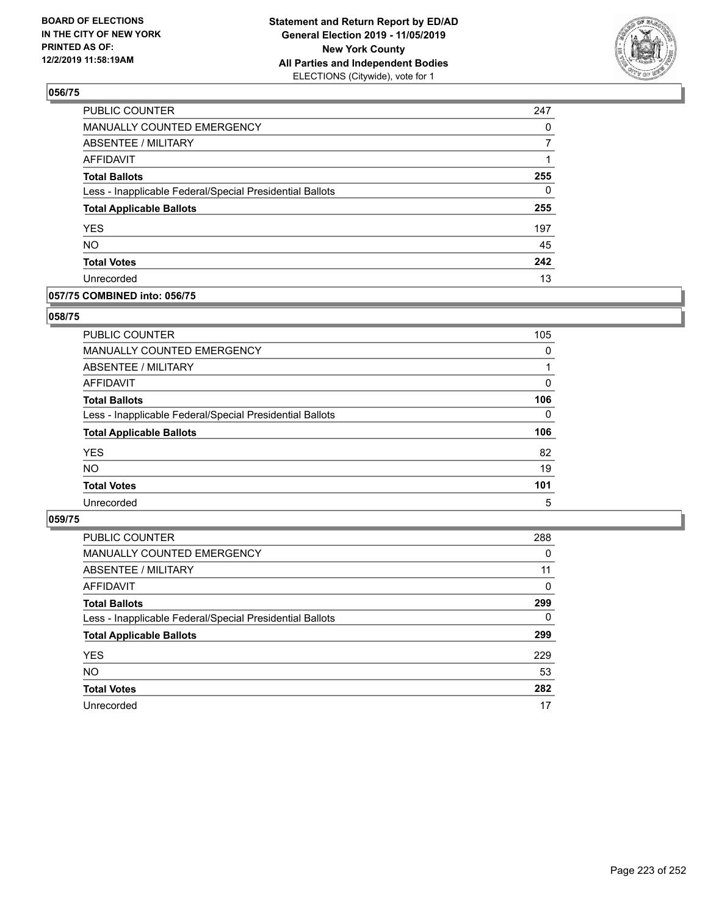**BOARD OF ELECTIONS IN THE CITY OF NEW YORK PRINTED AS OF: 12/2/2019 11:58:19AM**

**Statement and Return Report by ED/AD General Election 2019 - 11/05/2019 New York County All Parties and Independent Bodies** ELECTIONS (Citywide), vote for 1

### 056/75

| | |
|---|---|
| PUBLIC COUNTER | 247 |
| MANUALLY COUNTED EMERGENCY | 0 |
| ABSENTEE / MILITARY | 7 |
| AFFIDAVIT | 1 |
| **Total Ballots** | **255** |
| Less - Inapplicable Federal/Special Presidential Ballots | 0 |
| **Total Applicable Ballots** | **255** |
| YES | 197 |
| NO | 45 |
| **Total Votes** | **242** |
| Unrecorded | 13 |

### 057/75 COMBINED into: 056/75

### 058/75

| | |
|---|---|
| PUBLIC COUNTER | 105 |
| MANUALLY COUNTED EMERGENCY | 0 |
| ABSENTEE / MILITARY | 1 |
| AFFIDAVIT | 0 |
| **Total Ballots** | **106** |
| Less - Inapplicable Federal/Special Presidential Ballots | 0 |
| **Total Applicable Ballots** | **106** |
| YES | 82 |
| NO | 19 |
| **Total Votes** | **101** |
| Unrecorded | 5 |

### 059/75

| | |
|---|---|
| PUBLIC COUNTER | 288 |
| MANUALLY COUNTED EMERGENCY | 0 |
| ABSENTEE / MILITARY | 11 |
| AFFIDAVIT | 0 |
| **Total Ballots** | **299** |
| Less - Inapplicable Federal/Special Presidential Ballots | 0 |
| **Total Applicable Ballots** | **299** |
| YES | 229 |
| NO | 53 |
| **Total Votes** | **282** |
| Unrecorded | 17 |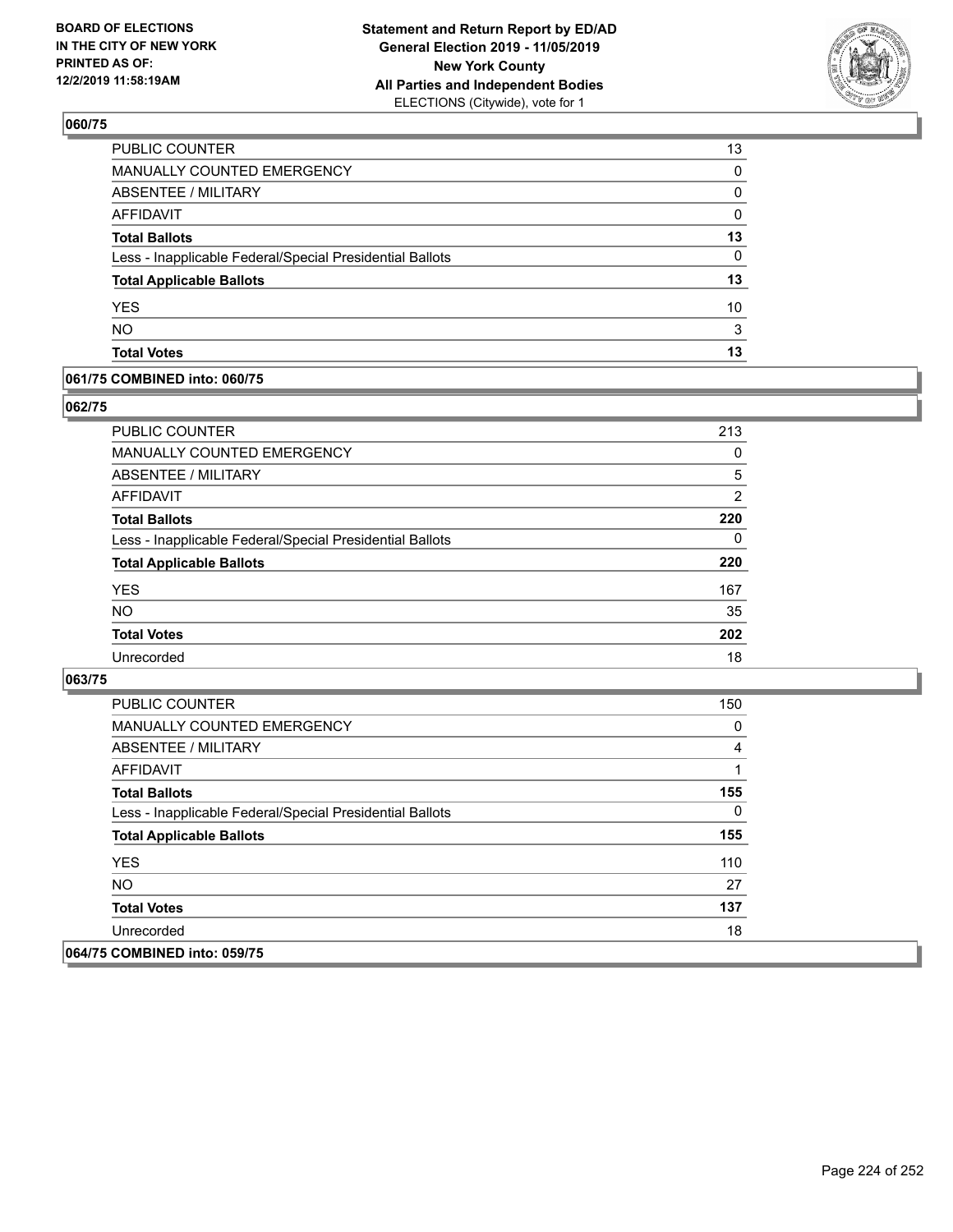## 060/75

| | |
|---|---|
| PUBLIC COUNTER | 13 |
| MANUALLY COUNTED EMERGENCY | 0 |
| ABSENTEE / MILITARY | 0 |
| AFFIDAVIT | 0 |
| **Total Ballots** | **13** |
| Less - Inapplicable Federal/Special Presidential Ballots | 0 |
| **Total Applicable Ballots** | **13** |
| YES | 10 |
| NO | 3 |
| **Total Votes** | **13** |

## 061/75 COMBINED into: 060/75

## 062/75

| | |
|---|---|
| PUBLIC COUNTER | 213 |
| MANUALLY COUNTED EMERGENCY | 0 |
| ABSENTEE / MILITARY | 5 |
| AFFIDAVIT | 2 |
| **Total Ballots** | **220** |
| Less - Inapplicable Federal/Special Presidential Ballots | 0 |
| **Total Applicable Ballots** | **220** |
| YES | 167 |
| NO | 35 |
| **Total Votes** | **202** |
| Unrecorded | 18 |

## 063/75

| | |
|---|---|
| PUBLIC COUNTER | 150 |
| MANUALLY COUNTED EMERGENCY | 0 |
| ABSENTEE / MILITARY | 4 |
| AFFIDAVIT | 1 |
| **Total Ballots** | **155** |
| Less - Inapplicable Federal/Special Presidential Ballots | 0 |
| **Total Applicable Ballots** | **155** |
| YES | 110 |
| NO | 27 |
| **Total Votes** | **137** |
| Unrecorded | 18 |

## 064/75 COMBINED into: 059/75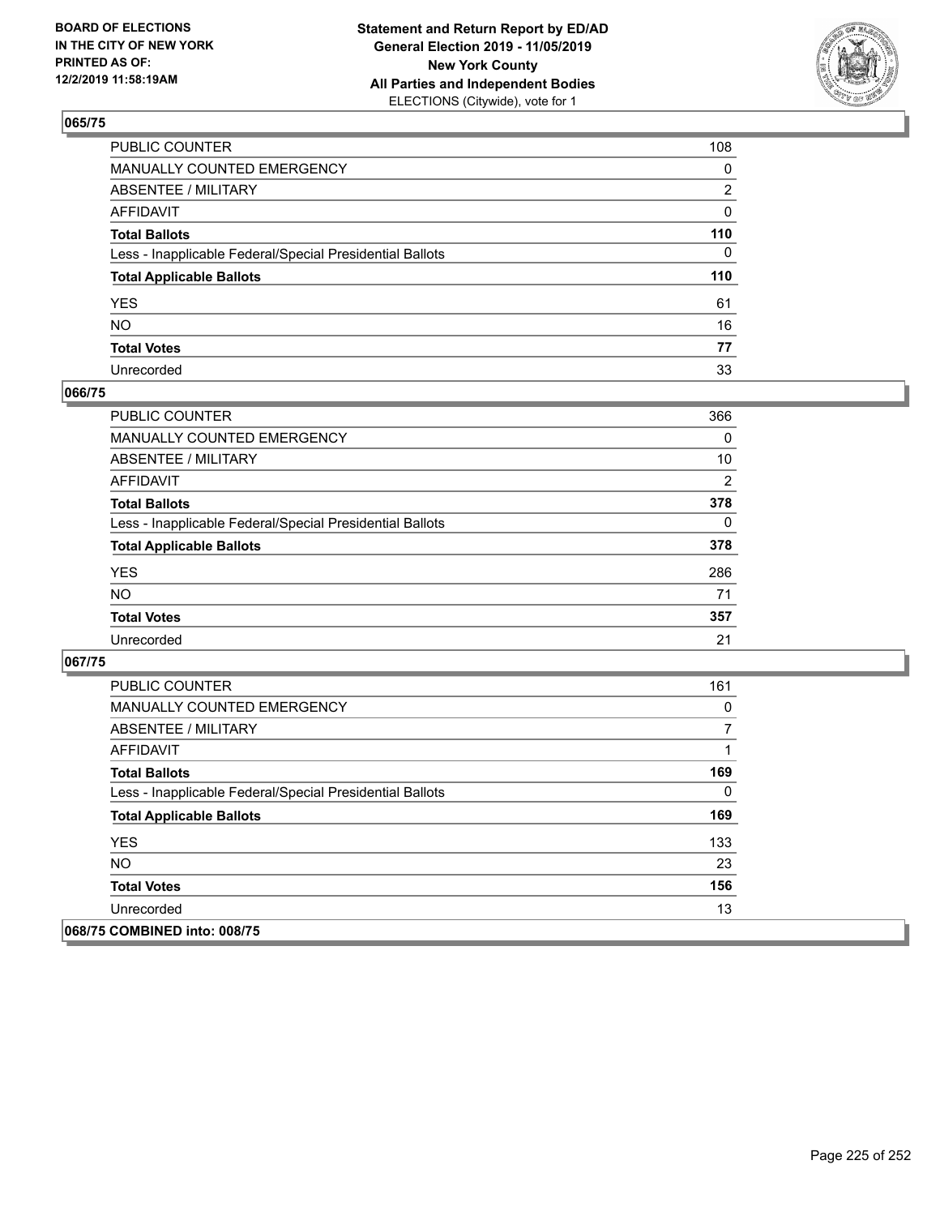**BOARD OF ELECTIONS IN THE CITY OF NEW YORK PRINTED AS OF: 12/2/2019 11:58:19AM**

**Statement and Return Report by ED/AD General Election 2019 - 11/05/2019 New York County All Parties and Independent Bodies** ELECTIONS (Citywide), vote for 1

## 065/75

| | |
|---|---|
| PUBLIC COUNTER | 108 |
| MANUALLY COUNTED EMERGENCY | 0 |
| ABSENTEE / MILITARY | 2 |
| AFFIDAVIT | 0 |
| **Total Ballots** | **110** |
| Less - Inapplicable Federal/Special Presidential Ballots | 0 |
| **Total Applicable Ballots** | **110** |
| YES | 61 |
| NO | 16 |
| **Total Votes** | **77** |
| Unrecorded | 33 |

## 066/75

| | |
|---|---|
| PUBLIC COUNTER | 366 |
| MANUALLY COUNTED EMERGENCY | 0 |
| ABSENTEE / MILITARY | 10 |
| AFFIDAVIT | 2 |
| **Total Ballots** | **378** |
| Less - Inapplicable Federal/Special Presidential Ballots | 0 |
| **Total Applicable Ballots** | **378** |
| YES | 286 |
| NO | 71 |
| **Total Votes** | **357** |
| Unrecorded | 21 |

## 067/75

| | |
|---|---|
| PUBLIC COUNTER | 161 |
| MANUALLY COUNTED EMERGENCY | 0 |
| ABSENTEE / MILITARY | 7 |
| AFFIDAVIT | 1 |
| **Total Ballots** | **169** |
| Less - Inapplicable Federal/Special Presidential Ballots | 0 |
| **Total Applicable Ballots** | **169** |
| YES | 133 |
| NO | 23 |
| **Total Votes** | **156** |
| Unrecorded | 13 |

## 068/75 COMBINED into: 008/75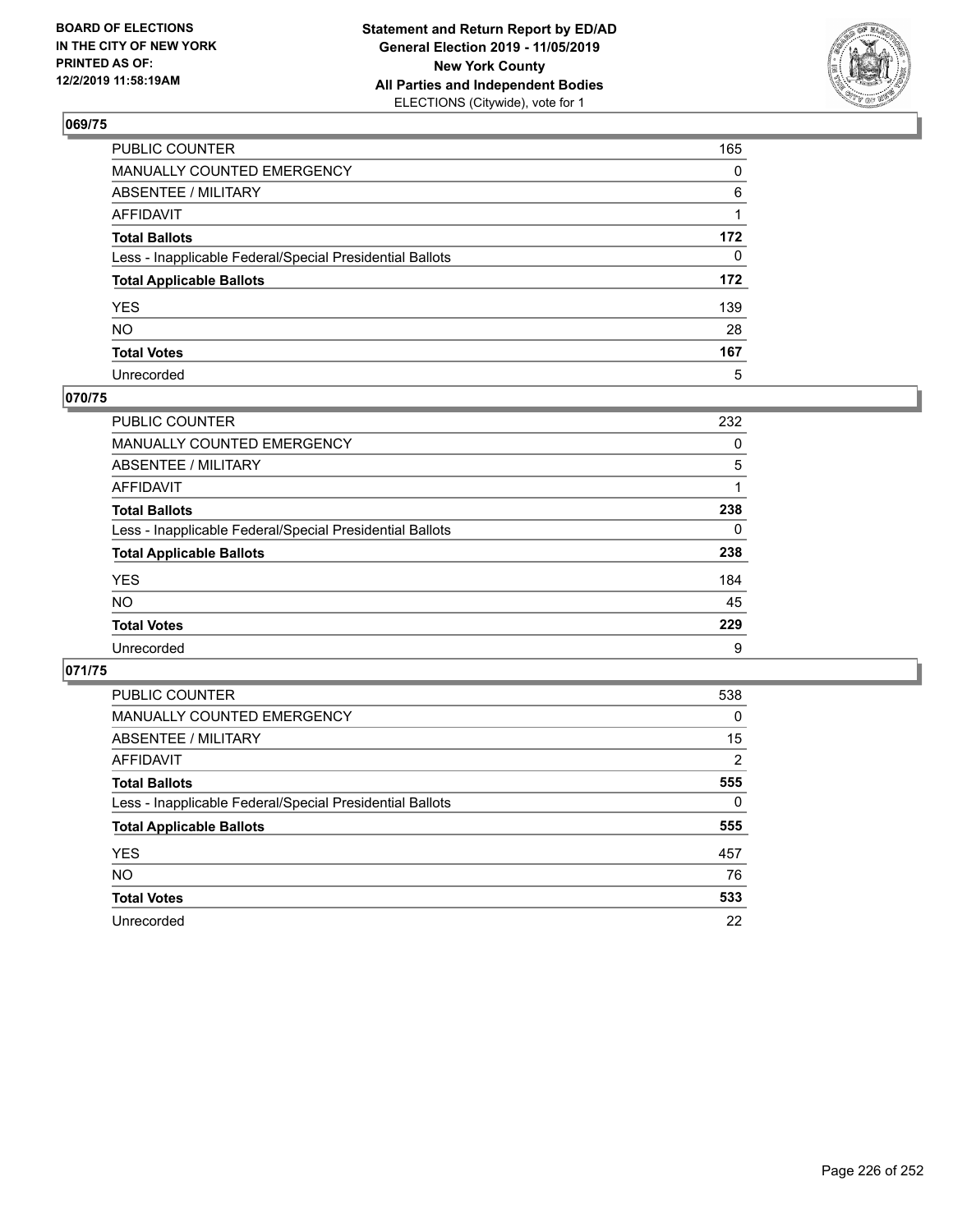BOARD OF ELECTIONS
IN THE CITY OF NEW YORK
PRINTED AS OF:
12/2/2019 11:58:19AM

**Statement and Return Report by ED/AD**
**General Election 2019 - 11/05/2019**
**New York County**
**All Parties and Independent Bodies**
ELECTIONS (Citywide), vote for 1

### 069/75

| | |
|---|---|
| PUBLIC COUNTER | 165 |
| MANUALLY COUNTED EMERGENCY | 0 |
| ABSENTEE / MILITARY | 6 |
| AFFIDAVIT | 1 |
| **Total Ballots** | **172** |
| Less - Inapplicable Federal/Special Presidential Ballots | 0 |
| **Total Applicable Ballots** | **172** |
| YES | 139 |
| NO | 28 |
| **Total Votes** | **167** |
| Unrecorded | 5 |

### 070/75

| | |
|---|---|
| PUBLIC COUNTER | 232 |
| MANUALLY COUNTED EMERGENCY | 0 |
| ABSENTEE / MILITARY | 5 |
| AFFIDAVIT | 1 |
| **Total Ballots** | **238** |
| Less - Inapplicable Federal/Special Presidential Ballots | 0 |
| **Total Applicable Ballots** | **238** |
| YES | 184 |
| NO | 45 |
| **Total Votes** | **229** |
| Unrecorded | 9 |

### 071/75

| | |
|---|---|
| PUBLIC COUNTER | 538 |
| MANUALLY COUNTED EMERGENCY | 0 |
| ABSENTEE / MILITARY | 15 |
| AFFIDAVIT | 2 |
| **Total Ballots** | **555** |
| Less - Inapplicable Federal/Special Presidential Ballots | 0 |
| **Total Applicable Ballots** | **555** |
| YES | 457 |
| NO | 76 |
| **Total Votes** | **533** |
| Unrecorded | 22 |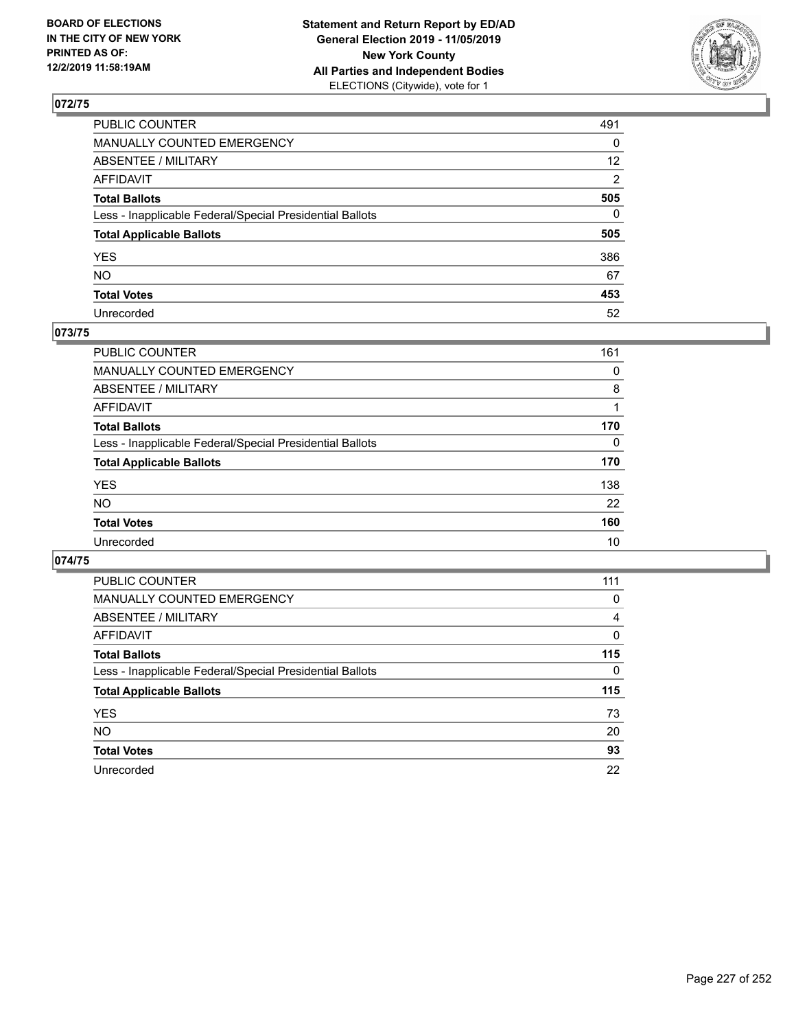BOARD OF ELECTIONS
IN THE CITY OF NEW YORK
PRINTED AS OF:
12/2/2019 11:58:19AM

**Statement and Return Report by ED/AD**
**General Election 2019 - 11/05/2019**
**New York County**
**All Parties and Independent Bodies**
ELECTIONS (Citywide), vote for 1

## 072/75

| | |
|---|---|
| PUBLIC COUNTER | 491 |
| MANUALLY COUNTED EMERGENCY | 0 |
| ABSENTEE / MILITARY | 12 |
| AFFIDAVIT | 2 |
| **Total Ballots** | **505** |
| Less - Inapplicable Federal/Special Presidential Ballots | 0 |
| **Total Applicable Ballots** | **505** |
| YES | 386 |
| NO | 67 |
| **Total Votes** | **453** |
| Unrecorded | 52 |

## 073/75

| | |
|---|---|
| PUBLIC COUNTER | 161 |
| MANUALLY COUNTED EMERGENCY | 0 |
| ABSENTEE / MILITARY | 8 |
| AFFIDAVIT | 1 |
| **Total Ballots** | **170** |
| Less - Inapplicable Federal/Special Presidential Ballots | 0 |
| **Total Applicable Ballots** | **170** |
| YES | 138 |
| NO | 22 |
| **Total Votes** | **160** |
| Unrecorded | 10 |

## 074/75

| | |
|---|---|
| PUBLIC COUNTER | 111 |
| MANUALLY COUNTED EMERGENCY | 0 |
| ABSENTEE / MILITARY | 4 |
| AFFIDAVIT | 0 |
| **Total Ballots** | **115** |
| Less - Inapplicable Federal/Special Presidential Ballots | 0 |
| **Total Applicable Ballots** | **115** |
| YES | 73 |
| NO | 20 |
| **Total Votes** | **93** |
| Unrecorded | 22 |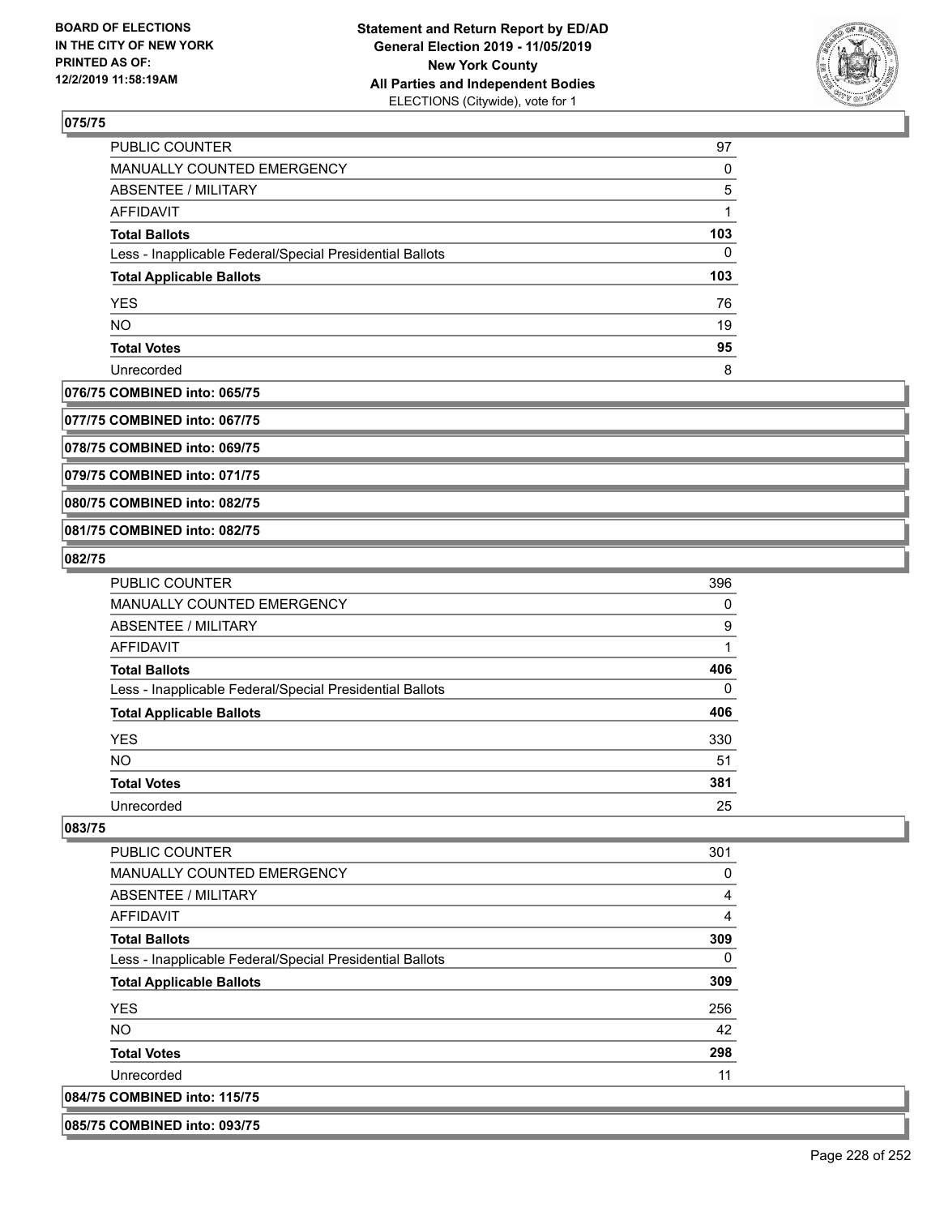**075/75**

| | |
|---|---|
| PUBLIC COUNTER | 97 |
| MANUALLY COUNTED EMERGENCY | 0 |
| ABSENTEE / MILITARY | 5 |
| AFFIDAVIT | 1 |
| **Total Ballots** | **103** |
| Less - Inapplicable Federal/Special Presidential Ballots | 0 |
| **Total Applicable Ballots** | **103** |
| YES | 76 |
| NO | 19 |
| **Total Votes** | **95** |
| Unrecorded | 8 |

**076/75 COMBINED into: 065/75**

**077/75 COMBINED into: 067/75**

**078/75 COMBINED into: 069/75**

**079/75 COMBINED into: 071/75**

**080/75 COMBINED into: 082/75**

**081/75 COMBINED into: 082/75**

**082/75**

| | |
|---|---|
| PUBLIC COUNTER | 396 |
| MANUALLY COUNTED EMERGENCY | 0 |
| ABSENTEE / MILITARY | 9 |
| AFFIDAVIT | 1 |
| **Total Ballots** | **406** |
| Less - Inapplicable Federal/Special Presidential Ballots | 0 |
| **Total Applicable Ballots** | **406** |
| YES | 330 |
| NO | 51 |
| **Total Votes** | **381** |
| Unrecorded | 25 |

**083/75**

| | |
|---|---|
| PUBLIC COUNTER | 301 |
| MANUALLY COUNTED EMERGENCY | 0 |
| ABSENTEE / MILITARY | 4 |
| AFFIDAVIT | 4 |
| **Total Ballots** | **309** |
| Less - Inapplicable Federal/Special Presidential Ballots | 0 |
| **Total Applicable Ballots** | **309** |
| YES | 256 |
| NO | 42 |
| **Total Votes** | **298** |
| Unrecorded | 11 |

**084/75 COMBINED into: 115/75**

**085/75 COMBINED into: 093/75**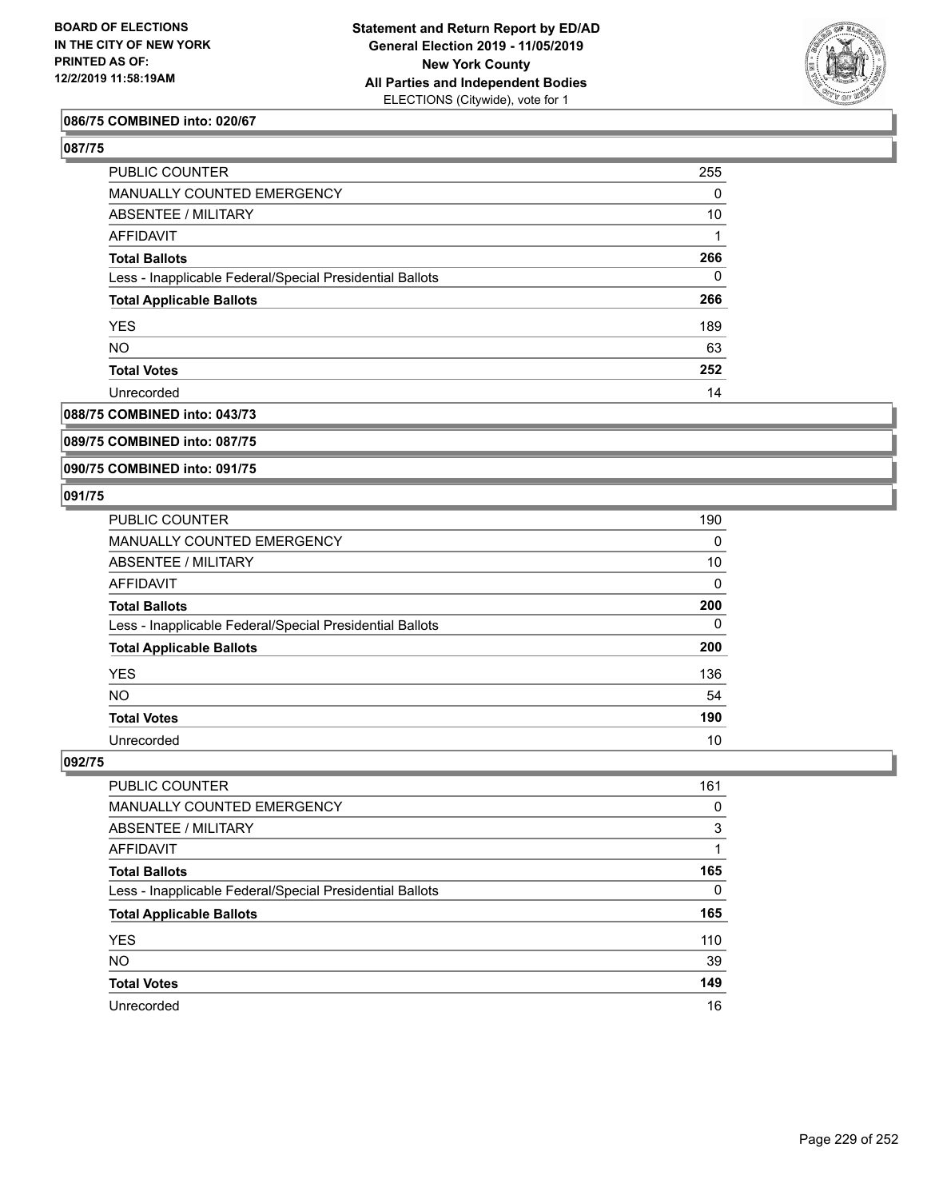**086/75 COMBINED into: 020/67**

**087/75**

| | |
|---|---|
| PUBLIC COUNTER | 255 |
| MANUALLY COUNTED EMERGENCY | 0 |
| ABSENTEE / MILITARY | 10 |
| AFFIDAVIT | 1 |
| **Total Ballots** | **266** |
| Less - Inapplicable Federal/Special Presidential Ballots | 0 |
| **Total Applicable Ballots** | **266** |
| YES | 189 |
| NO | 63 |
| **Total Votes** | **252** |
| Unrecorded | 14 |

**088/75 COMBINED into: 043/73**

**089/75 COMBINED into: 087/75**

**090/75 COMBINED into: 091/75**

**091/75**

| | |
|---|---|
| PUBLIC COUNTER | 190 |
| MANUALLY COUNTED EMERGENCY | 0 |
| ABSENTEE / MILITARY | 10 |
| AFFIDAVIT | 0 |
| **Total Ballots** | **200** |
| Less - Inapplicable Federal/Special Presidential Ballots | 0 |
| **Total Applicable Ballots** | **200** |
| YES | 136 |
| NO | 54 |
| **Total Votes** | **190** |
| Unrecorded | 10 |

**092/75**

| | |
|---|---|
| PUBLIC COUNTER | 161 |
| MANUALLY COUNTED EMERGENCY | 0 |
| ABSENTEE / MILITARY | 3 |
| AFFIDAVIT | 1 |
| **Total Ballots** | **165** |
| Less - Inapplicable Federal/Special Presidential Ballots | 0 |
| **Total Applicable Ballots** | **165** |
| YES | 110 |
| NO | 39 |
| **Total Votes** | **149** |
| Unrecorded | 16 |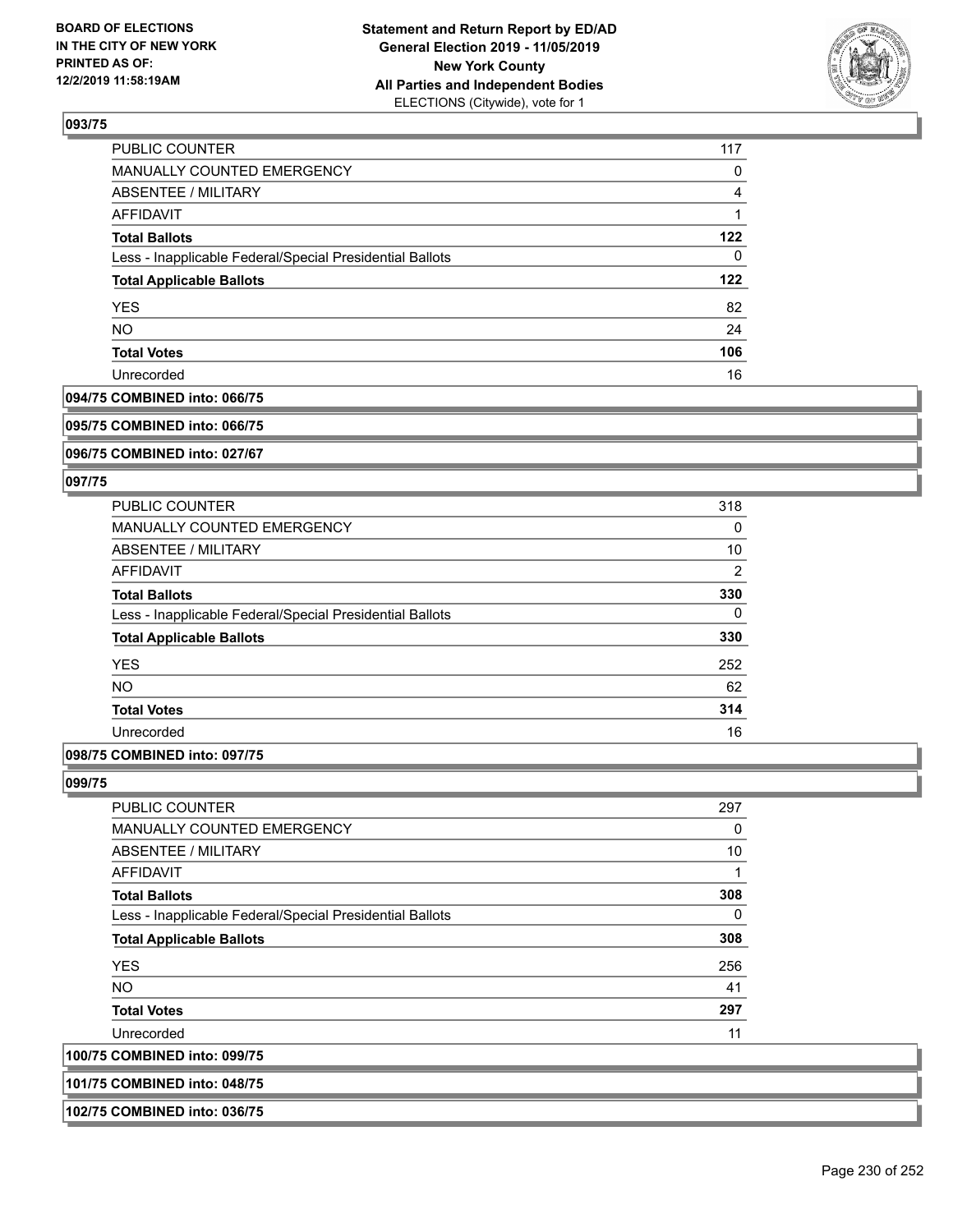## 093/75

| | |
|---|---|
| PUBLIC COUNTER | 117 |
| MANUALLY COUNTED EMERGENCY | 0 |
| ABSENTEE / MILITARY | 4 |
| AFFIDAVIT | 1 |
| **Total Ballots** | **122** |
| Less - Inapplicable Federal/Special Presidential Ballots | 0 |
| **Total Applicable Ballots** | **122** |
| YES | 82 |
| NO | 24 |
| **Total Votes** | **106** |
| Unrecorded | 16 |

**094/75 COMBINED into: 066/75**

**095/75 COMBINED into: 066/75**

**096/75 COMBINED into: 027/67**

## 097/75

| | |
|---|---|
| PUBLIC COUNTER | 318 |
| MANUALLY COUNTED EMERGENCY | 0 |
| ABSENTEE / MILITARY | 10 |
| AFFIDAVIT | 2 |
| **Total Ballots** | **330** |
| Less - Inapplicable Federal/Special Presidential Ballots | 0 |
| **Total Applicable Ballots** | **330** |
| YES | 252 |
| NO | 62 |
| **Total Votes** | **314** |
| Unrecorded | 16 |

**098/75 COMBINED into: 097/75**

## 099/75

| | |
|---|---|
| PUBLIC COUNTER | 297 |
| MANUALLY COUNTED EMERGENCY | 0 |
| ABSENTEE / MILITARY | 10 |
| AFFIDAVIT | 1 |
| **Total Ballots** | **308** |
| Less - Inapplicable Federal/Special Presidential Ballots | 0 |
| **Total Applicable Ballots** | **308** |
| YES | 256 |
| NO | 41 |
| **Total Votes** | **297** |
| Unrecorded | 11 |

**100/75 COMBINED into: 099/75**

**101/75 COMBINED into: 048/75**

**102/75 COMBINED into: 036/75**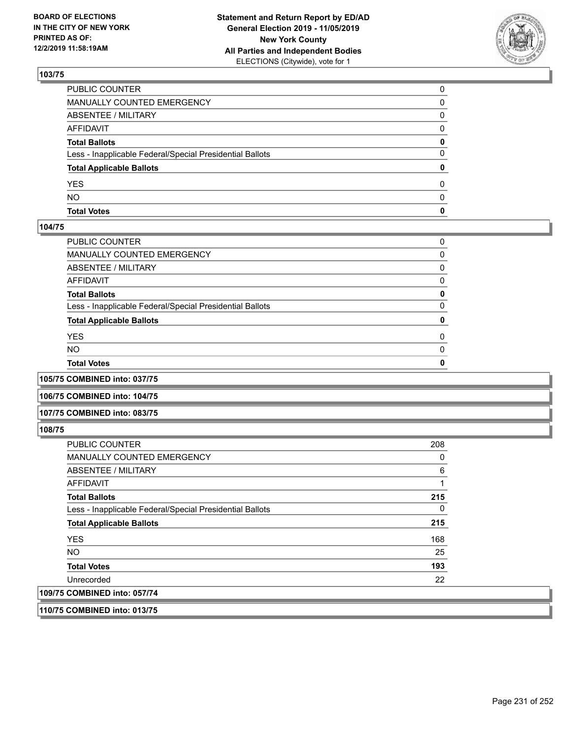## 103/75

| | |
|---|---|
| PUBLIC COUNTER | 0 |
| MANUALLY COUNTED EMERGENCY | 0 |
| ABSENTEE / MILITARY | 0 |
| AFFIDAVIT | 0 |
| **Total Ballots** | **0** |
| Less - Inapplicable Federal/Special Presidential Ballots | 0 |
| **Total Applicable Ballots** | **0** |
| YES | 0 |
| NO | 0 |
| **Total Votes** | **0** |

## 104/75

| | |
|---|---|
| PUBLIC COUNTER | 0 |
| MANUALLY COUNTED EMERGENCY | 0 |
| ABSENTEE / MILITARY | 0 |
| AFFIDAVIT | 0 |
| **Total Ballots** | **0** |
| Less - Inapplicable Federal/Special Presidential Ballots | 0 |
| **Total Applicable Ballots** | **0** |
| YES | 0 |
| NO | 0 |
| **Total Votes** | **0** |

## 105/75 COMBINED into: 037/75

## 106/75 COMBINED into: 104/75

## 107/75 COMBINED into: 083/75

## 108/75

| | |
|---|---|
| PUBLIC COUNTER | 208 |
| MANUALLY COUNTED EMERGENCY | 0 |
| ABSENTEE / MILITARY | 6 |
| AFFIDAVIT | 1 |
| **Total Ballots** | **215** |
| Less - Inapplicable Federal/Special Presidential Ballots | 0 |
| **Total Applicable Ballots** | **215** |
| YES | 168 |
| NO | 25 |
| **Total Votes** | **193** |
| Unrecorded | 22 |

## 109/75 COMBINED into: 057/74

## 110/75 COMBINED into: 013/75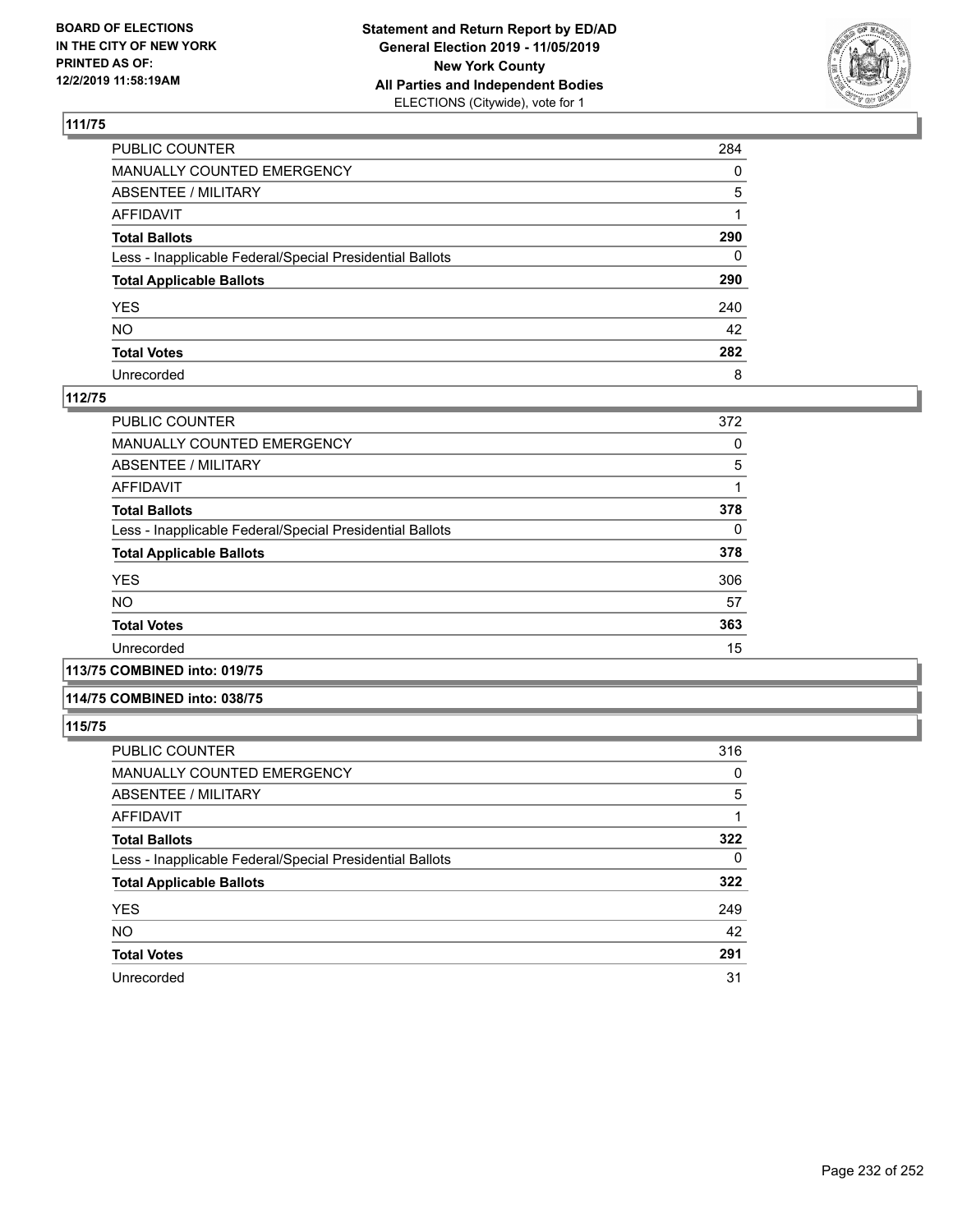**BOARD OF ELECTIONS IN THE CITY OF NEW YORK PRINTED AS OF: 12/2/2019 11:58:19AM**

**Statement and Return Report by ED/AD General Election 2019 - 11/05/2019 New York County All Parties and Independent Bodies**
ELECTIONS (Citywide), vote for 1

## 111/75

| | |
|---|---|
| PUBLIC COUNTER | 284 |
| MANUALLY COUNTED EMERGENCY | 0 |
| ABSENTEE / MILITARY | 5 |
| AFFIDAVIT | 1 |
| **Total Ballots** | **290** |
| Less - Inapplicable Federal/Special Presidential Ballots | 0 |
| **Total Applicable Ballots** | **290** |
| YES | 240 |
| NO | 42 |
| **Total Votes** | **282** |
| Unrecorded | 8 |

## 112/75

| | |
|---|---|
| PUBLIC COUNTER | 372 |
| MANUALLY COUNTED EMERGENCY | 0 |
| ABSENTEE / MILITARY | 5 |
| AFFIDAVIT | 1 |
| **Total Ballots** | **378** |
| Less - Inapplicable Federal/Special Presidential Ballots | 0 |
| **Total Applicable Ballots** | **378** |
| YES | 306 |
| NO | 57 |
| **Total Votes** | **363** |
| Unrecorded | 15 |

## 113/75 COMBINED into: 019/75

## 114/75 COMBINED into: 038/75

## 115/75

| | |
|---|---|
| PUBLIC COUNTER | 316 |
| MANUALLY COUNTED EMERGENCY | 0 |
| ABSENTEE / MILITARY | 5 |
| AFFIDAVIT | 1 |
| **Total Ballots** | **322** |
| Less - Inapplicable Federal/Special Presidential Ballots | 0 |
| **Total Applicable Ballots** | **322** |
| YES | 249 |
| NO | 42 |
| **Total Votes** | **291** |
| Unrecorded | 31 |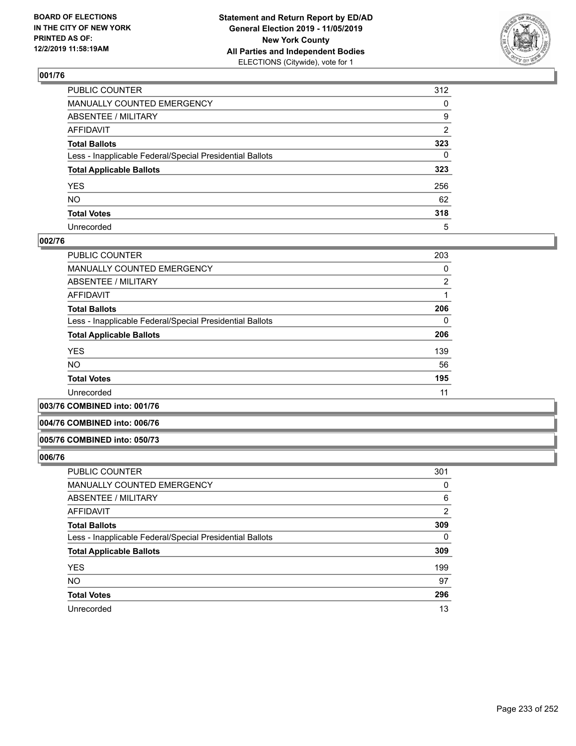**BOARD OF ELECTIONS IN THE CITY OF NEW YORK PRINTED AS OF: 12/2/2019 11:58:19AM**

**Statement and Return Report by ED/AD General Election 2019 - 11/05/2019 New York County All Parties and Independent Bodies**
ELECTIONS (Citywide), vote for 1

### 001/76

| | |
|---|---|
| PUBLIC COUNTER | 312 |
| MANUALLY COUNTED EMERGENCY | 0 |
| ABSENTEE / MILITARY | 9 |
| AFFIDAVIT | 2 |
| **Total Ballots** | **323** |
| Less - Inapplicable Federal/Special Presidential Ballots | 0 |
| **Total Applicable Ballots** | **323** |
| YES | 256 |
| NO | 62 |
| **Total Votes** | **318** |
| Unrecorded | 5 |

### 002/76

| | |
|---|---|
| PUBLIC COUNTER | 203 |
| MANUALLY COUNTED EMERGENCY | 0 |
| ABSENTEE / MILITARY | 2 |
| AFFIDAVIT | 1 |
| **Total Ballots** | **206** |
| Less - Inapplicable Federal/Special Presidential Ballots | 0 |
| **Total Applicable Ballots** | **206** |
| YES | 139 |
| NO | 56 |
| **Total Votes** | **195** |
| Unrecorded | 11 |

### 003/76 COMBINED into: 001/76

### 004/76 COMBINED into: 006/76

### 005/76 COMBINED into: 050/73

### 006/76

| | |
|---|---|
| PUBLIC COUNTER | 301 |
| MANUALLY COUNTED EMERGENCY | 0 |
| ABSENTEE / MILITARY | 6 |
| AFFIDAVIT | 2 |
| **Total Ballots** | **309** |
| Less - Inapplicable Federal/Special Presidential Ballots | 0 |
| **Total Applicable Ballots** | **309** |
| YES | 199 |
| NO | 97 |
| **Total Votes** | **296** |
| Unrecorded | 13 |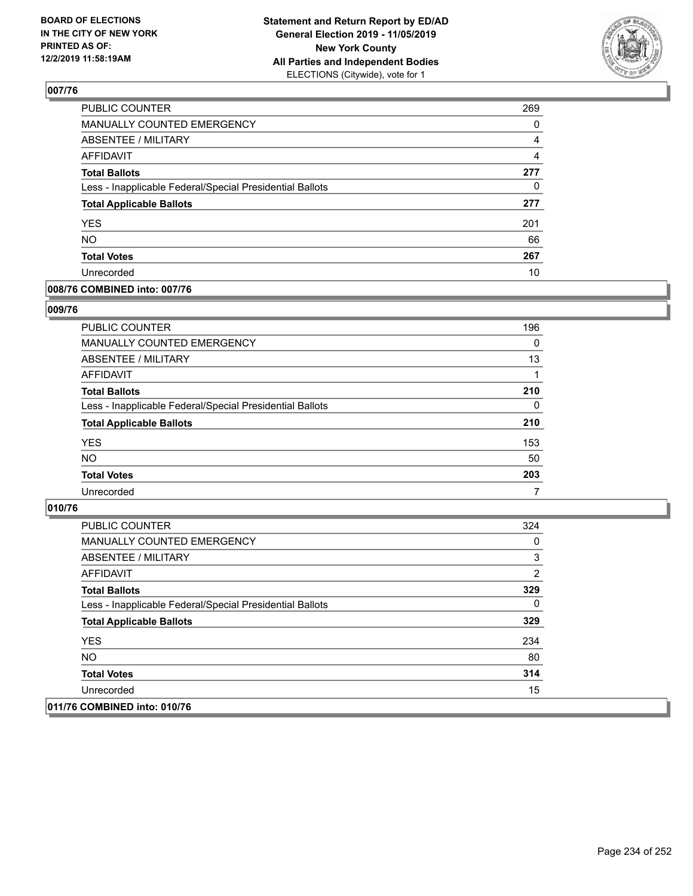## 007/76

| | |
|---|---|
| PUBLIC COUNTER | 269 |
| MANUALLY COUNTED EMERGENCY | 0 |
| ABSENTEE / MILITARY | 4 |
| AFFIDAVIT | 4 |
| **Total Ballots** | **277** |
| Less - Inapplicable Federal/Special Presidential Ballots | 0 |
| **Total Applicable Ballots** | **277** |
| YES | 201 |
| NO | 66 |
| **Total Votes** | **267** |
| Unrecorded | 10 |

## 008/76 COMBINED into: 007/76

## 009/76

| | |
|---|---|
| PUBLIC COUNTER | 196 |
| MANUALLY COUNTED EMERGENCY | 0 |
| ABSENTEE / MILITARY | 13 |
| AFFIDAVIT | 1 |
| **Total Ballots** | **210** |
| Less - Inapplicable Federal/Special Presidential Ballots | 0 |
| **Total Applicable Ballots** | **210** |
| YES | 153 |
| NO | 50 |
| **Total Votes** | **203** |
| Unrecorded | 7 |

## 010/76

| | |
|---|---|
| PUBLIC COUNTER | 324 |
| MANUALLY COUNTED EMERGENCY | 0 |
| ABSENTEE / MILITARY | 3 |
| AFFIDAVIT | 2 |
| **Total Ballots** | **329** |
| Less - Inapplicable Federal/Special Presidential Ballots | 0 |
| **Total Applicable Ballots** | **329** |
| YES | 234 |
| NO | 80 |
| **Total Votes** | **314** |
| Unrecorded | 15 |

## 011/76 COMBINED into: 010/76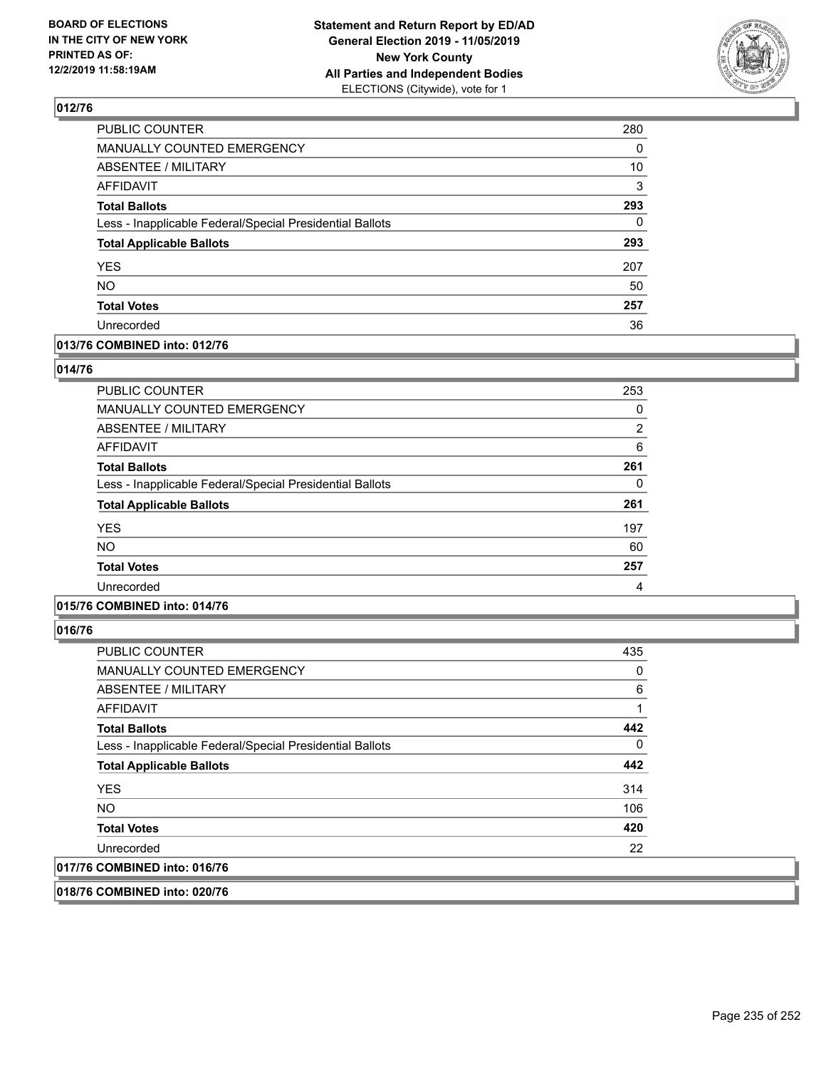## 012/76

| | |
|---|---|
| PUBLIC COUNTER | 280 |
| MANUALLY COUNTED EMERGENCY | 0 |
| ABSENTEE / MILITARY | 10 |
| AFFIDAVIT | 3 |
| **Total Ballots** | **293** |
| Less - Inapplicable Federal/Special Presidential Ballots | 0 |
| **Total Applicable Ballots** | **293** |
| YES | 207 |
| NO | 50 |
| **Total Votes** | **257** |
| Unrecorded | 36 |

## 013/76 COMBINED into: 012/76

## 014/76

| | |
|---|---|
| PUBLIC COUNTER | 253 |
| MANUALLY COUNTED EMERGENCY | 0 |
| ABSENTEE / MILITARY | 2 |
| AFFIDAVIT | 6 |
| **Total Ballots** | **261** |
| Less - Inapplicable Federal/Special Presidential Ballots | 0 |
| **Total Applicable Ballots** | **261** |
| YES | 197 |
| NO | 60 |
| **Total Votes** | **257** |
| Unrecorded | 4 |

## 015/76 COMBINED into: 014/76

## 016/76

| | |
|---|---|
| PUBLIC COUNTER | 435 |
| MANUALLY COUNTED EMERGENCY | 0 |
| ABSENTEE / MILITARY | 6 |
| AFFIDAVIT | 1 |
| **Total Ballots** | **442** |
| Less - Inapplicable Federal/Special Presidential Ballots | 0 |
| **Total Applicable Ballots** | **442** |
| YES | 314 |
| NO | 106 |
| **Total Votes** | **420** |
| Unrecorded | 22 |

## 017/76 COMBINED into: 016/76

## 018/76 COMBINED into: 020/76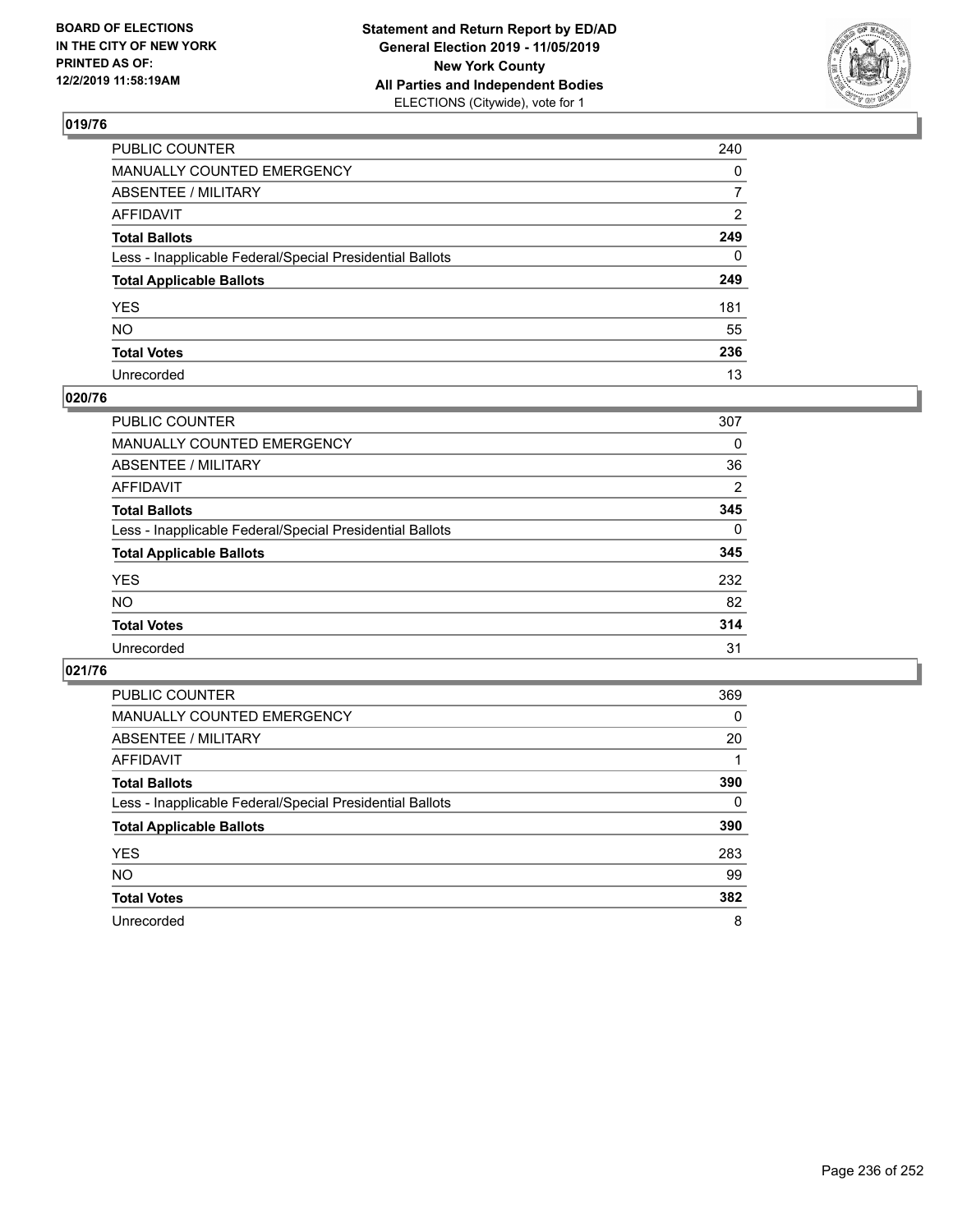**BOARD OF ELECTIONS IN THE CITY OF NEW YORK PRINTED AS OF: 12/2/2019 11:58:19AM**

**Statement and Return Report by ED/AD General Election 2019 - 11/05/2019 New York County All Parties and Independent Bodies**
ELECTIONS (Citywide), vote for 1

## 019/76

| | |
|---|---|
| PUBLIC COUNTER | 240 |
| MANUALLY COUNTED EMERGENCY | 0 |
| ABSENTEE / MILITARY | 7 |
| AFFIDAVIT | 2 |
| **Total Ballots** | **249** |
| Less - Inapplicable Federal/Special Presidential Ballots | 0 |
| **Total Applicable Ballots** | **249** |
| YES | 181 |
| NO | 55 |
| **Total Votes** | **236** |
| Unrecorded | 13 |

## 020/76

| | |
|---|---|
| PUBLIC COUNTER | 307 |
| MANUALLY COUNTED EMERGENCY | 0 |
| ABSENTEE / MILITARY | 36 |
| AFFIDAVIT | 2 |
| **Total Ballots** | **345** |
| Less - Inapplicable Federal/Special Presidential Ballots | 0 |
| **Total Applicable Ballots** | **345** |
| YES | 232 |
| NO | 82 |
| **Total Votes** | **314** |
| Unrecorded | 31 |

## 021/76

| | |
|---|---|
| PUBLIC COUNTER | 369 |
| MANUALLY COUNTED EMERGENCY | 0 |
| ABSENTEE / MILITARY | 20 |
| AFFIDAVIT | 1 |
| **Total Ballots** | **390** |
| Less - Inapplicable Federal/Special Presidential Ballots | 0 |
| **Total Applicable Ballots** | **390** |
| YES | 283 |
| NO | 99 |
| **Total Votes** | **382** |
| Unrecorded | 8 |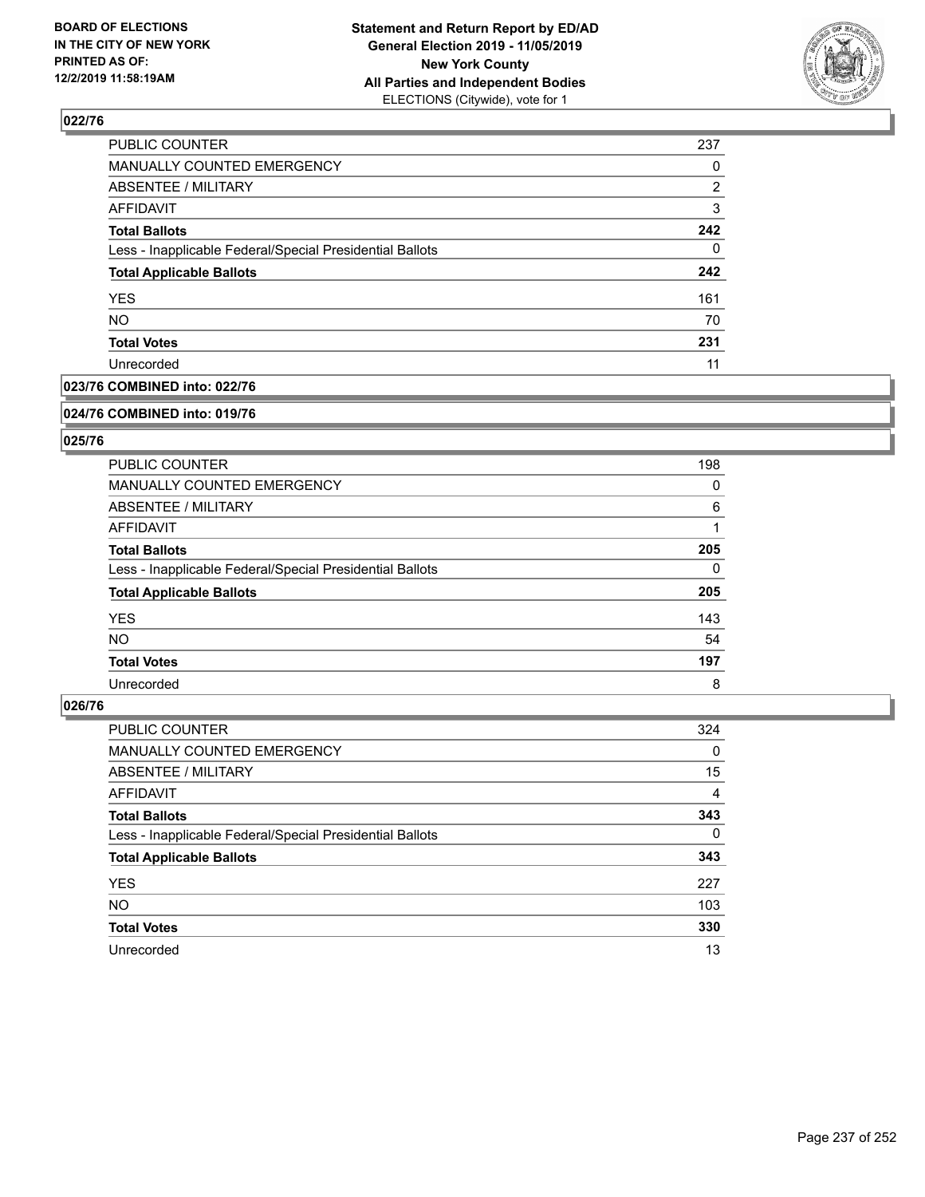### 022/76

| | |
|---|---|
| PUBLIC COUNTER | 237 |
| MANUALLY COUNTED EMERGENCY | 0 |
| ABSENTEE / MILITARY | 2 |
| AFFIDAVIT | 3 |
| **Total Ballots** | **242** |
| Less - Inapplicable Federal/Special Presidential Ballots | 0 |
| **Total Applicable Ballots** | **242** |
| YES | 161 |
| NO | 70 |
| **Total Votes** | **231** |
| Unrecorded | 11 |

### 023/76 COMBINED into: 022/76

### 024/76 COMBINED into: 019/76

### 025/76

| | |
|---|---|
| PUBLIC COUNTER | 198 |
| MANUALLY COUNTED EMERGENCY | 0 |
| ABSENTEE / MILITARY | 6 |
| AFFIDAVIT | 1 |
| **Total Ballots** | **205** |
| Less - Inapplicable Federal/Special Presidential Ballots | 0 |
| **Total Applicable Ballots** | **205** |
| YES | 143 |
| NO | 54 |
| **Total Votes** | **197** |
| Unrecorded | 8 |

### 026/76

| | |
|---|---|
| PUBLIC COUNTER | 324 |
| MANUALLY COUNTED EMERGENCY | 0 |
| ABSENTEE / MILITARY | 15 |
| AFFIDAVIT | 4 |
| **Total Ballots** | **343** |
| Less - Inapplicable Federal/Special Presidential Ballots | 0 |
| **Total Applicable Ballots** | **343** |
| YES | 227 |
| NO | 103 |
| **Total Votes** | **330** |
| Unrecorded | 13 |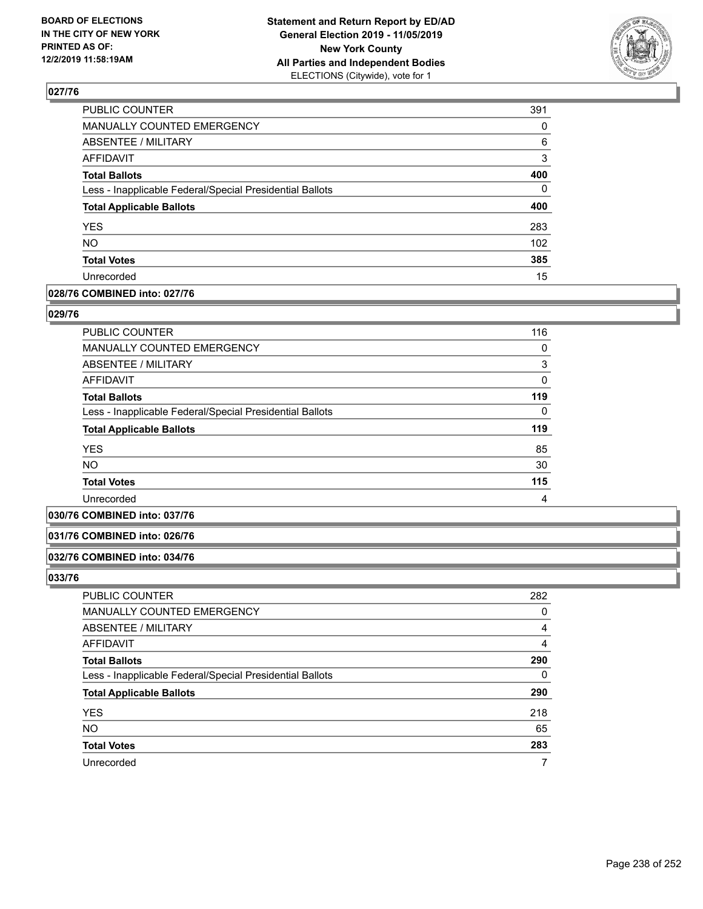## 027/76

| | |
|---|---|
| PUBLIC COUNTER | 391 |
| MANUALLY COUNTED EMERGENCY | 0 |
| ABSENTEE / MILITARY | 6 |
| AFFIDAVIT | 3 |
| **Total Ballots** | **400** |
| Less - Inapplicable Federal/Special Presidential Ballots | 0 |
| **Total Applicable Ballots** | **400** |
| YES | 283 |
| NO | 102 |
| **Total Votes** | **385** |
| Unrecorded | 15 |

## 028/76 COMBINED into: 027/76

## 029/76

| | |
|---|---|
| PUBLIC COUNTER | 116 |
| MANUALLY COUNTED EMERGENCY | 0 |
| ABSENTEE / MILITARY | 3 |
| AFFIDAVIT | 0 |
| **Total Ballots** | **119** |
| Less - Inapplicable Federal/Special Presidential Ballots | 0 |
| **Total Applicable Ballots** | **119** |
| YES | 85 |
| NO | 30 |
| **Total Votes** | **115** |
| Unrecorded | 4 |

## 030/76 COMBINED into: 037/76

## 031/76 COMBINED into: 026/76

## 032/76 COMBINED into: 034/76

## 033/76

| | |
|---|---|
| PUBLIC COUNTER | 282 |
| MANUALLY COUNTED EMERGENCY | 0 |
| ABSENTEE / MILITARY | 4 |
| AFFIDAVIT | 4 |
| **Total Ballots** | **290** |
| Less - Inapplicable Federal/Special Presidential Ballots | 0 |
| **Total Applicable Ballots** | **290** |
| YES | 218 |
| NO | 65 |
| **Total Votes** | **283** |
| Unrecorded | 7 |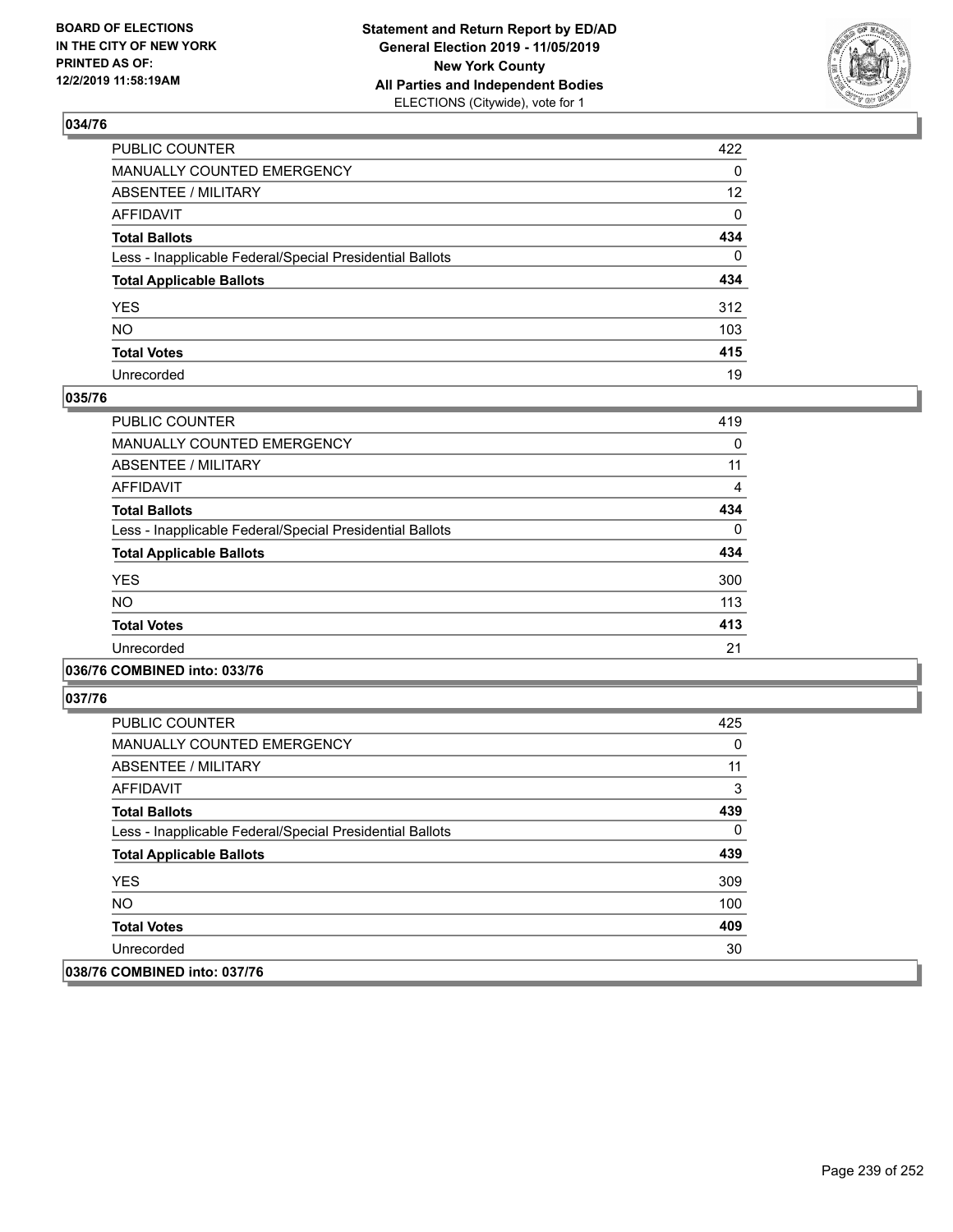## 034/76

| | |
|---|---|
| PUBLIC COUNTER | 422 |
| MANUALLY COUNTED EMERGENCY | 0 |
| ABSENTEE / MILITARY | 12 |
| AFFIDAVIT | 0 |
| **Total Ballots** | **434** |
| Less - Inapplicable Federal/Special Presidential Ballots | 0 |
| **Total Applicable Ballots** | **434** |
| YES | 312 |
| NO | 103 |
| **Total Votes** | **415** |
| Unrecorded | 19 |

## 035/76

| | |
|---|---|
| PUBLIC COUNTER | 419 |
| MANUALLY COUNTED EMERGENCY | 0 |
| ABSENTEE / MILITARY | 11 |
| AFFIDAVIT | 4 |
| **Total Ballots** | **434** |
| Less - Inapplicable Federal/Special Presidential Ballots | 0 |
| **Total Applicable Ballots** | **434** |
| YES | 300 |
| NO | 113 |
| **Total Votes** | **413** |
| Unrecorded | 21 |

## 036/76 COMBINED into: 033/76

## 037/76

| | |
|---|---|
| PUBLIC COUNTER | 425 |
| MANUALLY COUNTED EMERGENCY | 0 |
| ABSENTEE / MILITARY | 11 |
| AFFIDAVIT | 3 |
| **Total Ballots** | **439** |
| Less - Inapplicable Federal/Special Presidential Ballots | 0 |
| **Total Applicable Ballots** | **439** |
| YES | 309 |
| NO | 100 |
| **Total Votes** | **409** |
| Unrecorded | 30 |

## 038/76 COMBINED into: 037/76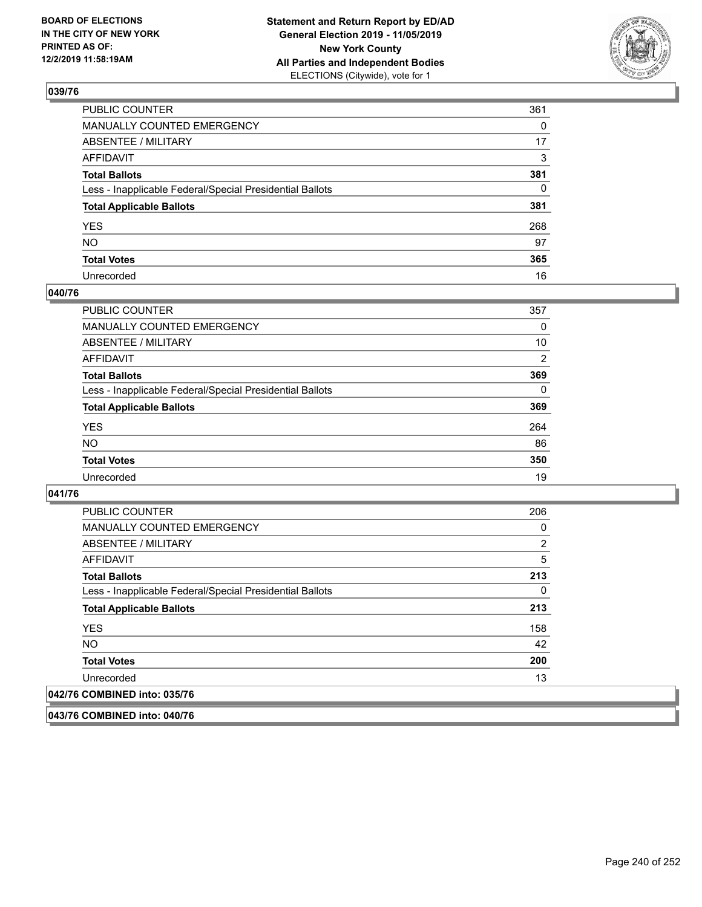### 039/76

| | |
|---|---|
| PUBLIC COUNTER | 361 |
| MANUALLY COUNTED EMERGENCY | 0 |
| ABSENTEE / MILITARY | 17 |
| AFFIDAVIT | 3 |
| **Total Ballots** | **381** |
| Less - Inapplicable Federal/Special Presidential Ballots | 0 |
| **Total Applicable Ballots** | **381** |
| YES | 268 |
| NO | 97 |
| **Total Votes** | **365** |
| Unrecorded | 16 |

### 040/76

| | |
|---|---|
| PUBLIC COUNTER | 357 |
| MANUALLY COUNTED EMERGENCY | 0 |
| ABSENTEE / MILITARY | 10 |
| AFFIDAVIT | 2 |
| **Total Ballots** | **369** |
| Less - Inapplicable Federal/Special Presidential Ballots | 0 |
| **Total Applicable Ballots** | **369** |
| YES | 264 |
| NO | 86 |
| **Total Votes** | **350** |
| Unrecorded | 19 |

### 041/76

| | |
|---|---|
| PUBLIC COUNTER | 206 |
| MANUALLY COUNTED EMERGENCY | 0 |
| ABSENTEE / MILITARY | 2 |
| AFFIDAVIT | 5 |
| **Total Ballots** | **213** |
| Less - Inapplicable Federal/Special Presidential Ballots | 0 |
| **Total Applicable Ballots** | **213** |
| YES | 158 |
| NO | 42 |
| **Total Votes** | **200** |
| Unrecorded | 13 |

### 042/76 COMBINED into: 035/76

### 043/76 COMBINED into: 040/76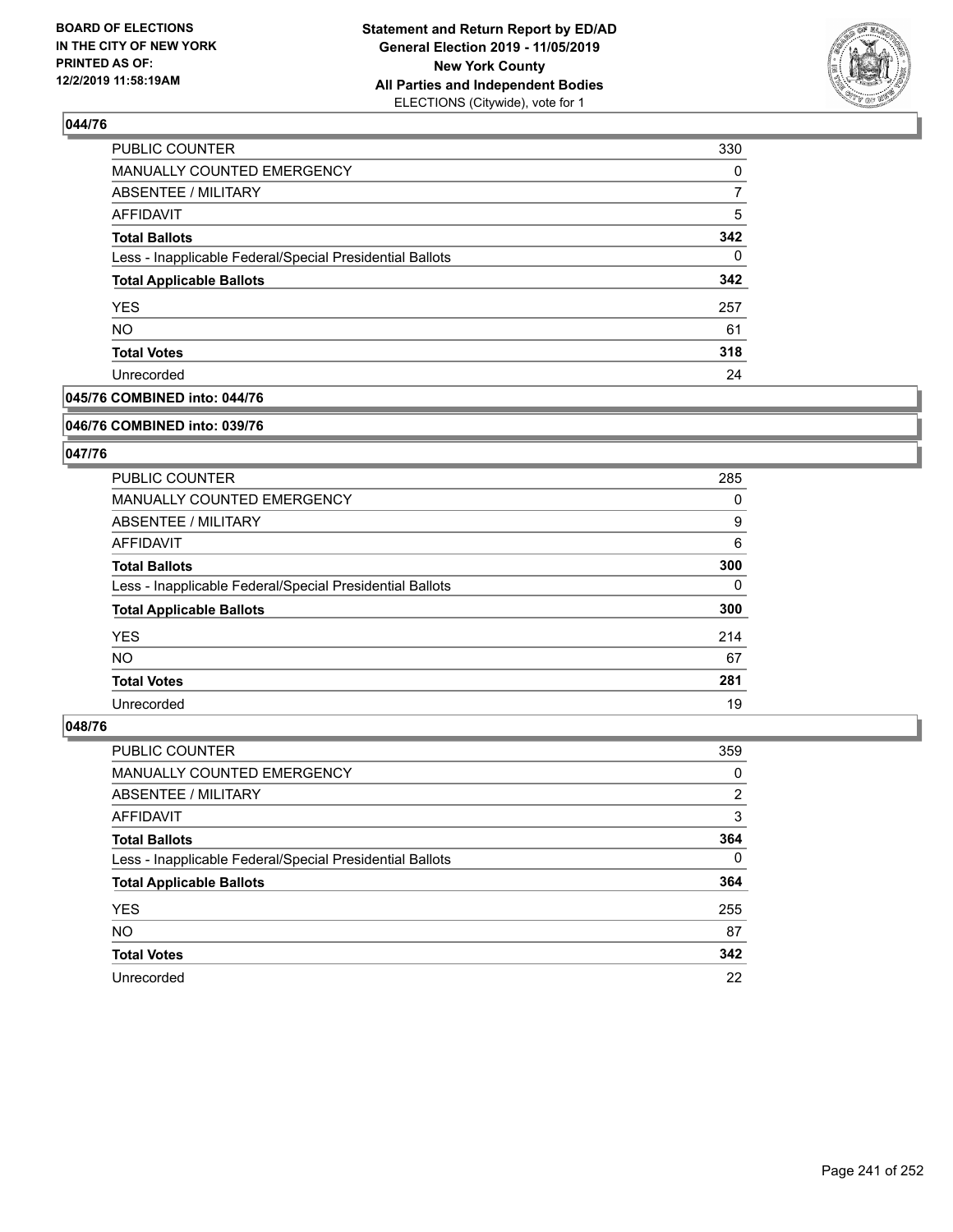## 044/76

| | |
|---|---|
| PUBLIC COUNTER | 330 |
| MANUALLY COUNTED EMERGENCY | 0 |
| ABSENTEE / MILITARY | 7 |
| AFFIDAVIT | 5 |
| **Total Ballots** | **342** |
| Less - Inapplicable Federal/Special Presidential Ballots | 0 |
| **Total Applicable Ballots** | **342** |
| YES | 257 |
| NO | 61 |
| **Total Votes** | **318** |
| Unrecorded | 24 |

## 045/76 COMBINED into: 044/76

## 046/76 COMBINED into: 039/76

## 047/76

| | |
|---|---|
| PUBLIC COUNTER | 285 |
| MANUALLY COUNTED EMERGENCY | 0 |
| ABSENTEE / MILITARY | 9 |
| AFFIDAVIT | 6 |
| **Total Ballots** | **300** |
| Less - Inapplicable Federal/Special Presidential Ballots | 0 |
| **Total Applicable Ballots** | **300** |
| YES | 214 |
| NO | 67 |
| **Total Votes** | **281** |
| Unrecorded | 19 |

## 048/76

| | |
|---|---|
| PUBLIC COUNTER | 359 |
| MANUALLY COUNTED EMERGENCY | 0 |
| ABSENTEE / MILITARY | 2 |
| AFFIDAVIT | 3 |
| **Total Ballots** | **364** |
| Less - Inapplicable Federal/Special Presidential Ballots | 0 |
| **Total Applicable Ballots** | **364** |
| YES | 255 |
| NO | 87 |
| **Total Votes** | **342** |
| Unrecorded | 22 |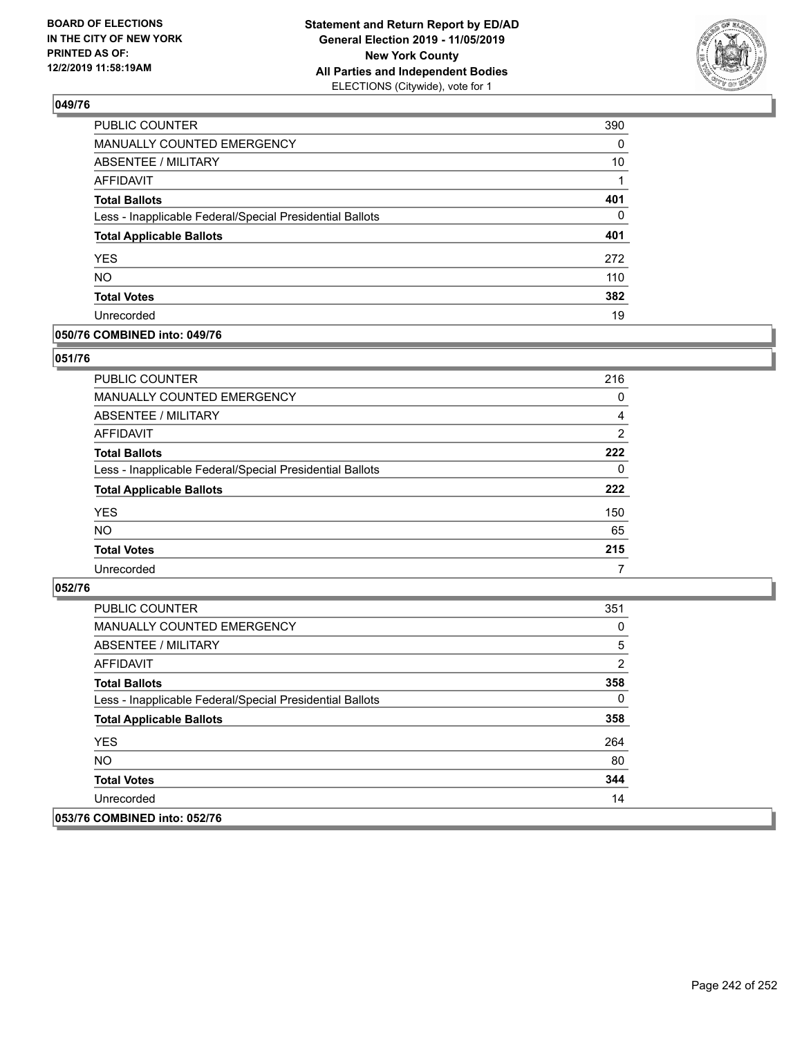**BOARD OF ELECTIONS IN THE CITY OF NEW YORK PRINTED AS OF: 12/2/2019 11:58:19AM**

**Statement and Return Report by ED/AD General Election 2019 - 11/05/2019 New York County All Parties and Independent Bodies** ELECTIONS (Citywide), vote for 1

## 049/76

| | |
|---|---|
| PUBLIC COUNTER | 390 |
| MANUALLY COUNTED EMERGENCY | 0 |
| ABSENTEE / MILITARY | 10 |
| AFFIDAVIT | 1 |
| **Total Ballots** | **401** |
| Less - Inapplicable Federal/Special Presidential Ballots | 0 |
| **Total Applicable Ballots** | **401** |
| YES | 272 |
| NO | 110 |
| **Total Votes** | **382** |
| Unrecorded | 19 |

## 050/76 COMBINED into: 049/76

## 051/76

| | |
|---|---|
| PUBLIC COUNTER | 216 |
| MANUALLY COUNTED EMERGENCY | 0 |
| ABSENTEE / MILITARY | 4 |
| AFFIDAVIT | 2 |
| **Total Ballots** | **222** |
| Less - Inapplicable Federal/Special Presidential Ballots | 0 |
| **Total Applicable Ballots** | **222** |
| YES | 150 |
| NO | 65 |
| **Total Votes** | **215** |
| Unrecorded | 7 |

## 052/76

| | |
|---|---|
| PUBLIC COUNTER | 351 |
| MANUALLY COUNTED EMERGENCY | 0 |
| ABSENTEE / MILITARY | 5 |
| AFFIDAVIT | 2 |
| **Total Ballots** | **358** |
| Less - Inapplicable Federal/Special Presidential Ballots | 0 |
| **Total Applicable Ballots** | **358** |
| YES | 264 |
| NO | 80 |
| **Total Votes** | **344** |
| Unrecorded | 14 |

## 053/76 COMBINED into: 052/76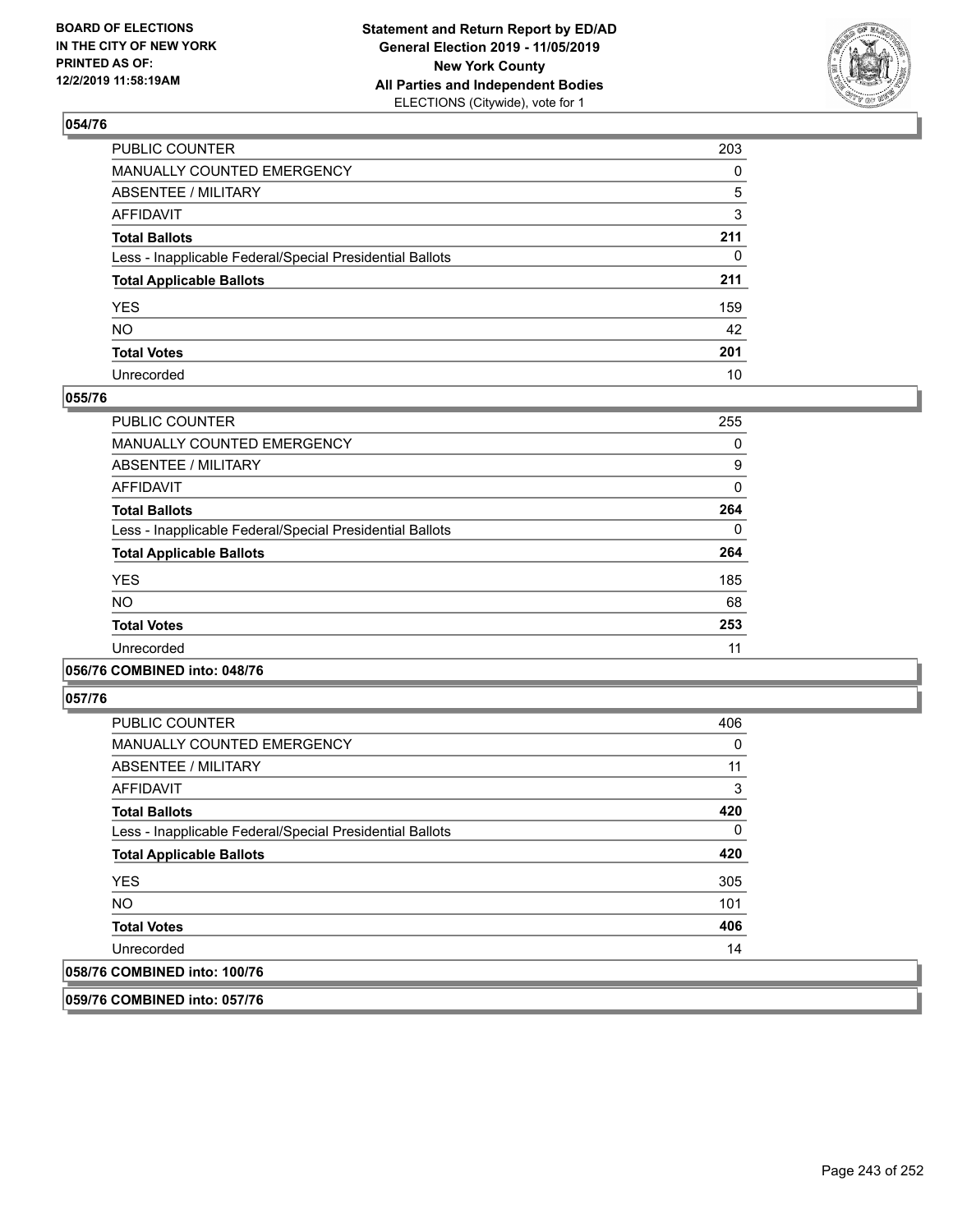**Statement and Return Report by ED/AD**
**General Election 2019 - 11/05/2019**
**New York County**
**All Parties and Independent Bodies**
ELECTIONS (Citywide), vote for 1

BOARD OF ELECTIONS IN THE CITY OF NEW YORK PRINTED AS OF: 12/2/2019 11:58:19AM

### 054/76

| | |
|---|---|
| PUBLIC COUNTER | 203 |
| MANUALLY COUNTED EMERGENCY | 0 |
| ABSENTEE / MILITARY | 5 |
| AFFIDAVIT | 3 |
| **Total Ballots** | **211** |
| Less - Inapplicable Federal/Special Presidential Ballots | 0 |
| **Total Applicable Ballots** | **211** |
| YES | 159 |
| NO | 42 |
| **Total Votes** | **201** |
| Unrecorded | 10 |

### 055/76

| | |
|---|---|
| PUBLIC COUNTER | 255 |
| MANUALLY COUNTED EMERGENCY | 0 |
| ABSENTEE / MILITARY | 9 |
| AFFIDAVIT | 0 |
| **Total Ballots** | **264** |
| Less - Inapplicable Federal/Special Presidential Ballots | 0 |
| **Total Applicable Ballots** | **264** |
| YES | 185 |
| NO | 68 |
| **Total Votes** | **253** |
| Unrecorded | 11 |

### 056/76 COMBINED into: 048/76

### 057/76

| | |
|---|---|
| PUBLIC COUNTER | 406 |
| MANUALLY COUNTED EMERGENCY | 0 |
| ABSENTEE / MILITARY | 11 |
| AFFIDAVIT | 3 |
| **Total Ballots** | **420** |
| Less - Inapplicable Federal/Special Presidential Ballots | 0 |
| **Total Applicable Ballots** | **420** |
| YES | 305 |
| NO | 101 |
| **Total Votes** | **406** |
| Unrecorded | 14 |

### 058/76 COMBINED into: 100/76

### 059/76 COMBINED into: 057/76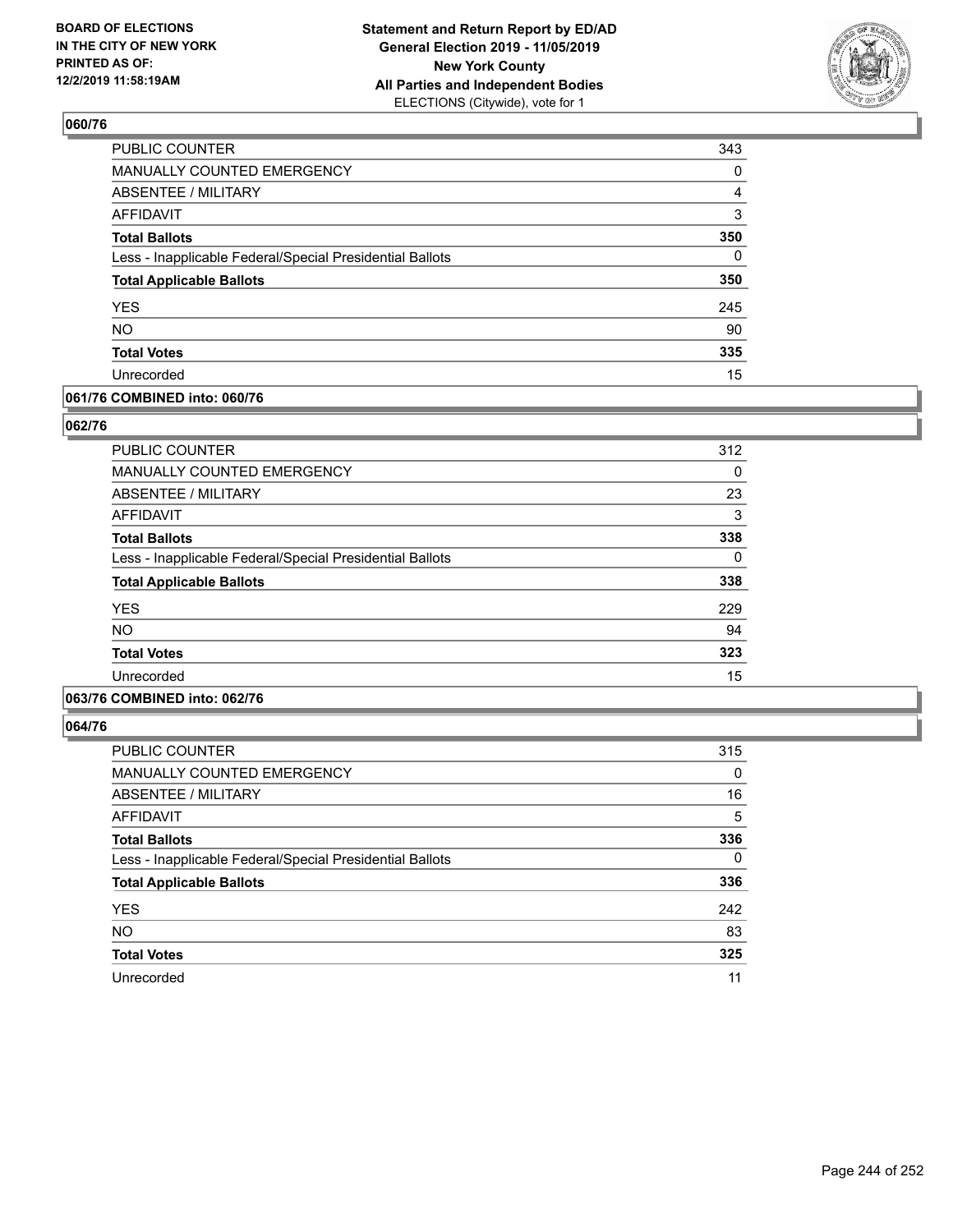## 060/76

| | |
|---|---|
| PUBLIC COUNTER | 343 |
| MANUALLY COUNTED EMERGENCY | 0 |
| ABSENTEE / MILITARY | 4 |
| AFFIDAVIT | 3 |
| **Total Ballots** | **350** |
| Less - Inapplicable Federal/Special Presidential Ballots | 0 |
| **Total Applicable Ballots** | **350** |
| YES | 245 |
| NO | 90 |
| **Total Votes** | **335** |
| Unrecorded | 15 |

## 061/76 COMBINED into: 060/76

## 062/76

| | |
|---|---|
| PUBLIC COUNTER | 312 |
| MANUALLY COUNTED EMERGENCY | 0 |
| ABSENTEE / MILITARY | 23 |
| AFFIDAVIT | 3 |
| **Total Ballots** | **338** |
| Less - Inapplicable Federal/Special Presidential Ballots | 0 |
| **Total Applicable Ballots** | **338** |
| YES | 229 |
| NO | 94 |
| **Total Votes** | **323** |
| Unrecorded | 15 |

## 063/76 COMBINED into: 062/76

## 064/76

| | |
|---|---|
| PUBLIC COUNTER | 315 |
| MANUALLY COUNTED EMERGENCY | 0 |
| ABSENTEE / MILITARY | 16 |
| AFFIDAVIT | 5 |
| **Total Ballots** | **336** |
| Less - Inapplicable Federal/Special Presidential Ballots | 0 |
| **Total Applicable Ballots** | **336** |
| YES | 242 |
| NO | 83 |
| **Total Votes** | **325** |
| Unrecorded | 11 |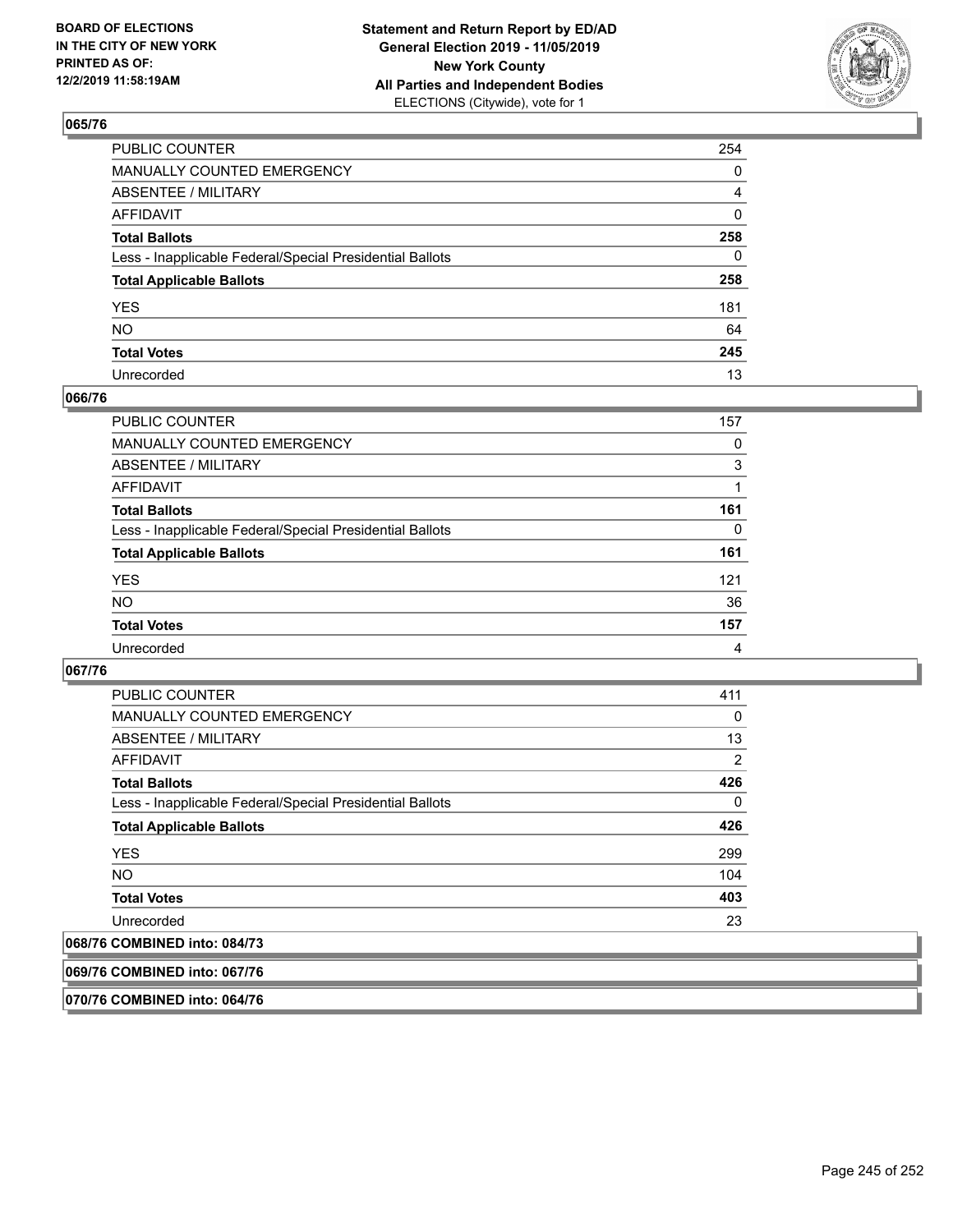**BOARD OF ELECTIONS IN THE CITY OF NEW YORK PRINTED AS OF: 12/2/2019 11:58:19AM**

**Statement and Return Report by ED/AD General Election 2019 - 11/05/2019 New York County All Parties and Independent Bodies** ELECTIONS (Citywide), vote for 1

### 065/76

| | |
|---|---|
| PUBLIC COUNTER | 254 |
| MANUALLY COUNTED EMERGENCY | 0 |
| ABSENTEE / MILITARY | 4 |
| AFFIDAVIT | 0 |
| **Total Ballots** | **258** |
| Less - Inapplicable Federal/Special Presidential Ballots | 0 |
| **Total Applicable Ballots** | **258** |
| YES | 181 |
| NO | 64 |
| **Total Votes** | **245** |
| Unrecorded | 13 |

### 066/76

| | |
|---|---|
| PUBLIC COUNTER | 157 |
| MANUALLY COUNTED EMERGENCY | 0 |
| ABSENTEE / MILITARY | 3 |
| AFFIDAVIT | 1 |
| **Total Ballots** | **161** |
| Less - Inapplicable Federal/Special Presidential Ballots | 0 |
| **Total Applicable Ballots** | **161** |
| YES | 121 |
| NO | 36 |
| **Total Votes** | **157** |
| Unrecorded | 4 |

### 067/76

| | |
|---|---|
| PUBLIC COUNTER | 411 |
| MANUALLY COUNTED EMERGENCY | 0 |
| ABSENTEE / MILITARY | 13 |
| AFFIDAVIT | 2 |
| **Total Ballots** | **426** |
| Less - Inapplicable Federal/Special Presidential Ballots | 0 |
| **Total Applicable Ballots** | **426** |
| YES | 299 |
| NO | 104 |
| **Total Votes** | **403** |
| Unrecorded | 23 |

### 068/76 COMBINED into: 084/73

### 069/76 COMBINED into: 067/76

### 070/76 COMBINED into: 064/76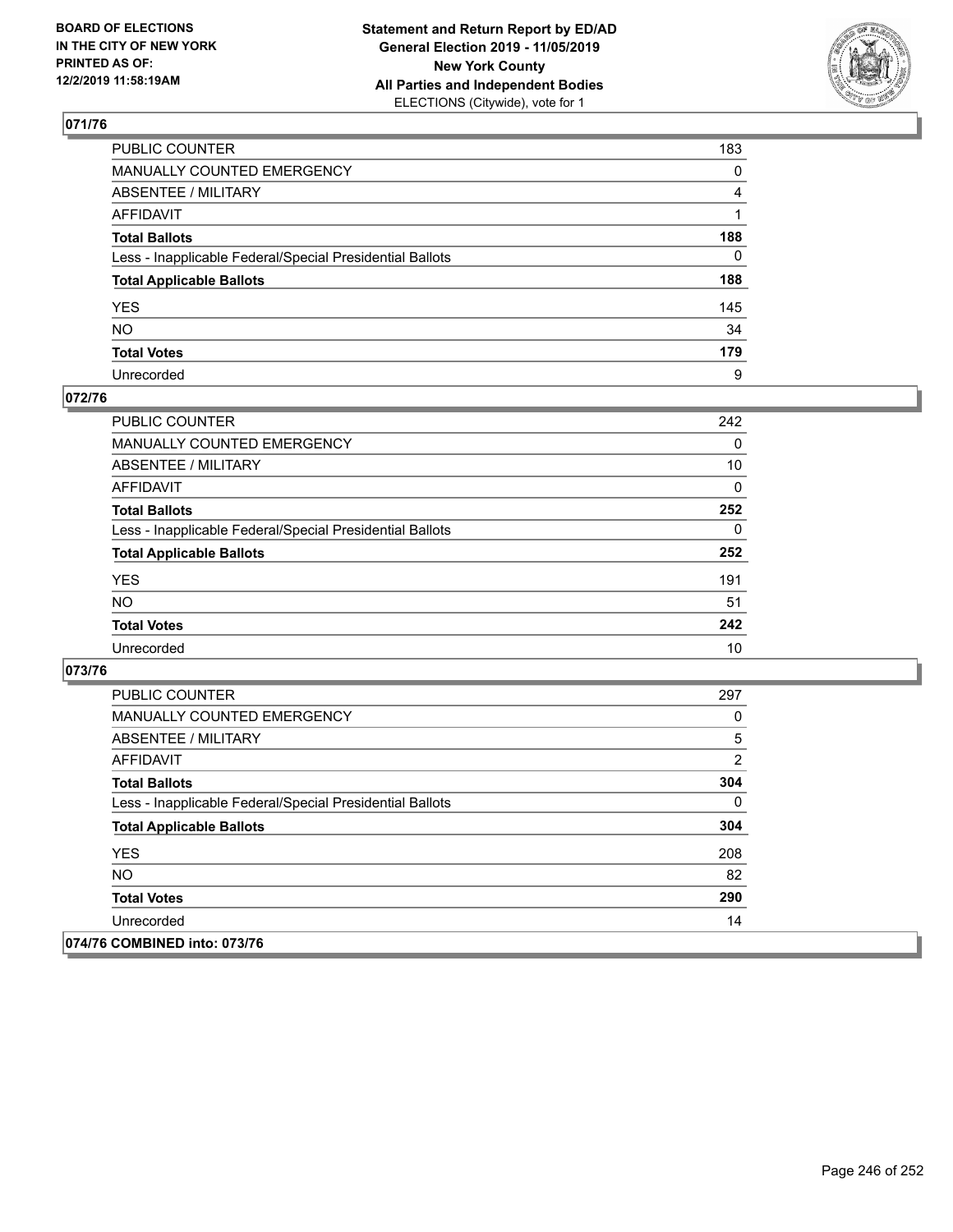## 071/76

| | |
|---|---|
| PUBLIC COUNTER | 183 |
| MANUALLY COUNTED EMERGENCY | 0 |
| ABSENTEE / MILITARY | 4 |
| AFFIDAVIT | 1 |
| **Total Ballots** | **188** |
| Less - Inapplicable Federal/Special Presidential Ballots | 0 |
| **Total Applicable Ballots** | **188** |
| YES | 145 |
| NO | 34 |
| **Total Votes** | **179** |
| Unrecorded | 9 |

## 072/76

| | |
|---|---|
| PUBLIC COUNTER | 242 |
| MANUALLY COUNTED EMERGENCY | 0 |
| ABSENTEE / MILITARY | 10 |
| AFFIDAVIT | 0 |
| **Total Ballots** | **252** |
| Less - Inapplicable Federal/Special Presidential Ballots | 0 |
| **Total Applicable Ballots** | **252** |
| YES | 191 |
| NO | 51 |
| **Total Votes** | **242** |
| Unrecorded | 10 |

## 073/76

| | |
|---|---|
| PUBLIC COUNTER | 297 |
| MANUALLY COUNTED EMERGENCY | 0 |
| ABSENTEE / MILITARY | 5 |
| AFFIDAVIT | 2 |
| **Total Ballots** | **304** |
| Less - Inapplicable Federal/Special Presidential Ballots | 0 |
| **Total Applicable Ballots** | **304** |
| YES | 208 |
| NO | 82 |
| **Total Votes** | **290** |
| Unrecorded | 14 |

## 074/76 COMBINED into: 073/76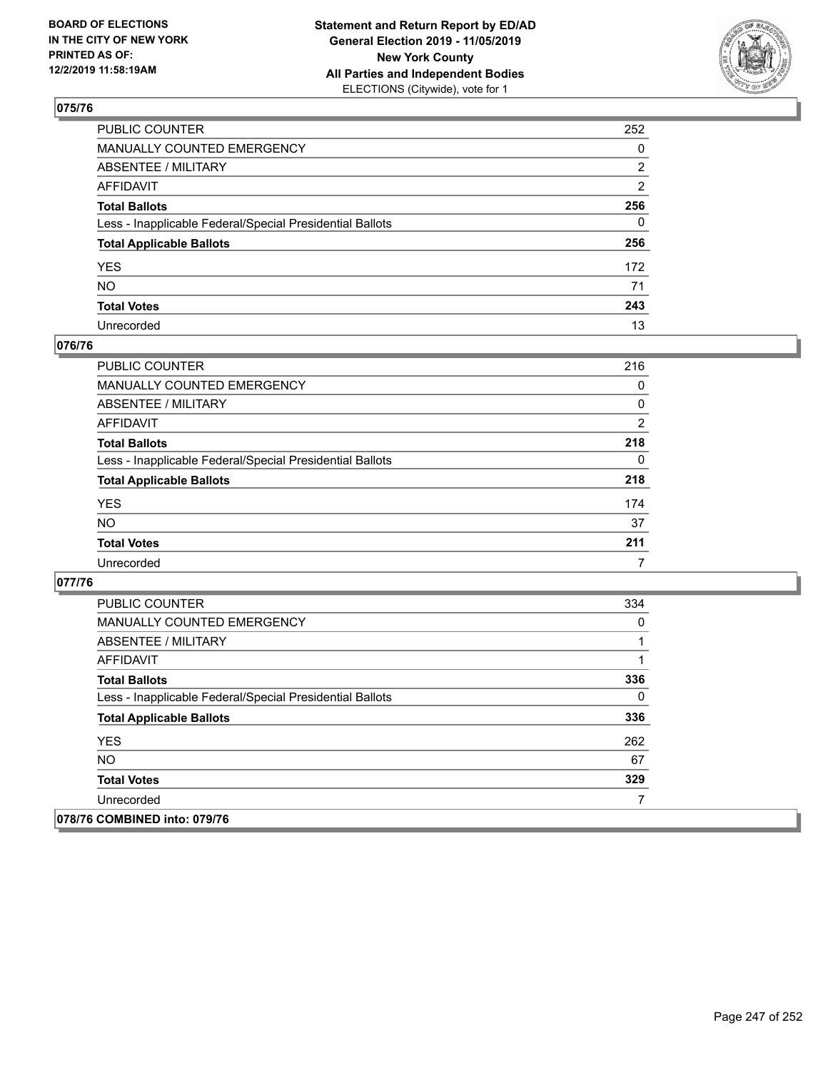## 075/76

| | |
|---|---|
| PUBLIC COUNTER | 252 |
| MANUALLY COUNTED EMERGENCY | 0 |
| ABSENTEE / MILITARY | 2 |
| AFFIDAVIT | 2 |
| **Total Ballots** | **256** |
| Less - Inapplicable Federal/Special Presidential Ballots | 0 |
| **Total Applicable Ballots** | **256** |
| YES | 172 |
| NO | 71 |
| **Total Votes** | **243** |
| Unrecorded | 13 |

## 076/76

| | |
|---|---|
| PUBLIC COUNTER | 216 |
| MANUALLY COUNTED EMERGENCY | 0 |
| ABSENTEE / MILITARY | 0 |
| AFFIDAVIT | 2 |
| **Total Ballots** | **218** |
| Less - Inapplicable Federal/Special Presidential Ballots | 0 |
| **Total Applicable Ballots** | **218** |
| YES | 174 |
| NO | 37 |
| **Total Votes** | **211** |
| Unrecorded | 7 |

## 077/76

| | |
|---|---|
| PUBLIC COUNTER | 334 |
| MANUALLY COUNTED EMERGENCY | 0 |
| ABSENTEE / MILITARY | 1 |
| AFFIDAVIT | 1 |
| **Total Ballots** | **336** |
| Less - Inapplicable Federal/Special Presidential Ballots | 0 |
| **Total Applicable Ballots** | **336** |
| YES | 262 |
| NO | 67 |
| **Total Votes** | **329** |
| Unrecorded | 7 |

## 078/76 COMBINED into: 079/76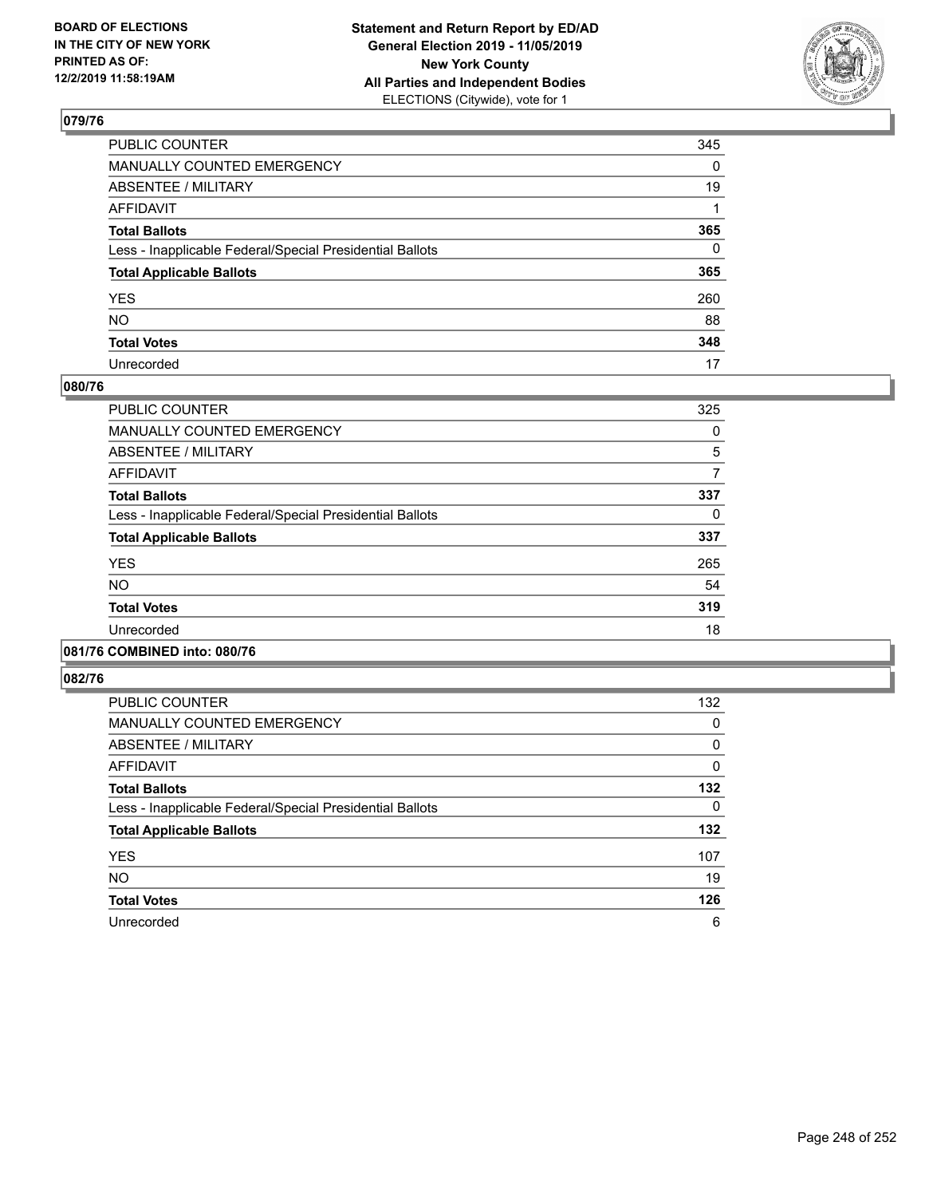BOARD OF ELECTIONS
IN THE CITY OF NEW YORK
PRINTED AS OF:
12/2/2019 11:58:19AM

**Statement and Return Report by ED/AD**
**General Election 2019 - 11/05/2019**
**New York County**
**All Parties and Independent Bodies**
ELECTIONS (Citywide), vote for 1

## 079/76

| | |
|---|---|
| PUBLIC COUNTER | 345 |
| MANUALLY COUNTED EMERGENCY | 0 |
| ABSENTEE / MILITARY | 19 |
| AFFIDAVIT | 1 |
| **Total Ballots** | **365** |
| Less - Inapplicable Federal/Special Presidential Ballots | 0 |
| **Total Applicable Ballots** | **365** |
| YES | 260 |
| NO | 88 |
| **Total Votes** | **348** |
| Unrecorded | 17 |

## 080/76

| | |
|---|---|
| PUBLIC COUNTER | 325 |
| MANUALLY COUNTED EMERGENCY | 0 |
| ABSENTEE / MILITARY | 5 |
| AFFIDAVIT | 7 |
| **Total Ballots** | **337** |
| Less - Inapplicable Federal/Special Presidential Ballots | 0 |
| **Total Applicable Ballots** | **337** |
| YES | 265 |
| NO | 54 |
| **Total Votes** | **319** |
| Unrecorded | 18 |

## 081/76 COMBINED into: 080/76

## 082/76

| | |
|---|---|
| PUBLIC COUNTER | 132 |
| MANUALLY COUNTED EMERGENCY | 0 |
| ABSENTEE / MILITARY | 0 |
| AFFIDAVIT | 0 |
| **Total Ballots** | **132** |
| Less - Inapplicable Federal/Special Presidential Ballots | 0 |
| **Total Applicable Ballots** | **132** |
| YES | 107 |
| NO | 19 |
| **Total Votes** | **126** |
| Unrecorded | 6 |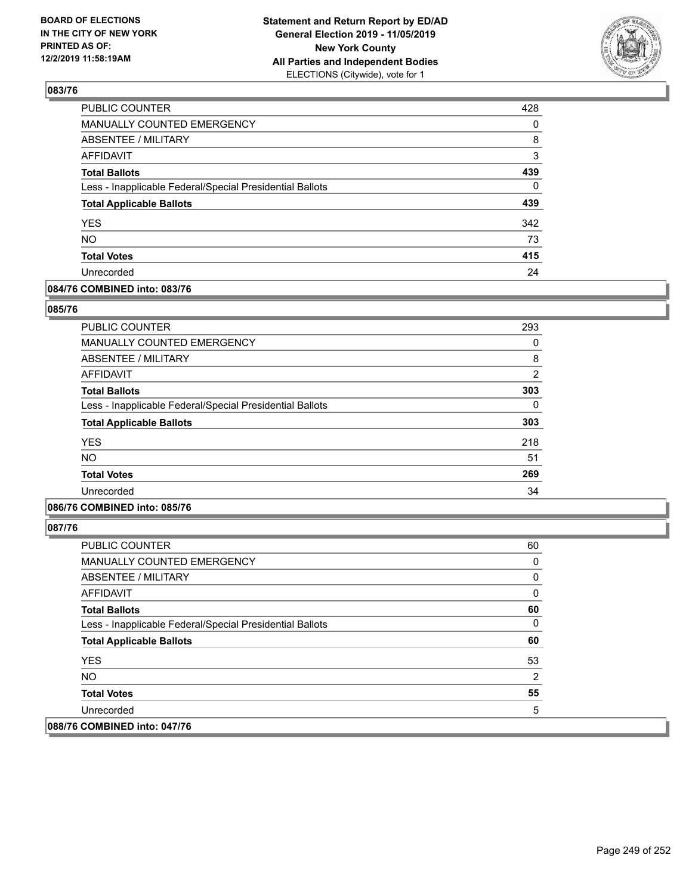**BOARD OF ELECTIONS IN THE CITY OF NEW YORK PRINTED AS OF: 12/2/2019 11:58:19AM**

**Statement and Return Report by ED/AD General Election 2019 - 11/05/2019 New York County All Parties and Independent Bodies** ELECTIONS (Citywide), vote for 1

### 083/76

| | |
|---|---|
| PUBLIC COUNTER | 428 |
| MANUALLY COUNTED EMERGENCY | 0 |
| ABSENTEE / MILITARY | 8 |
| AFFIDAVIT | 3 |
| **Total Ballots** | **439** |
| Less - Inapplicable Federal/Special Presidential Ballots | 0 |
| **Total Applicable Ballots** | **439** |
| YES | 342 |
| NO | 73 |
| **Total Votes** | **415** |
| Unrecorded | 24 |

### 084/76 COMBINED into: 083/76

### 085/76

| | |
|---|---|
| PUBLIC COUNTER | 293 |
| MANUALLY COUNTED EMERGENCY | 0 |
| ABSENTEE / MILITARY | 8 |
| AFFIDAVIT | 2 |
| **Total Ballots** | **303** |
| Less - Inapplicable Federal/Special Presidential Ballots | 0 |
| **Total Applicable Ballots** | **303** |
| YES | 218 |
| NO | 51 |
| **Total Votes** | **269** |
| Unrecorded | 34 |

### 086/76 COMBINED into: 085/76

### 087/76

| | |
|---|---|
| PUBLIC COUNTER | 60 |
| MANUALLY COUNTED EMERGENCY | 0 |
| ABSENTEE / MILITARY | 0 |
| AFFIDAVIT | 0 |
| **Total Ballots** | **60** |
| Less - Inapplicable Federal/Special Presidential Ballots | 0 |
| **Total Applicable Ballots** | **60** |
| YES | 53 |
| NO | 2 |
| **Total Votes** | **55** |
| Unrecorded | 5 |

### 088/76 COMBINED into: 047/76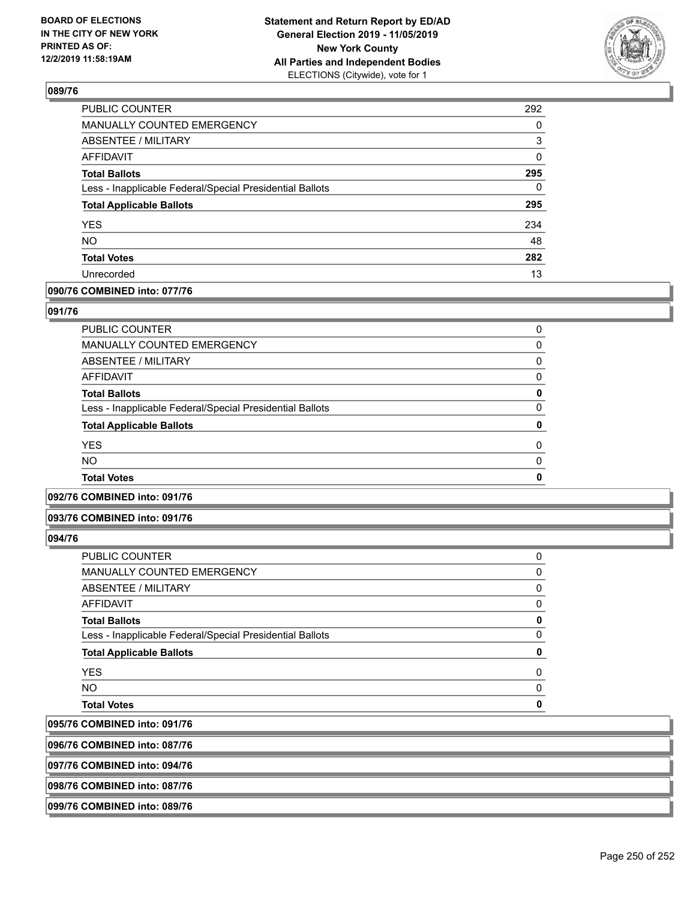## 089/76

| | |
|---|---|
| PUBLIC COUNTER | 292 |
| MANUALLY COUNTED EMERGENCY | 0 |
| ABSENTEE / MILITARY | 3 |
| AFFIDAVIT | 0 |
| **Total Ballots** | **295** |
| Less - Inapplicable Federal/Special Presidential Ballots | 0 |
| **Total Applicable Ballots** | **295** |
| YES | 234 |
| NO | 48 |
| **Total Votes** | **282** |
| Unrecorded | 13 |

## 090/76 COMBINED into: 077/76

## 091/76

| | |
|---|---|
| PUBLIC COUNTER | 0 |
| MANUALLY COUNTED EMERGENCY | 0 |
| ABSENTEE / MILITARY | 0 |
| AFFIDAVIT | 0 |
| **Total Ballots** | **0** |
| Less - Inapplicable Federal/Special Presidential Ballots | 0 |
| **Total Applicable Ballots** | **0** |
| YES | 0 |
| NO | 0 |
| **Total Votes** | **0** |

## 092/76 COMBINED into: 091/76

## 093/76 COMBINED into: 091/76

## 094/76

| | |
|---|---|
| PUBLIC COUNTER | 0 |
| MANUALLY COUNTED EMERGENCY | 0 |
| ABSENTEE / MILITARY | 0 |
| AFFIDAVIT | 0 |
| **Total Ballots** | **0** |
| Less - Inapplicable Federal/Special Presidential Ballots | 0 |
| **Total Applicable Ballots** | **0** |
| YES | 0 |
| NO | 0 |
| **Total Votes** | **0** |

## 095/76 COMBINED into: 091/76

## 096/76 COMBINED into: 087/76

## 097/76 COMBINED into: 094/76

## 098/76 COMBINED into: 087/76

## 099/76 COMBINED into: 089/76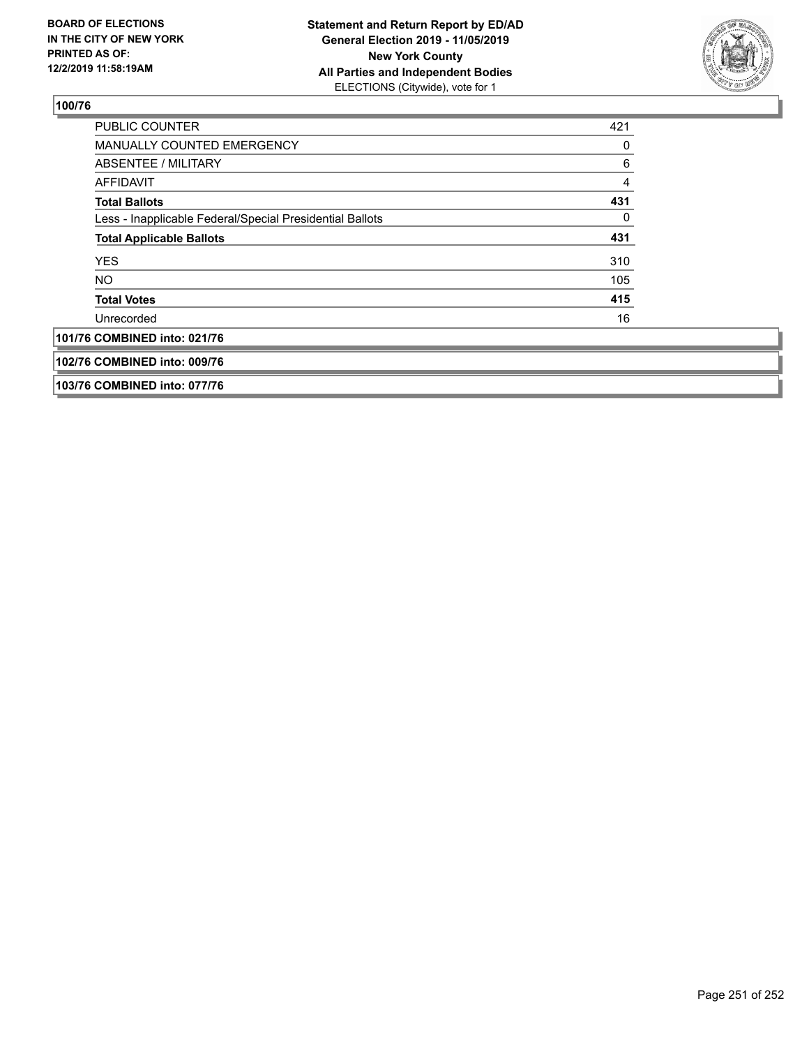## 100/76

| | |
|---|---|
| PUBLIC COUNTER | 421 |
| MANUALLY COUNTED EMERGENCY | 0 |
| ABSENTEE / MILITARY | 6 |
| AFFIDAVIT | 4 |
| **Total Ballots** | **431** |
| Less - Inapplicable Federal/Special Presidential Ballots | 0 |
| **Total Applicable Ballots** | **431** |
| YES | 310 |
| NO | 105 |
| **Total Votes** | **415** |
| Unrecorded | 16 |

## 101/76 COMBINED into: 021/76

## 102/76 COMBINED into: 009/76

## 103/76 COMBINED into: 077/76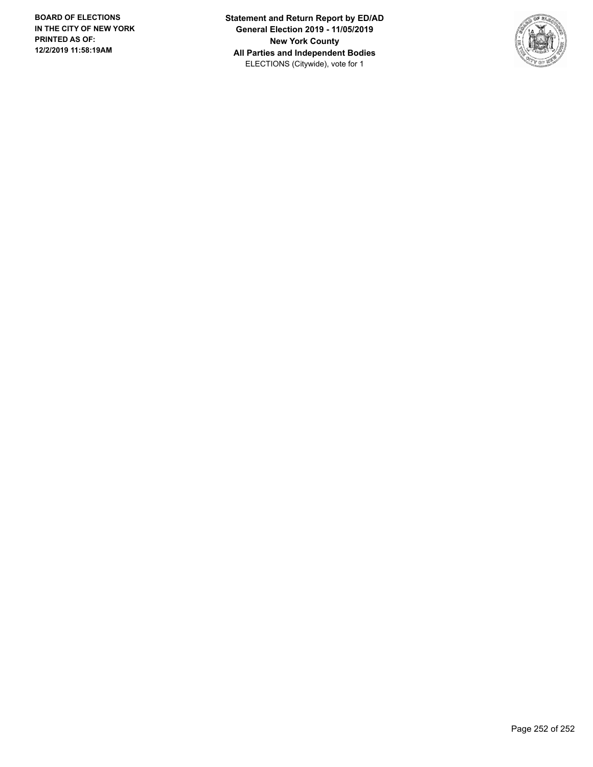**BOARD OF ELECTIONS**
**IN THE CITY OF NEW YORK**
**PRINTED AS OF:**
**12/2/2019 11:58:19AM**

**Statement and Return Report by ED/AD**
**General Election 2019 - 11/05/2019**
**New York County**
**All Parties and Independent Bodies**
ELECTIONS (Citywide), vote for 1